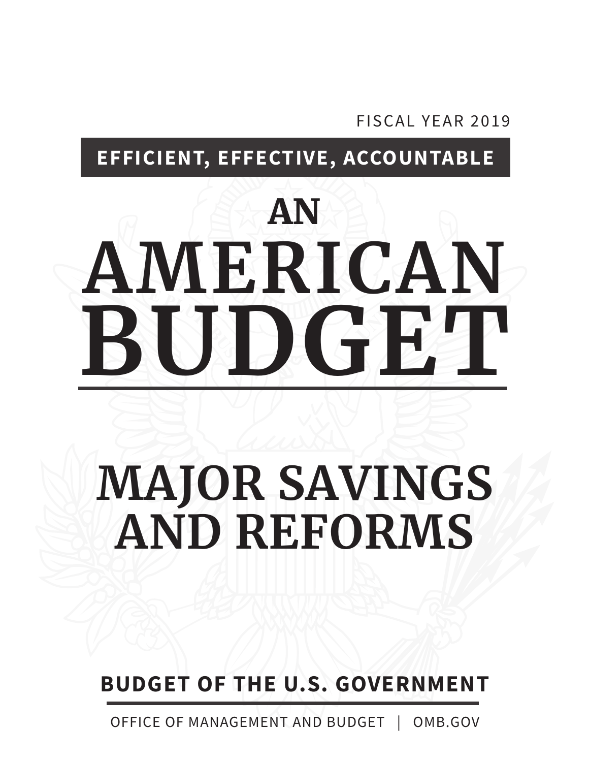FISCAL YEAR 2019

**EFFICIENT, EFFECTIVE, ACCOUNTABLE**

# AN AMERICAN BUDGET

# MAJOR SAVINGS AND REFORMS

**BUDGET OF THE U.S. GOVERNMENT**

OFFICE OF MANAGEMENT AND BUDGET | OMB.GOV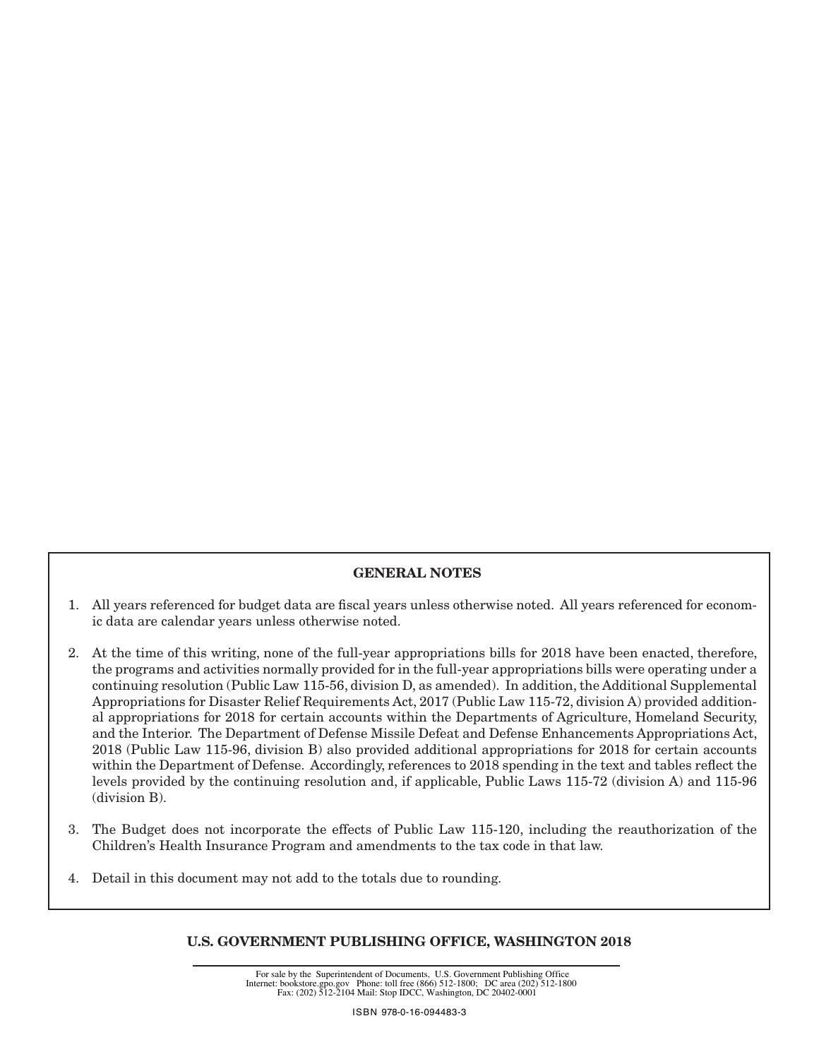## GENERAL NOTES

1. All years referenced for budget data are fiscal years unless otherwise noted. All years referenced for economic data are calendar years unless otherwise noted.

2. At the time of this writing, none of the full-year appropriations bills for 2018 have been enacted, therefore, the programs and activities normally provided for in the full-year appropriations bills were operating under a continuing resolution (Public Law 115-56, division D, as amended). In addition, the Additional Supplemental Appropriations for Disaster Relief Requirements Act, 2017 (Public Law 115-72, division A) provided additional appropriations for 2018 for certain accounts within the Departments of Agriculture, Homeland Security, and the Interior. The Department of Defense Missile Defeat and Defense Enhancements Appropriations Act, 2018 (Public Law 115-96, division B) also provided additional appropriations for 2018 for certain accounts within the Department of Defense. Accordingly, references to 2018 spending in the text and tables reflect the levels provided by the continuing resolution and, if applicable, Public Laws 115-72 (division A) and 115-96 (division B).

3. The Budget does not incorporate the effects of Public Law 115-120, including the reauthorization of the Children's Health Insurance Program and amendments to the tax code in that law.

4. Detail in this document may not add to the totals due to rounding.

**U.S. GOVERNMENT PUBLISHING OFFICE, WASHINGTON 2018**

For sale by the Superintendent of Documents, U.S. Government Publishing Office
Internet: bookstore.gpo.gov Phone: toll free (866) 512-1800; DC area (202) 512-1800
Fax: (202) 512-2104 Mail: Stop IDCC, Washington, DC 20402-0001

ISBN 978-0-16-094483-3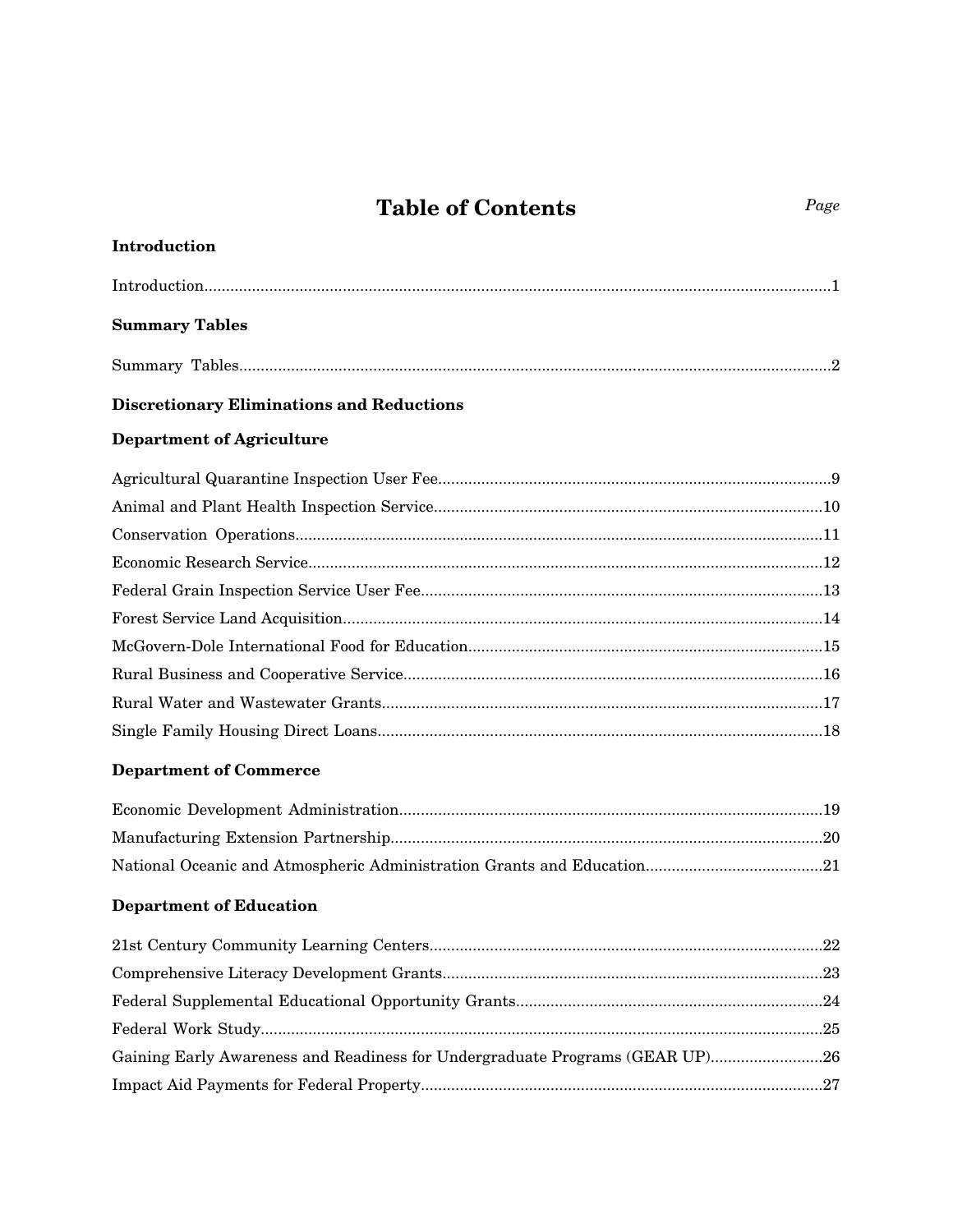# Table of Contents

*Page*

**Introduction**

Introduction...1

**Summary Tables**

Summary Tables...2

**Discretionary Eliminations and Reductions**

**Department of Agriculture**

Agricultural Quarantine Inspection User Fee...9

Animal and Plant Health Inspection Service...10

Conservation Operations...11

Economic Research Service...12

Federal Grain Inspection Service User Fee...13

Forest Service Land Acquisition...14

McGovern-Dole International Food for Education...15

Rural Business and Cooperative Service...16

Rural Water and Wastewater Grants...17

Single Family Housing Direct Loans...18

**Department of Commerce**

Economic Development Administration...19

Manufacturing Extension Partnership...20

National Oceanic and Atmospheric Administration Grants and Education...21

**Department of Education**

21st Century Community Learning Centers...22

Comprehensive Literacy Development Grants...23

Federal Supplemental Educational Opportunity Grants...24

Federal Work Study...25

Gaining Early Awareness and Readiness for Undergraduate Programs (GEAR UP)...26

Impact Aid Payments for Federal Property...27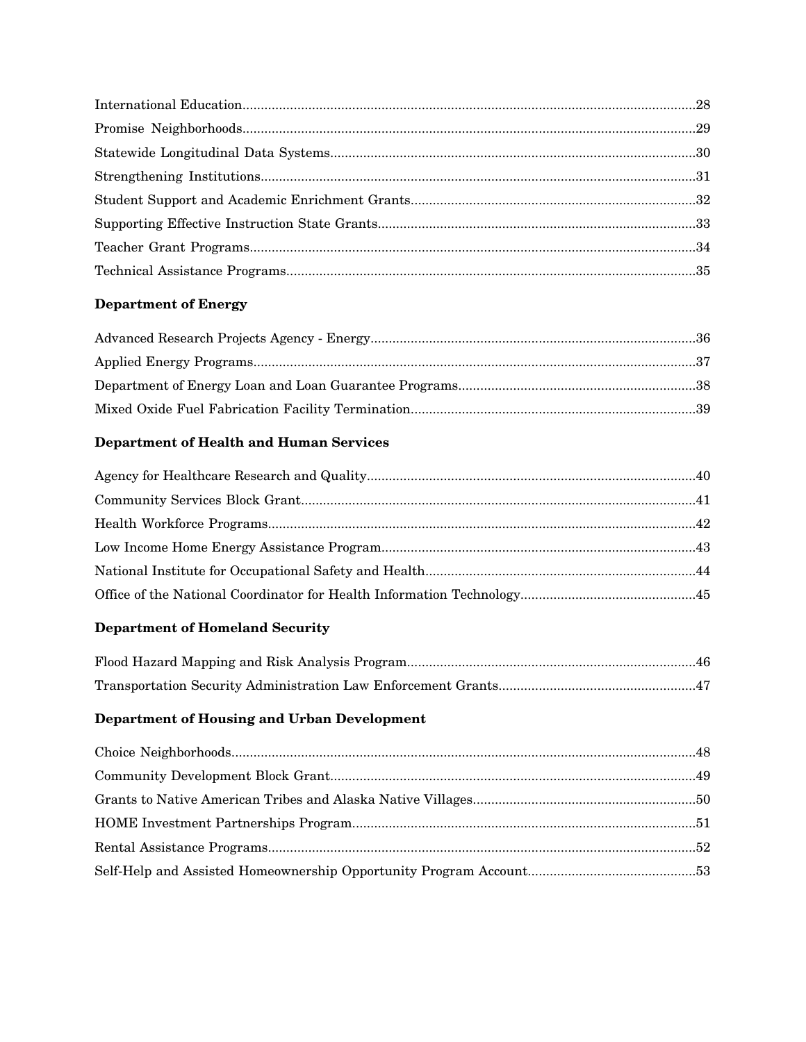International Education....................................................................................................28

Promise Neighborhoods....................................................................................................29

Statewide Longitudinal Data Systems....................................................................................................30

Strengthening Institutions....................................................................................................31

Student Support and Academic Enrichment Grants....................................................................................................32

Supporting Effective Instruction State Grants....................................................................................................33

Teacher Grant Programs....................................................................................................34

Technical Assistance Programs....................................................................................................35

**Department of Energy**

Advanced Research Projects Agency - Energy....................................................................................................36

Applied Energy Programs....................................................................................................37

Department of Energy Loan and Loan Guarantee Programs....................................................................................................38

Mixed Oxide Fuel Fabrication Facility Termination....................................................................................................39

**Department of Health and Human Services**

Agency for Healthcare Research and Quality....................................................................................................40

Community Services Block Grant....................................................................................................41

Health Workforce Programs....................................................................................................42

Low Income Home Energy Assistance Program....................................................................................................43

National Institute for Occupational Safety and Health....................................................................................................44

Office of the National Coordinator for Health Information Technology....................................................................................................45

**Department of Homeland Security**

Flood Hazard Mapping and Risk Analysis Program....................................................................................................46

Transportation Security Administration Law Enforcement Grants....................................................................................................47

**Department of Housing and Urban Development**

Choice Neighborhoods....................................................................................................48

Community Development Block Grant....................................................................................................49

Grants to Native American Tribes and Alaska Native Villages....................................................................................................50

HOME Investment Partnerships Program....................................................................................................51

Rental Assistance Programs....................................................................................................52

Self-Help and Assisted Homeownership Opportunity Program Account....................................................................................................53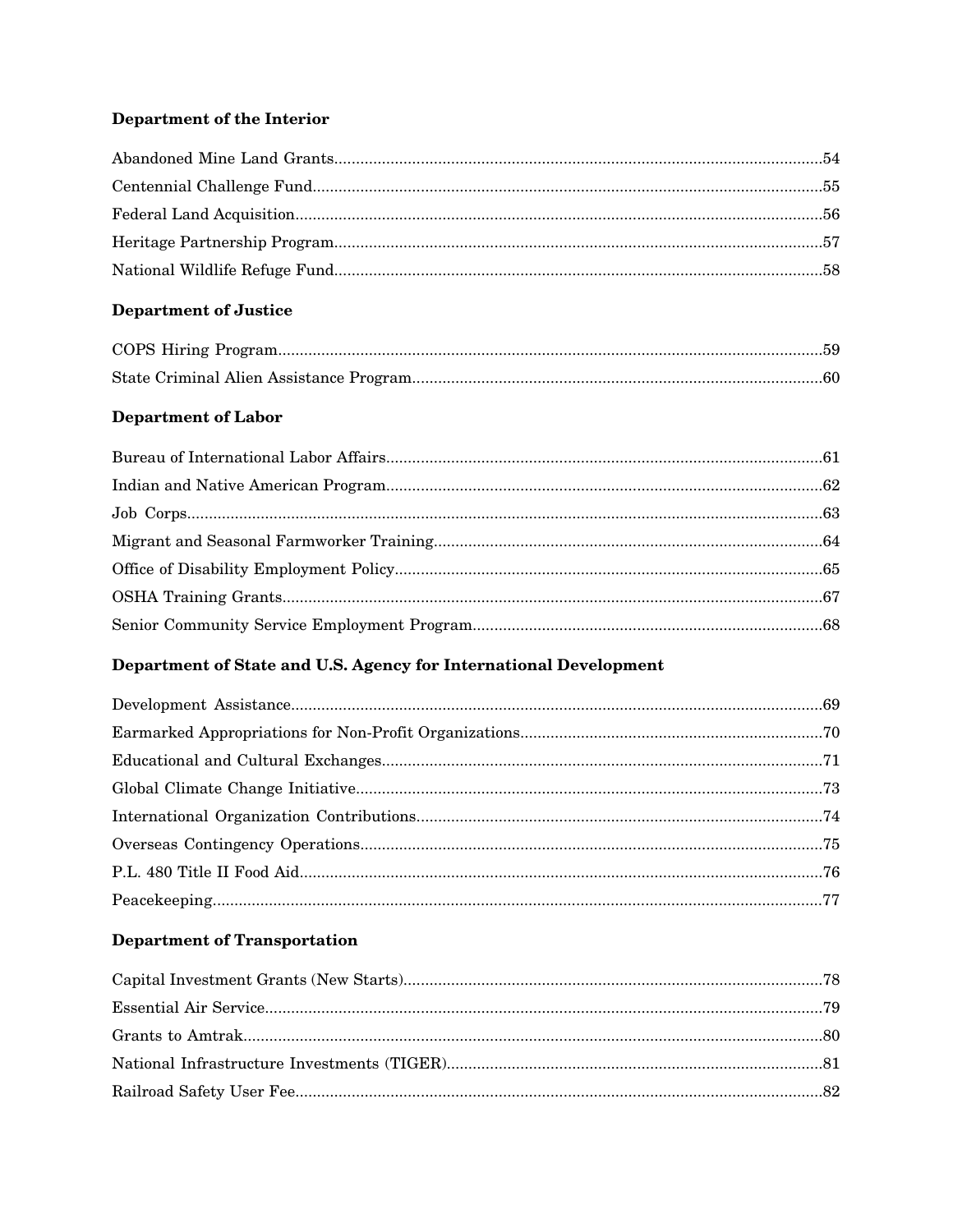**Department of the Interior**

Abandoned Mine Land Grants....54
Centennial Challenge Fund....55
Federal Land Acquisition....56
Heritage Partnership Program....57
National Wildlife Refuge Fund....58

**Department of Justice**

COPS Hiring Program....59
State Criminal Alien Assistance Program....60

**Department of Labor**

Bureau of International Labor Affairs....61
Indian and Native American Program....62
Job Corps....63
Migrant and Seasonal Farmworker Training....64
Office of Disability Employment Policy....65
OSHA Training Grants....67
Senior Community Service Employment Program....68

**Department of State and U.S. Agency for International Development**

Development Assistance....69
Earmarked Appropriations for Non-Profit Organizations....70
Educational and Cultural Exchanges....71
Global Climate Change Initiative....73
International Organization Contributions....74
Overseas Contingency Operations....75
P.L. 480 Title II Food Aid....76
Peacekeeping....77

**Department of Transportation**

Capital Investment Grants (New Starts)....78
Essential Air Service....79
Grants to Amtrak....80
National Infrastructure Investments (TIGER)....81
Railroad Safety User Fee....82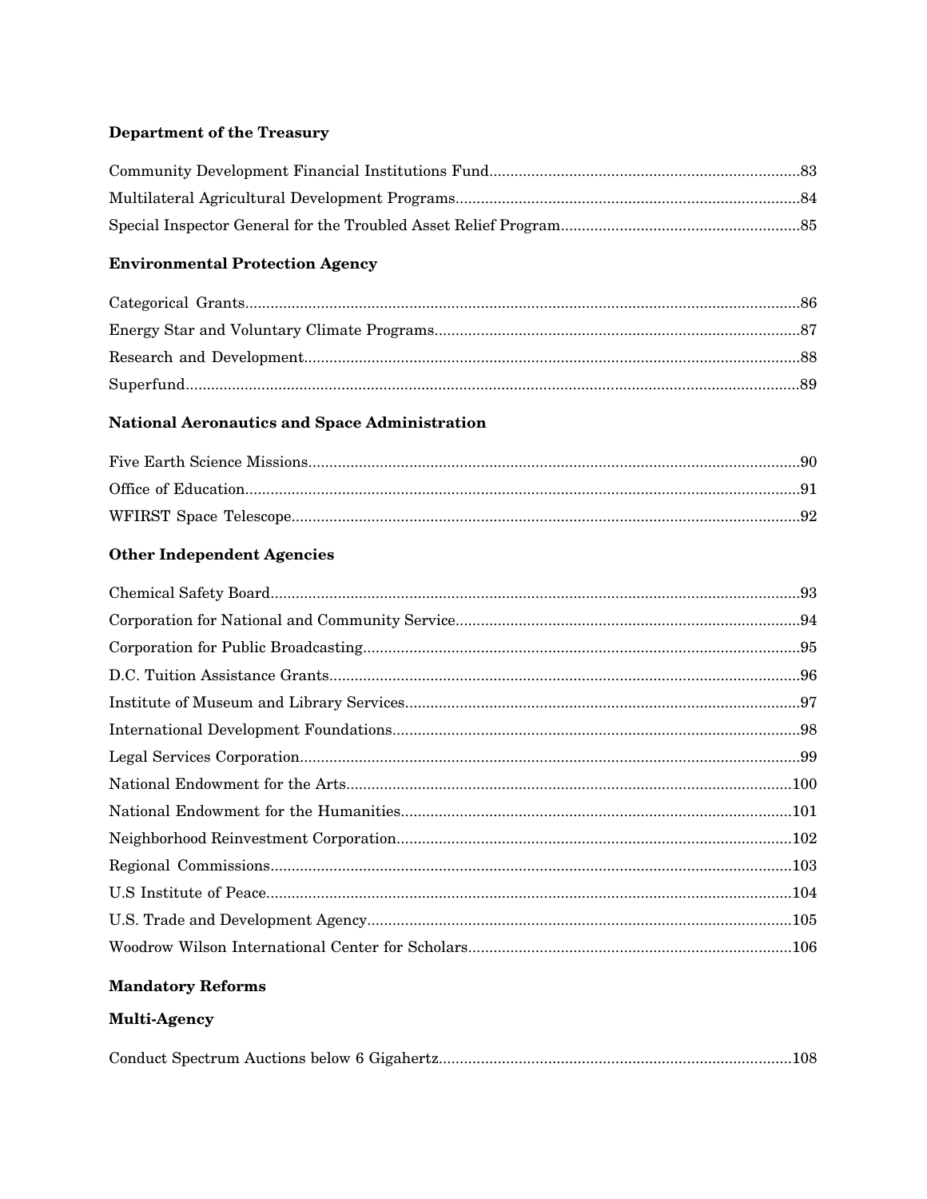**Department of the Treasury**

Community Development Financial Institutions Fund.........................................................................83

Multilateral Agricultural Development Programs.................................................................................84

Special Inspector General for the Troubled Asset Relief Program........................................................85

**Environmental Protection Agency**

Categorical Grants..................................................................................................................................86

Energy Star and Voluntary Climate Programs......................................................................................87

Research and Development....................................................................................................................88

Superfund................................................................................................................................................89

**National Aeronautics and Space Administration**

Five Earth Science Missions...................................................................................................................90

Office of Education..................................................................................................................................91

WFIRST Space Telescope.......................................................................................................................92

**Other Independent Agencies**

Chemical Safety Board............................................................................................................................93

Corporation for National and Community Service.................................................................................94

Corporation for Public Broadcasting......................................................................................................95

D.C. Tuition Assistance Grants...............................................................................................................96

Institute of Museum and Library Services..............................................................................................97

International Development Foundations................................................................................................98

Legal Services Corporation.....................................................................................................................99

National Endowment for the Arts.........................................................................................................100

National Endowment for the Humanities.............................................................................................101

Neighborhood Reinvestment Corporation............................................................................................102

Regional Commissions..........................................................................................................................103

U.S Institute of Peace............................................................................................................................104

U.S. Trade and Development Agency...................................................................................................105

Woodrow Wilson International Center for Scholars............................................................................106

**Mandatory Reforms**

**Multi-Agency**

Conduct Spectrum Auctions below 6 Gigahertz...................................................................................108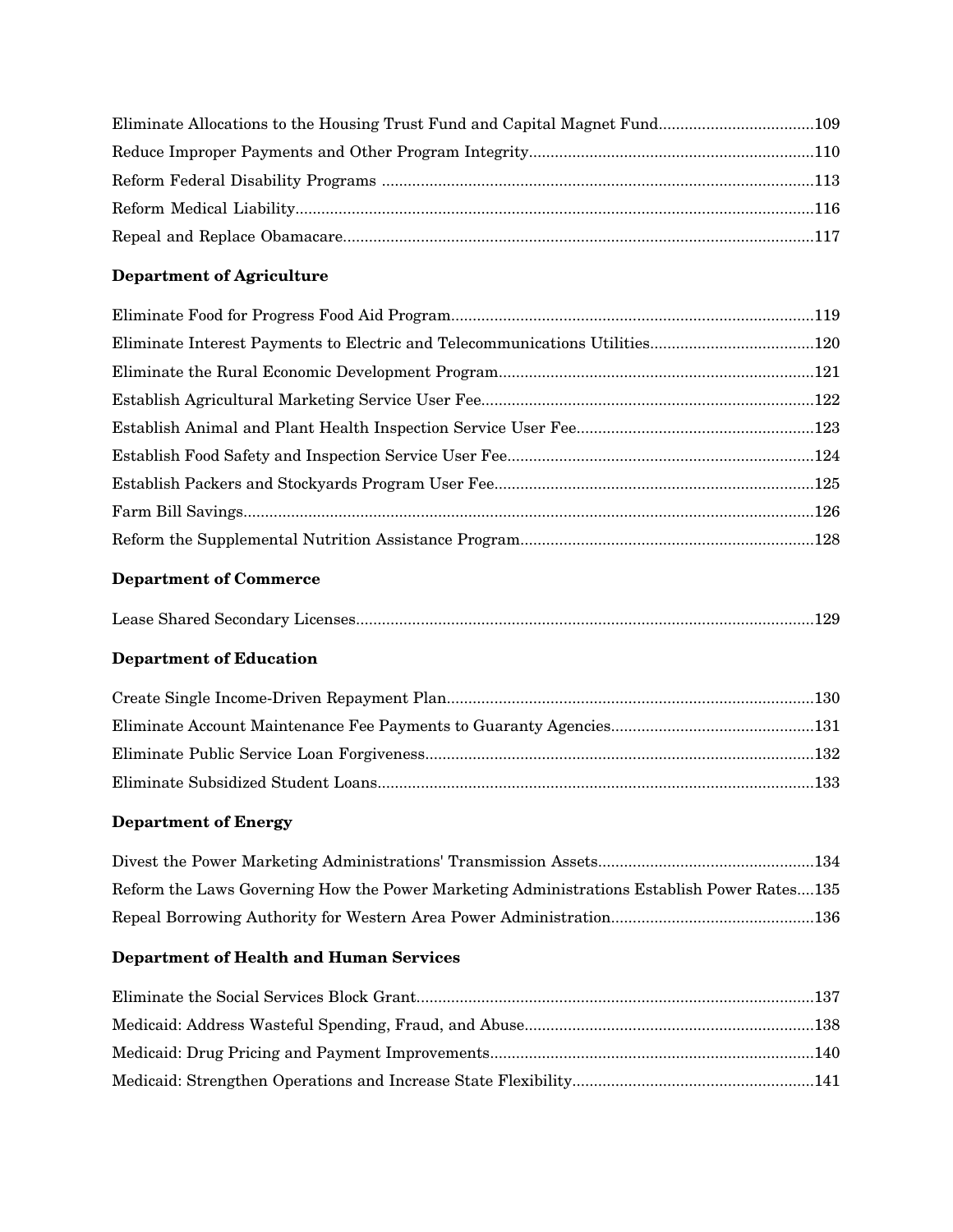Eliminate Allocations to the Housing Trust Fund and Capital Magnet Fund....................................109
Reduce Improper Payments and Other Program Integrity..................................................................110
Reform Federal Disability Programs ....................................................................................................113
Reform Medical Liability........................................................................................................................116
Repeal and Replace Obamacare.............................................................................................................117

**Department of Agriculture**

Eliminate Food for Progress Food Aid Program....................................................................................119
Eliminate Interest Payments to Electric and Telecommunications Utilities......................................120
Eliminate the Rural Economic Development Program.........................................................................121
Establish Agricultural Marketing Service User Fee.............................................................................122
Establish Animal and Plant Health Inspection Service User Fee.......................................................123
Establish Food Safety and Inspection Service User Fee.......................................................................124
Establish Packers and Stockyards Program User Fee..........................................................................125
Farm Bill Savings....................................................................................................................................126
Reform the Supplemental Nutrition Assistance Program....................................................................128

**Department of Commerce**

Lease Shared Secondary Licenses..........................................................................................................129

**Department of Education**

Create Single Income-Driven Repayment Plan.....................................................................................130
Eliminate Account Maintenance Fee Payments to Guaranty Agencies...............................................131
Eliminate Public Service Loan Forgiveness..........................................................................................132
Eliminate Subsidized Student Loans.....................................................................................................133

**Department of Energy**

Divest the Power Marketing Administrations' Transmission Assets..................................................134
Reform the Laws Governing How the Power Marketing Administrations Establish Power Rates....135
Repeal Borrowing Authority for Western Area Power Administration...............................................136

**Department of Health and Human Services**

Eliminate the Social Services Block Grant............................................................................................137
Medicaid: Address Wasteful Spending, Fraud, and Abuse...................................................................138
Medicaid: Drug Pricing and Payment Improvements...........................................................................140
Medicaid: Strengthen Operations and Increase State Flexibility........................................................141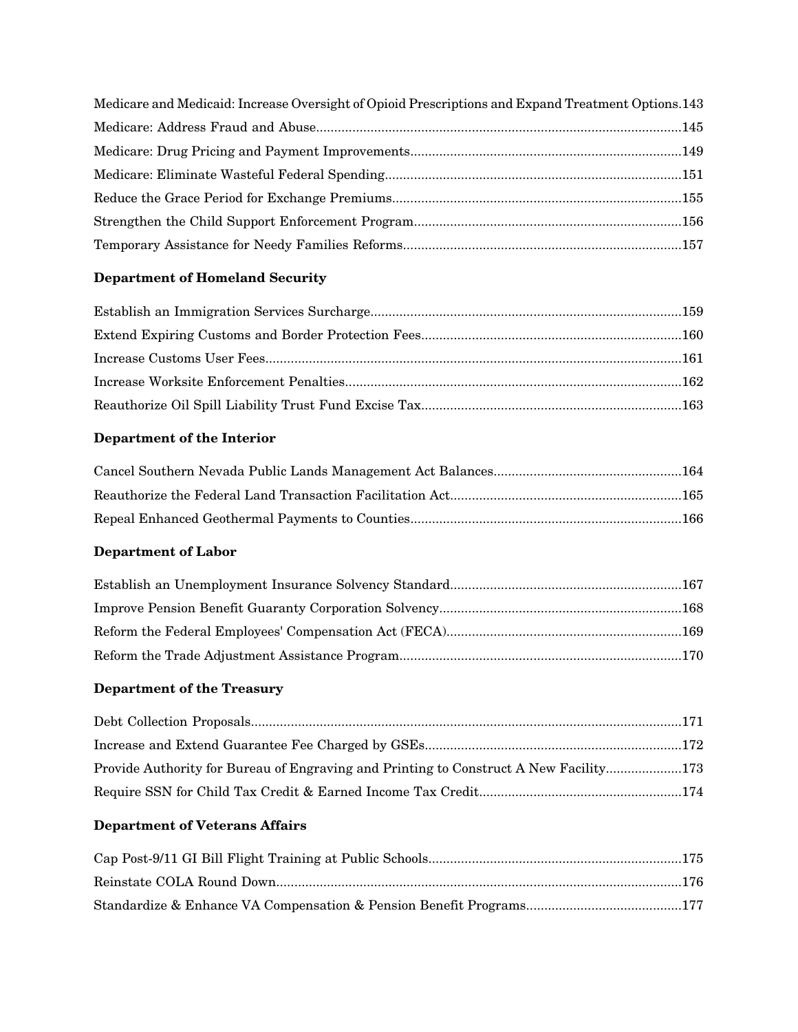Medicare and Medicaid: Increase Oversight of Opioid Prescriptions and Expand Treatment Options.143

Medicare: Address Fraud and Abuse....................................................................................................145

Medicare: Drug Pricing and Payment Improvements...........................................................................149

Medicare: Eliminate Wasteful Federal Spending.................................................................................151

Reduce the Grace Period for Exchange Premiums...............................................................................155

Strengthen the Child Support Enforcement Program..........................................................................156

Temporary Assistance for Needy Families Reforms............................................................................157

**Department of Homeland Security**

Establish an Immigration Services Surcharge.....................................................................................159

Extend Expiring Customs and Border Protection Fees.......................................................................160

Increase Customs User Fees..................................................................................................................161

Increase Worksite Enforcement Penalties............................................................................................162

Reauthorize Oil Spill Liability Trust Fund Excise Tax.......................................................................163

**Department of the Interior**

Cancel Southern Nevada Public Lands Management Act Balances...................................................164

Reauthorize the Federal Land Transaction Facilitation Act...............................................................165

Repeal Enhanced Geothermal Payments to Counties..........................................................................166

**Department of Labor**

Establish an Unemployment Insurance Solvency Standard...............................................................167

Improve Pension Benefit Guaranty Corporation Solvency..................................................................168

Reform the Federal Employees' Compensation Act (FECA)................................................................169

Reform the Trade Adjustment Assistance Program.............................................................................170

**Department of the Treasury**

Debt Collection Proposals......................................................................................................................171

Increase and Extend Guarantee Fee Charged by GSEs......................................................................172

Provide Authority for Bureau of Engraving and Printing to Construct A New Facility....................173

Require SSN for Child Tax Credit & Earned Income Tax Credit.......................................................174

**Department of Veterans Affairs**

Cap Post-9/11 GI Bill Flight Training at Public Schools.....................................................................175

Reinstate COLA Round Down...............................................................................................................176

Standardize & Enhance VA Compensation & Pension Benefit Programs...........................................177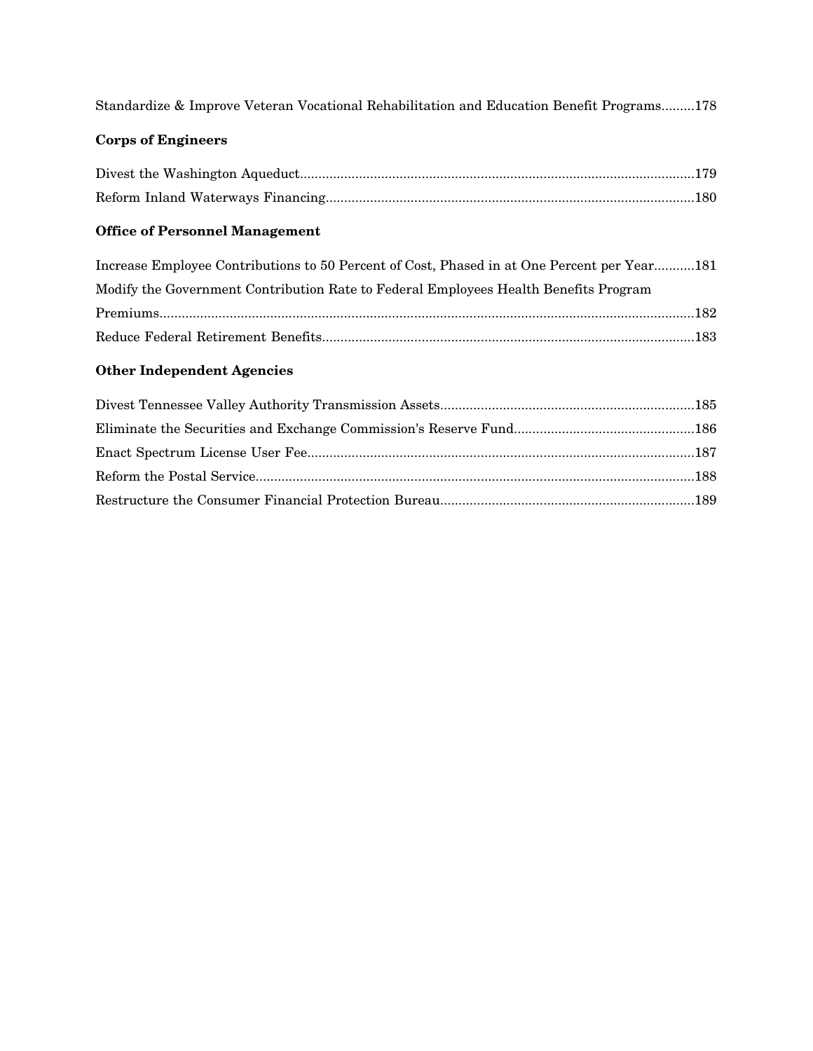Standardize & Improve Veteran Vocational Rehabilitation and Education Benefit Programs.........178

**Corps of Engineers**

Divest the Washington Aqueduct..........................................................................................................179

Reform Inland Waterways Financing...................................................................................................180

**Office of Personnel Management**

Increase Employee Contributions to 50 Percent of Cost, Phased in at One Percent per Year...........181

Modify the Government Contribution Rate to Federal Employees Health Benefits Program Premiums................................................................................................................................182

Reduce Federal Retirement Benefits....................................................................................................183

**Other Independent Agencies**

Divest Tennessee Valley Authority Transmission Assets....................................................................185

Eliminate the Securities and Exchange Commission's Reserve Fund................................................186

Enact Spectrum License User Fee........................................................................................................187

Reform the Postal Service......................................................................................................................188

Restructure the Consumer Financial Protection Bureau....................................................................189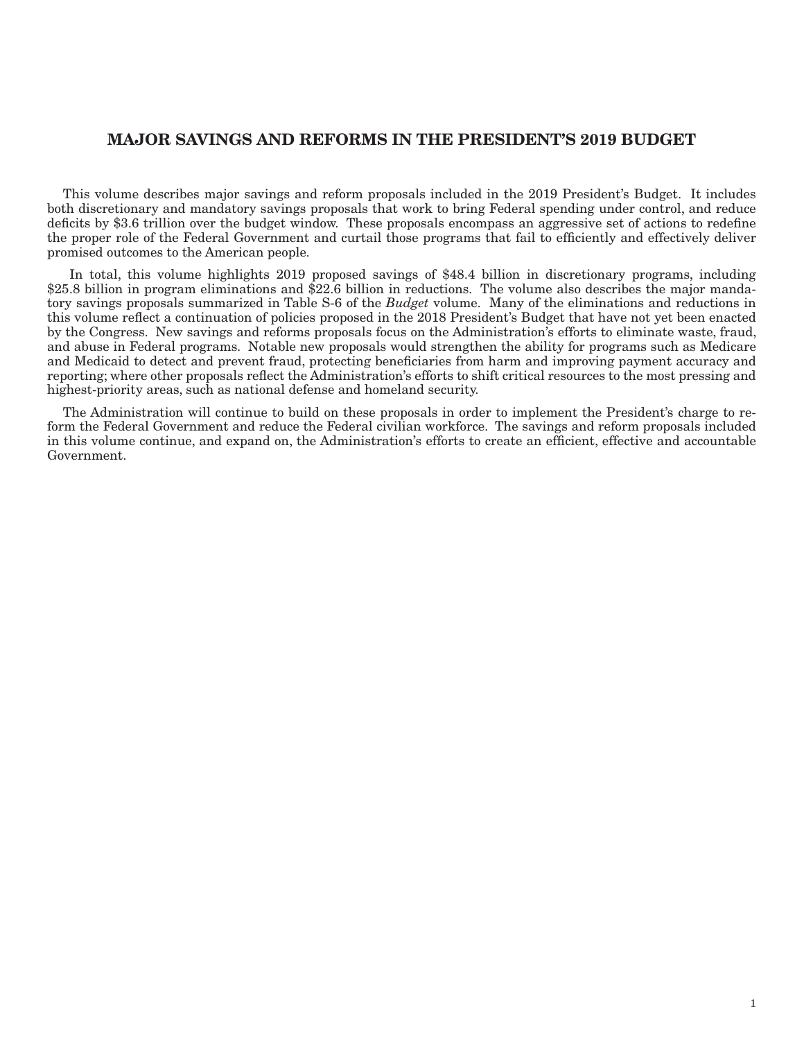# MAJOR SAVINGS AND REFORMS IN THE PRESIDENT'S 2019 BUDGET

This volume describes major savings and reform proposals included in the 2019 President's Budget. It includes both discretionary and mandatory savings proposals that work to bring Federal spending under control, and reduce deficits by $3.6 trillion over the budget window. These proposals encompass an aggressive set of actions to redefine the proper role of the Federal Government and curtail those programs that fail to efficiently and effectively deliver promised outcomes to the American people.

In total, this volume highlights 2019 proposed savings of $48.4 billion in discretionary programs, including $25.8 billion in program eliminations and $22.6 billion in reductions. The volume also describes the major mandatory savings proposals summarized in Table S-6 of the *Budget* volume. Many of the eliminations and reductions in this volume reflect a continuation of policies proposed in the 2018 President's Budget that have not yet been enacted by the Congress. New savings and reforms proposals focus on the Administration's efforts to eliminate waste, fraud, and abuse in Federal programs. Notable new proposals would strengthen the ability for programs such as Medicare and Medicaid to detect and prevent fraud, protecting beneficiaries from harm and improving payment accuracy and reporting; where other proposals reflect the Administration's efforts to shift critical resources to the most pressing and highest-priority areas, such as national defense and homeland security.

The Administration will continue to build on these proposals in order to implement the President's charge to reform the Federal Government and reduce the Federal civilian workforce. The savings and reform proposals included in this volume continue, and expand on, the Administration's efforts to create an efficient, effective and accountable Government.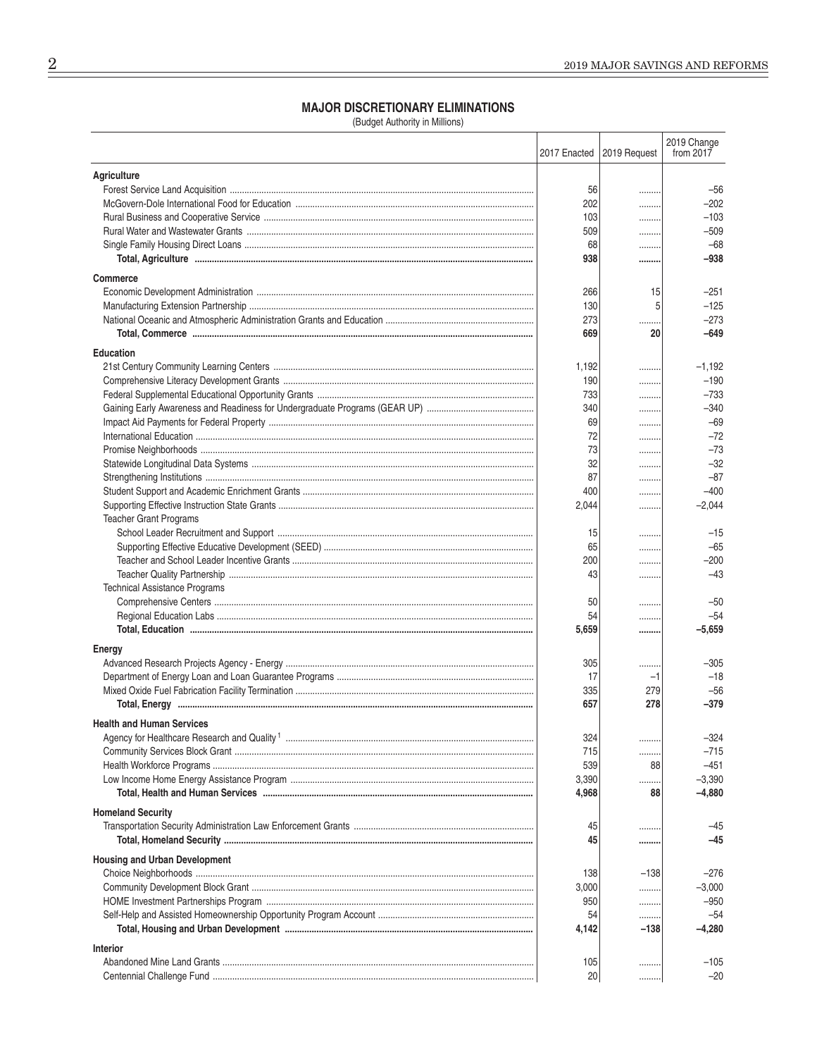## MAJOR DISCRETIONARY ELIMINATIONS

(Budget Authority in Millions)

| | 2017 Enacted | 2019 Request | 2019 Change from 2017 |
|---|---|---|---|
| **Agriculture** | | | |
| Forest Service Land Acquisition | 56 | ......... | –56 |
| McGovern-Dole International Food for Education | 202 | ......... | –202 |
| Rural Business and Cooperative Service | 103 | ......... | –103 |
| Rural Water and Wastewater Grants | 509 | ......... | –509 |
| Single Family Housing Direct Loans | 68 | ......... | –68 |
| **Total, Agriculture** | **938** | **.........** | **–938** |
| **Commerce** | | | |
| Economic Development Administration | 266 | 15 | –251 |
| Manufacturing Extension Partnership | 130 | 5 | –125 |
| National Oceanic and Atmospheric Administration Grants and Education | 273 | ......... | –273 |
| **Total, Commerce** | **669** | **20** | **–649** |
| **Education** | | | |
| 21st Century Community Learning Centers | 1,192 | ......... | –1,192 |
| Comprehensive Literacy Development Grants | 190 | ......... | –190 |
| Federal Supplemental Educational Opportunity Grants | 733 | ......... | –733 |
| Gaining Early Awareness and Readiness for Undergraduate Programs (GEAR UP) | 340 | ......... | –340 |
| Impact Aid Payments for Federal Property | 69 | ......... | –69 |
| International Education | 72 | ......... | –72 |
| Promise Neighborhoods | 73 | ......... | –73 |
| Statewide Longitudinal Data Systems | 32 | ......... | –32 |
| Strengthening Institutions | 87 | ......... | –87 |
| Student Support and Academic Enrichment Grants | 400 | ......... | –400 |
| Supporting Effective Instruction State Grants | 2,044 | ......... | –2,044 |
| Teacher Grant Programs | | | |
| School Leader Recruitment and Support | 15 | ......... | –15 |
| Supporting Effective Educative Development (SEED) | 65 | ......... | –65 |
| Teacher and School Leader Incentive Grants | 200 | ......... | –200 |
| Teacher Quality Partnership | 43 | ......... | –43 |
| Technical Assistance Programs | | | |
| Comprehensive Centers | 50 | ......... | –50 |
| Regional Education Labs | 54 | ......... | –54 |
| **Total, Education** | **5,659** | **.........** | **–5,659** |
| **Energy** | | | |
| Advanced Research Projects Agency - Energy | 305 | ......... | –305 |
| Department of Energy Loan and Loan Guarantee Programs | 17 | –1 | –18 |
| Mixed Oxide Fuel Fabrication Facility Termination | 335 | 279 | –56 |
| **Total, Energy** | **657** | **278** | **–379** |
| **Health and Human Services** | | | |
| Agency for Healthcare Research and Quality [1] | 324 | ......... | –324 |
| Community Services Block Grant | 715 | ......... | –715 |
| Health Workforce Programs | 539 | 88 | –451 |
| Low Income Home Energy Assistance Program | 3,390 | ......... | –3,390 |
| **Total, Health and Human Services** | **4,968** | **88** | **–4,880** |
| **Homeland Security** | | | |
| Transportation Security Administration Law Enforcement Grants | 45 | ......... | –45 |
| **Total, Homeland Security** | **45** | **.........** | **–45** |
| **Housing and Urban Development** | | | |
| Choice Neighborhoods | 138 | –138 | –276 |
| Community Development Block Grant | 3,000 | ......... | –3,000 |
| HOME Investment Partnerships Program | 950 | ......... | –950 |
| Self-Help and Assisted Homeownership Opportunity Program Account | 54 | ......... | –54 |
| **Total, Housing and Urban Development** | **4,142** | **–138** | **–4,280** |
| **Interior** | | | |
| Abandoned Mine Land Grants | 105 | ......... | –105 |
| Centennial Challenge Fund | 20 | ......... | –20 |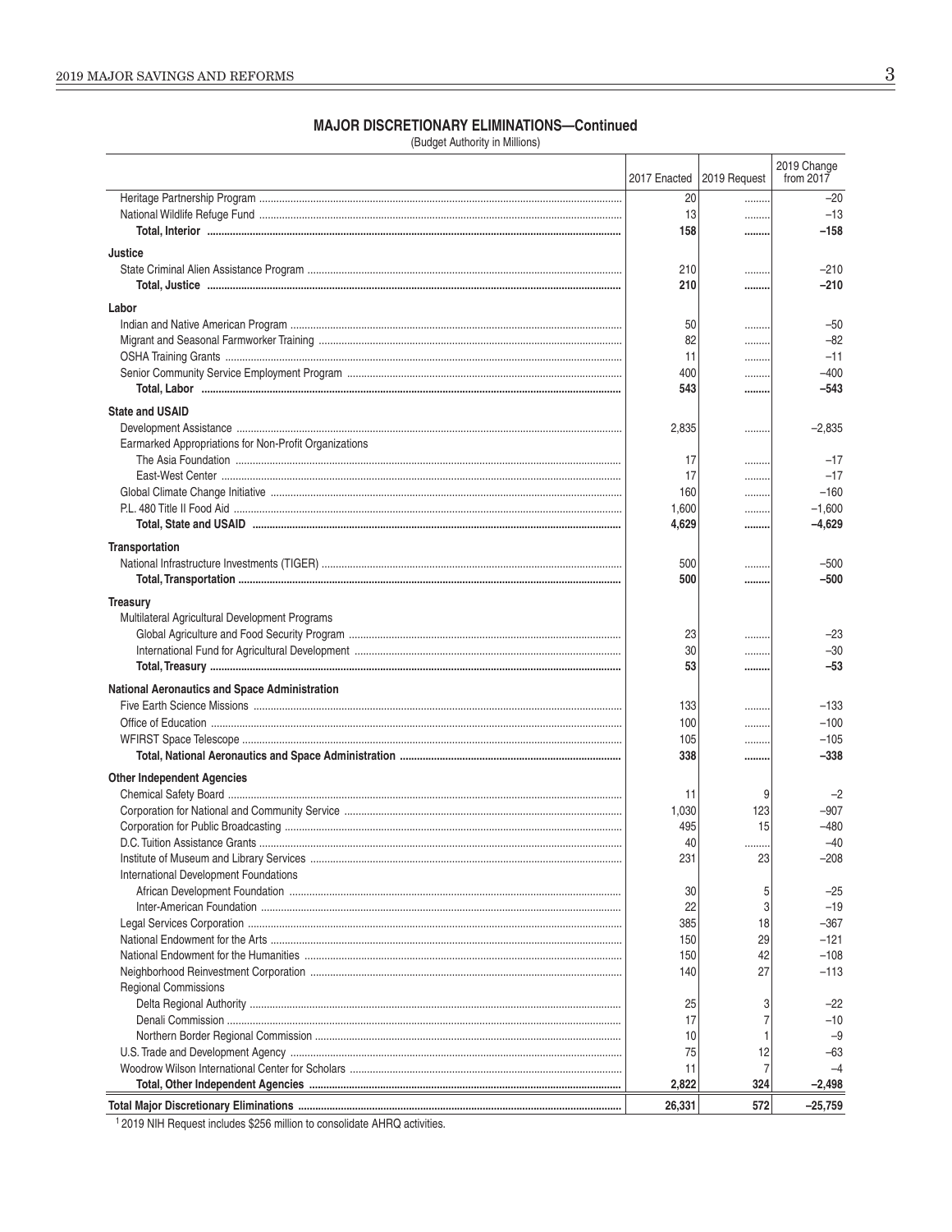## MAJOR DISCRETIONARY ELIMINATIONS—Continued

(Budget Authority in Millions)

| | 2017 Enacted | 2019 Request | 2019 Change from 2017 |
|---|---|---|---|
| Heritage Partnership Program | 20 | ......... | –20 |
| National Wildlife Refuge Fund | 13 | ......... | –13 |
| **Total, Interior** | **158** | **.........** | **–158** |
| **Justice** | | | |
| State Criminal Alien Assistance Program | 210 | ......... | –210 |
| **Total, Justice** | **210** | **.........** | **–210** |
| **Labor** | | | |
| Indian and Native American Program | 50 | ......... | –50 |
| Migrant and Seasonal Farmworker Training | 82 | ......... | –82 |
| OSHA Training Grants | 11 | ......... | –11 |
| Senior Community Service Employment Program | 400 | ......... | –400 |
| **Total, Labor** | **543** | **.........** | **–543** |
| **State and USAID** | | | |
| Development Assistance | 2,835 | ......... | –2,835 |
| Earmarked Appropriations for Non-Profit Organizations | | | |
| The Asia Foundation | 17 | ......... | –17 |
| East-West Center | 17 | ......... | –17 |
| Global Climate Change Initiative | 160 | ......... | –160 |
| P.L. 480 Title II Food Aid | 1,600 | ......... | –1,600 |
| **Total, State and USAID** | **4,629** | **.........** | **–4,629** |
| **Transportation** | | | |
| National Infrastructure Investments (TIGER) | 500 | ......... | –500 |
| **Total, Transportation** | **500** | **.........** | **–500** |
| **Treasury** | | | |
| Multilateral Agricultural Development Programs | | | |
| Global Agriculture and Food Security Program | 23 | ......... | –23 |
| International Fund for Agricultural Development | 30 | ......... | –30 |
| **Total, Treasury** | **53** | **.........** | **–53** |
| **National Aeronautics and Space Administration** | | | |
| Five Earth Science Missions | 133 | ......... | –133 |
| Office of Education | 100 | ......... | –100 |
| WFIRST Space Telescope | 105 | ......... | –105 |
| **Total, National Aeronautics and Space Administration** | **338** | **.........** | **–338** |
| **Other Independent Agencies** | | | |
| Chemical Safety Board | 11 | 9 | –2 |
| Corporation for National and Community Service | 1,030 | 123 | –907 |
| Corporation for Public Broadcasting | 495 | 15 | –480 |
| D.C. Tuition Assistance Grants | 40 | ......... | –40 |
| Institute of Museum and Library Services | 231 | 23 | –208 |
| International Development Foundations | | | |
| African Development Foundation | 30 | 5 | –25 |
| Inter-American Foundation | 22 | 3 | –19 |
| Legal Services Corporation | 385 | 18 | –367 |
| National Endowment for the Arts | 150 | 29 | –121 |
| National Endowment for the Humanities | 150 | 42 | –108 |
| Neighborhood Reinvestment Corporation | 140 | 27 | –113 |
| Regional Commissions | | | |
| Delta Regional Authority | 25 | 3 | –22 |
| Denali Commission | 17 | 7 | –10 |
| Northern Border Regional Commission | 10 | 1 | –9 |
| U.S. Trade and Development Agency | 75 | 12 | –63 |
| Woodrow Wilson International Center for Scholars | 11 | 7 | –4 |
| **Total, Other Independent Agencies** | **2,822** | **324** | **–2,498** |
| **Total Major Discretionary Eliminations** | **26,331** | **572** | **–25,759** |

[1] 2019 NIH Request includes $256 million to consolidate AHRQ activities.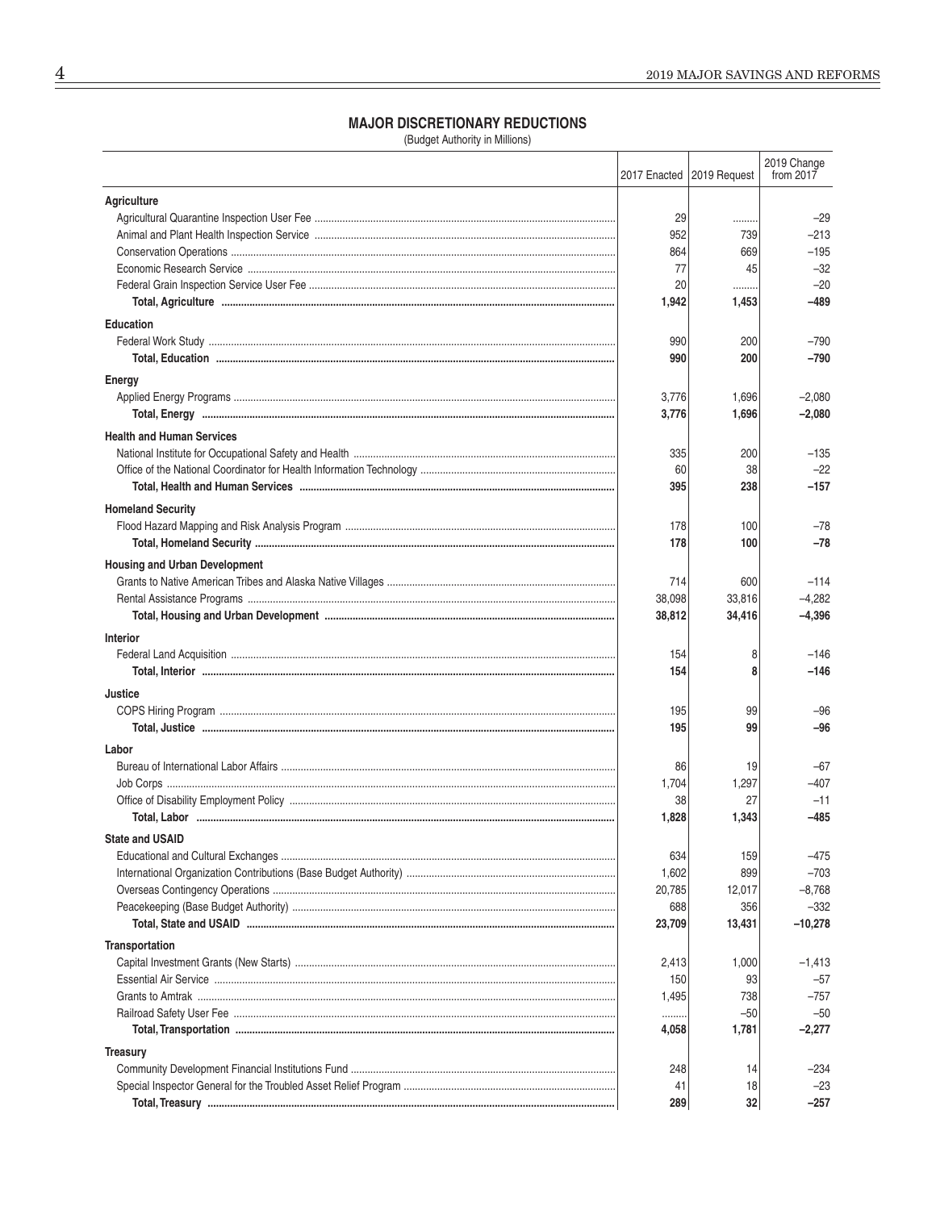## MAJOR DISCRETIONARY REDUCTIONS

(Budget Authority in Millions)

| | 2017 Enacted | 2019 Request | 2019 Change from 2017 |
|---|---|---|---|
| **Agriculture** | | | |
| Agricultural Quarantine Inspection User Fee | 29 | ........ | –29 |
| Animal and Plant Health Inspection Service | 952 | 739 | –213 |
| Conservation Operations | 864 | 669 | –195 |
| Economic Research Service | 77 | 45 | –32 |
| Federal Grain Inspection Service User Fee | 20 | ........ | –20 |
| **Total, Agriculture** | **1,942** | **1,453** | **–489** |
| **Education** | | | |
| Federal Work Study | 990 | 200 | –790 |
| **Total, Education** | **990** | **200** | **–790** |
| **Energy** | | | |
| Applied Energy Programs | 3,776 | 1,696 | –2,080 |
| **Total, Energy** | **3,776** | **1,696** | **–2,080** |
| **Health and Human Services** | | | |
| National Institute for Occupational Safety and Health | 335 | 200 | –135 |
| Office of the National Coordinator for Health Information Technology | 60 | 38 | –22 |
| **Total, Health and Human Services** | **395** | **238** | **–157** |
| **Homeland Security** | | | |
| Flood Hazard Mapping and Risk Analysis Program | 178 | 100 | –78 |
| **Total, Homeland Security** | **178** | **100** | **–78** |
| **Housing and Urban Development** | | | |
| Grants to Native American Tribes and Alaska Native Villages | 714 | 600 | –114 |
| Rental Assistance Programs | 38,098 | 33,816 | –4,282 |
| **Total, Housing and Urban Development** | **38,812** | **34,416** | **–4,396** |
| **Interior** | | | |
| Federal Land Acquisition | 154 | 8 | –146 |
| **Total, Interior** | **154** | **8** | **–146** |
| **Justice** | | | |
| COPS Hiring Program | 195 | 99 | –96 |
| **Total, Justice** | **195** | **99** | **–96** |
| **Labor** | | | |
| Bureau of International Labor Affairs | 86 | 19 | –67 |
| Job Corps | 1,704 | 1,297 | –407 |
| Office of Disability Employment Policy | 38 | 27 | –11 |
| **Total, Labor** | **1,828** | **1,343** | **–485** |
| **State and USAID** | | | |
| Educational and Cultural Exchanges | 634 | 159 | –475 |
| International Organization Contributions (Base Budget Authority) | 1,602 | 899 | –703 |
| Overseas Contingency Operations | 20,785 | 12,017 | –8,768 |
| Peacekeeping (Base Budget Authority) | 688 | 356 | –332 |
| **Total, State and USAID** | **23,709** | **13,431** | **–10,278** |
| **Transportation** | | | |
| Capital Investment Grants (New Starts) | 2,413 | 1,000 | –1,413 |
| Essential Air Service | 150 | 93 | –57 |
| Grants to Amtrak | 1,495 | 738 | –757 |
| Railroad Safety User Fee | ........ | –50 | –50 |
| **Total, Transportation** | **4,058** | **1,781** | **–2,277** |
| **Treasury** | | | |
| Community Development Financial Institutions Fund | 248 | 14 | –234 |
| Special Inspector General for the Troubled Asset Relief Program | 41 | 18 | –23 |
| **Total, Treasury** | **289** | **32** | **–257** |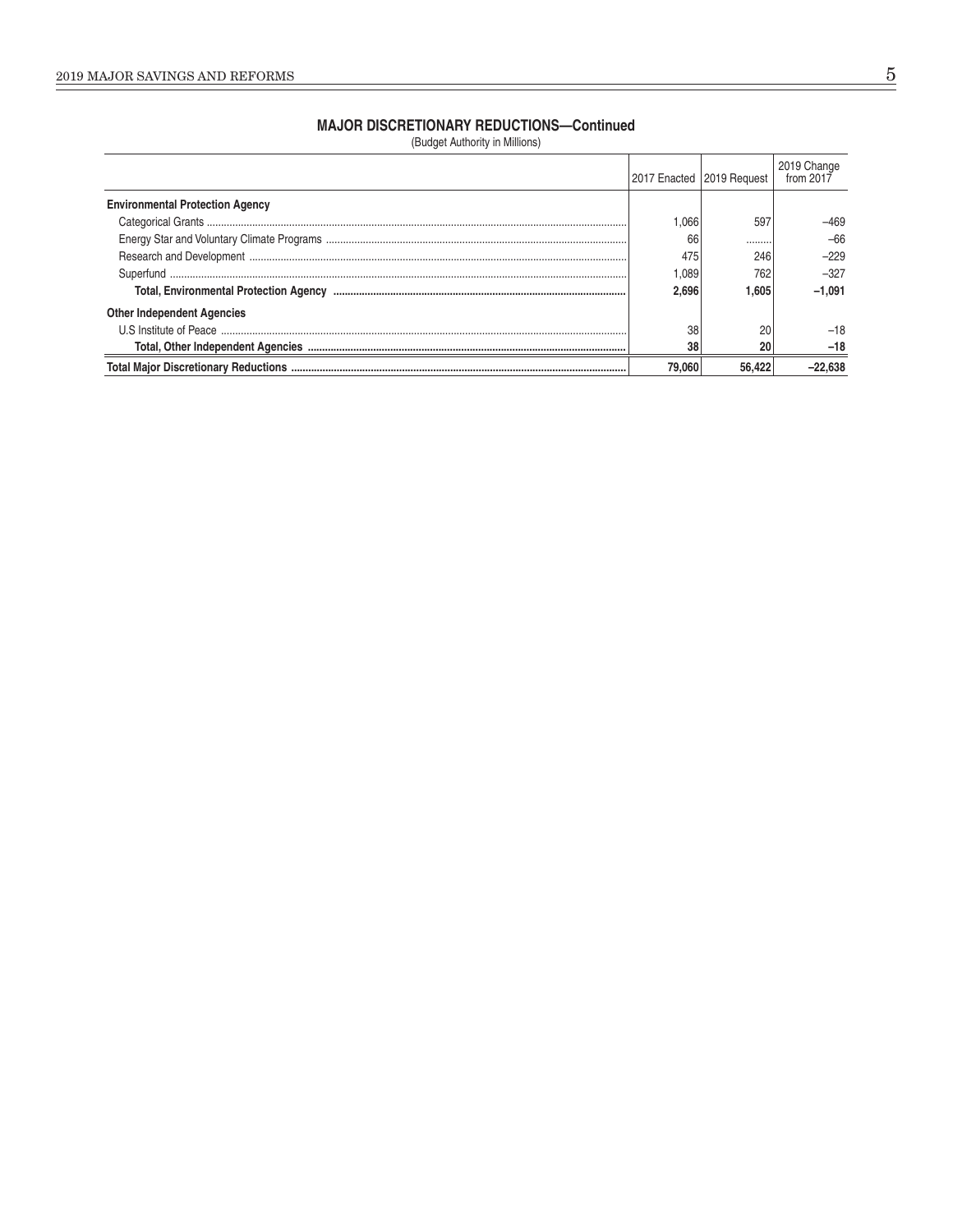## MAJOR DISCRETIONARY REDUCTIONS—Continued

(Budget Authority in Millions)

| | 2017 Enacted | 2019 Request | 2019 Change from 2017 |
|---|---|---|---|
| **Environmental Protection Agency** | | | |
| Categorical Grants | 1,066 | 597 | –469 |
| Energy Star and Voluntary Climate Programs | 66 | ......... | –66 |
| Research and Development | 475 | 246 | –229 |
| Superfund | 1,089 | 762 | –327 |
| **Total, Environmental Protection Agency** | **2,696** | **1,605** | **–1,091** |
| **Other Independent Agencies** | | | |
| U.S Institute of Peace | 38 | 20 | –18 |
| **Total, Other Independent Agencies** | **38** | **20** | **–18** |
| **Total Major Discretionary Reductions** | **79,060** | **56,422** | **–22,638** |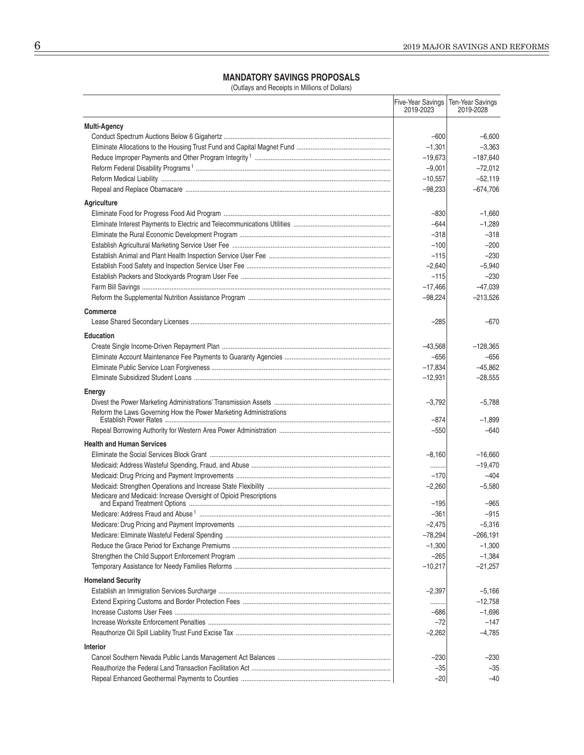## MANDATORY SAVINGS PROPOSALS

(Outlays and Receipts in Millions of Dollars)

| | Five-Year Savings 2019-2023 | Ten-Year Savings 2019-2028 |
|---|---|---|
| **Multi-Agency** | | |
| Conduct Spectrum Auctions Below 6 Gigahertz | –600 | –6,600 |
| Eliminate Allocations to the Housing Trust Fund and Capital Magnet Fund | –1,301 | –3,363 |
| Reduce Improper Payments and Other Program Integrity [1] | –19,673 | –187,640 |
| Reform Federal Disability Programs [1] | –9,001 | –72,012 |
| Reform Medical Liability | –10,557 | –52,119 |
| Repeal and Replace Obamacare | –98,233 | –674,706 |
| **Agriculture** | | |
| Eliminate Food for Progress Food Aid Program | –830 | –1,660 |
| Eliminate Interest Payments to Electric and Telecommunications Utilities | –644 | –1,289 |
| Eliminate the Rural Economic Development Program | –318 | –318 |
| Establish Agricultural Marketing Service User Fee | –100 | –200 |
| Establish Animal and Plant Health Inspection Service User Fee | –115 | –230 |
| Establish Food Safety and Inspection Service User Fee | –2,640 | –5,940 |
| Establish Packers and Stockyards Program User Fee | –115 | –230 |
| Farm Bill Savings | –17,466 | –47,039 |
| Reform the Supplemental Nutrition Assistance Program | –98,224 | –213,526 |
| **Commerce** | | |
| Lease Shared Secondary Licenses | –285 | –670 |
| **Education** | | |
| Create Single Income-Driven Repayment Plan | –43,568 | –128,365 |
| Eliminate Account Maintenance Fee Payments to Guaranty Agencies | –656 | –656 |
| Eliminate Public Service Loan Forgiveness | –17,834 | –45,862 |
| Eliminate Subsidized Student Loans | –12,931 | –28,555 |
| **Energy** | | |
| Divest the Power Marketing Administrations' Transmission Assets | –3,792 | –5,788 |
| Reform the Laws Governing How the Power Marketing Administrations Establish Power Rates | –874 | –1,899 |
| Repeal Borrowing Authority for Western Area Power Administration | –550 | –640 |
| **Health and Human Services** | | |
| Eliminate the Social Services Block Grant | –8,160 | –16,660 |
| Medicaid: Address Wasteful Spending, Fraud, and Abuse | ........ | –19,470 |
| Medicaid: Drug Pricing and Payment Improvements | –170 | –404 |
| Medicaid: Strengthen Operations and Increase State Flexibility | –2,260 | –5,580 |
| Medicare and Medicaid: Increase Oversight of Opioid Prescriptions and Expand Treatment Options | –195 | –965 |
| Medicare: Address Fraud and Abuse [1] | –361 | –915 |
| Medicare: Drug Pricing and Payment Improvements | –2,475 | –5,316 |
| Medicare: Eliminate Wasteful Federal Spending | –78,294 | –266,191 |
| Reduce the Grace Period for Exchange Premiums | –1,300 | –1,300 |
| Strengthen the Child Support Enforcement Program | –265 | –1,384 |
| Temporary Assistance for Needy Families Reforms | –10,217 | –21,257 |
| **Homeland Security** | | |
| Establish an Immigration Services Surcharge | –2,397 | –5,166 |
| Extend Expiring Customs and Border Protection Fees | ........ | –12,758 |
| Increase Customs User Fees | –686 | –1,696 |
| Increase Worksite Enforcement Penalties | –72 | –147 |
| Reauthorize Oil Spill Liability Trust Fund Excise Tax | –2,262 | –4,785 |
| **Interior** | | |
| Cancel Southern Nevada Public Lands Management Act Balances | –230 | –230 |
| Reauthorize the Federal Land Transaction Facilitation Act | –35 | –35 |
| Repeal Enhanced Geothermal Payments to Counties | –20 | –40 |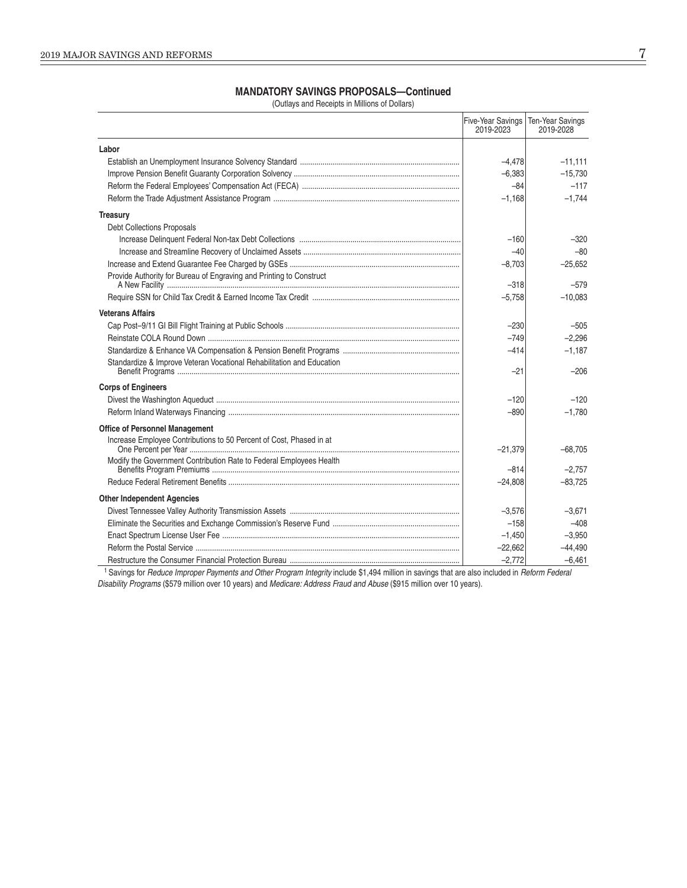**MANDATORY SAVINGS PROPOSALS—Continued**

(Outlays and Receipts in Millions of Dollars)

| | Five-Year Savings 2019-2023 | Ten-Year Savings 2019-2028 |
|---|---|---|
| **Labor** | | |
| Establish an Unemployment Insurance Solvency Standard | –4,478 | –11,111 |
| Improve Pension Benefit Guaranty Corporation Solvency | –6,383 | –15,730 |
| Reform the Federal Employees' Compensation Act (FECA) | –84 | –117 |
| Reform the Trade Adjustment Assistance Program | –1,168 | –1,744 |
| **Treasury** | | |
| Debt Collections Proposals | | |
| Increase Delinquent Federal Non-tax Debt Collections | –160 | –320 |
| Increase and Streamline Recovery of Unclaimed Assets | –40 | –80 |
| Increase and Extend Guarantee Fee Charged by GSEs | –8,703 | –25,652 |
| Provide Authority for Bureau of Engraving and Printing to Construct A New Facility | –318 | –579 |
| Require SSN for Child Tax Credit & Earned Income Tax Credit | –5,758 | –10,083 |
| **Veterans Affairs** | | |
| Cap Post–9/11 GI Bill Flight Training at Public Schools | –230 | –505 |
| Reinstate COLA Round Down | –749 | –2,296 |
| Standardize & Enhance VA Compensation & Pension Benefit Programs | –414 | –1,187 |
| Standardize & Improve Veteran Vocational Rehabilitation and Education Benefit Programs | –21 | –206 |
| **Corps of Engineers** | | |
| Divest the Washington Aqueduct | –120 | –120 |
| Reform Inland Waterways Financing | –890 | –1,780 |
| **Office of Personnel Management** | | |
| Increase Employee Contributions to 50 Percent of Cost, Phased in at One Percent per Year | –21,379 | –68,705 |
| Modify the Government Contribution Rate to Federal Employees Health Benefits Program Premiums | –814 | –2,757 |
| Reduce Federal Retirement Benefits | –24,808 | –83,725 |
| **Other Independent Agencies** | | |
| Divest Tennessee Valley Authority Transmission Assets | –3,576 | –3,671 |
| Eliminate the Securities and Exchange Commission's Reserve Fund | –158 | –408 |
| Enact Spectrum License User Fee | –1,450 | –3,950 |
| Reform the Postal Service | –22,662 | –44,490 |
| Restructure the Consumer Financial Protection Bureau | –2,772 | –6,461 |

[1] Savings for *Reduce Improper Payments and Other Program Integrity* include $1,494 million in savings that are also included in *Reform Federal Disability Programs* ($579 million over 10 years) and *Medicare: Address Fraud and Abuse* ($915 million over 10 years).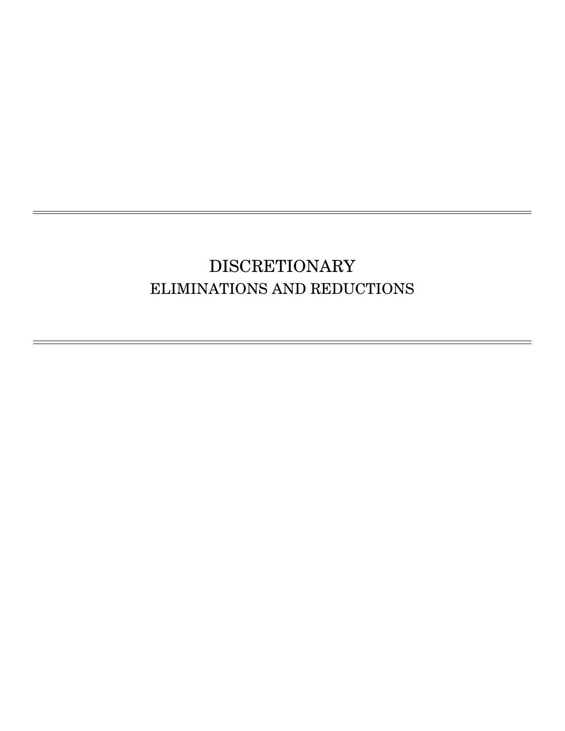# DISCRETIONARY

## ELIMINATIONS AND REDUCTIONS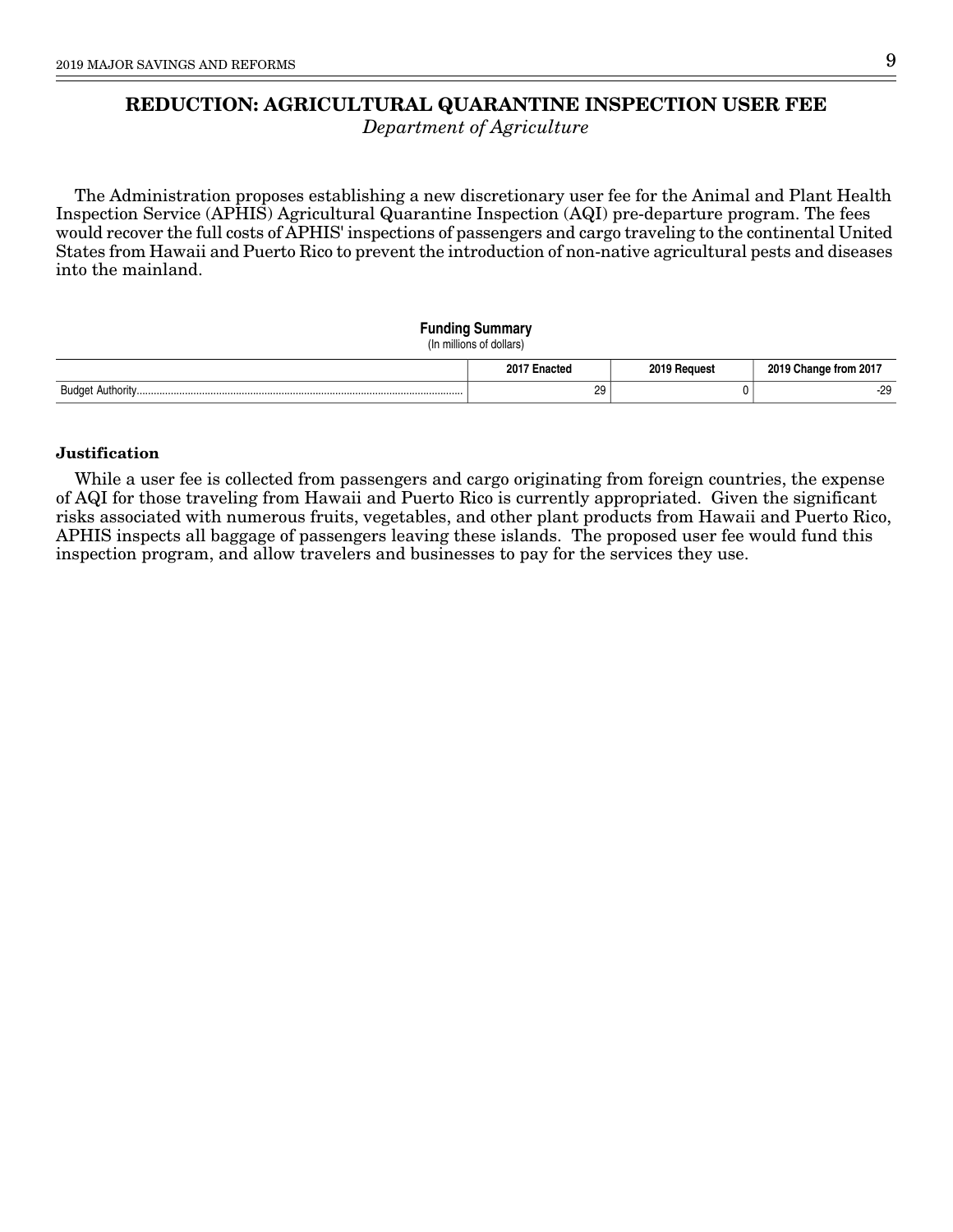# REDUCTION: AGRICULTURAL QUARANTINE INSPECTION USER FEE

*Department of Agriculture*

The Administration proposes establishing a new discretionary user fee for the Animal and Plant Health Inspection Service (APHIS) Agricultural Quarantine Inspection (AQI) pre-departure program. The fees would recover the full costs of APHIS' inspections of passengers and cargo traveling to the continental United States from Hawaii and Puerto Rico to prevent the introduction of non-native agricultural pests and diseases into the mainland.

**Funding Summary**
(In millions of dollars)

| | 2017 Enacted | 2019 Request | 2019 Change from 2017 |
|---|---|---|---|
| Budget Authority | 29 | 0 | -29 |

### Justification

While a user fee is collected from passengers and cargo originating from foreign countries, the expense of AQI for those traveling from Hawaii and Puerto Rico is currently appropriated. Given the significant risks associated with numerous fruits, vegetables, and other plant products from Hawaii and Puerto Rico, APHIS inspects all baggage of passengers leaving these islands. The proposed user fee would fund this inspection program, and allow travelers and businesses to pay for the services they use.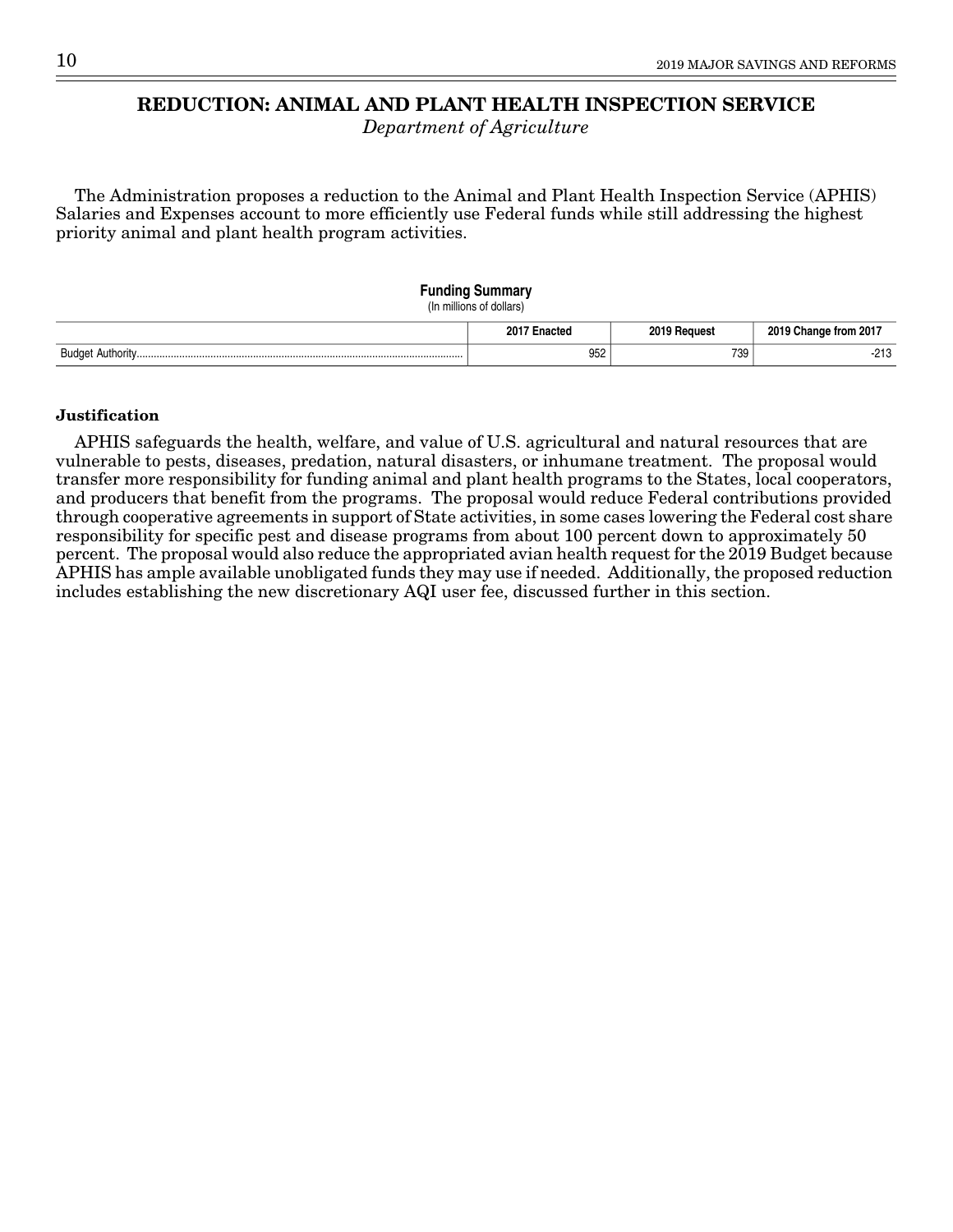# REDUCTION: ANIMAL AND PLANT HEALTH INSPECTION SERVICE

*Department of Agriculture*

The Administration proposes a reduction to the Animal and Plant Health Inspection Service (APHIS) Salaries and Expenses account to more efficiently use Federal funds while still addressing the highest priority animal and plant health program activities.

**Funding Summary**
(In millions of dollars)

| | 2017 Enacted | 2019 Request | 2019 Change from 2017 |
|---|---|---|---|
| Budget Authority | 952 | 739 | -213 |

**Justification**

APHIS safeguards the health, welfare, and value of U.S. agricultural and natural resources that are vulnerable to pests, diseases, predation, natural disasters, or inhumane treatment. The proposal would transfer more responsibility for funding animal and plant health programs to the States, local cooperators, and producers that benefit from the programs. The proposal would reduce Federal contributions provided through cooperative agreements in support of State activities, in some cases lowering the Federal cost share responsibility for specific pest and disease programs from about 100 percent down to approximately 50 percent. The proposal would also reduce the appropriated avian health request for the 2019 Budget because APHIS has ample available unobligated funds they may use if needed. Additionally, the proposed reduction includes establishing the new discretionary AQI user fee, discussed further in this section.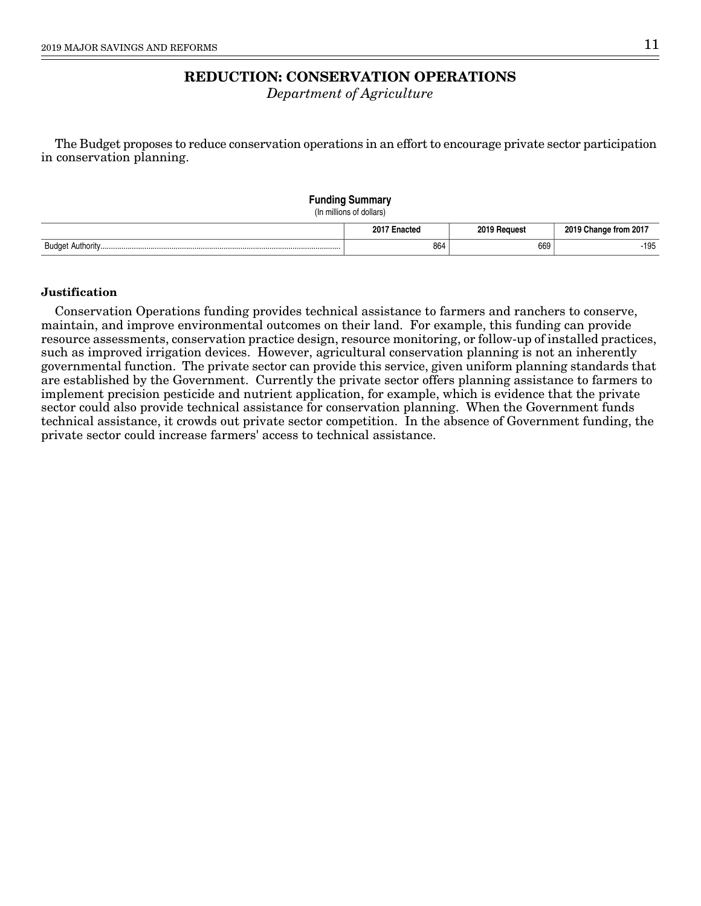# REDUCTION: CONSERVATION OPERATIONS

*Department of Agriculture*

The Budget proposes to reduce conservation operations in an effort to encourage private sector participation in conservation planning.

**Funding Summary**
(In millions of dollars)

| | 2017 Enacted | 2019 Request | 2019 Change from 2017 |
|---|---|---|---|
| Budget Authority | 864 | 669 | -195 |

**Justification**

Conservation Operations funding provides technical assistance to farmers and ranchers to conserve, maintain, and improve environmental outcomes on their land. For example, this funding can provide resource assessments, conservation practice design, resource monitoring, or follow-up of installed practices, such as improved irrigation devices. However, agricultural conservation planning is not an inherently governmental function. The private sector can provide this service, given uniform planning standards that are established by the Government. Currently the private sector offers planning assistance to farmers to implement precision pesticide and nutrient application, for example, which is evidence that the private sector could also provide technical assistance for conservation planning. When the Government funds technical assistance, it crowds out private sector competition. In the absence of Government funding, the private sector could increase farmers' access to technical assistance.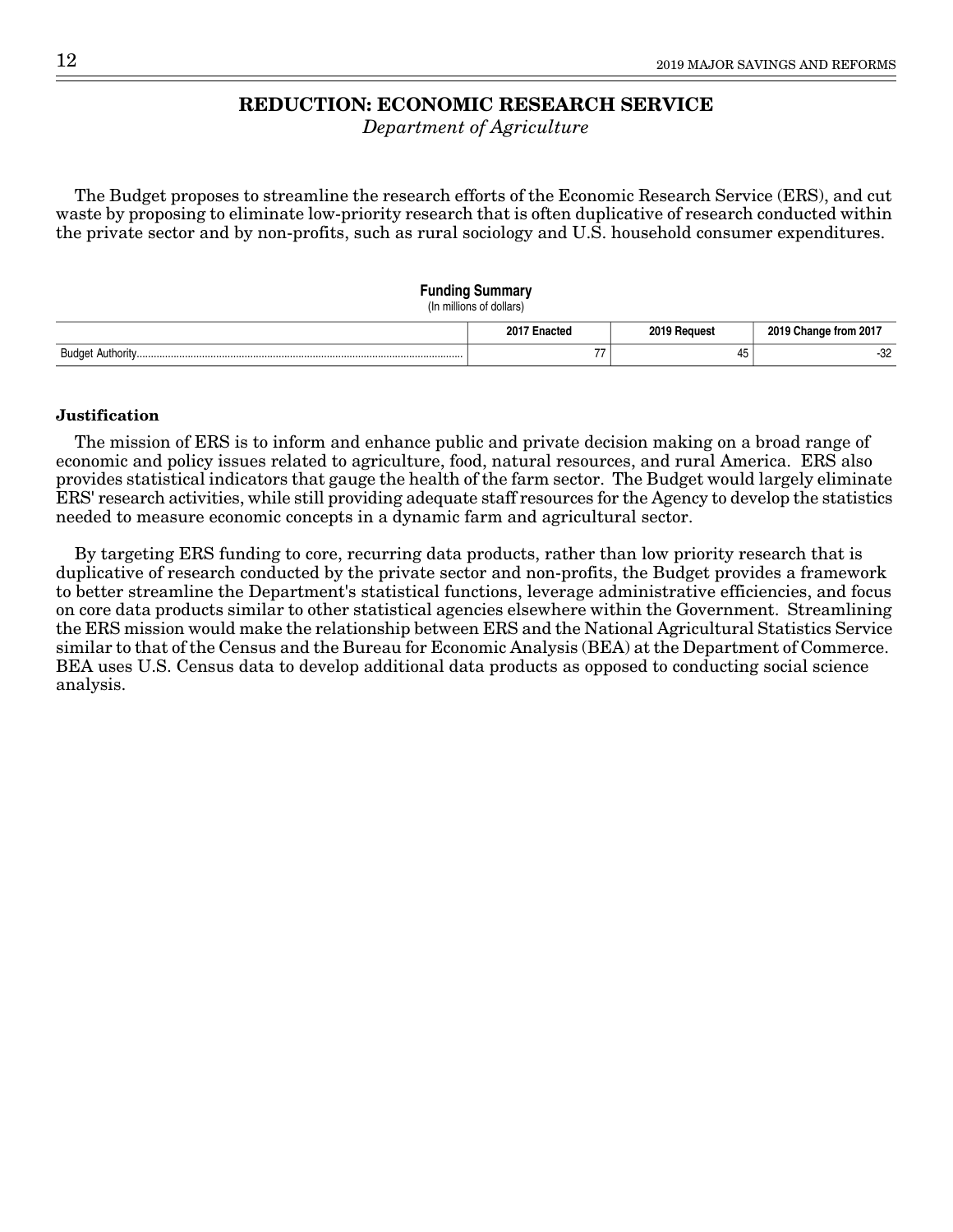# REDUCTION: ECONOMIC RESEARCH SERVICE

*Department of Agriculture*

The Budget proposes to streamline the research efforts of the Economic Research Service (ERS), and cut waste by proposing to eliminate low-priority research that is often duplicative of research conducted within the private sector and by non-profits, such as rural sociology and U.S. household consumer expenditures.

**Funding Summary**
(In millions of dollars)

| | 2017 Enacted | 2019 Request | 2019 Change from 2017 |
|---|---|---|---|
| Budget Authority | 77 | 45 | -32 |

**Justification**

The mission of ERS is to inform and enhance public and private decision making on a broad range of economic and policy issues related to agriculture, food, natural resources, and rural America. ERS also provides statistical indicators that gauge the health of the farm sector. The Budget would largely eliminate ERS' research activities, while still providing adequate staff resources for the Agency to develop the statistics needed to measure economic concepts in a dynamic farm and agricultural sector.

By targeting ERS funding to core, recurring data products, rather than low priority research that is duplicative of research conducted by the private sector and non-profits, the Budget provides a framework to better streamline the Department's statistical functions, leverage administrative efficiencies, and focus on core data products similar to other statistical agencies elsewhere within the Government. Streamlining the ERS mission would make the relationship between ERS and the National Agricultural Statistics Service similar to that of the Census and the Bureau for Economic Analysis (BEA) at the Department of Commerce. BEA uses U.S. Census data to develop additional data products as opposed to conducting social science analysis.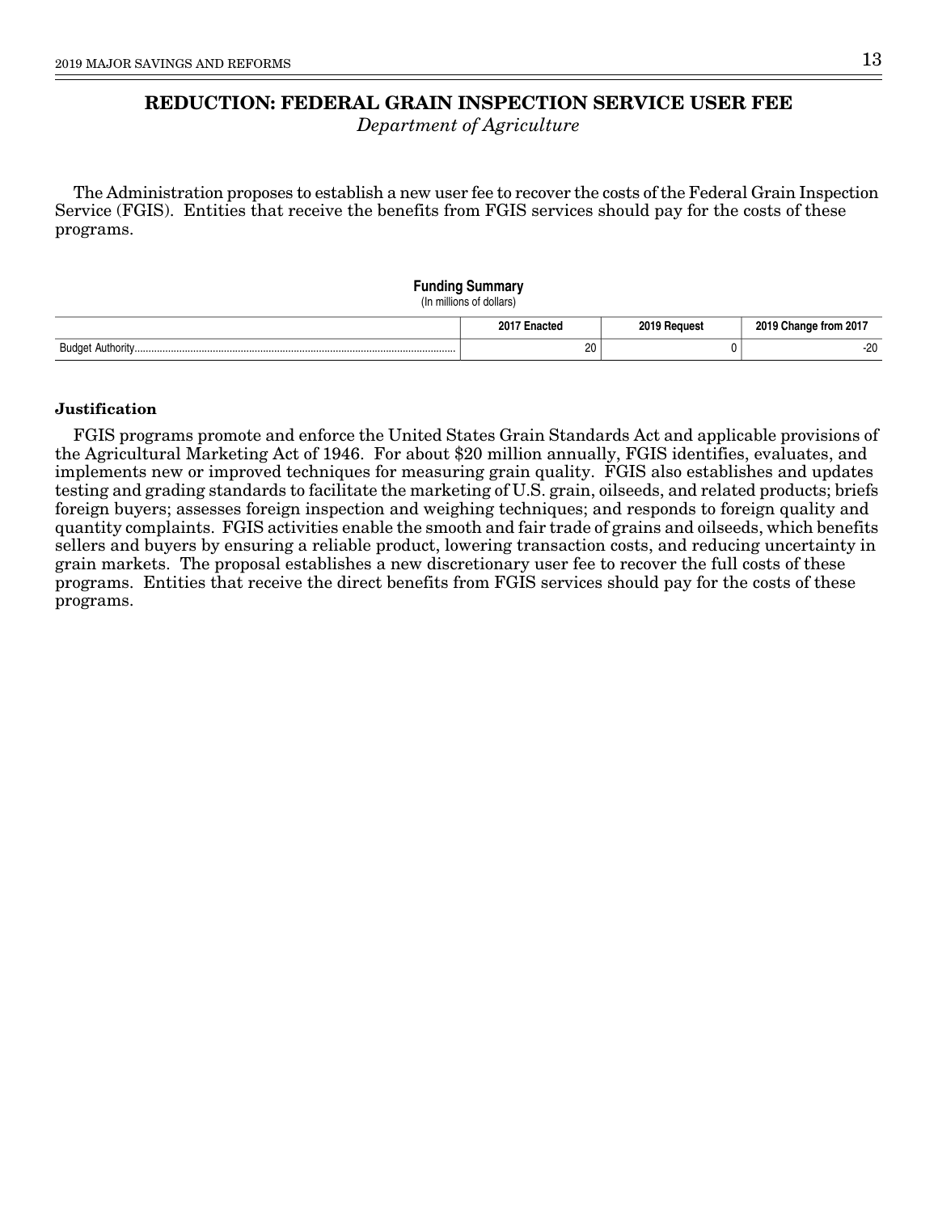# REDUCTION: FEDERAL GRAIN INSPECTION SERVICE USER FEE

*Department of Agriculture*

The Administration proposes to establish a new user fee to recover the costs of the Federal Grain Inspection Service (FGIS). Entities that receive the benefits from FGIS services should pay for the costs of these programs.

**Funding Summary**
(In millions of dollars)

| | 2017 Enacted | 2019 Request | 2019 Change from 2017 |
|---|---|---|---|
| Budget Authority | 20 | 0 | -20 |

### Justification

FGIS programs promote and enforce the United States Grain Standards Act and applicable provisions of the Agricultural Marketing Act of 1946. For about $20 million annually, FGIS identifies, evaluates, and implements new or improved techniques for measuring grain quality. FGIS also establishes and updates testing and grading standards to facilitate the marketing of U.S. grain, oilseeds, and related products; briefs foreign buyers; assesses foreign inspection and weighing techniques; and responds to foreign quality and quantity complaints. FGIS activities enable the smooth and fair trade of grains and oilseeds, which benefits sellers and buyers by ensuring a reliable product, lowering transaction costs, and reducing uncertainty in grain markets. The proposal establishes a new discretionary user fee to recover the full costs of these programs. Entities that receive the direct benefits from FGIS services should pay for the costs of these programs.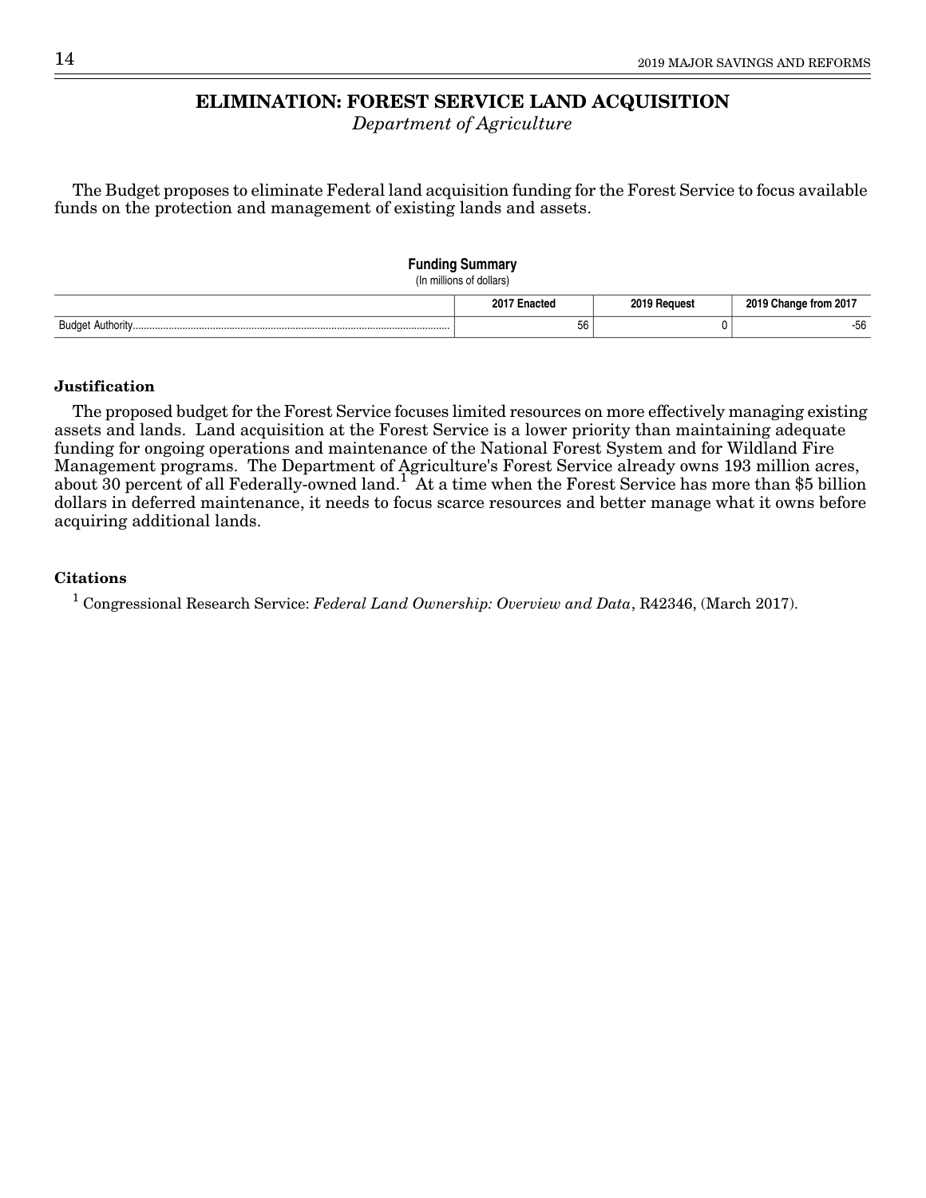## ELIMINATION: FOREST SERVICE LAND ACQUISITION

*Department of Agriculture*

The Budget proposes to eliminate Federal land acquisition funding for the Forest Service to focus available funds on the protection and management of existing lands and assets.

**Funding Summary**
(In millions of dollars)

| | 2017 Enacted | 2019 Request | 2019 Change from 2017 |
|---|---|---|---|
| Budget Authority | 56 | 0 | -56 |

### Justification

The proposed budget for the Forest Service focuses limited resources on more effectively managing existing assets and lands. Land acquisition at the Forest Service is a lower priority than maintaining adequate funding for ongoing operations and maintenance of the National Forest System and for Wildland Fire Management programs. The Department of Agriculture's Forest Service already owns 193 million acres, about 30 percent of all Federally-owned land.[1] At a time when the Forest Service has more than $5 billion dollars in deferred maintenance, it needs to focus scarce resources and better manage what it owns before acquiring additional lands.

### Citations

[1] Congressional Research Service: *Federal Land Ownership: Overview and Data*, R42346, (March 2017).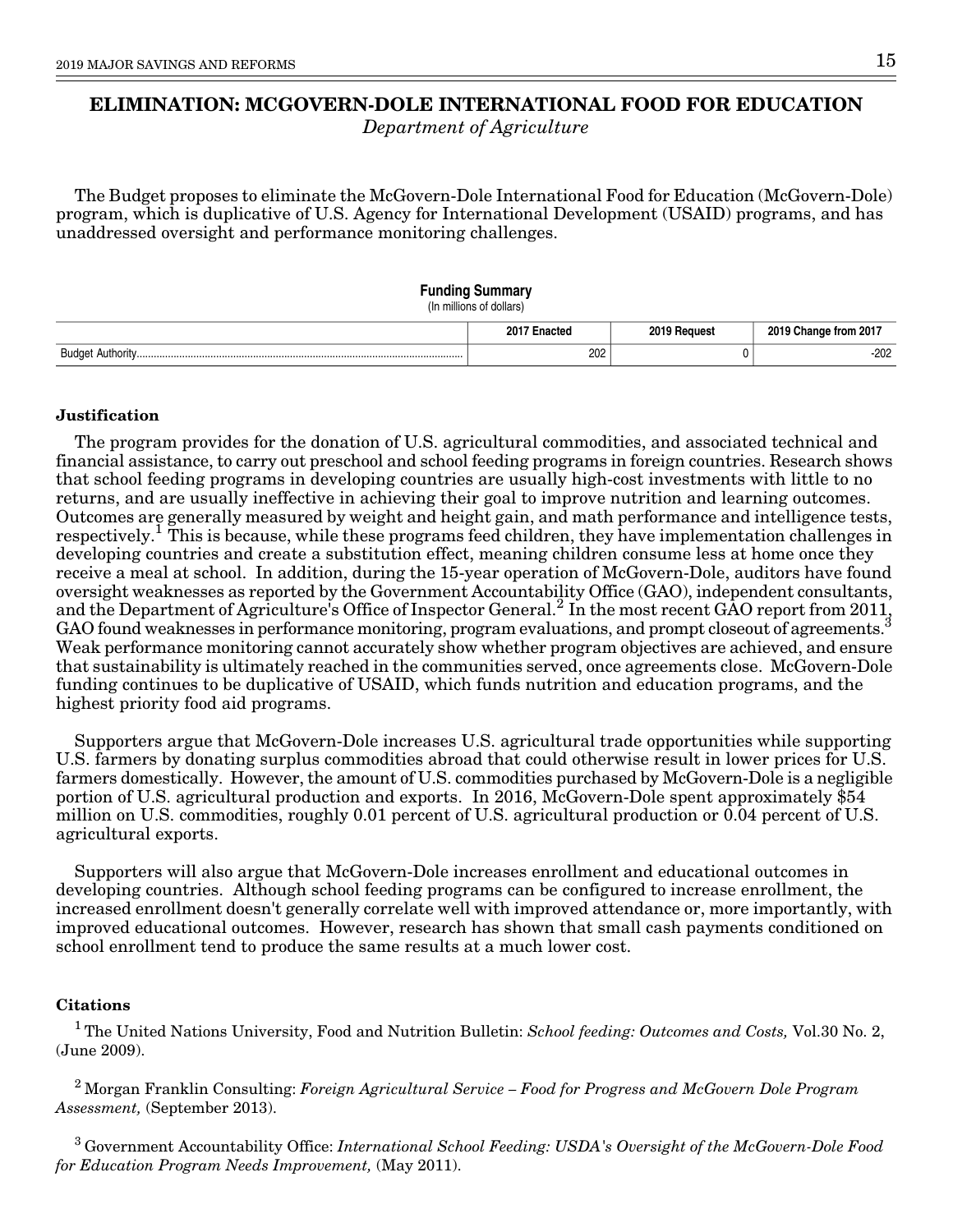# ELIMINATION: MCGOVERN-DOLE INTERNATIONAL FOOD FOR EDUCATION

*Department of Agriculture*

The Budget proposes to eliminate the McGovern-Dole International Food for Education (McGovern-Dole) program, which is duplicative of U.S. Agency for International Development (USAID) programs, and has unaddressed oversight and performance monitoring challenges.

**Funding Summary**
(In millions of dollars)

| | 2017 Enacted | 2019 Request | 2019 Change from 2017 |
|---|---|---|---|
| Budget Authority | 202 | 0 | -202 |

**Justification**

The program provides for the donation of U.S. agricultural commodities, and associated technical and financial assistance, to carry out preschool and school feeding programs in foreign countries. Research shows that school feeding programs in developing countries are usually high-cost investments with little to no returns, and are usually ineffective in achieving their goal to improve nutrition and learning outcomes. Outcomes are generally measured by weight and height gain, and math performance and intelligence tests, respectively.[1] This is because, while these programs feed children, they have implementation challenges in developing countries and create a substitution effect, meaning children consume less at home once they receive a meal at school. In addition, during the 15-year operation of McGovern-Dole, auditors have found oversight weaknesses as reported by the Government Accountability Office (GAO), independent consultants, and the Department of Agriculture's Office of Inspector General.[2] In the most recent GAO report from 2011, GAO found weaknesses in performance monitoring, program evaluations, and prompt closeout of agreements.[3] Weak performance monitoring cannot accurately show whether program objectives are achieved, and ensure that sustainability is ultimately reached in the communities served, once agreements close. McGovern-Dole funding continues to be duplicative of USAID, which funds nutrition and education programs, and the highest priority food aid programs.

Supporters argue that McGovern-Dole increases U.S. agricultural trade opportunities while supporting U.S. farmers by donating surplus commodities abroad that could otherwise result in lower prices for U.S. farmers domestically. However, the amount of U.S. commodities purchased by McGovern-Dole is a negligible portion of U.S. agricultural production and exports. In 2016, McGovern-Dole spent approximately $54 million on U.S. commodities, roughly 0.01 percent of U.S. agricultural production or 0.04 percent of U.S. agricultural exports.

Supporters will also argue that McGovern-Dole increases enrollment and educational outcomes in developing countries. Although school feeding programs can be configured to increase enrollment, the increased enrollment doesn't generally correlate well with improved attendance or, more importantly, with improved educational outcomes. However, research has shown that small cash payments conditioned on school enrollment tend to produce the same results at a much lower cost.

**Citations**

[1] The United Nations University, Food and Nutrition Bulletin: *School feeding: Outcomes and Costs,* Vol.30 No. 2, (June 2009).

[2] Morgan Franklin Consulting: *Foreign Agricultural Service – Food for Progress and McGovern Dole Program Assessment,* (September 2013).

[3] Government Accountability Office: *International School Feeding: USDA's Oversight of the McGovern-Dole Food for Education Program Needs Improvement,* (May 2011).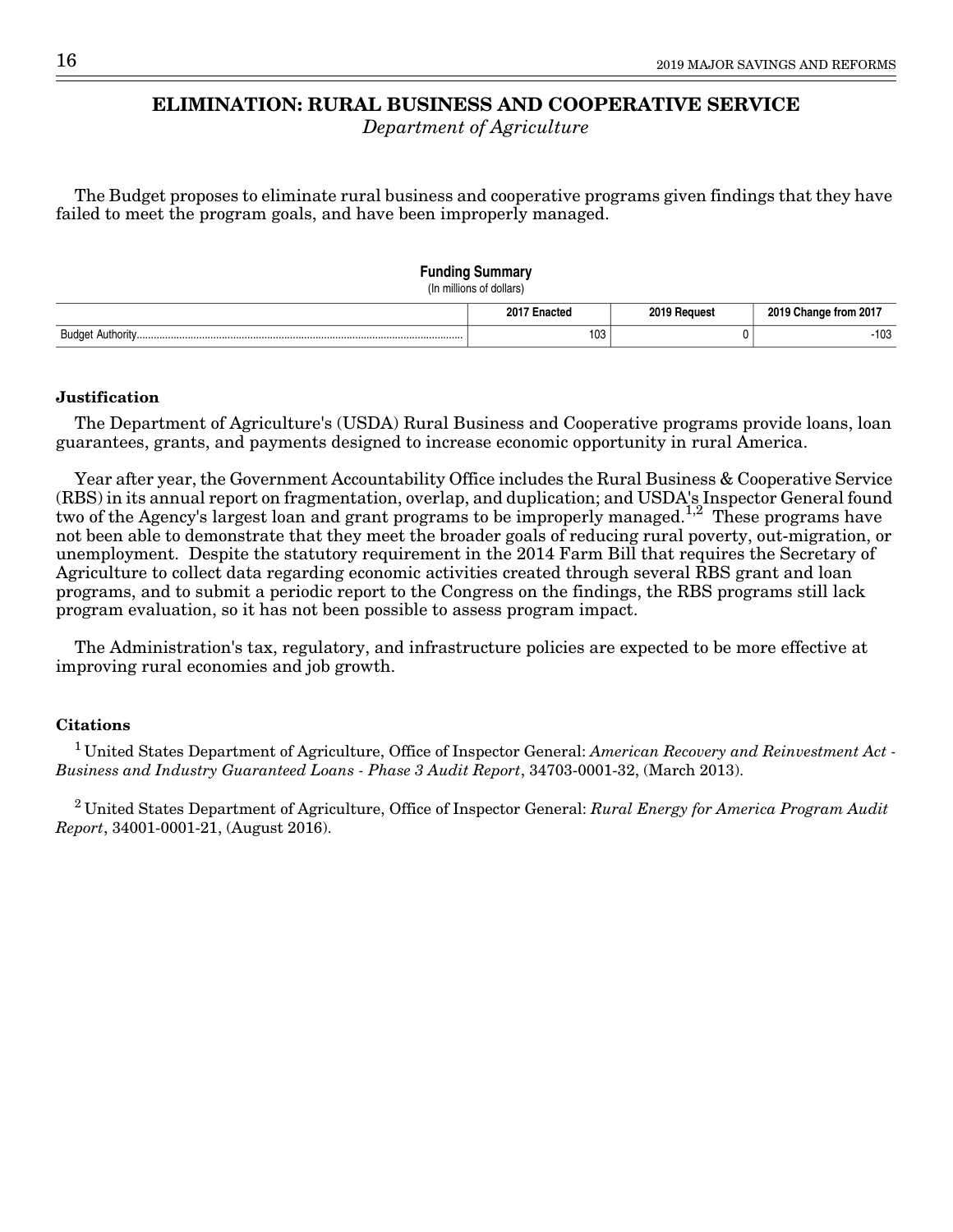# ELIMINATION: RURAL BUSINESS AND COOPERATIVE SERVICE

*Department of Agriculture*

The Budget proposes to eliminate rural business and cooperative programs given findings that they have failed to meet the program goals, and have been improperly managed.

**Funding Summary**
(In millions of dollars)

| | 2017 Enacted | 2019 Request | 2019 Change from 2017 |
|---|---|---|---|
| Budget Authority | 103 | 0 | -103 |

### Justification

The Department of Agriculture's (USDA) Rural Business and Cooperative programs provide loans, loan guarantees, grants, and payments designed to increase economic opportunity in rural America.

Year after year, the Government Accountability Office includes the Rural Business & Cooperative Service (RBS) in its annual report on fragmentation, overlap, and duplication; and USDA's Inspector General found two of the Agency's largest loan and grant programs to be improperly managed.[1,2] These programs have not been able to demonstrate that they meet the broader goals of reducing rural poverty, out-migration, or unemployment. Despite the statutory requirement in the 2014 Farm Bill that requires the Secretary of Agriculture to collect data regarding economic activities created through several RBS grant and loan programs, and to submit a periodic report to the Congress on the findings, the RBS programs still lack program evaluation, so it has not been possible to assess program impact.

The Administration's tax, regulatory, and infrastructure policies are expected to be more effective at improving rural economies and job growth.

### Citations

[1] United States Department of Agriculture, Office of Inspector General: *American Recovery and Reinvestment Act - Business and Industry Guaranteed Loans - Phase 3 Audit Report*, 34703-0001-32, (March 2013).

[2] United States Department of Agriculture, Office of Inspector General: *Rural Energy for America Program Audit Report*, 34001-0001-21, (August 2016).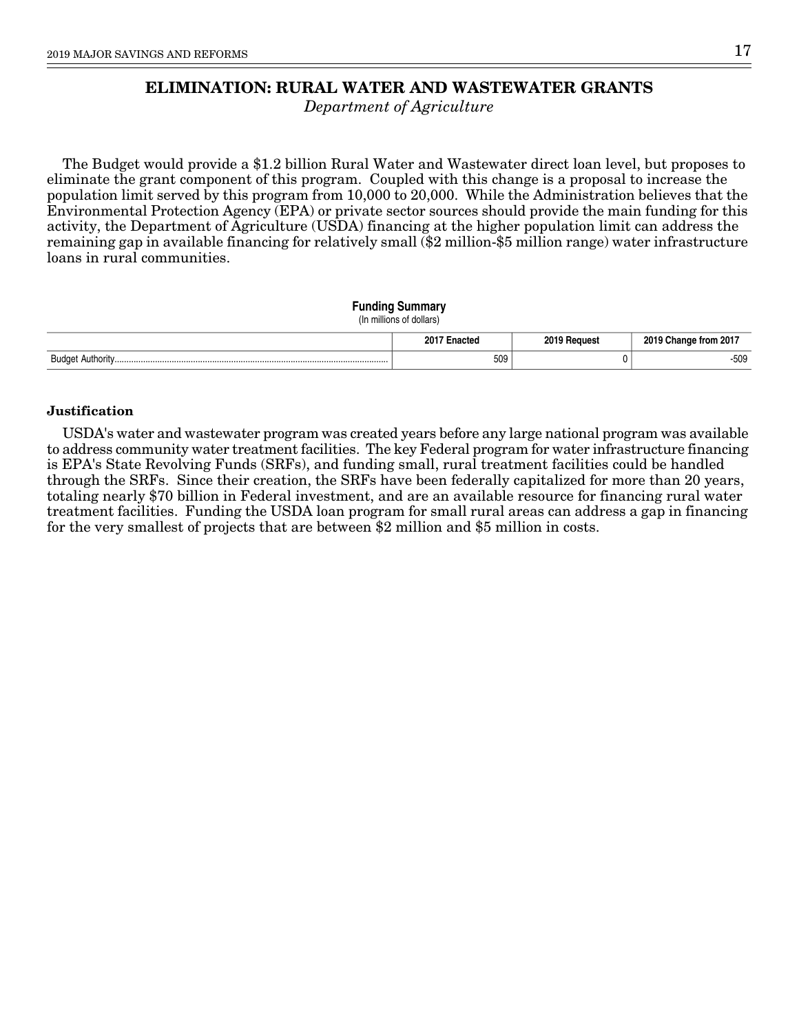# ELIMINATION: RURAL WATER AND WASTEWATER GRANTS

*Department of Agriculture*

The Budget would provide a $1.2 billion Rural Water and Wastewater direct loan level, but proposes to eliminate the grant component of this program. Coupled with this change is a proposal to increase the population limit served by this program from 10,000 to 20,000. While the Administration believes that the Environmental Protection Agency (EPA) or private sector sources should provide the main funding for this activity, the Department of Agriculture (USDA) financing at the higher population limit can address the remaining gap in available financing for relatively small ($2 million-$5 million range) water infrastructure loans in rural communities.

**Funding Summary**
(In millions of dollars)

| | 2017 Enacted | 2019 Request | 2019 Change from 2017 |
|---|---|---|---|
| Budget Authority | 509 | 0 | -509 |

### Justification

USDA's water and wastewater program was created years before any large national program was available to address community water treatment facilities. The key Federal program for water infrastructure financing is EPA's State Revolving Funds (SRFs), and funding small, rural treatment facilities could be handled through the SRFs. Since their creation, the SRFs have been federally capitalized for more than 20 years, totaling nearly $70 billion in Federal investment, and are an available resource for financing rural water treatment facilities. Funding the USDA loan program for small rural areas can address a gap in financing for the very smallest of projects that are between $2 million and $5 million in costs.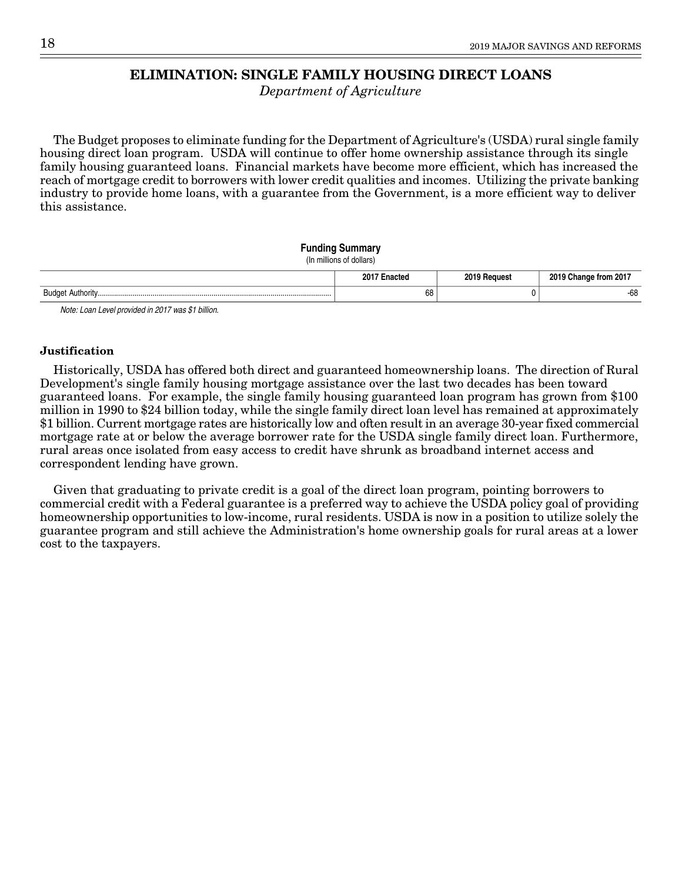# ELIMINATION: SINGLE FAMILY HOUSING DIRECT LOANS

*Department of Agriculture*

The Budget proposes to eliminate funding for the Department of Agriculture's (USDA) rural single family housing direct loan program. USDA will continue to offer home ownership assistance through its single family housing guaranteed loans. Financial markets have become more efficient, which has increased the reach of mortgage credit to borrowers with lower credit qualities and incomes. Utilizing the private banking industry to provide home loans, with a guarantee from the Government, is a more efficient way to deliver this assistance.

**Funding Summary**
(In millions of dollars)

| | 2017 Enacted | 2019 Request | 2019 Change from 2017 |
|---|---|---|---|
| Budget Authority | 68 | 0 | -68 |

*Note: Loan Level provided in 2017 was $1 billion.*

### Justification

Historically, USDA has offered both direct and guaranteed homeownership loans. The direction of Rural Development's single family housing mortgage assistance over the last two decades has been toward guaranteed loans. For example, the single family housing guaranteed loan program has grown from $100 million in 1990 to $24 billion today, while the single family direct loan level has remained at approximately $1 billion. Current mortgage rates are historically low and often result in an average 30-year fixed commercial mortgage rate at or below the average borrower rate for the USDA single family direct loan. Furthermore, rural areas once isolated from easy access to credit have shrunk as broadband internet access and correspondent lending have grown.

Given that graduating to private credit is a goal of the direct loan program, pointing borrowers to commercial credit with a Federal guarantee is a preferred way to achieve the USDA policy goal of providing homeownership opportunities to low-income, rural residents. USDA is now in a position to utilize solely the guarantee program and still achieve the Administration's home ownership goals for rural areas at a lower cost to the taxpayers.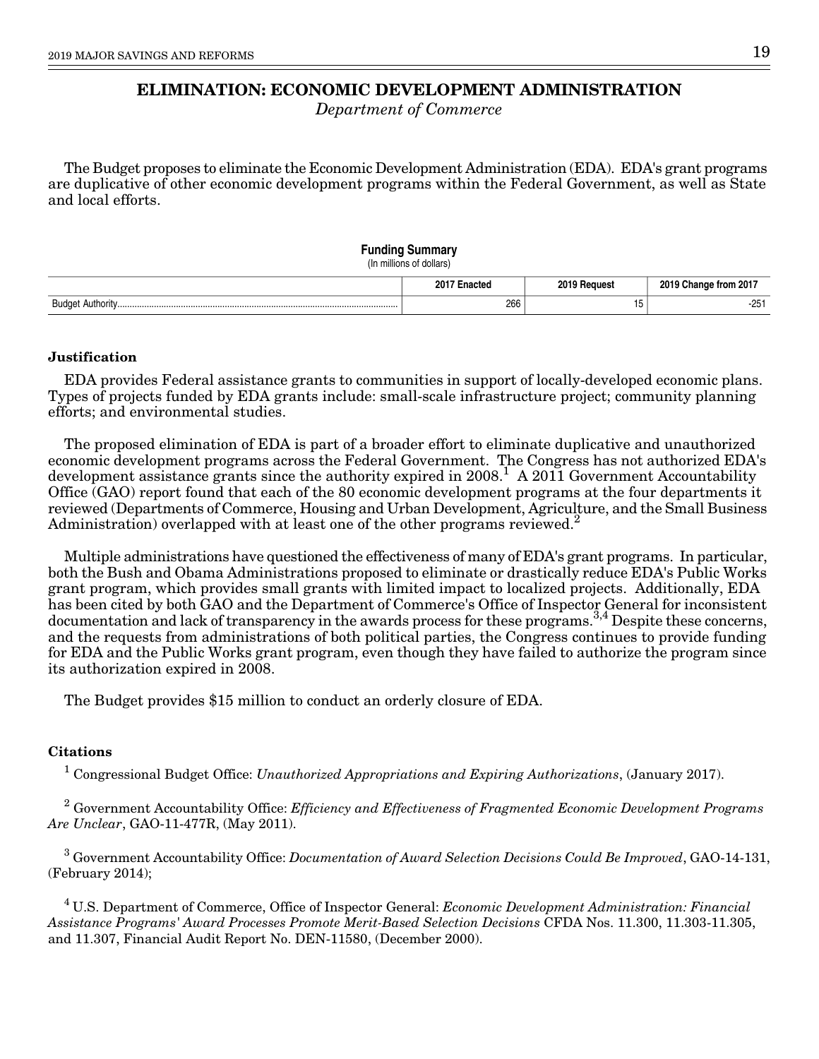# ELIMINATION: ECONOMIC DEVELOPMENT ADMINISTRATION

*Department of Commerce*

The Budget proposes to eliminate the Economic Development Administration (EDA). EDA's grant programs are duplicative of other economic development programs within the Federal Government, as well as State and local efforts.

**Funding Summary**
(In millions of dollars)

| | 2017 Enacted | 2019 Request | 2019 Change from 2017 |
|---|---|---|---|
| Budget Authority | 266 | 15 | -251 |

### Justification

EDA provides Federal assistance grants to communities in support of locally-developed economic plans. Types of projects funded by EDA grants include: small-scale infrastructure project; community planning efforts; and environmental studies.

The proposed elimination of EDA is part of a broader effort to eliminate duplicative and unauthorized economic development programs across the Federal Government. The Congress has not authorized EDA's development assistance grants since the authority expired in 2008.[1] A 2011 Government Accountability Office (GAO) report found that each of the 80 economic development programs at the four departments it reviewed (Departments of Commerce, Housing and Urban Development, Agriculture, and the Small Business Administration) overlapped with at least one of the other programs reviewed.[2]

Multiple administrations have questioned the effectiveness of many of EDA's grant programs. In particular, both the Bush and Obama Administrations proposed to eliminate or drastically reduce EDA's Public Works grant program, which provides small grants with limited impact to localized projects. Additionally, EDA has been cited by both GAO and the Department of Commerce's Office of Inspector General for inconsistent documentation and lack of transparency in the awards process for these programs.[3,4] Despite these concerns, and the requests from administrations of both political parties, the Congress continues to provide funding for EDA and the Public Works grant program, even though they have failed to authorize the program since its authorization expired in 2008.

The Budget provides $15 million to conduct an orderly closure of EDA.

### Citations

[1] Congressional Budget Office: *Unauthorized Appropriations and Expiring Authorizations*, (January 2017).

[2] Government Accountability Office: *Efficiency and Effectiveness of Fragmented Economic Development Programs Are Unclear*, GAO-11-477R, (May 2011).

[3] Government Accountability Office: *Documentation of Award Selection Decisions Could Be Improved*, GAO-14-131, (February 2014);

[4] U.S. Department of Commerce, Office of Inspector General: *Economic Development Administration: Financial Assistance Programs' Award Processes Promote Merit-Based Selection Decisions* CFDA Nos. 11.300, 11.303-11.305, and 11.307, Financial Audit Report No. DEN-11580, (December 2000).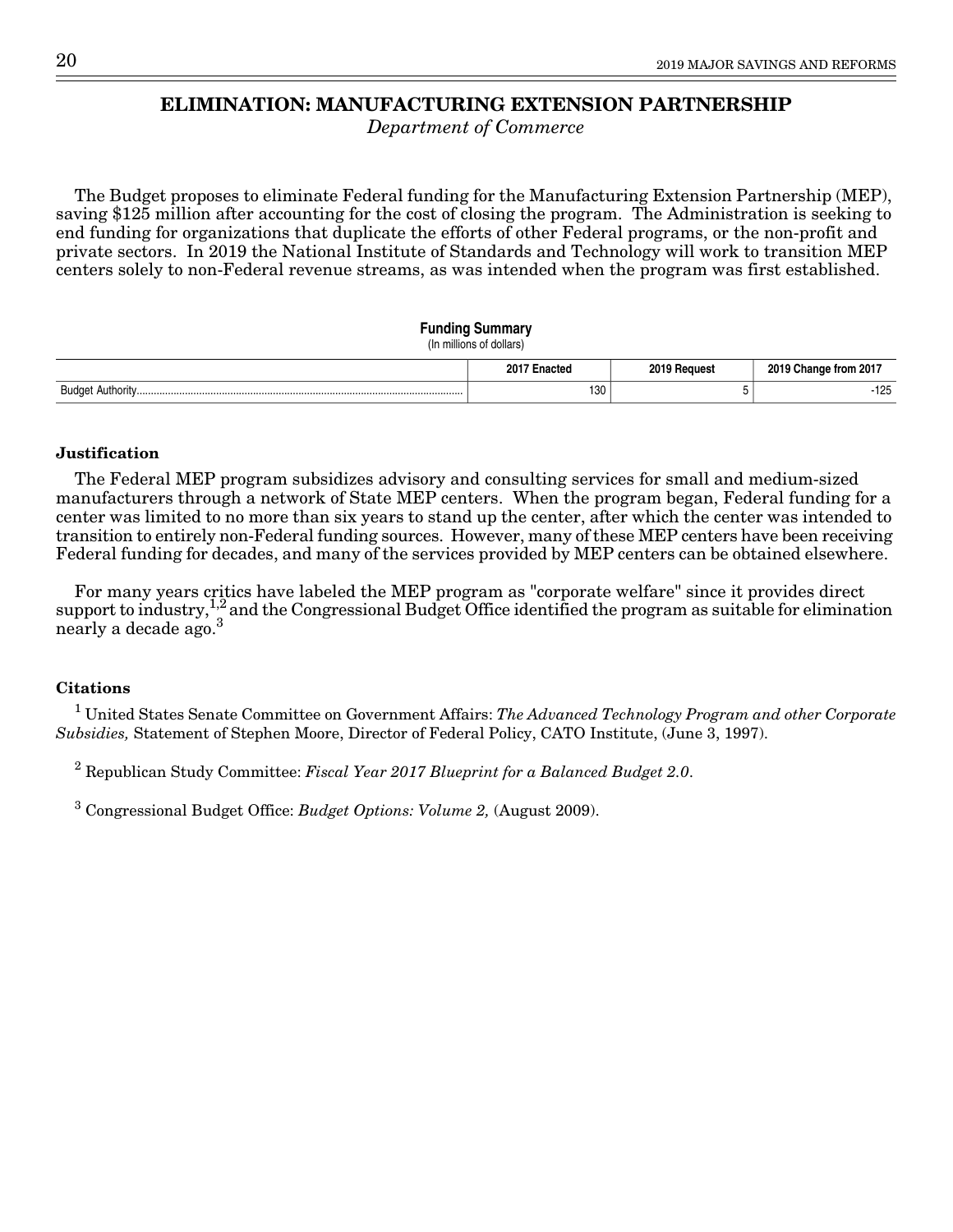# ELIMINATION: MANUFACTURING EXTENSION PARTNERSHIP

*Department of Commerce*

The Budget proposes to eliminate Federal funding for the Manufacturing Extension Partnership (MEP), saving $125 million after accounting for the cost of closing the program. The Administration is seeking to end funding for organizations that duplicate the efforts of other Federal programs, or the non-profit and private sectors. In 2019 the National Institute of Standards and Technology will work to transition MEP centers solely to non-Federal revenue streams, as was intended when the program was first established.

**Funding Summary**
(In millions of dollars)

| | 2017 Enacted | 2019 Request | 2019 Change from 2017 |
|---|---|---|---|
| Budget Authority | 130 | 5 | -125 |

### Justification

The Federal MEP program subsidizes advisory and consulting services for small and medium-sized manufacturers through a network of State MEP centers. When the program began, Federal funding for a center was limited to no more than six years to stand up the center, after which the center was intended to transition to entirely non-Federal funding sources. However, many of these MEP centers have been receiving Federal funding for decades, and many of the services provided by MEP centers can be obtained elsewhere.

For many years critics have labeled the MEP program as "corporate welfare" since it provides direct support to industry,[1,2] and the Congressional Budget Office identified the program as suitable for elimination nearly a decade ago.[3]

### Citations

[1] United States Senate Committee on Government Affairs: *The Advanced Technology Program and other Corporate Subsidies,* Statement of Stephen Moore, Director of Federal Policy, CATO Institute, (June 3, 1997).

[2] Republican Study Committee: *Fiscal Year 2017 Blueprint for a Balanced Budget 2.0*.

[3] Congressional Budget Office: *Budget Options: Volume 2,* (August 2009).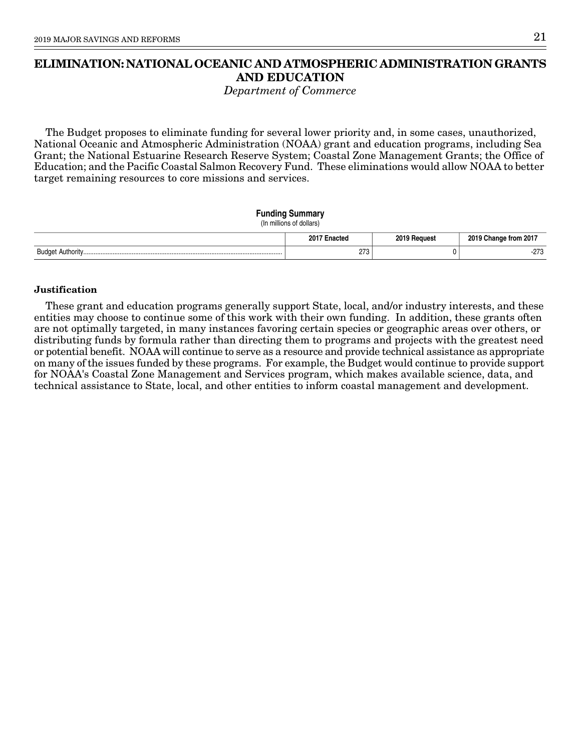# ELIMINATION: NATIONAL OCEANIC AND ATMOSPHERIC ADMINISTRATION GRANTS AND EDUCATION

*Department of Commerce*

The Budget proposes to eliminate funding for several lower priority and, in some cases, unauthorized, National Oceanic and Atmospheric Administration (NOAA) grant and education programs, including Sea Grant; the National Estuarine Research Reserve System; Coastal Zone Management Grants; the Office of Education; and the Pacific Coastal Salmon Recovery Fund. These eliminations would allow NOAA to better target remaining resources to core missions and services.

**Funding Summary**
(In millions of dollars)

| | 2017 Enacted | 2019 Request | 2019 Change from 2017 |
|---|---|---|---|
| Budget Authority | 273 | 0 | -273 |

### Justification

These grant and education programs generally support State, local, and/or industry interests, and these entities may choose to continue some of this work with their own funding. In addition, these grants often are not optimally targeted, in many instances favoring certain species or geographic areas over others, or distributing funds by formula rather than directing them to programs and projects with the greatest need or potential benefit. NOAA will continue to serve as a resource and provide technical assistance as appropriate on many of the issues funded by these programs. For example, the Budget would continue to provide support for NOAA's Coastal Zone Management and Services program, which makes available science, data, and technical assistance to State, local, and other entities to inform coastal management and development.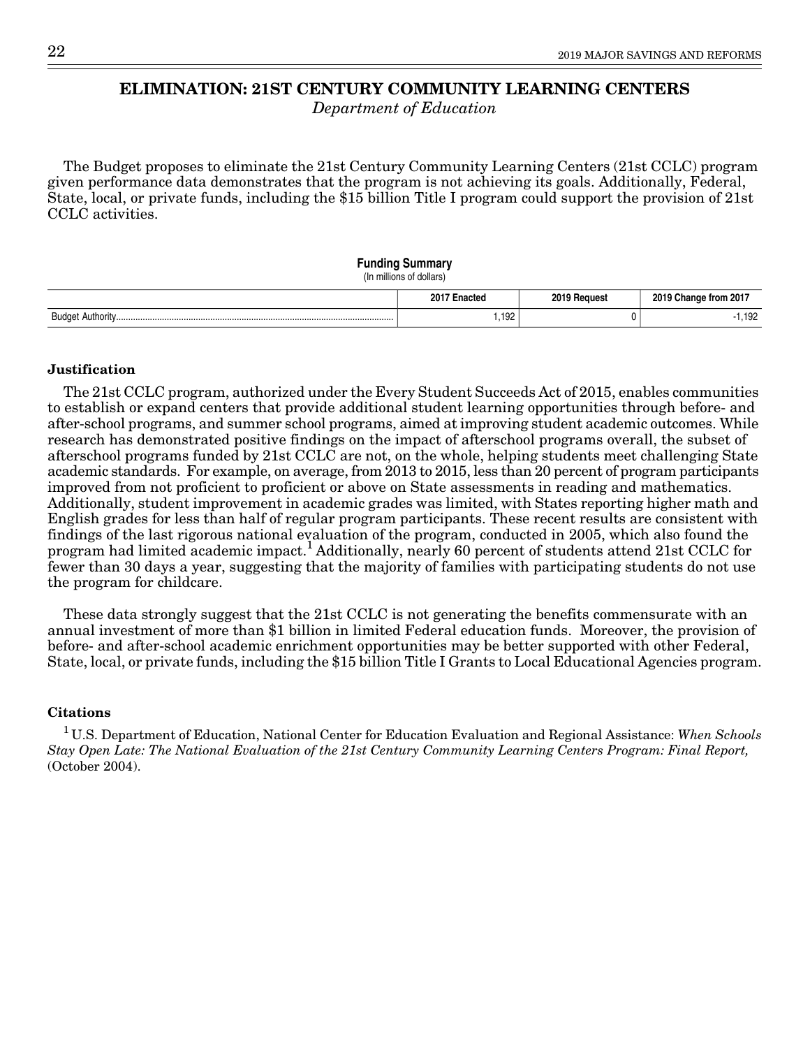# ELIMINATION: 21ST CENTURY COMMUNITY LEARNING CENTERS

*Department of Education*

The Budget proposes to eliminate the 21st Century Community Learning Centers (21st CCLC) program given performance data demonstrates that the program is not achieving its goals. Additionally, Federal, State, local, or private funds, including the $15 billion Title I program could support the provision of 21st CCLC activities.

**Funding Summary**
(In millions of dollars)

| | 2017 Enacted | 2019 Request | 2019 Change from 2017 |
|---|---|---|---|
| Budget Authority | 1,192 | 0 | -1,192 |

### Justification

The 21st CCLC program, authorized under the Every Student Succeeds Act of 2015, enables communities to establish or expand centers that provide additional student learning opportunities through before- and after-school programs, and summer school programs, aimed at improving student academic outcomes. While research has demonstrated positive findings on the impact of afterschool programs overall, the subset of afterschool programs funded by 21st CCLC are not, on the whole, helping students meet challenging State academic standards. For example, on average, from 2013 to 2015, less than 20 percent of program participants improved from not proficient to proficient or above on State assessments in reading and mathematics. Additionally, student improvement in academic grades was limited, with States reporting higher math and English grades for less than half of regular program participants. These recent results are consistent with findings of the last rigorous national evaluation of the program, conducted in 2005, which also found the program had limited academic impact.[1] Additionally, nearly 60 percent of students attend 21st CCLC for fewer than 30 days a year, suggesting that the majority of families with participating students do not use the program for childcare.

These data strongly suggest that the 21st CCLC is not generating the benefits commensurate with an annual investment of more than $1 billion in limited Federal education funds. Moreover, the provision of before- and after-school academic enrichment opportunities may be better supported with other Federal, State, local, or private funds, including the $15 billion Title I Grants to Local Educational Agencies program.

### Citations

[1] U.S. Department of Education, National Center for Education Evaluation and Regional Assistance: *When Schools Stay Open Late: The National Evaluation of the 21st Century Community Learning Centers Program: Final Report,* (October 2004).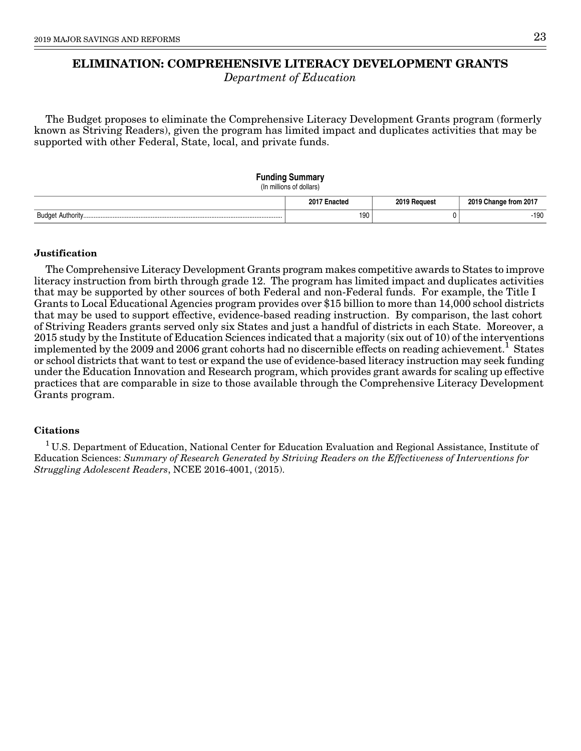# ELIMINATION: COMPREHENSIVE LITERACY DEVELOPMENT GRANTS

*Department of Education*

The Budget proposes to eliminate the Comprehensive Literacy Development Grants program (formerly known as Striving Readers), given the program has limited impact and duplicates activities that may be supported with other Federal, State, local, and private funds.

**Funding Summary**
(In millions of dollars)

| | 2017 Enacted | 2019 Request | 2019 Change from 2017 |
|---|---|---|---|
| Budget Authority | 190 | 0 | -190 |

### Justification

The Comprehensive Literacy Development Grants program makes competitive awards to States to improve literacy instruction from birth through grade 12. The program has limited impact and duplicates activities that may be supported by other sources of both Federal and non-Federal funds. For example, the Title I Grants to Local Educational Agencies program provides over $15 billion to more than 14,000 school districts that may be used to support effective, evidence-based reading instruction. By comparison, the last cohort of Striving Readers grants served only six States and just a handful of districts in each State. Moreover, a 2015 study by the Institute of Education Sciences indicated that a majority (six out of 10) of the interventions implemented by the 2009 and 2006 grant cohorts had no discernible effects on reading achievement.[1] States or school districts that want to test or expand the use of evidence-based literacy instruction may seek funding under the Education Innovation and Research program, which provides grant awards for scaling up effective practices that are comparable in size to those available through the Comprehensive Literacy Development Grants program.

### Citations

[1] U.S. Department of Education, National Center for Education Evaluation and Regional Assistance, Institute of Education Sciences: *Summary of Research Generated by Striving Readers on the Effectiveness of Interventions for Struggling Adolescent Readers*, NCEE 2016-4001, (2015).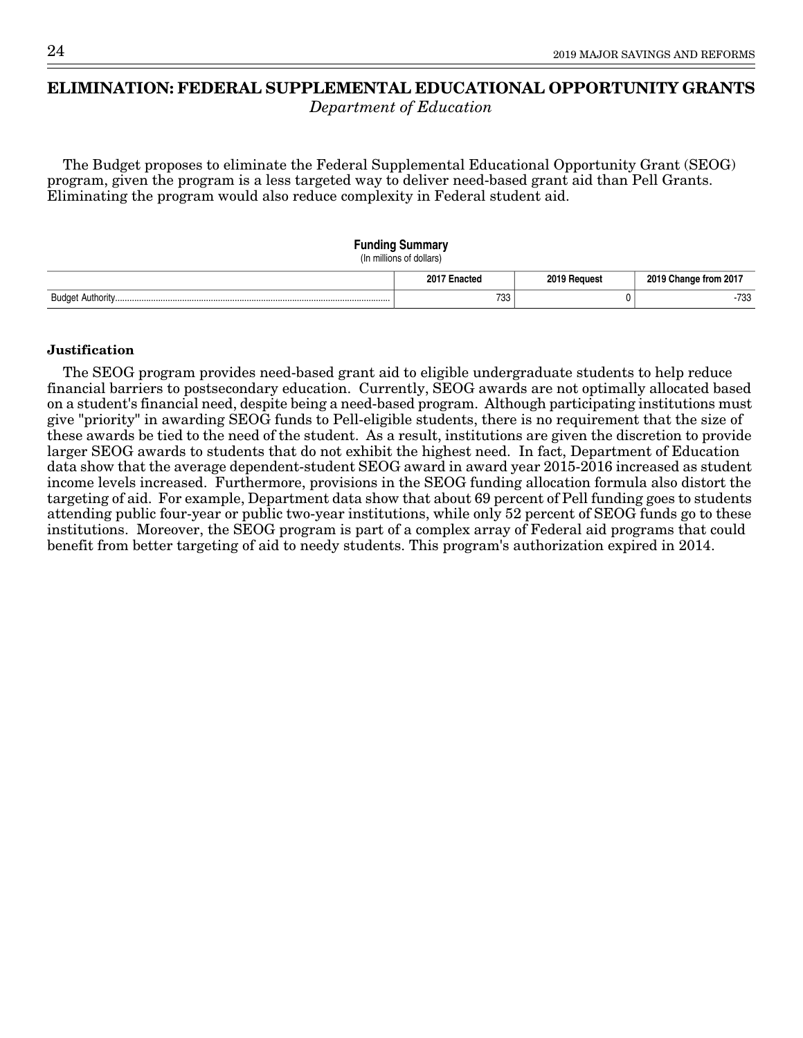# ELIMINATION: FEDERAL SUPPLEMENTAL EDUCATIONAL OPPORTUNITY GRANTS

*Department of Education*

The Budget proposes to eliminate the Federal Supplemental Educational Opportunity Grant (SEOG) program, given the program is a less targeted way to deliver need-based grant aid than Pell Grants. Eliminating the program would also reduce complexity in Federal student aid.

**Funding Summary**
(In millions of dollars)

| | 2017 Enacted | 2019 Request | 2019 Change from 2017 |
|---|---|---|---|
| Budget Authority | 733 | 0 | -733 |

**Justification**

The SEOG program provides need-based grant aid to eligible undergraduate students to help reduce financial barriers to postsecondary education. Currently, SEOG awards are not optimally allocated based on a student's financial need, despite being a need-based program. Although participating institutions must give "priority" in awarding SEOG funds to Pell-eligible students, there is no requirement that the size of these awards be tied to the need of the student. As a result, institutions are given the discretion to provide larger SEOG awards to students that do not exhibit the highest need. In fact, Department of Education data show that the average dependent-student SEOG award in award year 2015-2016 increased as student income levels increased. Furthermore, provisions in the SEOG funding allocation formula also distort the targeting of aid. For example, Department data show that about 69 percent of Pell funding goes to students attending public four-year or public two-year institutions, while only 52 percent of SEOG funds go to these institutions. Moreover, the SEOG program is part of a complex array of Federal aid programs that could benefit from better targeting of aid to needy students. This program's authorization expired in 2014.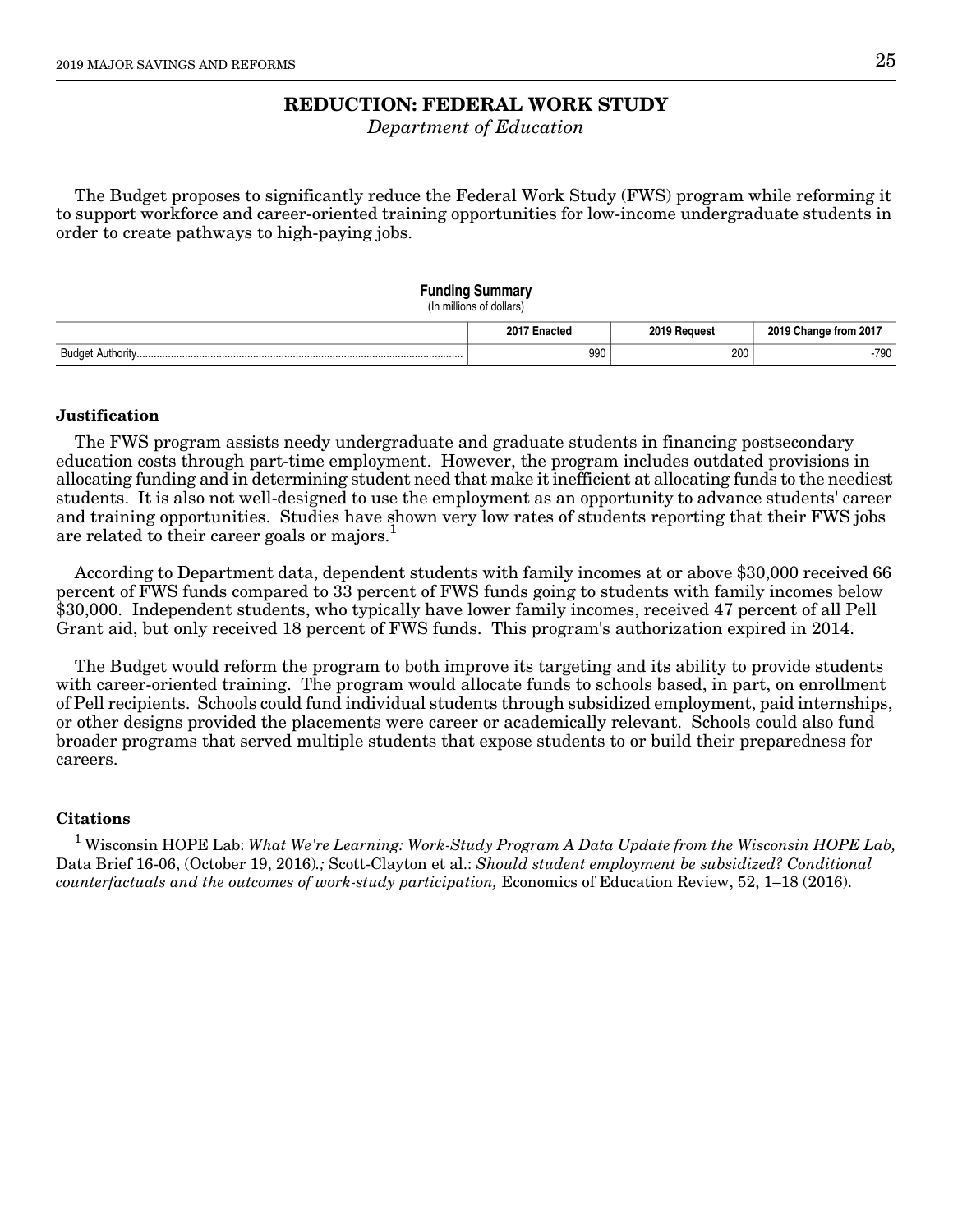# REDUCTION: FEDERAL WORK STUDY

*Department of Education*

The Budget proposes to significantly reduce the Federal Work Study (FWS) program while reforming it to support workforce and career-oriented training opportunities for low-income undergraduate students in order to create pathways to high-paying jobs.

**Funding Summary**
(In millions of dollars)

| | 2017 Enacted | 2019 Request | 2019 Change from 2017 |
|---|---|---|---|
| Budget Authority | 990 | 200 | -790 |

### Justification

The FWS program assists needy undergraduate and graduate students in financing postsecondary education costs through part-time employment. However, the program includes outdated provisions in allocating funding and in determining student need that make it inefficient at allocating funds to the neediest students. It is also not well-designed to use the employment as an opportunity to advance students' career and training opportunities. Studies have shown very low rates of students reporting that their FWS jobs are related to their career goals or majors.[1]

According to Department data, dependent students with family incomes at or above $30,000 received 66 percent of FWS funds compared to 33 percent of FWS funds going to students with family incomes below $30,000. Independent students, who typically have lower family incomes, received 47 percent of all Pell Grant aid, but only received 18 percent of FWS funds. This program's authorization expired in 2014.

The Budget would reform the program to both improve its targeting and its ability to provide students with career-oriented training. The program would allocate funds to schools based, in part, on enrollment of Pell recipients. Schools could fund individual students through subsidized employment, paid internships, or other designs provided the placements were career or academically relevant. Schools could also fund broader programs that served multiple students that expose students to or build their preparedness for careers.

### Citations

[1] Wisconsin HOPE Lab: *What We're Learning: Work-Study Program A Data Update from the Wisconsin HOPE Lab,* Data Brief 16-06, (October 19, 2016)*.;* Scott-Clayton et al.: *Should student employment be subsidized? Conditional counterfactuals and the outcomes of work-study participation,* Economics of Education Review, 52, 1–18 (2016).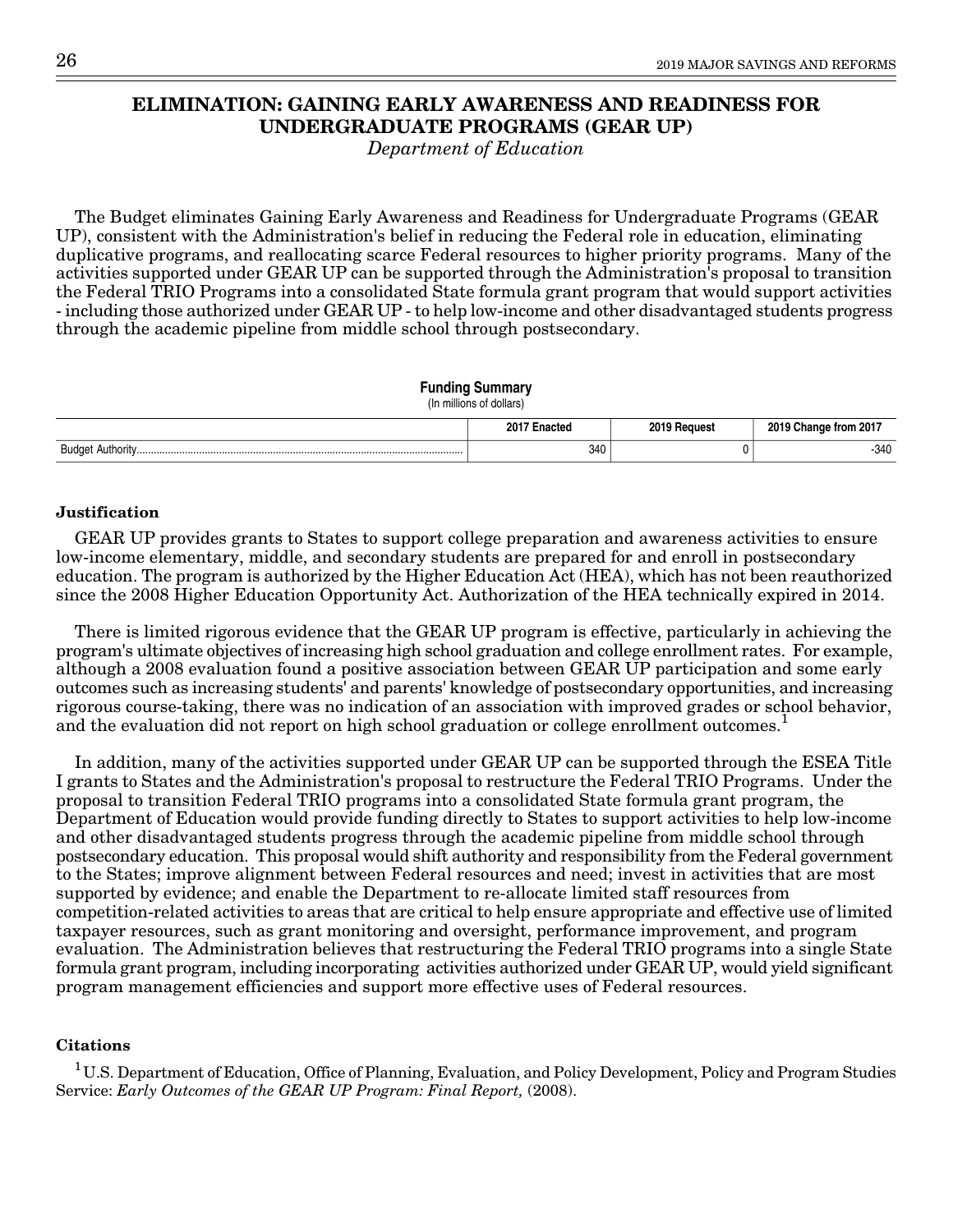# ELIMINATION: GAINING EARLY AWARENESS AND READINESS FOR UNDERGRADUATE PROGRAMS (GEAR UP)

*Department of Education*

The Budget eliminates Gaining Early Awareness and Readiness for Undergraduate Programs (GEAR UP), consistent with the Administration's belief in reducing the Federal role in education, eliminating duplicative programs, and reallocating scarce Federal resources to higher priority programs. Many of the activities supported under GEAR UP can be supported through the Administration's proposal to transition the Federal TRIO Programs into a consolidated State formula grant program that would support activities - including those authorized under GEAR UP - to help low-income and other disadvantaged students progress through the academic pipeline from middle school through postsecondary.

**Funding Summary**
(In millions of dollars)

| | 2017 Enacted | 2019 Request | 2019 Change from 2017 |
|---|---|---|---|
| Budget Authority | 340 | 0 | -340 |

### Justification

GEAR UP provides grants to States to support college preparation and awareness activities to ensure low-income elementary, middle, and secondary students are prepared for and enroll in postsecondary education. The program is authorized by the Higher Education Act (HEA), which has not been reauthorized since the 2008 Higher Education Opportunity Act. Authorization of the HEA technically expired in 2014.

There is limited rigorous evidence that the GEAR UP program is effective, particularly in achieving the program's ultimate objectives of increasing high school graduation and college enrollment rates. For example, although a 2008 evaluation found a positive association between GEAR UP participation and some early outcomes such as increasing students' and parents' knowledge of postsecondary opportunities, and increasing rigorous course-taking, there was no indication of an association with improved grades or school behavior, and the evaluation did not report on high school graduation or college enrollment outcomes.[1]

In addition, many of the activities supported under GEAR UP can be supported through the ESEA Title I grants to States and the Administration's proposal to restructure the Federal TRIO Programs. Under the proposal to transition Federal TRIO programs into a consolidated State formula grant program, the Department of Education would provide funding directly to States to support activities to help low-income and other disadvantaged students progress through the academic pipeline from middle school through postsecondary education. This proposal would shift authority and responsibility from the Federal government to the States; improve alignment between Federal resources and need; invest in activities that are most supported by evidence; and enable the Department to re-allocate limited staff resources from competition-related activities to areas that are critical to help ensure appropriate and effective use of limited taxpayer resources, such as grant monitoring and oversight, performance improvement, and program evaluation. The Administration believes that restructuring the Federal TRIO programs into a single State formula grant program, including incorporating activities authorized under GEAR UP, would yield significant program management efficiencies and support more effective uses of Federal resources.

### Citations

[1] U.S. Department of Education, Office of Planning, Evaluation, and Policy Development, Policy and Program Studies Service: *Early Outcomes of the GEAR UP Program: Final Report,* (2008).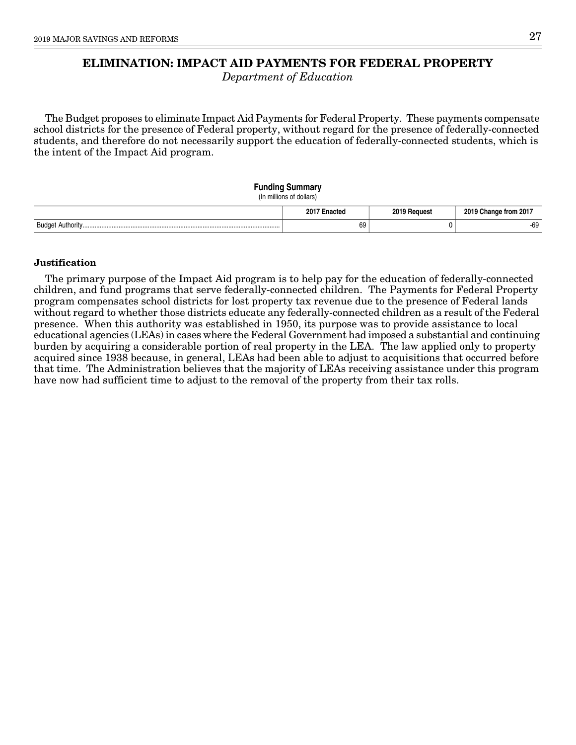# ELIMINATION: IMPACT AID PAYMENTS FOR FEDERAL PROPERTY

*Department of Education*

The Budget proposes to eliminate Impact Aid Payments for Federal Property. These payments compensate school districts for the presence of Federal property, without regard for the presence of federally-connected students, and therefore do not necessarily support the education of federally-connected students, which is the intent of the Impact Aid program.

**Funding Summary**
(In millions of dollars)

| | 2017 Enacted | 2019 Request | 2019 Change from 2017 |
|---|---|---|---|
| Budget Authority | 69 | 0 | -69 |

**Justification**

The primary purpose of the Impact Aid program is to help pay for the education of federally-connected children, and fund programs that serve federally-connected children. The Payments for Federal Property program compensates school districts for lost property tax revenue due to the presence of Federal lands without regard to whether those districts educate any federally-connected children as a result of the Federal presence. When this authority was established in 1950, its purpose was to provide assistance to local educational agencies (LEAs) in cases where the Federal Government had imposed a substantial and continuing burden by acquiring a considerable portion of real property in the LEA. The law applied only to property acquired since 1938 because, in general, LEAs had been able to adjust to acquisitions that occurred before that time. The Administration believes that the majority of LEAs receiving assistance under this program have now had sufficient time to adjust to the removal of the property from their tax rolls.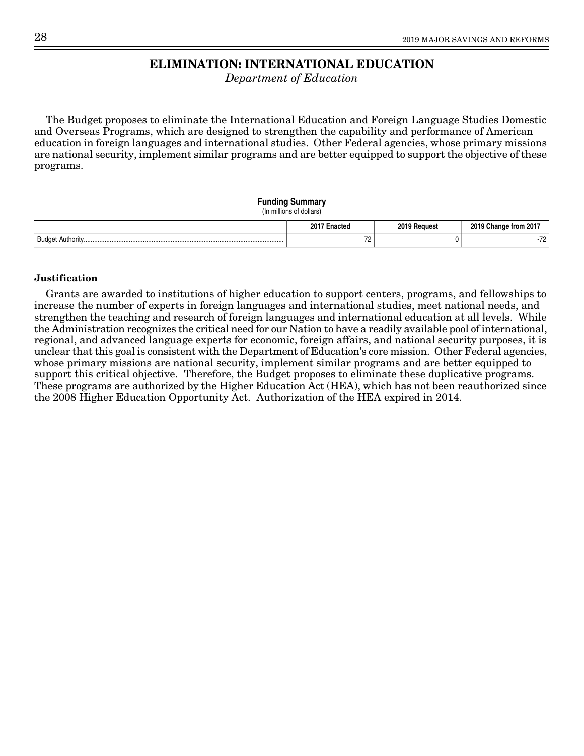# ELIMINATION: INTERNATIONAL EDUCATION

*Department of Education*

The Budget proposes to eliminate the International Education and Foreign Language Studies Domestic and Overseas Programs, which are designed to strengthen the capability and performance of American education in foreign languages and international studies. Other Federal agencies, whose primary missions are national security, implement similar programs and are better equipped to support the objective of these programs.

**Funding Summary**
(In millions of dollars)

| | 2017 Enacted | 2019 Request | 2019 Change from 2017 |
|---|---|---|---|
| Budget Authority | 72 | 0 | -72 |

**Justification**

Grants are awarded to institutions of higher education to support centers, programs, and fellowships to increase the number of experts in foreign languages and international studies, meet national needs, and strengthen the teaching and research of foreign languages and international education at all levels. While the Administration recognizes the critical need for our Nation to have a readily available pool of international, regional, and advanced language experts for economic, foreign affairs, and national security purposes, it is unclear that this goal is consistent with the Department of Education's core mission. Other Federal agencies, whose primary missions are national security, implement similar programs and are better equipped to support this critical objective. Therefore, the Budget proposes to eliminate these duplicative programs. These programs are authorized by the Higher Education Act (HEA), which has not been reauthorized since the 2008 Higher Education Opportunity Act. Authorization of the HEA expired in 2014.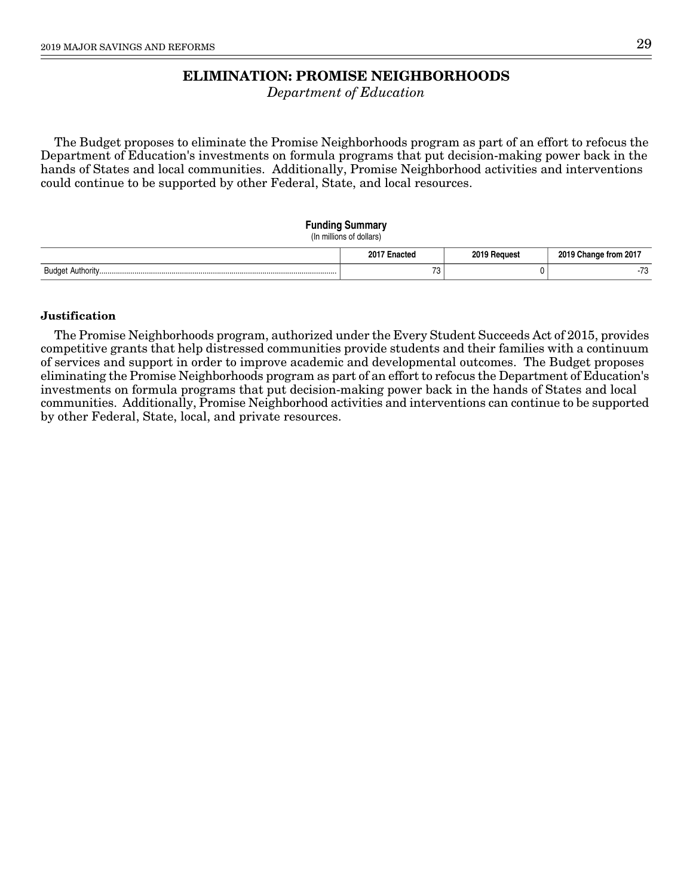# ELIMINATION: PROMISE NEIGHBORHOODS

*Department of Education*

The Budget proposes to eliminate the Promise Neighborhoods program as part of an effort to refocus the Department of Education's investments on formula programs that put decision-making power back in the hands of States and local communities. Additionally, Promise Neighborhood activities and interventions could continue to be supported by other Federal, State, and local resources.

**Funding Summary**
(In millions of dollars)

| | 2017 Enacted | 2019 Request | 2019 Change from 2017 |
|---|---|---|---|
| Budget Authority | 73 | 0 | -73 |

### Justification

The Promise Neighborhoods program, authorized under the Every Student Succeeds Act of 2015, provides competitive grants that help distressed communities provide students and their families with a continuum of services and support in order to improve academic and developmental outcomes. The Budget proposes eliminating the Promise Neighborhoods program as part of an effort to refocus the Department of Education's investments on formula programs that put decision-making power back in the hands of States and local communities. Additionally, Promise Neighborhood activities and interventions can continue to be supported by other Federal, State, local, and private resources.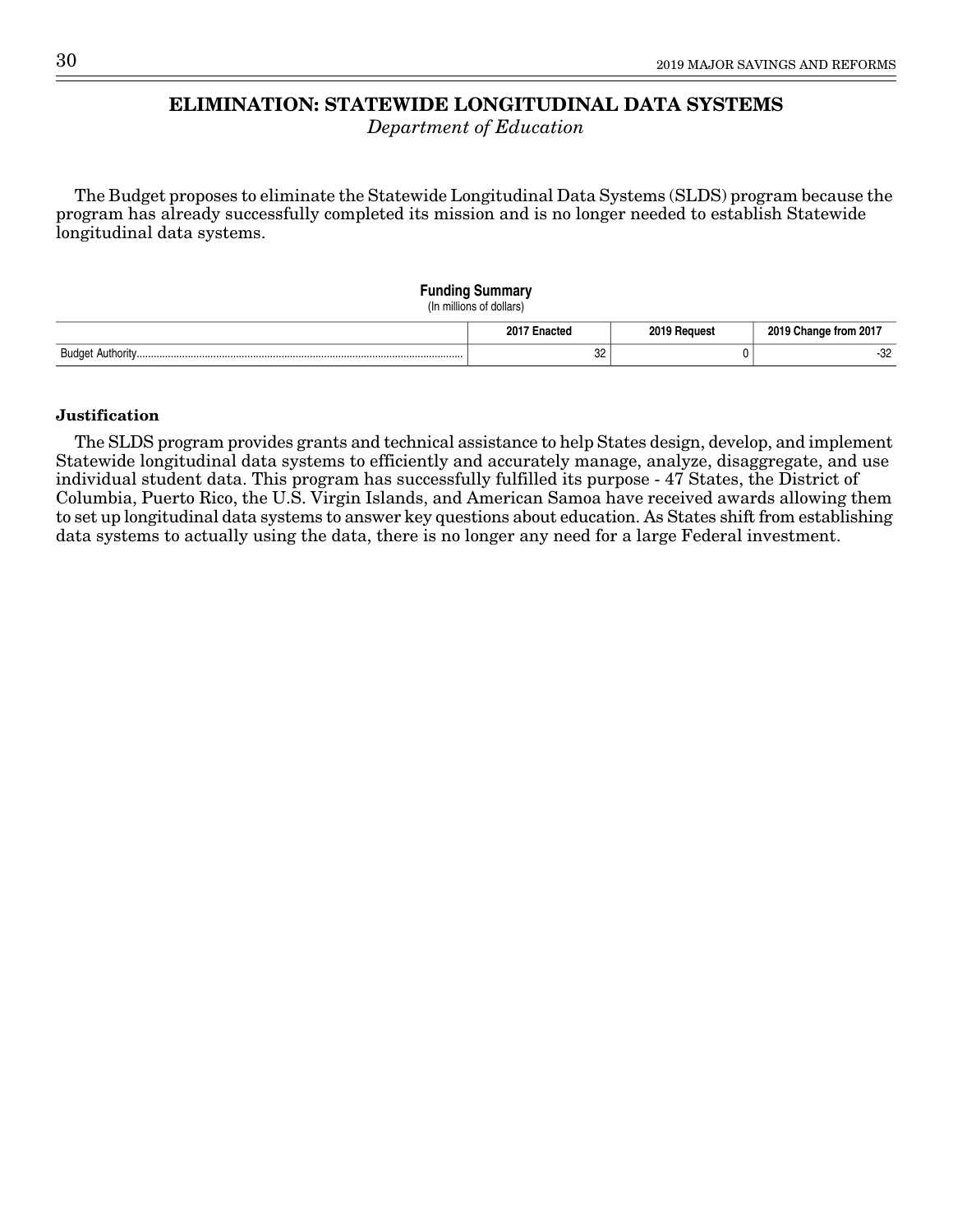# ELIMINATION: STATEWIDE LONGITUDINAL DATA SYSTEMS

*Department of Education*

The Budget proposes to eliminate the Statewide Longitudinal Data Systems (SLDS) program because the program has already successfully completed its mission and is no longer needed to establish Statewide longitudinal data systems.

**Funding Summary**
(In millions of dollars)

| | 2017 Enacted | 2019 Request | 2019 Change from 2017 |
|---|---|---|---|
| Budget Authority | 32 | 0 | -32 |

**Justification**

The SLDS program provides grants and technical assistance to help States design, develop, and implement Statewide longitudinal data systems to efficiently and accurately manage, analyze, disaggregate, and use individual student data. This program has successfully fulfilled its purpose - 47 States, the District of Columbia, Puerto Rico, the U.S. Virgin Islands, and American Samoa have received awards allowing them to set up longitudinal data systems to answer key questions about education. As States shift from establishing data systems to actually using the data, there is no longer any need for a large Federal investment.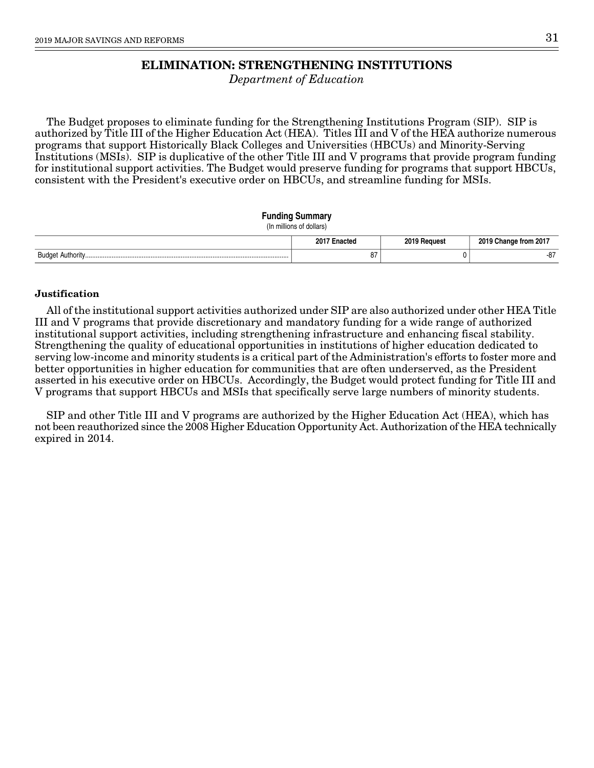# ELIMINATION: STRENGTHENING INSTITUTIONS

*Department of Education*

The Budget proposes to eliminate funding for the Strengthening Institutions Program (SIP). SIP is authorized by Title III of the Higher Education Act (HEA). Titles III and V of the HEA authorize numerous programs that support Historically Black Colleges and Universities (HBCUs) and Minority-Serving Institutions (MSIs). SIP is duplicative of the other Title III and V programs that provide program funding for institutional support activities. The Budget would preserve funding for programs that support HBCUs, consistent with the President's executive order on HBCUs, and streamline funding for MSIs.

**Funding Summary**
(In millions of dollars)

| | 2017 Enacted | 2019 Request | 2019 Change from 2017 |
|---|---|---|---|
| Budget Authority | 87 | 0 | -87 |

**Justification**

All of the institutional support activities authorized under SIP are also authorized under other HEA Title III and V programs that provide discretionary and mandatory funding for a wide range of authorized institutional support activities, including strengthening infrastructure and enhancing fiscal stability. Strengthening the quality of educational opportunities in institutions of higher education dedicated to serving low-income and minority students is a critical part of the Administration's efforts to foster more and better opportunities in higher education for communities that are often underserved, as the President asserted in his executive order on HBCUs. Accordingly, the Budget would protect funding for Title III and V programs that support HBCUs and MSIs that specifically serve large numbers of minority students.

SIP and other Title III and V programs are authorized by the Higher Education Act (HEA), which has not been reauthorized since the 2008 Higher Education Opportunity Act. Authorization of the HEA technically expired in 2014.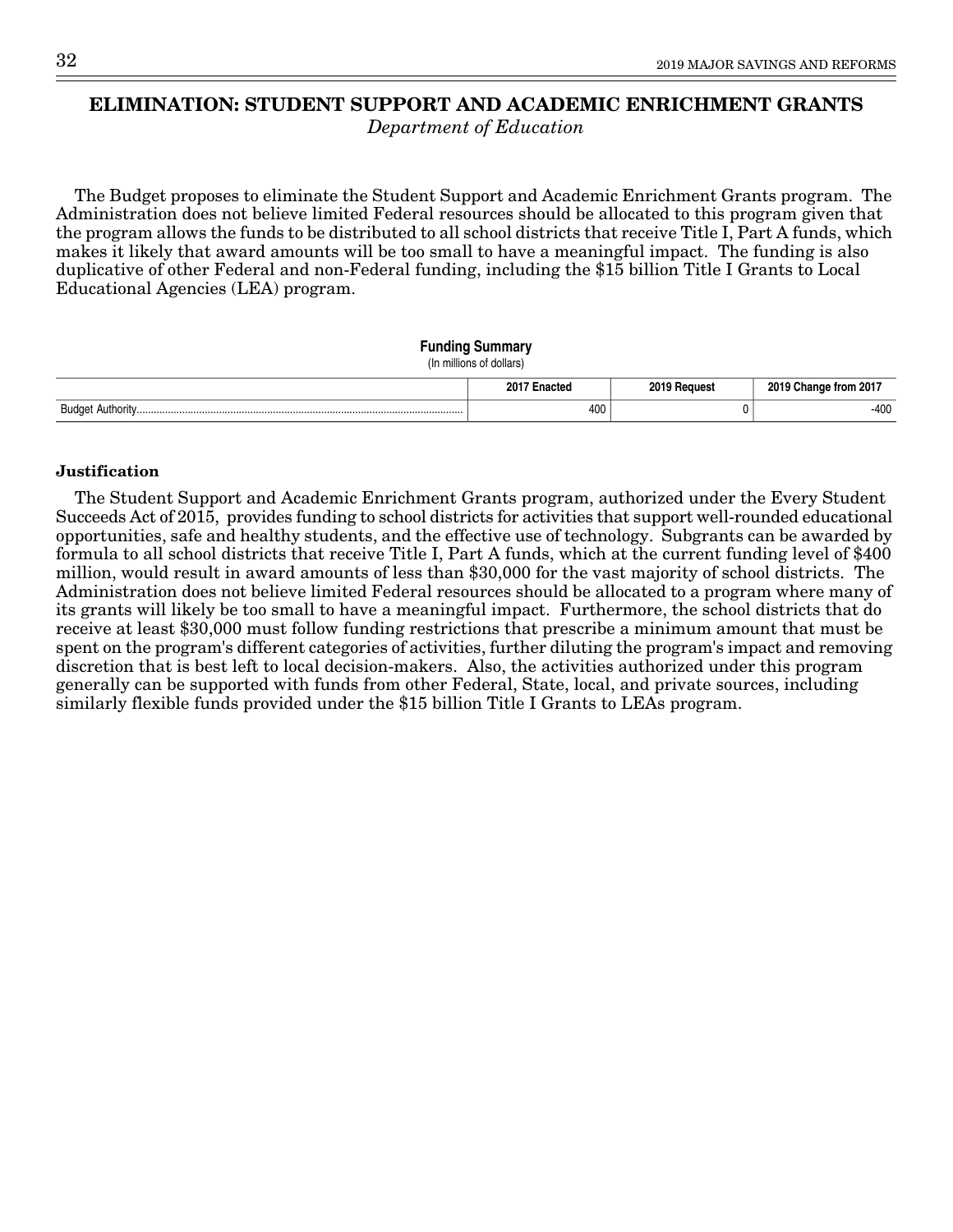# ELIMINATION: STUDENT SUPPORT AND ACADEMIC ENRICHMENT GRANTS

*Department of Education*

The Budget proposes to eliminate the Student Support and Academic Enrichment Grants program. The Administration does not believe limited Federal resources should be allocated to this program given that the program allows the funds to be distributed to all school districts that receive Title I, Part A funds, which makes it likely that award amounts will be too small to have a meaningful impact. The funding is also duplicative of other Federal and non-Federal funding, including the $15 billion Title I Grants to Local Educational Agencies (LEA) program.

**Funding Summary**
(In millions of dollars)

| | 2017 Enacted | 2019 Request | 2019 Change from 2017 |
|---|---|---|---|
| Budget Authority | 400 | 0 | -400 |

**Justification**

The Student Support and Academic Enrichment Grants program, authorized under the Every Student Succeeds Act of 2015, provides funding to school districts for activities that support well-rounded educational opportunities, safe and healthy students, and the effective use of technology. Subgrants can be awarded by formula to all school districts that receive Title I, Part A funds, which at the current funding level of $400 million, would result in award amounts of less than $30,000 for the vast majority of school districts. The Administration does not believe limited Federal resources should be allocated to a program where many of its grants will likely be too small to have a meaningful impact. Furthermore, the school districts that do receive at least $30,000 must follow funding restrictions that prescribe a minimum amount that must be spent on the program's different categories of activities, further diluting the program's impact and removing discretion that is best left to local decision-makers. Also, the activities authorized under this program generally can be supported with funds from other Federal, State, local, and private sources, including similarly flexible funds provided under the $15 billion Title I Grants to LEAs program.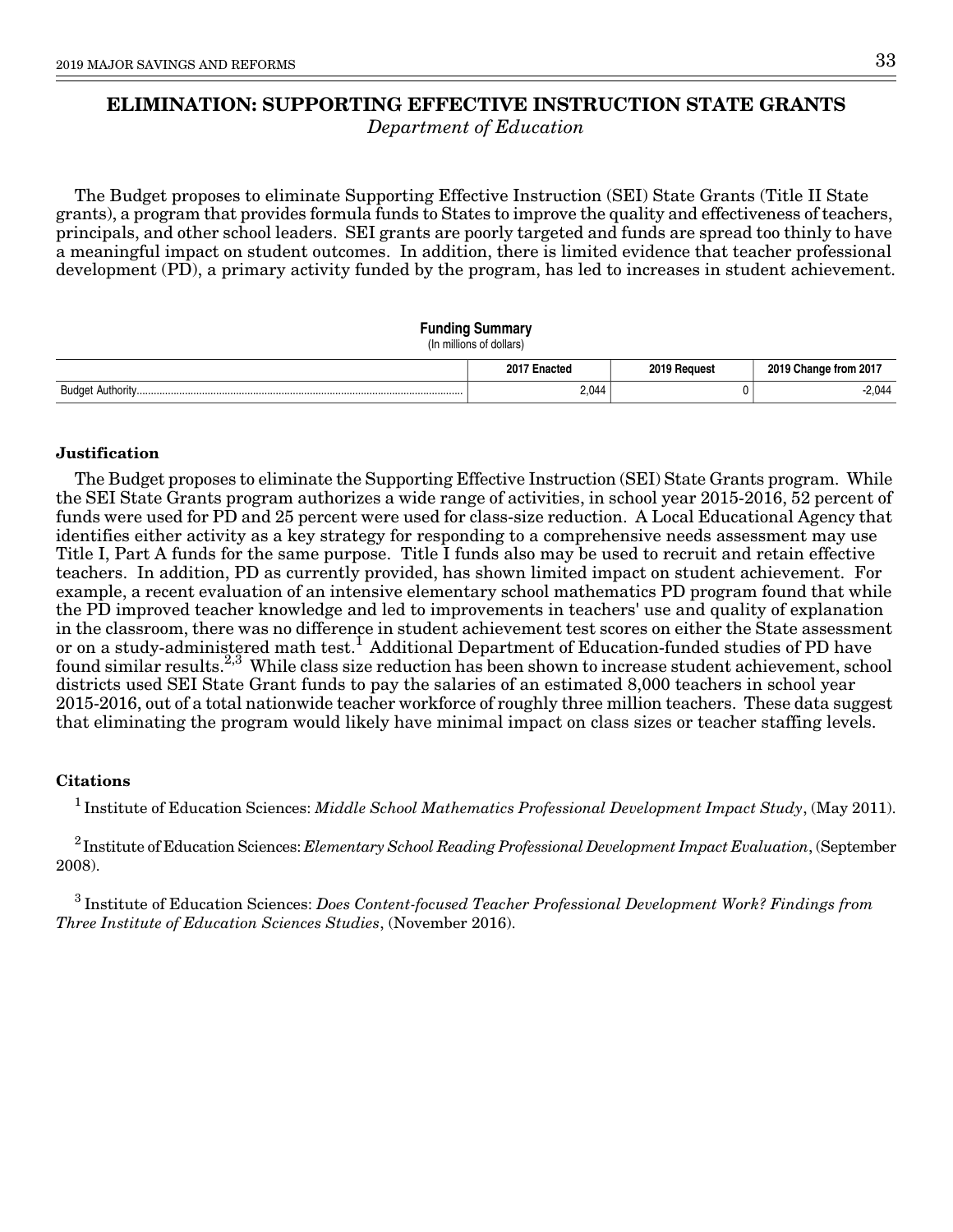# ELIMINATION: SUPPORTING EFFECTIVE INSTRUCTION STATE GRANTS

*Department of Education*

The Budget proposes to eliminate Supporting Effective Instruction (SEI) State Grants (Title II State grants), a program that provides formula funds to States to improve the quality and effectiveness of teachers, principals, and other school leaders. SEI grants are poorly targeted and funds are spread too thinly to have a meaningful impact on student outcomes. In addition, there is limited evidence that teacher professional development (PD), a primary activity funded by the program, has led to increases in student achievement.

**Funding Summary**
(In millions of dollars)

| | 2017 Enacted | 2019 Request | 2019 Change from 2017 |
|---|---|---|---|
| Budget Authority | 2,044 | 0 | -2,044 |

**Justification**

The Budget proposes to eliminate the Supporting Effective Instruction (SEI) State Grants program. While the SEI State Grants program authorizes a wide range of activities, in school year 2015-2016, 52 percent of funds were used for PD and 25 percent were used for class-size reduction. A Local Educational Agency that identifies either activity as a key strategy for responding to a comprehensive needs assessment may use Title I, Part A funds for the same purpose. Title I funds also may be used to recruit and retain effective teachers. In addition, PD as currently provided, has shown limited impact on student achievement. For example, a recent evaluation of an intensive elementary school mathematics PD program found that while the PD improved teacher knowledge and led to improvements in teachers' use and quality of explanation in the classroom, there was no difference in student achievement test scores on either the State assessment or on a study-administered math test.[1] Additional Department of Education-funded studies of PD have found similar results.[2,3] While class size reduction has been shown to increase student achievement, school districts used SEI State Grant funds to pay the salaries of an estimated 8,000 teachers in school year 2015-2016, out of a total nationwide teacher workforce of roughly three million teachers. These data suggest that eliminating the program would likely have minimal impact on class sizes or teacher staffing levels.

**Citations**

[1] Institute of Education Sciences: *Middle School Mathematics Professional Development Impact Study*, (May 2011).

[2] Institute of Education Sciences: *Elementary School Reading Professional Development Impact Evaluation*, (September 2008).

[3] Institute of Education Sciences: *Does Content-focused Teacher Professional Development Work? Findings from Three Institute of Education Sciences Studies*, (November 2016).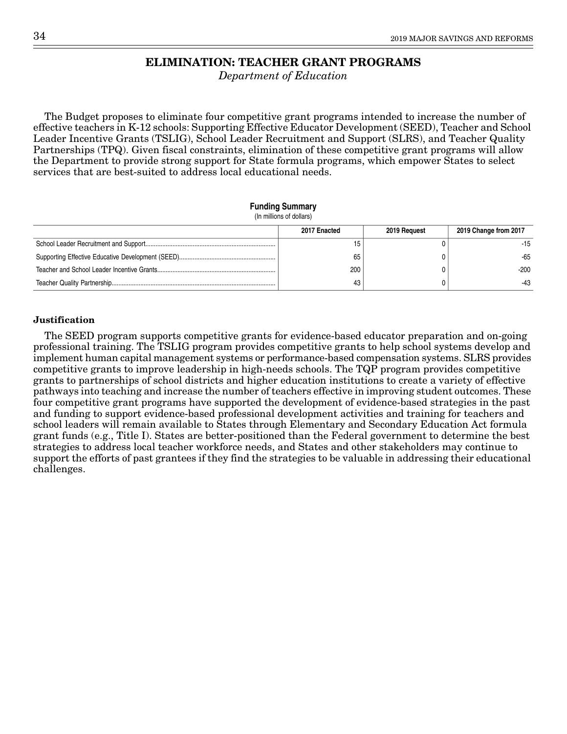# ELIMINATION: TEACHER GRANT PROGRAMS

*Department of Education*

The Budget proposes to eliminate four competitive grant programs intended to increase the number of effective teachers in K-12 schools: Supporting Effective Educator Development (SEED), Teacher and School Leader Incentive Grants (TSLIG), School Leader Recruitment and Support (SLRS), and Teacher Quality Partnerships (TPQ). Given fiscal constraints, elimination of these competitive grant programs will allow the Department to provide strong support for State formula programs, which empower States to select services that are best-suited to address local educational needs.

**Funding Summary**
(In millions of dollars)

| | 2017 Enacted | 2019 Request | 2019 Change from 2017 |
|---|---|---|---|
| School Leader Recruitment and Support | 15 | 0 | -15 |
| Supporting Effective Educative Development (SEED) | 65 | 0 | -65 |
| Teacher and School Leader Incentive Grants | 200 | 0 | -200 |
| Teacher Quality Partnership | 43 | 0 | -43 |

### Justification

The SEED program supports competitive grants for evidence-based educator preparation and on-going professional training. The TSLIG program provides competitive grants to help school systems develop and implement human capital management systems or performance-based compensation systems. SLRS provides competitive grants to improve leadership in high-needs schools. The TQP program provides competitive grants to partnerships of school districts and higher education institutions to create a variety of effective pathways into teaching and increase the number of teachers effective in improving student outcomes. These four competitive grant programs have supported the development of evidence-based strategies in the past and funding to support evidence-based professional development activities and training for teachers and school leaders will remain available to States through Elementary and Secondary Education Act formula grant funds (e.g., Title I). States are better-positioned than the Federal government to determine the best strategies to address local teacher workforce needs, and States and other stakeholders may continue to support the efforts of past grantees if they find the strategies to be valuable in addressing their educational challenges.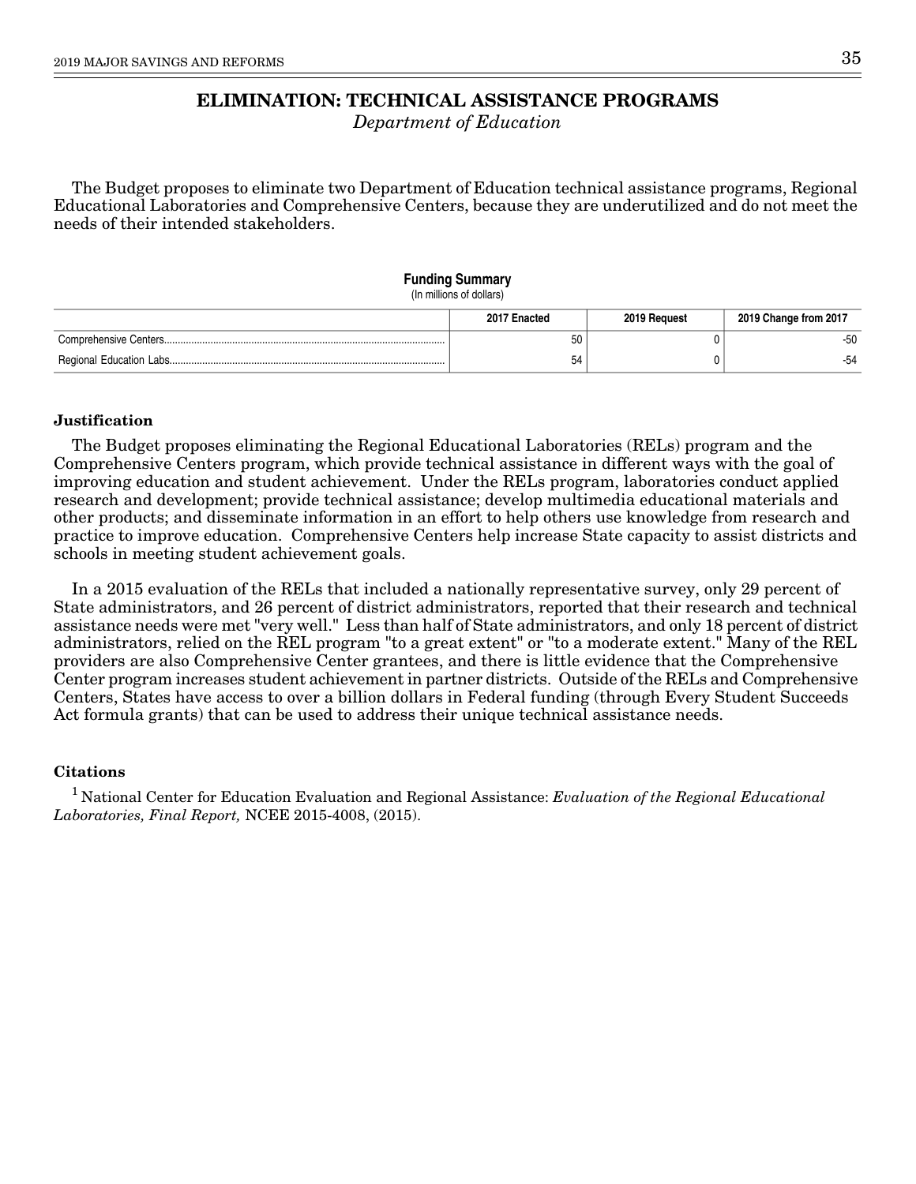# ELIMINATION: TECHNICAL ASSISTANCE PROGRAMS

*Department of Education*

The Budget proposes to eliminate two Department of Education technical assistance programs, Regional Educational Laboratories and Comprehensive Centers, because they are underutilized and do not meet the needs of their intended stakeholders.

**Funding Summary**
(In millions of dollars)

| | 2017 Enacted | 2019 Request | 2019 Change from 2017 |
|---|---|---|---|
| Comprehensive Centers | 50 | 0 | -50 |
| Regional Education Labs | 54 | 0 | -54 |

**Justification**

The Budget proposes eliminating the Regional Educational Laboratories (RELs) program and the Comprehensive Centers program, which provide technical assistance in different ways with the goal of improving education and student achievement. Under the RELs program, laboratories conduct applied research and development; provide technical assistance; develop multimedia educational materials and other products; and disseminate information in an effort to help others use knowledge from research and practice to improve education. Comprehensive Centers help increase State capacity to assist districts and schools in meeting student achievement goals.

In a 2015 evaluation of the RELs that included a nationally representative survey, only 29 percent of State administrators, and 26 percent of district administrators, reported that their research and technical assistance needs were met "very well." Less than half of State administrators, and only 18 percent of district administrators, relied on the REL program "to a great extent" or "to a moderate extent." Many of the REL providers are also Comprehensive Center grantees, and there is little evidence that the Comprehensive Center program increases student achievement in partner districts. Outside of the RELs and Comprehensive Centers, States have access to over a billion dollars in Federal funding (through Every Student Succeeds Act formula grants) that can be used to address their unique technical assistance needs.

**Citations**

[1] National Center for Education Evaluation and Regional Assistance: *Evaluation of the Regional Educational Laboratories, Final Report,* NCEE 2015-4008, (2015).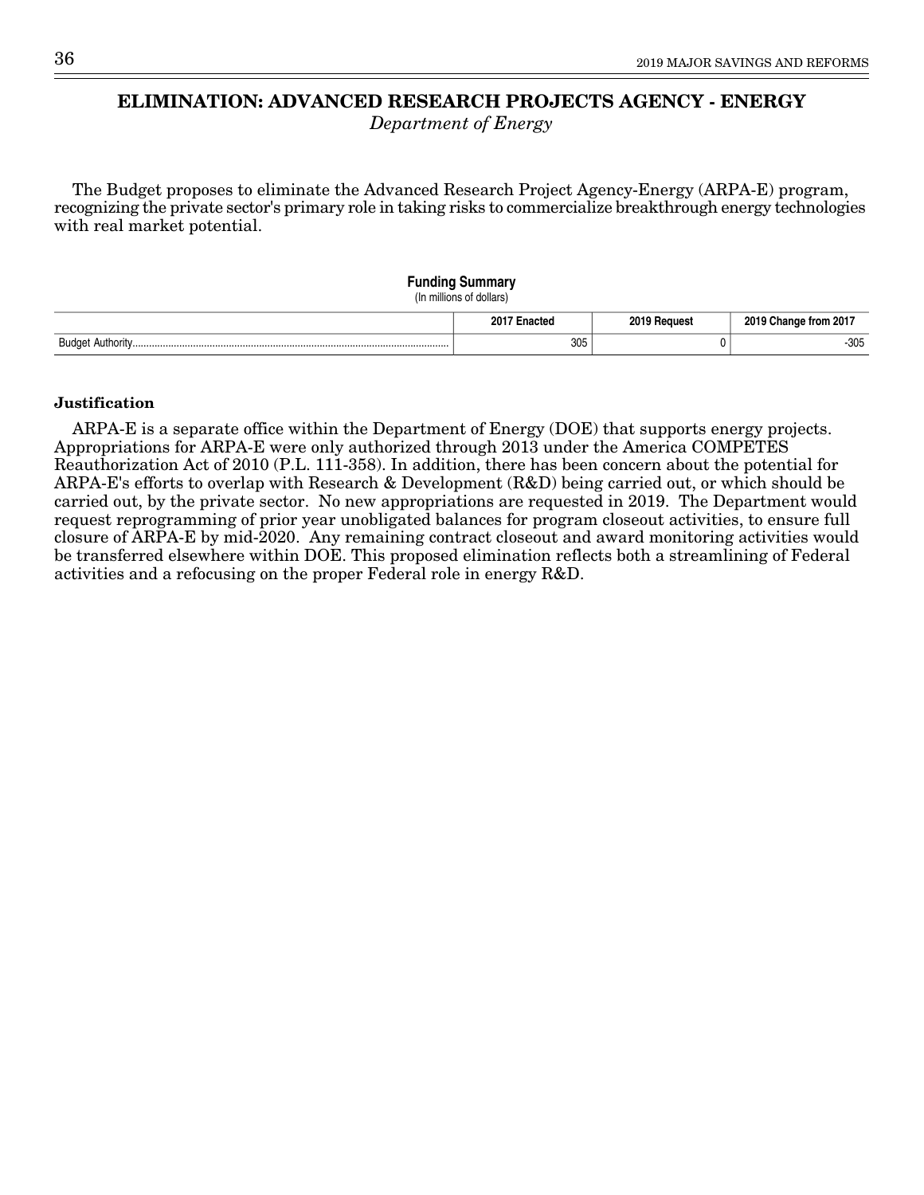# ELIMINATION: ADVANCED RESEARCH PROJECTS AGENCY - ENERGY

*Department of Energy*

The Budget proposes to eliminate the Advanced Research Project Agency-Energy (ARPA-E) program, recognizing the private sector's primary role in taking risks to commercialize breakthrough energy technologies with real market potential.

**Funding Summary**
(In millions of dollars)

| | 2017 Enacted | 2019 Request | 2019 Change from 2017 |
|---|---|---|---|
| Budget Authority | 305 | 0 | -305 |

**Justification**

ARPA-E is a separate office within the Department of Energy (DOE) that supports energy projects. Appropriations for ARPA-E were only authorized through 2013 under the America COMPETES Reauthorization Act of 2010 (P.L. 111-358). In addition, there has been concern about the potential for ARPA-E's efforts to overlap with Research & Development (R&D) being carried out, or which should be carried out, by the private sector. No new appropriations are requested in 2019. The Department would request reprogramming of prior year unobligated balances for program closeout activities, to ensure full closure of ARPA-E by mid-2020. Any remaining contract closeout and award monitoring activities would be transferred elsewhere within DOE. This proposed elimination reflects both a streamlining of Federal activities and a refocusing on the proper Federal role in energy R&D.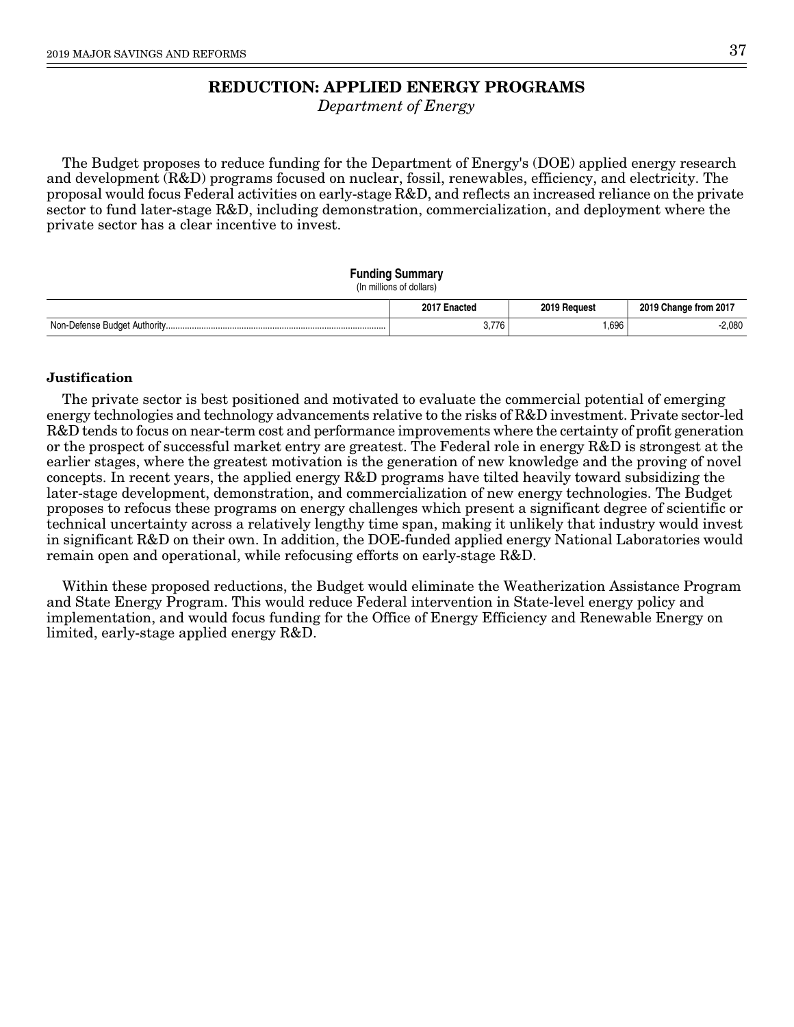# REDUCTION: APPLIED ENERGY PROGRAMS

*Department of Energy*

The Budget proposes to reduce funding for the Department of Energy's (DOE) applied energy research and development (R&D) programs focused on nuclear, fossil, renewables, efficiency, and electricity. The proposal would focus Federal activities on early-stage R&D, and reflects an increased reliance on the private sector to fund later-stage R&D, including demonstration, commercialization, and deployment where the private sector has a clear incentive to invest.

**Funding Summary**
(In millions of dollars)

| | 2017 Enacted | 2019 Request | 2019 Change from 2017 |
|---|---|---|---|
| Non-Defense Budget Authority | 3,776 | 1,696 | -2,080 |

**Justification**

The private sector is best positioned and motivated to evaluate the commercial potential of emerging energy technologies and technology advancements relative to the risks of R&D investment. Private sector-led R&D tends to focus on near-term cost and performance improvements where the certainty of profit generation or the prospect of successful market entry are greatest. The Federal role in energy R&D is strongest at the earlier stages, where the greatest motivation is the generation of new knowledge and the proving of novel concepts. In recent years, the applied energy R&D programs have tilted heavily toward subsidizing the later-stage development, demonstration, and commercialization of new energy technologies. The Budget proposes to refocus these programs on energy challenges which present a significant degree of scientific or technical uncertainty across a relatively lengthy time span, making it unlikely that industry would invest in significant R&D on their own. In addition, the DOE-funded applied energy National Laboratories would remain open and operational, while refocusing efforts on early-stage R&D.

Within these proposed reductions, the Budget would eliminate the Weatherization Assistance Program and State Energy Program. This would reduce Federal intervention in State-level energy policy and implementation, and would focus funding for the Office of Energy Efficiency and Renewable Energy on limited, early-stage applied energy R&D.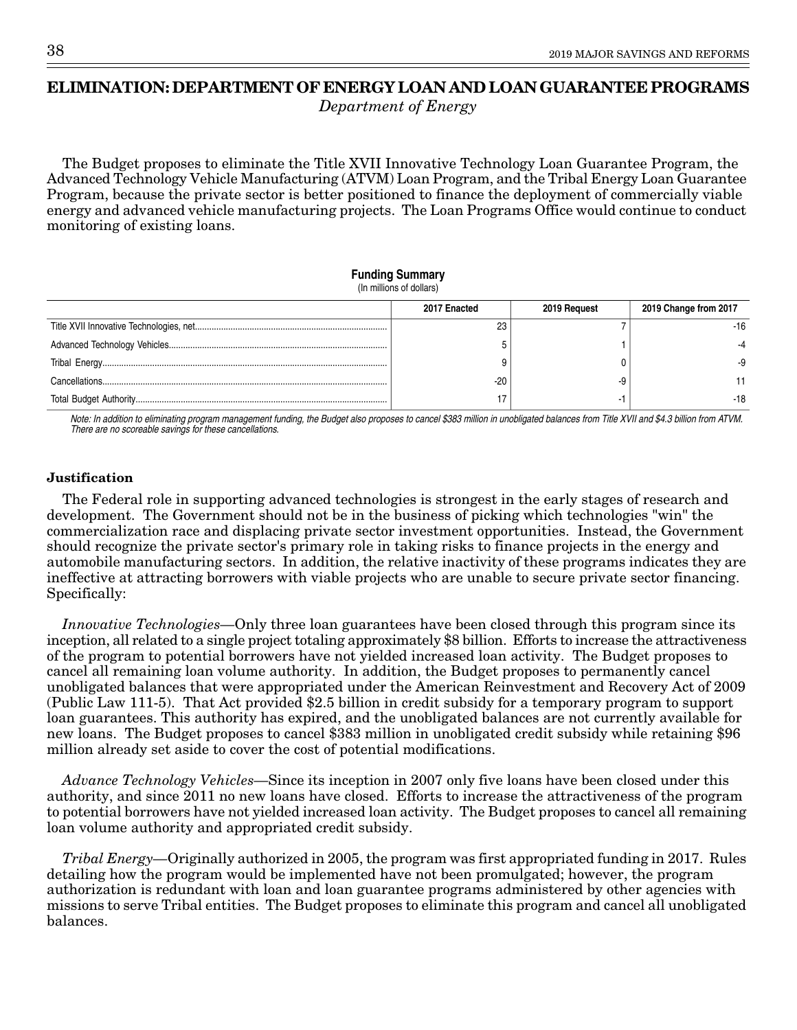# ELIMINATION: DEPARTMENT OF ENERGY LOAN AND LOAN GUARANTEE PROGRAMS

*Department of Energy*

The Budget proposes to eliminate the Title XVII Innovative Technology Loan Guarantee Program, the Advanced Technology Vehicle Manufacturing (ATVM) Loan Program, and the Tribal Energy Loan Guarantee Program, because the private sector is better positioned to finance the deployment of commercially viable energy and advanced vehicle manufacturing projects. The Loan Programs Office would continue to conduct monitoring of existing loans.

**Funding Summary**
(In millions of dollars)

| | 2017 Enacted | 2019 Request | 2019 Change from 2017 |
|---|---|---|---|
| Title XVII Innovative Technologies, net | 23 | 7 | -16 |
| Advanced Technology Vehicles | 5 | 1 | -4 |
| Tribal Energy | 9 | 0 | -9 |
| Cancellations | -20 | -9 | 11 |
| Total Budget Authority | 17 | -1 | -18 |

*Note: In addition to eliminating program management funding, the Budget also proposes to cancel $383 million in unobligated balances from Title XVII and $4.3 billion from ATVM. There are no scoreable savings for these cancellations.*

### Justification

The Federal role in supporting advanced technologies is strongest in the early stages of research and development. The Government should not be in the business of picking which technologies "win" the commercialization race and displacing private sector investment opportunities. Instead, the Government should recognize the private sector's primary role in taking risks to finance projects in the energy and automobile manufacturing sectors. In addition, the relative inactivity of these programs indicates they are ineffective at attracting borrowers with viable projects who are unable to secure private sector financing. Specifically:

*Innovative Technologies*—Only three loan guarantees have been closed through this program since its inception, all related to a single project totaling approximately $8 billion. Efforts to increase the attractiveness of the program to potential borrowers have not yielded increased loan activity. The Budget proposes to cancel all remaining loan volume authority. In addition, the Budget proposes to permanently cancel unobligated balances that were appropriated under the American Reinvestment and Recovery Act of 2009 (Public Law 111-5). That Act provided $2.5 billion in credit subsidy for a temporary program to support loan guarantees. This authority has expired, and the unobligated balances are not currently available for new loans. The Budget proposes to cancel $383 million in unobligated credit subsidy while retaining $96 million already set aside to cover the cost of potential modifications.

*Advance Technology Vehicles*—Since its inception in 2007 only five loans have been closed under this authority, and since 2011 no new loans have closed. Efforts to increase the attractiveness of the program to potential borrowers have not yielded increased loan activity. The Budget proposes to cancel all remaining loan volume authority and appropriated credit subsidy.

*Tribal Energy*—Originally authorized in 2005, the program was first appropriated funding in 2017. Rules detailing how the program would be implemented have not been promulgated; however, the program authorization is redundant with loan and loan guarantee programs administered by other agencies with missions to serve Tribal entities. The Budget proposes to eliminate this program and cancel all unobligated balances.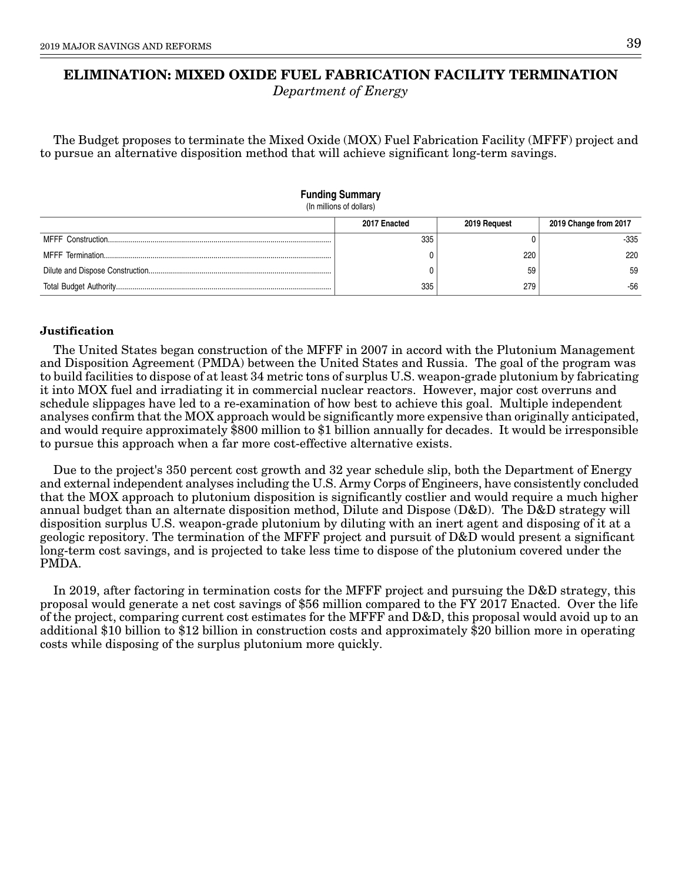## ELIMINATION: MIXED OXIDE FUEL FABRICATION FACILITY TERMINATION

*Department of Energy*

The Budget proposes to terminate the Mixed Oxide (MOX) Fuel Fabrication Facility (MFFF) project and to pursue an alternative disposition method that will achieve significant long-term savings.

**Funding Summary**
(In millions of dollars)

| | 2017 Enacted | 2019 Request | 2019 Change from 2017 |
|---|---|---|---|
| MFFF Construction | 335 | 0 | -335 |
| MFFF Termination | 0 | 220 | 220 |
| Dilute and Dispose Construction | 0 | 59 | 59 |
| Total Budget Authority | 335 | 279 | -56 |

**Justification**

The United States began construction of the MFFF in 2007 in accord with the Plutonium Management and Disposition Agreement (PMDA) between the United States and Russia. The goal of the program was to build facilities to dispose of at least 34 metric tons of surplus U.S. weapon-grade plutonium by fabricating it into MOX fuel and irradiating it in commercial nuclear reactors. However, major cost overruns and schedule slippages have led to a re-examination of how best to achieve this goal. Multiple independent analyses confirm that the MOX approach would be significantly more expensive than originally anticipated, and would require approximately $800 million to $1 billion annually for decades. It would be irresponsible to pursue this approach when a far more cost-effective alternative exists.

Due to the project's 350 percent cost growth and 32 year schedule slip, both the Department of Energy and external independent analyses including the U.S. Army Corps of Engineers, have consistently concluded that the MOX approach to plutonium disposition is significantly costlier and would require a much higher annual budget than an alternate disposition method, Dilute and Dispose (D&D). The D&D strategy will disposition surplus U.S. weapon-grade plutonium by diluting with an inert agent and disposing of it at a geologic repository. The termination of the MFFF project and pursuit of D&D would present a significant long-term cost savings, and is projected to take less time to dispose of the plutonium covered under the PMDA.

In 2019, after factoring in termination costs for the MFFF project and pursuing the D&D strategy, this proposal would generate a net cost savings of $56 million compared to the FY 2017 Enacted. Over the life of the project, comparing current cost estimates for the MFFF and D&D, this proposal would avoid up to an additional $10 billion to $12 billion in construction costs and approximately $20 billion more in operating costs while disposing of the surplus plutonium more quickly.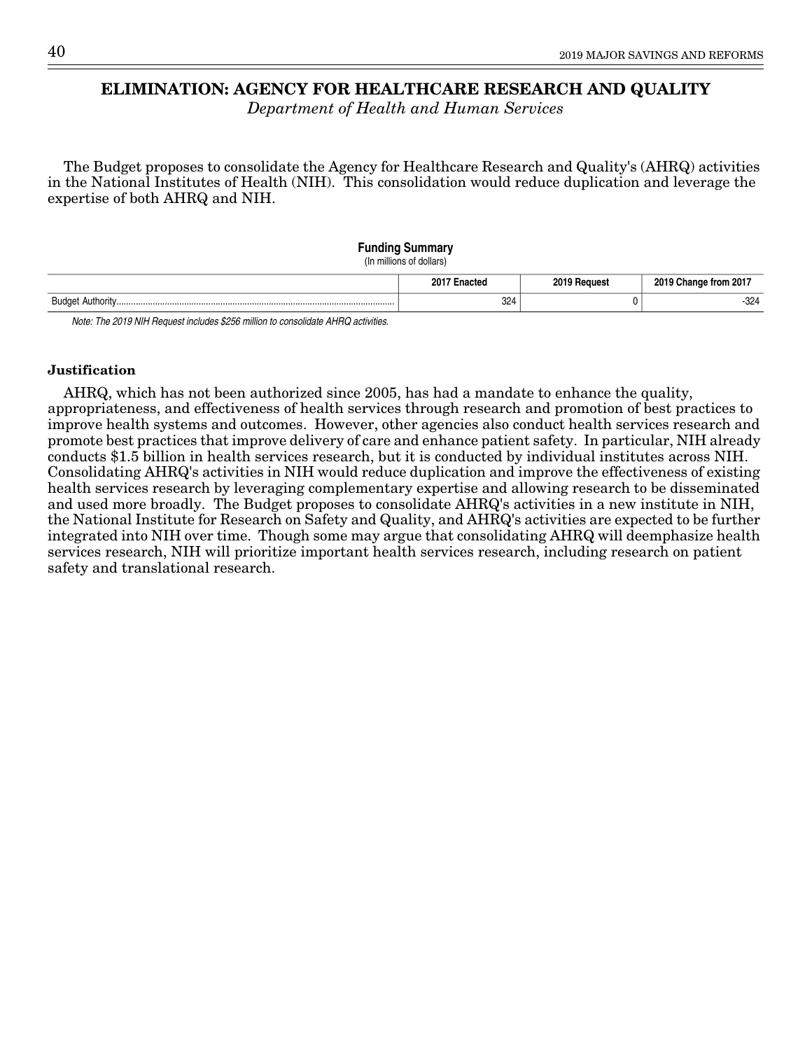# ELIMINATION: AGENCY FOR HEALTHCARE RESEARCH AND QUALITY

*Department of Health and Human Services*

The Budget proposes to consolidate the Agency for Healthcare Research and Quality's (AHRQ) activities in the National Institutes of Health (NIH). This consolidation would reduce duplication and leverage the expertise of both AHRQ and NIH.

**Funding Summary**
(In millions of dollars)

| | 2017 Enacted | 2019 Request | 2019 Change from 2017 |
|---|---|---|---|
| Budget Authority | 324 | 0 | -324 |

*Note: The 2019 NIH Request includes $256 million to consolidate AHRQ activities.*

### Justification

AHRQ, which has not been authorized since 2005, has had a mandate to enhance the quality, appropriateness, and effectiveness of health services through research and promotion of best practices to improve health systems and outcomes. However, other agencies also conduct health services research and promote best practices that improve delivery of care and enhance patient safety. In particular, NIH already conducts $1.5 billion in health services research, but it is conducted by individual institutes across NIH. Consolidating AHRQ's activities in NIH would reduce duplication and improve the effectiveness of existing health services research by leveraging complementary expertise and allowing research to be disseminated and used more broadly. The Budget proposes to consolidate AHRQ's activities in a new institute in NIH, the National Institute for Research on Safety and Quality, and AHRQ's activities are expected to be further integrated into NIH over time. Though some may argue that consolidating AHRQ will deemphasize health services research, NIH will prioritize important health services research, including research on patient safety and translational research.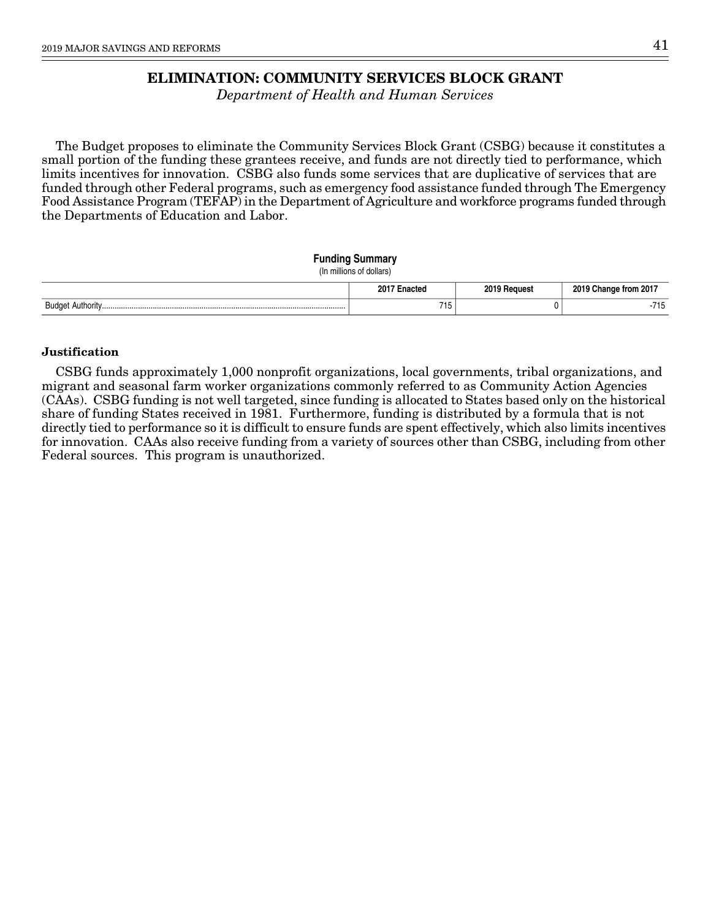# ELIMINATION: COMMUNITY SERVICES BLOCK GRANT

*Department of Health and Human Services*

The Budget proposes to eliminate the Community Services Block Grant (CSBG) because it constitutes a small portion of the funding these grantees receive, and funds are not directly tied to performance, which limits incentives for innovation. CSBG also funds some services that are duplicative of services that are funded through other Federal programs, such as emergency food assistance funded through The Emergency Food Assistance Program (TEFAP) in the Department of Agriculture and workforce programs funded through the Departments of Education and Labor.

**Funding Summary**
(In millions of dollars)

| | 2017 Enacted | 2019 Request | 2019 Change from 2017 |
|---|---|---|---|
| Budget Authority | 715 | 0 | -715 |

### Justification

CSBG funds approximately 1,000 nonprofit organizations, local governments, tribal organizations, and migrant and seasonal farm worker organizations commonly referred to as Community Action Agencies (CAAs). CSBG funding is not well targeted, since funding is allocated to States based only on the historical share of funding States received in 1981. Furthermore, funding is distributed by a formula that is not directly tied to performance so it is difficult to ensure funds are spent effectively, which also limits incentives for innovation. CAAs also receive funding from a variety of sources other than CSBG, including from other Federal sources. This program is unauthorized.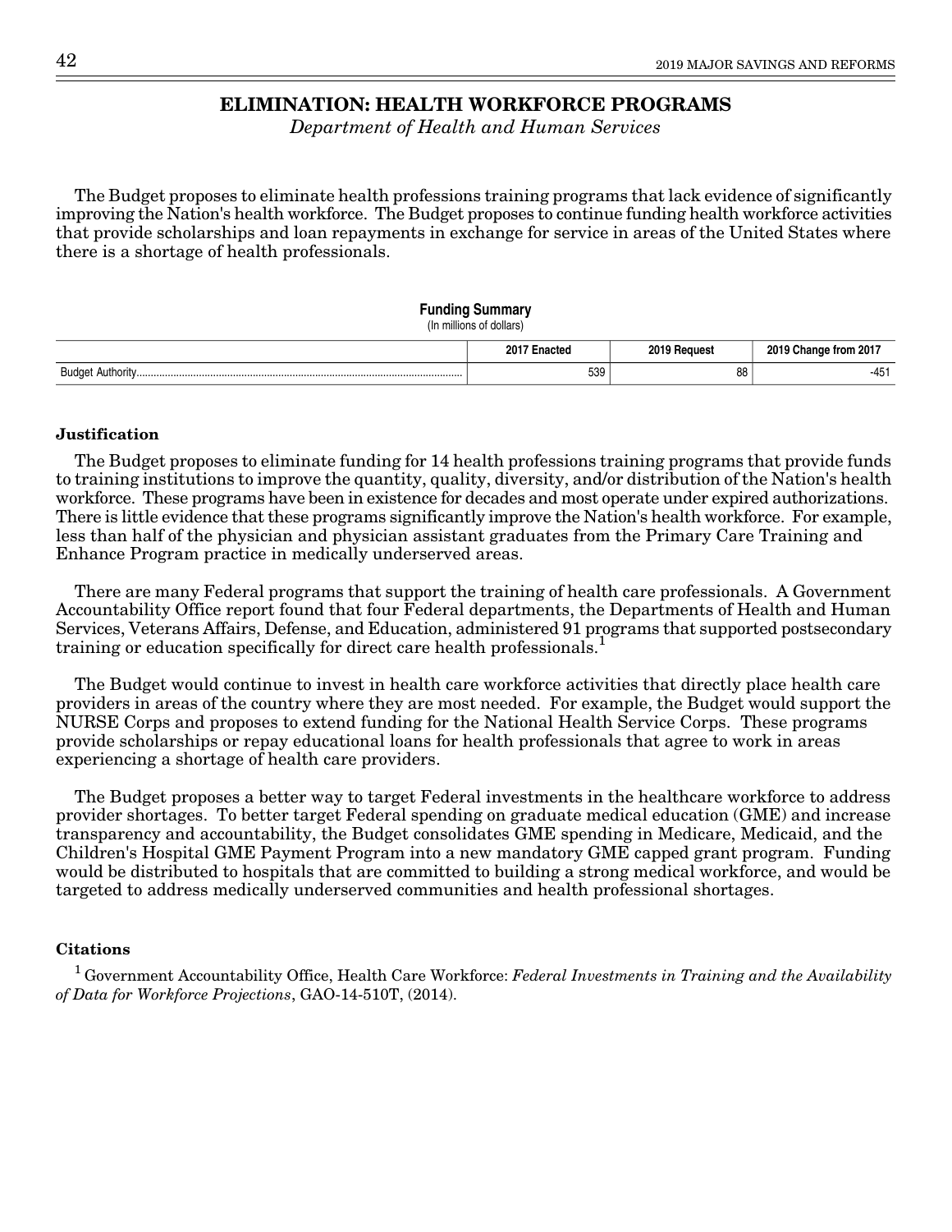# ELIMINATION: HEALTH WORKFORCE PROGRAMS

*Department of Health and Human Services*

The Budget proposes to eliminate health professions training programs that lack evidence of significantly improving the Nation's health workforce. The Budget proposes to continue funding health workforce activities that provide scholarships and loan repayments in exchange for service in areas of the United States where there is a shortage of health professionals.

**Funding Summary**
(In millions of dollars)

| | 2017 Enacted | 2019 Request | 2019 Change from 2017 |
|---|---|---|---|
| Budget Authority | 539 | 88 | -451 |

**Justification**

The Budget proposes to eliminate funding for 14 health professions training programs that provide funds to training institutions to improve the quantity, quality, diversity, and/or distribution of the Nation's health workforce. These programs have been in existence for decades and most operate under expired authorizations. There is little evidence that these programs significantly improve the Nation's health workforce. For example, less than half of the physician and physician assistant graduates from the Primary Care Training and Enhance Program practice in medically underserved areas.

There are many Federal programs that support the training of health care professionals. A Government Accountability Office report found that four Federal departments, the Departments of Health and Human Services, Veterans Affairs, Defense, and Education, administered 91 programs that supported postsecondary training or education specifically for direct care health professionals.[1]

The Budget would continue to invest in health care workforce activities that directly place health care providers in areas of the country where they are most needed. For example, the Budget would support the NURSE Corps and proposes to extend funding for the National Health Service Corps. These programs provide scholarships or repay educational loans for health professionals that agree to work in areas experiencing a shortage of health care providers.

The Budget proposes a better way to target Federal investments in the healthcare workforce to address provider shortages. To better target Federal spending on graduate medical education (GME) and increase transparency and accountability, the Budget consolidates GME spending in Medicare, Medicaid, and the Children's Hospital GME Payment Program into a new mandatory GME capped grant program. Funding would be distributed to hospitals that are committed to building a strong medical workforce, and would be targeted to address medically underserved communities and health professional shortages.

**Citations**

[1] Government Accountability Office, Health Care Workforce: *Federal Investments in Training and the Availability of Data for Workforce Projections*, GAO-14-510T, (2014).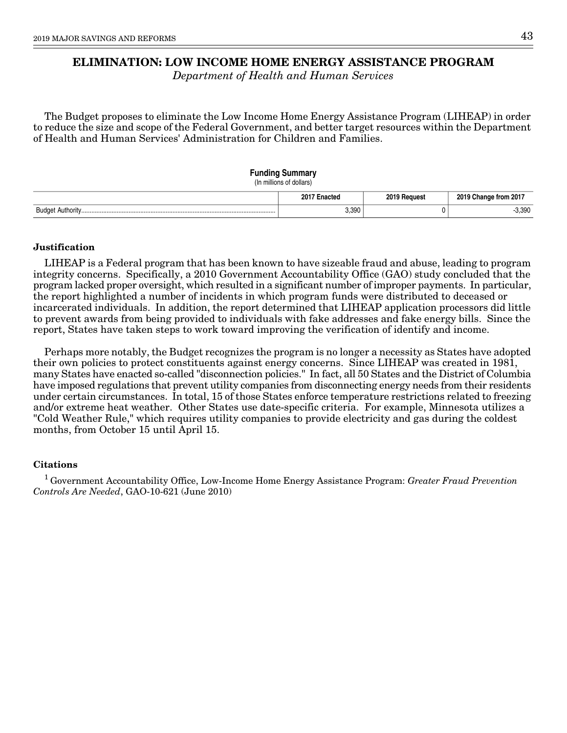# ELIMINATION: LOW INCOME HOME ENERGY ASSISTANCE PROGRAM

*Department of Health and Human Services*

The Budget proposes to eliminate the Low Income Home Energy Assistance Program (LIHEAP) in order to reduce the size and scope of the Federal Government, and better target resources within the Department of Health and Human Services' Administration for Children and Families.

**Funding Summary**
(In millions of dollars)

| | 2017 Enacted | 2019 Request | 2019 Change from 2017 |
|---|---|---|---|
| Budget Authority | 3,390 | 0 | -3,390 |

**Justification**

LIHEAP is a Federal program that has been known to have sizeable fraud and abuse, leading to program integrity concerns. Specifically, a 2010 Government Accountability Office (GAO) study concluded that the program lacked proper oversight, which resulted in a significant number of improper payments. In particular, the report highlighted a number of incidents in which program funds were distributed to deceased or incarcerated individuals. In addition, the report determined that LIHEAP application processors did little to prevent awards from being provided to individuals with fake addresses and fake energy bills. Since the report, States have taken steps to work toward improving the verification of identify and income.

Perhaps more notably, the Budget recognizes the program is no longer a necessity as States have adopted their own policies to protect constituents against energy concerns. Since LIHEAP was created in 1981, many States have enacted so-called "disconnection policies." In fact, all 50 States and the District of Columbia have imposed regulations that prevent utility companies from disconnecting energy needs from their residents under certain circumstances. In total, 15 of those States enforce temperature restrictions related to freezing and/or extreme heat weather. Other States use date-specific criteria. For example, Minnesota utilizes a "Cold Weather Rule," which requires utility companies to provide electricity and gas during the coldest months, from October 15 until April 15.

**Citations**

[1] Government Accountability Office, Low-Income Home Energy Assistance Program: *Greater Fraud Prevention Controls Are Needed*, GAO-10-621 (June 2010)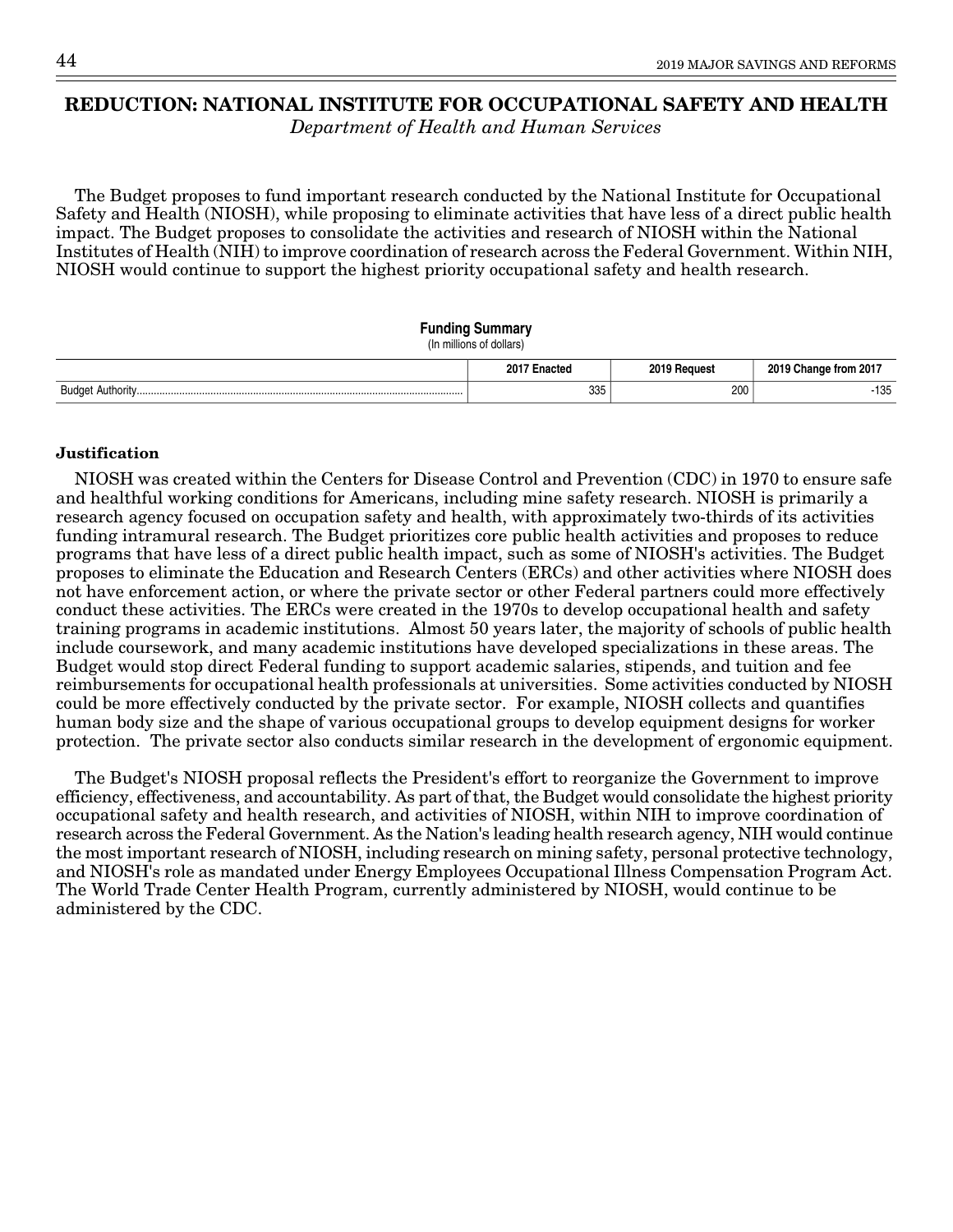## REDUCTION: NATIONAL INSTITUTE FOR OCCUPATIONAL SAFETY AND HEALTH

*Department of Health and Human Services*

The Budget proposes to fund important research conducted by the National Institute for Occupational Safety and Health (NIOSH), while proposing to eliminate activities that have less of a direct public health impact. The Budget proposes to consolidate the activities and research of NIOSH within the National Institutes of Health (NIH) to improve coordination of research across the Federal Government. Within NIH, NIOSH would continue to support the highest priority occupational safety and health research.

**Funding Summary**
(In millions of dollars)

| | 2017 Enacted | 2019 Request | 2019 Change from 2017 |
|---|---|---|---|
| Budget Authority | 335 | 200 | -135 |

**Justification**

NIOSH was created within the Centers for Disease Control and Prevention (CDC) in 1970 to ensure safe and healthful working conditions for Americans, including mine safety research. NIOSH is primarily a research agency focused on occupation safety and health, with approximately two-thirds of its activities funding intramural research. The Budget prioritizes core public health activities and proposes to reduce programs that have less of a direct public health impact, such as some of NIOSH's activities. The Budget proposes to eliminate the Education and Research Centers (ERCs) and other activities where NIOSH does not have enforcement action, or where the private sector or other Federal partners could more effectively conduct these activities. The ERCs were created in the 1970s to develop occupational health and safety training programs in academic institutions. Almost 50 years later, the majority of schools of public health include coursework, and many academic institutions have developed specializations in these areas. The Budget would stop direct Federal funding to support academic salaries, stipends, and tuition and fee reimbursements for occupational health professionals at universities. Some activities conducted by NIOSH could be more effectively conducted by the private sector. For example, NIOSH collects and quantifies human body size and the shape of various occupational groups to develop equipment designs for worker protection. The private sector also conducts similar research in the development of ergonomic equipment.

The Budget's NIOSH proposal reflects the President's effort to reorganize the Government to improve efficiency, effectiveness, and accountability. As part of that, the Budget would consolidate the highest priority occupational safety and health research, and activities of NIOSH, within NIH to improve coordination of research across the Federal Government. As the Nation's leading health research agency, NIH would continue the most important research of NIOSH, including research on mining safety, personal protective technology, and NIOSH's role as mandated under Energy Employees Occupational Illness Compensation Program Act. The World Trade Center Health Program, currently administered by NIOSH, would continue to be administered by the CDC.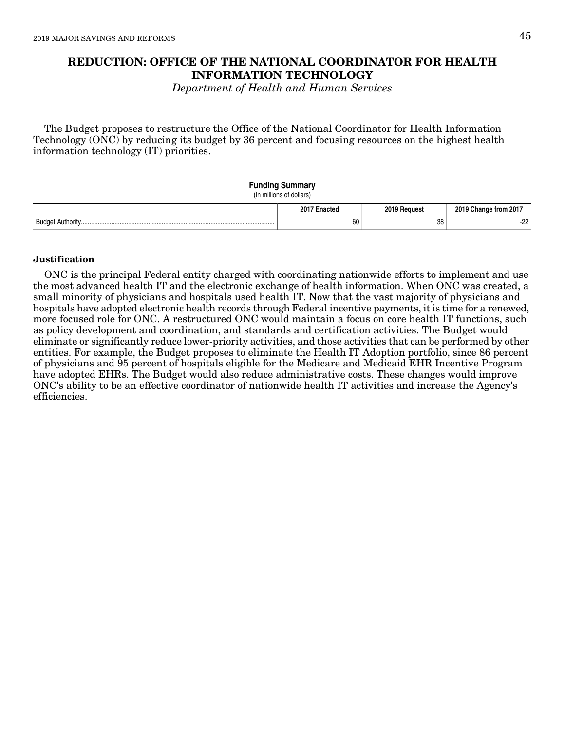# REDUCTION: OFFICE OF THE NATIONAL COORDINATOR FOR HEALTH INFORMATION TECHNOLOGY

*Department of Health and Human Services*

The Budget proposes to restructure the Office of the National Coordinator for Health Information Technology (ONC) by reducing its budget by 36 percent and focusing resources on the highest health information technology (IT) priorities.

**Funding Summary**
(In millions of dollars)

| | 2017 Enacted | 2019 Request | 2019 Change from 2017 |
|---|---|---|---|
| Budget Authority | 60 | 38 | -22 |

### Justification

ONC is the principal Federal entity charged with coordinating nationwide efforts to implement and use the most advanced health IT and the electronic exchange of health information. When ONC was created, a small minority of physicians and hospitals used health IT. Now that the vast majority of physicians and hospitals have adopted electronic health records through Federal incentive payments, it is time for a renewed, more focused role for ONC. A restructured ONC would maintain a focus on core health IT functions, such as policy development and coordination, and standards and certification activities. The Budget would eliminate or significantly reduce lower-priority activities, and those activities that can be performed by other entities. For example, the Budget proposes to eliminate the Health IT Adoption portfolio, since 86 percent of physicians and 95 percent of hospitals eligible for the Medicare and Medicaid EHR Incentive Program have adopted EHRs. The Budget would also reduce administrative costs. These changes would improve ONC's ability to be an effective coordinator of nationwide health IT activities and increase the Agency's efficiencies.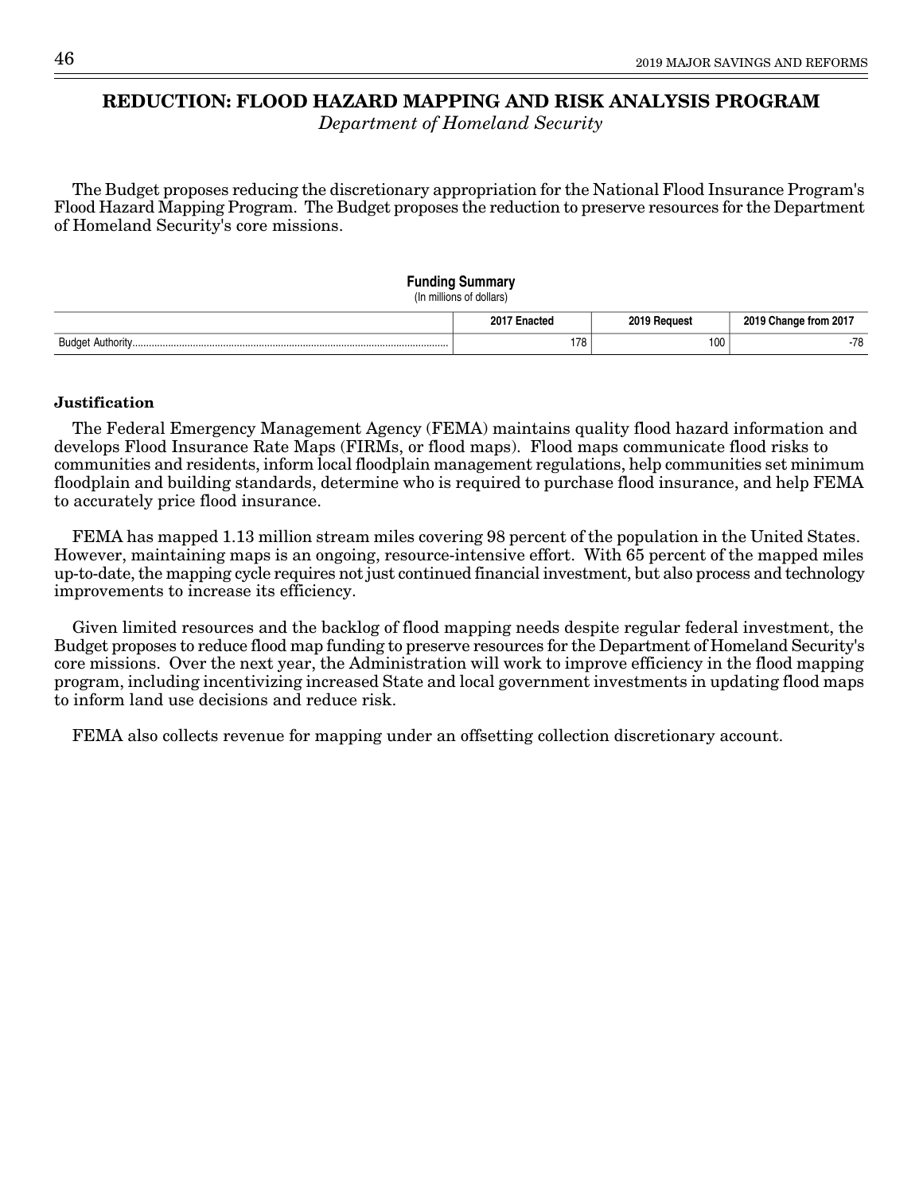# REDUCTION: FLOOD HAZARD MAPPING AND RISK ANALYSIS PROGRAM

*Department of Homeland Security*

The Budget proposes reducing the discretionary appropriation for the National Flood Insurance Program's Flood Hazard Mapping Program. The Budget proposes the reduction to preserve resources for the Department of Homeland Security's core missions.

**Funding Summary**
(In millions of dollars)

| | 2017 Enacted | 2019 Request | 2019 Change from 2017 |
|---|---|---|---|
| Budget Authority | 178 | 100 | -78 |

**Justification**

The Federal Emergency Management Agency (FEMA) maintains quality flood hazard information and develops Flood Insurance Rate Maps (FIRMs, or flood maps). Flood maps communicate flood risks to communities and residents, inform local floodplain management regulations, help communities set minimum floodplain and building standards, determine who is required to purchase flood insurance, and help FEMA to accurately price flood insurance.

FEMA has mapped 1.13 million stream miles covering 98 percent of the population in the United States. However, maintaining maps is an ongoing, resource-intensive effort. With 65 percent of the mapped miles up-to-date, the mapping cycle requires not just continued financial investment, but also process and technology improvements to increase its efficiency.

Given limited resources and the backlog of flood mapping needs despite regular federal investment, the Budget proposes to reduce flood map funding to preserve resources for the Department of Homeland Security's core missions. Over the next year, the Administration will work to improve efficiency in the flood mapping program, including incentivizing increased State and local government investments in updating flood maps to inform land use decisions and reduce risk.

FEMA also collects revenue for mapping under an offsetting collection discretionary account.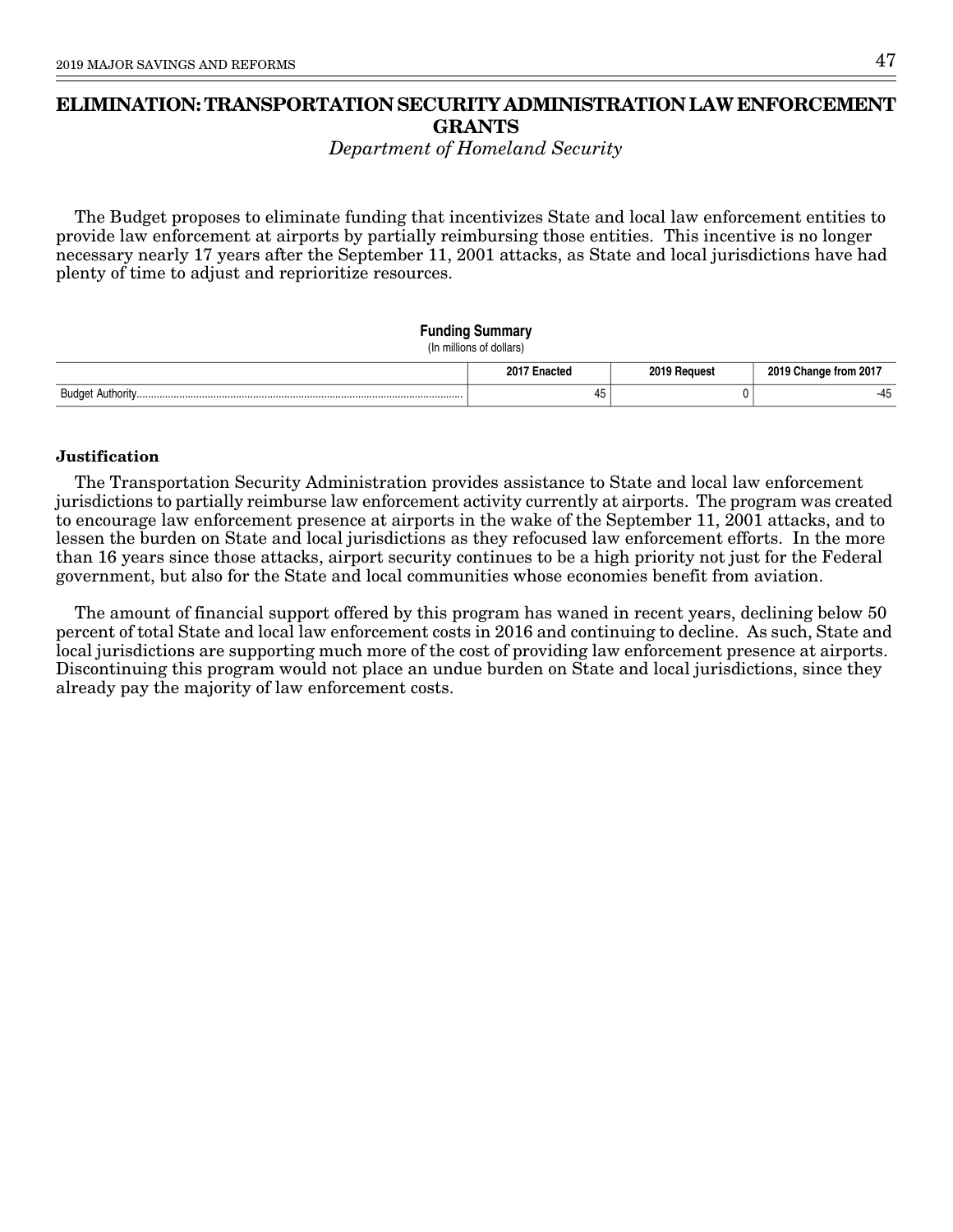# ELIMINATION: TRANSPORTATION SECURITY ADMINISTRATION LAW ENFORCEMENT GRANTS

*Department of Homeland Security*

The Budget proposes to eliminate funding that incentivizes State and local law enforcement entities to provide law enforcement at airports by partially reimbursing those entities. This incentive is no longer necessary nearly 17 years after the September 11, 2001 attacks, as State and local jurisdictions have had plenty of time to adjust and reprioritize resources.

**Funding Summary**
(In millions of dollars)

| | 2017 Enacted | 2019 Request | 2019 Change from 2017 |
|---|---|---|---|
| Budget Authority | 45 | 0 | -45 |

**Justification**

The Transportation Security Administration provides assistance to State and local law enforcement jurisdictions to partially reimburse law enforcement activity currently at airports. The program was created to encourage law enforcement presence at airports in the wake of the September 11, 2001 attacks, and to lessen the burden on State and local jurisdictions as they refocused law enforcement efforts. In the more than 16 years since those attacks, airport security continues to be a high priority not just for the Federal government, but also for the State and local communities whose economies benefit from aviation.

The amount of financial support offered by this program has waned in recent years, declining below 50 percent of total State and local law enforcement costs in 2016 and continuing to decline. As such, State and local jurisdictions are supporting much more of the cost of providing law enforcement presence at airports. Discontinuing this program would not place an undue burden on State and local jurisdictions, since they already pay the majority of law enforcement costs.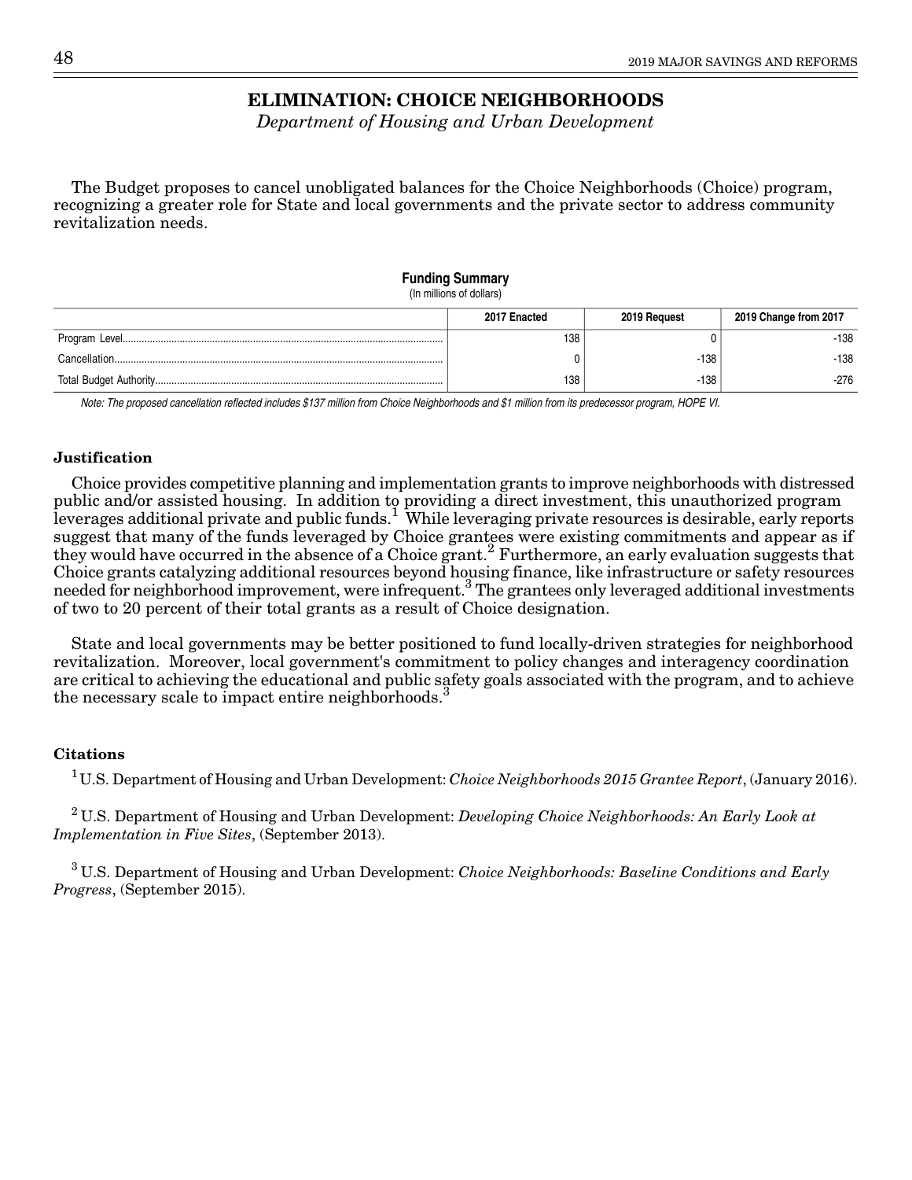# ELIMINATION: CHOICE NEIGHBORHOODS

*Department of Housing and Urban Development*

The Budget proposes to cancel unobligated balances for the Choice Neighborhoods (Choice) program, recognizing a greater role for State and local governments and the private sector to address community revitalization needs.

**Funding Summary**
(In millions of dollars)

| | 2017 Enacted | 2019 Request | 2019 Change from 2017 |
|---|---|---|---|
| Program Level | 138 | 0 | -138 |
| Cancellation | 0 | -138 | -138 |
| Total Budget Authority | 138 | -138 | -276 |

*Note: The proposed cancellation reflected includes $137 million from Choice Neighborhoods and $1 million from its predecessor program, HOPE VI.*

### Justification

Choice provides competitive planning and implementation grants to improve neighborhoods with distressed public and/or assisted housing. In addition to providing a direct investment, this unauthorized program leverages additional private and public funds.[1] While leveraging private resources is desirable, early reports suggest that many of the funds leveraged by Choice grantees were existing commitments and appear as if they would have occurred in the absence of a Choice grant.[2] Furthermore, an early evaluation suggests that Choice grants catalyzing additional resources beyond housing finance, like infrastructure or safety resources needed for neighborhood improvement, were infrequent.[3] The grantees only leveraged additional investments of two to 20 percent of their total grants as a result of Choice designation.

State and local governments may be better positioned to fund locally-driven strategies for neighborhood revitalization. Moreover, local government's commitment to policy changes and interagency coordination are critical to achieving the educational and public safety goals associated with the program, and to achieve the necessary scale to impact entire neighborhoods.[3]

### Citations

[1] U.S. Department of Housing and Urban Development: *Choice Neighborhoods 2015 Grantee Report*, (January 2016).

[2] U.S. Department of Housing and Urban Development: *Developing Choice Neighborhoods: An Early Look at Implementation in Five Sites*, (September 2013).

[3] U.S. Department of Housing and Urban Development: *Choice Neighborhoods: Baseline Conditions and Early Progress*, (September 2015).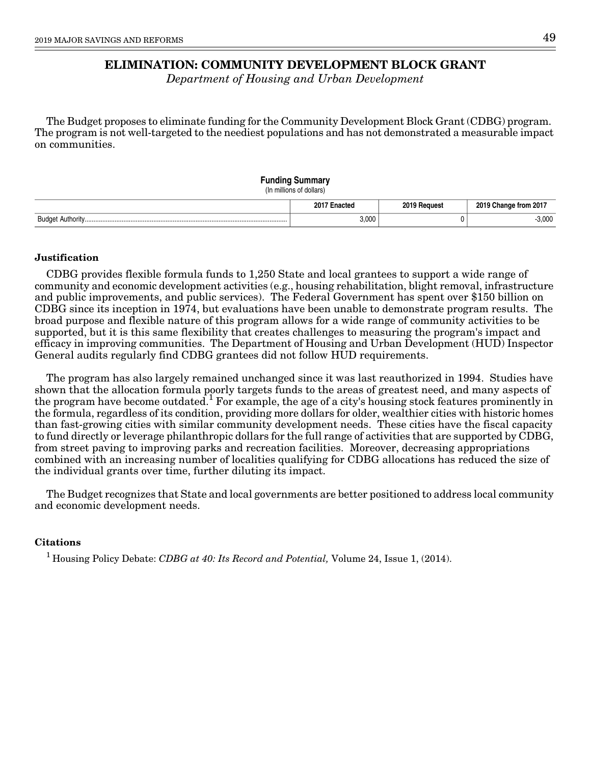# ELIMINATION: COMMUNITY DEVELOPMENT BLOCK GRANT

*Department of Housing and Urban Development*

The Budget proposes to eliminate funding for the Community Development Block Grant (CDBG) program. The program is not well-targeted to the neediest populations and has not demonstrated a measurable impact on communities.

**Funding Summary**
(In millions of dollars)

| | 2017 Enacted | 2019 Request | 2019 Change from 2017 |
|---|---|---|---|
| Budget Authority | 3,000 | 0 | -3,000 |

**Justification**

CDBG provides flexible formula funds to 1,250 State and local grantees to support a wide range of community and economic development activities (e.g., housing rehabilitation, blight removal, infrastructure and public improvements, and public services). The Federal Government has spent over $150 billion on CDBG since its inception in 1974, but evaluations have been unable to demonstrate program results. The broad purpose and flexible nature of this program allows for a wide range of community activities to be supported, but it is this same flexibility that creates challenges to measuring the program's impact and efficacy in improving communities. The Department of Housing and Urban Development (HUD) Inspector General audits regularly find CDBG grantees did not follow HUD requirements.

The program has also largely remained unchanged since it was last reauthorized in 1994. Studies have shown that the allocation formula poorly targets funds to the areas of greatest need, and many aspects of the program have become outdated.[1] For example, the age of a city's housing stock features prominently in the formula, regardless of its condition, providing more dollars for older, wealthier cities with historic homes than fast-growing cities with similar community development needs. These cities have the fiscal capacity to fund directly or leverage philanthropic dollars for the full range of activities that are supported by CDBG, from street paving to improving parks and recreation facilities. Moreover, decreasing appropriations combined with an increasing number of localities qualifying for CDBG allocations has reduced the size of the individual grants over time, further diluting its impact.

The Budget recognizes that State and local governments are better positioned to address local community and economic development needs.

**Citations**

[1] Housing Policy Debate: *CDBG at 40: Its Record and Potential,* Volume 24, Issue 1, (2014).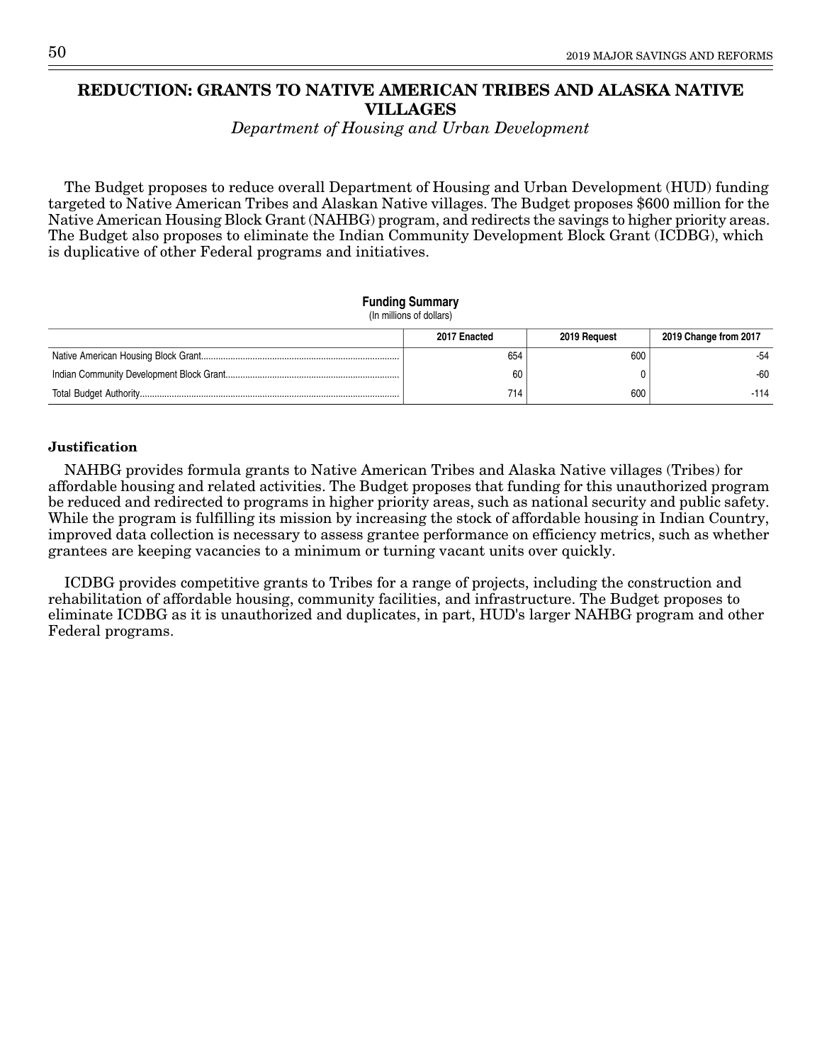# REDUCTION: GRANTS TO NATIVE AMERICAN TRIBES AND ALASKA NATIVE VILLAGES

*Department of Housing and Urban Development*

The Budget proposes to reduce overall Department of Housing and Urban Development (HUD) funding targeted to Native American Tribes and Alaskan Native villages. The Budget proposes $600 million for the Native American Housing Block Grant (NAHBG) program, and redirects the savings to higher priority areas. The Budget also proposes to eliminate the Indian Community Development Block Grant (ICDBG), which is duplicative of other Federal programs and initiatives.

**Funding Summary**
(In millions of dollars)

| | 2017 Enacted | 2019 Request | 2019 Change from 2017 |
|---|---|---|---|
| Native American Housing Block Grant | 654 | 600 | -54 |
| Indian Community Development Block Grant | 60 | 0 | -60 |
| Total Budget Authority | 714 | 600 | -114 |

### Justification

NAHBG provides formula grants to Native American Tribes and Alaska Native villages (Tribes) for affordable housing and related activities. The Budget proposes that funding for this unauthorized program be reduced and redirected to programs in higher priority areas, such as national security and public safety. While the program is fulfilling its mission by increasing the stock of affordable housing in Indian Country, improved data collection is necessary to assess grantee performance on efficiency metrics, such as whether grantees are keeping vacancies to a minimum or turning vacant units over quickly.

ICDBG provides competitive grants to Tribes for a range of projects, including the construction and rehabilitation of affordable housing, community facilities, and infrastructure. The Budget proposes to eliminate ICDBG as it is unauthorized and duplicates, in part, HUD's larger NAHBG program and other Federal programs.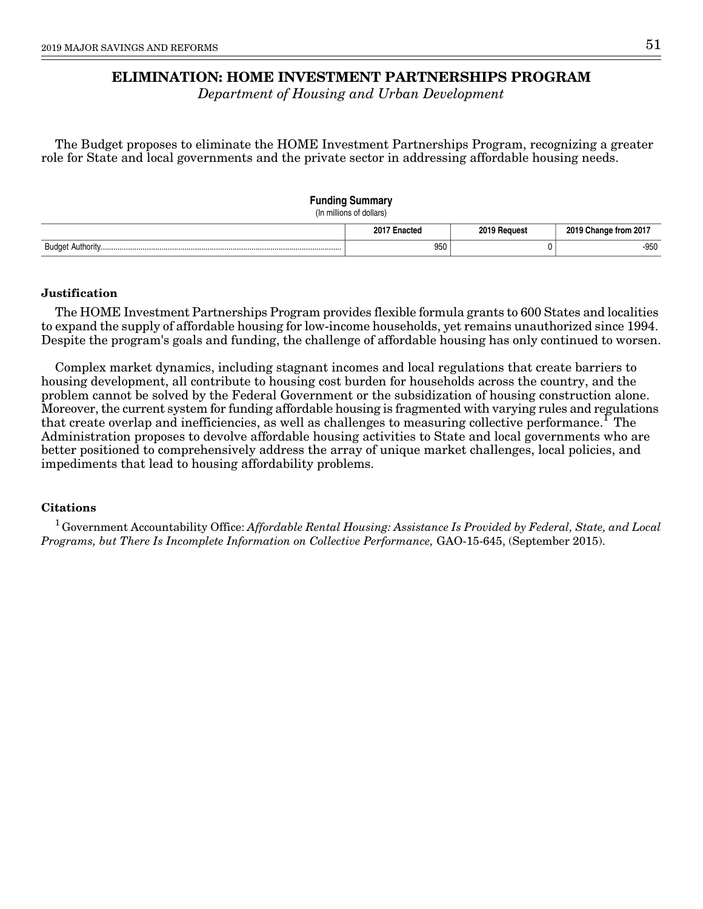# ELIMINATION: HOME INVESTMENT PARTNERSHIPS PROGRAM

*Department of Housing and Urban Development*

The Budget proposes to eliminate the HOME Investment Partnerships Program, recognizing a greater role for State and local governments and the private sector in addressing affordable housing needs.

**Funding Summary**
(In millions of dollars)

| | 2017 Enacted | 2019 Request | 2019 Change from 2017 |
|---|---|---|---|
| Budget Authority | 950 | 0 | -950 |

### Justification

The HOME Investment Partnerships Program provides flexible formula grants to 600 States and localities to expand the supply of affordable housing for low-income households, yet remains unauthorized since 1994. Despite the program's goals and funding, the challenge of affordable housing has only continued to worsen.

Complex market dynamics, including stagnant incomes and local regulations that create barriers to housing development, all contribute to housing cost burden for households across the country, and the problem cannot be solved by the Federal Government or the subsidization of housing construction alone. Moreover, the current system for funding affordable housing is fragmented with varying rules and regulations that create overlap and inefficiencies, as well as challenges to measuring collective performance.[1] The Administration proposes to devolve affordable housing activities to State and local governments who are better positioned to comprehensively address the array of unique market challenges, local policies, and impediments that lead to housing affordability problems.

### Citations

[1] Government Accountability Office: *Affordable Rental Housing: Assistance Is Provided by Federal, State, and Local Programs, but There Is Incomplete Information on Collective Performance,* GAO-15-645, (September 2015).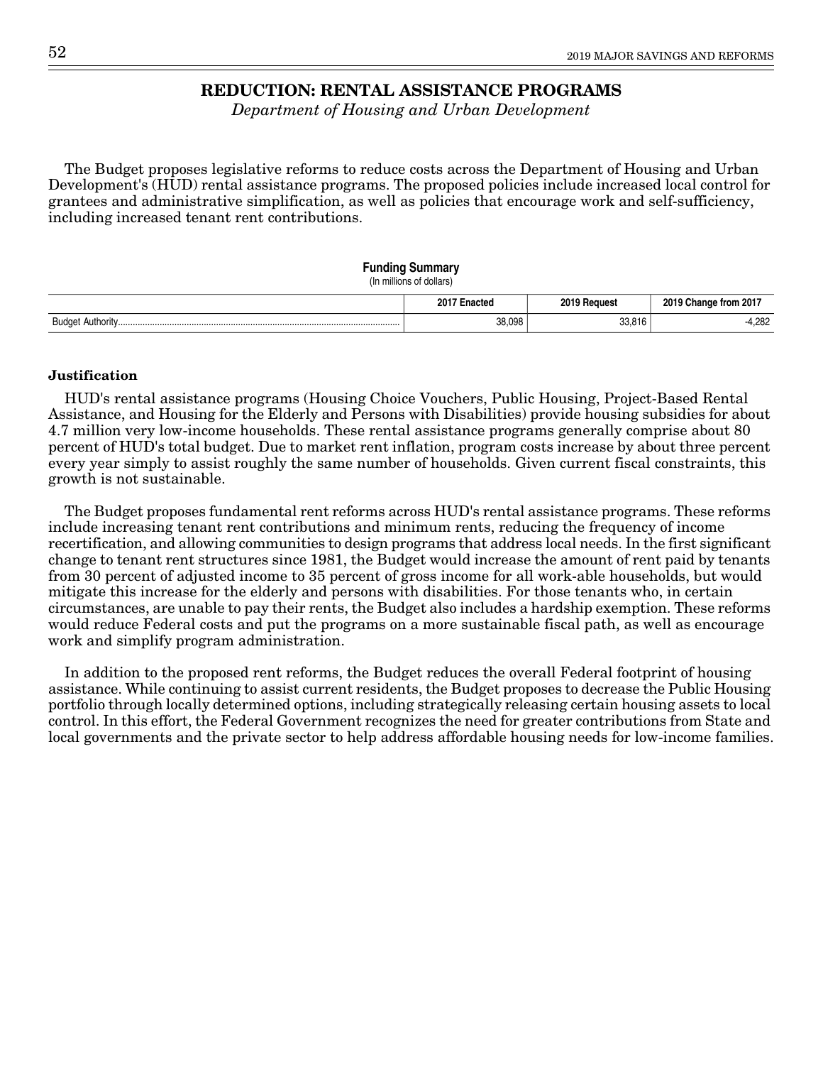# REDUCTION: RENTAL ASSISTANCE PROGRAMS

*Department of Housing and Urban Development*

The Budget proposes legislative reforms to reduce costs across the Department of Housing and Urban Development's (HUD) rental assistance programs. The proposed policies include increased local control for grantees and administrative simplification, as well as policies that encourage work and self-sufficiency, including increased tenant rent contributions.

**Funding Summary**
(In millions of dollars)

| | 2017 Enacted | 2019 Request | 2019 Change from 2017 |
|---|---|---|---|
| Budget Authority | 38,098 | 33,816 | -4,282 |

### Justification

HUD's rental assistance programs (Housing Choice Vouchers, Public Housing, Project-Based Rental Assistance, and Housing for the Elderly and Persons with Disabilities) provide housing subsidies for about 4.7 million very low-income households. These rental assistance programs generally comprise about 80 percent of HUD's total budget. Due to market rent inflation, program costs increase by about three percent every year simply to assist roughly the same number of households. Given current fiscal constraints, this growth is not sustainable.

The Budget proposes fundamental rent reforms across HUD's rental assistance programs. These reforms include increasing tenant rent contributions and minimum rents, reducing the frequency of income recertification, and allowing communities to design programs that address local needs. In the first significant change to tenant rent structures since 1981, the Budget would increase the amount of rent paid by tenants from 30 percent of adjusted income to 35 percent of gross income for all work-able households, but would mitigate this increase for the elderly and persons with disabilities. For those tenants who, in certain circumstances, are unable to pay their rents, the Budget also includes a hardship exemption. These reforms would reduce Federal costs and put the programs on a more sustainable fiscal path, as well as encourage work and simplify program administration.

In addition to the proposed rent reforms, the Budget reduces the overall Federal footprint of housing assistance. While continuing to assist current residents, the Budget proposes to decrease the Public Housing portfolio through locally determined options, including strategically releasing certain housing assets to local control. In this effort, the Federal Government recognizes the need for greater contributions from State and local governments and the private sector to help address affordable housing needs for low-income families.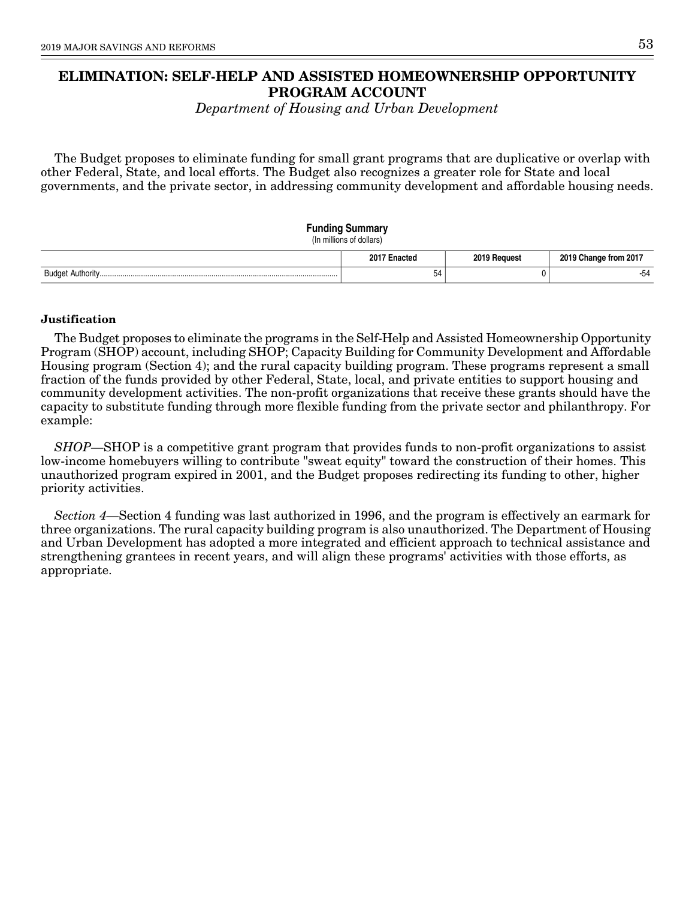# ELIMINATION: SELF-HELP AND ASSISTED HOMEOWNERSHIP OPPORTUNITY PROGRAM ACCOUNT

*Department of Housing and Urban Development*

The Budget proposes to eliminate funding for small grant programs that are duplicative or overlap with other Federal, State, and local efforts. The Budget also recognizes a greater role for State and local governments, and the private sector, in addressing community development and affordable housing needs.

**Funding Summary**
(In millions of dollars)

| | 2017 Enacted | 2019 Request | 2019 Change from 2017 |
|---|---|---|---|
| Budget Authority | 54 | 0 | -54 |

**Justification**

The Budget proposes to eliminate the programs in the Self-Help and Assisted Homeownership Opportunity Program (SHOP) account, including SHOP; Capacity Building for Community Development and Affordable Housing program (Section 4); and the rural capacity building program. These programs represent a small fraction of the funds provided by other Federal, State, local, and private entities to support housing and community development activities. The non-profit organizations that receive these grants should have the capacity to substitute funding through more flexible funding from the private sector and philanthropy. For example:

*SHOP*—SHOP is a competitive grant program that provides funds to non-profit organizations to assist low-income homebuyers willing to contribute "sweat equity" toward the construction of their homes. This unauthorized program expired in 2001, and the Budget proposes redirecting its funding to other, higher priority activities.

*Section 4*—Section 4 funding was last authorized in 1996, and the program is effectively an earmark for three organizations. The rural capacity building program is also unauthorized. The Department of Housing and Urban Development has adopted a more integrated and efficient approach to technical assistance and strengthening grantees in recent years, and will align these programs' activities with those efforts, as appropriate.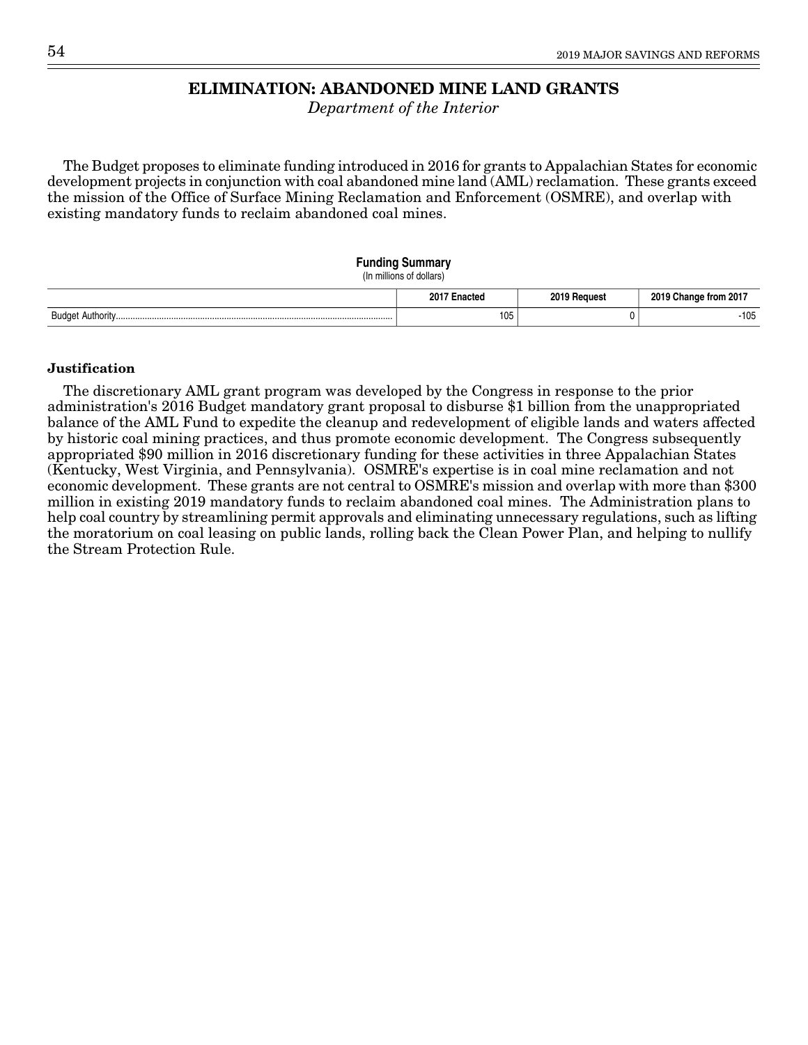# ELIMINATION: ABANDONED MINE LAND GRANTS

*Department of the Interior*

The Budget proposes to eliminate funding introduced in 2016 for grants to Appalachian States for economic development projects in conjunction with coal abandoned mine land (AML) reclamation. These grants exceed the mission of the Office of Surface Mining Reclamation and Enforcement (OSMRE), and overlap with existing mandatory funds to reclaim abandoned coal mines.

**Funding Summary**
(In millions of dollars)

| | 2017 Enacted | 2019 Request | 2019 Change from 2017 |
|---|---|---|---|
| Budget Authority | 105 | 0 | -105 |

### Justification

The discretionary AML grant program was developed by the Congress in response to the prior administration's 2016 Budget mandatory grant proposal to disburse $1 billion from the unappropriated balance of the AML Fund to expedite the cleanup and redevelopment of eligible lands and waters affected by historic coal mining practices, and thus promote economic development. The Congress subsequently appropriated $90 million in 2016 discretionary funding for these activities in three Appalachian States (Kentucky, West Virginia, and Pennsylvania). OSMRE's expertise is in coal mine reclamation and not economic development. These grants are not central to OSMRE's mission and overlap with more than $300 million in existing 2019 mandatory funds to reclaim abandoned coal mines. The Administration plans to help coal country by streamlining permit approvals and eliminating unnecessary regulations, such as lifting the moratorium on coal leasing on public lands, rolling back the Clean Power Plan, and helping to nullify the Stream Protection Rule.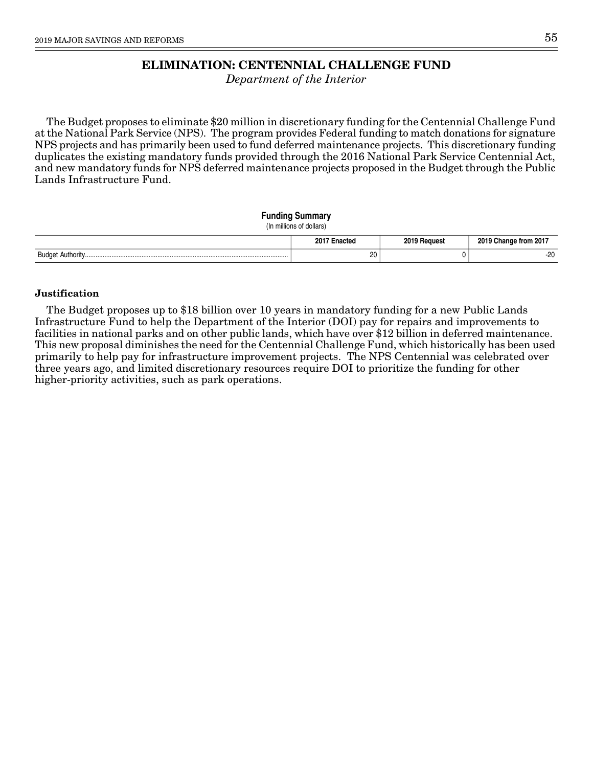# ELIMINATION: CENTENNIAL CHALLENGE FUND

*Department of the Interior*

The Budget proposes to eliminate $20 million in discretionary funding for the Centennial Challenge Fund at the National Park Service (NPS). The program provides Federal funding to match donations for signature NPS projects and has primarily been used to fund deferred maintenance projects. This discretionary funding duplicates the existing mandatory funds provided through the 2016 National Park Service Centennial Act, and new mandatory funds for NPS deferred maintenance projects proposed in the Budget through the Public Lands Infrastructure Fund.

**Funding Summary**

(In millions of dollars)

| | 2017 Enacted | 2019 Request | 2019 Change from 2017 |
|---|---|---|---|
| Budget Authority | 20 | 0 | -20 |

### Justification

The Budget proposes up to $18 billion over 10 years in mandatory funding for a new Public Lands Infrastructure Fund to help the Department of the Interior (DOI) pay for repairs and improvements to facilities in national parks and on other public lands, which have over $12 billion in deferred maintenance. This new proposal diminishes the need for the Centennial Challenge Fund, which historically has been used primarily to help pay for infrastructure improvement projects. The NPS Centennial was celebrated over three years ago, and limited discretionary resources require DOI to prioritize the funding for other higher-priority activities, such as park operations.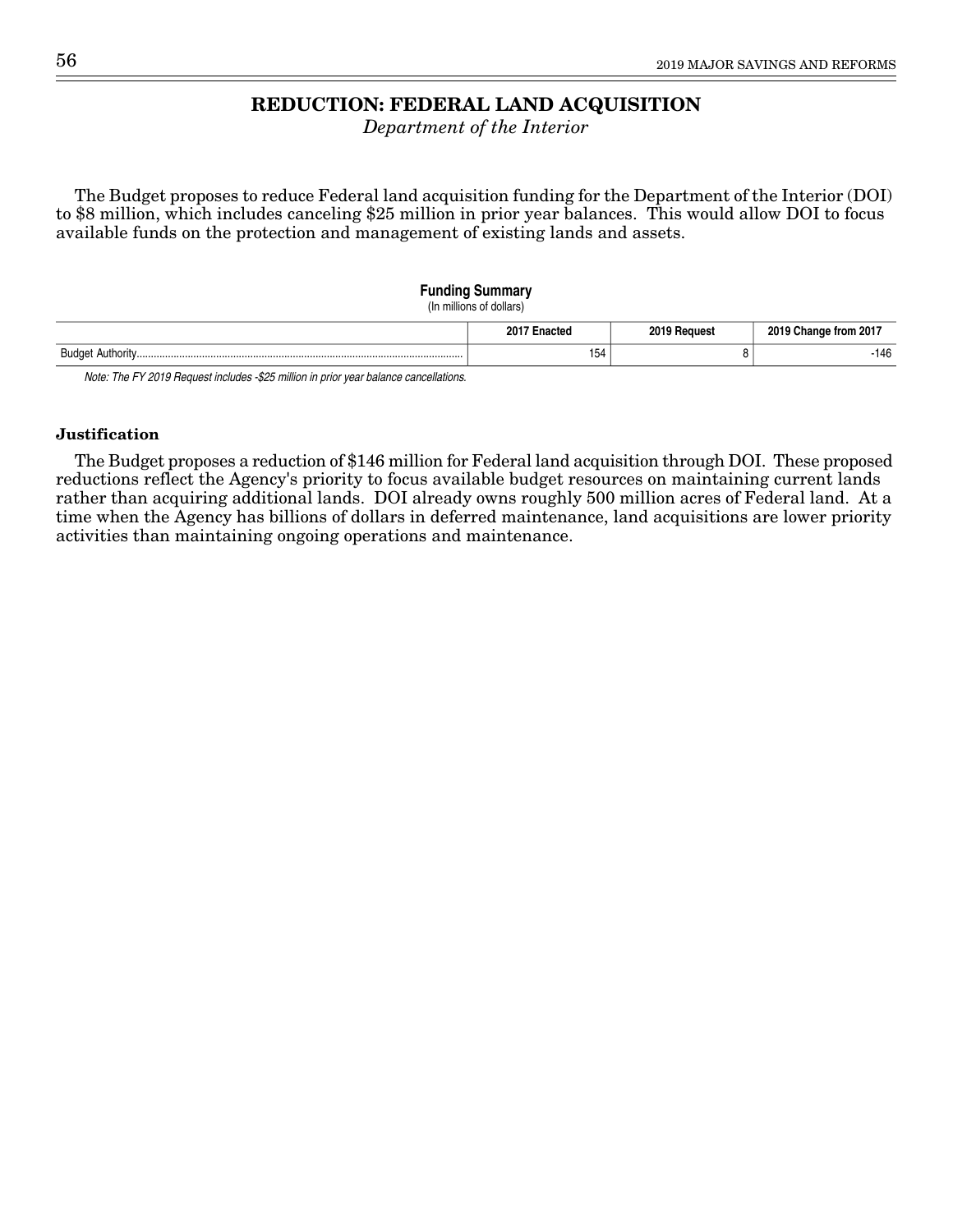# REDUCTION: FEDERAL LAND ACQUISITION

*Department of the Interior*

The Budget proposes to reduce Federal land acquisition funding for the Department of the Interior (DOI) to $8 million, which includes canceling $25 million in prior year balances. This would allow DOI to focus available funds on the protection and management of existing lands and assets.

**Funding Summary**
(In millions of dollars)

| | 2017 Enacted | 2019 Request | 2019 Change from 2017 |
|---|---|---|---|
| Budget Authority | 154 | 8 | -146 |

*Note: The FY 2019 Request includes -$25 million in prior year balance cancellations.*

**Justification**

The Budget proposes a reduction of $146 million for Federal land acquisition through DOI. These proposed reductions reflect the Agency's priority to focus available budget resources on maintaining current lands rather than acquiring additional lands. DOI already owns roughly 500 million acres of Federal land. At a time when the Agency has billions of dollars in deferred maintenance, land acquisitions are lower priority activities than maintaining ongoing operations and maintenance.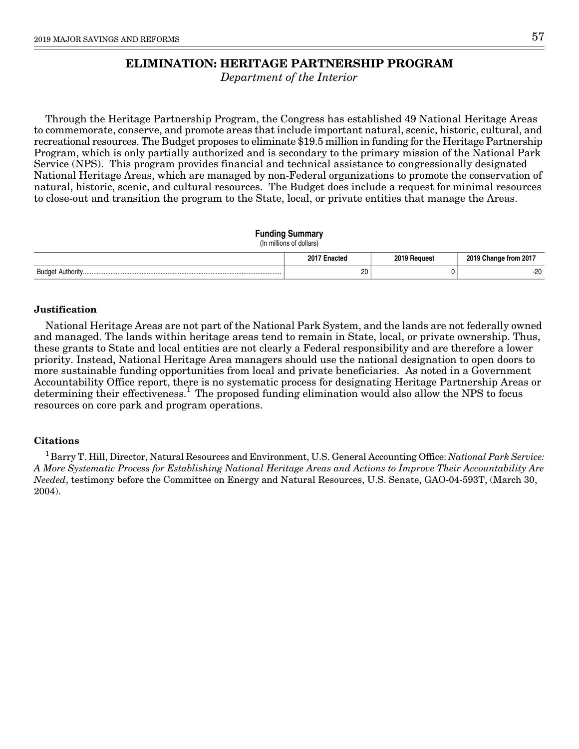# ELIMINATION: HERITAGE PARTNERSHIP PROGRAM

*Department of the Interior*

Through the Heritage Partnership Program, the Congress has established 49 National Heritage Areas to commemorate, conserve, and promote areas that include important natural, scenic, historic, cultural, and recreational resources. The Budget proposes to eliminate $19.5 million in funding for the Heritage Partnership Program, which is only partially authorized and is secondary to the primary mission of the National Park Service (NPS). This program provides financial and technical assistance to congressionally designated National Heritage Areas, which are managed by non-Federal organizations to promote the conservation of natural, historic, scenic, and cultural resources. The Budget does include a request for minimal resources to close-out and transition the program to the State, local, or private entities that manage the Areas.

**Funding Summary**
(In millions of dollars)

| | 2017 Enacted | 2019 Request | 2019 Change from 2017 |
|---|---|---|---|
| Budget Authority | 20 | 0 | -20 |

### Justification

National Heritage Areas are not part of the National Park System, and the lands are not federally owned and managed. The lands within heritage areas tend to remain in State, local, or private ownership. Thus, these grants to State and local entities are not clearly a Federal responsibility and are therefore a lower priority. Instead, National Heritage Area managers should use the national designation to open doors to more sustainable funding opportunities from local and private beneficiaries. As noted in a Government Accountability Office report, there is no systematic process for designating Heritage Partnership Areas or determining their effectiveness.[1] The proposed funding elimination would also allow the NPS to focus resources on core park and program operations.

### Citations

[1] Barry T. Hill, Director, Natural Resources and Environment, U.S. General Accounting Office: *National Park Service: A More Systematic Process for Establishing National Heritage Areas and Actions to Improve Their Accountability Are Needed*, testimony before the Committee on Energy and Natural Resources, U.S. Senate, GAO-04-593T, (March 30, 2004).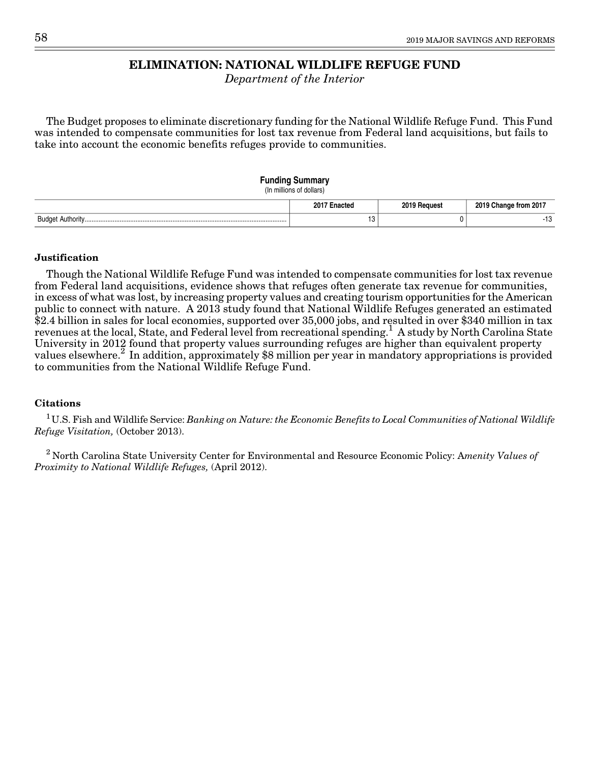# ELIMINATION: NATIONAL WILDLIFE REFUGE FUND

*Department of the Interior*

The Budget proposes to eliminate discretionary funding for the National Wildlife Refuge Fund. This Fund was intended to compensate communities for lost tax revenue from Federal land acquisitions, but fails to take into account the economic benefits refuges provide to communities.

**Funding Summary**
(In millions of dollars)

| | 2017 Enacted | 2019 Request | 2019 Change from 2017 |
|---|---|---|---|
| Budget Authority | 13 | 0 | -13 |

### Justification

Though the National Wildlife Refuge Fund was intended to compensate communities for lost tax revenue from Federal land acquisitions, evidence shows that refuges often generate tax revenue for communities, in excess of what was lost, by increasing property values and creating tourism opportunities for the American public to connect with nature. A 2013 study found that National Wildlife Refuges generated an estimated $2.4 billion in sales for local economies, supported over 35,000 jobs, and resulted in over $340 million in tax revenues at the local, State, and Federal level from recreational spending.[1] A study by North Carolina State University in 2012 found that property values surrounding refuges are higher than equivalent property values elsewhere.[2] In addition, approximately $8 million per year in mandatory appropriations is provided to communities from the National Wildlife Refuge Fund.

### Citations

[1] U.S. Fish and Wildlife Service: *Banking on Nature: the Economic Benefits to Local Communities of National Wildlife Refuge Visitation,* (October 2013).

[2] North Carolina State University Center for Environmental and Resource Economic Policy: A*menity Values of Proximity to National Wildlife Refuges,* (April 2012).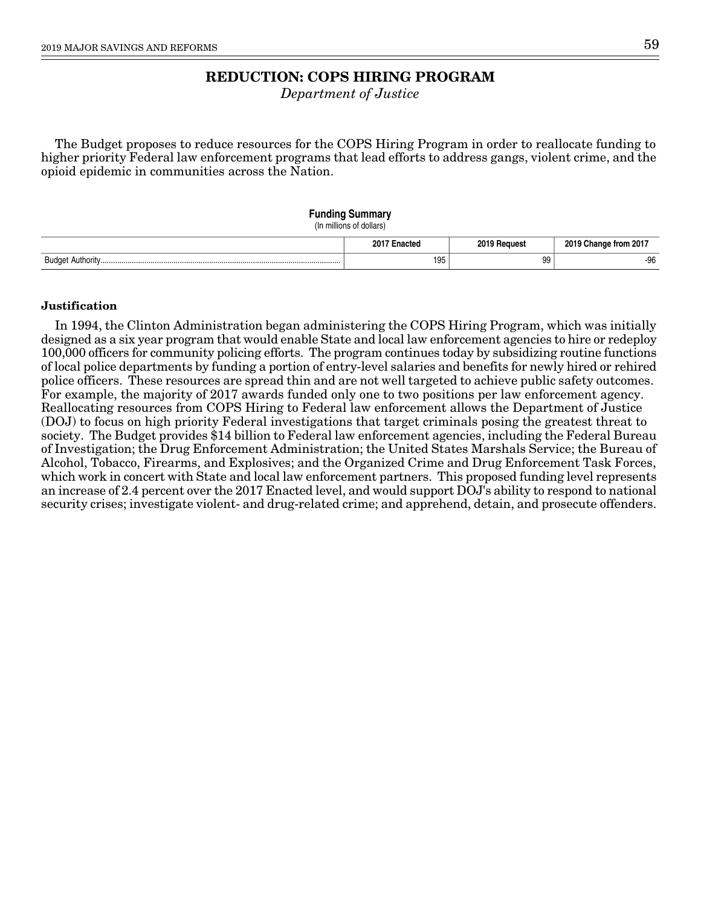# REDUCTION: COPS HIRING PROGRAM

*Department of Justice*

The Budget proposes to reduce resources for the COPS Hiring Program in order to reallocate funding to higher priority Federal law enforcement programs that lead efforts to address gangs, violent crime, and the opioid epidemic in communities across the Nation.

**Funding Summary**
(In millions of dollars)

| | 2017 Enacted | 2019 Request | 2019 Change from 2017 |
|---|---|---|---|
| Budget Authority | 195 | 99 | -96 |

### Justification

In 1994, the Clinton Administration began administering the COPS Hiring Program, which was initially designed as a six year program that would enable State and local law enforcement agencies to hire or redeploy 100,000 officers for community policing efforts. The program continues today by subsidizing routine functions of local police departments by funding a portion of entry-level salaries and benefits for newly hired or rehired police officers. These resources are spread thin and are not well targeted to achieve public safety outcomes. For example, the majority of 2017 awards funded only one to two positions per law enforcement agency. Reallocating resources from COPS Hiring to Federal law enforcement allows the Department of Justice (DOJ) to focus on high priority Federal investigations that target criminals posing the greatest threat to society. The Budget provides $14 billion to Federal law enforcement agencies, including the Federal Bureau of Investigation; the Drug Enforcement Administration; the United States Marshals Service; the Bureau of Alcohol, Tobacco, Firearms, and Explosives; and the Organized Crime and Drug Enforcement Task Forces, which work in concert with State and local law enforcement partners. This proposed funding level represents an increase of 2.4 percent over the 2017 Enacted level, and would support DOJ's ability to respond to national security crises; investigate violent- and drug-related crime; and apprehend, detain, and prosecute offenders.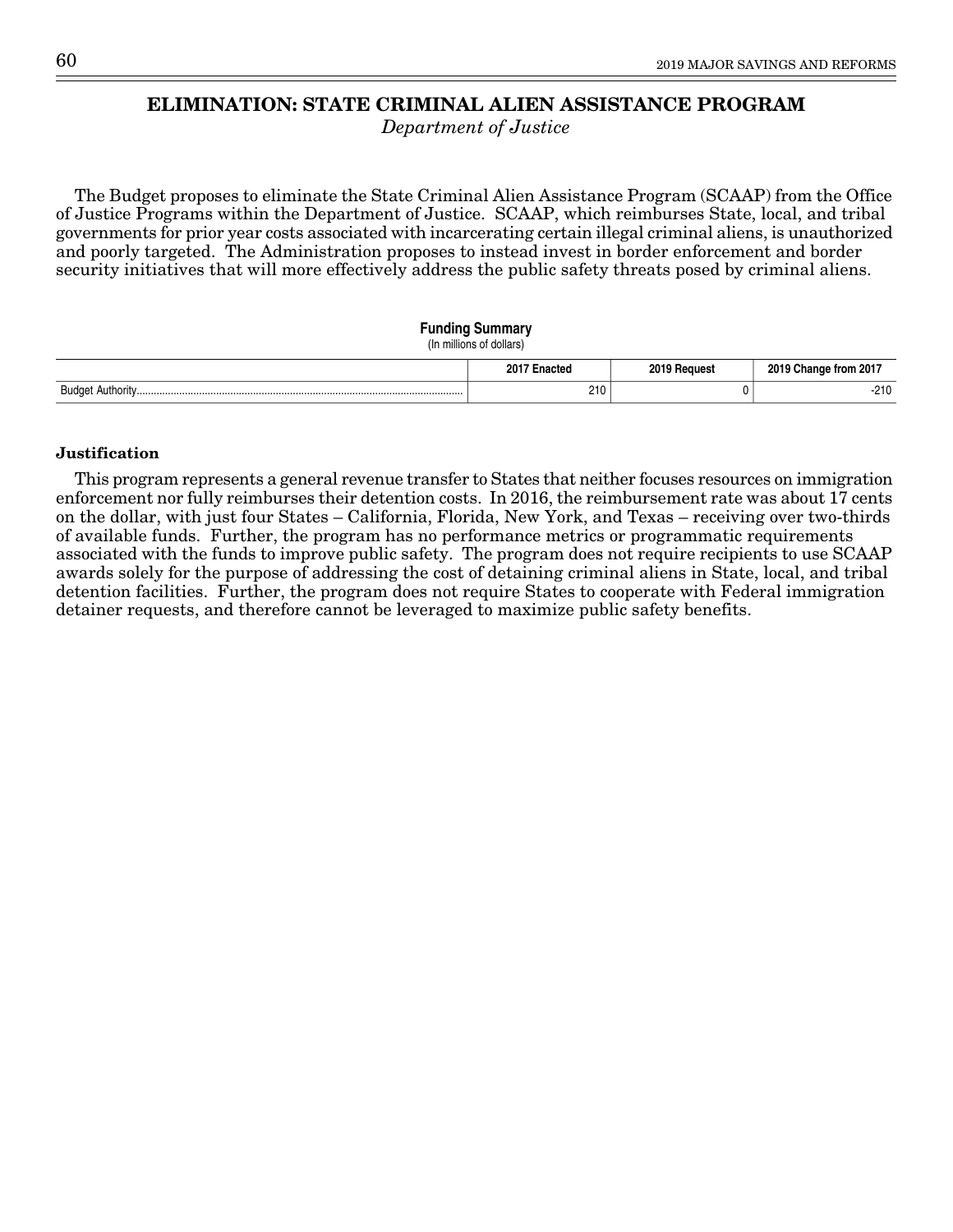# ELIMINATION: STATE CRIMINAL ALIEN ASSISTANCE PROGRAM

*Department of Justice*

The Budget proposes to eliminate the State Criminal Alien Assistance Program (SCAAP) from the Office of Justice Programs within the Department of Justice. SCAAP, which reimburses State, local, and tribal governments for prior year costs associated with incarcerating certain illegal criminal aliens, is unauthorized and poorly targeted. The Administration proposes to instead invest in border enforcement and border security initiatives that will more effectively address the public safety threats posed by criminal aliens.

**Funding Summary**
(In millions of dollars)

| | 2017 Enacted | 2019 Request | 2019 Change from 2017 |
|---|---|---|---|
| Budget Authority | 210 | 0 | -210 |

### Justification

This program represents a general revenue transfer to States that neither focuses resources on immigration enforcement nor fully reimburses their detention costs. In 2016, the reimbursement rate was about 17 cents on the dollar, with just four States – California, Florida, New York, and Texas – receiving over two-thirds of available funds. Further, the program has no performance metrics or programmatic requirements associated with the funds to improve public safety. The program does not require recipients to use SCAAP awards solely for the purpose of addressing the cost of detaining criminal aliens in State, local, and tribal detention facilities. Further, the program does not require States to cooperate with Federal immigration detainer requests, and therefore cannot be leveraged to maximize public safety benefits.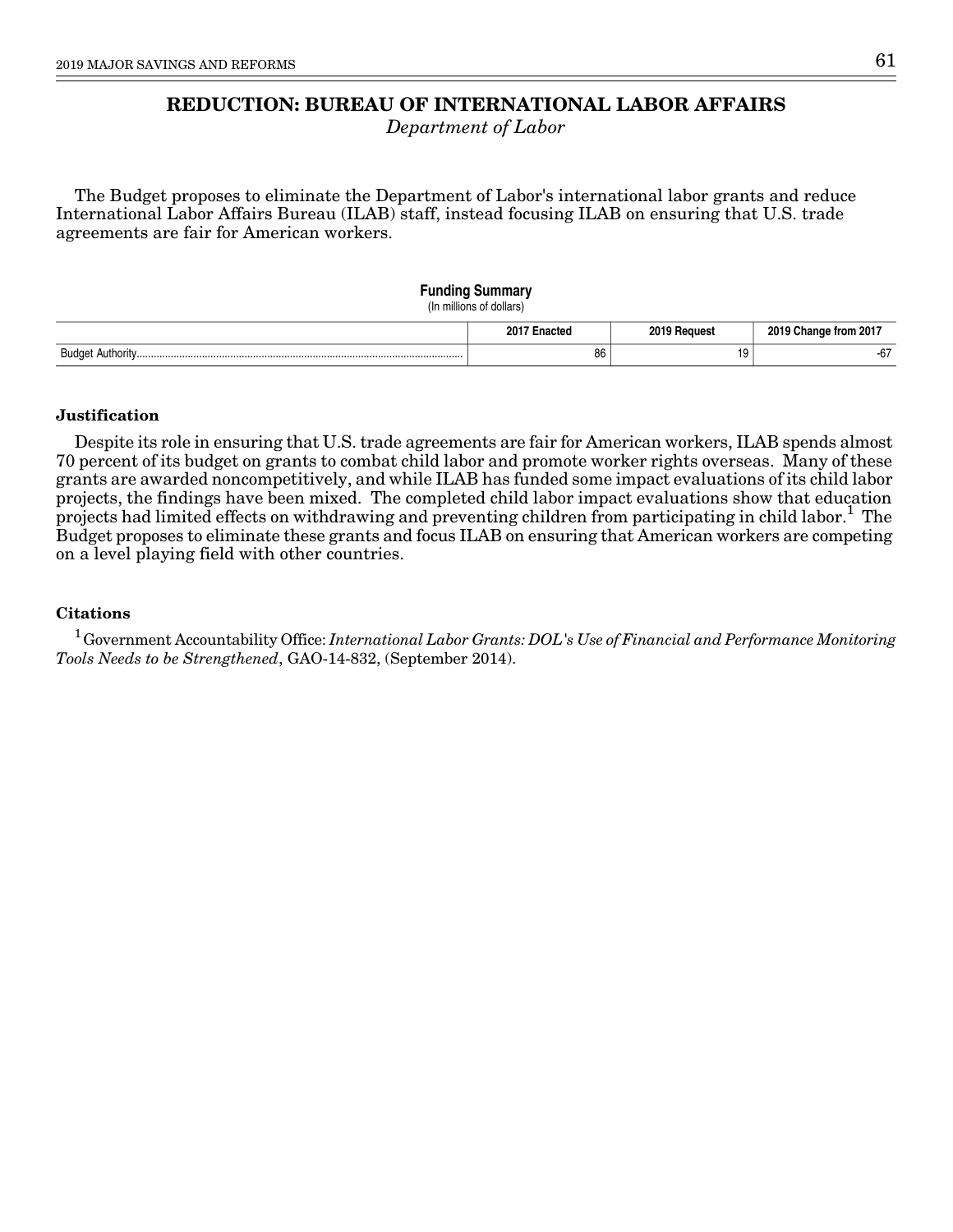# REDUCTION: BUREAU OF INTERNATIONAL LABOR AFFAIRS

*Department of Labor*

The Budget proposes to eliminate the Department of Labor's international labor grants and reduce International Labor Affairs Bureau (ILAB) staff, instead focusing ILAB on ensuring that U.S. trade agreements are fair for American workers.

**Funding Summary**
(In millions of dollars)

| | 2017 Enacted | 2019 Request | 2019 Change from 2017 |
|---|---|---|---|
| Budget Authority | 86 | 19 | -67 |

### Justification

Despite its role in ensuring that U.S. trade agreements are fair for American workers, ILAB spends almost 70 percent of its budget on grants to combat child labor and promote worker rights overseas. Many of these grants are awarded noncompetitively, and while ILAB has funded some impact evaluations of its child labor projects, the findings have been mixed. The completed child labor impact evaluations show that education projects had limited effects on withdrawing and preventing children from participating in child labor.[1] The Budget proposes to eliminate these grants and focus ILAB on ensuring that American workers are competing on a level playing field with other countries.

### Citations

[1] Government Accountability Office: *International Labor Grants: DOL's Use of Financial and Performance Monitoring Tools Needs to be Strengthened*, GAO-14-832, (September 2014).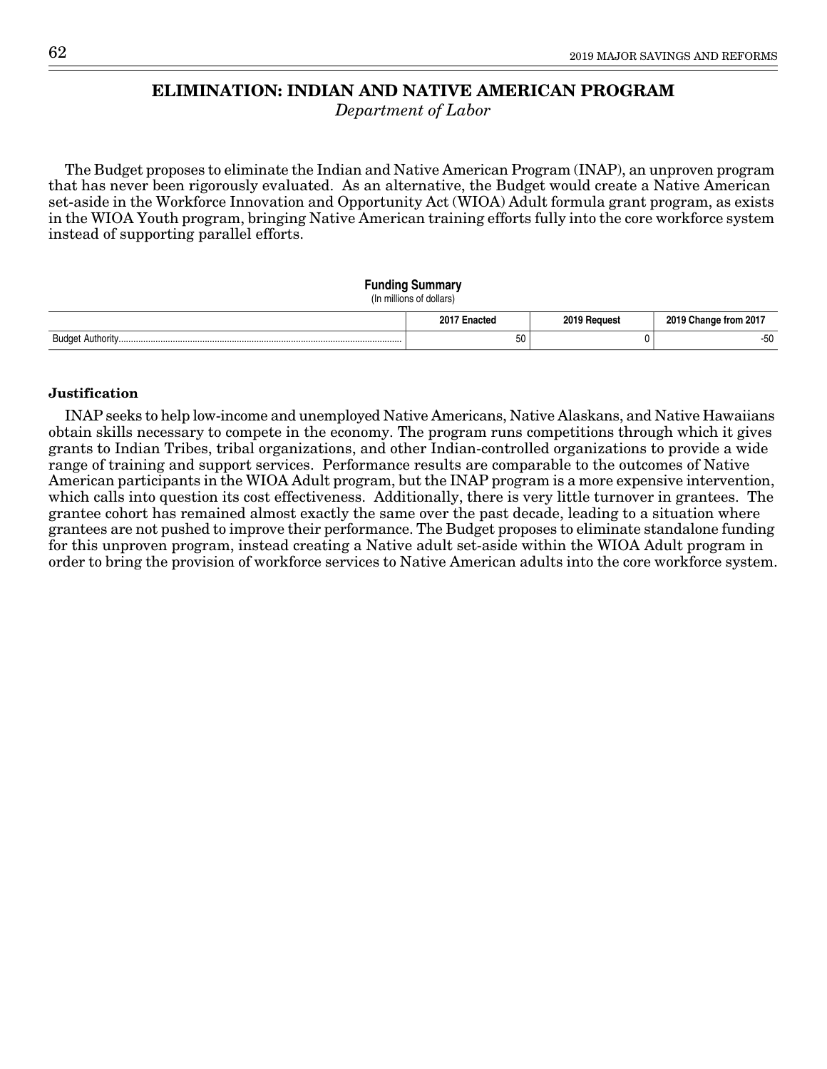# ELIMINATION: INDIAN AND NATIVE AMERICAN PROGRAM

*Department of Labor*

The Budget proposes to eliminate the Indian and Native American Program (INAP), an unproven program that has never been rigorously evaluated. As an alternative, the Budget would create a Native American set-aside in the Workforce Innovation and Opportunity Act (WIOA) Adult formula grant program, as exists in the WIOA Youth program, bringing Native American training efforts fully into the core workforce system instead of supporting parallel efforts.

**Funding Summary**
(In millions of dollars)

| | 2017 Enacted | 2019 Request | 2019 Change from 2017 |
|---|---|---|---|
| Budget Authority | 50 | 0 | -50 |

**Justification**

INAP seeks to help low-income and unemployed Native Americans, Native Alaskans, and Native Hawaiians obtain skills necessary to compete in the economy. The program runs competitions through which it gives grants to Indian Tribes, tribal organizations, and other Indian-controlled organizations to provide a wide range of training and support services. Performance results are comparable to the outcomes of Native American participants in the WIOA Adult program, but the INAP program is a more expensive intervention, which calls into question its cost effectiveness. Additionally, there is very little turnover in grantees. The grantee cohort has remained almost exactly the same over the past decade, leading to a situation where grantees are not pushed to improve their performance. The Budget proposes to eliminate standalone funding for this unproven program, instead creating a Native adult set-aside within the WIOA Adult program in order to bring the provision of workforce services to Native American adults into the core workforce system.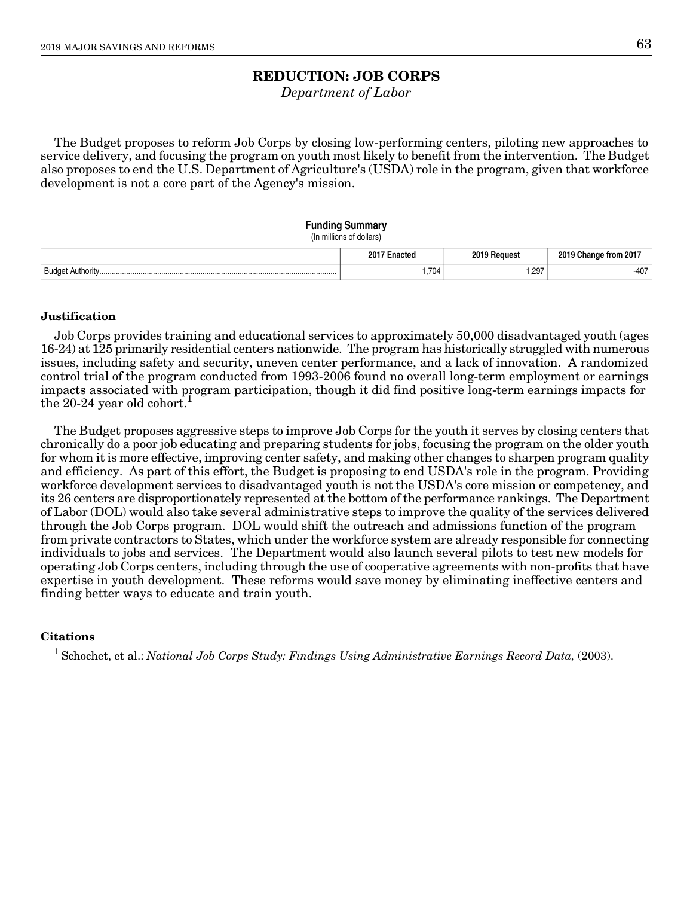# REDUCTION: JOB CORPS

*Department of Labor*

The Budget proposes to reform Job Corps by closing low-performing centers, piloting new approaches to service delivery, and focusing the program on youth most likely to benefit from the intervention. The Budget also proposes to end the U.S. Department of Agriculture's (USDA) role in the program, given that workforce development is not a core part of the Agency's mission.

**Funding Summary**
(In millions of dollars)

| | 2017 Enacted | 2019 Request | 2019 Change from 2017 |
|---|---|---|---|
| Budget Authority | 1,704 | 1,297 | -407 |

### Justification

Job Corps provides training and educational services to approximately 50,000 disadvantaged youth (ages 16-24) at 125 primarily residential centers nationwide. The program has historically struggled with numerous issues, including safety and security, uneven center performance, and a lack of innovation. A randomized control trial of the program conducted from 1993-2006 found no overall long-term employment or earnings impacts associated with program participation, though it did find positive long-term earnings impacts for the 20-24 year old cohort.[1]

The Budget proposes aggressive steps to improve Job Corps for the youth it serves by closing centers that chronically do a poor job educating and preparing students for jobs, focusing the program on the older youth for whom it is more effective, improving center safety, and making other changes to sharpen program quality and efficiency. As part of this effort, the Budget is proposing to end USDA's role in the program. Providing workforce development services to disadvantaged youth is not the USDA's core mission or competency, and its 26 centers are disproportionately represented at the bottom of the performance rankings. The Department of Labor (DOL) would also take several administrative steps to improve the quality of the services delivered through the Job Corps program. DOL would shift the outreach and admissions function of the program from private contractors to States, which under the workforce system are already responsible for connecting individuals to jobs and services. The Department would also launch several pilots to test new models for operating Job Corps centers, including through the use of cooperative agreements with non-profits that have expertise in youth development. These reforms would save money by eliminating ineffective centers and finding better ways to educate and train youth.

### Citations

[1] Schochet, et al.: *National Job Corps Study: Findings Using Administrative Earnings Record Data,* (2003).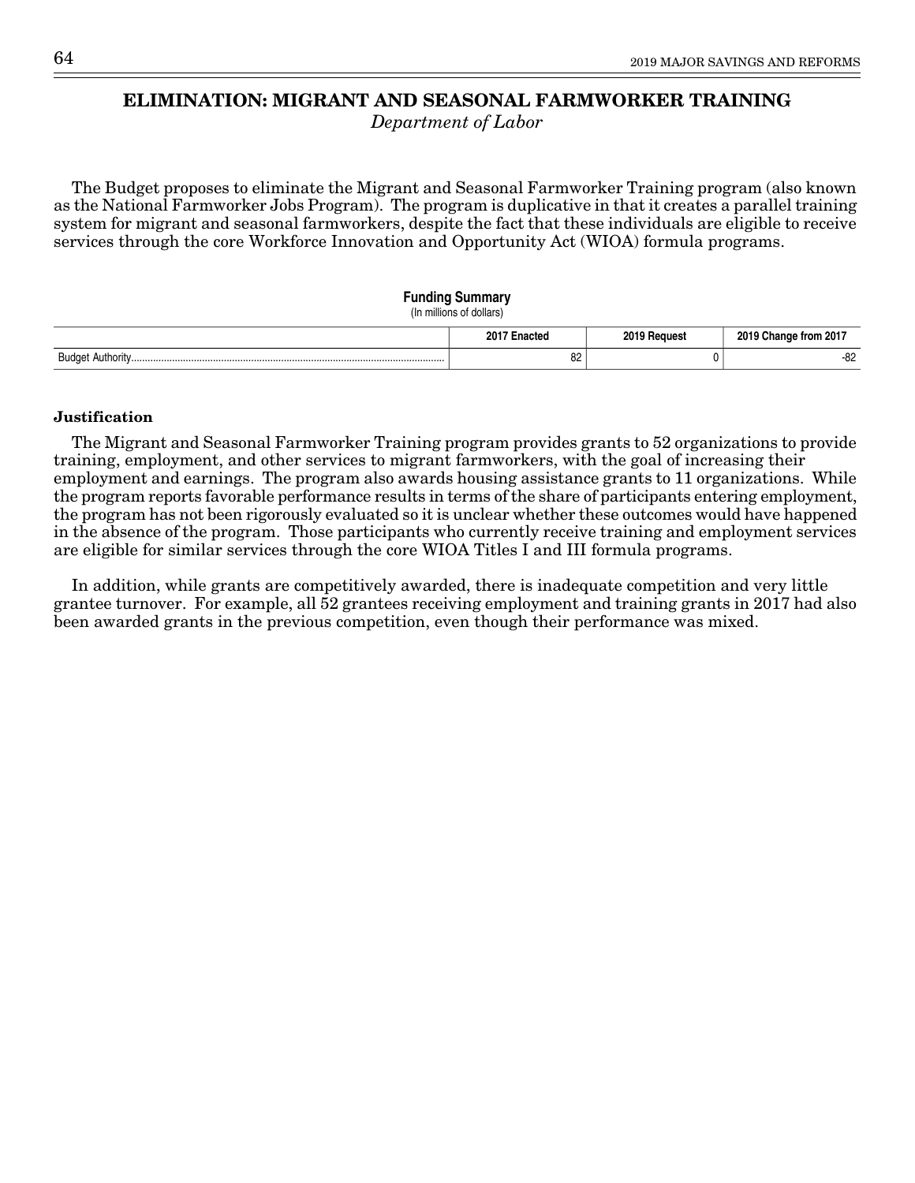# ELIMINATION: MIGRANT AND SEASONAL FARMWORKER TRAINING

*Department of Labor*

The Budget proposes to eliminate the Migrant and Seasonal Farmworker Training program (also known as the National Farmworker Jobs Program). The program is duplicative in that it creates a parallel training system for migrant and seasonal farmworkers, despite the fact that these individuals are eligible to receive services through the core Workforce Innovation and Opportunity Act (WIOA) formula programs.

**Funding Summary**
(In millions of dollars)

| | 2017 Enacted | 2019 Request | 2019 Change from 2017 |
|---|---|---|---|
| Budget Authority | 82 | 0 | -82 |

### Justification

The Migrant and Seasonal Farmworker Training program provides grants to 52 organizations to provide training, employment, and other services to migrant farmworkers, with the goal of increasing their employment and earnings. The program also awards housing assistance grants to 11 organizations. While the program reports favorable performance results in terms of the share of participants entering employment, the program has not been rigorously evaluated so it is unclear whether these outcomes would have happened in the absence of the program. Those participants who currently receive training and employment services are eligible for similar services through the core WIOA Titles I and III formula programs.

In addition, while grants are competitively awarded, there is inadequate competition and very little grantee turnover. For example, all 52 grantees receiving employment and training grants in 2017 had also been awarded grants in the previous competition, even though their performance was mixed.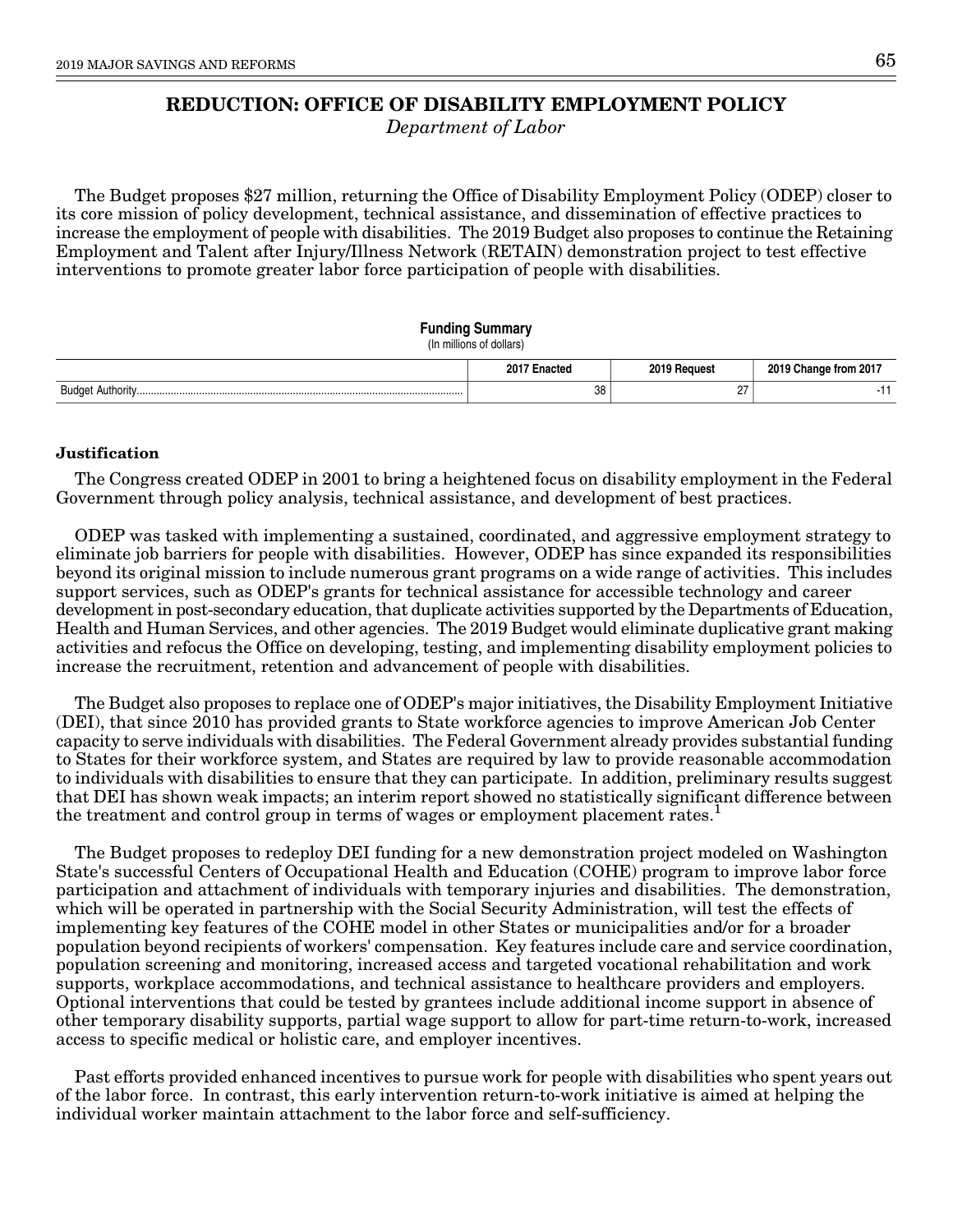# REDUCTION: OFFICE OF DISABILITY EMPLOYMENT POLICY

*Department of Labor*

The Budget proposes $27 million, returning the Office of Disability Employment Policy (ODEP) closer to its core mission of policy development, technical assistance, and dissemination of effective practices to increase the employment of people with disabilities. The 2019 Budget also proposes to continue the Retaining Employment and Talent after Injury/Illness Network (RETAIN) demonstration project to test effective interventions to promote greater labor force participation of people with disabilities.

**Funding Summary**
(In millions of dollars)

| | 2017 Enacted | 2019 Request | 2019 Change from 2017 |
|---|---|---|---|
| Budget Authority | 38 | 27 | -11 |

### Justification

The Congress created ODEP in 2001 to bring a heightened focus on disability employment in the Federal Government through policy analysis, technical assistance, and development of best practices.

ODEP was tasked with implementing a sustained, coordinated, and aggressive employment strategy to eliminate job barriers for people with disabilities. However, ODEP has since expanded its responsibilities beyond its original mission to include numerous grant programs on a wide range of activities. This includes support services, such as ODEP's grants for technical assistance for accessible technology and career development in post-secondary education, that duplicate activities supported by the Departments of Education, Health and Human Services, and other agencies. The 2019 Budget would eliminate duplicative grant making activities and refocus the Office on developing, testing, and implementing disability employment policies to increase the recruitment, retention and advancement of people with disabilities.

The Budget also proposes to replace one of ODEP's major initiatives, the Disability Employment Initiative (DEI), that since 2010 has provided grants to State workforce agencies to improve American Job Center capacity to serve individuals with disabilities. The Federal Government already provides substantial funding to States for their workforce system, and States are required by law to provide reasonable accommodation to individuals with disabilities to ensure that they can participate. In addition, preliminary results suggest that DEI has shown weak impacts; an interim report showed no statistically significant difference between the treatment and control group in terms of wages or employment placement rates.[1]

The Budget proposes to redeploy DEI funding for a new demonstration project modeled on Washington State's successful Centers of Occupational Health and Education (COHE) program to improve labor force participation and attachment of individuals with temporary injuries and disabilities. The demonstration, which will be operated in partnership with the Social Security Administration, will test the effects of implementing key features of the COHE model in other States or municipalities and/or for a broader population beyond recipients of workers' compensation. Key features include care and service coordination, population screening and monitoring, increased access and targeted vocational rehabilitation and work supports, workplace accommodations, and technical assistance to healthcare providers and employers. Optional interventions that could be tested by grantees include additional income support in absence of other temporary disability supports, partial wage support to allow for part-time return-to-work, increased access to specific medical or holistic care, and employer incentives.

Past efforts provided enhanced incentives to pursue work for people with disabilities who spent years out of the labor force. In contrast, this early intervention return-to-work initiative is aimed at helping the individual worker maintain attachment to the labor force and self-sufficiency.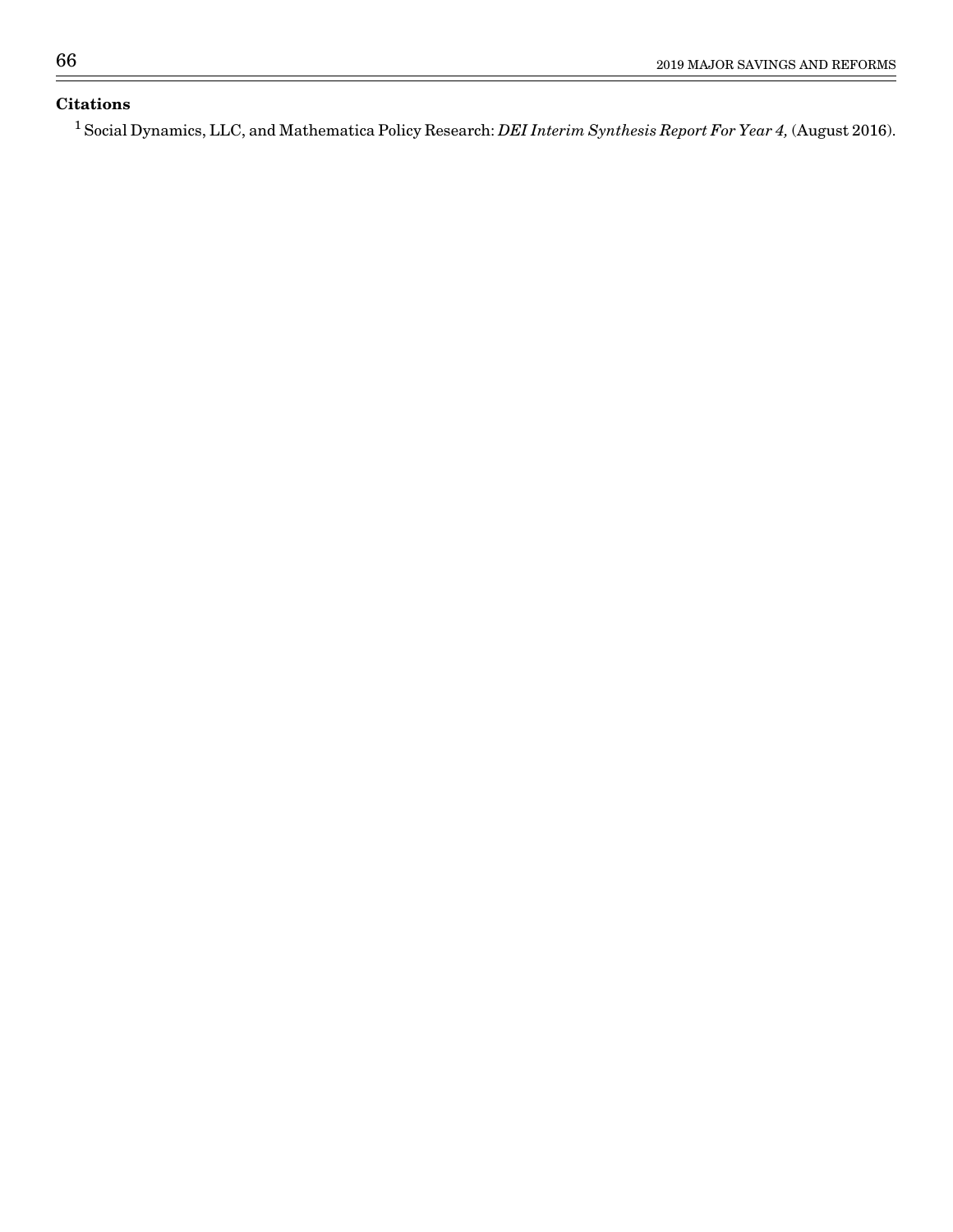**Citations**

[1] Social Dynamics, LLC, and Mathematica Policy Research: *DEI Interim Synthesis Report For Year 4,* (August 2016).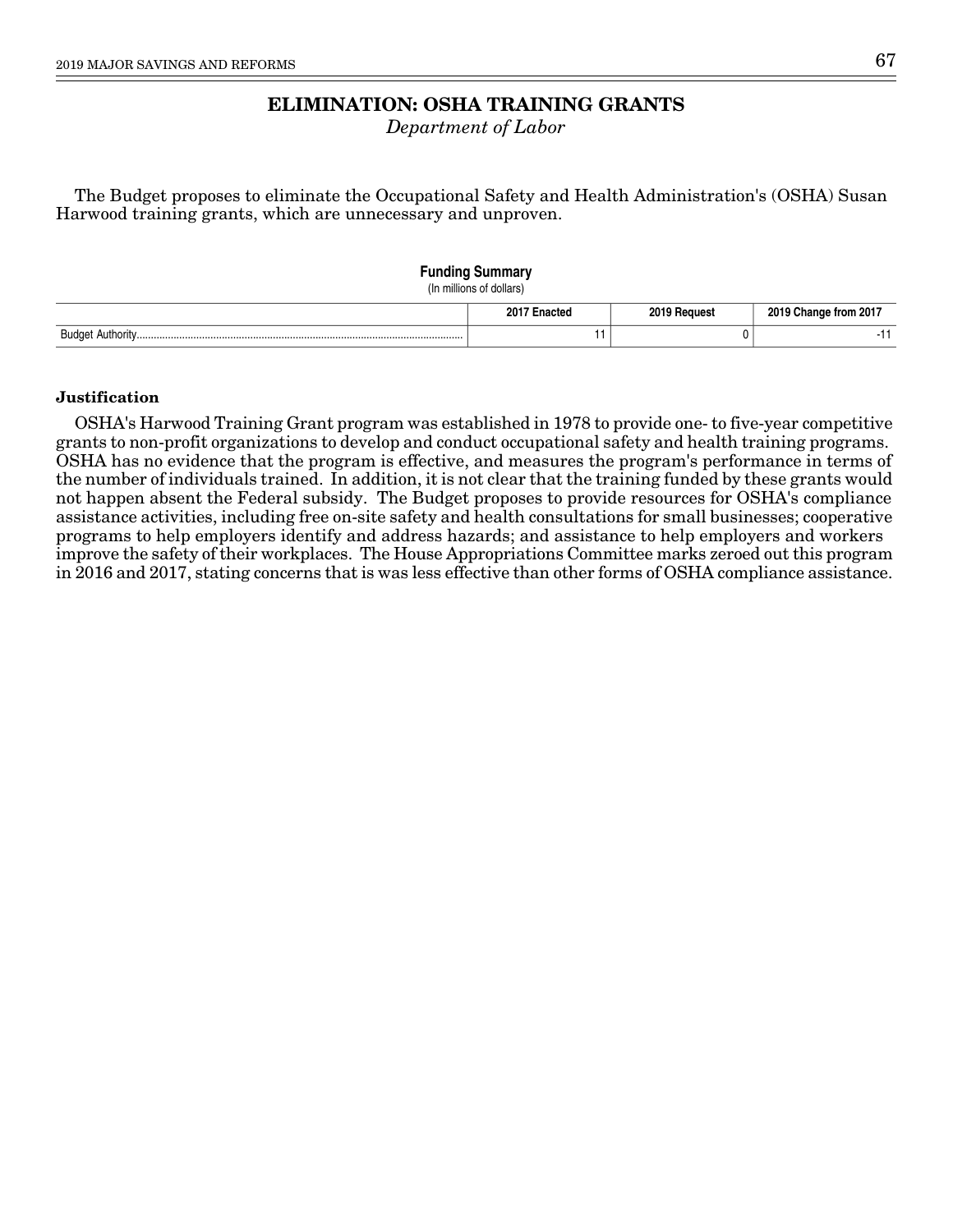# ELIMINATION: OSHA TRAINING GRANTS

*Department of Labor*

The Budget proposes to eliminate the Occupational Safety and Health Administration's (OSHA) Susan Harwood training grants, which are unnecessary and unproven.

**Funding Summary**
(In millions of dollars)

| | 2017 Enacted | 2019 Request | 2019 Change from 2017 |
|---|---|---|---|
| Budget Authority | 11 | 0 | -11 |

**Justification**

OSHA's Harwood Training Grant program was established in 1978 to provide one- to five-year competitive grants to non-profit organizations to develop and conduct occupational safety and health training programs. OSHA has no evidence that the program is effective, and measures the program's performance in terms of the number of individuals trained. In addition, it is not clear that the training funded by these grants would not happen absent the Federal subsidy. The Budget proposes to provide resources for OSHA's compliance assistance activities, including free on-site safety and health consultations for small businesses; cooperative programs to help employers identify and address hazards; and assistance to help employers and workers improve the safety of their workplaces. The House Appropriations Committee marks zeroed out this program in 2016 and 2017, stating concerns that is was less effective than other forms of OSHA compliance assistance.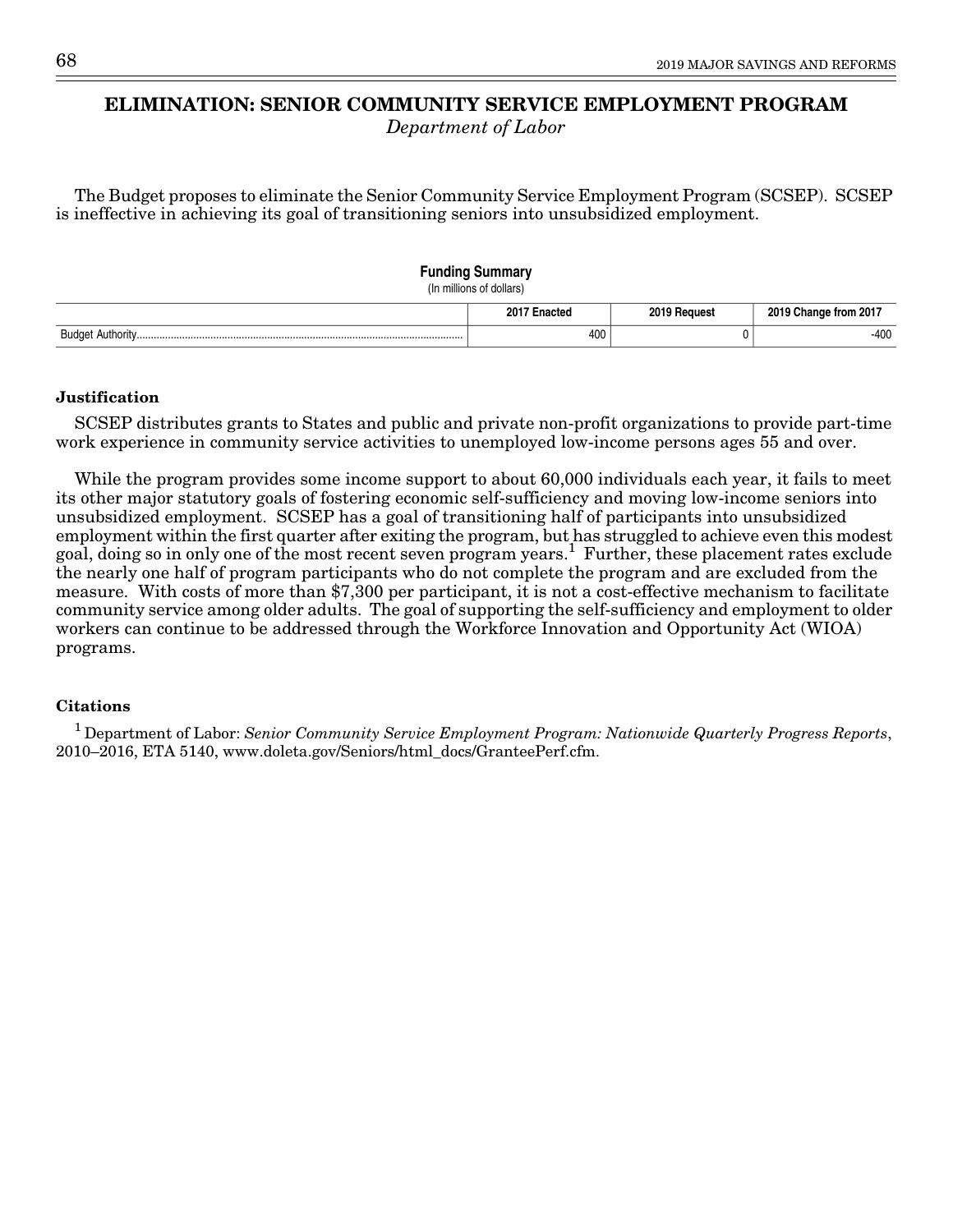# ELIMINATION: SENIOR COMMUNITY SERVICE EMPLOYMENT PROGRAM

*Department of Labor*

The Budget proposes to eliminate the Senior Community Service Employment Program (SCSEP). SCSEP is ineffective in achieving its goal of transitioning seniors into unsubsidized employment.

**Funding Summary**
(In millions of dollars)

| | 2017 Enacted | 2019 Request | 2019 Change from 2017 |
|---|---|---|---|
| Budget Authority | 400 | 0 | -400 |

### Justification

SCSEP distributes grants to States and public and private non-profit organizations to provide part-time work experience in community service activities to unemployed low-income persons ages 55 and over.

While the program provides some income support to about 60,000 individuals each year, it fails to meet its other major statutory goals of fostering economic self-sufficiency and moving low-income seniors into unsubsidized employment. SCSEP has a goal of transitioning half of participants into unsubsidized employment within the first quarter after exiting the program, but has struggled to achieve even this modest goal, doing so in only one of the most recent seven program years.[1] Further, these placement rates exclude the nearly one half of program participants who do not complete the program and are excluded from the measure. With costs of more than $7,300 per participant, it is not a cost-effective mechanism to facilitate community service among older adults. The goal of supporting the self-sufficiency and employment to older workers can continue to be addressed through the Workforce Innovation and Opportunity Act (WIOA) programs.

### Citations

[1] Department of Labor: *Senior Community Service Employment Program: Nationwide Quarterly Progress Reports*, 2010–2016, ETA 5140, www.doleta.gov/Seniors/html_docs/GranteePerf.cfm.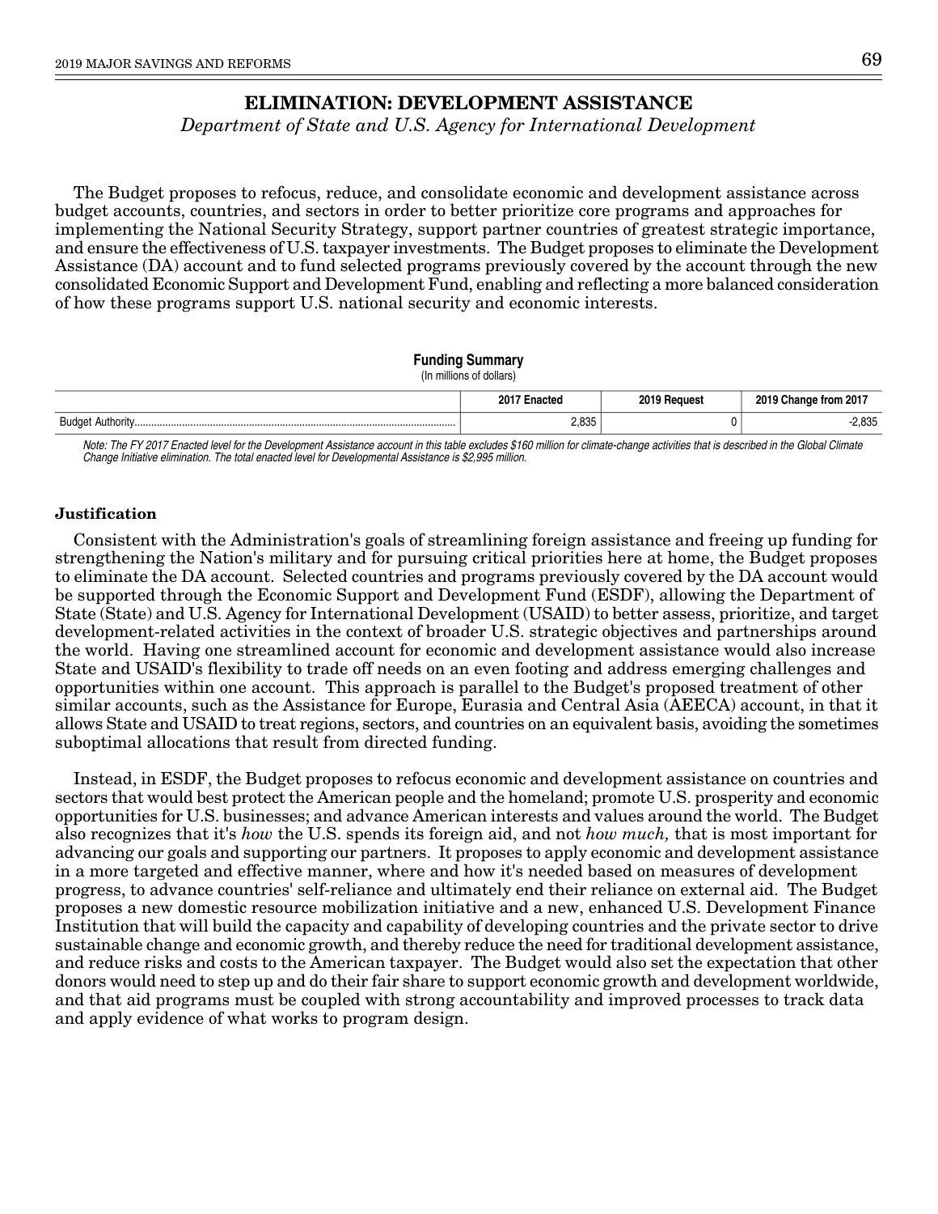# ELIMINATION: DEVELOPMENT ASSISTANCE

*Department of State and U.S. Agency for International Development*

The Budget proposes to refocus, reduce, and consolidate economic and development assistance across budget accounts, countries, and sectors in order to better prioritize core programs and approaches for implementing the National Security Strategy, support partner countries of greatest strategic importance, and ensure the effectiveness of U.S. taxpayer investments. The Budget proposes to eliminate the Development Assistance (DA) account and to fund selected programs previously covered by the account through the new consolidated Economic Support and Development Fund, enabling and reflecting a more balanced consideration of how these programs support U.S. national security and economic interests.

**Funding Summary**
(In millions of dollars)

| | 2017 Enacted | 2019 Request | 2019 Change from 2017 |
|---|---|---|---|
| Budget Authority | 2,835 | 0 | -2,835 |

*Note: The FY 2017 Enacted level for the Development Assistance account in this table excludes $160 million for climate-change activities that is described in the Global Climate Change Initiative elimination. The total enacted level for Developmental Assistance is $2,995 million.*

**Justification**

Consistent with the Administration's goals of streamlining foreign assistance and freeing up funding for strengthening the Nation's military and for pursuing critical priorities here at home, the Budget proposes to eliminate the DA account. Selected countries and programs previously covered by the DA account would be supported through the Economic Support and Development Fund (ESDF), allowing the Department of State (State) and U.S. Agency for International Development (USAID) to better assess, prioritize, and target development-related activities in the context of broader U.S. strategic objectives and partnerships around the world. Having one streamlined account for economic and development assistance would also increase State and USAID's flexibility to trade off needs on an even footing and address emerging challenges and opportunities within one account. This approach is parallel to the Budget's proposed treatment of other similar accounts, such as the Assistance for Europe, Eurasia and Central Asia (AEECA) account, in that it allows State and USAID to treat regions, sectors, and countries on an equivalent basis, avoiding the sometimes suboptimal allocations that result from directed funding.

Instead, in ESDF, the Budget proposes to refocus economic and development assistance on countries and sectors that would best protect the American people and the homeland; promote U.S. prosperity and economic opportunities for U.S. businesses; and advance American interests and values around the world. The Budget also recognizes that it's *how* the U.S. spends its foreign aid, and not *how much,* that is most important for advancing our goals and supporting our partners. It proposes to apply economic and development assistance in a more targeted and effective manner, where and how it's needed based on measures of development progress, to advance countries' self-reliance and ultimately end their reliance on external aid. The Budget proposes a new domestic resource mobilization initiative and a new, enhanced U.S. Development Finance Institution that will build the capacity and capability of developing countries and the private sector to drive sustainable change and economic growth, and thereby reduce the need for traditional development assistance, and reduce risks and costs to the American taxpayer. The Budget would also set the expectation that other donors would need to step up and do their fair share to support economic growth and development worldwide, and that aid programs must be coupled with strong accountability and improved processes to track data and apply evidence of what works to program design.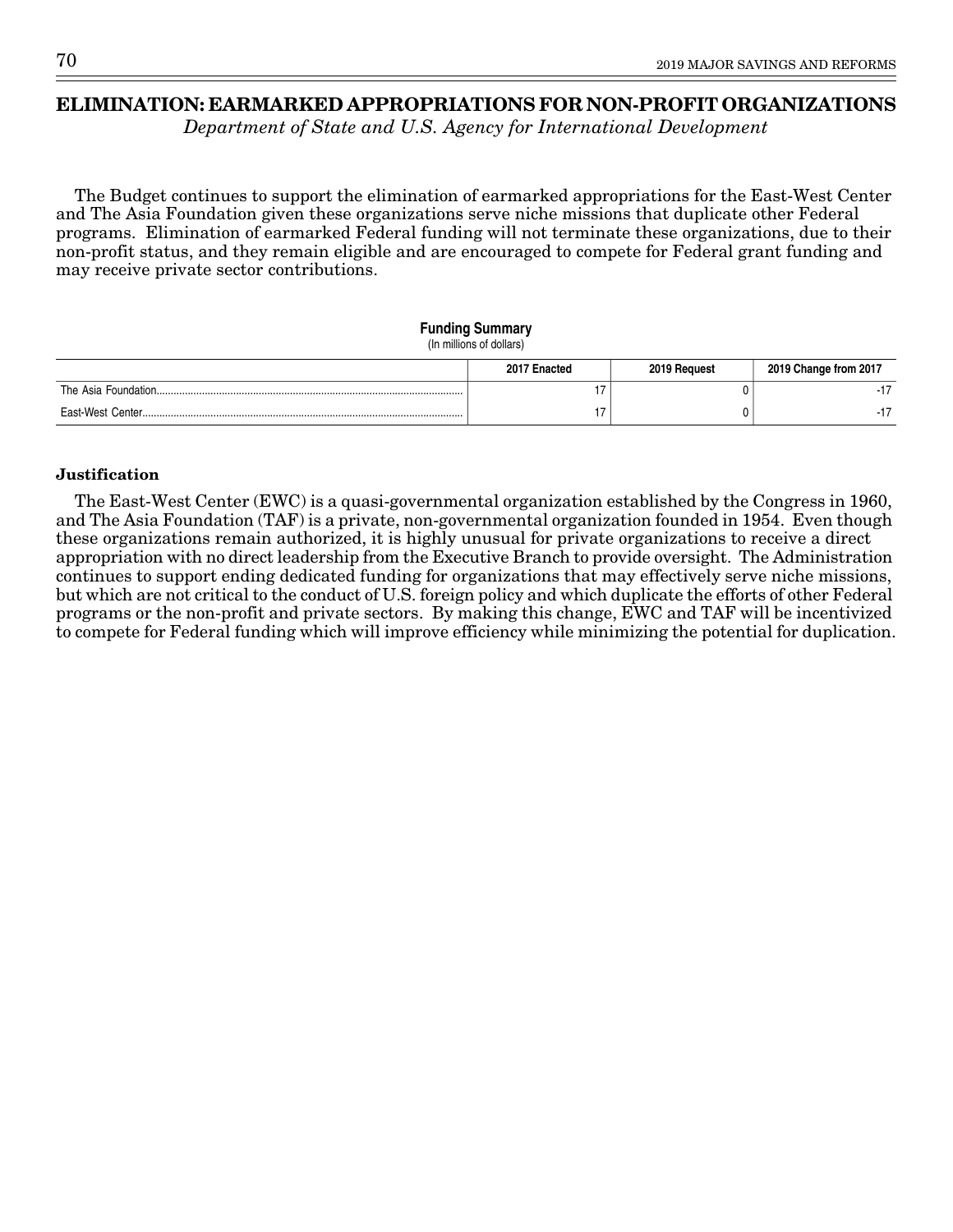# ELIMINATION: EARMARKED APPROPRIATIONS FOR NON-PROFIT ORGANIZATIONS

*Department of State and U.S. Agency for International Development*

The Budget continues to support the elimination of earmarked appropriations for the East-West Center and The Asia Foundation given these organizations serve niche missions that duplicate other Federal programs. Elimination of earmarked Federal funding will not terminate these organizations, due to their non-profit status, and they remain eligible and are encouraged to compete for Federal grant funding and may receive private sector contributions.

**Funding Summary**
(In millions of dollars)

| | 2017 Enacted | 2019 Request | 2019 Change from 2017 |
|---|---|---|---|
| The Asia Foundation | 17 | 0 | -17 |
| East-West Center | 17 | 0 | -17 |

### Justification

The East-West Center (EWC) is a quasi-governmental organization established by the Congress in 1960, and The Asia Foundation (TAF) is a private, non-governmental organization founded in 1954. Even though these organizations remain authorized, it is highly unusual for private organizations to receive a direct appropriation with no direct leadership from the Executive Branch to provide oversight. The Administration continues to support ending dedicated funding for organizations that may effectively serve niche missions, but which are not critical to the conduct of U.S. foreign policy and which duplicate the efforts of other Federal programs or the non-profit and private sectors. By making this change, EWC and TAF will be incentivized to compete for Federal funding which will improve efficiency while minimizing the potential for duplication.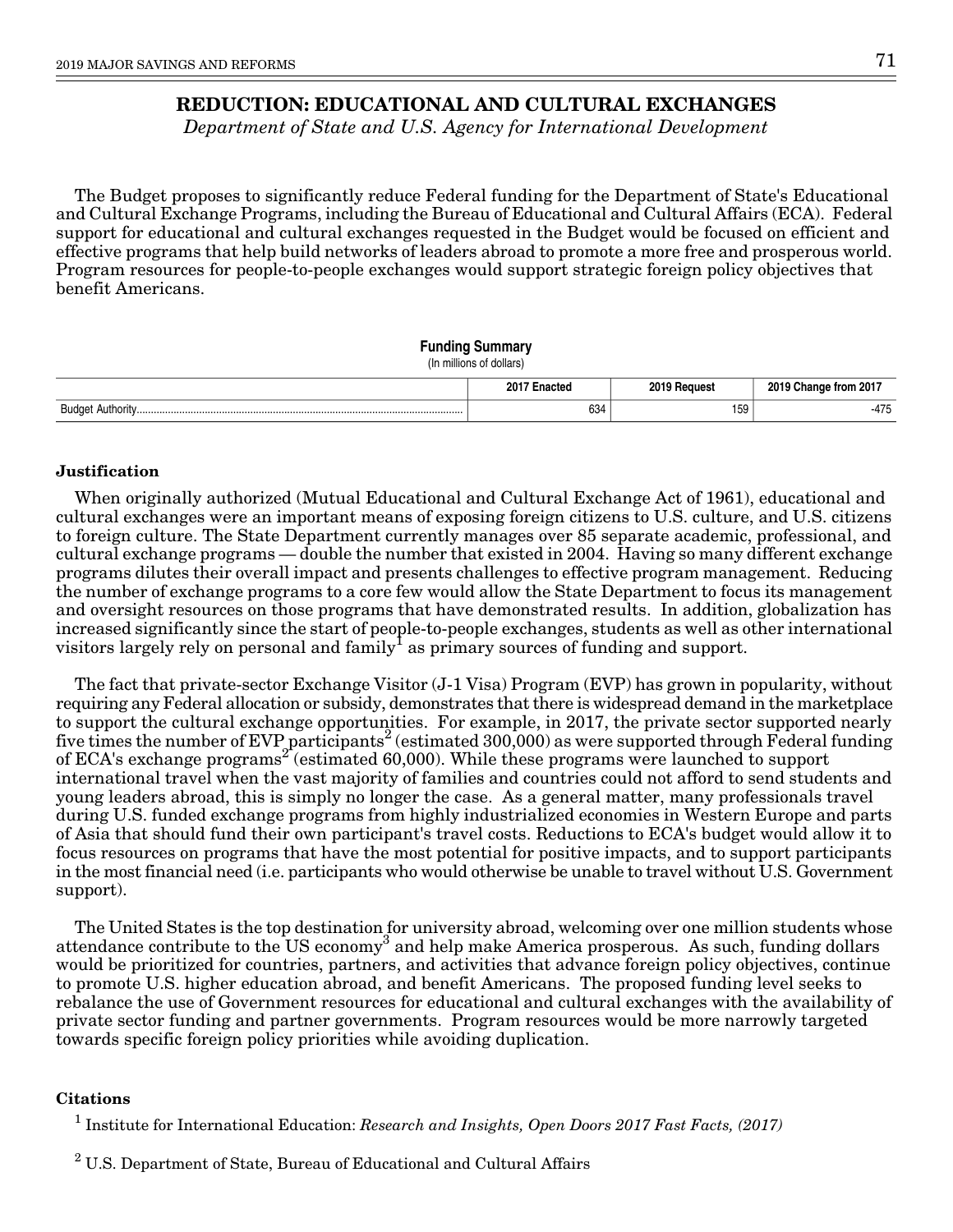# REDUCTION: EDUCATIONAL AND CULTURAL EXCHANGES

*Department of State and U.S. Agency for International Development*

The Budget proposes to significantly reduce Federal funding for the Department of State's Educational and Cultural Exchange Programs, including the Bureau of Educational and Cultural Affairs (ECA). Federal support for educational and cultural exchanges requested in the Budget would be focused on efficient and effective programs that help build networks of leaders abroad to promote a more free and prosperous world. Program resources for people-to-people exchanges would support strategic foreign policy objectives that benefit Americans.

**Funding Summary**
(In millions of dollars)

| | 2017 Enacted | 2019 Request | 2019 Change from 2017 |
|---|---|---|---|
| Budget Authority | 634 | 159 | -475 |

### Justification

When originally authorized (Mutual Educational and Cultural Exchange Act of 1961), educational and cultural exchanges were an important means of exposing foreign citizens to U.S. culture, and U.S. citizens to foreign culture. The State Department currently manages over 85 separate academic, professional, and cultural exchange programs — double the number that existed in 2004. Having so many different exchange programs dilutes their overall impact and presents challenges to effective program management. Reducing the number of exchange programs to a core few would allow the State Department to focus its management and oversight resources on those programs that have demonstrated results. In addition, globalization has increased significantly since the start of people-to-people exchanges, students as well as other international visitors largely rely on personal and family[1] as primary sources of funding and support.

The fact that private-sector Exchange Visitor (J-1 Visa) Program (EVP) has grown in popularity, without requiring any Federal allocation or subsidy, demonstrates that there is widespread demand in the marketplace to support the cultural exchange opportunities. For example, in 2017, the private sector supported nearly five times the number of EVP participants[2] (estimated 300,000) as were supported through Federal funding of ECA's exchange programs[2] (estimated 60,000). While these programs were launched to support international travel when the vast majority of families and countries could not afford to send students and young leaders abroad, this is simply no longer the case. As a general matter, many professionals travel during U.S. funded exchange programs from highly industrialized economies in Western Europe and parts of Asia that should fund their own participant's travel costs. Reductions to ECA's budget would allow it to focus resources on programs that have the most potential for positive impacts, and to support participants in the most financial need (i.e. participants who would otherwise be unable to travel without U.S. Government support).

The United States is the top destination for university abroad, welcoming over one million students whose attendance contribute to the US economy[3] and help make America prosperous. As such, funding dollars would be prioritized for countries, partners, and activities that advance foreign policy objectives, continue to promote U.S. higher education abroad, and benefit Americans. The proposed funding level seeks to rebalance the use of Government resources for educational and cultural exchanges with the availability of private sector funding and partner governments. Program resources would be more narrowly targeted towards specific foreign policy priorities while avoiding duplication.

### Citations

[1] Institute for International Education: *Research and Insights, Open Doors 2017 Fast Facts, (2017)*

[2] U.S. Department of State, Bureau of Educational and Cultural Affairs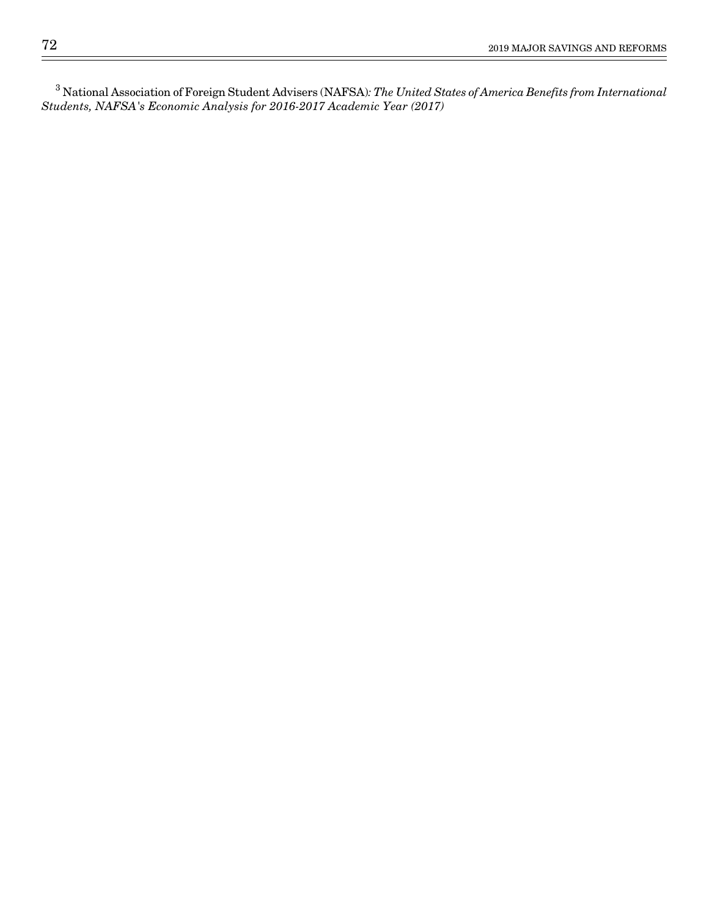[3] National Association of Foreign Student Advisers (NAFSA)*: The United States of America Benefits from International Students, NAFSA's Economic Analysis for 2016-2017 Academic Year (2017)*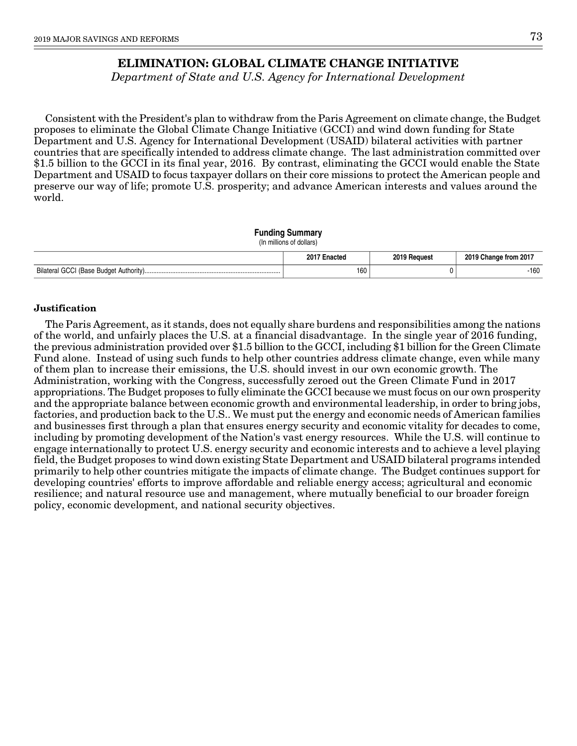# ELIMINATION: GLOBAL CLIMATE CHANGE INITIATIVE

*Department of State and U.S. Agency for International Development*

Consistent with the President's plan to withdraw from the Paris Agreement on climate change, the Budget proposes to eliminate the Global Climate Change Initiative (GCCI) and wind down funding for State Department and U.S. Agency for International Development (USAID) bilateral activities with partner countries that are specifically intended to address climate change. The last administration committed over $1.5 billion to the GCCI in its final year, 2016. By contrast, eliminating the GCCI would enable the State Department and USAID to focus taxpayer dollars on their core missions to protect the American people and preserve our way of life; promote U.S. prosperity; and advance American interests and values around the world.

**Funding Summary**
(In millions of dollars)

| | 2017 Enacted | 2019 Request | 2019 Change from 2017 |
|---|---|---|---|
| Bilateral GCCI (Base Budget Authority) | 160 | 0 | -160 |

**Justification**

The Paris Agreement, as it stands, does not equally share burdens and responsibilities among the nations of the world, and unfairly places the U.S. at a financial disadvantage. In the single year of 2016 funding, the previous administration provided over $1.5 billion to the GCCI, including $1 billion for the Green Climate Fund alone. Instead of using such funds to help other countries address climate change, even while many of them plan to increase their emissions, the U.S. should invest in our own economic growth. The Administration, working with the Congress, successfully zeroed out the Green Climate Fund in 2017 appropriations. The Budget proposes to fully eliminate the GCCI because we must focus on our own prosperity and the appropriate balance between economic growth and environmental leadership, in order to bring jobs, factories, and production back to the U.S.. We must put the energy and economic needs of American families and businesses first through a plan that ensures energy security and economic vitality for decades to come, including by promoting development of the Nation's vast energy resources. While the U.S. will continue to engage internationally to protect U.S. energy security and economic interests and to achieve a level playing field, the Budget proposes to wind down existing State Department and USAID bilateral programs intended primarily to help other countries mitigate the impacts of climate change. The Budget continues support for developing countries' efforts to improve affordable and reliable energy access; agricultural and economic resilience; and natural resource use and management, where mutually beneficial to our broader foreign policy, economic development, and national security objectives.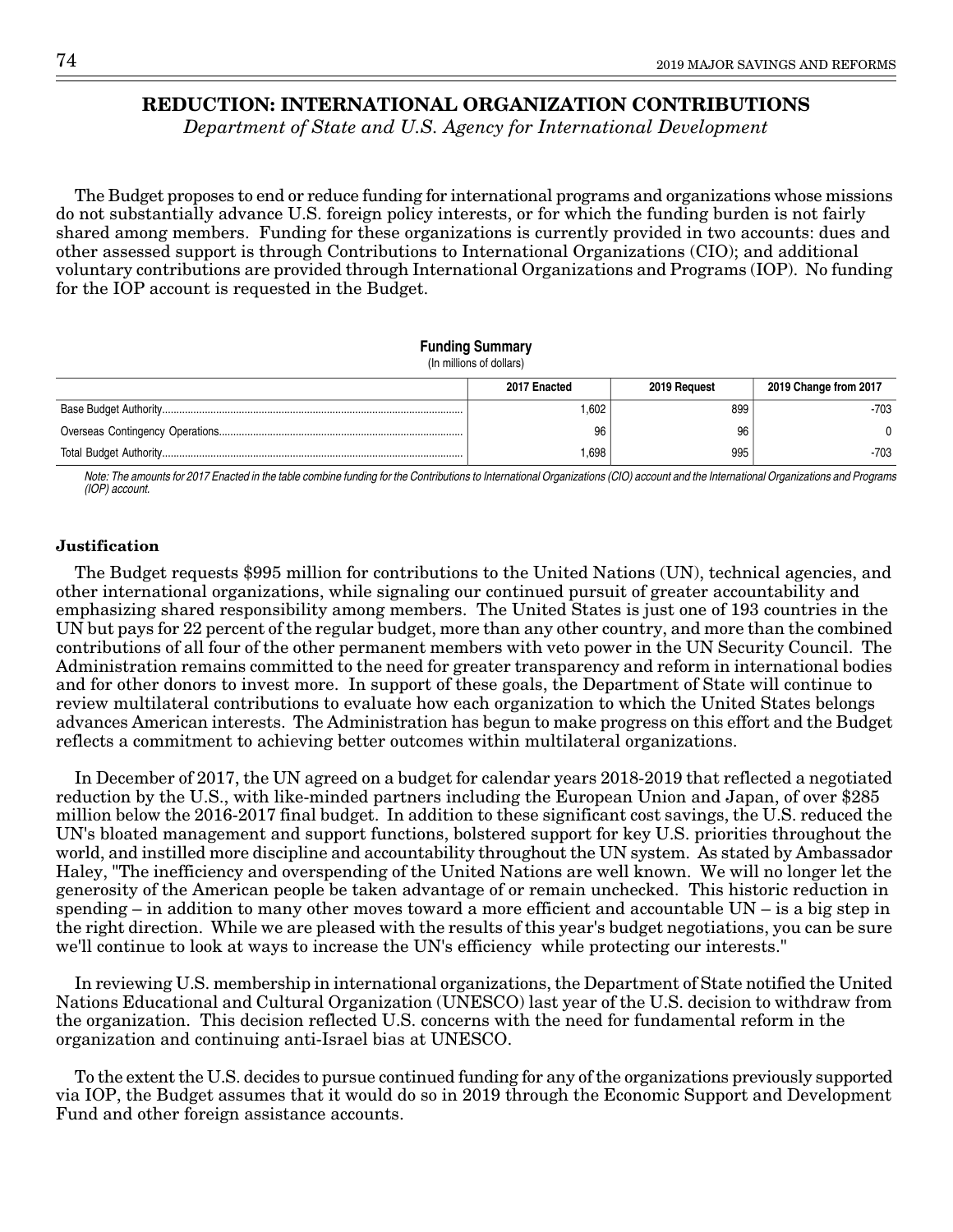# REDUCTION: INTERNATIONAL ORGANIZATION CONTRIBUTIONS

*Department of State and U.S. Agency for International Development*

The Budget proposes to end or reduce funding for international programs and organizations whose missions do not substantially advance U.S. foreign policy interests, or for which the funding burden is not fairly shared among members. Funding for these organizations is currently provided in two accounts: dues and other assessed support is through Contributions to International Organizations (CIO); and additional voluntary contributions are provided through International Organizations and Programs (IOP). No funding for the IOP account is requested in the Budget.

**Funding Summary**

(In millions of dollars)

| | 2017 Enacted | 2019 Request | 2019 Change from 2017 |
|---|---|---|---|
| Base Budget Authority | 1,602 | 899 | -703 |
| Overseas Contingency Operations | 96 | 96 | 0 |
| Total Budget Authority | 1,698 | 995 | -703 |

*Note: The amounts for 2017 Enacted in the table combine funding for the Contributions to International Organizations (CIO) account and the International Organizations and Programs (IOP) account.*

### Justification

The Budget requests $995 million for contributions to the United Nations (UN), technical agencies, and other international organizations, while signaling our continued pursuit of greater accountability and emphasizing shared responsibility among members. The United States is just one of 193 countries in the UN but pays for 22 percent of the regular budget, more than any other country, and more than the combined contributions of all four of the other permanent members with veto power in the UN Security Council. The Administration remains committed to the need for greater transparency and reform in international bodies and for other donors to invest more. In support of these goals, the Department of State will continue to review multilateral contributions to evaluate how each organization to which the United States belongs advances American interests. The Administration has begun to make progress on this effort and the Budget reflects a commitment to achieving better outcomes within multilateral organizations.

In December of 2017, the UN agreed on a budget for calendar years 2018-2019 that reflected a negotiated reduction by the U.S., with like-minded partners including the European Union and Japan, of over $285 million below the 2016-2017 final budget. In addition to these significant cost savings, the U.S. reduced the UN's bloated management and support functions, bolstered support for key U.S. priorities throughout the world, and instilled more discipline and accountability throughout the UN system. As stated by Ambassador Haley, "The inefficiency and overspending of the United Nations are well known. We will no longer let the generosity of the American people be taken advantage of or remain unchecked. This historic reduction in spending – in addition to many other moves toward a more efficient and accountable UN – is a big step in the right direction. While we are pleased with the results of this year's budget negotiations, you can be sure we'll continue to look at ways to increase the UN's efficiency while protecting our interests."

In reviewing U.S. membership in international organizations, the Department of State notified the United Nations Educational and Cultural Organization (UNESCO) last year of the U.S. decision to withdraw from the organization. This decision reflected U.S. concerns with the need for fundamental reform in the organization and continuing anti-Israel bias at UNESCO.

To the extent the U.S. decides to pursue continued funding for any of the organizations previously supported via IOP, the Budget assumes that it would do so in 2019 through the Economic Support and Development Fund and other foreign assistance accounts.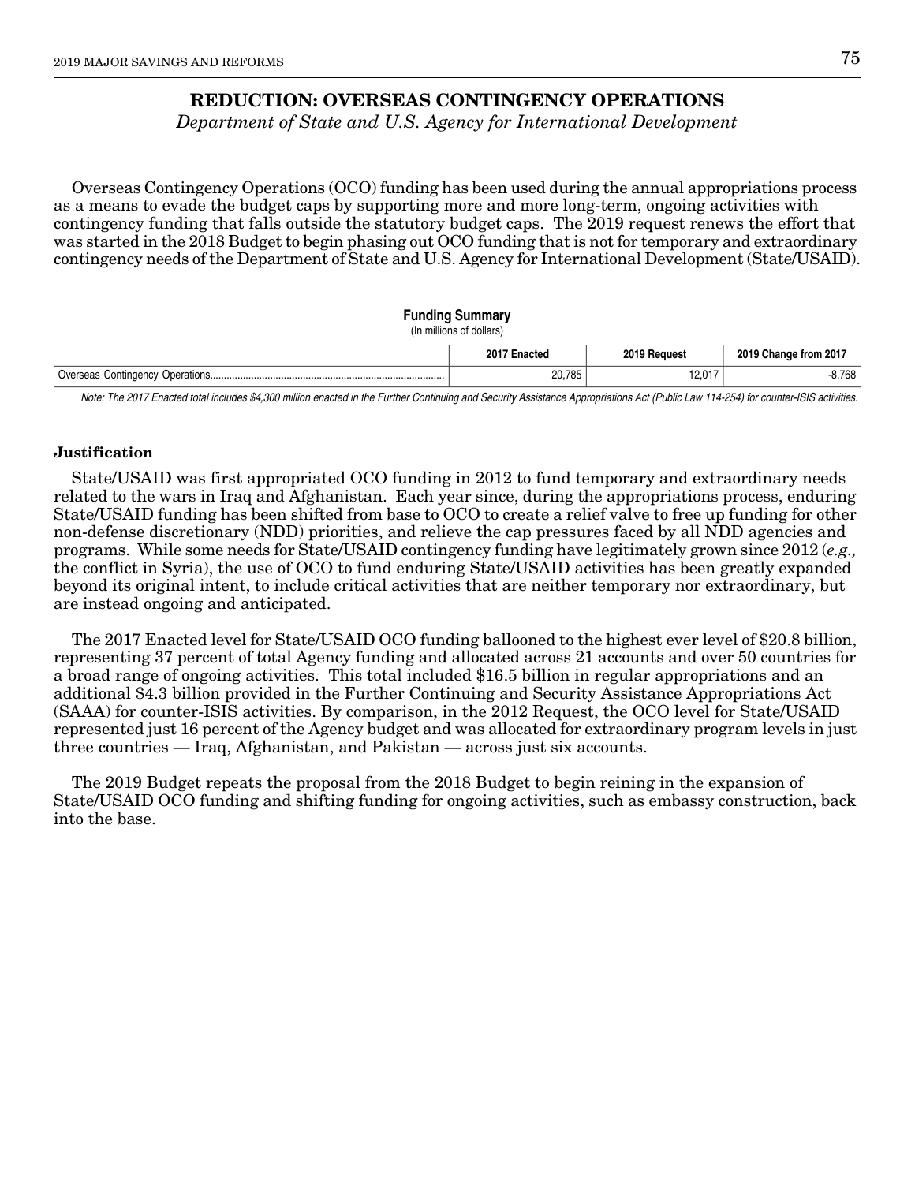## REDUCTION: OVERSEAS CONTINGENCY OPERATIONS

*Department of State and U.S. Agency for International Development*

Overseas Contingency Operations (OCO) funding has been used during the annual appropriations process as a means to evade the budget caps by supporting more and more long-term, ongoing activities with contingency funding that falls outside the statutory budget caps. The 2019 request renews the effort that was started in the 2018 Budget to begin phasing out OCO funding that is not for temporary and extraordinary contingency needs of the Department of State and U.S. Agency for International Development (State/USAID).

**Funding Summary**
(In millions of dollars)

| | 2017 Enacted | 2019 Request | 2019 Change from 2017 |
|---|---|---|---|
| Overseas Contingency Operations | 20,785 | 12,017 | -8,768 |

*Note: The 2017 Enacted total includes $4,300 million enacted in the Further Continuing and Security Assistance Appropriations Act (Public Law 114-254) for counter-ISIS activities.*

### Justification

State/USAID was first appropriated OCO funding in 2012 to fund temporary and extraordinary needs related to the wars in Iraq and Afghanistan. Each year since, during the appropriations process, enduring State/USAID funding has been shifted from base to OCO to create a relief valve to free up funding for other non-defense discretionary (NDD) priorities, and relieve the cap pressures faced by all NDD agencies and programs. While some needs for State/USAID contingency funding have legitimately grown since 2012 (*e.g.,* the conflict in Syria), the use of OCO to fund enduring State/USAID activities has been greatly expanded beyond its original intent, to include critical activities that are neither temporary nor extraordinary, but are instead ongoing and anticipated.

The 2017 Enacted level for State/USAID OCO funding ballooned to the highest ever level of $20.8 billion, representing 37 percent of total Agency funding and allocated across 21 accounts and over 50 countries for a broad range of ongoing activities. This total included $16.5 billion in regular appropriations and an additional $4.3 billion provided in the Further Continuing and Security Assistance Appropriations Act (SAAA) for counter-ISIS activities. By comparison, in the 2012 Request, the OCO level for State/USAID represented just 16 percent of the Agency budget and was allocated for extraordinary program levels in just three countries — Iraq, Afghanistan, and Pakistan — across just six accounts.

The 2019 Budget repeats the proposal from the 2018 Budget to begin reining in the expansion of State/USAID OCO funding and shifting funding for ongoing activities, such as embassy construction, back into the base.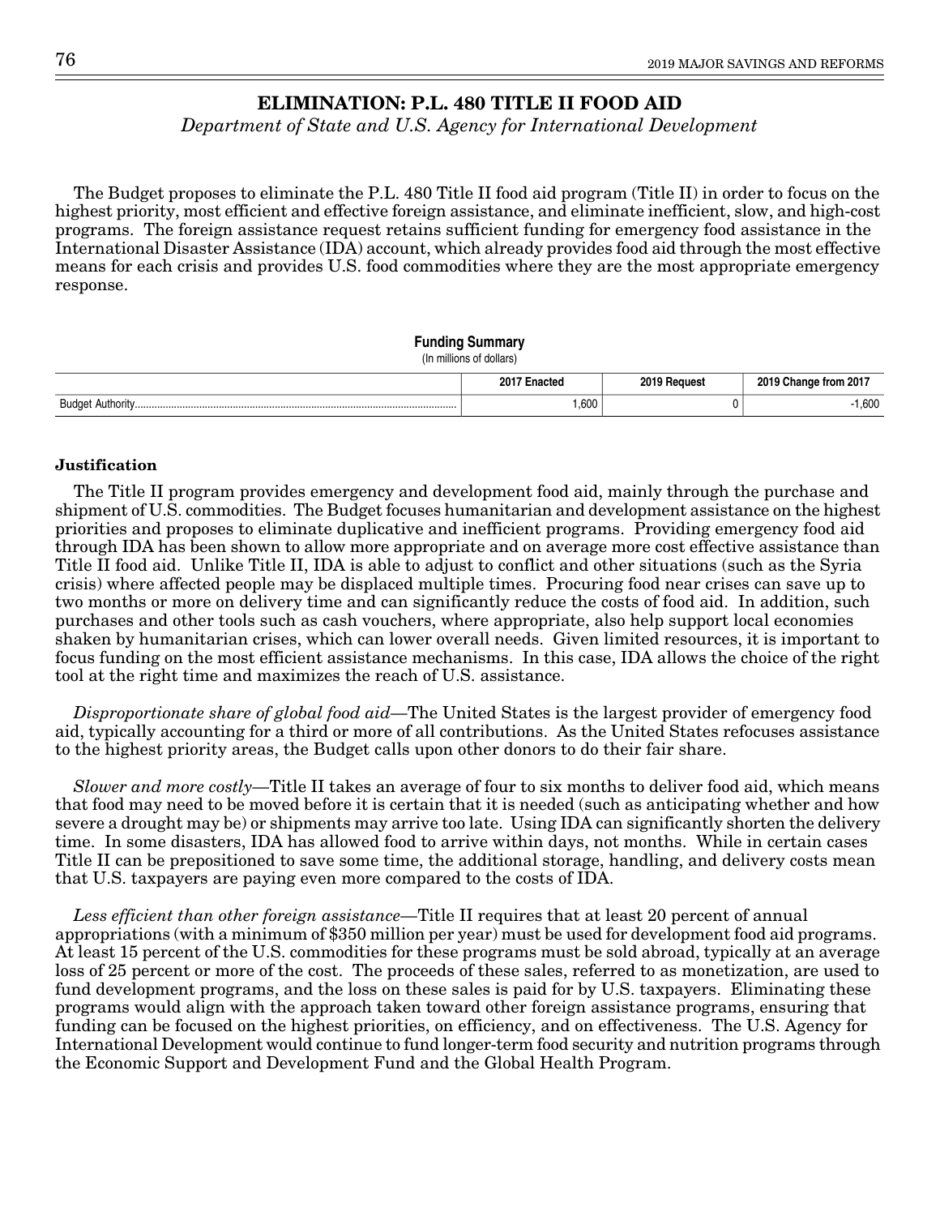# ELIMINATION: P.L. 480 TITLE II FOOD AID

*Department of State and U.S. Agency for International Development*

The Budget proposes to eliminate the P.L. 480 Title II food aid program (Title II) in order to focus on the highest priority, most efficient and effective foreign assistance, and eliminate inefficient, slow, and high-cost programs. The foreign assistance request retains sufficient funding for emergency food assistance in the International Disaster Assistance (IDA) account, which already provides food aid through the most effective means for each crisis and provides U.S. food commodities where they are the most appropriate emergency response.

**Funding Summary**
(In millions of dollars)

| | 2017 Enacted | 2019 Request | 2019 Change from 2017 |
|---|---|---|---|
| Budget Authority | 1,600 | 0 | -1,600 |

**Justification**

The Title II program provides emergency and development food aid, mainly through the purchase and shipment of U.S. commodities. The Budget focuses humanitarian and development assistance on the highest priorities and proposes to eliminate duplicative and inefficient programs. Providing emergency food aid through IDA has been shown to allow more appropriate and on average more cost effective assistance than Title II food aid. Unlike Title II, IDA is able to adjust to conflict and other situations (such as the Syria crisis) where affected people may be displaced multiple times. Procuring food near crises can save up to two months or more on delivery time and can significantly reduce the costs of food aid. In addition, such purchases and other tools such as cash vouchers, where appropriate, also help support local economies shaken by humanitarian crises, which can lower overall needs. Given limited resources, it is important to focus funding on the most efficient assistance mechanisms. In this case, IDA allows the choice of the right tool at the right time and maximizes the reach of U.S. assistance.

*Disproportionate share of global food aid*—The United States is the largest provider of emergency food aid, typically accounting for a third or more of all contributions. As the United States refocuses assistance to the highest priority areas, the Budget calls upon other donors to do their fair share.

*Slower and more costly*—Title II takes an average of four to six months to deliver food aid, which means that food may need to be moved before it is certain that it is needed (such as anticipating whether and how severe a drought may be) or shipments may arrive too late. Using IDA can significantly shorten the delivery time. In some disasters, IDA has allowed food to arrive within days, not months. While in certain cases Title II can be prepositioned to save some time, the additional storage, handling, and delivery costs mean that U.S. taxpayers are paying even more compared to the costs of IDA.

*Less efficient than other foreign assistance*—Title II requires that at least 20 percent of annual appropriations (with a minimum of $350 million per year) must be used for development food aid programs. At least 15 percent of the U.S. commodities for these programs must be sold abroad, typically at an average loss of 25 percent or more of the cost. The proceeds of these sales, referred to as monetization, are used to fund development programs, and the loss on these sales is paid for by U.S. taxpayers. Eliminating these programs would align with the approach taken toward other foreign assistance programs, ensuring that funding can be focused on the highest priorities, on efficiency, and on effectiveness. The U.S. Agency for International Development would continue to fund longer-term food security and nutrition programs through the Economic Support and Development Fund and the Global Health Program.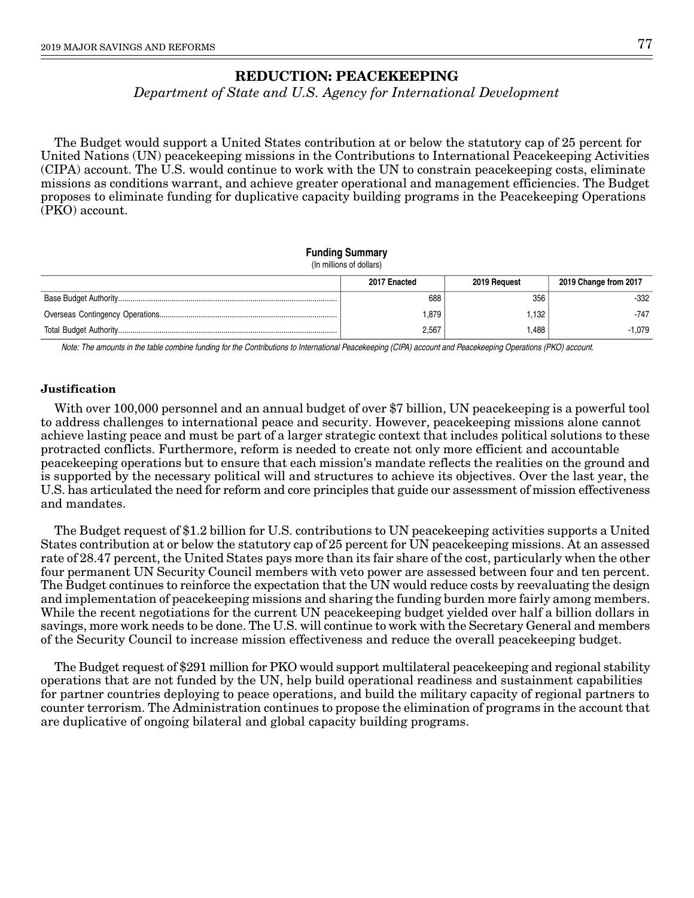# REDUCTION: PEACEKEEPING

*Department of State and U.S. Agency for International Development*

The Budget would support a United States contribution at or below the statutory cap of 25 percent for United Nations (UN) peacekeeping missions in the Contributions to International Peacekeeping Activities (CIPA) account. The U.S. would continue to work with the UN to constrain peacekeeping costs, eliminate missions as conditions warrant, and achieve greater operational and management efficiencies. The Budget proposes to eliminate funding for duplicative capacity building programs in the Peacekeeping Operations (PKO) account.

**Funding Summary**

(In millions of dollars)

| | 2017 Enacted | 2019 Request | 2019 Change from 2017 |
|---|---|---|---|
| Base Budget Authority | 688 | 356 | -332 |
| Overseas Contingency Operations | 1,879 | 1,132 | -747 |
| Total Budget Authority | 2,567 | 1,488 | -1,079 |

*Note: The amounts in the table combine funding for the Contributions to International Peacekeeping (CIPA) account and Peacekeeping Operations (PKO) account.*

**Justification**

With over 100,000 personnel and an annual budget of over $7 billion, UN peacekeeping is a powerful tool to address challenges to international peace and security. However, peacekeeping missions alone cannot achieve lasting peace and must be part of a larger strategic context that includes political solutions to these protracted conflicts. Furthermore, reform is needed to create not only more efficient and accountable peacekeeping operations but to ensure that each mission's mandate reflects the realities on the ground and is supported by the necessary political will and structures to achieve its objectives. Over the last year, the U.S. has articulated the need for reform and core principles that guide our assessment of mission effectiveness and mandates.

The Budget request of $1.2 billion for U.S. contributions to UN peacekeeping activities supports a United States contribution at or below the statutory cap of 25 percent for UN peacekeeping missions. At an assessed rate of 28.47 percent, the United States pays more than its fair share of the cost, particularly when the other four permanent UN Security Council members with veto power are assessed between four and ten percent. The Budget continues to reinforce the expectation that the UN would reduce costs by reevaluating the design and implementation of peacekeeping missions and sharing the funding burden more fairly among members. While the recent negotiations for the current UN peacekeeping budget yielded over half a billion dollars in savings, more work needs to be done. The U.S. will continue to work with the Secretary General and members of the Security Council to increase mission effectiveness and reduce the overall peacekeeping budget.

The Budget request of $291 million for PKO would support multilateral peacekeeping and regional stability operations that are not funded by the UN, help build operational readiness and sustainment capabilities for partner countries deploying to peace operations, and build the military capacity of regional partners to counter terrorism. The Administration continues to propose the elimination of programs in the account that are duplicative of ongoing bilateral and global capacity building programs.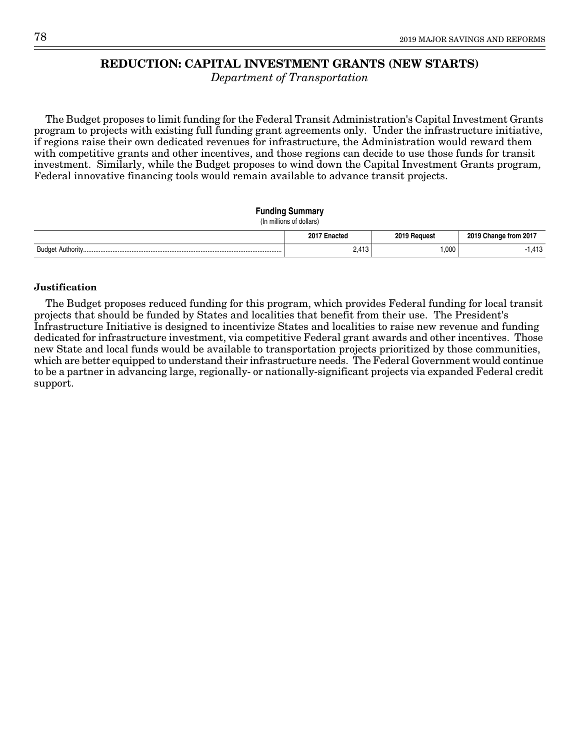## REDUCTION: CAPITAL INVESTMENT GRANTS (NEW STARTS)

*Department of Transportation*

The Budget proposes to limit funding for the Federal Transit Administration's Capital Investment Grants program to projects with existing full funding grant agreements only. Under the infrastructure initiative, if regions raise their own dedicated revenues for infrastructure, the Administration would reward them with competitive grants and other incentives, and those regions can decide to use those funds for transit investment. Similarly, while the Budget proposes to wind down the Capital Investment Grants program, Federal innovative financing tools would remain available to advance transit projects.

**Funding Summary**
(In millions of dollars)

| | 2017 Enacted | 2019 Request | 2019 Change from 2017 |
|---|---|---|---|
| Budget Authority | 2,413 | 1,000 | -1,413 |

### Justification

The Budget proposes reduced funding for this program, which provides Federal funding for local transit projects that should be funded by States and localities that benefit from their use. The President's Infrastructure Initiative is designed to incentivize States and localities to raise new revenue and funding dedicated for infrastructure investment, via competitive Federal grant awards and other incentives. Those new State and local funds would be available to transportation projects prioritized by those communities, which are better equipped to understand their infrastructure needs. The Federal Government would continue to be a partner in advancing large, regionally- or nationally-significant projects via expanded Federal credit support.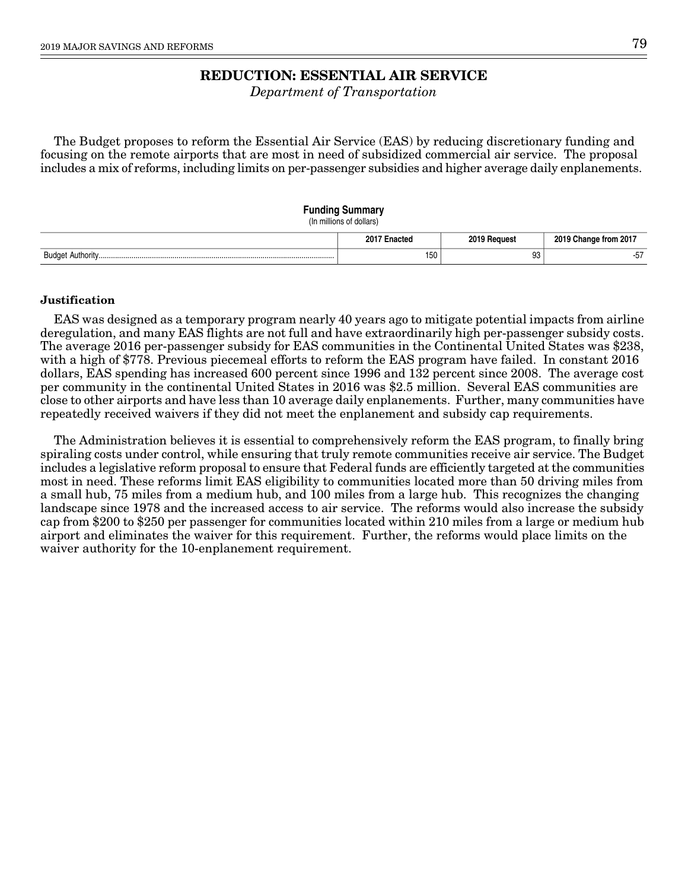# REDUCTION: ESSENTIAL AIR SERVICE

*Department of Transportation*

The Budget proposes to reform the Essential Air Service (EAS) by reducing discretionary funding and focusing on the remote airports that are most in need of subsidized commercial air service. The proposal includes a mix of reforms, including limits on per-passenger subsidies and higher average daily enplanements.

**Funding Summary**
(In millions of dollars)

| | 2017 Enacted | 2019 Request | 2019 Change from 2017 |
|---|---|---|---|
| Budget Authority | 150 | 93 | -57 |

**Justification**

EAS was designed as a temporary program nearly 40 years ago to mitigate potential impacts from airline deregulation, and many EAS flights are not full and have extraordinarily high per-passenger subsidy costs. The average 2016 per-passenger subsidy for EAS communities in the Continental United States was $238, with a high of $778. Previous piecemeal efforts to reform the EAS program have failed. In constant 2016 dollars, EAS spending has increased 600 percent since 1996 and 132 percent since 2008. The average cost per community in the continental United States in 2016 was $2.5 million. Several EAS communities are close to other airports and have less than 10 average daily enplanements. Further, many communities have repeatedly received waivers if they did not meet the enplanement and subsidy cap requirements.

The Administration believes it is essential to comprehensively reform the EAS program, to finally bring spiraling costs under control, while ensuring that truly remote communities receive air service. The Budget includes a legislative reform proposal to ensure that Federal funds are efficiently targeted at the communities most in need. These reforms limit EAS eligibility to communities located more than 50 driving miles from a small hub, 75 miles from a medium hub, and 100 miles from a large hub. This recognizes the changing landscape since 1978 and the increased access to air service. The reforms would also increase the subsidy cap from $200 to $250 per passenger for communities located within 210 miles from a large or medium hub airport and eliminates the waiver for this requirement. Further, the reforms would place limits on the waiver authority for the 10-enplanement requirement.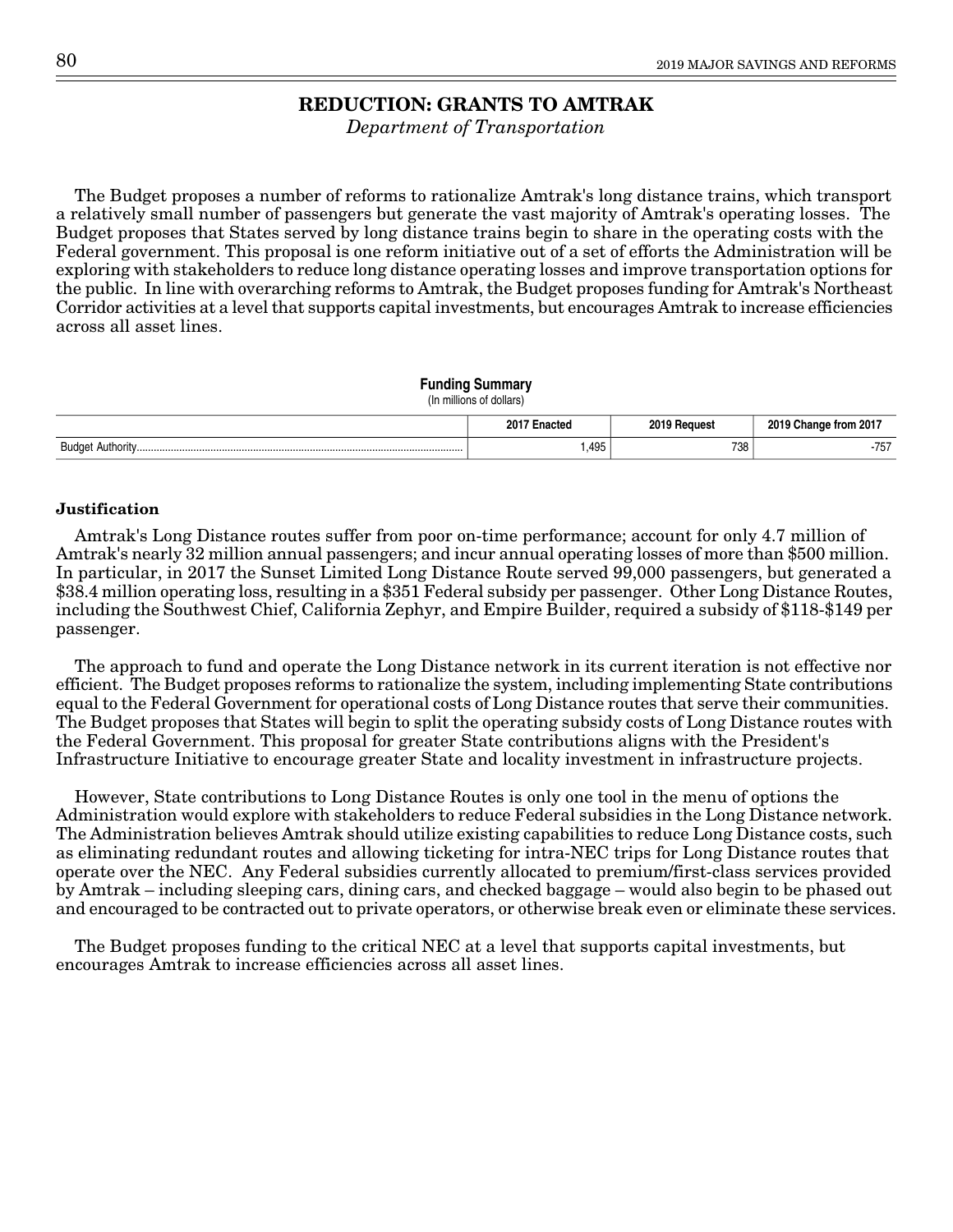# REDUCTION: GRANTS TO AMTRAK

*Department of Transportation*

The Budget proposes a number of reforms to rationalize Amtrak's long distance trains, which transport a relatively small number of passengers but generate the vast majority of Amtrak's operating losses. The Budget proposes that States served by long distance trains begin to share in the operating costs with the Federal government. This proposal is one reform initiative out of a set of efforts the Administration will be exploring with stakeholders to reduce long distance operating losses and improve transportation options for the public. In line with overarching reforms to Amtrak, the Budget proposes funding for Amtrak's Northeast Corridor activities at a level that supports capital investments, but encourages Amtrak to increase efficiencies across all asset lines.

**Funding Summary**
(In millions of dollars)

| | 2017 Enacted | 2019 Request | 2019 Change from 2017 |
|---|---|---|---|
| Budget Authority | 1,495 | 738 | -757 |

### Justification

Amtrak's Long Distance routes suffer from poor on-time performance; account for only 4.7 million of Amtrak's nearly 32 million annual passengers; and incur annual operating losses of more than $500 million. In particular, in 2017 the Sunset Limited Long Distance Route served 99,000 passengers, but generated a $38.4 million operating loss, resulting in a $351 Federal subsidy per passenger. Other Long Distance Routes, including the Southwest Chief, California Zephyr, and Empire Builder, required a subsidy of $118-$149 per passenger.

The approach to fund and operate the Long Distance network in its current iteration is not effective nor efficient. The Budget proposes reforms to rationalize the system, including implementing State contributions equal to the Federal Government for operational costs of Long Distance routes that serve their communities. The Budget proposes that States will begin to split the operating subsidy costs of Long Distance routes with the Federal Government. This proposal for greater State contributions aligns with the President's Infrastructure Initiative to encourage greater State and locality investment in infrastructure projects.

However, State contributions to Long Distance Routes is only one tool in the menu of options the Administration would explore with stakeholders to reduce Federal subsidies in the Long Distance network. The Administration believes Amtrak should utilize existing capabilities to reduce Long Distance costs, such as eliminating redundant routes and allowing ticketing for intra-NEC trips for Long Distance routes that operate over the NEC. Any Federal subsidies currently allocated to premium/first-class services provided by Amtrak – including sleeping cars, dining cars, and checked baggage – would also begin to be phased out and encouraged to be contracted out to private operators, or otherwise break even or eliminate these services.

The Budget proposes funding to the critical NEC at a level that supports capital investments, but encourages Amtrak to increase efficiencies across all asset lines.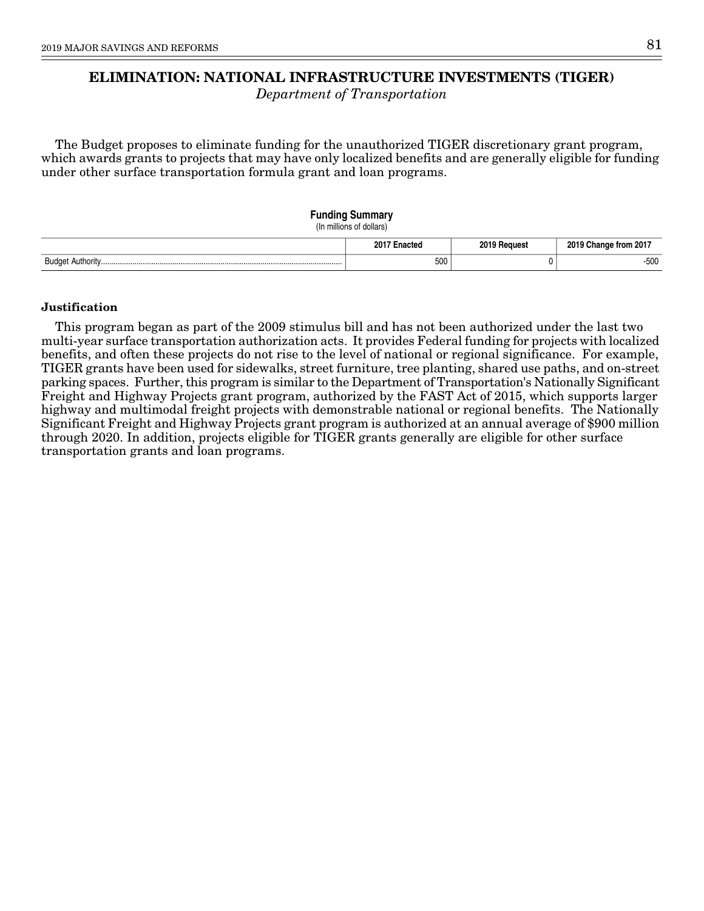# ELIMINATION: NATIONAL INFRASTRUCTURE INVESTMENTS (TIGER)

*Department of Transportation*

The Budget proposes to eliminate funding for the unauthorized TIGER discretionary grant program, which awards grants to projects that may have only localized benefits and are generally eligible for funding under other surface transportation formula grant and loan programs.

**Funding Summary**
(In millions of dollars)

| | 2017 Enacted | 2019 Request | 2019 Change from 2017 |
|---|---|---|---|
| Budget Authority | 500 | 0 | -500 |

**Justification**

This program began as part of the 2009 stimulus bill and has not been authorized under the last two multi-year surface transportation authorization acts. It provides Federal funding for projects with localized benefits, and often these projects do not rise to the level of national or regional significance. For example, TIGER grants have been used for sidewalks, street furniture, tree planting, shared use paths, and on-street parking spaces. Further, this program is similar to the Department of Transportation's Nationally Significant Freight and Highway Projects grant program, authorized by the FAST Act of 2015, which supports larger highway and multimodal freight projects with demonstrable national or regional benefits. The Nationally Significant Freight and Highway Projects grant program is authorized at an annual average of $900 million through 2020. In addition, projects eligible for TIGER grants generally are eligible for other surface transportation grants and loan programs.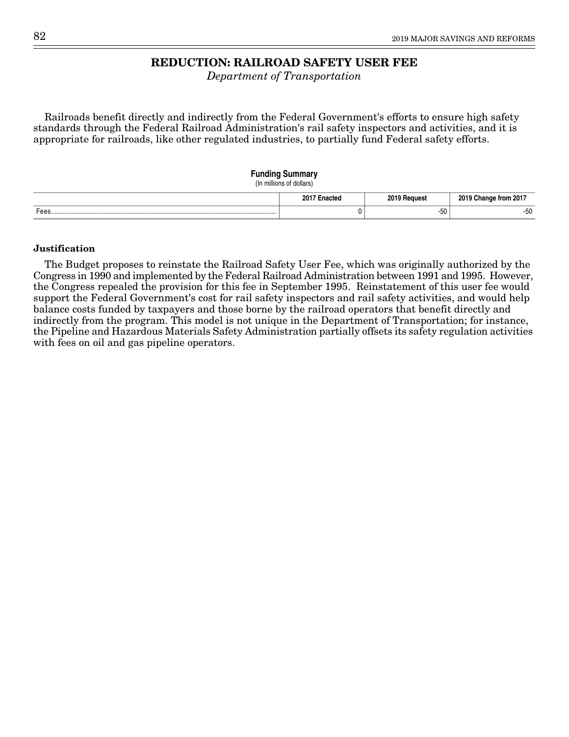# REDUCTION: RAILROAD SAFETY USER FEE

*Department of Transportation*

Railroads benefit directly and indirectly from the Federal Government's efforts to ensure high safety standards through the Federal Railroad Administration's rail safety inspectors and activities, and it is appropriate for railroads, like other regulated industries, to partially fund Federal safety efforts.

**Funding Summary**
(In millions of dollars)

| | 2017 Enacted | 2019 Request | 2019 Change from 2017 |
|---|---|---|---|
| Fees | 0 | -50 | -50 |

**Justification**

The Budget proposes to reinstate the Railroad Safety User Fee, which was originally authorized by the Congress in 1990 and implemented by the Federal Railroad Administration between 1991 and 1995. However, the Congress repealed the provision for this fee in September 1995. Reinstatement of this user fee would support the Federal Government's cost for rail safety inspectors and rail safety activities, and would help balance costs funded by taxpayers and those borne by the railroad operators that benefit directly and indirectly from the program. This model is not unique in the Department of Transportation; for instance, the Pipeline and Hazardous Materials Safety Administration partially offsets its safety regulation activities with fees on oil and gas pipeline operators.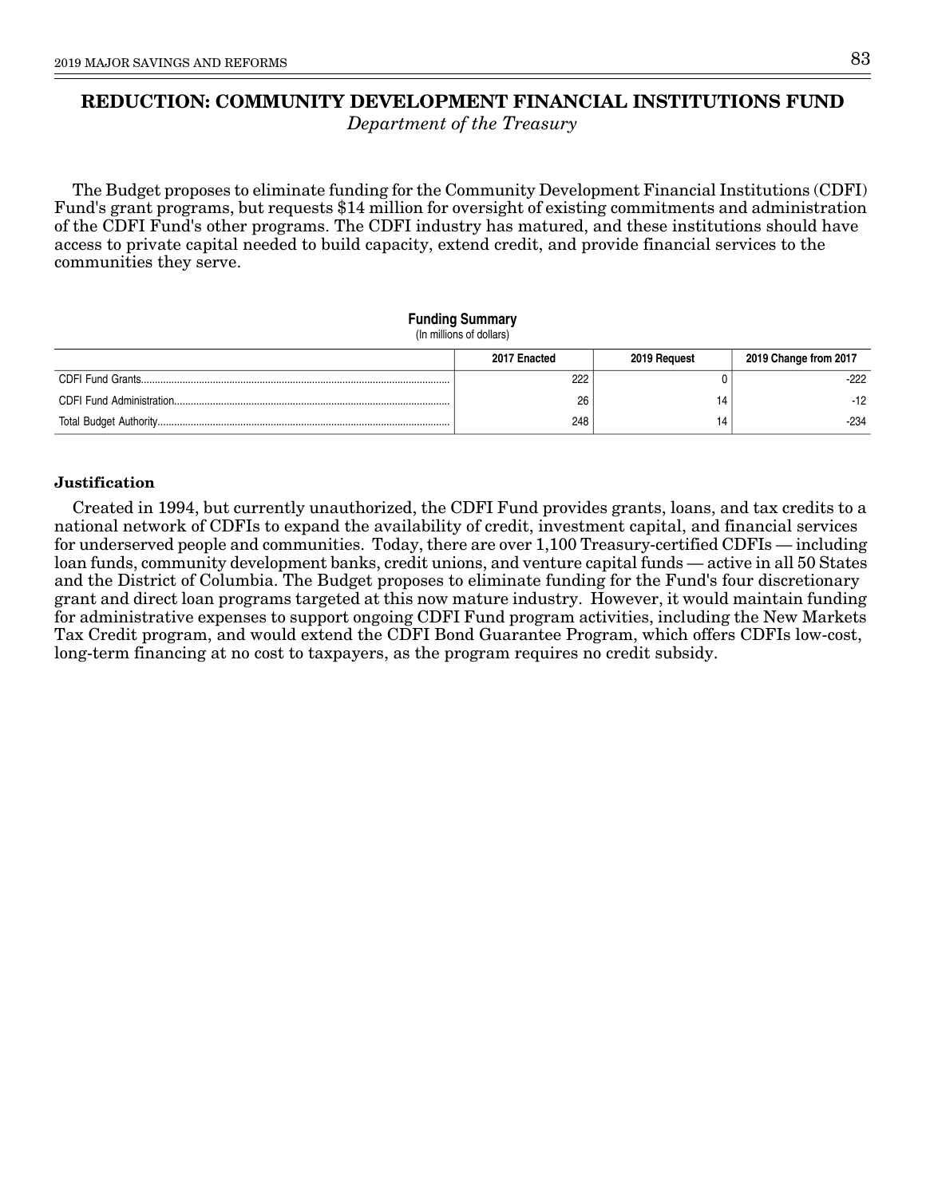# REDUCTION: COMMUNITY DEVELOPMENT FINANCIAL INSTITUTIONS FUND

*Department of the Treasury*

The Budget proposes to eliminate funding for the Community Development Financial Institutions (CDFI) Fund's grant programs, but requests $14 million for oversight of existing commitments and administration of the CDFI Fund's other programs. The CDFI industry has matured, and these institutions should have access to private capital needed to build capacity, extend credit, and provide financial services to the communities they serve.

**Funding Summary**
(In millions of dollars)

| | 2017 Enacted | 2019 Request | 2019 Change from 2017 |
|---|---|---|---|
| CDFI Fund Grants | 222 | 0 | -222 |
| CDFI Fund Administration | 26 | 14 | -12 |
| Total Budget Authority | 248 | 14 | -234 |

### Justification

Created in 1994, but currently unauthorized, the CDFI Fund provides grants, loans, and tax credits to a national network of CDFIs to expand the availability of credit, investment capital, and financial services for underserved people and communities. Today, there are over 1,100 Treasury-certified CDFIs — including loan funds, community development banks, credit unions, and venture capital funds — active in all 50 States and the District of Columbia. The Budget proposes to eliminate funding for the Fund's four discretionary grant and direct loan programs targeted at this now mature industry. However, it would maintain funding for administrative expenses to support ongoing CDFI Fund program activities, including the New Markets Tax Credit program, and would extend the CDFI Bond Guarantee Program, which offers CDFIs low-cost, long-term financing at no cost to taxpayers, as the program requires no credit subsidy.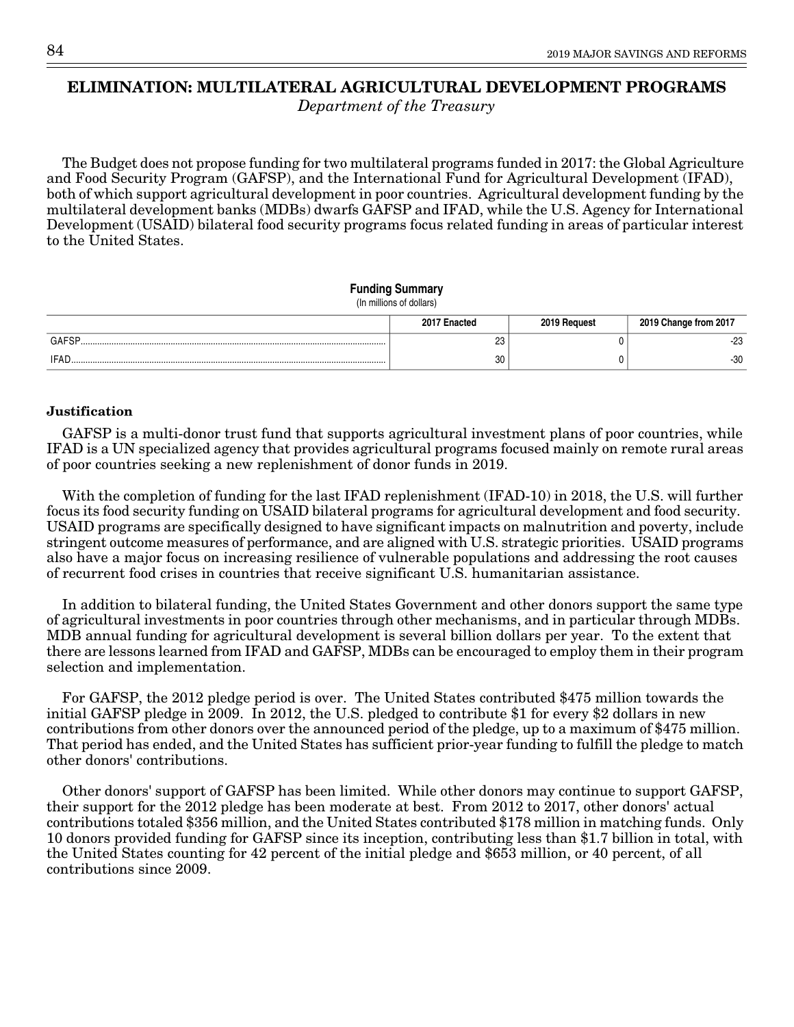# ELIMINATION: MULTILATERAL AGRICULTURAL DEVELOPMENT PROGRAMS

*Department of the Treasury*

The Budget does not propose funding for two multilateral programs funded in 2017: the Global Agriculture and Food Security Program (GAFSP), and the International Fund for Agricultural Development (IFAD), both of which support agricultural development in poor countries. Agricultural development funding by the multilateral development banks (MDBs) dwarfs GAFSP and IFAD, while the U.S. Agency for International Development (USAID) bilateral food security programs focus related funding in areas of particular interest to the United States.

**Funding Summary**
(In millions of dollars)

| | 2017 Enacted | 2019 Request | 2019 Change from 2017 |
|---|---|---|---|
| GAFSP | 23 | 0 | -23 |
| IFAD | 30 | 0 | -30 |

**Justification**

GAFSP is a multi-donor trust fund that supports agricultural investment plans of poor countries, while IFAD is a UN specialized agency that provides agricultural programs focused mainly on remote rural areas of poor countries seeking a new replenishment of donor funds in 2019.

With the completion of funding for the last IFAD replenishment (IFAD-10) in 2018, the U.S. will further focus its food security funding on USAID bilateral programs for agricultural development and food security. USAID programs are specifically designed to have significant impacts on malnutrition and poverty, include stringent outcome measures of performance, and are aligned with U.S. strategic priorities. USAID programs also have a major focus on increasing resilience of vulnerable populations and addressing the root causes of recurrent food crises in countries that receive significant U.S. humanitarian assistance.

In addition to bilateral funding, the United States Government and other donors support the same type of agricultural investments in poor countries through other mechanisms, and in particular through MDBs. MDB annual funding for agricultural development is several billion dollars per year. To the extent that there are lessons learned from IFAD and GAFSP, MDBs can be encouraged to employ them in their program selection and implementation.

For GAFSP, the 2012 pledge period is over. The United States contributed $475 million towards the initial GAFSP pledge in 2009. In 2012, the U.S. pledged to contribute $1 for every $2 dollars in new contributions from other donors over the announced period of the pledge, up to a maximum of $475 million. That period has ended, and the United States has sufficient prior-year funding to fulfill the pledge to match other donors' contributions.

Other donors' support of GAFSP has been limited. While other donors may continue to support GAFSP, their support for the 2012 pledge has been moderate at best. From 2012 to 2017, other donors' actual contributions totaled $356 million, and the United States contributed $178 million in matching funds. Only 10 donors provided funding for GAFSP since its inception, contributing less than $1.7 billion in total, with the United States counting for 42 percent of the initial pledge and $653 million, or 40 percent, of all contributions since 2009.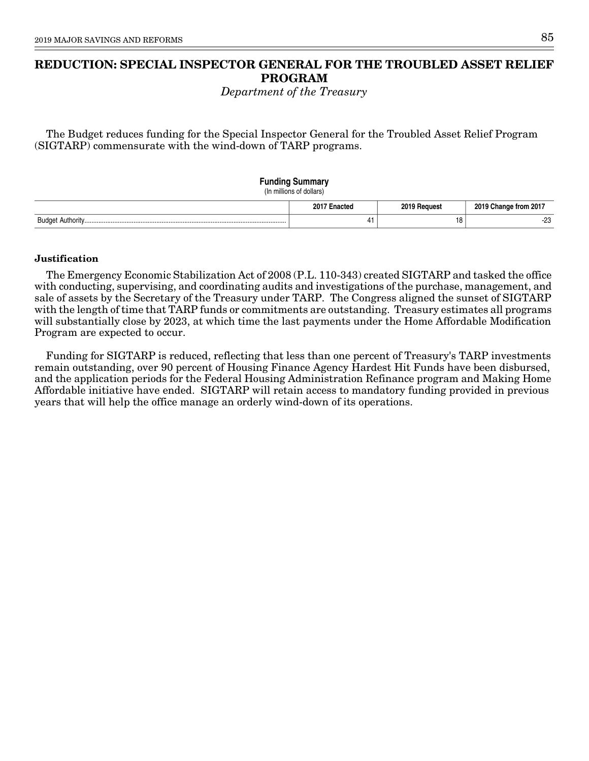# REDUCTION: SPECIAL INSPECTOR GENERAL FOR THE TROUBLED ASSET RELIEF PROGRAM

*Department of the Treasury*

The Budget reduces funding for the Special Inspector General for the Troubled Asset Relief Program (SIGTARP) commensurate with the wind-down of TARP programs.

**Funding Summary**
(In millions of dollars)

| | 2017 Enacted | 2019 Request | 2019 Change from 2017 |
|---|---|---|---|
| Budget Authority | 41 | 18 | -23 |

### Justification

The Emergency Economic Stabilization Act of 2008 (P.L. 110-343) created SIGTARP and tasked the office with conducting, supervising, and coordinating audits and investigations of the purchase, management, and sale of assets by the Secretary of the Treasury under TARP. The Congress aligned the sunset of SIGTARP with the length of time that TARP funds or commitments are outstanding. Treasury estimates all programs will substantially close by 2023, at which time the last payments under the Home Affordable Modification Program are expected to occur.

Funding for SIGTARP is reduced, reflecting that less than one percent of Treasury's TARP investments remain outstanding, over 90 percent of Housing Finance Agency Hardest Hit Funds have been disbursed, and the application periods for the Federal Housing Administration Refinance program and Making Home Affordable initiative have ended. SIGTARP will retain access to mandatory funding provided in previous years that will help the office manage an orderly wind-down of its operations.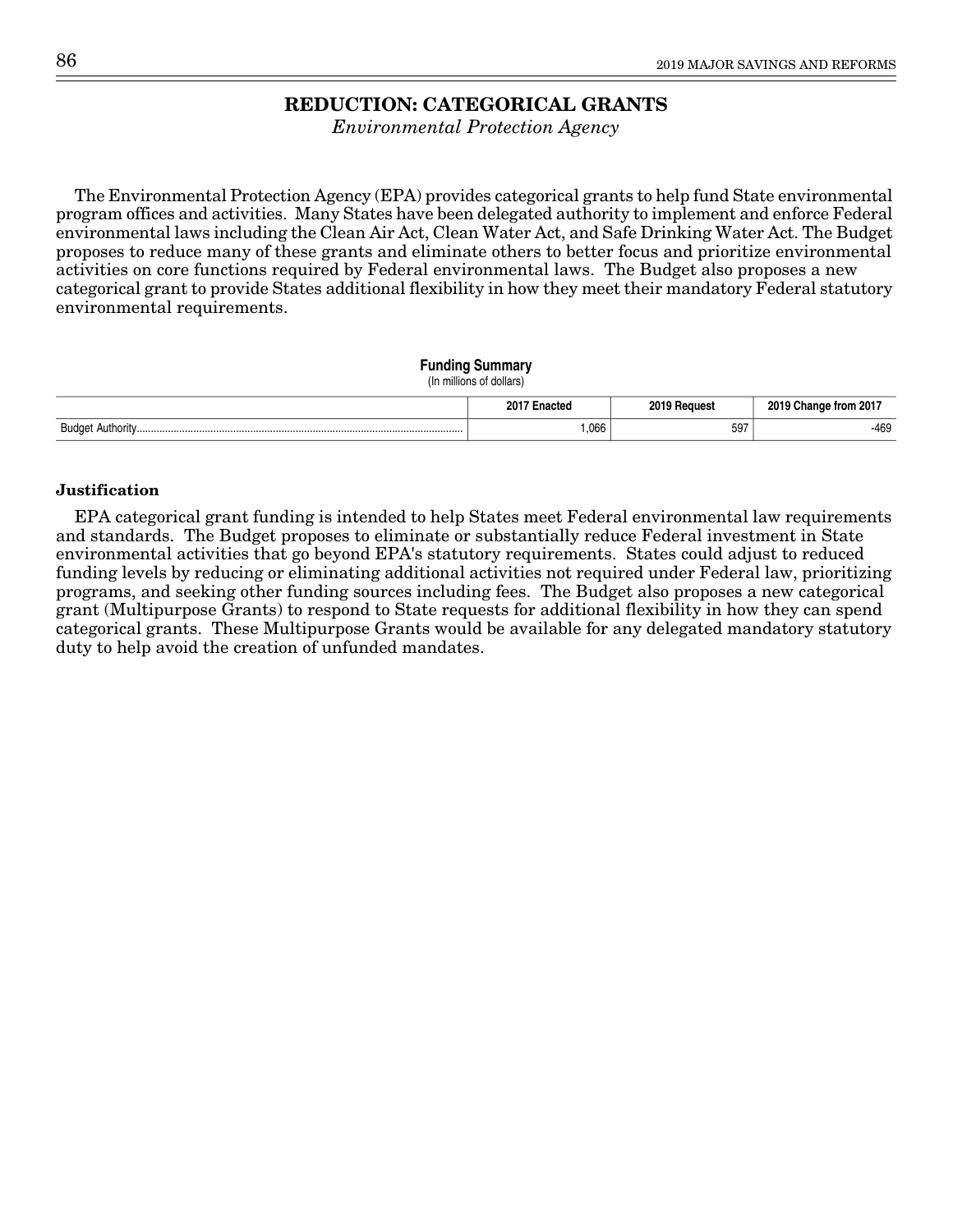# REDUCTION: CATEGORICAL GRANTS

*Environmental Protection Agency*

The Environmental Protection Agency (EPA) provides categorical grants to help fund State environmental program offices and activities. Many States have been delegated authority to implement and enforce Federal environmental laws including the Clean Air Act, Clean Water Act, and Safe Drinking Water Act. The Budget proposes to reduce many of these grants and eliminate others to better focus and prioritize environmental activities on core functions required by Federal environmental laws. The Budget also proposes a new categorical grant to provide States additional flexibility in how they meet their mandatory Federal statutory environmental requirements.

**Funding Summary**
(In millions of dollars)

| | 2017 Enacted | 2019 Request | 2019 Change from 2017 |
|---|---|---|---|
| Budget Authority | 1,066 | 597 | -469 |

### Justification

EPA categorical grant funding is intended to help States meet Federal environmental law requirements and standards. The Budget proposes to eliminate or substantially reduce Federal investment in State environmental activities that go beyond EPA's statutory requirements. States could adjust to reduced funding levels by reducing or eliminating additional activities not required under Federal law, prioritizing programs, and seeking other funding sources including fees. The Budget also proposes a new categorical grant (Multipurpose Grants) to respond to State requests for additional flexibility in how they can spend categorical grants. These Multipurpose Grants would be available for any delegated mandatory statutory duty to help avoid the creation of unfunded mandates.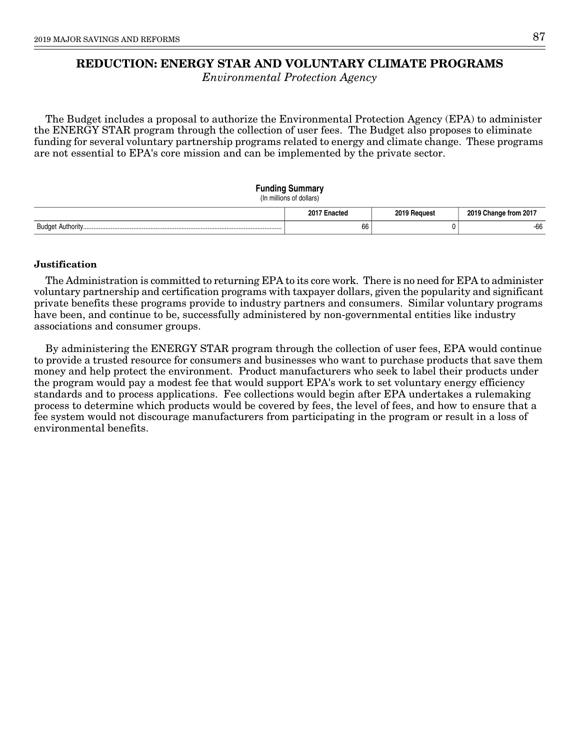# REDUCTION: ENERGY STAR AND VOLUNTARY CLIMATE PROGRAMS

*Environmental Protection Agency*

The Budget includes a proposal to authorize the Environmental Protection Agency (EPA) to administer the ENERGY STAR program through the collection of user fees. The Budget also proposes to eliminate funding for several voluntary partnership programs related to energy and climate change. These programs are not essential to EPA's core mission and can be implemented by the private sector.

**Funding Summary**
(In millions of dollars)

| | 2017 Enacted | 2019 Request | 2019 Change from 2017 |
|---|---|---|---|
| Budget Authority | 66 | 0 | -66 |

### Justification

The Administration is committed to returning EPA to its core work. There is no need for EPA to administer voluntary partnership and certification programs with taxpayer dollars, given the popularity and significant private benefits these programs provide to industry partners and consumers. Similar voluntary programs have been, and continue to be, successfully administered by non-governmental entities like industry associations and consumer groups.

By administering the ENERGY STAR program through the collection of user fees, EPA would continue to provide a trusted resource for consumers and businesses who want to purchase products that save them money and help protect the environment. Product manufacturers who seek to label their products under the program would pay a modest fee that would support EPA's work to set voluntary energy efficiency standards and to process applications. Fee collections would begin after EPA undertakes a rulemaking process to determine which products would be covered by fees, the level of fees, and how to ensure that a fee system would not discourage manufacturers from participating in the program or result in a loss of environmental benefits.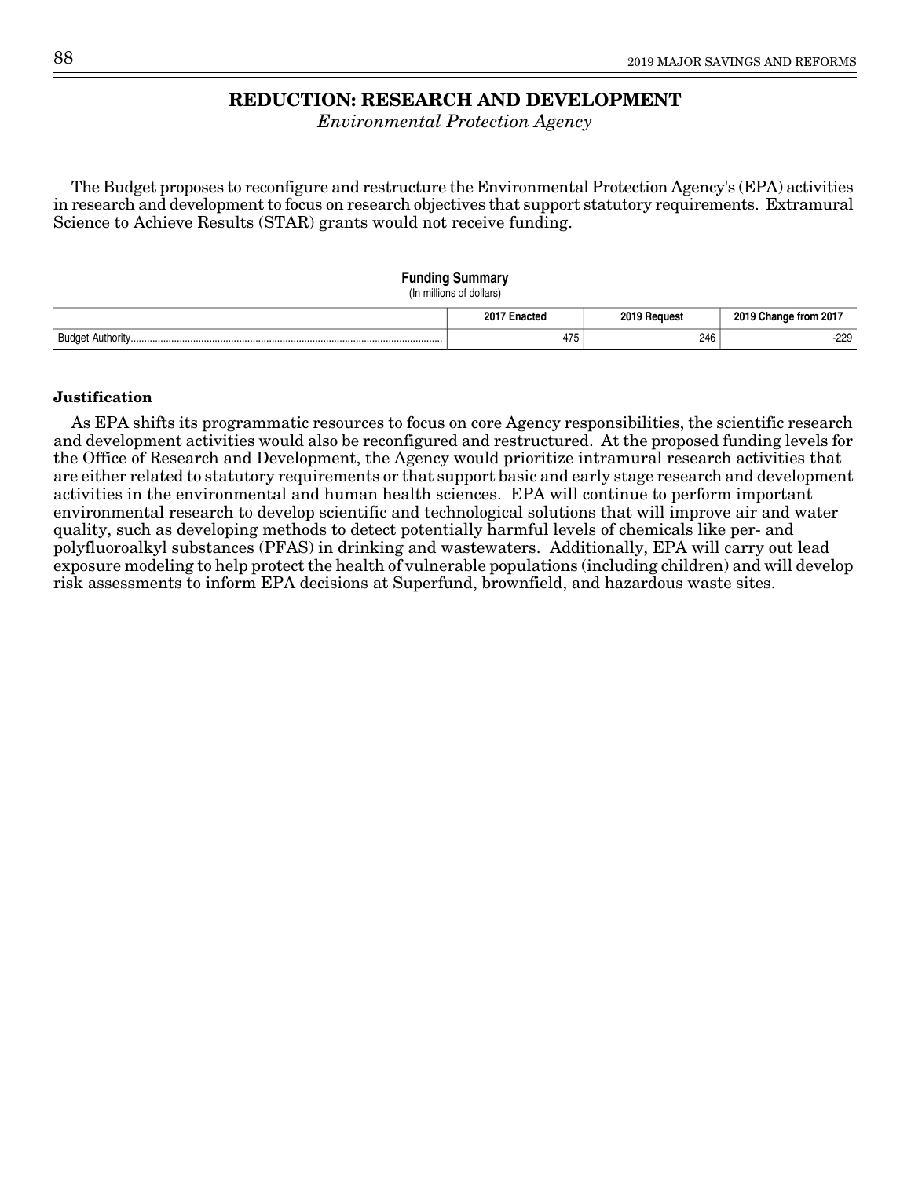## REDUCTION: RESEARCH AND DEVELOPMENT

*Environmental Protection Agency*

The Budget proposes to reconfigure and restructure the Environmental Protection Agency's (EPA) activities in research and development to focus on research objectives that support statutory requirements. Extramural Science to Achieve Results (STAR) grants would not receive funding.

**Funding Summary**
(In millions of dollars)

| | 2017 Enacted | 2019 Request | 2019 Change from 2017 |
|---|---|---|---|
| Budget Authority | 475 | 246 | -229 |

**Justification**

As EPA shifts its programmatic resources to focus on core Agency responsibilities, the scientific research and development activities would also be reconfigured and restructured. At the proposed funding levels for the Office of Research and Development, the Agency would prioritize intramural research activities that are either related to statutory requirements or that support basic and early stage research and development activities in the environmental and human health sciences. EPA will continue to perform important environmental research to develop scientific and technological solutions that will improve air and water quality, such as developing methods to detect potentially harmful levels of chemicals like per- and polyfluoroalkyl substances (PFAS) in drinking and wastewaters. Additionally, EPA will carry out lead exposure modeling to help protect the health of vulnerable populations (including children) and will develop risk assessments to inform EPA decisions at Superfund, brownfield, and hazardous waste sites.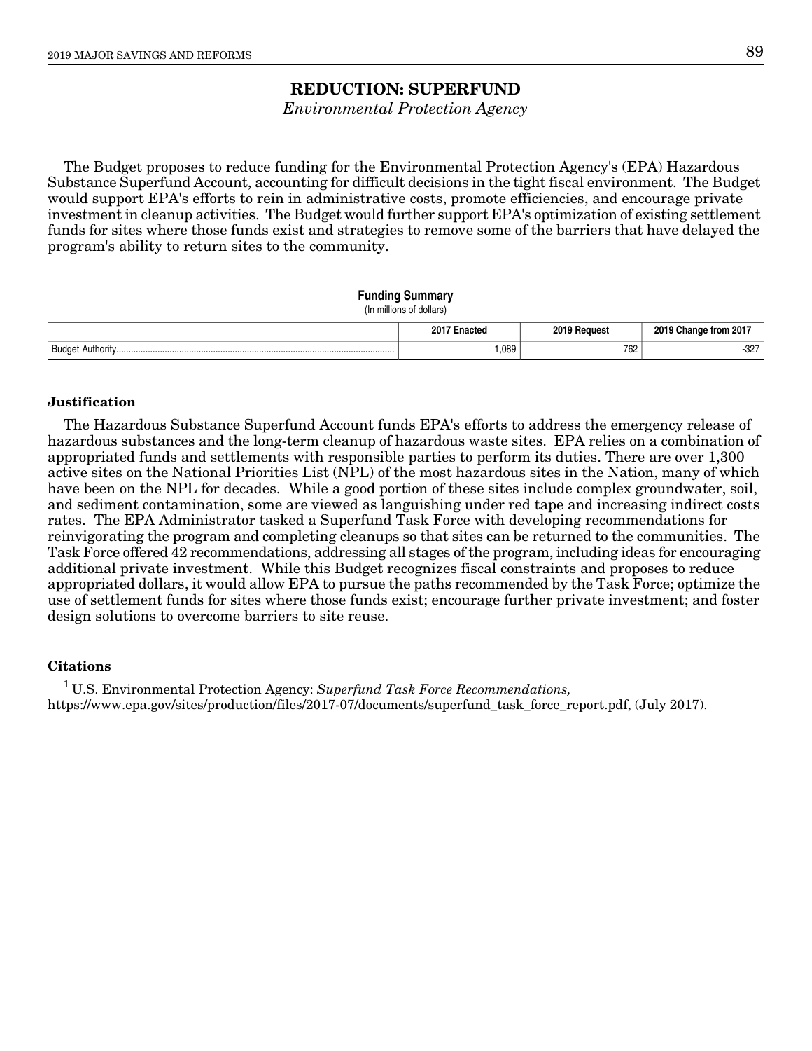# REDUCTION: SUPERFUND

*Environmental Protection Agency*

The Budget proposes to reduce funding for the Environmental Protection Agency's (EPA) Hazardous Substance Superfund Account, accounting for difficult decisions in the tight fiscal environment. The Budget would support EPA's efforts to rein in administrative costs, promote efficiencies, and encourage private investment in cleanup activities. The Budget would further support EPA's optimization of existing settlement funds for sites where those funds exist and strategies to remove some of the barriers that have delayed the program's ability to return sites to the community.

**Funding Summary**
(In millions of dollars)

| | 2017 Enacted | 2019 Request | 2019 Change from 2017 |
|---|---|---|---|
| Budget Authority | 1,089 | 762 | -327 |

### Justification

The Hazardous Substance Superfund Account funds EPA's efforts to address the emergency release of hazardous substances and the long-term cleanup of hazardous waste sites. EPA relies on a combination of appropriated funds and settlements with responsible parties to perform its duties. There are over 1,300 active sites on the National Priorities List (NPL) of the most hazardous sites in the Nation, many of which have been on the NPL for decades. While a good portion of these sites include complex groundwater, soil, and sediment contamination, some are viewed as languishing under red tape and increasing indirect costs rates. The EPA Administrator tasked a Superfund Task Force with developing recommendations for reinvigorating the program and completing cleanups so that sites can be returned to the communities. The Task Force offered 42 recommendations, addressing all stages of the program, including ideas for encouraging additional private investment. While this Budget recognizes fiscal constraints and proposes to reduce appropriated dollars, it would allow EPA to pursue the paths recommended by the Task Force; optimize the use of settlement funds for sites where those funds exist; encourage further private investment; and foster design solutions to overcome barriers to site reuse.

### Citations

[1] U.S. Environmental Protection Agency: *Superfund Task Force Recommendations,* https://www.epa.gov/sites/production/files/2017-07/documents/superfund_task_force_report.pdf, (July 2017).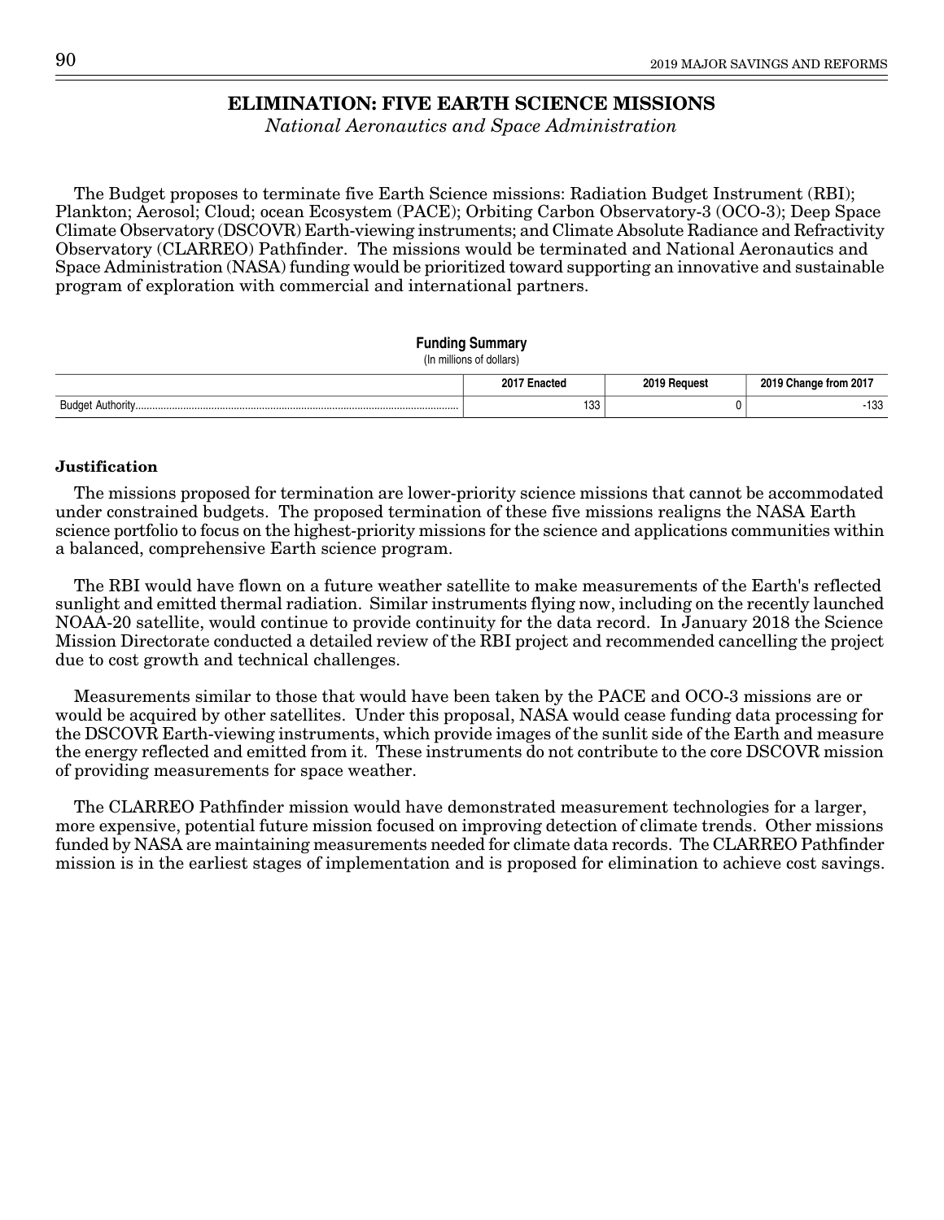# ELIMINATION: FIVE EARTH SCIENCE MISSIONS

*National Aeronautics and Space Administration*

The Budget proposes to terminate five Earth Science missions: Radiation Budget Instrument (RBI); Plankton; Aerosol; Cloud; ocean Ecosystem (PACE); Orbiting Carbon Observatory-3 (OCO-3); Deep Space Climate Observatory (DSCOVR) Earth-viewing instruments; and Climate Absolute Radiance and Refractivity Observatory (CLARREO) Pathfinder. The missions would be terminated and National Aeronautics and Space Administration (NASA) funding would be prioritized toward supporting an innovative and sustainable program of exploration with commercial and international partners.

**Funding Summary**
(In millions of dollars)

| | 2017 Enacted | 2019 Request | 2019 Change from 2017 |
|---|---|---|---|
| Budget Authority | 133 | 0 | -133 |

### Justification

The missions proposed for termination are lower-priority science missions that cannot be accommodated under constrained budgets. The proposed termination of these five missions realigns the NASA Earth science portfolio to focus on the highest-priority missions for the science and applications communities within a balanced, comprehensive Earth science program.

The RBI would have flown on a future weather satellite to make measurements of the Earth's reflected sunlight and emitted thermal radiation. Similar instruments flying now, including on the recently launched NOAA-20 satellite, would continue to provide continuity for the data record. In January 2018 the Science Mission Directorate conducted a detailed review of the RBI project and recommended cancelling the project due to cost growth and technical challenges.

Measurements similar to those that would have been taken by the PACE and OCO-3 missions are or would be acquired by other satellites. Under this proposal, NASA would cease funding data processing for the DSCOVR Earth-viewing instruments, which provide images of the sunlit side of the Earth and measure the energy reflected and emitted from it. These instruments do not contribute to the core DSCOVR mission of providing measurements for space weather.

The CLARREO Pathfinder mission would have demonstrated measurement technologies for a larger, more expensive, potential future mission focused on improving detection of climate trends. Other missions funded by NASA are maintaining measurements needed for climate data records. The CLARREO Pathfinder mission is in the earliest stages of implementation and is proposed for elimination to achieve cost savings.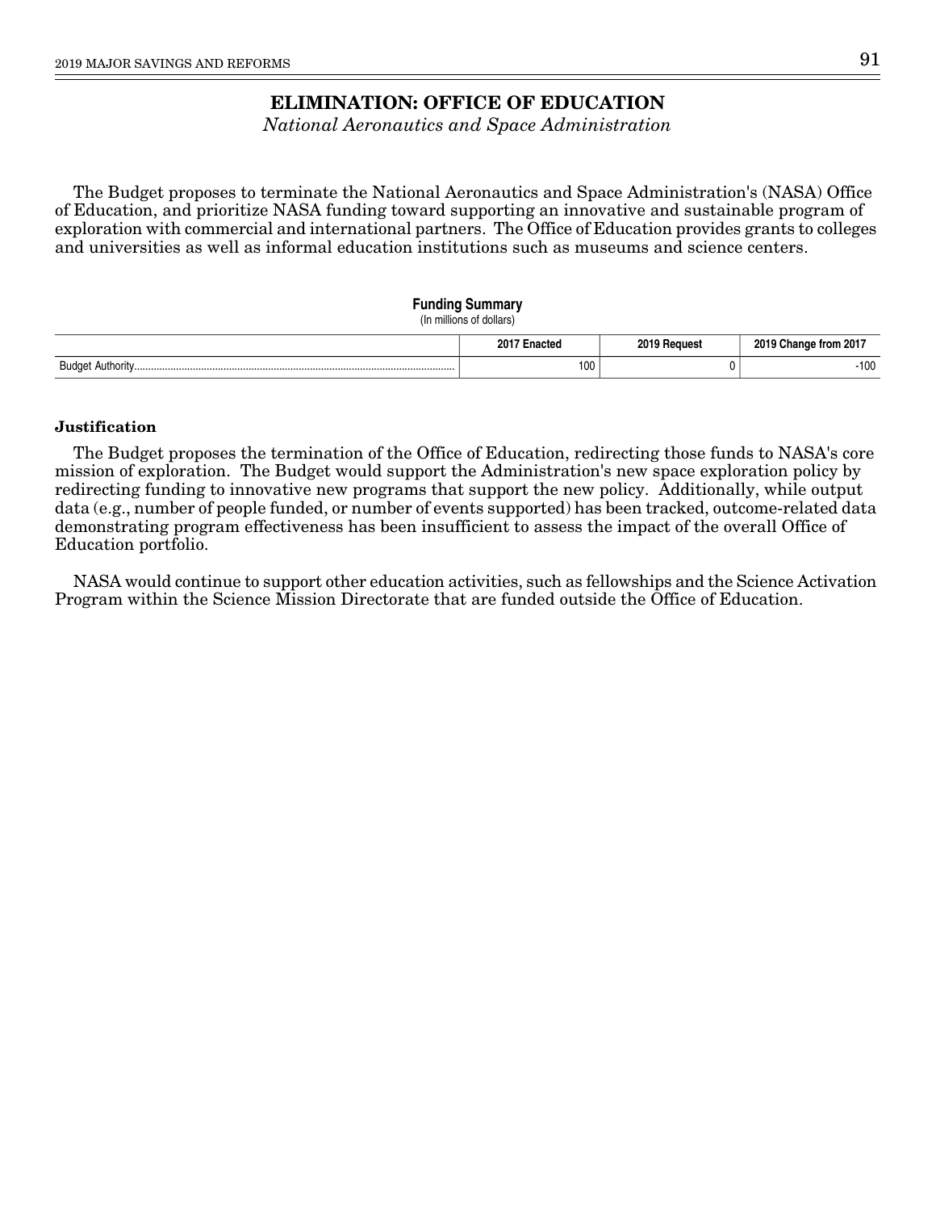# ELIMINATION: OFFICE OF EDUCATION

*National Aeronautics and Space Administration*

The Budget proposes to terminate the National Aeronautics and Space Administration's (NASA) Office of Education, and prioritize NASA funding toward supporting an innovative and sustainable program of exploration with commercial and international partners. The Office of Education provides grants to colleges and universities as well as informal education institutions such as museums and science centers.

**Funding Summary**
(In millions of dollars)

| | 2017 Enacted | 2019 Request | 2019 Change from 2017 |
|---|---|---|---|
| Budget Authority | 100 | 0 | -100 |

### Justification

The Budget proposes the termination of the Office of Education, redirecting those funds to NASA's core mission of exploration. The Budget would support the Administration's new space exploration policy by redirecting funding to innovative new programs that support the new policy. Additionally, while output data (e.g., number of people funded, or number of events supported) has been tracked, outcome-related data demonstrating program effectiveness has been insufficient to assess the impact of the overall Office of Education portfolio.

NASA would continue to support other education activities, such as fellowships and the Science Activation Program within the Science Mission Directorate that are funded outside the Office of Education.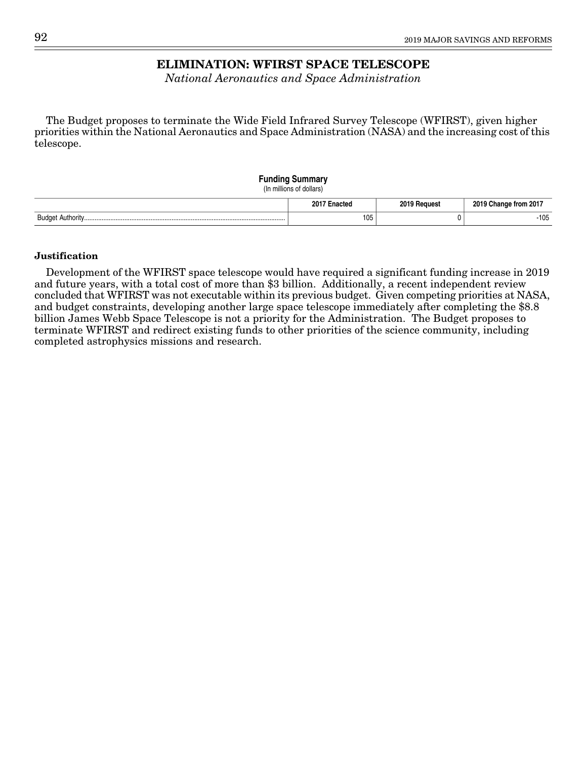# ELIMINATION: WFIRST SPACE TELESCOPE

*National Aeronautics and Space Administration*

The Budget proposes to terminate the Wide Field Infrared Survey Telescope (WFIRST), given higher priorities within the National Aeronautics and Space Administration (NASA) and the increasing cost of this telescope.

**Funding Summary**
(In millions of dollars)

| | 2017 Enacted | 2019 Request | 2019 Change from 2017 |
|---|---|---|---|
| Budget Authority | 105 | 0 | -105 |

**Justification**

Development of the WFIRST space telescope would have required a significant funding increase in 2019 and future years, with a total cost of more than $3 billion. Additionally, a recent independent review concluded that WFIRST was not executable within its previous budget. Given competing priorities at NASA, and budget constraints, developing another large space telescope immediately after completing the $8.8 billion James Webb Space Telescope is not a priority for the Administration. The Budget proposes to terminate WFIRST and redirect existing funds to other priorities of the science community, including completed astrophysics missions and research.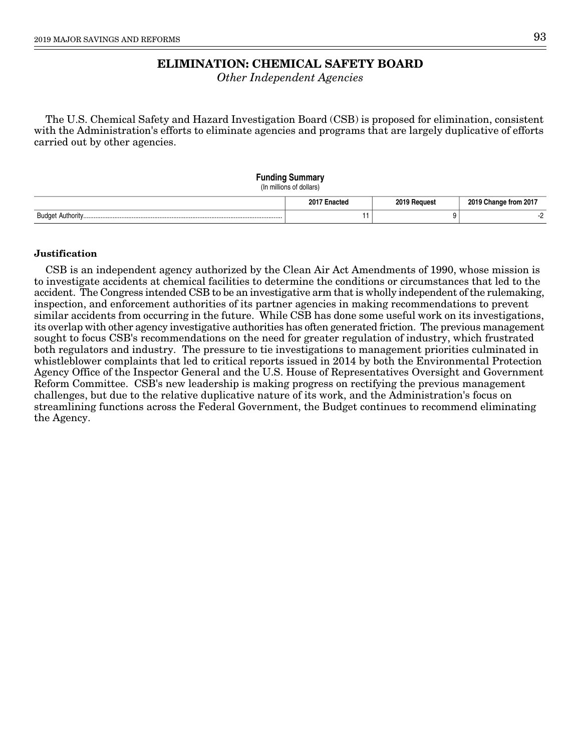# ELIMINATION: CHEMICAL SAFETY BOARD

*Other Independent Agencies*

The U.S. Chemical Safety and Hazard Investigation Board (CSB) is proposed for elimination, consistent with the Administration's efforts to eliminate agencies and programs that are largely duplicative of efforts carried out by other agencies.

**Funding Summary**
(In millions of dollars)

| | 2017 Enacted | 2019 Request | 2019 Change from 2017 |
|---|---|---|---|
| Budget Authority | 11 | 9 | -2 |

**Justification**

CSB is an independent agency authorized by the Clean Air Act Amendments of 1990, whose mission is to investigate accidents at chemical facilities to determine the conditions or circumstances that led to the accident. The Congress intended CSB to be an investigative arm that is wholly independent of the rulemaking, inspection, and enforcement authorities of its partner agencies in making recommendations to prevent similar accidents from occurring in the future. While CSB has done some useful work on its investigations, its overlap with other agency investigative authorities has often generated friction. The previous management sought to focus CSB's recommendations on the need for greater regulation of industry, which frustrated both regulators and industry. The pressure to tie investigations to management priorities culminated in whistleblower complaints that led to critical reports issued in 2014 by both the Environmental Protection Agency Office of the Inspector General and the U.S. House of Representatives Oversight and Government Reform Committee. CSB's new leadership is making progress on rectifying the previous management challenges, but due to the relative duplicative nature of its work, and the Administration's focus on streamlining functions across the Federal Government, the Budget continues to recommend eliminating the Agency.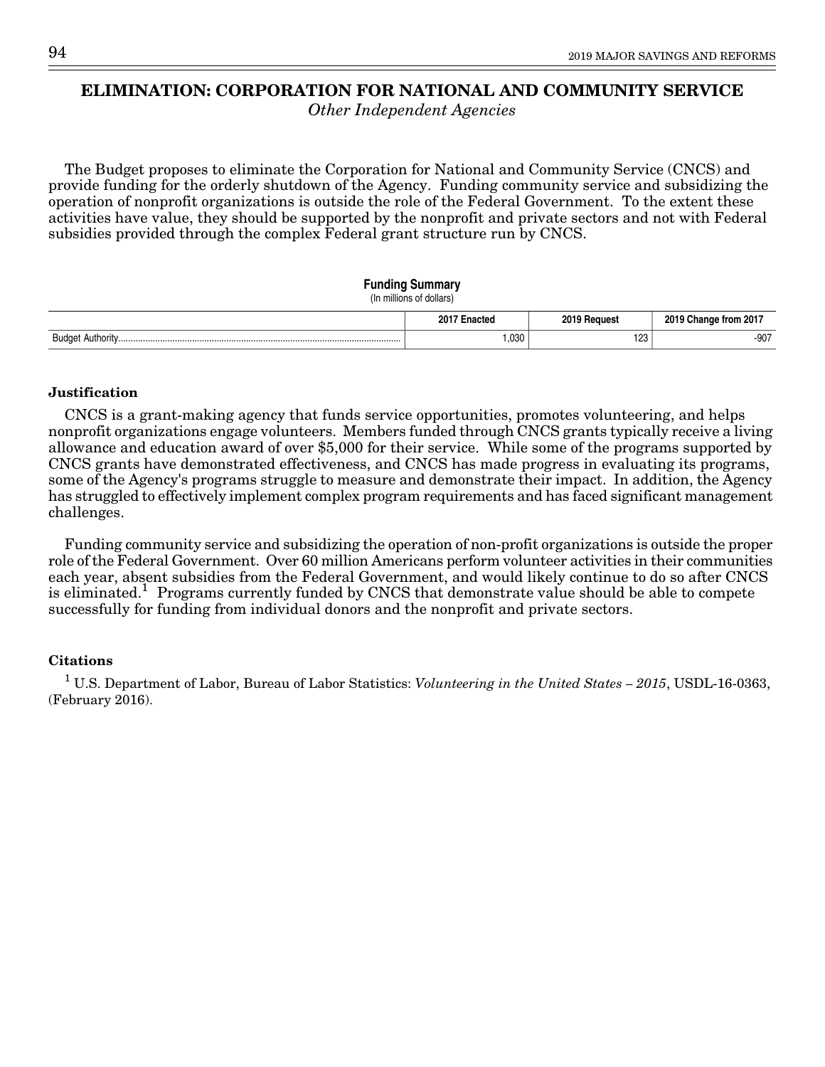# ELIMINATION: CORPORATION FOR NATIONAL AND COMMUNITY SERVICE

*Other Independent Agencies*

The Budget proposes to eliminate the Corporation for National and Community Service (CNCS) and provide funding for the orderly shutdown of the Agency. Funding community service and subsidizing the operation of nonprofit organizations is outside the role of the Federal Government. To the extent these activities have value, they should be supported by the nonprofit and private sectors and not with Federal subsidies provided through the complex Federal grant structure run by CNCS.

**Funding Summary**
(In millions of dollars)

| | 2017 Enacted | 2019 Request | 2019 Change from 2017 |
|---|---|---|---|
| Budget Authority | 1,030 | 123 | -907 |

### Justification

CNCS is a grant-making agency that funds service opportunities, promotes volunteering, and helps nonprofit organizations engage volunteers. Members funded through CNCS grants typically receive a living allowance and education award of over $5,000 for their service. While some of the programs supported by CNCS grants have demonstrated effectiveness, and CNCS has made progress in evaluating its programs, some of the Agency's programs struggle to measure and demonstrate their impact. In addition, the Agency has struggled to effectively implement complex program requirements and has faced significant management challenges.

Funding community service and subsidizing the operation of non-profit organizations is outside the proper role of the Federal Government. Over 60 million Americans perform volunteer activities in their communities each year, absent subsidies from the Federal Government, and would likely continue to do so after CNCS is eliminated.[1] Programs currently funded by CNCS that demonstrate value should be able to compete successfully for funding from individual donors and the nonprofit and private sectors.

### Citations

[1] U.S. Department of Labor, Bureau of Labor Statistics: *Volunteering in the United States – 2015*, USDL-16-0363, (February 2016).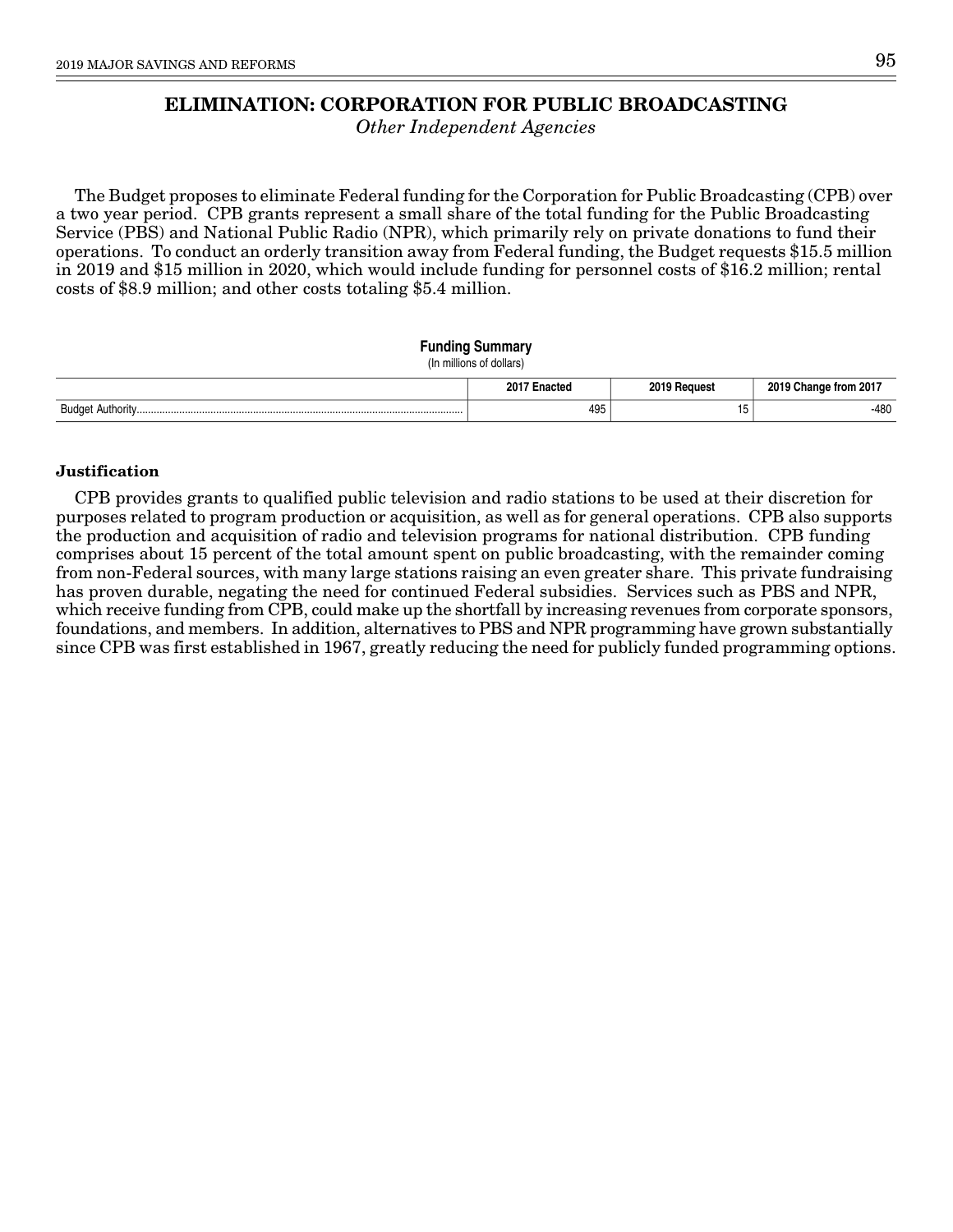# ELIMINATION: CORPORATION FOR PUBLIC BROADCASTING

*Other Independent Agencies*

The Budget proposes to eliminate Federal funding for the Corporation for Public Broadcasting (CPB) over a two year period. CPB grants represent a small share of the total funding for the Public Broadcasting Service (PBS) and National Public Radio (NPR), which primarily rely on private donations to fund their operations. To conduct an orderly transition away from Federal funding, the Budget requests $15.5 million in 2019 and $15 million in 2020, which would include funding for personnel costs of $16.2 million; rental costs of $8.9 million; and other costs totaling $5.4 million.

**Funding Summary**

(In millions of dollars)

| | 2017 Enacted | 2019 Request | 2019 Change from 2017 |
|---|---|---|---|
| Budget Authority | 495 | 15 | -480 |

### Justification

CPB provides grants to qualified public television and radio stations to be used at their discretion for purposes related to program production or acquisition, as well as for general operations. CPB also supports the production and acquisition of radio and television programs for national distribution. CPB funding comprises about 15 percent of the total amount spent on public broadcasting, with the remainder coming from non-Federal sources, with many large stations raising an even greater share. This private fundraising has proven durable, negating the need for continued Federal subsidies. Services such as PBS and NPR, which receive funding from CPB, could make up the shortfall by increasing revenues from corporate sponsors, foundations, and members. In addition, alternatives to PBS and NPR programming have grown substantially since CPB was first established in 1967, greatly reducing the need for publicly funded programming options.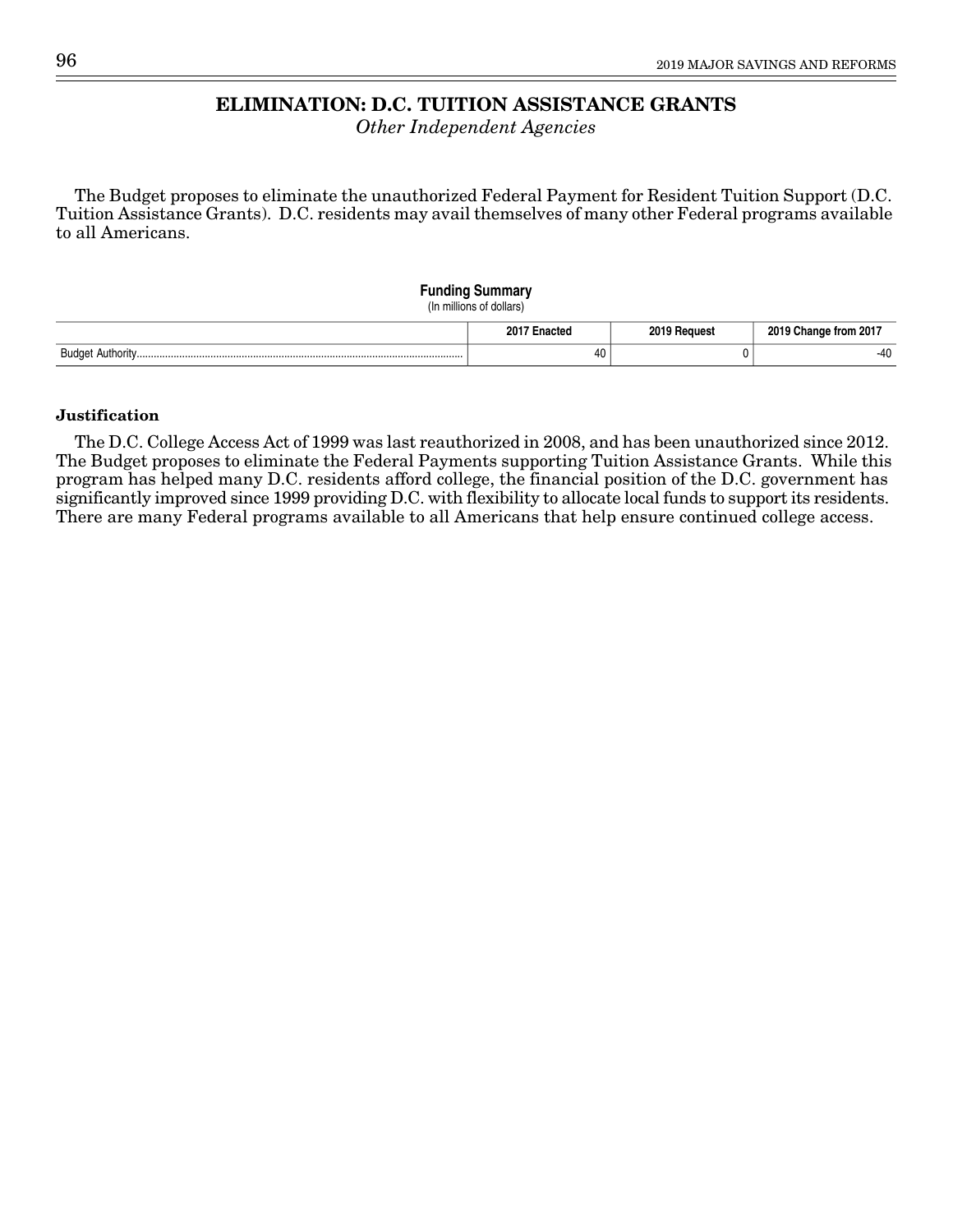# ELIMINATION: D.C. TUITION ASSISTANCE GRANTS

*Other Independent Agencies*

The Budget proposes to eliminate the unauthorized Federal Payment for Resident Tuition Support (D.C. Tuition Assistance Grants). D.C. residents may avail themselves of many other Federal programs available to all Americans.

**Funding Summary**
(In millions of dollars)

| | 2017 Enacted | 2019 Request | 2019 Change from 2017 |
|---|---|---|---|
| Budget Authority | 40 | 0 | -40 |

**Justification**

The D.C. College Access Act of 1999 was last reauthorized in 2008, and has been unauthorized since 2012. The Budget proposes to eliminate the Federal Payments supporting Tuition Assistance Grants. While this program has helped many D.C. residents afford college, the financial position of the D.C. government has significantly improved since 1999 providing D.C. with flexibility to allocate local funds to support its residents. There are many Federal programs available to all Americans that help ensure continued college access.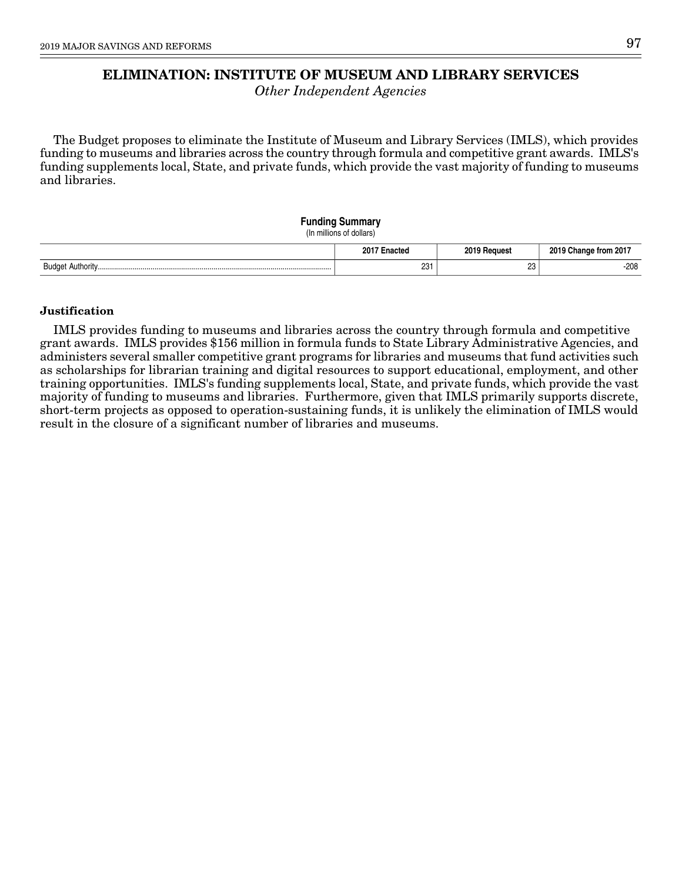# ELIMINATION: INSTITUTE OF MUSEUM AND LIBRARY SERVICES

*Other Independent Agencies*

The Budget proposes to eliminate the Institute of Museum and Library Services (IMLS), which provides funding to museums and libraries across the country through formula and competitive grant awards. IMLS's funding supplements local, State, and private funds, which provide the vast majority of funding to museums and libraries.

**Funding Summary**
(In millions of dollars)

| | 2017 Enacted | 2019 Request | 2019 Change from 2017 |
|---|---|---|---|
| Budget Authority | 231 | 23 | -208 |

### Justification

IMLS provides funding to museums and libraries across the country through formula and competitive grant awards. IMLS provides $156 million in formula funds to State Library Administrative Agencies, and administers several smaller competitive grant programs for libraries and museums that fund activities such as scholarships for librarian training and digital resources to support educational, employment, and other training opportunities. IMLS's funding supplements local, State, and private funds, which provide the vast majority of funding to museums and libraries. Furthermore, given that IMLS primarily supports discrete, short-term projects as opposed to operation-sustaining funds, it is unlikely the elimination of IMLS would result in the closure of a significant number of libraries and museums.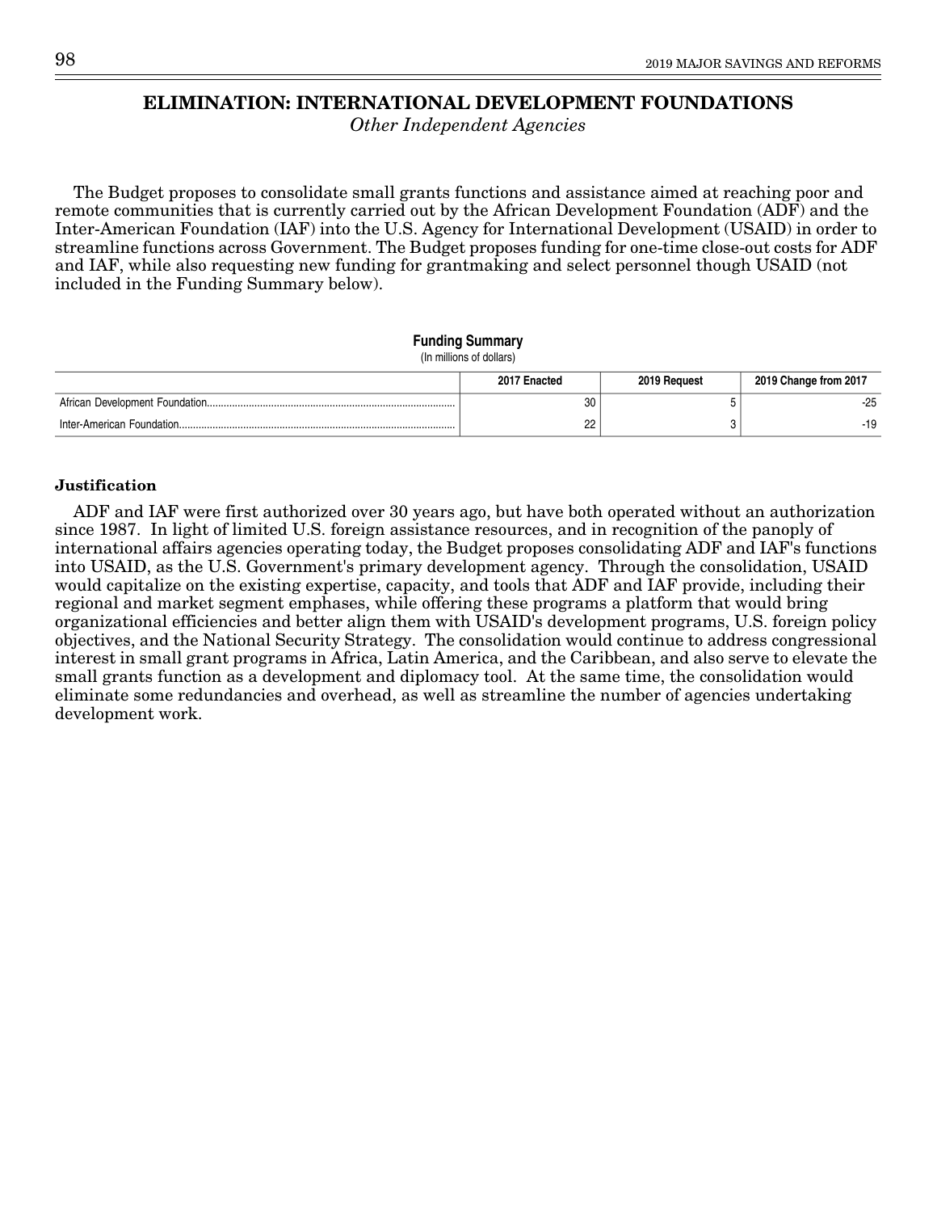# ELIMINATION: INTERNATIONAL DEVELOPMENT FOUNDATIONS

*Other Independent Agencies*

The Budget proposes to consolidate small grants functions and assistance aimed at reaching poor and remote communities that is currently carried out by the African Development Foundation (ADF) and the Inter-American Foundation (IAF) into the U.S. Agency for International Development (USAID) in order to streamline functions across Government. The Budget proposes funding for one-time close-out costs for ADF and IAF, while also requesting new funding for grantmaking and select personnel though USAID (not included in the Funding Summary below).

**Funding Summary**
(In millions of dollars)

| | 2017 Enacted | 2019 Request | 2019 Change from 2017 |
|---|---|---|---|
| African Development Foundation | 30 | 5 | -25 |
| Inter-American Foundation | 22 | 3 | -19 |

**Justification**

ADF and IAF were first authorized over 30 years ago, but have both operated without an authorization since 1987. In light of limited U.S. foreign assistance resources, and in recognition of the panoply of international affairs agencies operating today, the Budget proposes consolidating ADF and IAF's functions into USAID, as the U.S. Government's primary development agency. Through the consolidation, USAID would capitalize on the existing expertise, capacity, and tools that ADF and IAF provide, including their regional and market segment emphases, while offering these programs a platform that would bring organizational efficiencies and better align them with USAID's development programs, U.S. foreign policy objectives, and the National Security Strategy. The consolidation would continue to address congressional interest in small grant programs in Africa, Latin America, and the Caribbean, and also serve to elevate the small grants function as a development and diplomacy tool. At the same time, the consolidation would eliminate some redundancies and overhead, as well as streamline the number of agencies undertaking development work.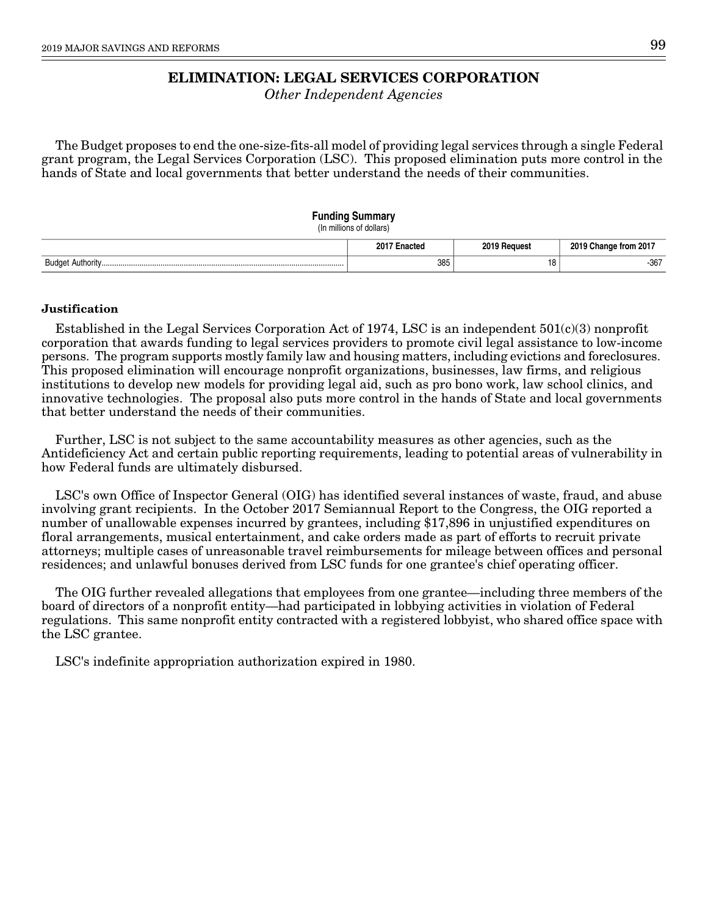# ELIMINATION: LEGAL SERVICES CORPORATION

*Other Independent Agencies*

The Budget proposes to end the one-size-fits-all model of providing legal services through a single Federal grant program, the Legal Services Corporation (LSC). This proposed elimination puts more control in the hands of State and local governments that better understand the needs of their communities.

**Funding Summary**
(In millions of dollars)

| | 2017 Enacted | 2019 Request | 2019 Change from 2017 |
|---|---|---|---|
| Budget Authority | 385 | 18 | -367 |

**Justification**

Established in the Legal Services Corporation Act of 1974, LSC is an independent 501(c)(3) nonprofit corporation that awards funding to legal services providers to promote civil legal assistance to low-income persons. The program supports mostly family law and housing matters, including evictions and foreclosures. This proposed elimination will encourage nonprofit organizations, businesses, law firms, and religious institutions to develop new models for providing legal aid, such as pro bono work, law school clinics, and innovative technologies. The proposal also puts more control in the hands of State and local governments that better understand the needs of their communities.

Further, LSC is not subject to the same accountability measures as other agencies, such as the Antideficiency Act and certain public reporting requirements, leading to potential areas of vulnerability in how Federal funds are ultimately disbursed.

LSC's own Office of Inspector General (OIG) has identified several instances of waste, fraud, and abuse involving grant recipients. In the October 2017 Semiannual Report to the Congress, the OIG reported a number of unallowable expenses incurred by grantees, including $17,896 in unjustified expenditures on floral arrangements, musical entertainment, and cake orders made as part of efforts to recruit private attorneys; multiple cases of unreasonable travel reimbursements for mileage between offices and personal residences; and unlawful bonuses derived from LSC funds for one grantee's chief operating officer.

The OIG further revealed allegations that employees from one grantee—including three members of the board of directors of a nonprofit entity—had participated in lobbying activities in violation of Federal regulations. This same nonprofit entity contracted with a registered lobbyist, who shared office space with the LSC grantee.

LSC's indefinite appropriation authorization expired in 1980.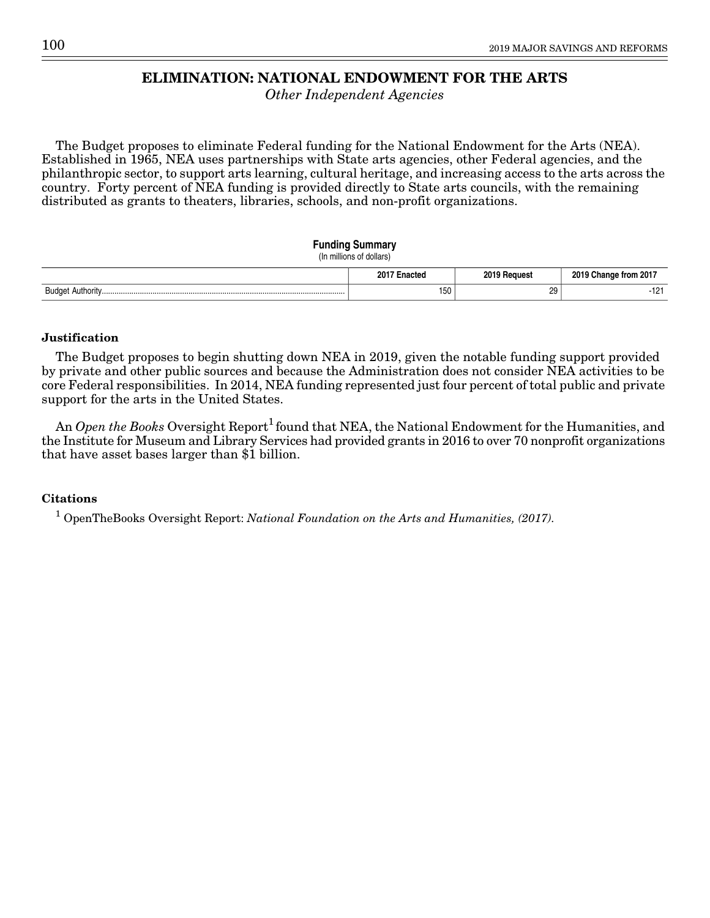# ELIMINATION: NATIONAL ENDOWMENT FOR THE ARTS

*Other Independent Agencies*

The Budget proposes to eliminate Federal funding for the National Endowment for the Arts (NEA). Established in 1965, NEA uses partnerships with State arts agencies, other Federal agencies, and the philanthropic sector, to support arts learning, cultural heritage, and increasing access to the arts across the country. Forty percent of NEA funding is provided directly to State arts councils, with the remaining distributed as grants to theaters, libraries, schools, and non-profit organizations.

**Funding Summary**
(In millions of dollars)

| | 2017 Enacted | 2019 Request | 2019 Change from 2017 |
|---|---|---|---|
| Budget Authority | 150 | 29 | -121 |

**Justification**

The Budget proposes to begin shutting down NEA in 2019, given the notable funding support provided by private and other public sources and because the Administration does not consider NEA activities to be core Federal responsibilities. In 2014, NEA funding represented just four percent of total public and private support for the arts in the United States.

An *Open the Books* Oversight Report[1] found that NEA, the National Endowment for the Humanities, and the Institute for Museum and Library Services had provided grants in 2016 to over 70 nonprofit organizations that have asset bases larger than $1 billion.

**Citations**

[1] OpenTheBooks Oversight Report: *National Foundation on the Arts and Humanities, (2017).*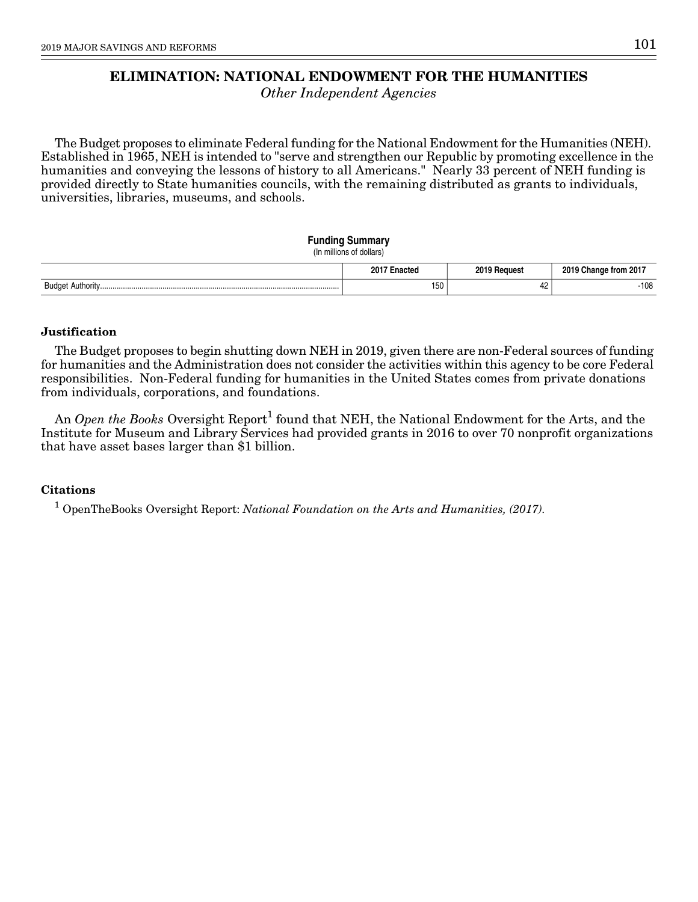# ELIMINATION: NATIONAL ENDOWMENT FOR THE HUMANITIES

*Other Independent Agencies*

The Budget proposes to eliminate Federal funding for the National Endowment for the Humanities (NEH). Established in 1965, NEH is intended to "serve and strengthen our Republic by promoting excellence in the humanities and conveying the lessons of history to all Americans." Nearly 33 percent of NEH funding is provided directly to State humanities councils, with the remaining distributed as grants to individuals, universities, libraries, museums, and schools.

**Funding Summary**
(In millions of dollars)

| | 2017 Enacted | 2019 Request | 2019 Change from 2017 |
|---|---|---|---|
| Budget Authority | 150 | 42 | -108 |

**Justification**

The Budget proposes to begin shutting down NEH in 2019, given there are non-Federal sources of funding for humanities and the Administration does not consider the activities within this agency to be core Federal responsibilities. Non-Federal funding for humanities in the United States comes from private donations from individuals, corporations, and foundations.

An *Open the Books* Oversight Report[1] found that NEH, the National Endowment for the Arts, and the Institute for Museum and Library Services had provided grants in 2016 to over 70 nonprofit organizations that have asset bases larger than $1 billion.

**Citations**

[1] OpenTheBooks Oversight Report: *National Foundation on the Arts and Humanities, (2017).*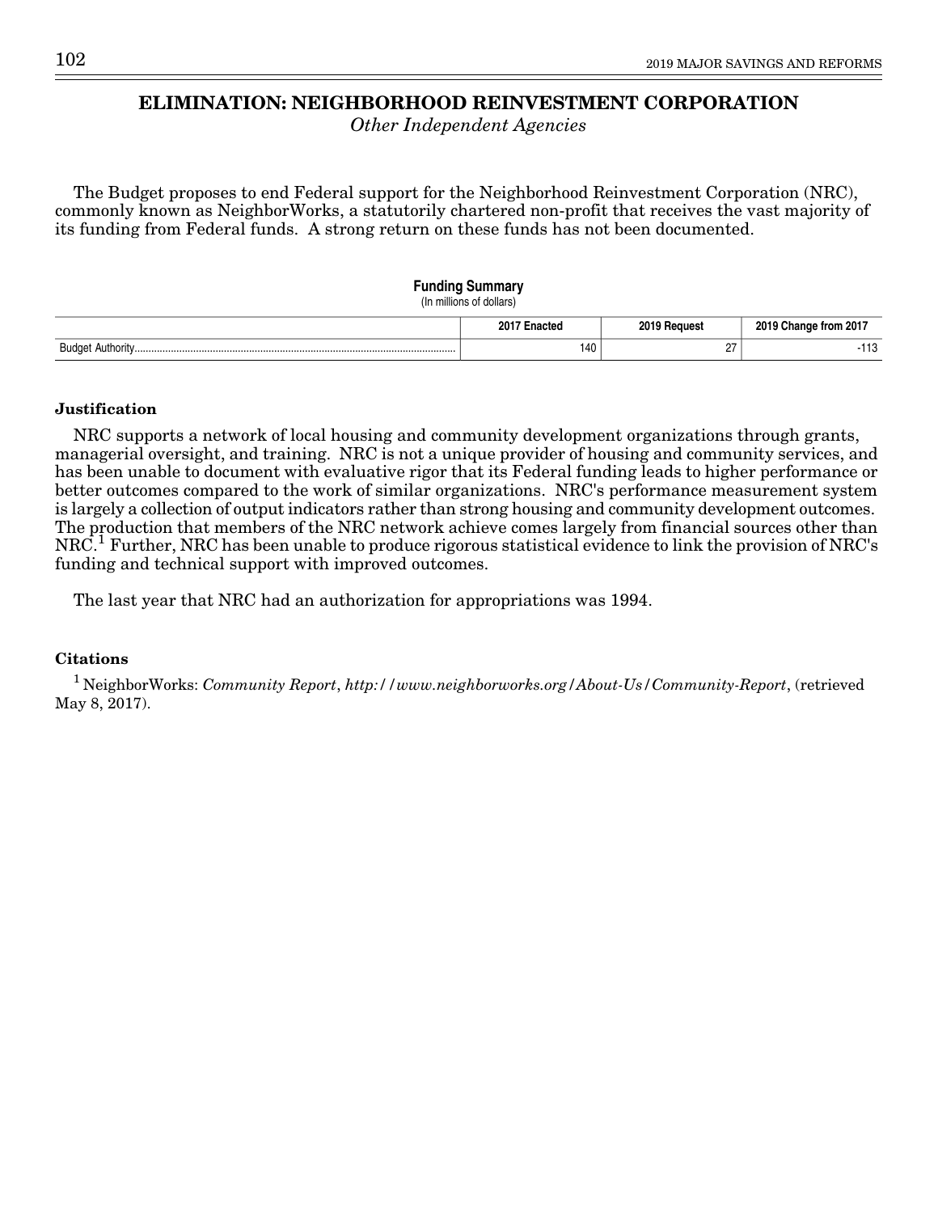# ELIMINATION: NEIGHBORHOOD REINVESTMENT CORPORATION

*Other Independent Agencies*

The Budget proposes to end Federal support for the Neighborhood Reinvestment Corporation (NRC), commonly known as NeighborWorks, a statutorily chartered non-profit that receives the vast majority of its funding from Federal funds. A strong return on these funds has not been documented.

**Funding Summary**
(In millions of dollars)

| | 2017 Enacted | 2019 Request | 2019 Change from 2017 |
|---|---|---|---|
| Budget Authority | 140 | 27 | -113 |

**Justification**

NRC supports a network of local housing and community development organizations through grants, managerial oversight, and training. NRC is not a unique provider of housing and community services, and has been unable to document with evaluative rigor that its Federal funding leads to higher performance or better outcomes compared to the work of similar organizations. NRC's performance measurement system is largely a collection of output indicators rather than strong housing and community development outcomes. The production that members of the NRC network achieve comes largely from financial sources other than NRC.[1] Further, NRC has been unable to produce rigorous statistical evidence to link the provision of NRC's funding and technical support with improved outcomes.

The last year that NRC had an authorization for appropriations was 1994.

**Citations**

[1] NeighborWorks: *Community Report*, *http://www.neighborworks.org/About-Us/Community-Report*, (retrieved May 8, 2017).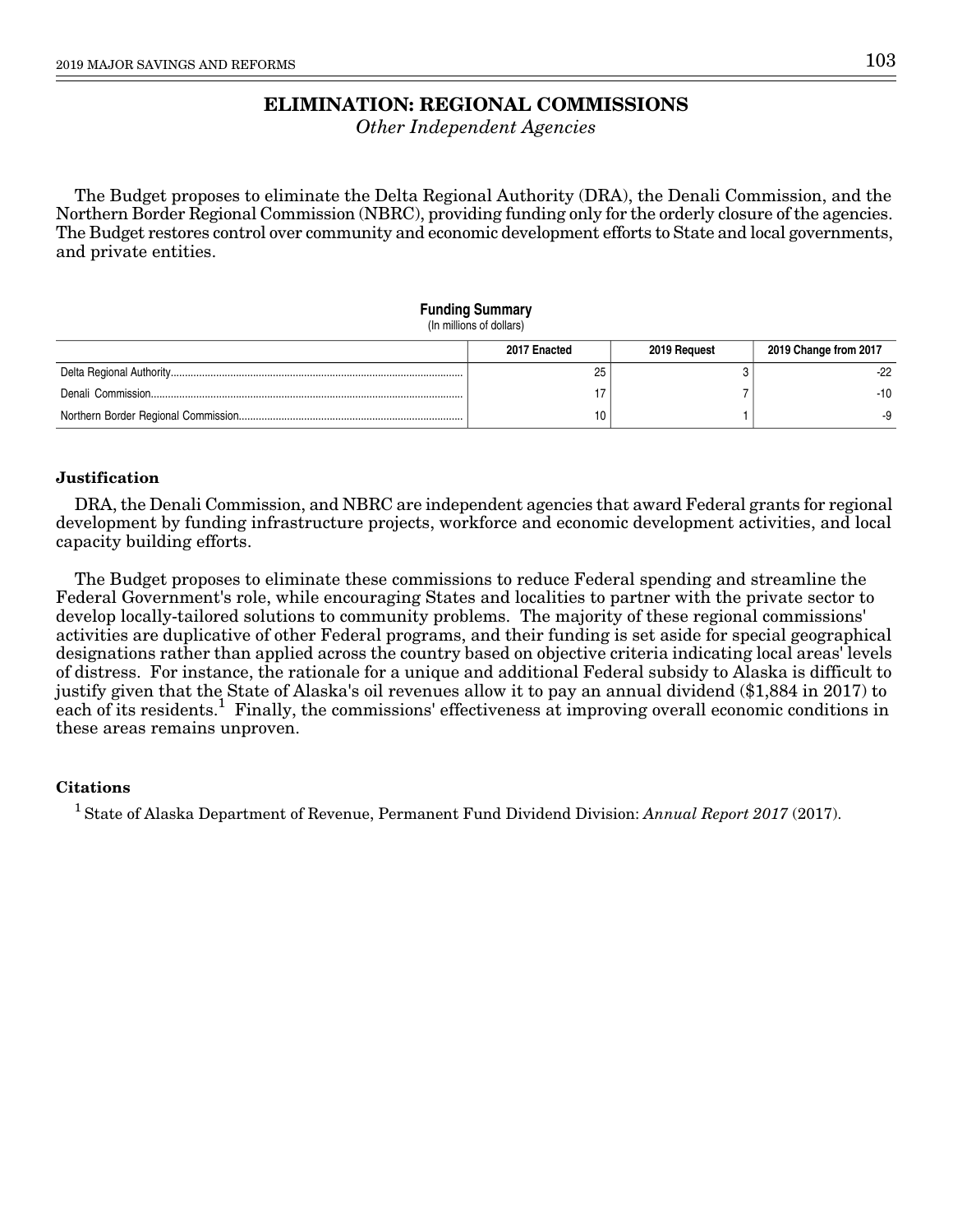# ELIMINATION: REGIONAL COMMISSIONS

*Other Independent Agencies*

The Budget proposes to eliminate the Delta Regional Authority (DRA), the Denali Commission, and the Northern Border Regional Commission (NBRC), providing funding only for the orderly closure of the agencies. The Budget restores control over community and economic development efforts to State and local governments, and private entities.

**Funding Summary**
(In millions of dollars)

| | 2017 Enacted | 2019 Request | 2019 Change from 2017 |
|---|---|---|---|
| Delta Regional Authority | 25 | 3 | -22 |
| Denali Commission | 17 | 7 | -10 |
| Northern Border Regional Commission | 10 | 1 | -9 |

### Justification

DRA, the Denali Commission, and NBRC are independent agencies that award Federal grants for regional development by funding infrastructure projects, workforce and economic development activities, and local capacity building efforts.

The Budget proposes to eliminate these commissions to reduce Federal spending and streamline the Federal Government's role, while encouraging States and localities to partner with the private sector to develop locally-tailored solutions to community problems. The majority of these regional commissions' activities are duplicative of other Federal programs, and their funding is set aside for special geographical designations rather than applied across the country based on objective criteria indicating local areas' levels of distress. For instance, the rationale for a unique and additional Federal subsidy to Alaska is difficult to justify given that the State of Alaska's oil revenues allow it to pay an annual dividend ($1,884 in 2017) to each of its residents.[1] Finally, the commissions' effectiveness at improving overall economic conditions in these areas remains unproven.

### Citations

[1] State of Alaska Department of Revenue, Permanent Fund Dividend Division: *Annual Report 2017* (2017).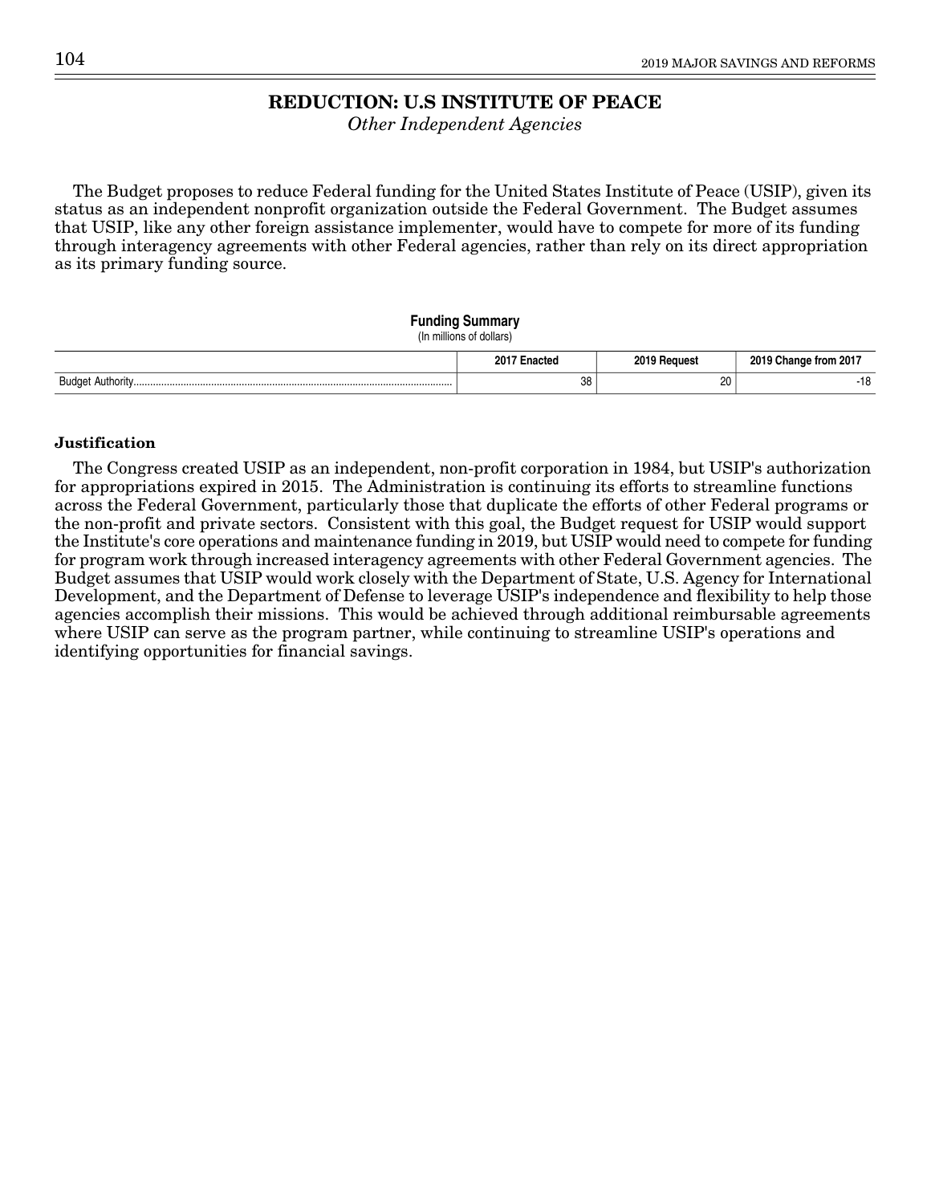# REDUCTION: U.S INSTITUTE OF PEACE

*Other Independent Agencies*

The Budget proposes to reduce Federal funding for the United States Institute of Peace (USIP), given its status as an independent nonprofit organization outside the Federal Government. The Budget assumes that USIP, like any other foreign assistance implementer, would have to compete for more of its funding through interagency agreements with other Federal agencies, rather than rely on its direct appropriation as its primary funding source.

**Funding Summary**
(In millions of dollars)

| | 2017 Enacted | 2019 Request | 2019 Change from 2017 |
|---|---|---|---|
| Budget Authority | 38 | 20 | -18 |

**Justification**

The Congress created USIP as an independent, non-profit corporation in 1984, but USIP's authorization for appropriations expired in 2015. The Administration is continuing its efforts to streamline functions across the Federal Government, particularly those that duplicate the efforts of other Federal programs or the non-profit and private sectors. Consistent with this goal, the Budget request for USIP would support the Institute's core operations and maintenance funding in 2019, but USIP would need to compete for funding for program work through increased interagency agreements with other Federal Government agencies. The Budget assumes that USIP would work closely with the Department of State, U.S. Agency for International Development, and the Department of Defense to leverage USIP's independence and flexibility to help those agencies accomplish their missions. This would be achieved through additional reimbursable agreements where USIP can serve as the program partner, while continuing to streamline USIP's operations and identifying opportunities for financial savings.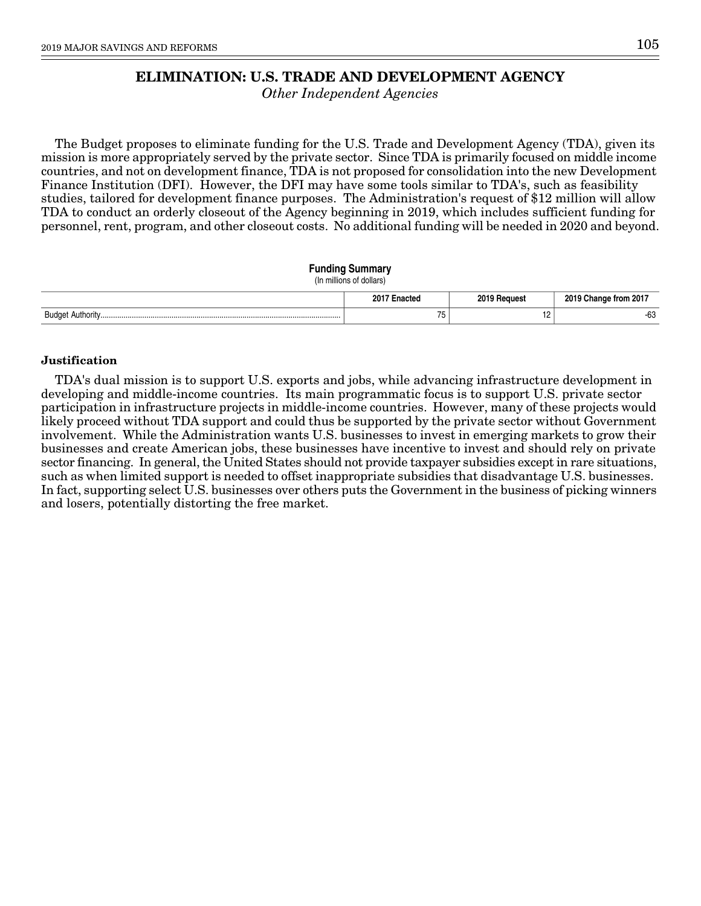# ELIMINATION: U.S. TRADE AND DEVELOPMENT AGENCY

*Other Independent Agencies*

The Budget proposes to eliminate funding for the U.S. Trade and Development Agency (TDA), given its mission is more appropriately served by the private sector. Since TDA is primarily focused on middle income countries, and not on development finance, TDA is not proposed for consolidation into the new Development Finance Institution (DFI). However, the DFI may have some tools similar to TDA's, such as feasibility studies, tailored for development finance purposes. The Administration's request of $12 million will allow TDA to conduct an orderly closeout of the Agency beginning in 2019, which includes sufficient funding for personnel, rent, program, and other closeout costs. No additional funding will be needed in 2020 and beyond.

**Funding Summary**
(In millions of dollars)

| | 2017 Enacted | 2019 Request | 2019 Change from 2017 |
|---|---|---|---|
| Budget Authority | 75 | 12 | -63 |

### Justification

TDA's dual mission is to support U.S. exports and jobs, while advancing infrastructure development in developing and middle-income countries. Its main programmatic focus is to support U.S. private sector participation in infrastructure projects in middle-income countries. However, many of these projects would likely proceed without TDA support and could thus be supported by the private sector without Government involvement. While the Administration wants U.S. businesses to invest in emerging markets to grow their businesses and create American jobs, these businesses have incentive to invest and should rely on private sector financing. In general, the United States should not provide taxpayer subsidies except in rare situations, such as when limited support is needed to offset inappropriate subsidies that disadvantage U.S. businesses. In fact, supporting select U.S. businesses over others puts the Government in the business of picking winners and losers, potentially distorting the free market.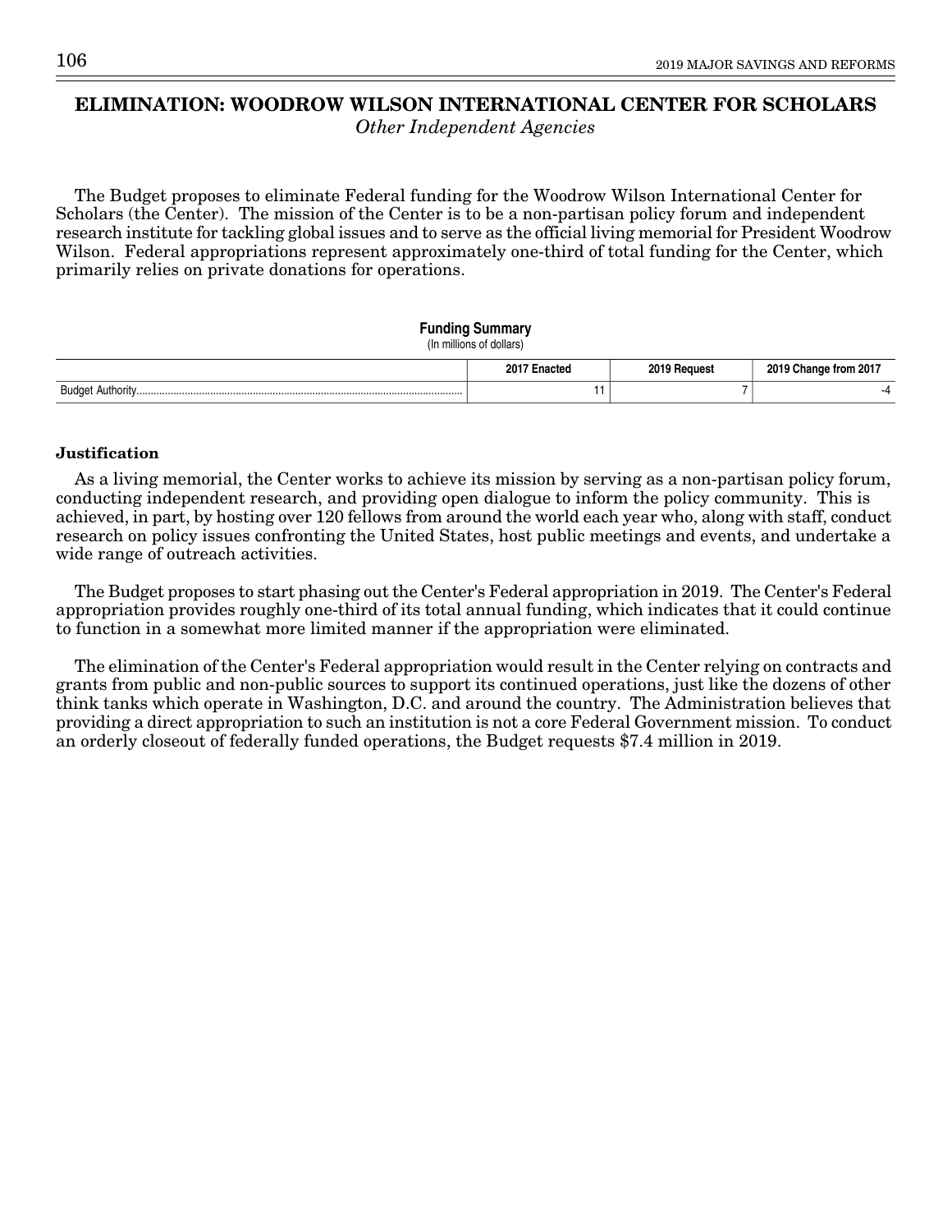# ELIMINATION: WOODROW WILSON INTERNATIONAL CENTER FOR SCHOLARS

*Other Independent Agencies*

The Budget proposes to eliminate Federal funding for the Woodrow Wilson International Center for Scholars (the Center). The mission of the Center is to be a non-partisan policy forum and independent research institute for tackling global issues and to serve as the official living memorial for President Woodrow Wilson. Federal appropriations represent approximately one-third of total funding for the Center, which primarily relies on private donations for operations.

**Funding Summary**
(In millions of dollars)

| | 2017 Enacted | 2019 Request | 2019 Change from 2017 |
|---|---|---|---|
| Budget Authority | 11 | 7 | -4 |

**Justification**

As a living memorial, the Center works to achieve its mission by serving as a non-partisan policy forum, conducting independent research, and providing open dialogue to inform the policy community. This is achieved, in part, by hosting over 120 fellows from around the world each year who, along with staff, conduct research on policy issues confronting the United States, host public meetings and events, and undertake a wide range of outreach activities.

The Budget proposes to start phasing out the Center's Federal appropriation in 2019. The Center's Federal appropriation provides roughly one-third of its total annual funding, which indicates that it could continue to function in a somewhat more limited manner if the appropriation were eliminated.

The elimination of the Center's Federal appropriation would result in the Center relying on contracts and grants from public and non-public sources to support its continued operations, just like the dozens of other think tanks which operate in Washington, D.C. and around the country. The Administration believes that providing a direct appropriation to such an institution is not a core Federal Government mission. To conduct an orderly closeout of federally funded operations, the Budget requests $7.4 million in 2019.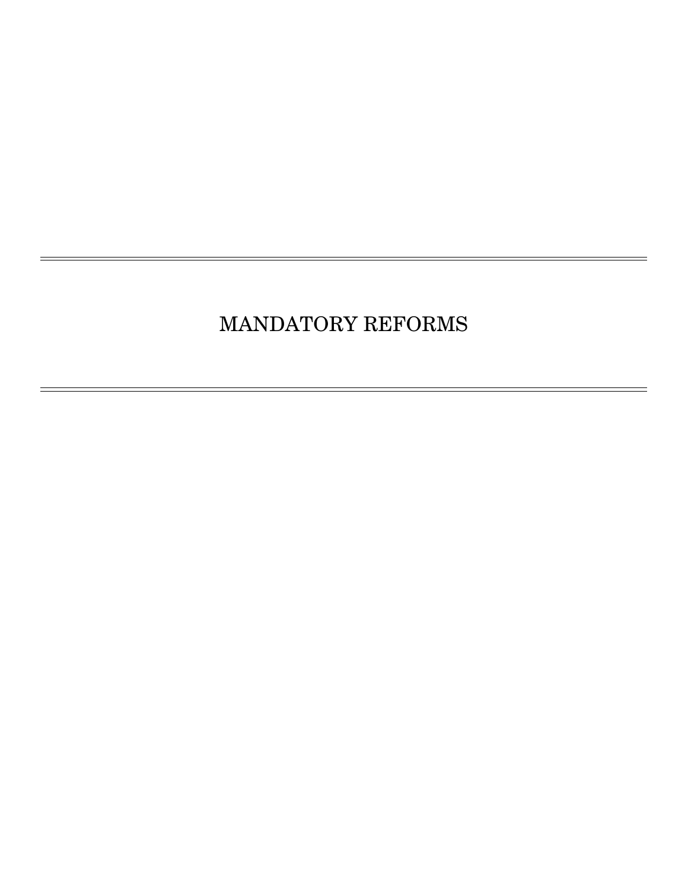# MANDATORY REFORMS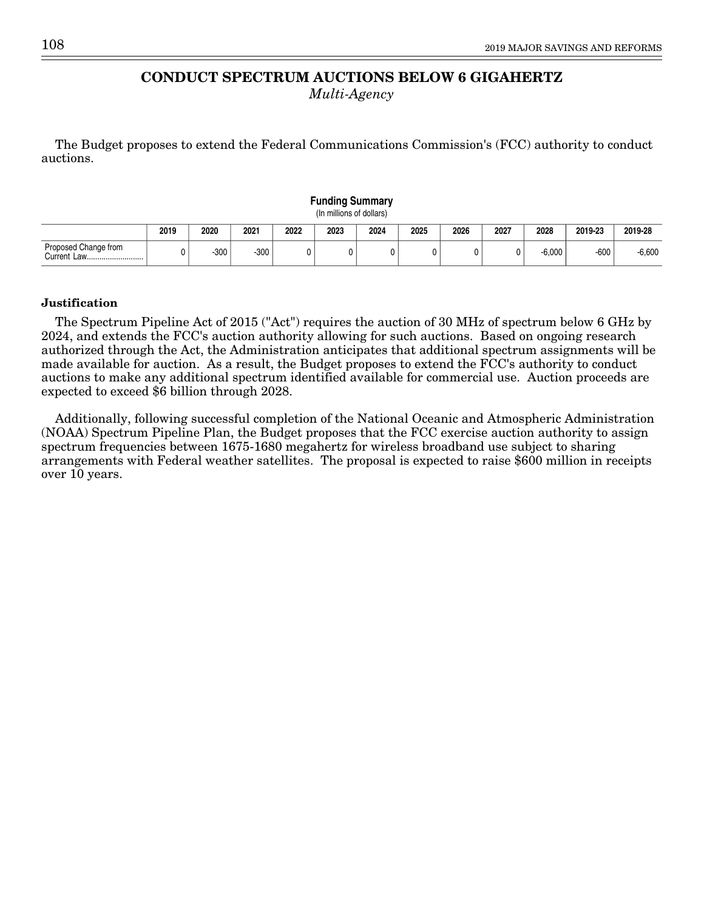# CONDUCT SPECTRUM AUCTIONS BELOW 6 GIGAHERTZ

*Multi-Agency*

The Budget proposes to extend the Federal Communications Commission's (FCC) authority to conduct auctions.

**Funding Summary**
(In millions of dollars)

| | 2019 | 2020 | 2021 | 2022 | 2023 | 2024 | 2025 | 2026 | 2027 | 2028 | 2019-23 | 2019-28 |
|---|---|---|---|---|---|---|---|---|---|---|---|---|
| Proposed Change from Current Law........................... | 0 | -300 | -300 | 0 | 0 | 0 | 0 | 0 | 0 | -6,000 | -600 | -6,600 |

### Justification

The Spectrum Pipeline Act of 2015 ("Act") requires the auction of 30 MHz of spectrum below 6 GHz by 2024, and extends the FCC's auction authority allowing for such auctions. Based on ongoing research authorized through the Act, the Administration anticipates that additional spectrum assignments will be made available for auction. As a result, the Budget proposes to extend the FCC's authority to conduct auctions to make any additional spectrum identified available for commercial use. Auction proceeds are expected to exceed $6 billion through 2028.

Additionally, following successful completion of the National Oceanic and Atmospheric Administration (NOAA) Spectrum Pipeline Plan, the Budget proposes that the FCC exercise auction authority to assign spectrum frequencies between 1675-1680 megahertz for wireless broadband use subject to sharing arrangements with Federal weather satellites. The proposal is expected to raise $600 million in receipts over 10 years.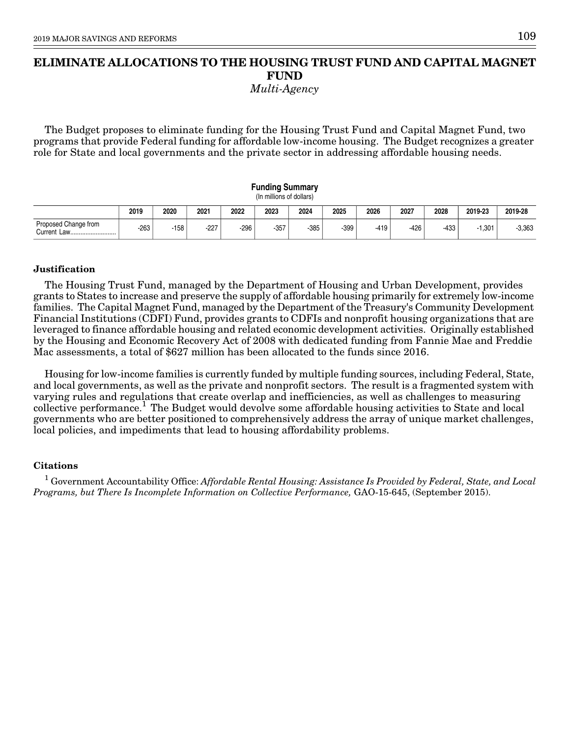# ELIMINATE ALLOCATIONS TO THE HOUSING TRUST FUND AND CAPITAL MAGNET FUND

*Multi-Agency*

The Budget proposes to eliminate funding for the Housing Trust Fund and Capital Magnet Fund, two programs that provide Federal funding for affordable low-income housing. The Budget recognizes a greater role for State and local governments and the private sector in addressing affordable housing needs.

**Funding Summary**
(In millions of dollars)

| | 2019 | 2020 | 2021 | 2022 | 2023 | 2024 | 2025 | 2026 | 2027 | 2028 | 2019-23 | 2019-28 |
|---|---|---|---|---|---|---|---|---|---|---|---|---|
| Proposed Change from Current Law | -263 | -158 | -227 | -296 | -357 | -385 | -399 | -419 | -426 | -433 | -1,301 | -3,363 |

### Justification

The Housing Trust Fund, managed by the Department of Housing and Urban Development, provides grants to States to increase and preserve the supply of affordable housing primarily for extremely low-income families. The Capital Magnet Fund, managed by the Department of the Treasury's Community Development Financial Institutions (CDFI) Fund, provides grants to CDFIs and nonprofit housing organizations that are leveraged to finance affordable housing and related economic development activities. Originally established by the Housing and Economic Recovery Act of 2008 with dedicated funding from Fannie Mae and Freddie Mac assessments, a total of $627 million has been allocated to the funds since 2016.

Housing for low-income families is currently funded by multiple funding sources, including Federal, State, and local governments, as well as the private and nonprofit sectors. The result is a fragmented system with varying rules and regulations that create overlap and inefficiencies, as well as challenges to measuring collective performance.[1] The Budget would devolve some affordable housing activities to State and local governments who are better positioned to comprehensively address the array of unique market challenges, local policies, and impediments that lead to housing affordability problems.

### Citations

[1] Government Accountability Office: *Affordable Rental Housing: Assistance Is Provided by Federal, State, and Local Programs, but There Is Incomplete Information on Collective Performance,* GAO-15-645, (September 2015).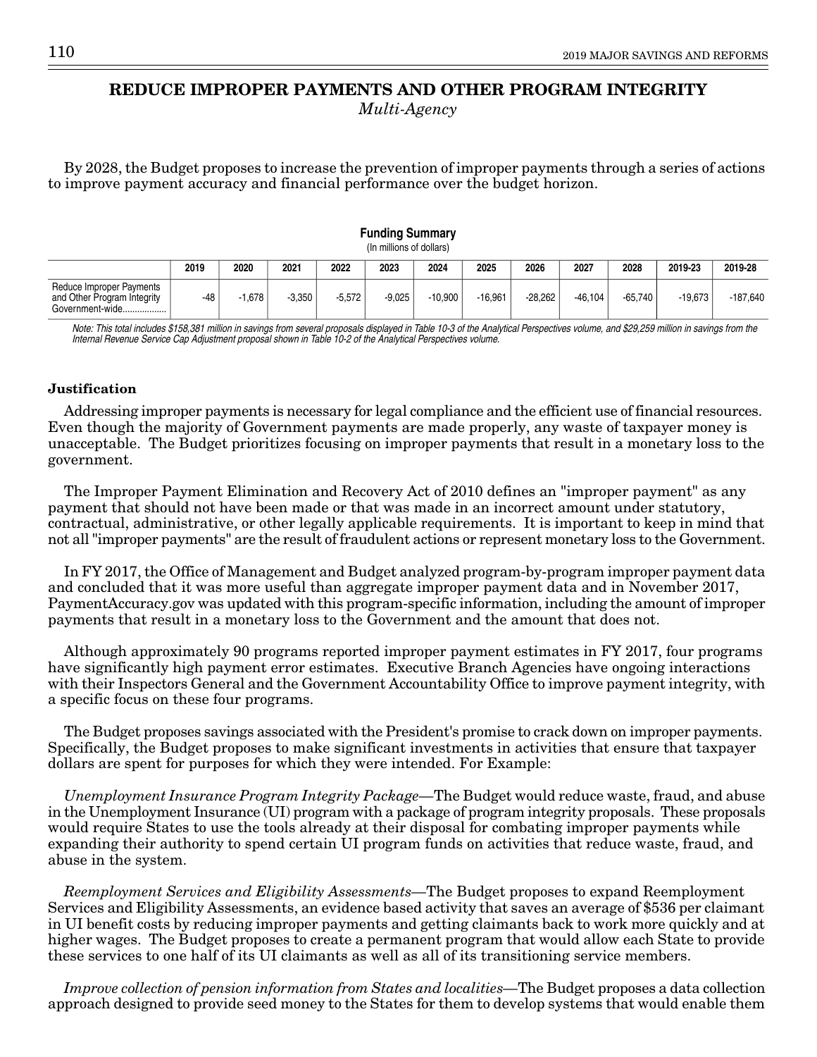# REDUCE IMPROPER PAYMENTS AND OTHER PROGRAM INTEGRITY

*Multi-Agency*

By 2028, the Budget proposes to increase the prevention of improper payments through a series of actions to improve payment accuracy and financial performance over the budget horizon.

**Funding Summary**
(In millions of dollars)

| | 2019 | 2020 | 2021 | 2022 | 2023 | 2024 | 2025 | 2026 | 2027 | 2028 | 2019-23 | 2019-28 |
|---|---|---|---|---|---|---|---|---|---|---|---|---|
| Reduce Improper Payments and Other Program Integrity Government-wide.................. | -48 | -1,678 | -3,350 | -5,572 | -9,025 | -10,900 | -16,961 | -28,262 | -46,104 | -65,740 | -19,673 | -187,640 |

*Note: This total includes $158,381 million in savings from several proposals displayed in Table 10-3 of the Analytical Perspectives volume, and $29,259 million in savings from the Internal Revenue Service Cap Adjustment proposal shown in Table 10-2 of the Analytical Perspectives volume.*

### Justification

Addressing improper payments is necessary for legal compliance and the efficient use of financial resources. Even though the majority of Government payments are made properly, any waste of taxpayer money is unacceptable. The Budget prioritizes focusing on improper payments that result in a monetary loss to the government.

The Improper Payment Elimination and Recovery Act of 2010 defines an "improper payment" as any payment that should not have been made or that was made in an incorrect amount under statutory, contractual, administrative, or other legally applicable requirements. It is important to keep in mind that not all "improper payments" are the result of fraudulent actions or represent monetary loss to the Government.

In FY 2017, the Office of Management and Budget analyzed program-by-program improper payment data and concluded that it was more useful than aggregate improper payment data and in November 2017, PaymentAccuracy.gov was updated with this program-specific information, including the amount of improper payments that result in a monetary loss to the Government and the amount that does not.

Although approximately 90 programs reported improper payment estimates in FY 2017, four programs have significantly high payment error estimates. Executive Branch Agencies have ongoing interactions with their Inspectors General and the Government Accountability Office to improve payment integrity, with a specific focus on these four programs.

The Budget proposes savings associated with the President's promise to crack down on improper payments. Specifically, the Budget proposes to make significant investments in activities that ensure that taxpayer dollars are spent for purposes for which they were intended. For Example:

*Unemployment Insurance Program Integrity Package*—The Budget would reduce waste, fraud, and abuse in the Unemployment Insurance (UI) program with a package of program integrity proposals. These proposals would require States to use the tools already at their disposal for combating improper payments while expanding their authority to spend certain UI program funds on activities that reduce waste, fraud, and abuse in the system.

*Reemployment Services and Eligibility Assessments*—The Budget proposes to expand Reemployment Services and Eligibility Assessments, an evidence based activity that saves an average of $536 per claimant in UI benefit costs by reducing improper payments and getting claimants back to work more quickly and at higher wages. The Budget proposes to create a permanent program that would allow each State to provide these services to one half of its UI claimants as well as all of its transitioning service members.

*Improve collection of pension information from States and localities*—The Budget proposes a data collection approach designed to provide seed money to the States for them to develop systems that would enable them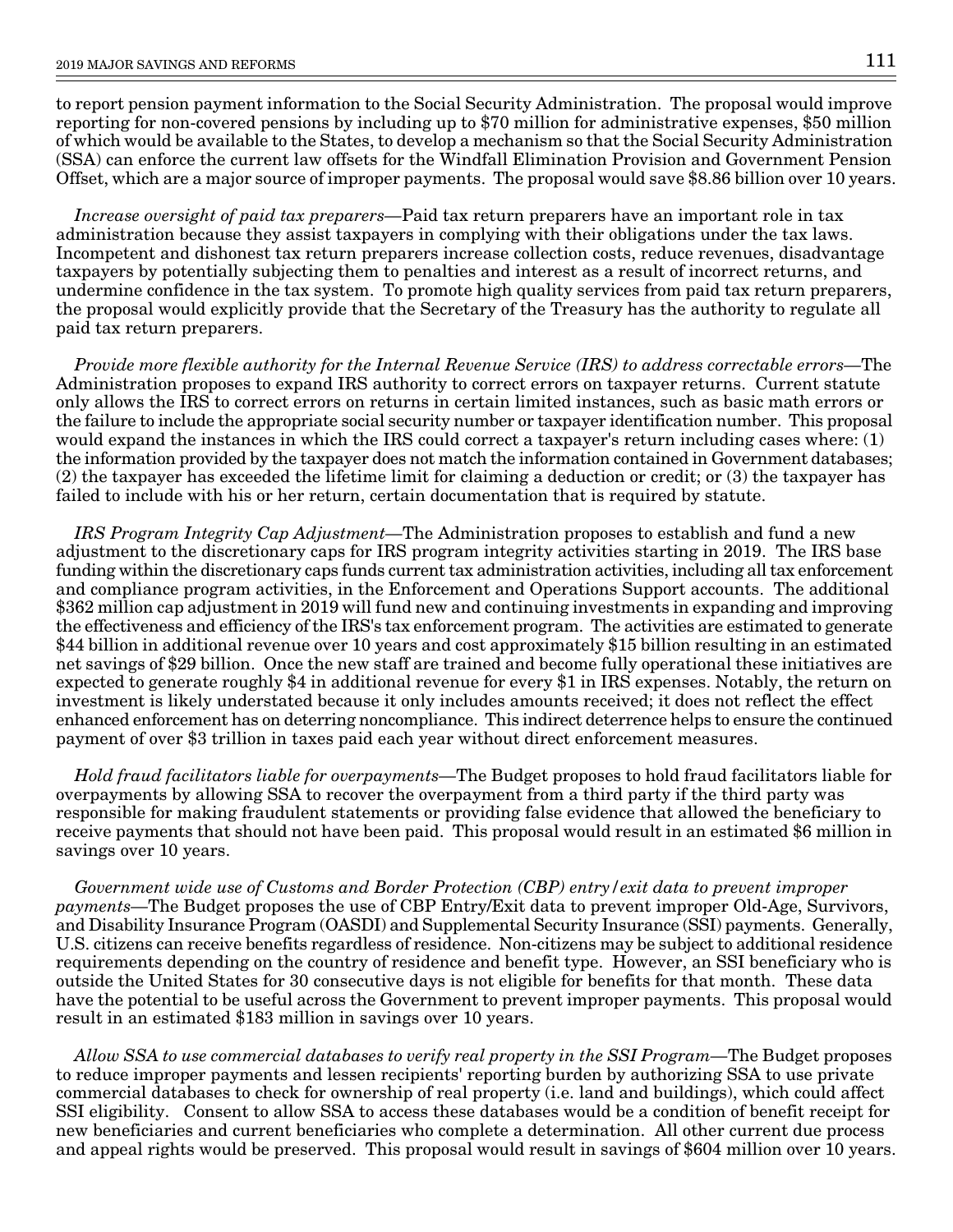to report pension payment information to the Social Security Administration. The proposal would improve reporting for non-covered pensions by including up to $70 million for administrative expenses, $50 million of which would be available to the States, to develop a mechanism so that the Social Security Administration (SSA) can enforce the current law offsets for the Windfall Elimination Provision and Government Pension Offset, which are a major source of improper payments. The proposal would save $8.86 billion over 10 years.

*Increase oversight of paid tax preparers*—Paid tax return preparers have an important role in tax administration because they assist taxpayers in complying with their obligations under the tax laws. Incompetent and dishonest tax return preparers increase collection costs, reduce revenues, disadvantage taxpayers by potentially subjecting them to penalties and interest as a result of incorrect returns, and undermine confidence in the tax system. To promote high quality services from paid tax return preparers, the proposal would explicitly provide that the Secretary of the Treasury has the authority to regulate all paid tax return preparers.

*Provide more flexible authority for the Internal Revenue Service (IRS) to address correctable errors*—The Administration proposes to expand IRS authority to correct errors on taxpayer returns. Current statute only allows the IRS to correct errors on returns in certain limited instances, such as basic math errors or the failure to include the appropriate social security number or taxpayer identification number. This proposal would expand the instances in which the IRS could correct a taxpayer's return including cases where: (1) the information provided by the taxpayer does not match the information contained in Government databases; (2) the taxpayer has exceeded the lifetime limit for claiming a deduction or credit; or (3) the taxpayer has failed to include with his or her return, certain documentation that is required by statute.

*IRS Program Integrity Cap Adjustment*—The Administration proposes to establish and fund a new adjustment to the discretionary caps for IRS program integrity activities starting in 2019. The IRS base funding within the discretionary caps funds current tax administration activities, including all tax enforcement and compliance program activities, in the Enforcement and Operations Support accounts. The additional $362 million cap adjustment in 2019 will fund new and continuing investments in expanding and improving the effectiveness and efficiency of the IRS's tax enforcement program. The activities are estimated to generate $44 billion in additional revenue over 10 years and cost approximately $15 billion resulting in an estimated net savings of $29 billion. Once the new staff are trained and become fully operational these initiatives are expected to generate roughly $4 in additional revenue for every $1 in IRS expenses. Notably, the return on investment is likely understated because it only includes amounts received; it does not reflect the effect enhanced enforcement has on deterring noncompliance. This indirect deterrence helps to ensure the continued payment of over $3 trillion in taxes paid each year without direct enforcement measures.

*Hold fraud facilitators liable for overpayments*—The Budget proposes to hold fraud facilitators liable for overpayments by allowing SSA to recover the overpayment from a third party if the third party was responsible for making fraudulent statements or providing false evidence that allowed the beneficiary to receive payments that should not have been paid. This proposal would result in an estimated $6 million in savings over 10 years.

*Government wide use of Customs and Border Protection (CBP) entry/exit data to prevent improper payments*—The Budget proposes the use of CBP Entry/Exit data to prevent improper Old-Age, Survivors, and Disability Insurance Program (OASDI) and Supplemental Security Insurance (SSI) payments. Generally, U.S. citizens can receive benefits regardless of residence. Non-citizens may be subject to additional residence requirements depending on the country of residence and benefit type. However, an SSI beneficiary who is outside the United States for 30 consecutive days is not eligible for benefits for that month. These data have the potential to be useful across the Government to prevent improper payments. This proposal would result in an estimated $183 million in savings over 10 years.

*Allow SSA to use commercial databases to verify real property in the SSI Program*—The Budget proposes to reduce improper payments and lessen recipients' reporting burden by authorizing SSA to use private commercial databases to check for ownership of real property (i.e. land and buildings), which could affect SSI eligibility. Consent to allow SSA to access these databases would be a condition of benefit receipt for new beneficiaries and current beneficiaries who complete a determination. All other current due process and appeal rights would be preserved. This proposal would result in savings of $604 million over 10 years.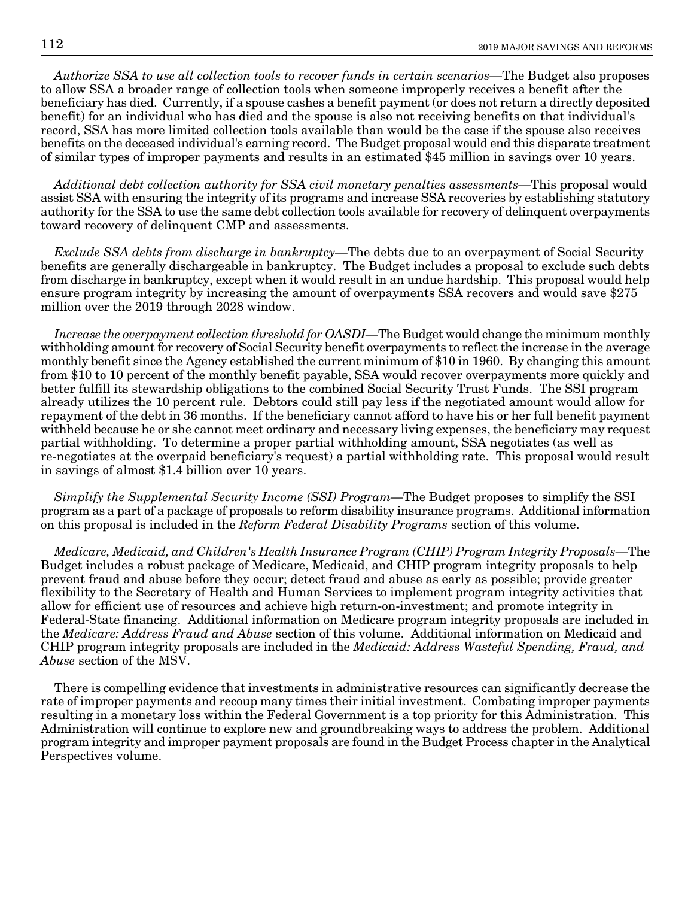*Authorize SSA to use all collection tools to recover funds in certain scenarios*—The Budget also proposes to allow SSA a broader range of collection tools when someone improperly receives a benefit after the beneficiary has died. Currently, if a spouse cashes a benefit payment (or does not return a directly deposited benefit) for an individual who has died and the spouse is also not receiving benefits on that individual's record, SSA has more limited collection tools available than would be the case if the spouse also receives benefits on the deceased individual's earning record. The Budget proposal would end this disparate treatment of similar types of improper payments and results in an estimated $45 million in savings over 10 years.

*Additional debt collection authority for SSA civil monetary penalties assessments*—This proposal would assist SSA with ensuring the integrity of its programs and increase SSA recoveries by establishing statutory authority for the SSA to use the same debt collection tools available for recovery of delinquent overpayments toward recovery of delinquent CMP and assessments.

*Exclude SSA debts from discharge in bankruptcy*—The debts due to an overpayment of Social Security benefits are generally dischargeable in bankruptcy. The Budget includes a proposal to exclude such debts from discharge in bankruptcy, except when it would result in an undue hardship. This proposal would help ensure program integrity by increasing the amount of overpayments SSA recovers and would save $275 million over the 2019 through 2028 window.

*Increase the overpayment collection threshold for OASDI*—The Budget would change the minimum monthly withholding amount for recovery of Social Security benefit overpayments to reflect the increase in the average monthly benefit since the Agency established the current minimum of $10 in 1960. By changing this amount from $10 to 10 percent of the monthly benefit payable, SSA would recover overpayments more quickly and better fulfill its stewardship obligations to the combined Social Security Trust Funds. The SSI program already utilizes the 10 percent rule. Debtors could still pay less if the negotiated amount would allow for repayment of the debt in 36 months. If the beneficiary cannot afford to have his or her full benefit payment withheld because he or she cannot meet ordinary and necessary living expenses, the beneficiary may request partial withholding. To determine a proper partial withholding amount, SSA negotiates (as well as re-negotiates at the overpaid beneficiary's request) a partial withholding rate. This proposal would result in savings of almost $1.4 billion over 10 years.

*Simplify the Supplemental Security Income (SSI) Program*—The Budget proposes to simplify the SSI program as a part of a package of proposals to reform disability insurance programs. Additional information on this proposal is included in the *Reform Federal Disability Programs* section of this volume.

*Medicare, Medicaid, and Children's Health Insurance Program (CHIP) Program Integrity Proposals*—The Budget includes a robust package of Medicare, Medicaid, and CHIP program integrity proposals to help prevent fraud and abuse before they occur; detect fraud and abuse as early as possible; provide greater flexibility to the Secretary of Health and Human Services to implement program integrity activities that allow for efficient use of resources and achieve high return-on-investment; and promote integrity in Federal-State financing. Additional information on Medicare program integrity proposals are included in the *Medicare: Address Fraud and Abuse* section of this volume. Additional information on Medicaid and CHIP program integrity proposals are included in the *Medicaid: Address Wasteful Spending, Fraud, and Abuse* section of the MSV.

There is compelling evidence that investments in administrative resources can significantly decrease the rate of improper payments and recoup many times their initial investment. Combating improper payments resulting in a monetary loss within the Federal Government is a top priority for this Administration. This Administration will continue to explore new and groundbreaking ways to address the problem. Additional program integrity and improper payment proposals are found in the Budget Process chapter in the Analytical Perspectives volume.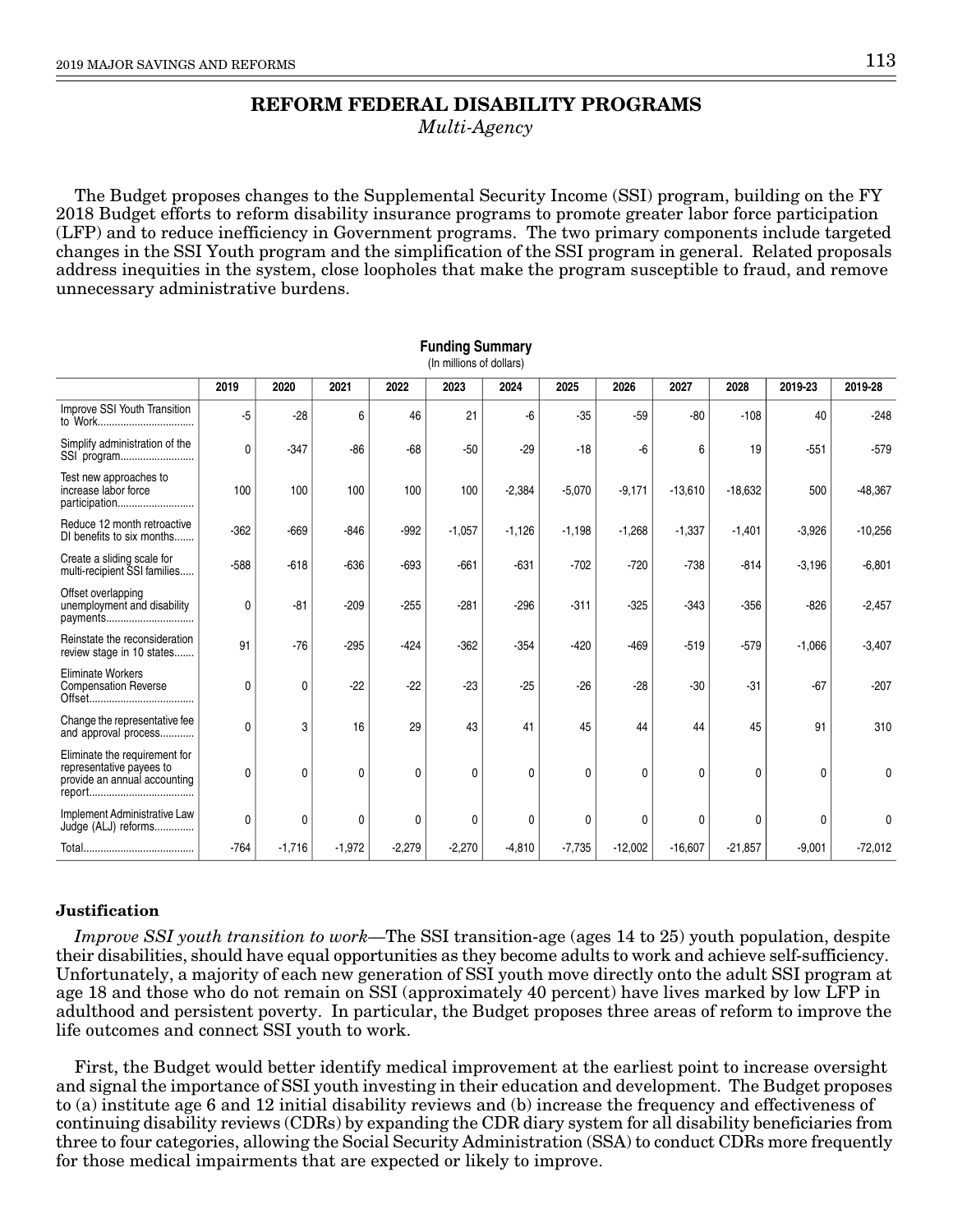## REFORM FEDERAL DISABILITY PROGRAMS

*Multi-Agency*

The Budget proposes changes to the Supplemental Security Income (SSI) program, building on the FY 2018 Budget efforts to reform disability insurance programs to promote greater labor force participation (LFP) and to reduce inefficiency in Government programs. The two primary components include targeted changes in the SSI Youth program and the simplification of the SSI program in general. Related proposals address inequities in the system, close loopholes that make the program susceptible to fraud, and remove unnecessary administrative burdens.

**Funding Summary**
(In millions of dollars)

| | 2019 | 2020 | 2021 | 2022 | 2023 | 2024 | 2025 | 2026 | 2027 | 2028 | 2019-23 | 2019-28 |
|---|---|---|---|---|---|---|---|---|---|---|---|---|
| Improve SSI Youth Transition to Work | -5 | -28 | 6 | 46 | 21 | -6 | -35 | -59 | -80 | -108 | 40 | -248 |
| Simplify administration of the SSI program | 0 | -347 | -86 | -68 | -50 | -29 | -18 | -6 | 6 | 19 | -551 | -579 |
| Test new approaches to increase labor force participation | 100 | 100 | 100 | 100 | 100 | -2,384 | -5,070 | -9,171 | -13,610 | -18,632 | 500 | -48,367 |
| Reduce 12 month retroactive DI benefits to six months | -362 | -669 | -846 | -992 | -1,057 | -1,126 | -1,198 | -1,268 | -1,337 | -1,401 | -3,926 | -10,256 |
| Create a sliding scale for multi-recipient SSI families | -588 | -618 | -636 | -693 | -661 | -631 | -702 | -720 | -738 | -814 | -3,196 | -6,801 |
| Offset overlapping unemployment and disability payments | 0 | -81 | -209 | -255 | -281 | -296 | -311 | -325 | -343 | -356 | -826 | -2,457 |
| Reinstate the reconsideration review stage in 10 states | 91 | -76 | -295 | -424 | -362 | -354 | -420 | -469 | -519 | -579 | -1,066 | -3,407 |
| Eliminate Workers Compensation Reverse Offset | 0 | 0 | -22 | -22 | -23 | -25 | -26 | -28 | -30 | -31 | -67 | -207 |
| Change the representative fee and approval process | 0 | 3 | 16 | 29 | 43 | 41 | 45 | 44 | 44 | 45 | 91 | 310 |
| Eliminate the requirement for representative payees to provide an annual accounting report | 0 | 0 | 0 | 0 | 0 | 0 | 0 | 0 | 0 | 0 | 0 | 0 |
| Implement Administrative Law Judge (ALJ) reforms | 0 | 0 | 0 | 0 | 0 | 0 | 0 | 0 | 0 | 0 | 0 | 0 |
| Total | -764 | -1,716 | -1,972 | -2,279 | -2,270 | -4,810 | -7,735 | -12,002 | -16,607 | -21,857 | -9,001 | -72,012 |

### Justification

*Improve SSI youth transition to work*—The SSI transition-age (ages 14 to 25) youth population, despite their disabilities, should have equal opportunities as they become adults to work and achieve self-sufficiency. Unfortunately, a majority of each new generation of SSI youth move directly onto the adult SSI program at age 18 and those who do not remain on SSI (approximately 40 percent) have lives marked by low LFP in adulthood and persistent poverty. In particular, the Budget proposes three areas of reform to improve the life outcomes and connect SSI youth to work.

First, the Budget would better identify medical improvement at the earliest point to increase oversight and signal the importance of SSI youth investing in their education and development. The Budget proposes to (a) institute age 6 and 12 initial disability reviews and (b) increase the frequency and effectiveness of continuing disability reviews (CDRs) by expanding the CDR diary system for all disability beneficiaries from three to four categories, allowing the Social Security Administration (SSA) to conduct CDRs more frequently for those medical impairments that are expected or likely to improve.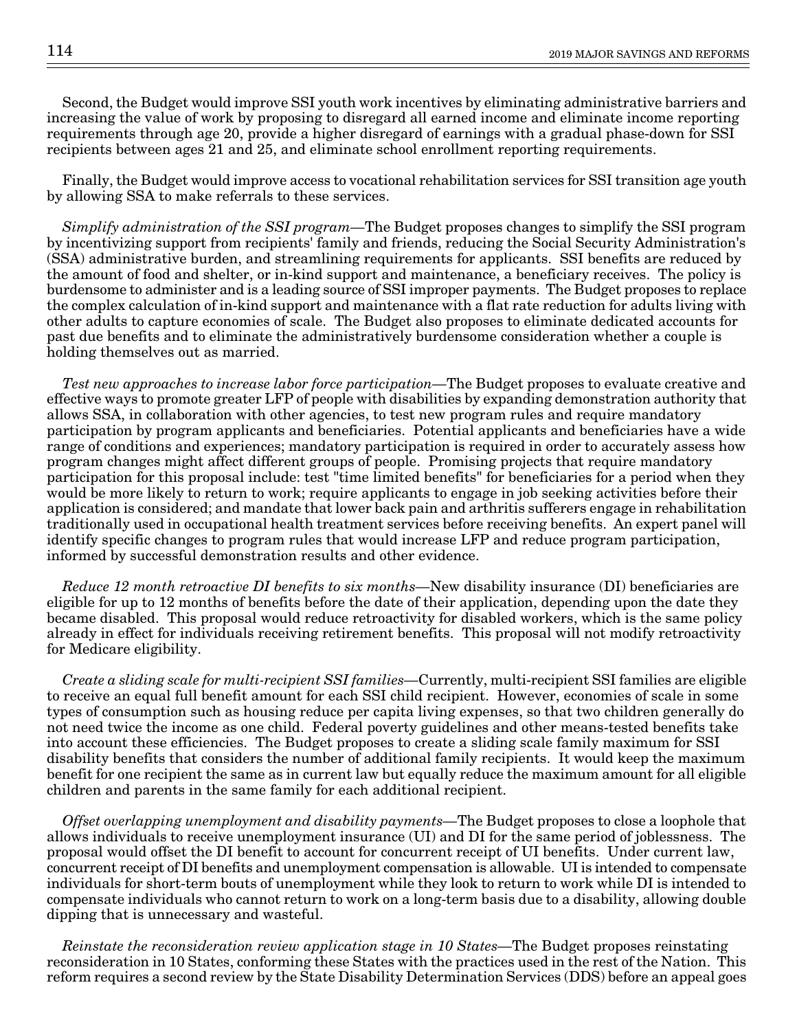Second, the Budget would improve SSI youth work incentives by eliminating administrative barriers and increasing the value of work by proposing to disregard all earned income and eliminate income reporting requirements through age 20, provide a higher disregard of earnings with a gradual phase-down for SSI recipients between ages 21 and 25, and eliminate school enrollment reporting requirements.

Finally, the Budget would improve access to vocational rehabilitation services for SSI transition age youth by allowing SSA to make referrals to these services.

*Simplify administration of the SSI program*—The Budget proposes changes to simplify the SSI program by incentivizing support from recipients' family and friends, reducing the Social Security Administration's (SSA) administrative burden, and streamlining requirements for applicants. SSI benefits are reduced by the amount of food and shelter, or in-kind support and maintenance, a beneficiary receives. The policy is burdensome to administer and is a leading source of SSI improper payments. The Budget proposes to replace the complex calculation of in-kind support and maintenance with a flat rate reduction for adults living with other adults to capture economies of scale. The Budget also proposes to eliminate dedicated accounts for past due benefits and to eliminate the administratively burdensome consideration whether a couple is holding themselves out as married.

*Test new approaches to increase labor force participation*—The Budget proposes to evaluate creative and effective ways to promote greater LFP of people with disabilities by expanding demonstration authority that allows SSA, in collaboration with other agencies, to test new program rules and require mandatory participation by program applicants and beneficiaries. Potential applicants and beneficiaries have a wide range of conditions and experiences; mandatory participation is required in order to accurately assess how program changes might affect different groups of people. Promising projects that require mandatory participation for this proposal include: test "time limited benefits" for beneficiaries for a period when they would be more likely to return to work; require applicants to engage in job seeking activities before their application is considered; and mandate that lower back pain and arthritis sufferers engage in rehabilitation traditionally used in occupational health treatment services before receiving benefits. An expert panel will identify specific changes to program rules that would increase LFP and reduce program participation, informed by successful demonstration results and other evidence.

*Reduce 12 month retroactive DI benefits to six months*—New disability insurance (DI) beneficiaries are eligible for up to 12 months of benefits before the date of their application, depending upon the date they became disabled. This proposal would reduce retroactivity for disabled workers, which is the same policy already in effect for individuals receiving retirement benefits. This proposal will not modify retroactivity for Medicare eligibility.

*Create a sliding scale for multi-recipient SSI families*—Currently, multi-recipient SSI families are eligible to receive an equal full benefit amount for each SSI child recipient. However, economies of scale in some types of consumption such as housing reduce per capita living expenses, so that two children generally do not need twice the income as one child. Federal poverty guidelines and other means-tested benefits take into account these efficiencies. The Budget proposes to create a sliding scale family maximum for SSI disability benefits that considers the number of additional family recipients. It would keep the maximum benefit for one recipient the same as in current law but equally reduce the maximum amount for all eligible children and parents in the same family for each additional recipient.

*Offset overlapping unemployment and disability payments*—The Budget proposes to close a loophole that allows individuals to receive unemployment insurance (UI) and DI for the same period of joblessness. The proposal would offset the DI benefit to account for concurrent receipt of UI benefits. Under current law, concurrent receipt of DI benefits and unemployment compensation is allowable. UI is intended to compensate individuals for short-term bouts of unemployment while they look to return to work while DI is intended to compensate individuals who cannot return to work on a long-term basis due to a disability, allowing double dipping that is unnecessary and wasteful.

*Reinstate the reconsideration review application stage in 10 States*—The Budget proposes reinstating reconsideration in 10 States, conforming these States with the practices used in the rest of the Nation. This reform requires a second review by the State Disability Determination Services (DDS) before an appeal goes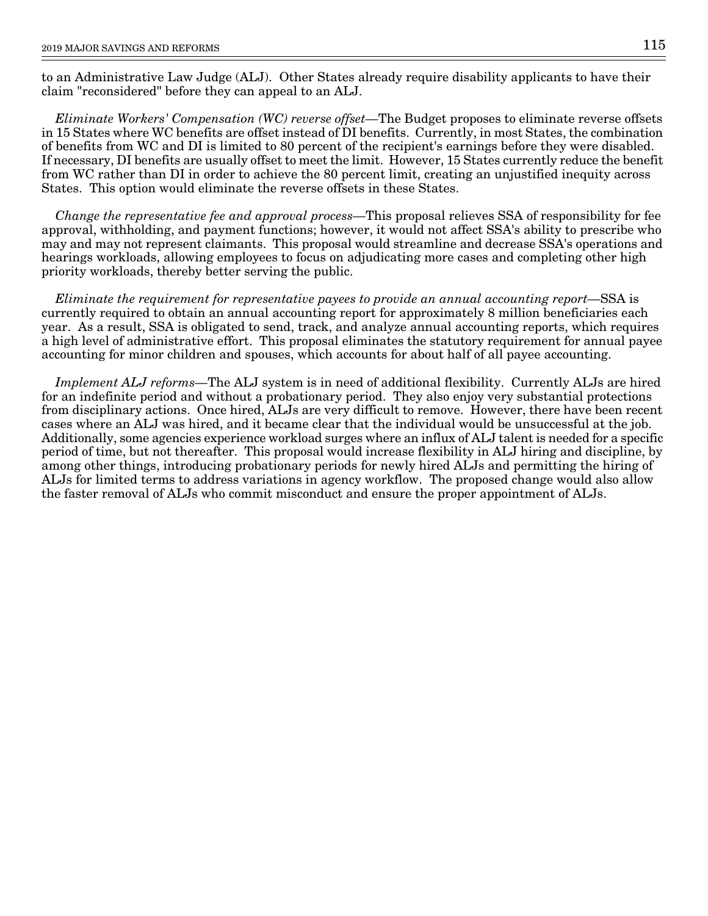to an Administrative Law Judge (ALJ). Other States already require disability applicants to have their claim "reconsidered" before they can appeal to an ALJ.

*Eliminate Workers' Compensation (WC) reverse offset*—The Budget proposes to eliminate reverse offsets in 15 States where WC benefits are offset instead of DI benefits. Currently, in most States, the combination of benefits from WC and DI is limited to 80 percent of the recipient's earnings before they were disabled. If necessary, DI benefits are usually offset to meet the limit. However, 15 States currently reduce the benefit from WC rather than DI in order to achieve the 80 percent limit, creating an unjustified inequity across States. This option would eliminate the reverse offsets in these States.

*Change the representative fee and approval process*—This proposal relieves SSA of responsibility for fee approval, withholding, and payment functions; however, it would not affect SSA's ability to prescribe who may and may not represent claimants. This proposal would streamline and decrease SSA's operations and hearings workloads, allowing employees to focus on adjudicating more cases and completing other high priority workloads, thereby better serving the public.

*Eliminate the requirement for representative payees to provide an annual accounting report*—SSA is currently required to obtain an annual accounting report for approximately 8 million beneficiaries each year. As a result, SSA is obligated to send, track, and analyze annual accounting reports, which requires a high level of administrative effort. This proposal eliminates the statutory requirement for annual payee accounting for minor children and spouses, which accounts for about half of all payee accounting.

*Implement ALJ reforms*—The ALJ system is in need of additional flexibility. Currently ALJs are hired for an indefinite period and without a probationary period. They also enjoy very substantial protections from disciplinary actions. Once hired, ALJs are very difficult to remove. However, there have been recent cases where an ALJ was hired, and it became clear that the individual would be unsuccessful at the job. Additionally, some agencies experience workload surges where an influx of ALJ talent is needed for a specific period of time, but not thereafter. This proposal would increase flexibility in ALJ hiring and discipline, by among other things, introducing probationary periods for newly hired ALJs and permitting the hiring of ALJs for limited terms to address variations in agency workflow. The proposed change would also allow the faster removal of ALJs who commit misconduct and ensure the proper appointment of ALJs.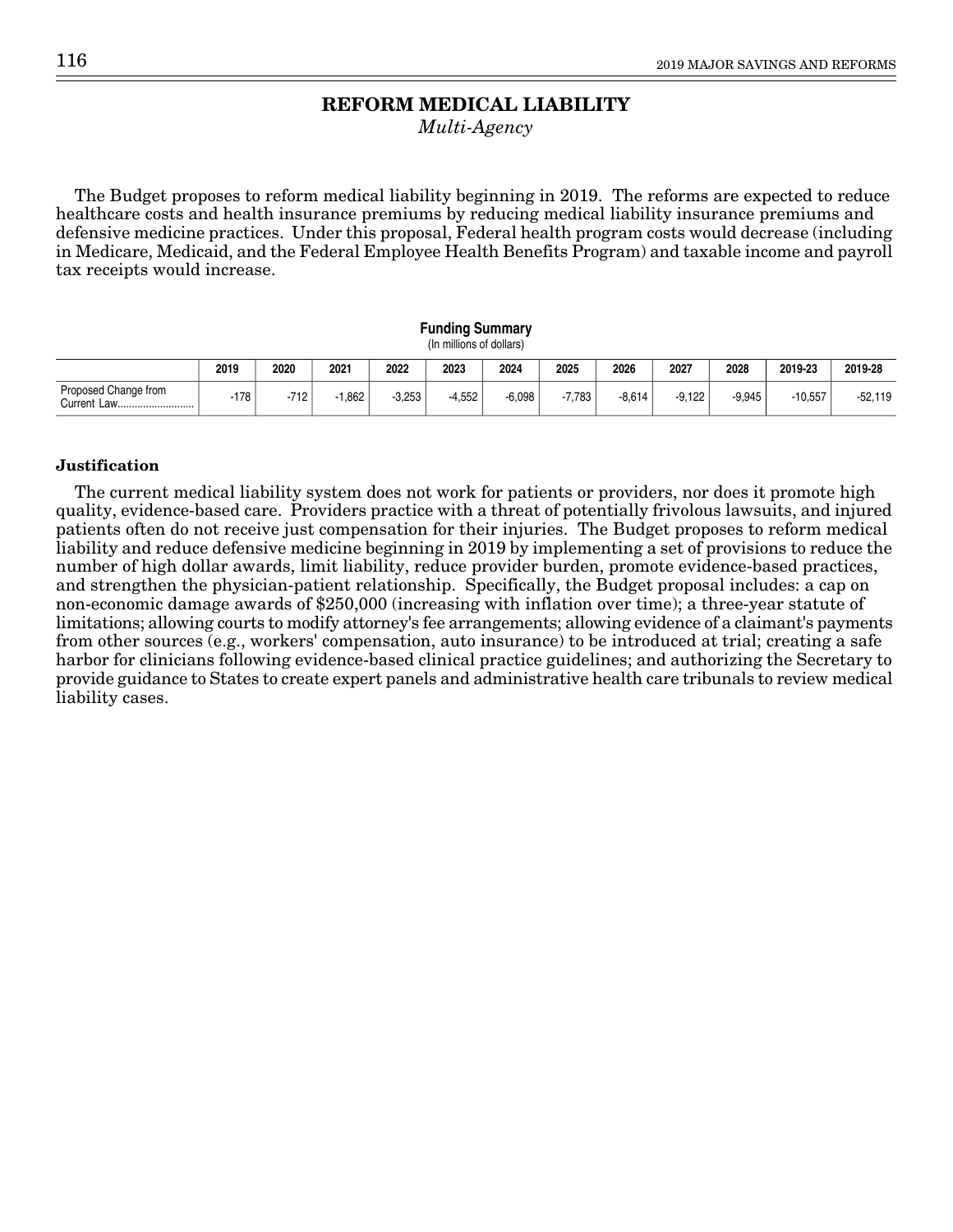# REFORM MEDICAL LIABILITY

*Multi-Agency*

The Budget proposes to reform medical liability beginning in 2019. The reforms are expected to reduce healthcare costs and health insurance premiums by reducing medical liability insurance premiums and defensive medicine practices. Under this proposal, Federal health program costs would decrease (including in Medicare, Medicaid, and the Federal Employee Health Benefits Program) and taxable income and payroll tax receipts would increase.

**Funding Summary**
(In millions of dollars)

| | 2019 | 2020 | 2021 | 2022 | 2023 | 2024 | 2025 | 2026 | 2027 | 2028 | 2019-23 | 2019-28 |
|---|---|---|---|---|---|---|---|---|---|---|---|---|
| Proposed Change from Current Law........................... | -178 | -712 | -1,862 | -3,253 | -4,552 | -6,098 | -7,783 | -8,614 | -9,122 | -9,945 | -10,557 | -52,119 |

**Justification**

The current medical liability system does not work for patients or providers, nor does it promote high quality, evidence-based care. Providers practice with a threat of potentially frivolous lawsuits, and injured patients often do not receive just compensation for their injuries. The Budget proposes to reform medical liability and reduce defensive medicine beginning in 2019 by implementing a set of provisions to reduce the number of high dollar awards, limit liability, reduce provider burden, promote evidence-based practices, and strengthen the physician-patient relationship. Specifically, the Budget proposal includes: a cap on non-economic damage awards of $250,000 (increasing with inflation over time); a three-year statute of limitations; allowing courts to modify attorney's fee arrangements; allowing evidence of a claimant's payments from other sources (e.g., workers' compensation, auto insurance) to be introduced at trial; creating a safe harbor for clinicians following evidence-based clinical practice guidelines; and authorizing the Secretary to provide guidance to States to create expert panels and administrative health care tribunals to review medical liability cases.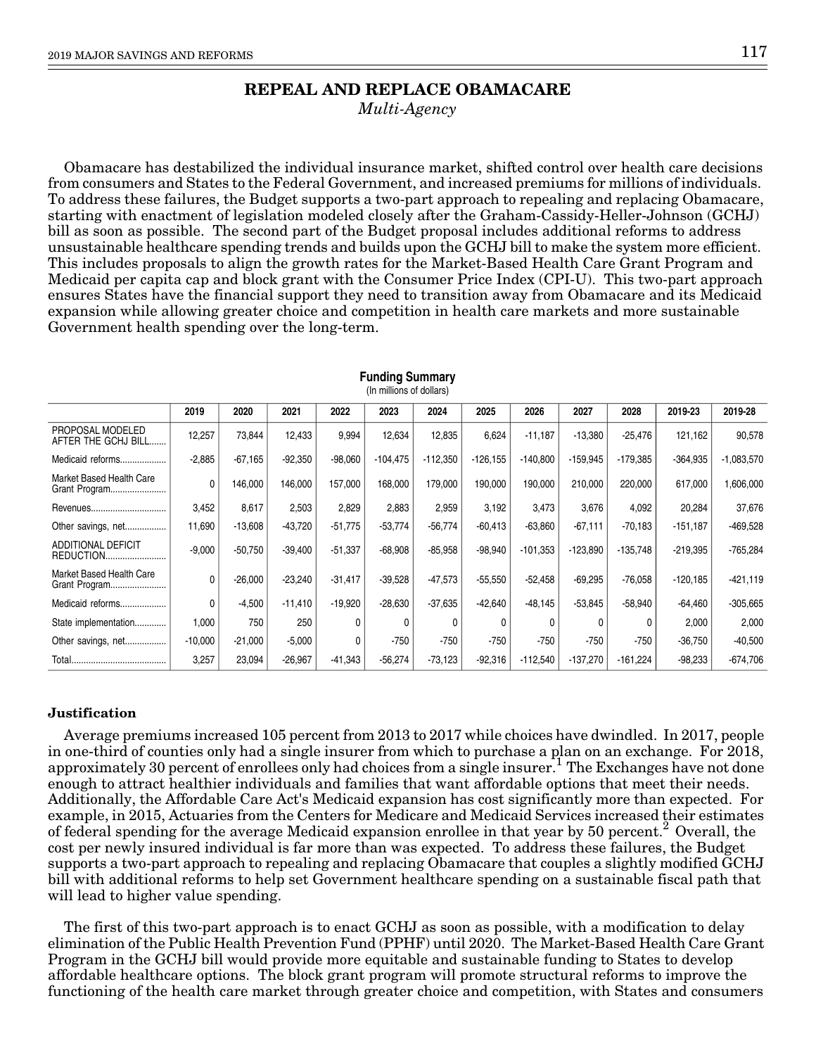## REPEAL AND REPLACE OBAMACARE

*Multi-Agency*

Obamacare has destabilized the individual insurance market, shifted control over health care decisions from consumers and States to the Federal Government, and increased premiums for millions of individuals. To address these failures, the Budget supports a two-part approach to repealing and replacing Obamacare, starting with enactment of legislation modeled closely after the Graham-Cassidy-Heller-Johnson (GCHJ) bill as soon as possible. The second part of the Budget proposal includes additional reforms to address unsustainable healthcare spending trends and builds upon the GCHJ bill to make the system more efficient. This includes proposals to align the growth rates for the Market-Based Health Care Grant Program and Medicaid per capita cap and block grant with the Consumer Price Index (CPI-U). This two-part approach ensures States have the financial support they need to transition away from Obamacare and its Medicaid expansion while allowing greater choice and competition in health care markets and more sustainable Government health spending over the long-term.

**Funding Summary**
(In millions of dollars)

| | 2019 | 2020 | 2021 | 2022 | 2023 | 2024 | 2025 | 2026 | 2027 | 2028 | 2019-23 | 2019-28 |
|---|---|---|---|---|---|---|---|---|---|---|---|---|
| PROPOSAL MODELED AFTER THE GCHJ BILL | 12,257 | 73,844 | 12,433 | 9,994 | 12,634 | 12,835 | 6,624 | -11,187 | -13,380 | -25,476 | 121,162 | 90,578 |
| Medicaid reforms | -2,885 | -67,165 | -92,350 | -98,060 | -104,475 | -112,350 | -126,155 | -140,800 | -159,945 | -179,385 | -364,935 | -1,083,570 |
| Market Based Health Care Grant Program | 0 | 146,000 | 146,000 | 157,000 | 168,000 | 179,000 | 190,000 | 190,000 | 210,000 | 220,000 | 617,000 | 1,606,000 |
| Revenues | 3,452 | 8,617 | 2,503 | 2,829 | 2,883 | 2,959 | 3,192 | 3,473 | 3,676 | 4,092 | 20,284 | 37,676 |
| Other savings, net | 11,690 | -13,608 | -43,720 | -51,775 | -53,774 | -56,774 | -60,413 | -63,860 | -67,111 | -70,183 | -151,187 | -469,528 |
| ADDITIONAL DEFICIT REDUCTION | -9,000 | -50,750 | -39,400 | -51,337 | -68,908 | -85,958 | -98,940 | -101,353 | -123,890 | -135,748 | -219,395 | -765,284 |
| Market Based Health Care Grant Program | 0 | -26,000 | -23,240 | -31,417 | -39,528 | -47,573 | -55,550 | -52,458 | -69,295 | -76,058 | -120,185 | -421,119 |
| Medicaid reforms | 0 | -4,500 | -11,410 | -19,920 | -28,630 | -37,635 | -42,640 | -48,145 | -53,845 | -58,940 | -64,460 | -305,665 |
| State implementation | 1,000 | 750 | 250 | 0 | 0 | 0 | 0 | 0 | 0 | 0 | 2,000 | 2,000 |
| Other savings, net | -10,000 | -21,000 | -5,000 | 0 | -750 | -750 | -750 | -750 | -750 | -750 | -36,750 | -40,500 |
| Total | 3,257 | 23,094 | -26,967 | -41,343 | -56,274 | -73,123 | -92,316 | -112,540 | -137,270 | -161,224 | -98,233 | -674,706 |

**Justification**

Average premiums increased 105 percent from 2013 to 2017 while choices have dwindled. In 2017, people in one-third of counties only had a single insurer from which to purchase a plan on an exchange. For 2018, approximately 30 percent of enrollees only had choices from a single insurer.[1] The Exchanges have not done enough to attract healthier individuals and families that want affordable options that meet their needs. Additionally, the Affordable Care Act's Medicaid expansion has cost significantly more than expected. For example, in 2015, Actuaries from the Centers for Medicare and Medicaid Services increased their estimates of federal spending for the average Medicaid expansion enrollee in that year by 50 percent.[2] Overall, the cost per newly insured individual is far more than was expected. To address these failures, the Budget supports a two-part approach to repealing and replacing Obamacare that couples a slightly modified GCHJ bill with additional reforms to help set Government healthcare spending on a sustainable fiscal path that will lead to higher value spending.

The first of this two-part approach is to enact GCHJ as soon as possible, with a modification to delay elimination of the Public Health Prevention Fund (PPHF) until 2020. The Market-Based Health Care Grant Program in the GCHJ bill would provide more equitable and sustainable funding to States to develop affordable healthcare options. The block grant program will promote structural reforms to improve the functioning of the health care market through greater choice and competition, with States and consumers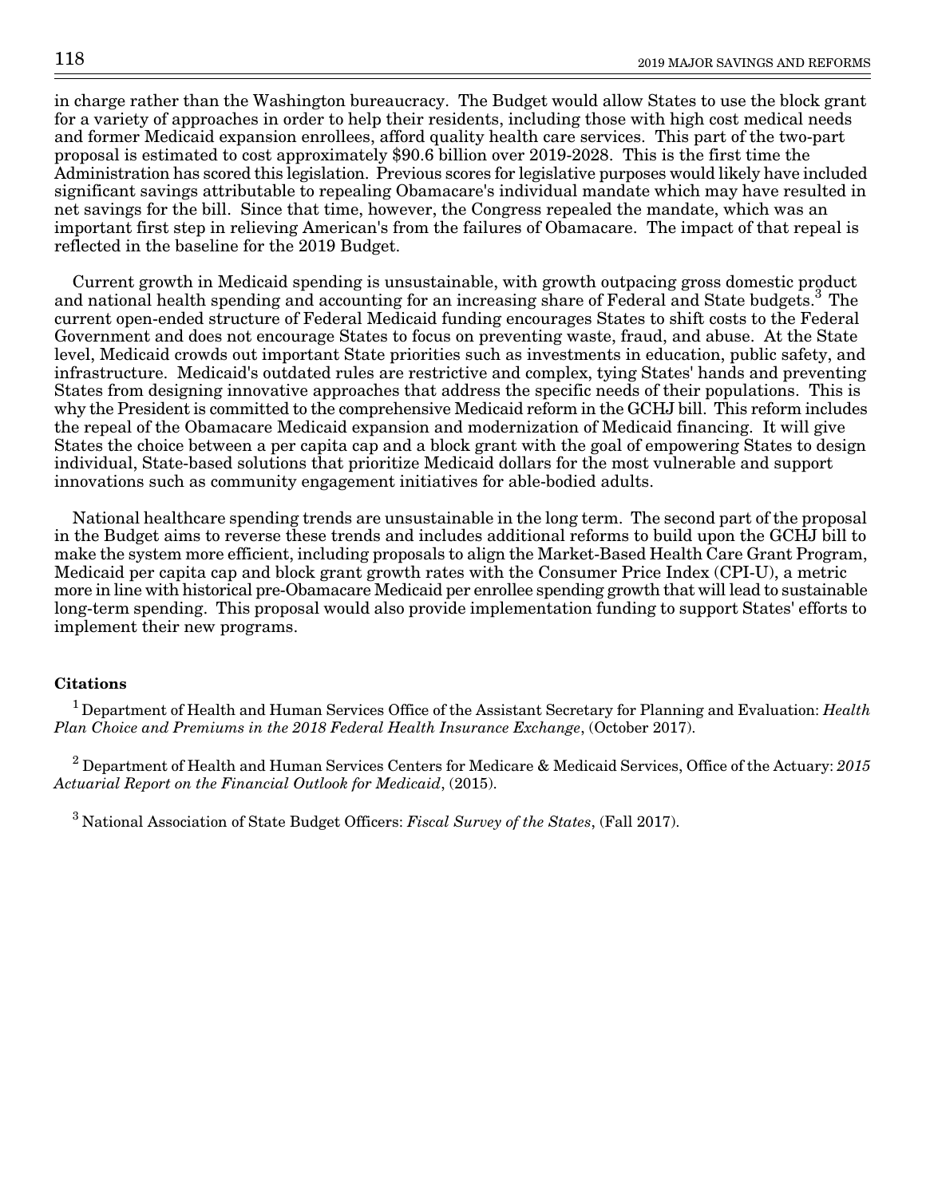in charge rather than the Washington bureaucracy. The Budget would allow States to use the block grant for a variety of approaches in order to help their residents, including those with high cost medical needs and former Medicaid expansion enrollees, afford quality health care services. This part of the two-part proposal is estimated to cost approximately $90.6 billion over 2019-2028. This is the first time the Administration has scored this legislation. Previous scores for legislative purposes would likely have included significant savings attributable to repealing Obamacare's individual mandate which may have resulted in net savings for the bill. Since that time, however, the Congress repealed the mandate, which was an important first step in relieving American's from the failures of Obamacare. The impact of that repeal is reflected in the baseline for the 2019 Budget.

Current growth in Medicaid spending is unsustainable, with growth outpacing gross domestic product and national health spending and accounting for an increasing share of Federal and State budgets.[3] The current open-ended structure of Federal Medicaid funding encourages States to shift costs to the Federal Government and does not encourage States to focus on preventing waste, fraud, and abuse. At the State level, Medicaid crowds out important State priorities such as investments in education, public safety, and infrastructure. Medicaid's outdated rules are restrictive and complex, tying States' hands and preventing States from designing innovative approaches that address the specific needs of their populations. This is why the President is committed to the comprehensive Medicaid reform in the GCHJ bill. This reform includes the repeal of the Obamacare Medicaid expansion and modernization of Medicaid financing. It will give States the choice between a per capita cap and a block grant with the goal of empowering States to design individual, State-based solutions that prioritize Medicaid dollars for the most vulnerable and support innovations such as community engagement initiatives for able-bodied adults.

National healthcare spending trends are unsustainable in the long term. The second part of the proposal in the Budget aims to reverse these trends and includes additional reforms to build upon the GCHJ bill to make the system more efficient, including proposals to align the Market-Based Health Care Grant Program, Medicaid per capita cap and block grant growth rates with the Consumer Price Index (CPI-U), a metric more in line with historical pre-Obamacare Medicaid per enrollee spending growth that will lead to sustainable long-term spending. This proposal would also provide implementation funding to support States' efforts to implement their new programs.

**Citations**

[1] Department of Health and Human Services Office of the Assistant Secretary for Planning and Evaluation: *Health Plan Choice and Premiums in the 2018 Federal Health Insurance Exchange*, (October 2017).

[2] Department of Health and Human Services Centers for Medicare & Medicaid Services, Office of the Actuary: *2015 Actuarial Report on the Financial Outlook for Medicaid*, (2015).

[3] National Association of State Budget Officers: *Fiscal Survey of the States*, (Fall 2017).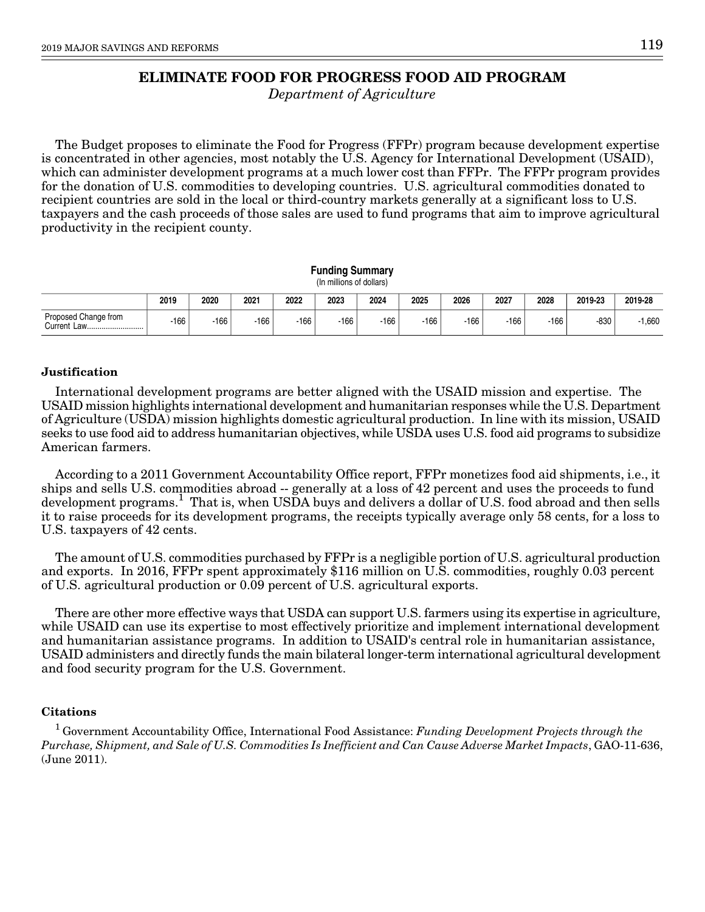# ELIMINATE FOOD FOR PROGRESS FOOD AID PROGRAM

*Department of Agriculture*

The Budget proposes to eliminate the Food for Progress (FFPr) program because development expertise is concentrated in other agencies, most notably the U.S. Agency for International Development (USAID), which can administer development programs at a much lower cost than FFPr. The FFPr program provides for the donation of U.S. commodities to developing countries. U.S. agricultural commodities donated to recipient countries are sold in the local or third-country markets generally at a significant loss to U.S. taxpayers and the cash proceeds of those sales are used to fund programs that aim to improve agricultural productivity in the recipient county.

**Funding Summary**
(In millions of dollars)

| | 2019 | 2020 | 2021 | 2022 | 2023 | 2024 | 2025 | 2026 | 2027 | 2028 | 2019-23 | 2019-28 |
|---|---|---|---|---|---|---|---|---|---|---|---|---|
| Proposed Change from Current Law........................... | -166 | -166 | -166 | -166 | -166 | -166 | -166 | -166 | -166 | -166 | -830 | -1,660 |

### Justification

International development programs are better aligned with the USAID mission and expertise. The USAID mission highlights international development and humanitarian responses while the U.S. Department of Agriculture (USDA) mission highlights domestic agricultural production. In line with its mission, USAID seeks to use food aid to address humanitarian objectives, while USDA uses U.S. food aid programs to subsidize American farmers.

According to a 2011 Government Accountability Office report, FFPr monetizes food aid shipments, i.e., it ships and sells U.S. commodities abroad -- generally at a loss of 42 percent and uses the proceeds to fund development programs.[1] That is, when USDA buys and delivers a dollar of U.S. food abroad and then sells it to raise proceeds for its development programs, the receipts typically average only 58 cents, for a loss to U.S. taxpayers of 42 cents.

The amount of U.S. commodities purchased by FFPr is a negligible portion of U.S. agricultural production and exports. In 2016, FFPr spent approximately $116 million on U.S. commodities, roughly 0.03 percent of U.S. agricultural production or 0.09 percent of U.S. agricultural exports.

There are other more effective ways that USDA can support U.S. farmers using its expertise in agriculture, while USAID can use its expertise to most effectively prioritize and implement international development and humanitarian assistance programs. In addition to USAID's central role in humanitarian assistance, USAID administers and directly funds the main bilateral longer-term international agricultural development and food security program for the U.S. Government.

### Citations

[1] Government Accountability Office, International Food Assistance: *Funding Development Projects through the Purchase, Shipment, and Sale of U.S. Commodities Is Inefficient and Can Cause Adverse Market Impacts*, GAO-11-636, (June 2011).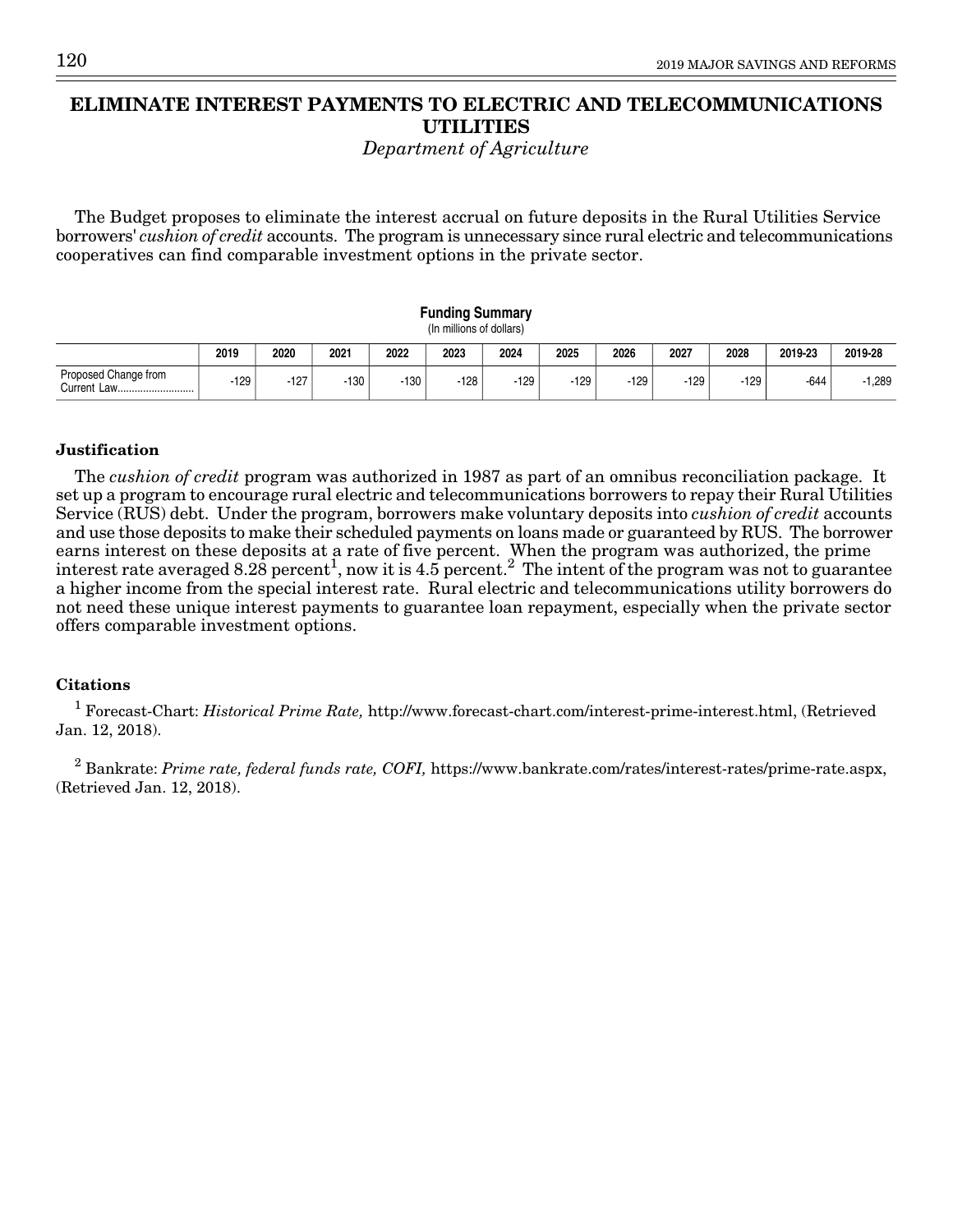# ELIMINATE INTEREST PAYMENTS TO ELECTRIC AND TELECOMMUNICATIONS UTILITIES

*Department of Agriculture*

The Budget proposes to eliminate the interest accrual on future deposits in the Rural Utilities Service borrowers' *cushion of credit* accounts. The program is unnecessary since rural electric and telecommunications cooperatives can find comparable investment options in the private sector.

**Funding Summary**
(In millions of dollars)

| | 2019 | 2020 | 2021 | 2022 | 2023 | 2024 | 2025 | 2026 | 2027 | 2028 | 2019-23 | 2019-28 |
|---|---|---|---|---|---|---|---|---|---|---|---|---|
| Proposed Change from Current Law | -129 | -127 | -130 | -130 | -128 | -129 | -129 | -129 | -129 | -129 | -644 | -1,289 |

### Justification

The *cushion of credit* program was authorized in 1987 as part of an omnibus reconciliation package. It set up a program to encourage rural electric and telecommunications borrowers to repay their Rural Utilities Service (RUS) debt. Under the program, borrowers make voluntary deposits into *cushion of credit* accounts and use those deposits to make their scheduled payments on loans made or guaranteed by RUS. The borrower earns interest on these deposits at a rate of five percent. When the program was authorized, the prime interest rate averaged 8.28 percent[1], now it is 4.5 percent.[2] The intent of the program was not to guarantee a higher income from the special interest rate. Rural electric and telecommunications utility borrowers do not need these unique interest payments to guarantee loan repayment, especially when the private sector offers comparable investment options.

### Citations

[1] Forecast-Chart: *Historical Prime Rate,* http://www.forecast-chart.com/interest-prime-interest.html, (Retrieved Jan. 12, 2018).

[2] Bankrate: *Prime rate, federal funds rate, COFI,* https://www.bankrate.com/rates/interest-rates/prime-rate.aspx, (Retrieved Jan. 12, 2018).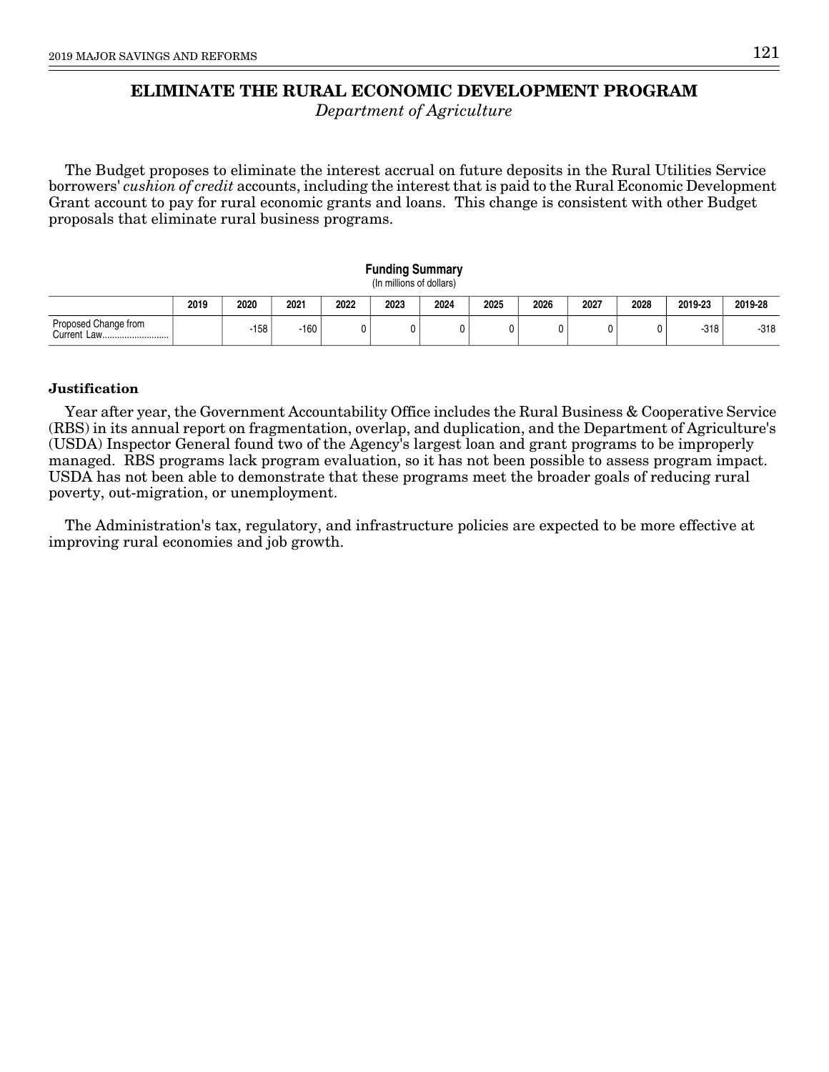# ELIMINATE THE RURAL ECONOMIC DEVELOPMENT PROGRAM

*Department of Agriculture*

The Budget proposes to eliminate the interest accrual on future deposits in the Rural Utilities Service borrowers' *cushion of credit* accounts, including the interest that is paid to the Rural Economic Development Grant account to pay for rural economic grants and loans. This change is consistent with other Budget proposals that eliminate rural business programs.

**Funding Summary**
(In millions of dollars)

| | 2019 | 2020 | 2021 | 2022 | 2023 | 2024 | 2025 | 2026 | 2027 | 2028 | 2019-23 | 2019-28 |
|---|---|---|---|---|---|---|---|---|---|---|---|---|
| Proposed Change from Current Law | | -158 | -160 | 0 | 0 | 0 | 0 | 0 | 0 | 0 | -318 | -318 |

### Justification

Year after year, the Government Accountability Office includes the Rural Business & Cooperative Service (RBS) in its annual report on fragmentation, overlap, and duplication, and the Department of Agriculture's (USDA) Inspector General found two of the Agency's largest loan and grant programs to be improperly managed. RBS programs lack program evaluation, so it has not been possible to assess program impact. USDA has not been able to demonstrate that these programs meet the broader goals of reducing rural poverty, out-migration, or unemployment.

The Administration's tax, regulatory, and infrastructure policies are expected to be more effective at improving rural economies and job growth.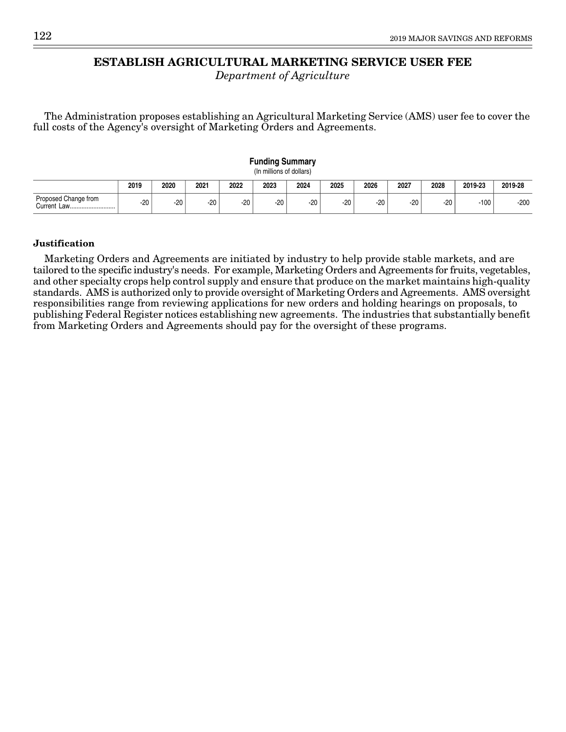# ESTABLISH AGRICULTURAL MARKETING SERVICE USER FEE

*Department of Agriculture*

The Administration proposes establishing an Agricultural Marketing Service (AMS) user fee to cover the full costs of the Agency's oversight of Marketing Orders and Agreements.

**Funding Summary**
(In millions of dollars)

| | 2019 | 2020 | 2021 | 2022 | 2023 | 2024 | 2025 | 2026 | 2027 | 2028 | 2019-23 | 2019-28 |
|---|---|---|---|---|---|---|---|---|---|---|---|---|
| Proposed Change from Current Law | -20 | -20 | -20 | -20 | -20 | -20 | -20 | -20 | -20 | -20 | -100 | -200 |

**Justification**

Marketing Orders and Agreements are initiated by industry to help provide stable markets, and are tailored to the specific industry's needs. For example, Marketing Orders and Agreements for fruits, vegetables, and other specialty crops help control supply and ensure that produce on the market maintains high-quality standards. AMS is authorized only to provide oversight of Marketing Orders and Agreements. AMS oversight responsibilities range from reviewing applications for new orders and holding hearings on proposals, to publishing Federal Register notices establishing new agreements. The industries that substantially benefit from Marketing Orders and Agreements should pay for the oversight of these programs.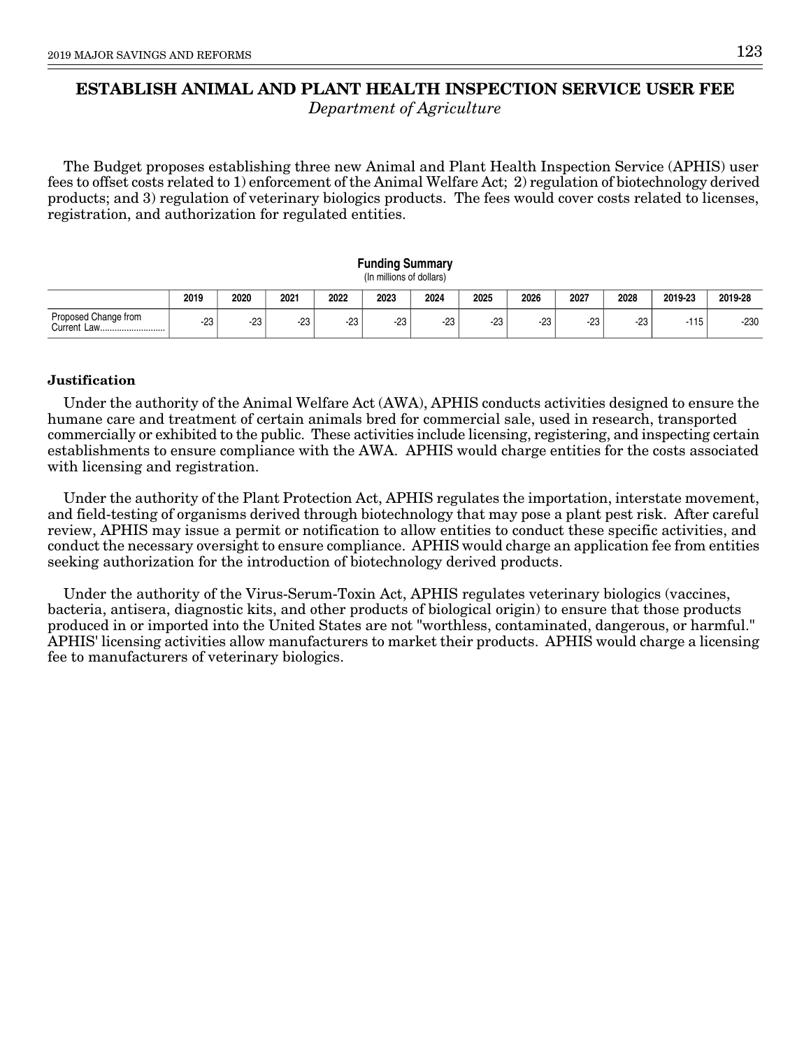# ESTABLISH ANIMAL AND PLANT HEALTH INSPECTION SERVICE USER FEE

*Department of Agriculture*

The Budget proposes establishing three new Animal and Plant Health Inspection Service (APHIS) user fees to offset costs related to 1) enforcement of the Animal Welfare Act; 2) regulation of biotechnology derived products; and 3) regulation of veterinary biologics products. The fees would cover costs related to licenses, registration, and authorization for regulated entities.

**Funding Summary**
(In millions of dollars)

| | 2019 | 2020 | 2021 | 2022 | 2023 | 2024 | 2025 | 2026 | 2027 | 2028 | 2019-23 | 2019-28 |
|---|---|---|---|---|---|---|---|---|---|---|---|---|
| Proposed Change from Current Law | -23 | -23 | -23 | -23 | -23 | -23 | -23 | -23 | -23 | -23 | -115 | -230 |

**Justification**

Under the authority of the Animal Welfare Act (AWA), APHIS conducts activities designed to ensure the humane care and treatment of certain animals bred for commercial sale, used in research, transported commercially or exhibited to the public. These activities include licensing, registering, and inspecting certain establishments to ensure compliance with the AWA. APHIS would charge entities for the costs associated with licensing and registration.

Under the authority of the Plant Protection Act, APHIS regulates the importation, interstate movement, and field-testing of organisms derived through biotechnology that may pose a plant pest risk. After careful review, APHIS may issue a permit or notification to allow entities to conduct these specific activities, and conduct the necessary oversight to ensure compliance. APHIS would charge an application fee from entities seeking authorization for the introduction of biotechnology derived products.

Under the authority of the Virus-Serum-Toxin Act, APHIS regulates veterinary biologics (vaccines, bacteria, antisera, diagnostic kits, and other products of biological origin) to ensure that those products produced in or imported into the United States are not "worthless, contaminated, dangerous, or harmful." APHIS' licensing activities allow manufacturers to market their products. APHIS would charge a licensing fee to manufacturers of veterinary biologics.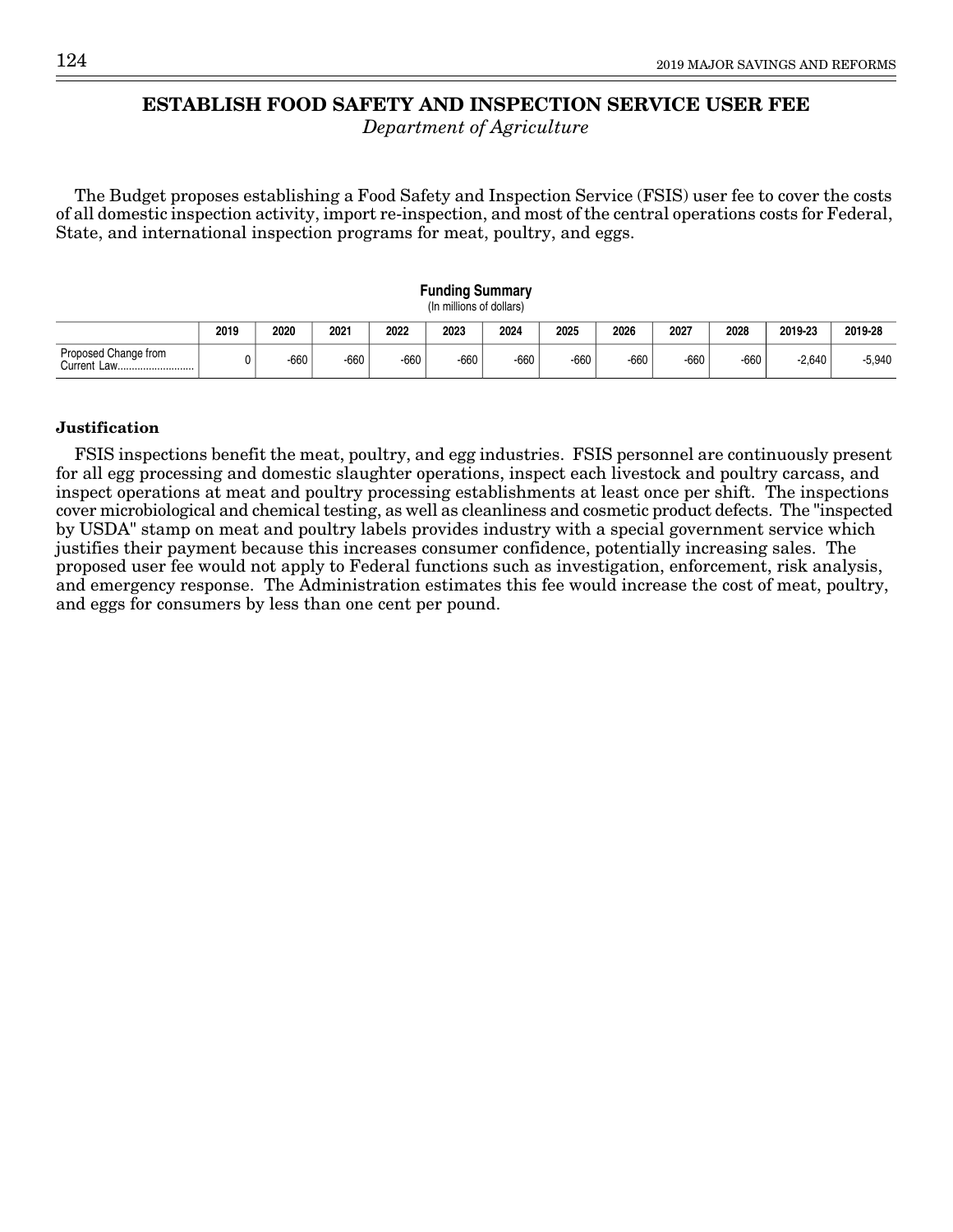# ESTABLISH FOOD SAFETY AND INSPECTION SERVICE USER FEE

*Department of Agriculture*

The Budget proposes establishing a Food Safety and Inspection Service (FSIS) user fee to cover the costs of all domestic inspection activity, import re-inspection, and most of the central operations costs for Federal, State, and international inspection programs for meat, poultry, and eggs.

**Funding Summary**
(In millions of dollars)

| | 2019 | 2020 | 2021 | 2022 | 2023 | 2024 | 2025 | 2026 | 2027 | 2028 | 2019-23 | 2019-28 |
|---|---|---|---|---|---|---|---|---|---|---|---|---|
| Proposed Change from Current Law............................ | 0 | -660 | -660 | -660 | -660 | -660 | -660 | -660 | -660 | -660 | -2,640 | -5,940 |

### Justification

FSIS inspections benefit the meat, poultry, and egg industries. FSIS personnel are continuously present for all egg processing and domestic slaughter operations, inspect each livestock and poultry carcass, and inspect operations at meat and poultry processing establishments at least once per shift. The inspections cover microbiological and chemical testing, as well as cleanliness and cosmetic product defects. The "inspected by USDA" stamp on meat and poultry labels provides industry with a special government service which justifies their payment because this increases consumer confidence, potentially increasing sales. The proposed user fee would not apply to Federal functions such as investigation, enforcement, risk analysis, and emergency response. The Administration estimates this fee would increase the cost of meat, poultry, and eggs for consumers by less than one cent per pound.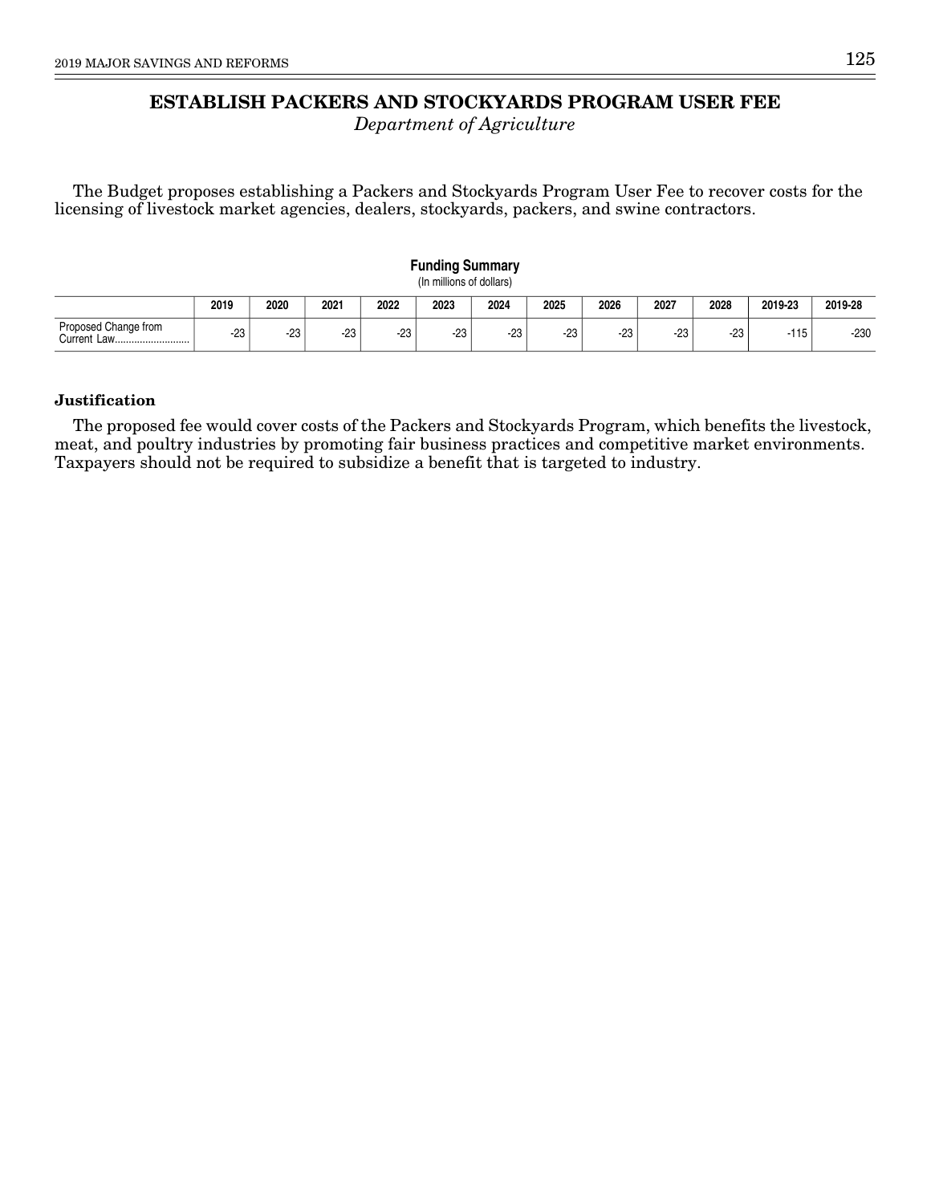# ESTABLISH PACKERS AND STOCKYARDS PROGRAM USER FEE

*Department of Agriculture*

The Budget proposes establishing a Packers and Stockyards Program User Fee to recover costs for the licensing of livestock market agencies, dealers, stockyards, packers, and swine contractors.

**Funding Summary**
(In millions of dollars)

| | 2019 | 2020 | 2021 | 2022 | 2023 | 2024 | 2025 | 2026 | 2027 | 2028 | 2019-23 | 2019-28 |
|---|---|---|---|---|---|---|---|---|---|---|---|---|
| Proposed Change from Current Law | -23 | -23 | -23 | -23 | -23 | -23 | -23 | -23 | -23 | -23 | -115 | -230 |

**Justification**

The proposed fee would cover costs of the Packers and Stockyards Program, which benefits the livestock, meat, and poultry industries by promoting fair business practices and competitive market environments. Taxpayers should not be required to subsidize a benefit that is targeted to industry.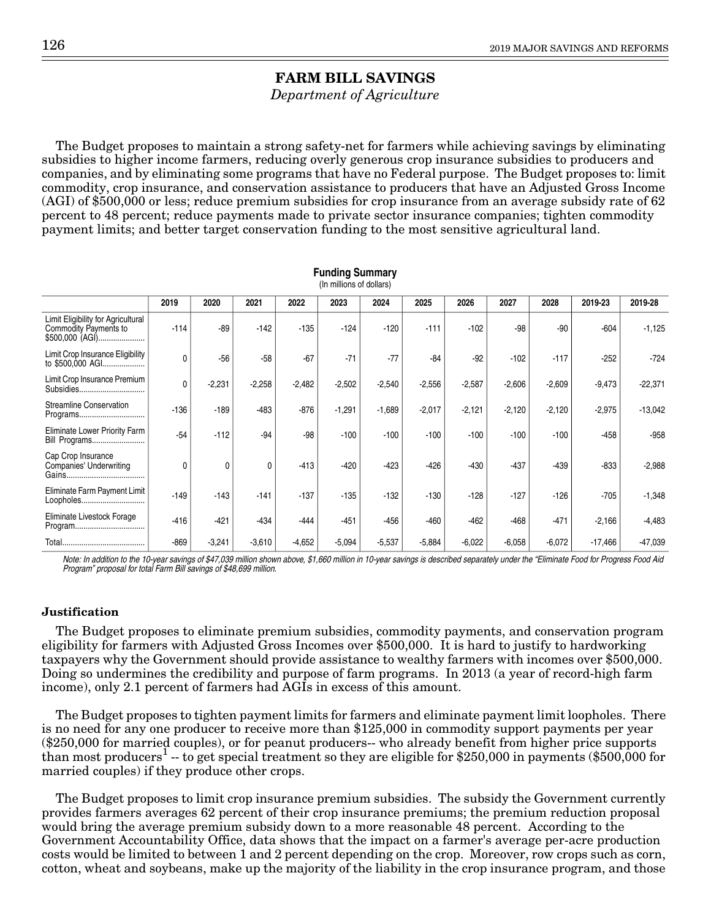# FARM BILL SAVINGS

*Department of Agriculture*

The Budget proposes to maintain a strong safety-net for farmers while achieving savings by eliminating subsidies to higher income farmers, reducing overly generous crop insurance subsidies to producers and companies, and by eliminating some programs that have no Federal purpose. The Budget proposes to: limit commodity, crop insurance, and conservation assistance to producers that have an Adjusted Gross Income (AGI) of $500,000 or less; reduce premium subsidies for crop insurance from an average subsidy rate of 62 percent to 48 percent; reduce payments made to private sector insurance companies; tighten commodity payment limits; and better target conservation funding to the most sensitive agricultural land.

**Funding Summary**
(In millions of dollars)

| | 2019 | 2020 | 2021 | 2022 | 2023 | 2024 | 2025 | 2026 | 2027 | 2028 | 2019-23 | 2019-28 |
|---|---|---|---|---|---|---|---|---|---|---|---|---|
| Limit Eligibility for Agricultural Commodity Payments to $500,000 (AGI) | -114 | -89 | -142 | -135 | -124 | -120 | -111 | -102 | -98 | -90 | -604 | -1,125 |
| Limit Crop Insurance Eligibility to $500,000 AGI | 0 | -56 | -58 | -67 | -71 | -77 | -84 | -92 | -102 | -117 | -252 | -724 |
| Limit Crop Insurance Premium Subsidies | 0 | -2,231 | -2,258 | -2,482 | -2,502 | -2,540 | -2,556 | -2,587 | -2,606 | -2,609 | -9,473 | -22,371 |
| Streamline Conservation Programs | -136 | -189 | -483 | -876 | -1,291 | -1,689 | -2,017 | -2,121 | -2,120 | -2,120 | -2,975 | -13,042 |
| Eliminate Lower Priority Farm Bill Programs | -54 | -112 | -94 | -98 | -100 | -100 | -100 | -100 | -100 | -100 | -458 | -958 |
| Cap Crop Insurance Companies' Underwriting Gains | 0 | 0 | 0 | -413 | -420 | -423 | -426 | -430 | -437 | -439 | -833 | -2,988 |
| Eliminate Farm Payment Limit Loopholes | -149 | -143 | -141 | -137 | -135 | -132 | -130 | -128 | -127 | -126 | -705 | -1,348 |
| Eliminate Livestock Forage Program | -416 | -421 | -434 | -444 | -451 | -456 | -460 | -462 | -468 | -471 | -2,166 | -4,483 |
| Total | -869 | -3,241 | -3,610 | -4,652 | -5,094 | -5,537 | -5,884 | -6,022 | -6,058 | -6,072 | -17,466 | -47,039 |

*Note: In addition to the 10-year savings of $47,039 million shown above, $1,660 million in 10-year savings is described separately under the "Eliminate Food for Progress Food Aid Program" proposal for total Farm Bill savings of $48,699 million.*

### Justification

The Budget proposes to eliminate premium subsidies, commodity payments, and conservation program eligibility for farmers with Adjusted Gross Incomes over $500,000. It is hard to justify to hardworking taxpayers why the Government should provide assistance to wealthy farmers with incomes over $500,000. Doing so undermines the credibility and purpose of farm programs. In 2013 (a year of record-high farm income), only 2.1 percent of farmers had AGIs in excess of this amount.

The Budget proposes to tighten payment limits for farmers and eliminate payment limit loopholes. There is no need for any one producer to receive more than $125,000 in commodity support payments per year ($250,000 for married couples), or for peanut producers-- who already benefit from higher price supports than most producers[1] -- to get special treatment so they are eligible for $250,000 in payments ($500,000 for married couples) if they produce other crops.

The Budget proposes to limit crop insurance premium subsidies. The subsidy the Government currently provides farmers averages 62 percent of their crop insurance premiums; the premium reduction proposal would bring the average premium subsidy down to a more reasonable 48 percent. According to the Government Accountability Office, data shows that the impact on a farmer's average per-acre production costs would be limited to between 1 and 2 percent depending on the crop. Moreover, row crops such as corn, cotton, wheat and soybeans, make up the majority of the liability in the crop insurance program, and those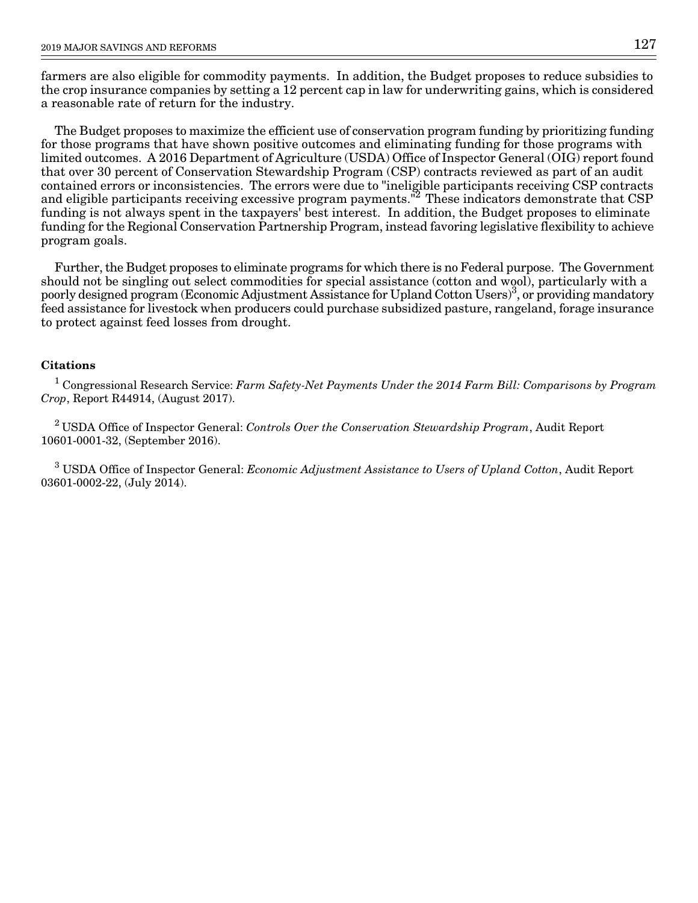farmers are also eligible for commodity payments. In addition, the Budget proposes to reduce subsidies to the crop insurance companies by setting a 12 percent cap in law for underwriting gains, which is considered a reasonable rate of return for the industry.

The Budget proposes to maximize the efficient use of conservation program funding by prioritizing funding for those programs that have shown positive outcomes and eliminating funding for those programs with limited outcomes. A 2016 Department of Agriculture (USDA) Office of Inspector General (OIG) report found that over 30 percent of Conservation Stewardship Program (CSP) contracts reviewed as part of an audit contained errors or inconsistencies. The errors were due to "ineligible participants receiving CSP contracts and eligible participants receiving excessive program payments."[2] These indicators demonstrate that CSP funding is not always spent in the taxpayers' best interest. In addition, the Budget proposes to eliminate funding for the Regional Conservation Partnership Program, instead favoring legislative flexibility to achieve program goals.

Further, the Budget proposes to eliminate programs for which there is no Federal purpose. The Government should not be singling out select commodities for special assistance (cotton and wool), particularly with a poorly designed program (Economic Adjustment Assistance for Upland Cotton Users)[3], or providing mandatory feed assistance for livestock when producers could purchase subsidized pasture, rangeland, forage insurance to protect against feed losses from drought.

**Citations**

[1] Congressional Research Service: *Farm Safety-Net Payments Under the 2014 Farm Bill: Comparisons by Program Crop*, Report R44914, (August 2017).

[2] USDA Office of Inspector General: *Controls Over the Conservation Stewardship Program*, Audit Report 10601-0001-32, (September 2016).

[3] USDA Office of Inspector General: *Economic Adjustment Assistance to Users of Upland Cotton*, Audit Report 03601-0002-22, (July 2014).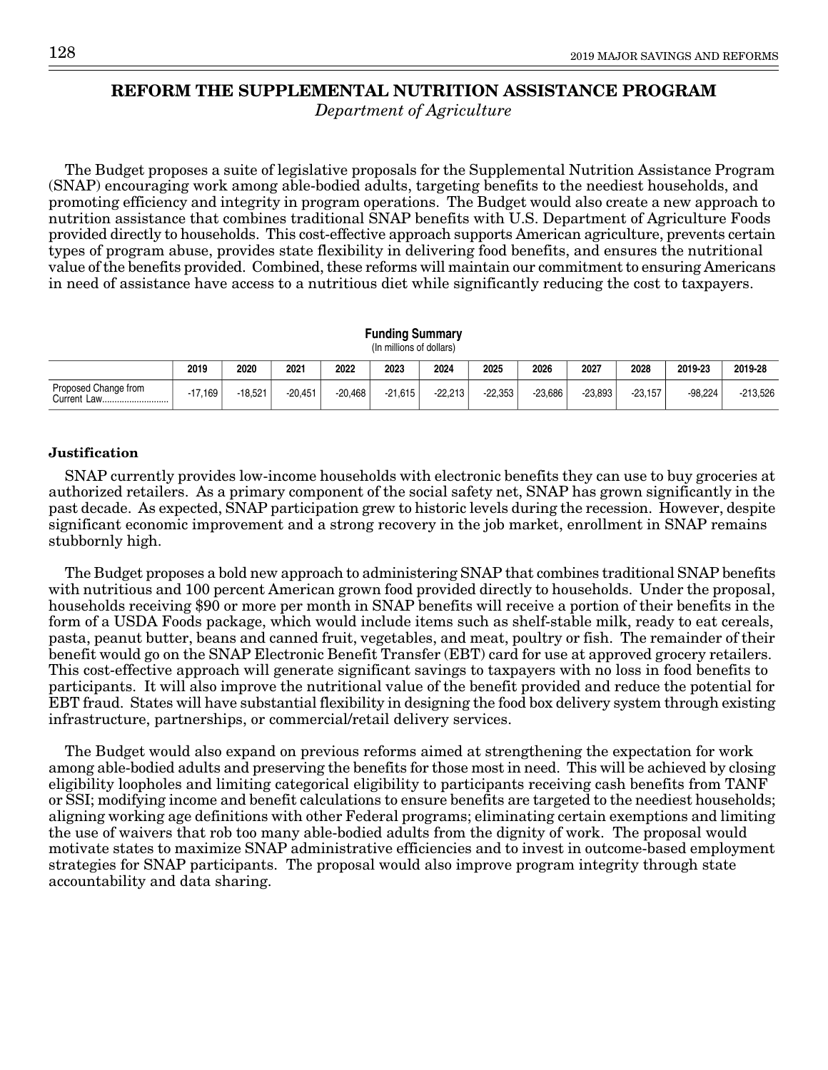## REFORM THE SUPPLEMENTAL NUTRITION ASSISTANCE PROGRAM

*Department of Agriculture*

The Budget proposes a suite of legislative proposals for the Supplemental Nutrition Assistance Program (SNAP) encouraging work among able-bodied adults, targeting benefits to the neediest households, and promoting efficiency and integrity in program operations. The Budget would also create a new approach to nutrition assistance that combines traditional SNAP benefits with U.S. Department of Agriculture Foods provided directly to households. This cost-effective approach supports American agriculture, prevents certain types of program abuse, provides state flexibility in delivering food benefits, and ensures the nutritional value of the benefits provided. Combined, these reforms will maintain our commitment to ensuring Americans in need of assistance have access to a nutritious diet while significantly reducing the cost to taxpayers.

**Funding Summary**
(In millions of dollars)

| | 2019 | 2020 | 2021 | 2022 | 2023 | 2024 | 2025 | 2026 | 2027 | 2028 | 2019-23 | 2019-28 |
|---|---|---|---|---|---|---|---|---|---|---|---|---|
| Proposed Change from Current Law | -17,169 | -18,521 | -20,451 | -20,468 | -21,615 | -22,213 | -22,353 | -23,686 | -23,893 | -23,157 | -98,224 | -213,526 |

**Justification**

SNAP currently provides low-income households with electronic benefits they can use to buy groceries at authorized retailers. As a primary component of the social safety net, SNAP has grown significantly in the past decade. As expected, SNAP participation grew to historic levels during the recession. However, despite significant economic improvement and a strong recovery in the job market, enrollment in SNAP remains stubbornly high.

The Budget proposes a bold new approach to administering SNAP that combines traditional SNAP benefits with nutritious and 100 percent American grown food provided directly to households. Under the proposal, households receiving $90 or more per month in SNAP benefits will receive a portion of their benefits in the form of a USDA Foods package, which would include items such as shelf-stable milk, ready to eat cereals, pasta, peanut butter, beans and canned fruit, vegetables, and meat, poultry or fish. The remainder of their benefit would go on the SNAP Electronic Benefit Transfer (EBT) card for use at approved grocery retailers. This cost-effective approach will generate significant savings to taxpayers with no loss in food benefits to participants. It will also improve the nutritional value of the benefit provided and reduce the potential for EBT fraud. States will have substantial flexibility in designing the food box delivery system through existing infrastructure, partnerships, or commercial/retail delivery services.

The Budget would also expand on previous reforms aimed at strengthening the expectation for work among able-bodied adults and preserving the benefits for those most in need. This will be achieved by closing eligibility loopholes and limiting categorical eligibility to participants receiving cash benefits from TANF or SSI; modifying income and benefit calculations to ensure benefits are targeted to the neediest households; aligning working age definitions with other Federal programs; eliminating certain exemptions and limiting the use of waivers that rob too many able-bodied adults from the dignity of work. The proposal would motivate states to maximize SNAP administrative efficiencies and to invest in outcome-based employment strategies for SNAP participants. The proposal would also improve program integrity through state accountability and data sharing.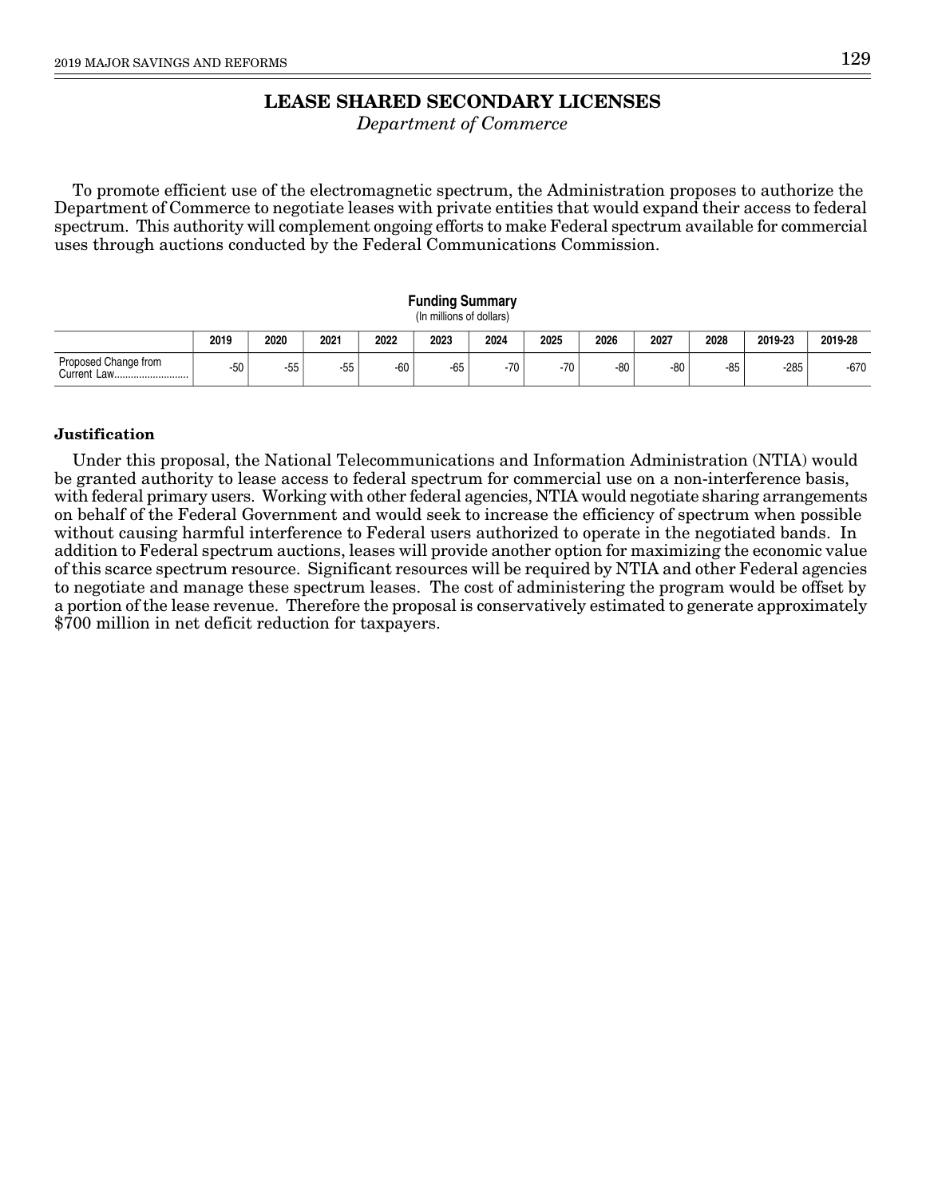# LEASE SHARED SECONDARY LICENSES

*Department of Commerce*

To promote efficient use of the electromagnetic spectrum, the Administration proposes to authorize the Department of Commerce to negotiate leases with private entities that would expand their access to federal spectrum. This authority will complement ongoing efforts to make Federal spectrum available for commercial uses through auctions conducted by the Federal Communications Commission.

**Funding Summary**
(In millions of dollars)

| | 2019 | 2020 | 2021 | 2022 | 2023 | 2024 | 2025 | 2026 | 2027 | 2028 | 2019-23 | 2019-28 |
|---|---|---|---|---|---|---|---|---|---|---|---|---|
| Proposed Change from Current Law | -50 | -55 | -55 | -60 | -65 | -70 | -70 | -80 | -80 | -85 | -285 | -670 |

### Justification

Under this proposal, the National Telecommunications and Information Administration (NTIA) would be granted authority to lease access to federal spectrum for commercial use on a non-interference basis, with federal primary users. Working with other federal agencies, NTIA would negotiate sharing arrangements on behalf of the Federal Government and would seek to increase the efficiency of spectrum when possible without causing harmful interference to Federal users authorized to operate in the negotiated bands. In addition to Federal spectrum auctions, leases will provide another option for maximizing the economic value of this scarce spectrum resource. Significant resources will be required by NTIA and other Federal agencies to negotiate and manage these spectrum leases. The cost of administering the program would be offset by a portion of the lease revenue. Therefore the proposal is conservatively estimated to generate approximately $700 million in net deficit reduction for taxpayers.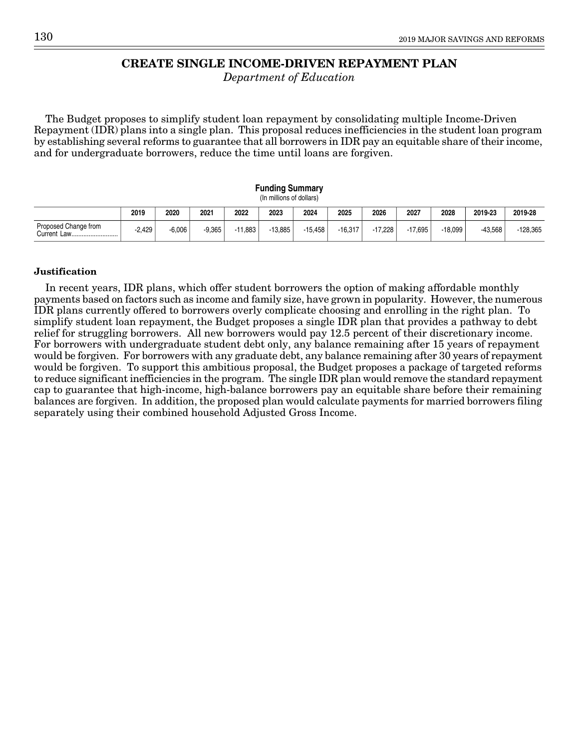## CREATE SINGLE INCOME-DRIVEN REPAYMENT PLAN

*Department of Education*

The Budget proposes to simplify student loan repayment by consolidating multiple Income-Driven Repayment (IDR) plans into a single plan. This proposal reduces inefficiencies in the student loan program by establishing several reforms to guarantee that all borrowers in IDR pay an equitable share of their income, and for undergraduate borrowers, reduce the time until loans are forgiven.

**Funding Summary**
(In millions of dollars)

| | 2019 | 2020 | 2021 | 2022 | 2023 | 2024 | 2025 | 2026 | 2027 | 2028 | 2019-23 | 2019-28 |
|---|---|---|---|---|---|---|---|---|---|---|---|---|
| Proposed Change from Current Law | -2,429 | -6,006 | -9,365 | -11,883 | -13,885 | -15,458 | -16,317 | -17,228 | -17,695 | -18,099 | -43,568 | -128,365 |

### Justification

In recent years, IDR plans, which offer student borrowers the option of making affordable monthly payments based on factors such as income and family size, have grown in popularity. However, the numerous IDR plans currently offered to borrowers overly complicate choosing and enrolling in the right plan. To simplify student loan repayment, the Budget proposes a single IDR plan that provides a pathway to debt relief for struggling borrowers. All new borrowers would pay 12.5 percent of their discretionary income. For borrowers with undergraduate student debt only, any balance remaining after 15 years of repayment would be forgiven. For borrowers with any graduate debt, any balance remaining after 30 years of repayment would be forgiven. To support this ambitious proposal, the Budget proposes a package of targeted reforms to reduce significant inefficiencies in the program. The single IDR plan would remove the standard repayment cap to guarantee that high-income, high-balance borrowers pay an equitable share before their remaining balances are forgiven. In addition, the proposed plan would calculate payments for married borrowers filing separately using their combined household Adjusted Gross Income.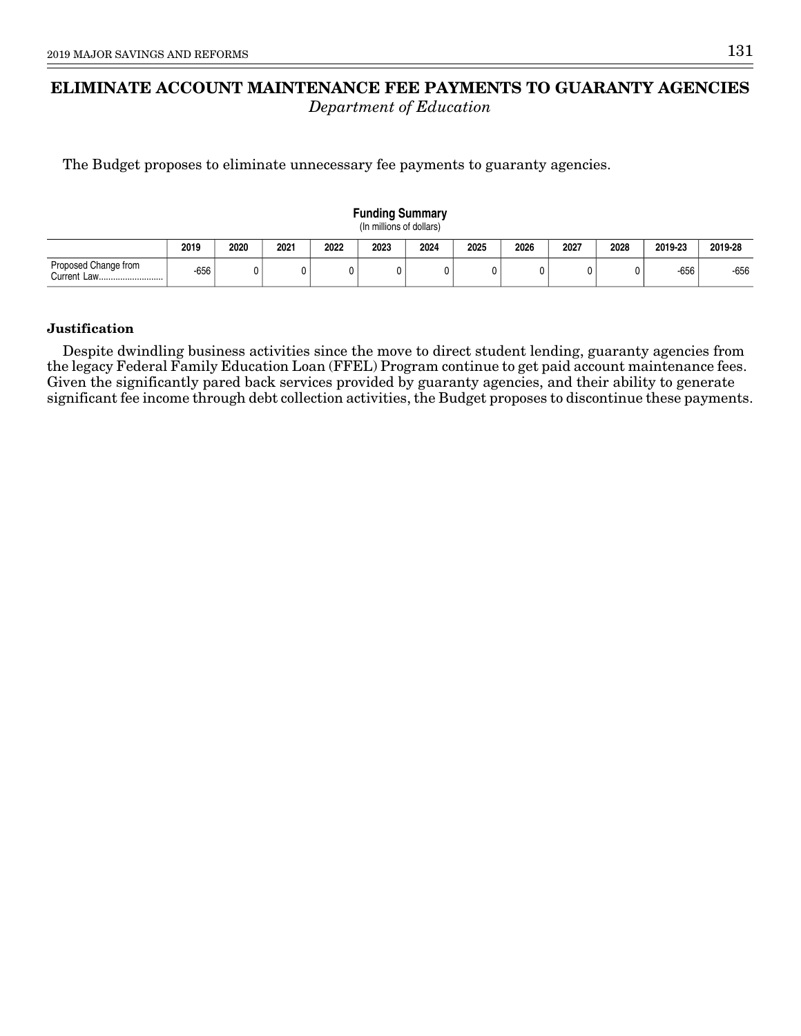# ELIMINATE ACCOUNT MAINTENANCE FEE PAYMENTS TO GUARANTY AGENCIES

*Department of Education*

The Budget proposes to eliminate unnecessary fee payments to guaranty agencies.

**Funding Summary**
(In millions of dollars)

| | 2019 | 2020 | 2021 | 2022 | 2023 | 2024 | 2025 | 2026 | 2027 | 2028 | 2019-23 | 2019-28 |
|---|---|---|---|---|---|---|---|---|---|---|---|---|
| Proposed Change from Current Law | -656 | 0 | 0 | 0 | 0 | 0 | 0 | 0 | 0 | 0 | -656 | -656 |

### Justification

Despite dwindling business activities since the move to direct student lending, guaranty agencies from the legacy Federal Family Education Loan (FFEL) Program continue to get paid account maintenance fees. Given the significantly pared back services provided by guaranty agencies, and their ability to generate significant fee income through debt collection activities, the Budget proposes to discontinue these payments.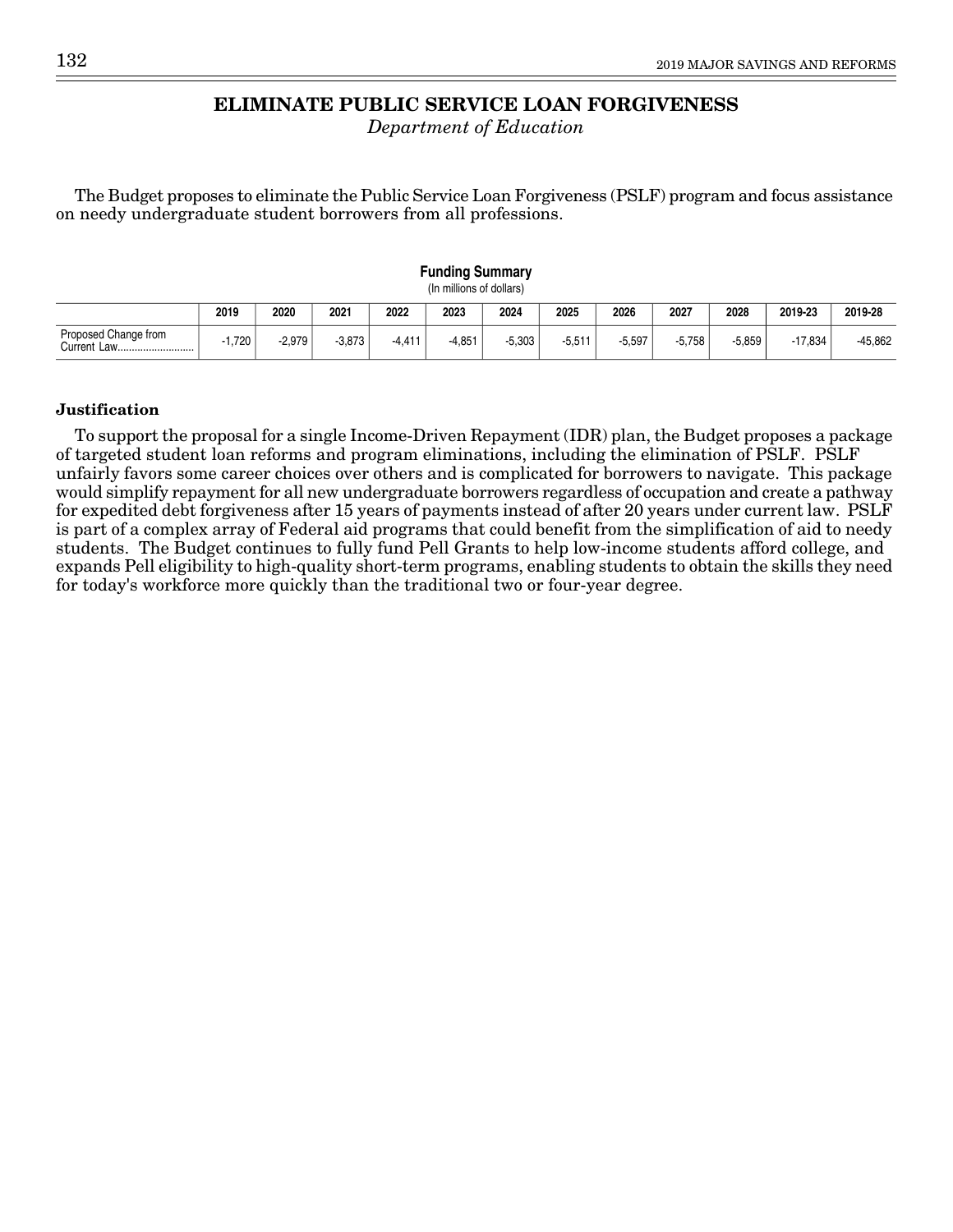# ELIMINATE PUBLIC SERVICE LOAN FORGIVENESS

*Department of Education*

The Budget proposes to eliminate the Public Service Loan Forgiveness (PSLF) program and focus assistance on needy undergraduate student borrowers from all professions.

**Funding Summary**
(In millions of dollars)

| | 2019 | 2020 | 2021 | 2022 | 2023 | 2024 | 2025 | 2026 | 2027 | 2028 | 2019-23 | 2019-28 |
|---|---|---|---|---|---|---|---|---|---|---|---|---|
| Proposed Change from Current Law | -1,720 | -2,979 | -3,873 | -4,411 | -4,851 | -5,303 | -5,511 | -5,597 | -5,758 | -5,859 | -17,834 | -45,862 |

### Justification

To support the proposal for a single Income-Driven Repayment (IDR) plan, the Budget proposes a package of targeted student loan reforms and program eliminations, including the elimination of PSLF. PSLF unfairly favors some career choices over others and is complicated for borrowers to navigate. This package would simplify repayment for all new undergraduate borrowers regardless of occupation and create a pathway for expedited debt forgiveness after 15 years of payments instead of after 20 years under current law. PSLF is part of a complex array of Federal aid programs that could benefit from the simplification of aid to needy students. The Budget continues to fully fund Pell Grants to help low-income students afford college, and expands Pell eligibility to high-quality short-term programs, enabling students to obtain the skills they need for today's workforce more quickly than the traditional two or four-year degree.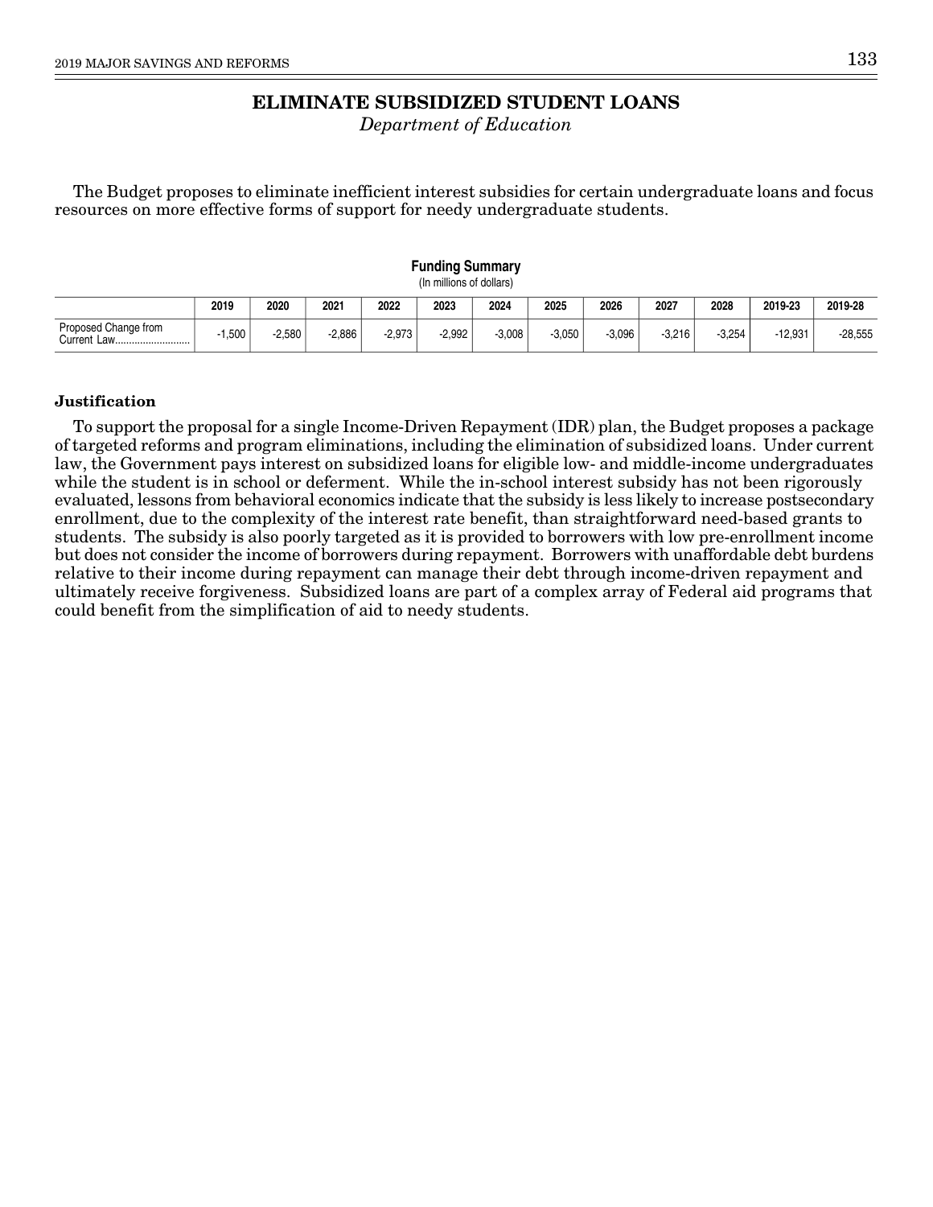# ELIMINATE SUBSIDIZED STUDENT LOANS

*Department of Education*

The Budget proposes to eliminate inefficient interest subsidies for certain undergraduate loans and focus resources on more effective forms of support for needy undergraduate students.

**Funding Summary**
(In millions of dollars)

| | 2019 | 2020 | 2021 | 2022 | 2023 | 2024 | 2025 | 2026 | 2027 | 2028 | 2019-23 | 2019-28 |
|---|---|---|---|---|---|---|---|---|---|---|---|---|
| Proposed Change from Current Law | -1,500 | -2,580 | -2,886 | -2,973 | -2,992 | -3,008 | -3,050 | -3,096 | -3,216 | -3,254 | -12,931 | -28,555 |

**Justification**

To support the proposal for a single Income-Driven Repayment (IDR) plan, the Budget proposes a package of targeted reforms and program eliminations, including the elimination of subsidized loans. Under current law, the Government pays interest on subsidized loans for eligible low- and middle-income undergraduates while the student is in school or deferment. While the in-school interest subsidy has not been rigorously evaluated, lessons from behavioral economics indicate that the subsidy is less likely to increase postsecondary enrollment, due to the complexity of the interest rate benefit, than straightforward need-based grants to students. The subsidy is also poorly targeted as it is provided to borrowers with low pre-enrollment income but does not consider the income of borrowers during repayment. Borrowers with unaffordable debt burdens relative to their income during repayment can manage their debt through income-driven repayment and ultimately receive forgiveness. Subsidized loans are part of a complex array of Federal aid programs that could benefit from the simplification of aid to needy students.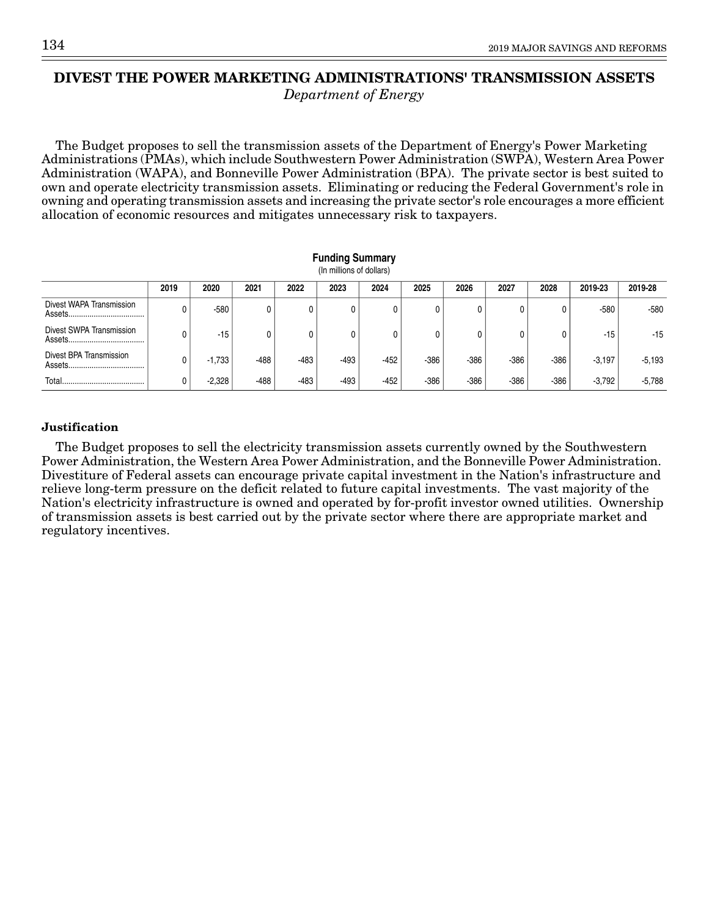# DIVEST THE POWER MARKETING ADMINISTRATIONS' TRANSMISSION ASSETS

*Department of Energy*

The Budget proposes to sell the transmission assets of the Department of Energy's Power Marketing Administrations (PMAs), which include Southwestern Power Administration (SWPA), Western Area Power Administration (WAPA), and Bonneville Power Administration (BPA). The private sector is best suited to own and operate electricity transmission assets. Eliminating or reducing the Federal Government's role in owning and operating transmission assets and increasing the private sector's role encourages a more efficient allocation of economic resources and mitigates unnecessary risk to taxpayers.

**Funding Summary**
(In millions of dollars)

| | 2019 | 2020 | 2021 | 2022 | 2023 | 2024 | 2025 | 2026 | 2027 | 2028 | 2019-23 | 2019-28 |
|---|---|---|---|---|---|---|---|---|---|---|---|---|
| Divest WAPA Transmission Assets | 0 | -580 | 0 | 0 | 0 | 0 | 0 | 0 | 0 | 0 | -580 | -580 |
| Divest SWPA Transmission Assets | 0 | -15 | 0 | 0 | 0 | 0 | 0 | 0 | 0 | 0 | -15 | -15 |
| Divest BPA Transmission Assets | 0 | -1,733 | -488 | -483 | -493 | -452 | -386 | -386 | -386 | -386 | -3,197 | -5,193 |
| Total | 0 | -2,328 | -488 | -483 | -493 | -452 | -386 | -386 | -386 | -386 | -3,792 | -5,788 |

### Justification

The Budget proposes to sell the electricity transmission assets currently owned by the Southwestern Power Administration, the Western Area Power Administration, and the Bonneville Power Administration. Divestiture of Federal assets can encourage private capital investment in the Nation's infrastructure and relieve long-term pressure on the deficit related to future capital investments. The vast majority of the Nation's electricity infrastructure is owned and operated by for-profit investor owned utilities. Ownership of transmission assets is best carried out by the private sector where there are appropriate market and regulatory incentives.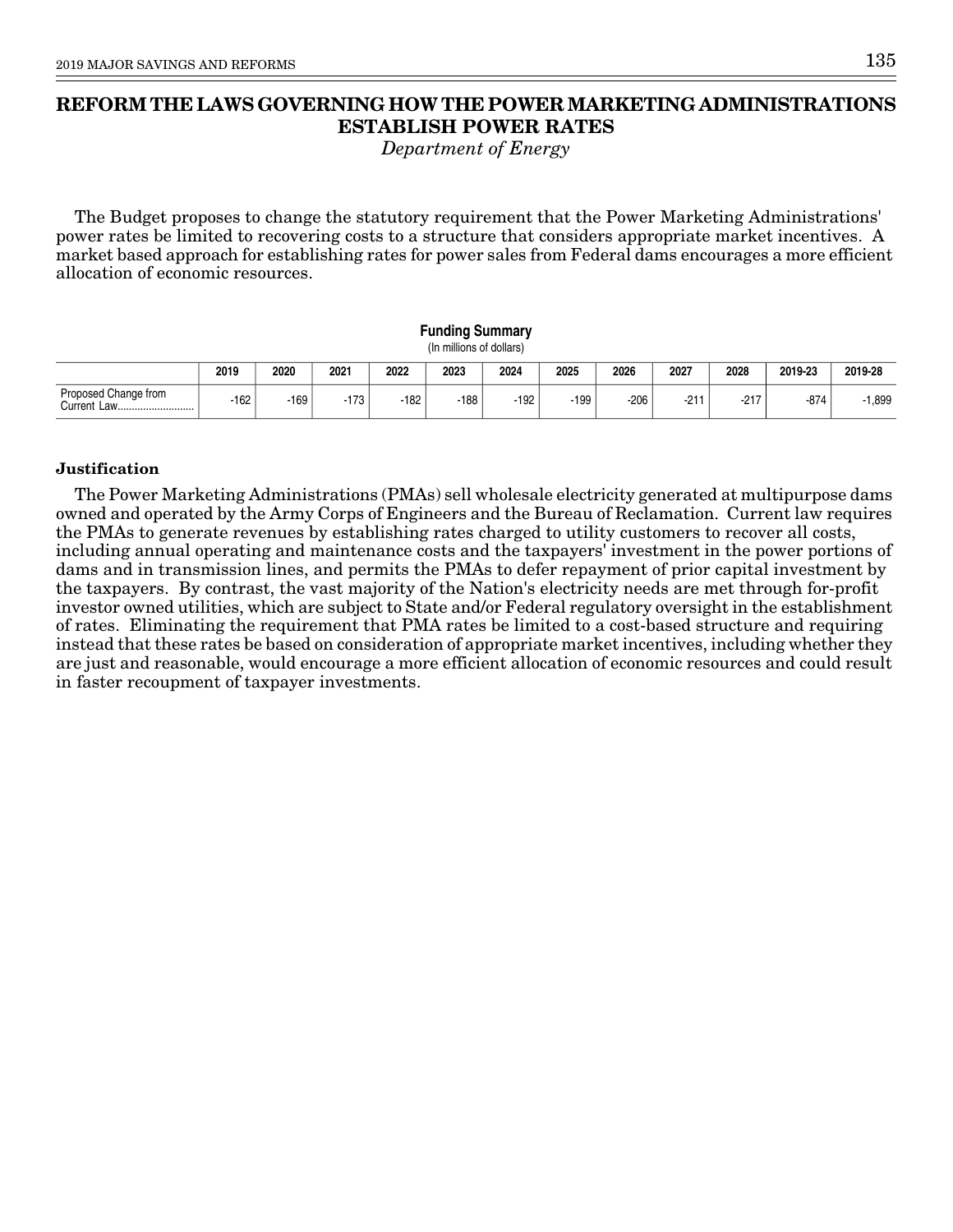# REFORM THE LAWS GOVERNING HOW THE POWER MARKETING ADMINISTRATIONS ESTABLISH POWER RATES

*Department of Energy*

The Budget proposes to change the statutory requirement that the Power Marketing Administrations' power rates be limited to recovering costs to a structure that considers appropriate market incentives. A market based approach for establishing rates for power sales from Federal dams encourages a more efficient allocation of economic resources.

**Funding Summary**
(In millions of dollars)

| | 2019 | 2020 | 2021 | 2022 | 2023 | 2024 | 2025 | 2026 | 2027 | 2028 | 2019-23 | 2019-28 |
|---|---|---|---|---|---|---|---|---|---|---|---|---|
| Proposed Change from Current Law.......................... | -162 | -169 | -173 | -182 | -188 | -192 | -199 | -206 | -211 | -217 | -874 | -1,899 |

**Justification**

The Power Marketing Administrations (PMAs) sell wholesale electricity generated at multipurpose dams owned and operated by the Army Corps of Engineers and the Bureau of Reclamation. Current law requires the PMAs to generate revenues by establishing rates charged to utility customers to recover all costs, including annual operating and maintenance costs and the taxpayers' investment in the power portions of dams and in transmission lines, and permits the PMAs to defer repayment of prior capital investment by the taxpayers. By contrast, the vast majority of the Nation's electricity needs are met through for-profit investor owned utilities, which are subject to State and/or Federal regulatory oversight in the establishment of rates. Eliminating the requirement that PMA rates be limited to a cost-based structure and requiring instead that these rates be based on consideration of appropriate market incentives, including whether they are just and reasonable, would encourage a more efficient allocation of economic resources and could result in faster recoupment of taxpayer investments.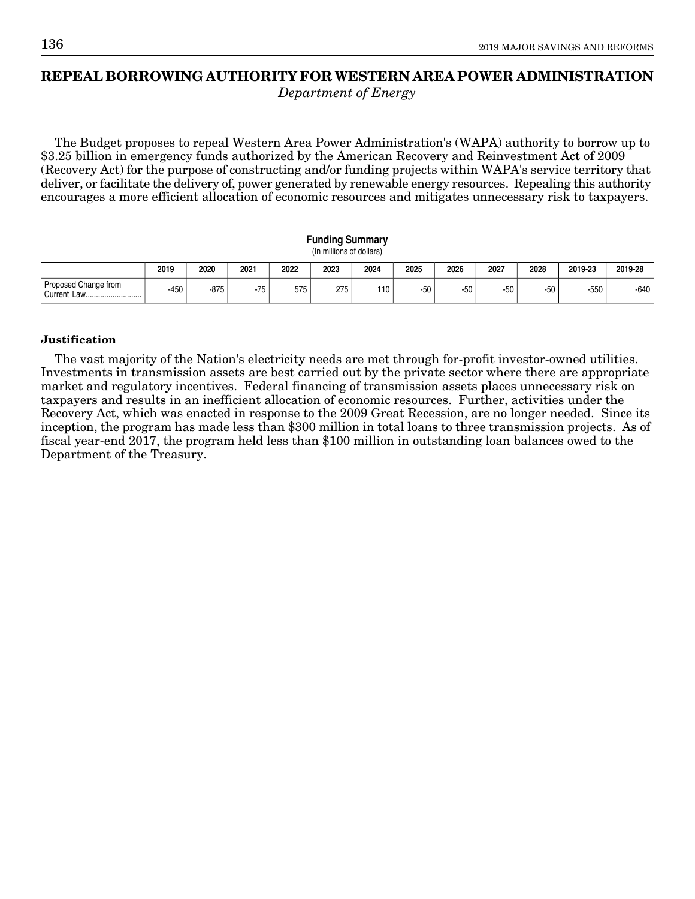# REPEAL BORROWING AUTHORITY FOR WESTERN AREA POWER ADMINISTRATION

*Department of Energy*

The Budget proposes to repeal Western Area Power Administration's (WAPA) authority to borrow up to $3.25 billion in emergency funds authorized by the American Recovery and Reinvestment Act of 2009 (Recovery Act) for the purpose of constructing and/or funding projects within WAPA's service territory that deliver, or facilitate the delivery of, power generated by renewable energy resources. Repealing this authority encourages a more efficient allocation of economic resources and mitigates unnecessary risk to taxpayers.

**Funding Summary**
(In millions of dollars)

| | 2019 | 2020 | 2021 | 2022 | 2023 | 2024 | 2025 | 2026 | 2027 | 2028 | 2019-23 | 2019-28 |
|---|---|---|---|---|---|---|---|---|---|---|---|---|
| Proposed Change from Current Law.......................... | -450 | -875 | -75 | 575 | 275 | 110 | -50 | -50 | -50 | -50 | -550 | -640 |

**Justification**

The vast majority of the Nation's electricity needs are met through for-profit investor-owned utilities. Investments in transmission assets are best carried out by the private sector where there are appropriate market and regulatory incentives. Federal financing of transmission assets places unnecessary risk on taxpayers and results in an inefficient allocation of economic resources. Further, activities under the Recovery Act, which was enacted in response to the 2009 Great Recession, are no longer needed. Since its inception, the program has made less than $300 million in total loans to three transmission projects. As of fiscal year-end 2017, the program held less than $100 million in outstanding loan balances owed to the Department of the Treasury.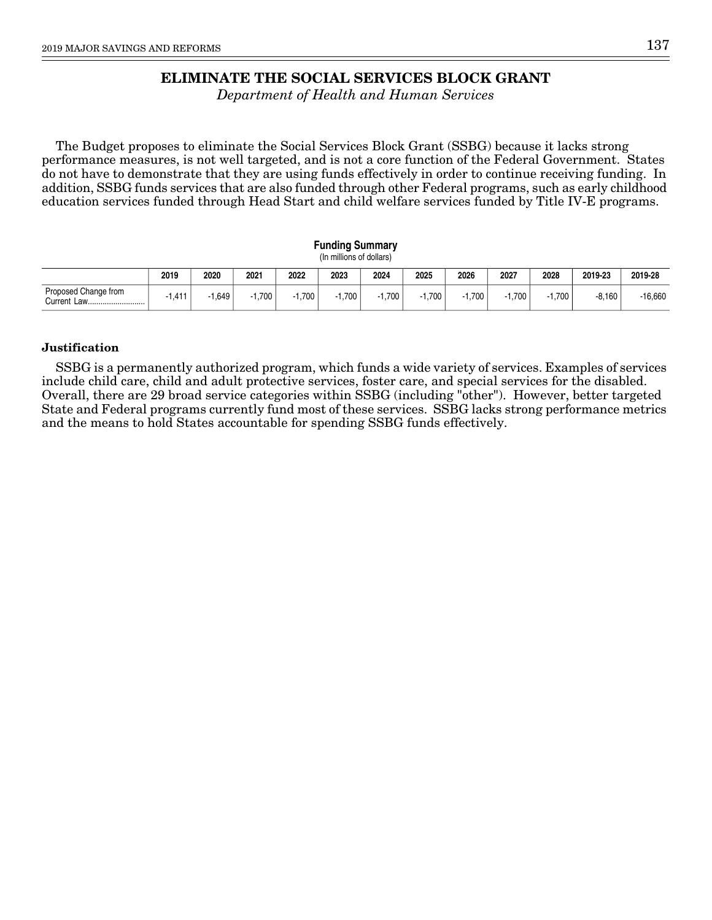# ELIMINATE THE SOCIAL SERVICES BLOCK GRANT

*Department of Health and Human Services*

The Budget proposes to eliminate the Social Services Block Grant (SSBG) because it lacks strong performance measures, is not well targeted, and is not a core function of the Federal Government. States do not have to demonstrate that they are using funds effectively in order to continue receiving funding. In addition, SSBG funds services that are also funded through other Federal programs, such as early childhood education services funded through Head Start and child welfare services funded by Title IV-E programs.

**Funding Summary**
(In millions of dollars)

| | 2019 | 2020 | 2021 | 2022 | 2023 | 2024 | 2025 | 2026 | 2027 | 2028 | 2019-23 | 2019-28 |
|---|---|---|---|---|---|---|---|---|---|---|---|---|
| Proposed Change from Current Law | -1,411 | -1,649 | -1,700 | -1,700 | -1,700 | -1,700 | -1,700 | -1,700 | -1,700 | -1,700 | -8,160 | -16,660 |

### Justification

SSBG is a permanently authorized program, which funds a wide variety of services. Examples of services include child care, child and adult protective services, foster care, and special services for the disabled. Overall, there are 29 broad service categories within SSBG (including "other"). However, better targeted State and Federal programs currently fund most of these services. SSBG lacks strong performance metrics and the means to hold States accountable for spending SSBG funds effectively.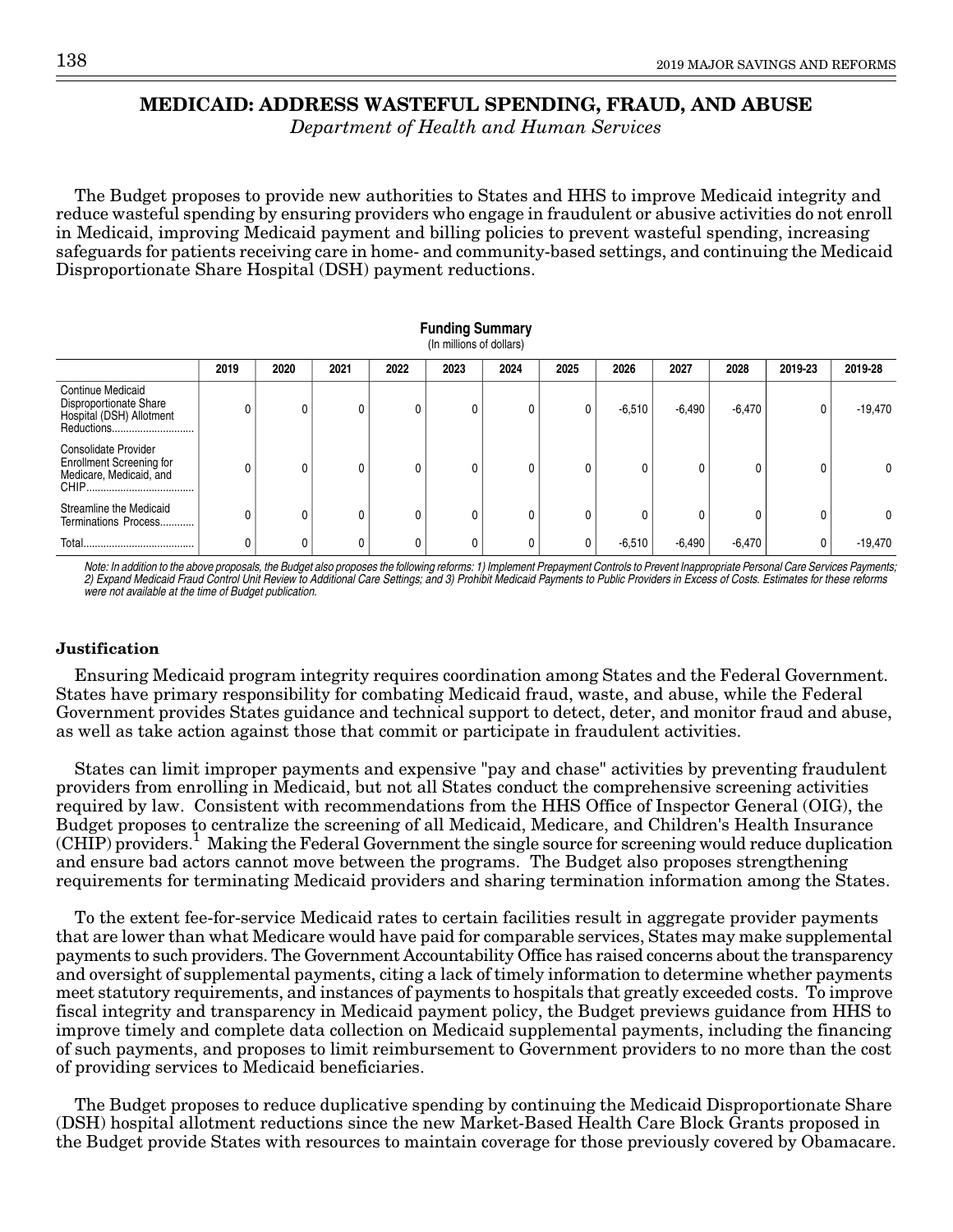## MEDICAID: ADDRESS WASTEFUL SPENDING, FRAUD, AND ABUSE

*Department of Health and Human Services*

The Budget proposes to provide new authorities to States and HHS to improve Medicaid integrity and reduce wasteful spending by ensuring providers who engage in fraudulent or abusive activities do not enroll in Medicaid, improving Medicaid payment and billing policies to prevent wasteful spending, increasing safeguards for patients receiving care in home- and community-based settings, and continuing the Medicaid Disproportionate Share Hospital (DSH) payment reductions.

**Funding Summary**
(In millions of dollars)

| | 2019 | 2020 | 2021 | 2022 | 2023 | 2024 | 2025 | 2026 | 2027 | 2028 | 2019-23 | 2019-28 |
|---|---|---|---|---|---|---|---|---|---|---|---|---|
| Continue Medicaid Disproportionate Share Hospital (DSH) Allotment Reductions | 0 | 0 | 0 | 0 | 0 | 0 | 0 | -6,510 | -6,490 | -6,470 | 0 | -19,470 |
| Consolidate Provider Enrollment Screening for Medicare, Medicaid, and CHIP | 0 | 0 | 0 | 0 | 0 | 0 | 0 | 0 | 0 | 0 | 0 | 0 |
| Streamline the Medicaid Terminations Process | 0 | 0 | 0 | 0 | 0 | 0 | 0 | 0 | 0 | 0 | 0 | 0 |
| Total | 0 | 0 | 0 | 0 | 0 | 0 | 0 | -6,510 | -6,490 | -6,470 | 0 | -19,470 |

*Note: In addition to the above proposals, the Budget also proposes the following reforms: 1) Implement Prepayment Controls to Prevent Inappropriate Personal Care Services Payments; 2) Expand Medicaid Fraud Control Unit Review to Additional Care Settings; and 3) Prohibit Medicaid Payments to Public Providers in Excess of Costs. Estimates for these reforms were not available at the time of Budget publication.*

### Justification

Ensuring Medicaid program integrity requires coordination among States and the Federal Government. States have primary responsibility for combating Medicaid fraud, waste, and abuse, while the Federal Government provides States guidance and technical support to detect, deter, and monitor fraud and abuse, as well as take action against those that commit or participate in fraudulent activities.

States can limit improper payments and expensive "pay and chase" activities by preventing fraudulent providers from enrolling in Medicaid, but not all States conduct the comprehensive screening activities required by law. Consistent with recommendations from the HHS Office of Inspector General (OIG), the Budget proposes to centralize the screening of all Medicaid, Medicare, and Children's Health Insurance (CHIP) providers.[1] Making the Federal Government the single source for screening would reduce duplication and ensure bad actors cannot move between the programs. The Budget also proposes strengthening requirements for terminating Medicaid providers and sharing termination information among the States.

To the extent fee-for-service Medicaid rates to certain facilities result in aggregate provider payments that are lower than what Medicare would have paid for comparable services, States may make supplemental payments to such providers. The Government Accountability Office has raised concerns about the transparency and oversight of supplemental payments, citing a lack of timely information to determine whether payments meet statutory requirements, and instances of payments to hospitals that greatly exceeded costs. To improve fiscal integrity and transparency in Medicaid payment policy, the Budget previews guidance from HHS to improve timely and complete data collection on Medicaid supplemental payments, including the financing of such payments, and proposes to limit reimbursement to Government providers to no more than the cost of providing services to Medicaid beneficiaries.

The Budget proposes to reduce duplicative spending by continuing the Medicaid Disproportionate Share (DSH) hospital allotment reductions since the new Market-Based Health Care Block Grants proposed in the Budget provide States with resources to maintain coverage for those previously covered by Obamacare.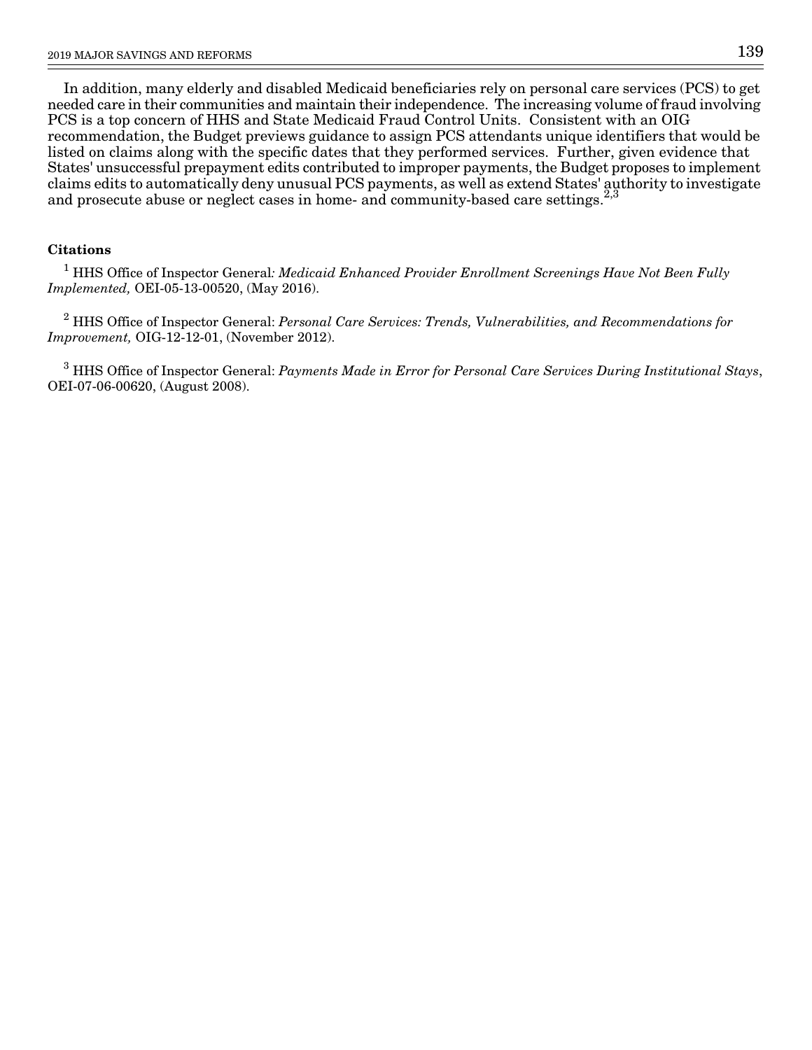In addition, many elderly and disabled Medicaid beneficiaries rely on personal care services (PCS) to get needed care in their communities and maintain their independence. The increasing volume of fraud involving PCS is a top concern of HHS and State Medicaid Fraud Control Units. Consistent with an OIG recommendation, the Budget previews guidance to assign PCS attendants unique identifiers that would be listed on claims along with the specific dates that they performed services. Further, given evidence that States' unsuccessful prepayment edits contributed to improper payments, the Budget proposes to implement claims edits to automatically deny unusual PCS payments, as well as extend States' authority to investigate and prosecute abuse or neglect cases in home- and community-based care settings.[2,3]

**Citations**

[1] HHS Office of Inspector General*: Medicaid Enhanced Provider Enrollment Screenings Have Not Been Fully Implemented,* OEI-05-13-00520, (May 2016).

[2] HHS Office of Inspector General: *Personal Care Services: Trends, Vulnerabilities, and Recommendations for Improvement,* OIG-12-12-01, (November 2012).

[3] HHS Office of Inspector General: *Payments Made in Error for Personal Care Services During Institutional Stays*, OEI-07-06-00620, (August 2008).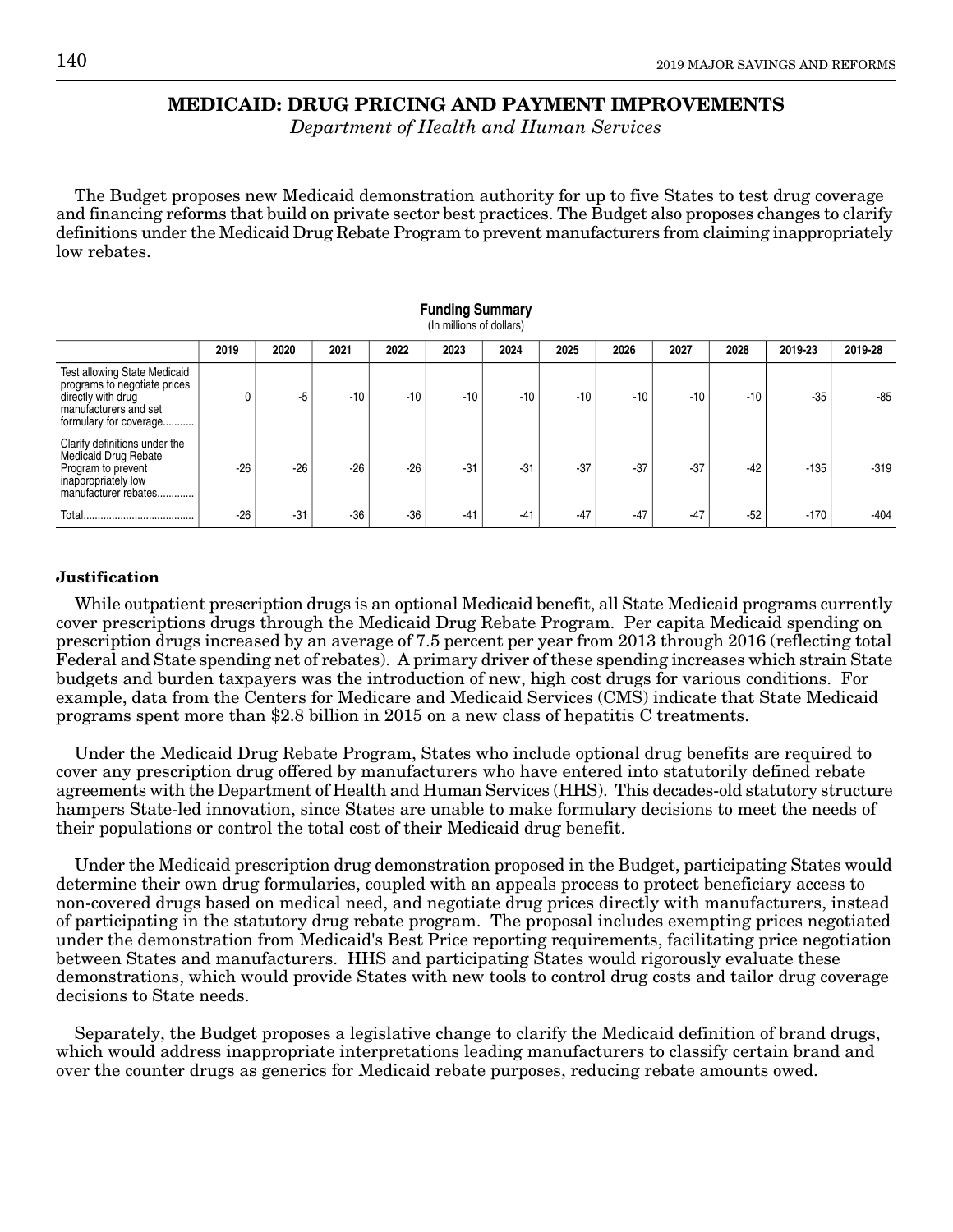# MEDICAID: DRUG PRICING AND PAYMENT IMPROVEMENTS

*Department of Health and Human Services*

The Budget proposes new Medicaid demonstration authority for up to five States to test drug coverage and financing reforms that build on private sector best practices. The Budget also proposes changes to clarify definitions under the Medicaid Drug Rebate Program to prevent manufacturers from claiming inappropriately low rebates.

**Funding Summary**
(In millions of dollars)

| | 2019 | 2020 | 2021 | 2022 | 2023 | 2024 | 2025 | 2026 | 2027 | 2028 | 2019-23 | 2019-28 |
|---|---|---|---|---|---|---|---|---|---|---|---|---|
| Test allowing State Medicaid programs to negotiate prices directly with drug manufacturers and set formulary for coverage | 0 | -5 | -10 | -10 | -10 | -10 | -10 | -10 | -10 | -10 | -35 | -85 |
| Clarify definitions under the Medicaid Drug Rebate Program to prevent inappropriately low manufacturer rebates | -26 | -26 | -26 | -26 | -31 | -31 | -37 | -37 | -37 | -42 | -135 | -319 |
| Total | -26 | -31 | -36 | -36 | -41 | -41 | -47 | -47 | -47 | -52 | -170 | -404 |

### Justification

While outpatient prescription drugs is an optional Medicaid benefit, all State Medicaid programs currently cover prescriptions drugs through the Medicaid Drug Rebate Program. Per capita Medicaid spending on prescription drugs increased by an average of 7.5 percent per year from 2013 through 2016 (reflecting total Federal and State spending net of rebates). A primary driver of these spending increases which strain State budgets and burden taxpayers was the introduction of new, high cost drugs for various conditions. For example, data from the Centers for Medicare and Medicaid Services (CMS) indicate that State Medicaid programs spent more than $2.8 billion in 2015 on a new class of hepatitis C treatments.

Under the Medicaid Drug Rebate Program, States who include optional drug benefits are required to cover any prescription drug offered by manufacturers who have entered into statutorily defined rebate agreements with the Department of Health and Human Services (HHS). This decades-old statutory structure hampers State-led innovation, since States are unable to make formulary decisions to meet the needs of their populations or control the total cost of their Medicaid drug benefit.

Under the Medicaid prescription drug demonstration proposed in the Budget, participating States would determine their own drug formularies, coupled with an appeals process to protect beneficiary access to non-covered drugs based on medical need, and negotiate drug prices directly with manufacturers, instead of participating in the statutory drug rebate program. The proposal includes exempting prices negotiated under the demonstration from Medicaid's Best Price reporting requirements, facilitating price negotiation between States and manufacturers. HHS and participating States would rigorously evaluate these demonstrations, which would provide States with new tools to control drug costs and tailor drug coverage decisions to State needs.

Separately, the Budget proposes a legislative change to clarify the Medicaid definition of brand drugs, which would address inappropriate interpretations leading manufacturers to classify certain brand and over the counter drugs as generics for Medicaid rebate purposes, reducing rebate amounts owed.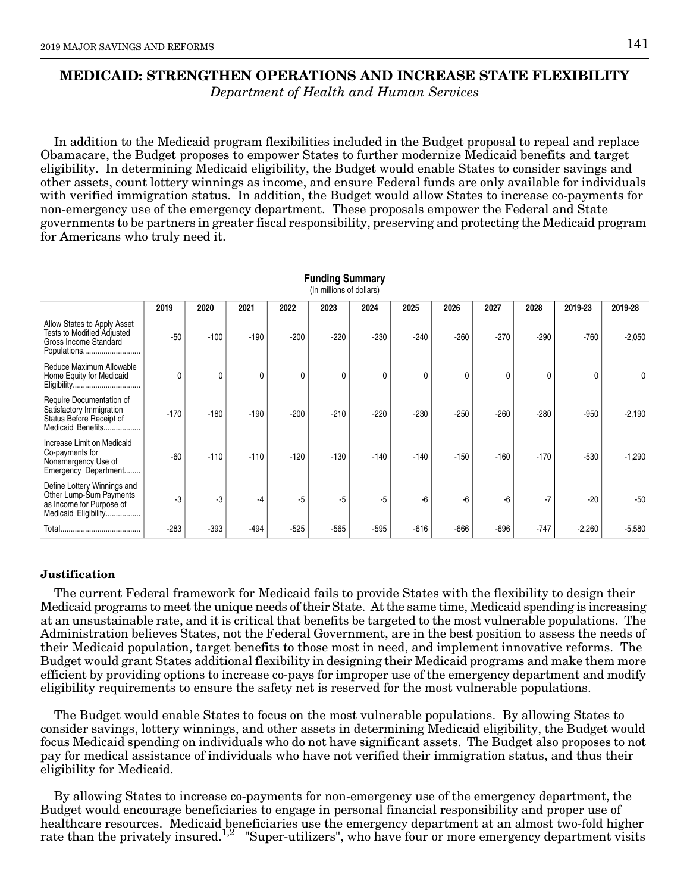# MEDICAID: STRENGTHEN OPERATIONS AND INCREASE STATE FLEXIBILITY

*Department of Health and Human Services*

In addition to the Medicaid program flexibilities included in the Budget proposal to repeal and replace Obamacare, the Budget proposes to empower States to further modernize Medicaid benefits and target eligibility. In determining Medicaid eligibility, the Budget would enable States to consider savings and other assets, count lottery winnings as income, and ensure Federal funds are only available for individuals with verified immigration status. In addition, the Budget would allow States to increase co-payments for non-emergency use of the emergency department. These proposals empower the Federal and State governments to be partners in greater fiscal responsibility, preserving and protecting the Medicaid program for Americans who truly need it.

**Funding Summary**
(In millions of dollars)

| | 2019 | 2020 | 2021 | 2022 | 2023 | 2024 | 2025 | 2026 | 2027 | 2028 | 2019-23 | 2019-28 |
|---|---|---|---|---|---|---|---|---|---|---|---|---|
| Allow States to Apply Asset Tests to Modified Adjusted Gross Income Standard Populations | -50 | -100 | -190 | -200 | -220 | -230 | -240 | -260 | -270 | -290 | -760 | -2,050 |
| Reduce Maximum Allowable Home Equity for Medicaid Eligibility | 0 | 0 | 0 | 0 | 0 | 0 | 0 | 0 | 0 | 0 | 0 | 0 |
| Require Documentation of Satisfactory Immigration Status Before Receipt of Medicaid Benefits | -170 | -180 | -190 | -200 | -210 | -220 | -230 | -250 | -260 | -280 | -950 | -2,190 |
| Increase Limit on Medicaid Co-payments for Nonemergency Use of Emergency Department | -60 | -110 | -110 | -120 | -130 | -140 | -140 | -150 | -160 | -170 | -530 | -1,290 |
| Define Lottery Winnings and Other Lump-Sum Payments as Income for Purpose of Medicaid Eligibility | -3 | -3 | -4 | -5 | -5 | -5 | -6 | -6 | -6 | -7 | -20 | -50 |
| Total | -283 | -393 | -494 | -525 | -565 | -595 | -616 | -666 | -696 | -747 | -2,260 | -5,580 |

**Justification**

The current Federal framework for Medicaid fails to provide States with the flexibility to design their Medicaid programs to meet the unique needs of their State. At the same time, Medicaid spending is increasing at an unsustainable rate, and it is critical that benefits be targeted to the most vulnerable populations. The Administration believes States, not the Federal Government, are in the best position to assess the needs of their Medicaid population, target benefits to those most in need, and implement innovative reforms. The Budget would grant States additional flexibility in designing their Medicaid programs and make them more efficient by providing options to increase co-pays for improper use of the emergency department and modify eligibility requirements to ensure the safety net is reserved for the most vulnerable populations.

The Budget would enable States to focus on the most vulnerable populations. By allowing States to consider savings, lottery winnings, and other assets in determining Medicaid eligibility, the Budget would focus Medicaid spending on individuals who do not have significant assets. The Budget also proposes to not pay for medical assistance of individuals who have not verified their immigration status, and thus their eligibility for Medicaid.

By allowing States to increase co-payments for non-emergency use of the emergency department, the Budget would encourage beneficiaries to engage in personal financial responsibility and proper use of healthcare resources. Medicaid beneficiaries use the emergency department at an almost two-fold higher rate than the privately insured.[1,2] "Super-utilizers", who have four or more emergency department visits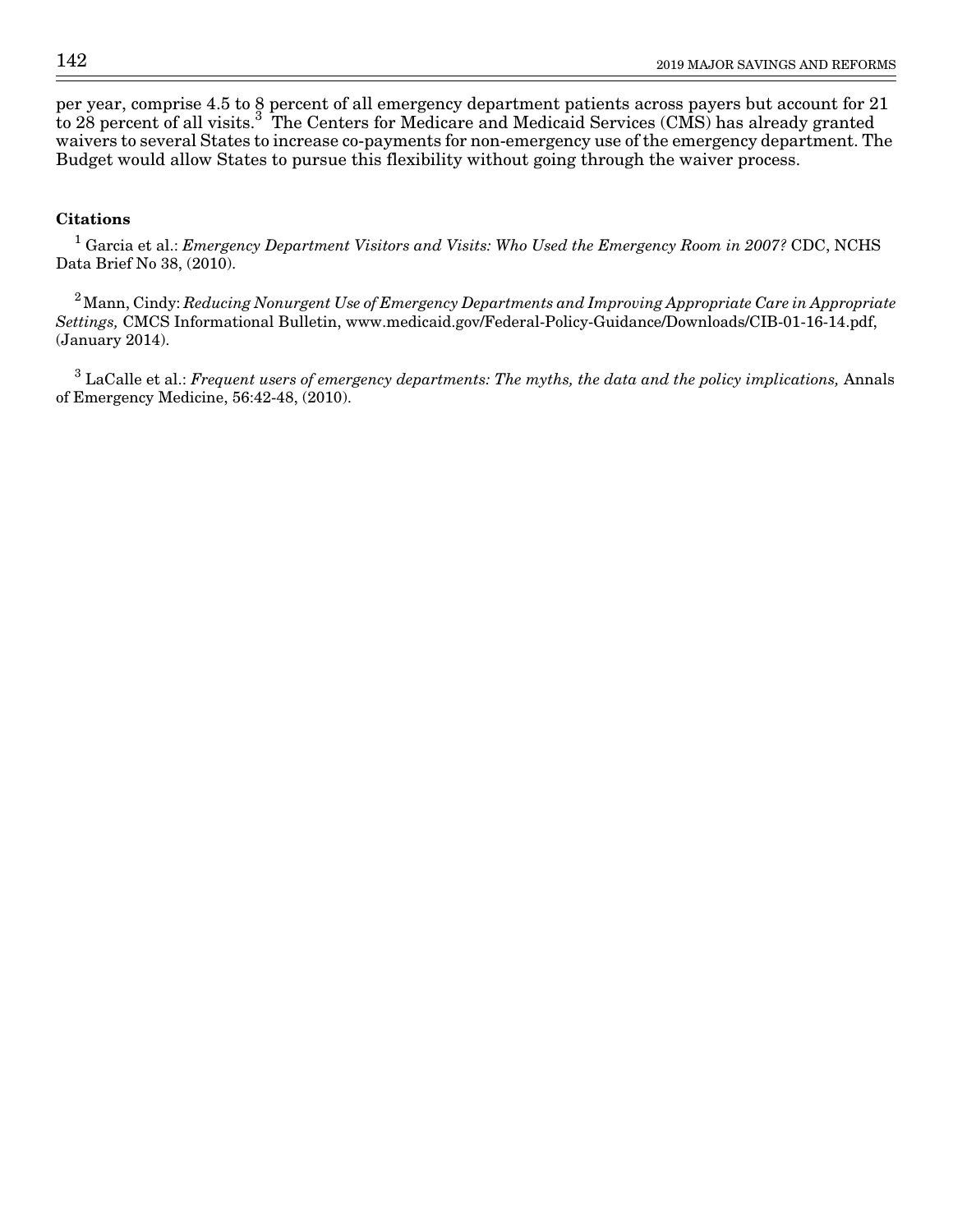per year, comprise 4.5 to 8 percent of all emergency department patients across payers but account for 21 to 28 percent of all visits.[3] The Centers for Medicare and Medicaid Services (CMS) has already granted waivers to several States to increase co-payments for non-emergency use of the emergency department. The Budget would allow States to pursue this flexibility without going through the waiver process.

**Citations**

[1] Garcia et al.: *Emergency Department Visitors and Visits: Who Used the Emergency Room in 2007?* CDC, NCHS Data Brief No 38, (2010).

[2] Mann, Cindy: *Reducing Nonurgent Use of Emergency Departments and Improving Appropriate Care in Appropriate Settings,* CMCS Informational Bulletin, www.medicaid.gov/Federal-Policy-Guidance/Downloads/CIB-01-16-14.pdf, (January 2014).

[3] LaCalle et al.: *Frequent users of emergency departments: The myths, the data and the policy implications,* Annals of Emergency Medicine, 56:42-48, (2010).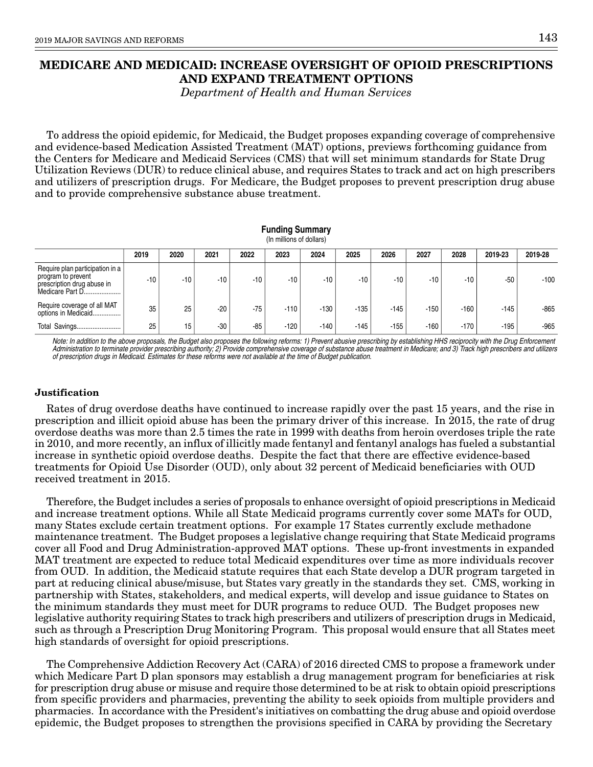# MEDICARE AND MEDICAID: INCREASE OVERSIGHT OF OPIOID PRESCRIPTIONS AND EXPAND TREATMENT OPTIONS

*Department of Health and Human Services*

To address the opioid epidemic, for Medicaid, the Budget proposes expanding coverage of comprehensive and evidence-based Medication Assisted Treatment (MAT) options, previews forthcoming guidance from the Centers for Medicare and Medicaid Services (CMS) that will set minimum standards for State Drug Utilization Reviews (DUR) to reduce clinical abuse, and requires States to track and act on high prescribers and utilizers of prescription drugs. For Medicare, the Budget proposes to prevent prescription drug abuse and to provide comprehensive substance abuse treatment.

**Funding Summary**
(In millions of dollars)

| | 2019 | 2020 | 2021 | 2022 | 2023 | 2024 | 2025 | 2026 | 2027 | 2028 | 2019-23 | 2019-28 |
|---|---|---|---|---|---|---|---|---|---|---|---|---|
| Require plan participation in a program to prevent prescription drug abuse in Medicare Part D..................... | -10 | -10 | -10 | -10 | -10 | -10 | -10 | -10 | -10 | -10 | -50 | -100 |
| Require coverage of all MAT options in Medicaid................ | 35 | 25 | -20 | -75 | -110 | -130 | -135 | -145 | -150 | -160 | -145 | -865 |
| Total Savings......................... | 25 | 15 | -30 | -85 | -120 | -140 | -145 | -155 | -160 | -170 | -195 | -965 |

*Note: In addition to the above proposals, the Budget also proposes the following reforms: 1) Prevent abusive prescribing by establishing HHS reciprocity with the Drug Enforcement Administration to terminate provider prescribing authority; 2) Provide comprehensive coverage of substance abuse treatment in Medicare; and 3) Track high prescribers and utilizers of prescription drugs in Medicaid. Estimates for these reforms were not available at the time of Budget publication.*

**Justification**

Rates of drug overdose deaths have continued to increase rapidly over the past 15 years, and the rise in prescription and illicit opioid abuse has been the primary driver of this increase. In 2015, the rate of drug overdose deaths was more than 2.5 times the rate in 1999 with deaths from heroin overdoses triple the rate in 2010, and more recently, an influx of illicitly made fentanyl and fentanyl analogs has fueled a substantial increase in synthetic opioid overdose deaths. Despite the fact that there are effective evidence-based treatments for Opioid Use Disorder (OUD), only about 32 percent of Medicaid beneficiaries with OUD received treatment in 2015.

Therefore, the Budget includes a series of proposals to enhance oversight of opioid prescriptions in Medicaid and increase treatment options. While all State Medicaid programs currently cover some MATs for OUD, many States exclude certain treatment options. For example 17 States currently exclude methadone maintenance treatment. The Budget proposes a legislative change requiring that State Medicaid programs cover all Food and Drug Administration-approved MAT options. These up-front investments in expanded MAT treatment are expected to reduce total Medicaid expenditures over time as more individuals recover from OUD. In addition, the Medicaid statute requires that each State develop a DUR program targeted in part at reducing clinical abuse/misuse, but States vary greatly in the standards they set. CMS, working in partnership with States, stakeholders, and medical experts, will develop and issue guidance to States on the minimum standards they must meet for DUR programs to reduce OUD. The Budget proposes new legislative authority requiring States to track high prescribers and utilizers of prescription drugs in Medicaid, such as through a Prescription Drug Monitoring Program. This proposal would ensure that all States meet high standards of oversight for opioid prescriptions.

The Comprehensive Addiction Recovery Act (CARA) of 2016 directed CMS to propose a framework under which Medicare Part D plan sponsors may establish a drug management program for beneficiaries at risk for prescription drug abuse or misuse and require those determined to be at risk to obtain opioid prescriptions from specific providers and pharmacies, preventing the ability to seek opioids from multiple providers and pharmacies. In accordance with the President's initiatives on combatting the drug abuse and opioid overdose epidemic, the Budget proposes to strengthen the provisions specified in CARA by providing the Secretary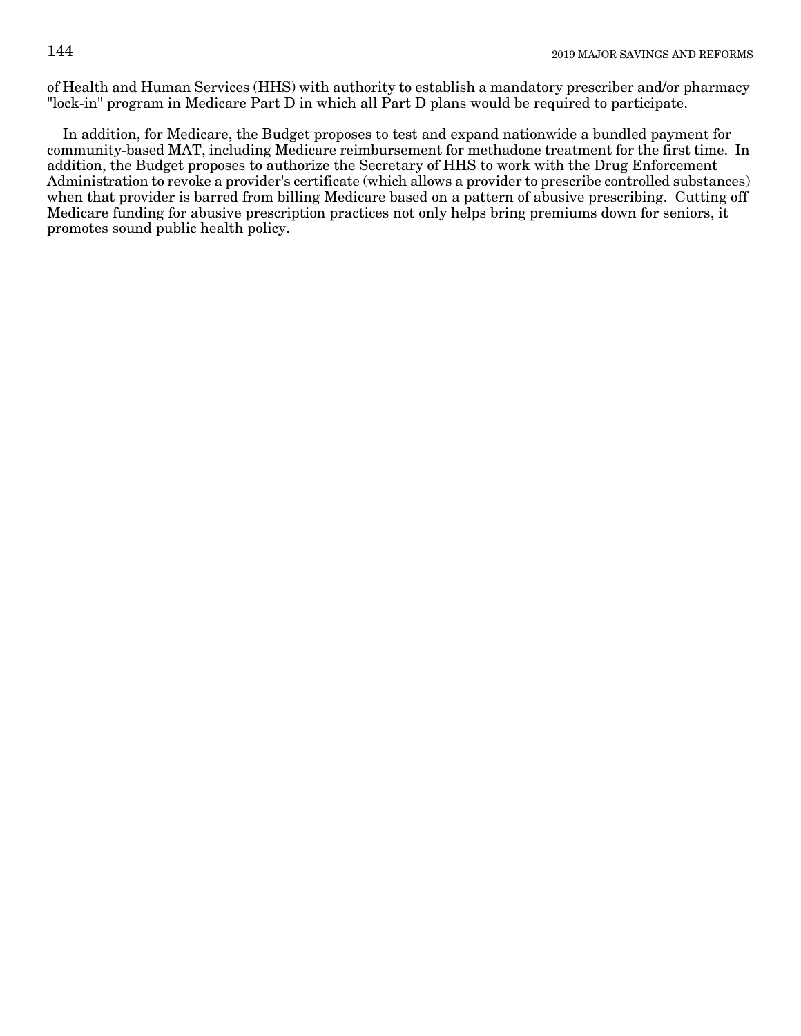of Health and Human Services (HHS) with authority to establish a mandatory prescriber and/or pharmacy "lock-in" program in Medicare Part D in which all Part D plans would be required to participate.

In addition, for Medicare, the Budget proposes to test and expand nationwide a bundled payment for community-based MAT, including Medicare reimbursement for methadone treatment for the first time. In addition, the Budget proposes to authorize the Secretary of HHS to work with the Drug Enforcement Administration to revoke a provider's certificate (which allows a provider to prescribe controlled substances) when that provider is barred from billing Medicare based on a pattern of abusive prescribing. Cutting off Medicare funding for abusive prescription practices not only helps bring premiums down for seniors, it promotes sound public health policy.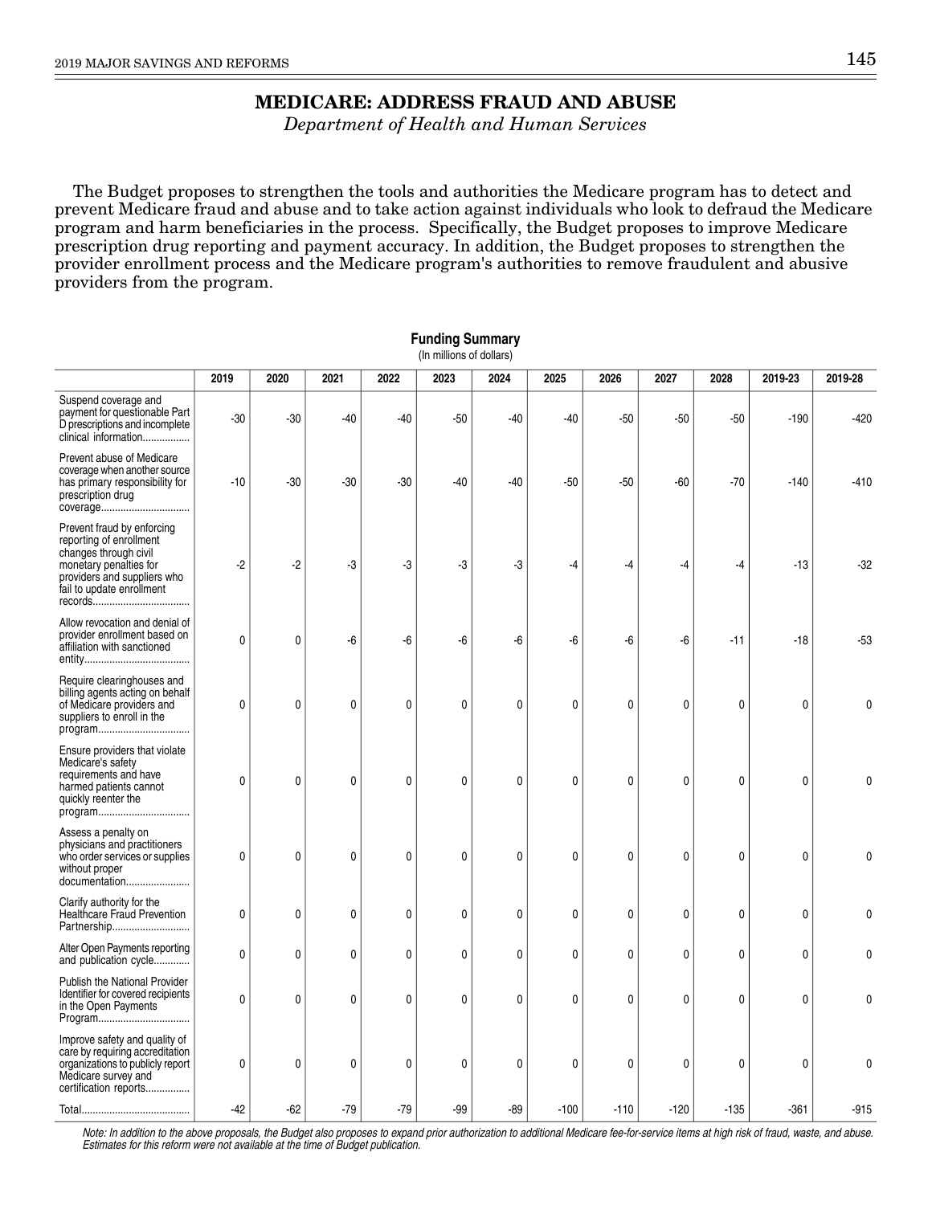# MEDICARE: ADDRESS FRAUD AND ABUSE

*Department of Health and Human Services*

The Budget proposes to strengthen the tools and authorities the Medicare program has to detect and prevent Medicare fraud and abuse and to take action against individuals who look to defraud the Medicare program and harm beneficiaries in the process. Specifically, the Budget proposes to improve Medicare prescription drug reporting and payment accuracy. In addition, the Budget proposes to strengthen the provider enrollment process and the Medicare program's authorities to remove fraudulent and abusive providers from the program.

**Funding Summary**

(In millions of dollars)

| | 2019 | 2020 | 2021 | 2022 | 2023 | 2024 | 2025 | 2026 | 2027 | 2028 | 2019-23 | 2019-28 |
|---|---|---|---|---|---|---|---|---|---|---|---|---|
| Suspend coverage and payment for questionable Part D prescriptions and incomplete clinical information | -30 | -30 | -40 | -40 | -50 | -40 | -40 | -50 | -50 | -50 | -190 | -420 |
| Prevent abuse of Medicare coverage when another source has primary responsibility for prescription drug coverage | -10 | -30 | -30 | -30 | -40 | -40 | -50 | -50 | -60 | -70 | -140 | -410 |
| Prevent fraud by enforcing reporting of enrollment changes through civil monetary penalties for providers and suppliers who fail to update enrollment records | -2 | -2 | -3 | -3 | -3 | -3 | -4 | -4 | -4 | -4 | -13 | -32 |
| Allow revocation and denial of provider enrollment based on affiliation with sanctioned entity | 0 | 0 | -6 | -6 | -6 | -6 | -6 | -6 | -6 | -11 | -18 | -53 |
| Require clearinghouses and billing agents acting on behalf of Medicare providers and suppliers to enroll in the program | 0 | 0 | 0 | 0 | 0 | 0 | 0 | 0 | 0 | 0 | 0 | 0 |
| Ensure providers that violate Medicare's safety requirements and have harmed patients cannot quickly reenter the program | 0 | 0 | 0 | 0 | 0 | 0 | 0 | 0 | 0 | 0 | 0 | 0 |
| Assess a penalty on physicians and practitioners who order services or supplies without proper documentation | 0 | 0 | 0 | 0 | 0 | 0 | 0 | 0 | 0 | 0 | 0 | 0 |
| Clarify authority for the Healthcare Fraud Prevention Partnership | 0 | 0 | 0 | 0 | 0 | 0 | 0 | 0 | 0 | 0 | 0 | 0 |
| Alter Open Payments reporting and publication cycle | 0 | 0 | 0 | 0 | 0 | 0 | 0 | 0 | 0 | 0 | 0 | 0 |
| Publish the National Provider Identifier for covered recipients in the Open Payments Program | 0 | 0 | 0 | 0 | 0 | 0 | 0 | 0 | 0 | 0 | 0 | 0 |
| Improve safety and quality of care by requiring accreditation organizations to publicly report Medicare survey and certification reports | 0 | 0 | 0 | 0 | 0 | 0 | 0 | 0 | 0 | 0 | 0 | 0 |
| Total | -42 | -62 | -79 | -79 | -99 | -89 | -100 | -110 | -120 | -135 | -361 | -915 |

*Note: In addition to the above proposals, the Budget also proposes to expand prior authorization to additional Medicare fee-for-service items at high risk of fraud, waste, and abuse. Estimates for this reform were not available at the time of Budget publication.*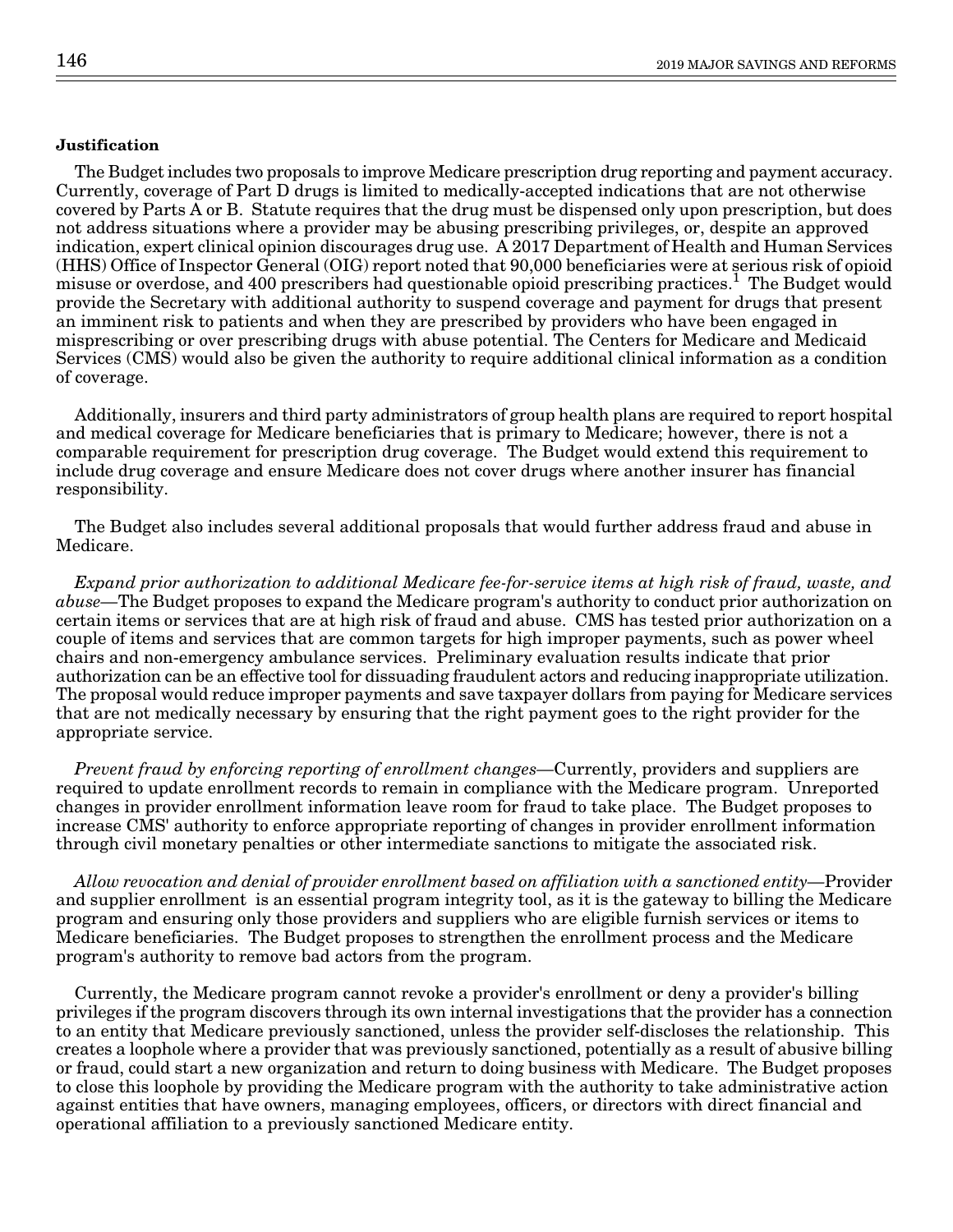**Justification**

The Budget includes two proposals to improve Medicare prescription drug reporting and payment accuracy. Currently, coverage of Part D drugs is limited to medically-accepted indications that are not otherwise covered by Parts A or B. Statute requires that the drug must be dispensed only upon prescription, but does not address situations where a provider may be abusing prescribing privileges, or, despite an approved indication, expert clinical opinion discourages drug use. A 2017 Department of Health and Human Services (HHS) Office of Inspector General (OIG) report noted that 90,000 beneficiaries were at serious risk of opioid misuse or overdose, and 400 prescribers had questionable opioid prescribing practices.[1] The Budget would provide the Secretary with additional authority to suspend coverage and payment for drugs that present an imminent risk to patients and when they are prescribed by providers who have been engaged in misprescribing or over prescribing drugs with abuse potential. The Centers for Medicare and Medicaid Services (CMS) would also be given the authority to require additional clinical information as a condition of coverage.

Additionally, insurers and third party administrators of group health plans are required to report hospital and medical coverage for Medicare beneficiaries that is primary to Medicare; however, there is not a comparable requirement for prescription drug coverage. The Budget would extend this requirement to include drug coverage and ensure Medicare does not cover drugs where another insurer has financial responsibility.

The Budget also includes several additional proposals that would further address fraud and abuse in Medicare.

*Expand prior authorization to additional Medicare fee-for-service items at high risk of fraud, waste, and abuse*—The Budget proposes to expand the Medicare program's authority to conduct prior authorization on certain items or services that are at high risk of fraud and abuse. CMS has tested prior authorization on a couple of items and services that are common targets for high improper payments, such as power wheel chairs and non-emergency ambulance services. Preliminary evaluation results indicate that prior authorization can be an effective tool for dissuading fraudulent actors and reducing inappropriate utilization. The proposal would reduce improper payments and save taxpayer dollars from paying for Medicare services that are not medically necessary by ensuring that the right payment goes to the right provider for the appropriate service.

*Prevent fraud by enforcing reporting of enrollment changes*—Currently, providers and suppliers are required to update enrollment records to remain in compliance with the Medicare program. Unreported changes in provider enrollment information leave room for fraud to take place. The Budget proposes to increase CMS' authority to enforce appropriate reporting of changes in provider enrollment information through civil monetary penalties or other intermediate sanctions to mitigate the associated risk.

*Allow revocation and denial of provider enrollment based on affiliation with a sanctioned entity*—Provider and supplier enrollment is an essential program integrity tool, as it is the gateway to billing the Medicare program and ensuring only those providers and suppliers who are eligible furnish services or items to Medicare beneficiaries. The Budget proposes to strengthen the enrollment process and the Medicare program's authority to remove bad actors from the program.

Currently, the Medicare program cannot revoke a provider's enrollment or deny a provider's billing privileges if the program discovers through its own internal investigations that the provider has a connection to an entity that Medicare previously sanctioned, unless the provider self-discloses the relationship. This creates a loophole where a provider that was previously sanctioned, potentially as a result of abusive billing or fraud, could start a new organization and return to doing business with Medicare. The Budget proposes to close this loophole by providing the Medicare program with the authority to take administrative action against entities that have owners, managing employees, officers, or directors with direct financial and operational affiliation to a previously sanctioned Medicare entity.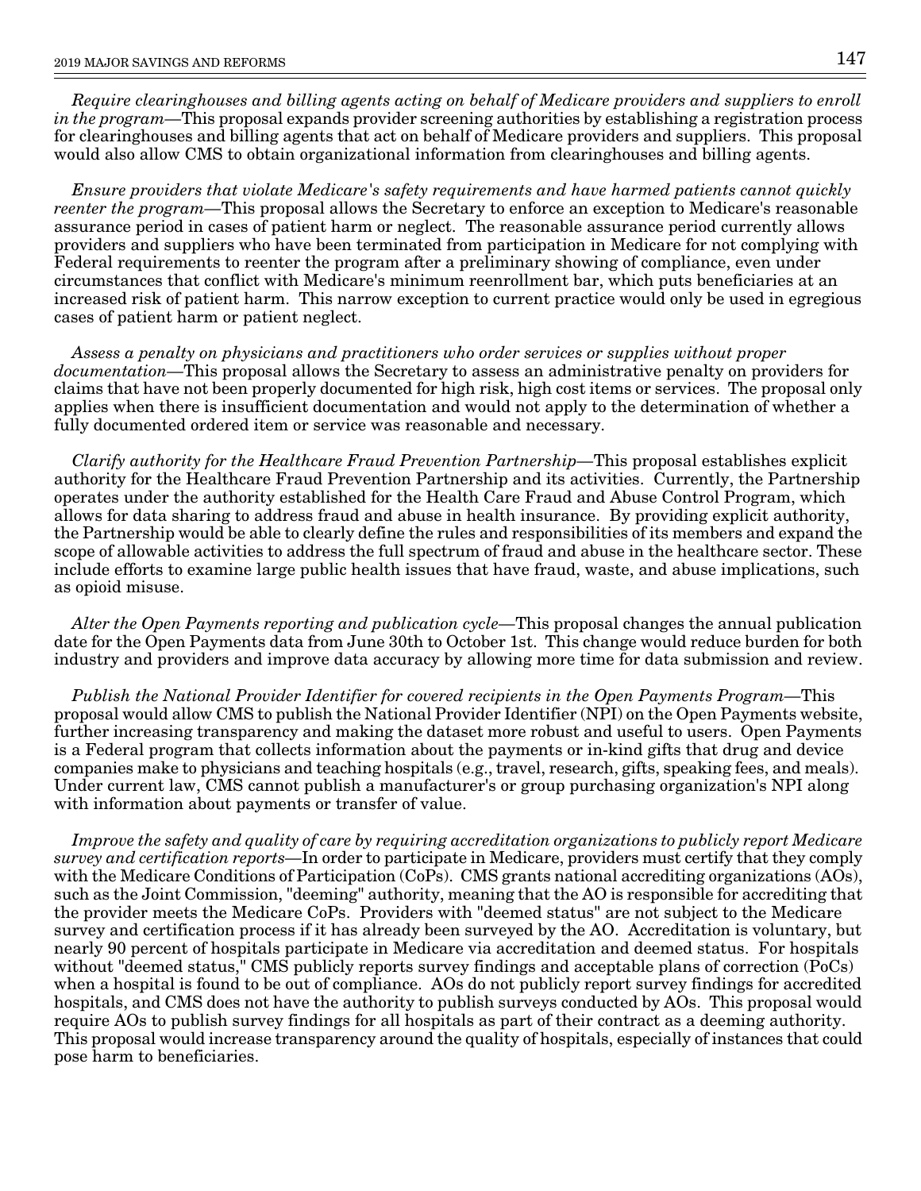*Require clearinghouses and billing agents acting on behalf of Medicare providers and suppliers to enroll in the program*—This proposal expands provider screening authorities by establishing a registration process for clearinghouses and billing agents that act on behalf of Medicare providers and suppliers. This proposal would also allow CMS to obtain organizational information from clearinghouses and billing agents.

*Ensure providers that violate Medicare's safety requirements and have harmed patients cannot quickly reenter the program*—This proposal allows the Secretary to enforce an exception to Medicare's reasonable assurance period in cases of patient harm or neglect. The reasonable assurance period currently allows providers and suppliers who have been terminated from participation in Medicare for not complying with Federal requirements to reenter the program after a preliminary showing of compliance, even under circumstances that conflict with Medicare's minimum reenrollment bar, which puts beneficiaries at an increased risk of patient harm. This narrow exception to current practice would only be used in egregious cases of patient harm or patient neglect.

*Assess a penalty on physicians and practitioners who order services or supplies without proper documentation*—This proposal allows the Secretary to assess an administrative penalty on providers for claims that have not been properly documented for high risk, high cost items or services. The proposal only applies when there is insufficient documentation and would not apply to the determination of whether a fully documented ordered item or service was reasonable and necessary.

*Clarify authority for the Healthcare Fraud Prevention Partnership*—This proposal establishes explicit authority for the Healthcare Fraud Prevention Partnership and its activities. Currently, the Partnership operates under the authority established for the Health Care Fraud and Abuse Control Program, which allows for data sharing to address fraud and abuse in health insurance. By providing explicit authority, the Partnership would be able to clearly define the rules and responsibilities of its members and expand the scope of allowable activities to address the full spectrum of fraud and abuse in the healthcare sector. These include efforts to examine large public health issues that have fraud, waste, and abuse implications, such as opioid misuse.

*Alter the Open Payments reporting and publication cycle*—This proposal changes the annual publication date for the Open Payments data from June 30th to October 1st. This change would reduce burden for both industry and providers and improve data accuracy by allowing more time for data submission and review.

*Publish the National Provider Identifier for covered recipients in the Open Payments Program*—This proposal would allow CMS to publish the National Provider Identifier (NPI) on the Open Payments website, further increasing transparency and making the dataset more robust and useful to users. Open Payments is a Federal program that collects information about the payments or in-kind gifts that drug and device companies make to physicians and teaching hospitals (e.g., travel, research, gifts, speaking fees, and meals). Under current law, CMS cannot publish a manufacturer's or group purchasing organization's NPI along with information about payments or transfer of value.

*Improve the safety and quality of care by requiring accreditation organizations to publicly report Medicare survey and certification reports*—In order to participate in Medicare, providers must certify that they comply with the Medicare Conditions of Participation (CoPs). CMS grants national accrediting organizations (AOs), such as the Joint Commission, "deeming" authority, meaning that the AO is responsible for accrediting that the provider meets the Medicare CoPs. Providers with "deemed status" are not subject to the Medicare survey and certification process if it has already been surveyed by the AO. Accreditation is voluntary, but nearly 90 percent of hospitals participate in Medicare via accreditation and deemed status. For hospitals without "deemed status," CMS publicly reports survey findings and acceptable plans of correction (PoCs) when a hospital is found to be out of compliance. AOs do not publicly report survey findings for accredited hospitals, and CMS does not have the authority to publish surveys conducted by AOs. This proposal would require AOs to publish survey findings for all hospitals as part of their contract as a deeming authority. This proposal would increase transparency around the quality of hospitals, especially of instances that could pose harm to beneficiaries.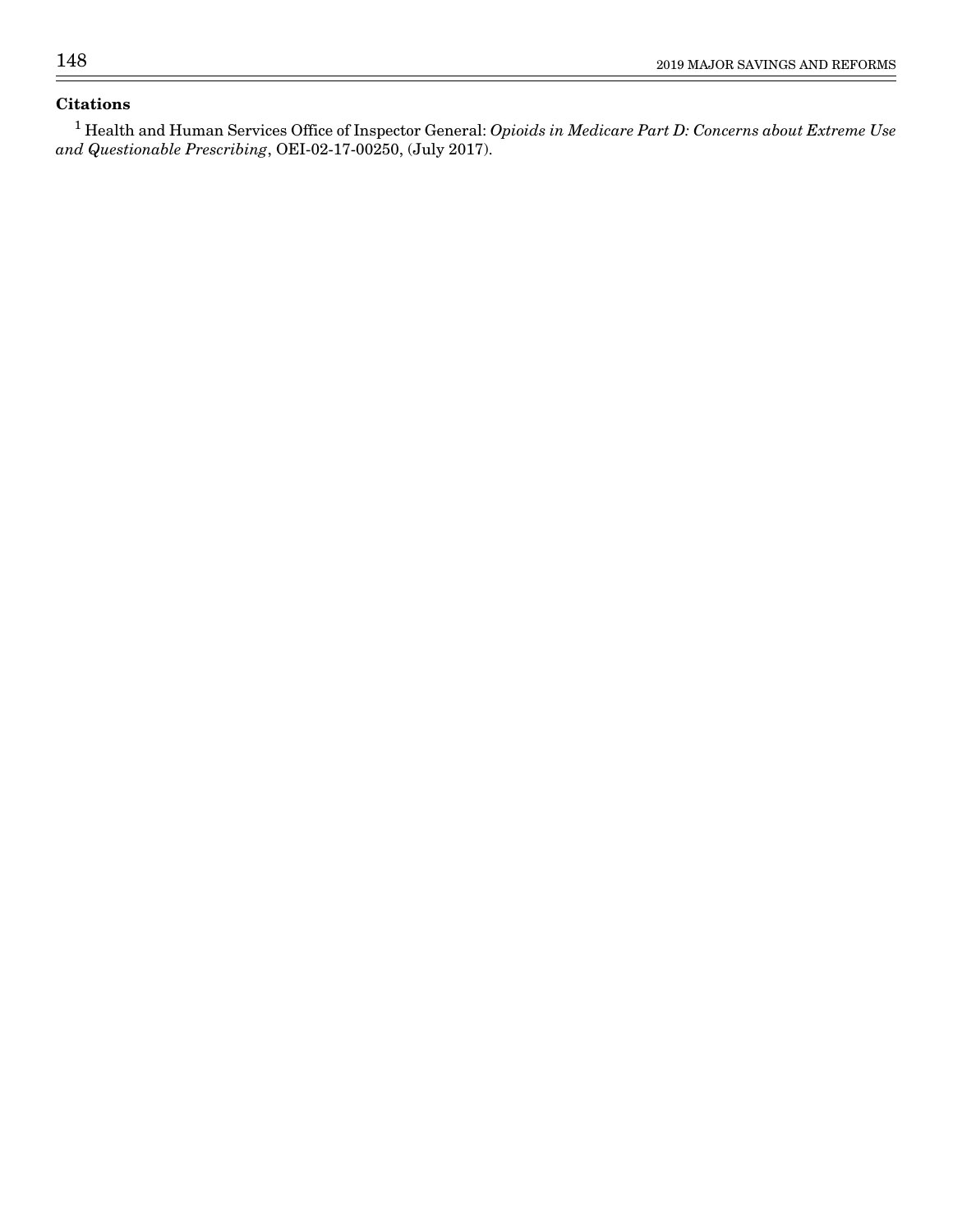**Citations**

[1] Health and Human Services Office of Inspector General: *Opioids in Medicare Part D: Concerns about Extreme Use and Questionable Prescribing*, OEI-02-17-00250, (July 2017).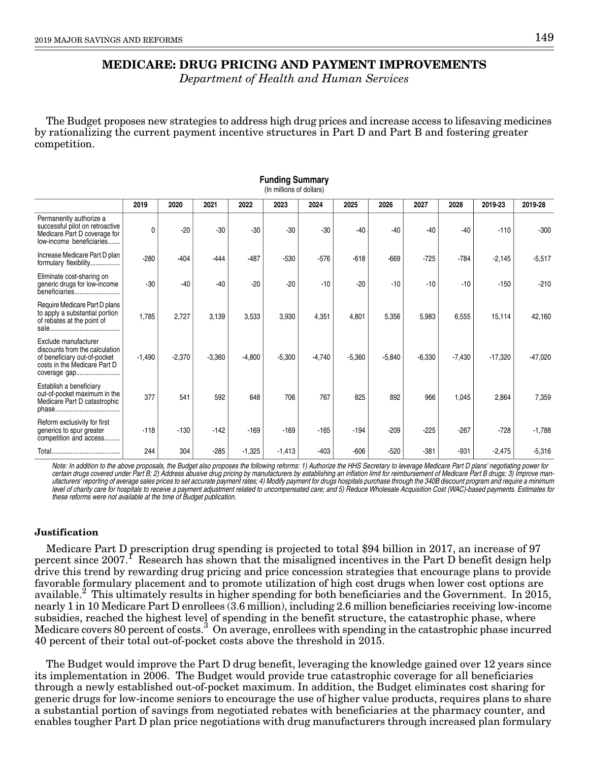# MEDICARE: DRUG PRICING AND PAYMENT IMPROVEMENTS

*Department of Health and Human Services*

The Budget proposes new strategies to address high drug prices and increase access to lifesaving medicines by rationalizing the current payment incentive structures in Part D and Part B and fostering greater competition.

**Funding Summary**
(In millions of dollars)

| | 2019 | 2020 | 2021 | 2022 | 2023 | 2024 | 2025 | 2026 | 2027 | 2028 | 2019-23 | 2019-28 |
|---|---|---|---|---|---|---|---|---|---|---|---|---|
| Permanently authorize a successful pilot on retroactive Medicare Part D coverage for low-income beneficiaries....... | 0 | -20 | -30 | -30 | -30 | -30 | -40 | -40 | -40 | -40 | -110 | -300 |
| Increase Medicare Part D plan formulary flexibility................. | -280 | -404 | -444 | -487 | -530 | -576 | -618 | -669 | -725 | -784 | -2,145 | -5,517 |
| Eliminate cost-sharing on generic drugs for low-income beneficiaries.......................... | -30 | -40 | -40 | -20 | -20 | -10 | -20 | -10 | -10 | -10 | -150 | -210 |
| Require Medicare Part D plans to apply a substantial portion of rebates at the point of sale........................................ | 1,785 | 2,727 | 3,139 | 3,533 | 3,930 | 4,351 | 4,801 | 5,356 | 5,983 | 6,555 | 15,114 | 42,160 |
| Exclude manufacturer discounts from the calculation of beneficiary out-of-pocket costs in the Medicare Part D coverage gap......................... | -1,490 | -2,370 | -3,360 | -4,800 | -5,300 | -4,740 | -5,360 | -5,840 | -6,330 | -7,430 | -17,320 | -47,020 |
| Establish a beneficiary out-of-pocket maximum in the Medicare Part D catastrophic phase..................................... | 377 | 541 | 592 | 648 | 706 | 767 | 825 | 892 | 966 | 1,045 | 2,864 | 7,359 |
| Reform exclusivity for first generics to spur greater competition and access......... | -118 | -130 | -142 | -169 | -169 | -165 | -194 | -209 | -225 | -267 | -728 | -1,788 |
| Total....................................... | 244 | 304 | -285 | -1,325 | -1,413 | -403 | -606 | -520 | -381 | -931 | -2,475 | -5,316 |

*Note: In addition to the above proposals, the Budget also proposes the following reforms: 1) Authorize the HHS Secretary to leverage Medicare Part D plans' negotiating power for certain drugs covered under Part B; 2) Address abusive drug pricing by manufacturers by establishing an inflation limit for reimbursement of Medicare Part B drugs; 3) Improve manufacturers' reporting of average sales prices to set accurate payment rates; 4) Modify payment for drugs hospitals purchase through the 340B discount program and require a minimum level of charity care for hospitals to receive a payment adjustment related to uncompensated care; and 5) Reduce Wholesale Acquisition Cost (WAC)-based payments. Estimates for these reforms were not available at the time of Budget publication.*

### Justification

Medicare Part D prescription drug spending is projected to total $94 billion in 2017, an increase of 97 percent since 2007.[1] Research has shown that the misaligned incentives in the Part D benefit design help drive this trend by rewarding drug pricing and price concession strategies that encourage plans to provide favorable formulary placement and to promote utilization of high cost drugs when lower cost options are available.[2] This ultimately results in higher spending for both beneficiaries and the Government. In 2015, nearly 1 in 10 Medicare Part D enrollees (3.6 million), including 2.6 million beneficiaries receiving low-income subsidies, reached the highest level of spending in the benefit structure, the catastrophic phase, where Medicare covers 80 percent of costs.[3] On average, enrollees with spending in the catastrophic phase incurred 40 percent of their total out-of-pocket costs above the threshold in 2015.

The Budget would improve the Part D drug benefit, leveraging the knowledge gained over 12 years since its implementation in 2006. The Budget would provide true catastrophic coverage for all beneficiaries through a newly established out-of-pocket maximum. In addition, the Budget eliminates cost sharing for generic drugs for low-income seniors to encourage the use of higher value products, requires plans to share a substantial portion of savings from negotiated rebates with beneficiaries at the pharmacy counter, and enables tougher Part D plan price negotiations with drug manufacturers through increased plan formulary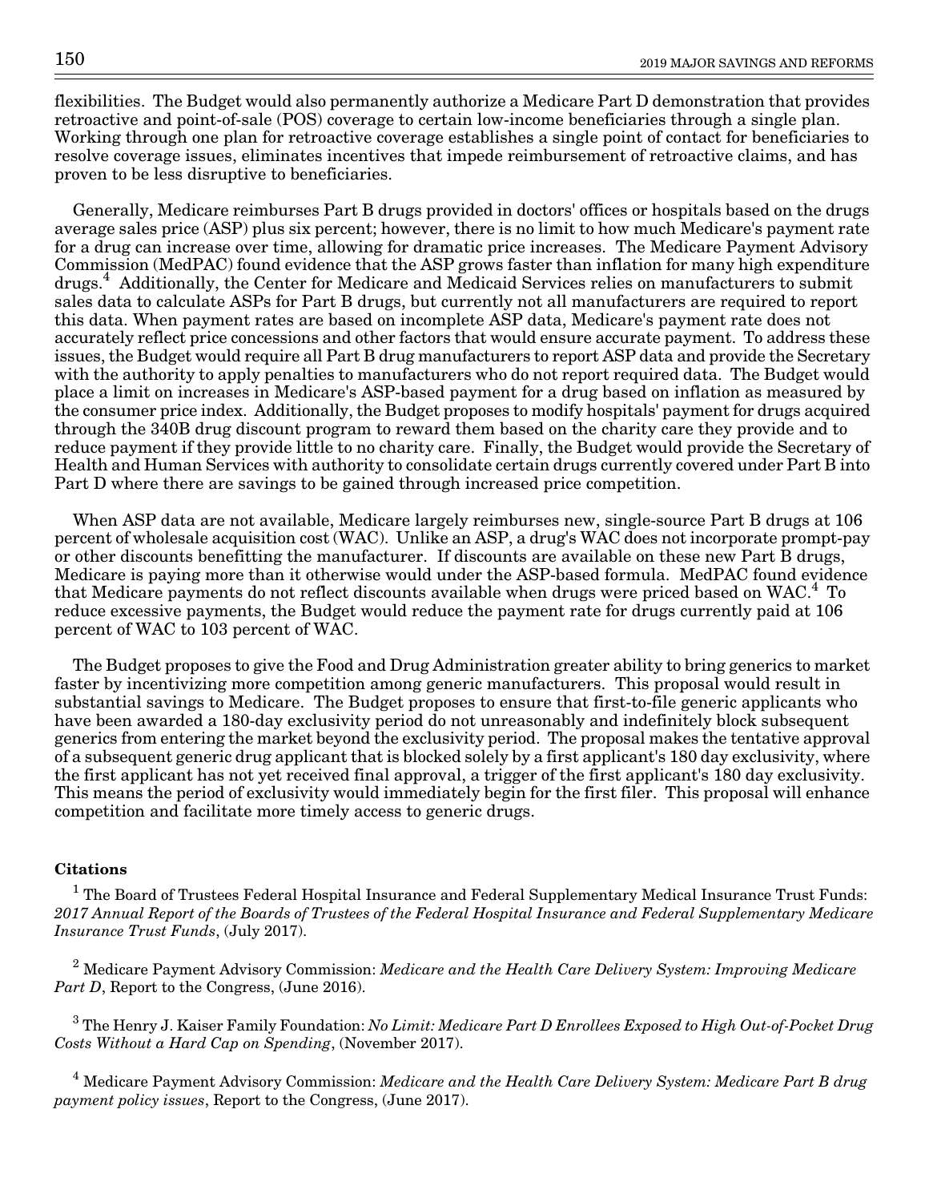flexibilities. The Budget would also permanently authorize a Medicare Part D demonstration that provides retroactive and point-of-sale (POS) coverage to certain low-income beneficiaries through a single plan. Working through one plan for retroactive coverage establishes a single point of contact for beneficiaries to resolve coverage issues, eliminates incentives that impede reimbursement of retroactive claims, and has proven to be less disruptive to beneficiaries.

Generally, Medicare reimburses Part B drugs provided in doctors' offices or hospitals based on the drugs average sales price (ASP) plus six percent; however, there is no limit to how much Medicare's payment rate for a drug can increase over time, allowing for dramatic price increases. The Medicare Payment Advisory Commission (MedPAC) found evidence that the ASP grows faster than inflation for many high expenditure drugs.[4] Additionally, the Center for Medicare and Medicaid Services relies on manufacturers to submit sales data to calculate ASPs for Part B drugs, but currently not all manufacturers are required to report this data. When payment rates are based on incomplete ASP data, Medicare's payment rate does not accurately reflect price concessions and other factors that would ensure accurate payment. To address these issues, the Budget would require all Part B drug manufacturers to report ASP data and provide the Secretary with the authority to apply penalties to manufacturers who do not report required data. The Budget would place a limit on increases in Medicare's ASP-based payment for a drug based on inflation as measured by the consumer price index. Additionally, the Budget proposes to modify hospitals' payment for drugs acquired through the 340B drug discount program to reward them based on the charity care they provide and to reduce payment if they provide little to no charity care. Finally, the Budget would provide the Secretary of Health and Human Services with authority to consolidate certain drugs currently covered under Part B into Part D where there are savings to be gained through increased price competition.

When ASP data are not available, Medicare largely reimburses new, single-source Part B drugs at 106 percent of wholesale acquisition cost (WAC). Unlike an ASP, a drug's WAC does not incorporate prompt-pay or other discounts benefitting the manufacturer. If discounts are available on these new Part B drugs, Medicare is paying more than it otherwise would under the ASP-based formula. MedPAC found evidence that Medicare payments do not reflect discounts available when drugs were priced based on WAC.[4] To reduce excessive payments, the Budget would reduce the payment rate for drugs currently paid at 106 percent of WAC to 103 percent of WAC.

The Budget proposes to give the Food and Drug Administration greater ability to bring generics to market faster by incentivizing more competition among generic manufacturers. This proposal would result in substantial savings to Medicare. The Budget proposes to ensure that first-to-file generic applicants who have been awarded a 180-day exclusivity period do not unreasonably and indefinitely block subsequent generics from entering the market beyond the exclusivity period. The proposal makes the tentative approval of a subsequent generic drug applicant that is blocked solely by a first applicant's 180 day exclusivity, where the first applicant has not yet received final approval, a trigger of the first applicant's 180 day exclusivity. This means the period of exclusivity would immediately begin for the first filer. This proposal will enhance competition and facilitate more timely access to generic drugs.

**Citations**

[1] The Board of Trustees Federal Hospital Insurance and Federal Supplementary Medical Insurance Trust Funds: *2017 Annual Report of the Boards of Trustees of the Federal Hospital Insurance and Federal Supplementary Medicare Insurance Trust Funds*, (July 2017).

[2] Medicare Payment Advisory Commission: *Medicare and the Health Care Delivery System: Improving Medicare Part D*, Report to the Congress, (June 2016).

[3] The Henry J. Kaiser Family Foundation: *No Limit: Medicare Part D Enrollees Exposed to High Out-of-Pocket Drug Costs Without a Hard Cap on Spending*, (November 2017).

[4] Medicare Payment Advisory Commission: *Medicare and the Health Care Delivery System: Medicare Part B drug payment policy issues*, Report to the Congress, (June 2017).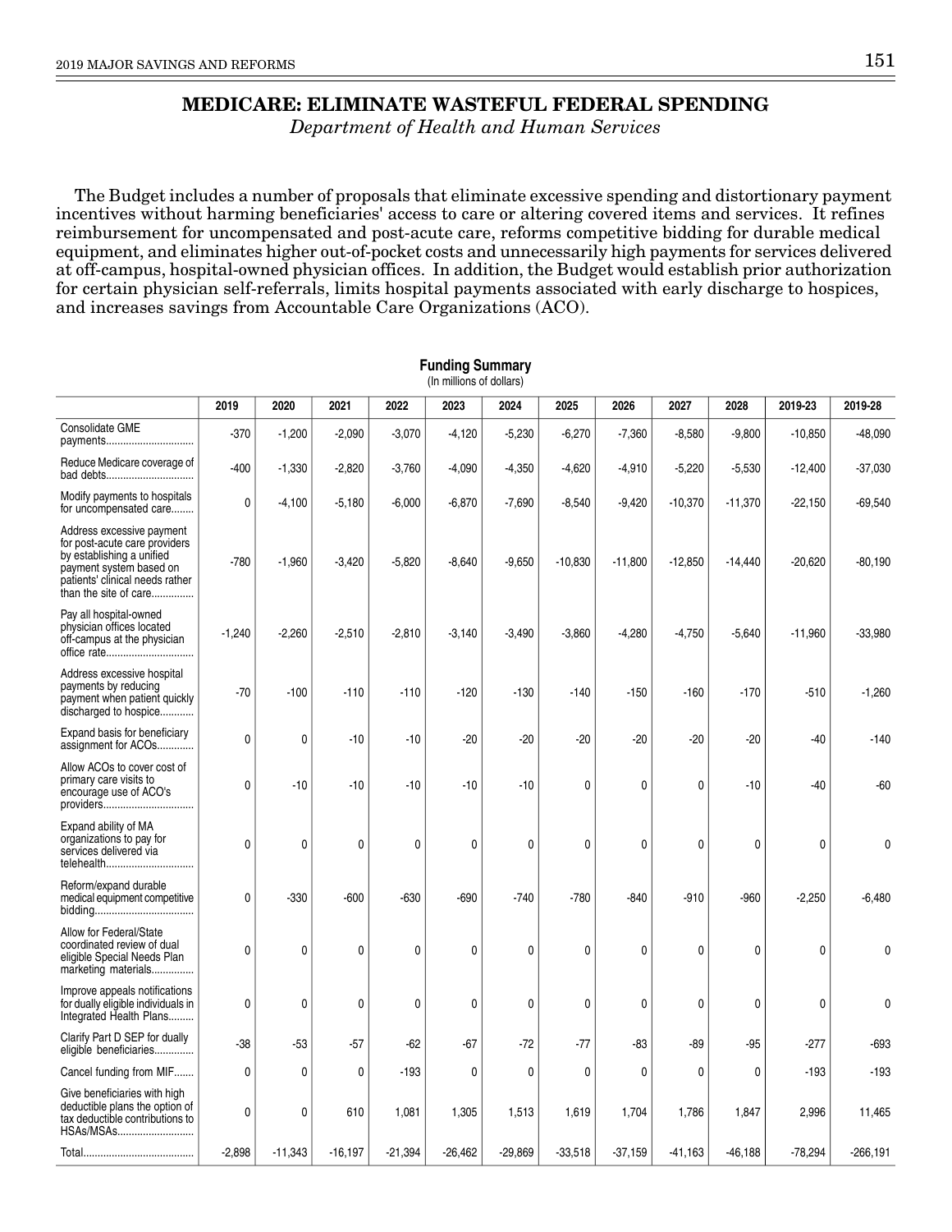# MEDICARE: ELIMINATE WASTEFUL FEDERAL SPENDING

*Department of Health and Human Services*

The Budget includes a number of proposals that eliminate excessive spending and distortionary payment incentives without harming beneficiaries' access to care or altering covered items and services. It refines reimbursement for uncompensated and post-acute care, reforms competitive bidding for durable medical equipment, and eliminates higher out-of-pocket costs and unnecessarily high payments for services delivered at off-campus, hospital-owned physician offices. In addition, the Budget would establish prior authorization for certain physician self-referrals, limits hospital payments associated with early discharge to hospices, and increases savings from Accountable Care Organizations (ACO).

**Funding Summary**
(In millions of dollars)

| | 2019 | 2020 | 2021 | 2022 | 2023 | 2024 | 2025 | 2026 | 2027 | 2028 | 2019-23 | 2019-28 |
|---|---|---|---|---|---|---|---|---|---|---|---|---|
| Consolidate GME payments | -370 | -1,200 | -2,090 | -3,070 | -4,120 | -5,230 | -6,270 | -7,360 | -8,580 | -9,800 | -10,850 | -48,090 |
| Reduce Medicare coverage of bad debts | -400 | -1,330 | -2,820 | -3,760 | -4,090 | -4,350 | -4,620 | -4,910 | -5,220 | -5,530 | -12,400 | -37,030 |
| Modify payments to hospitals for uncompensated care | 0 | -4,100 | -5,180 | -6,000 | -6,870 | -7,690 | -8,540 | -9,420 | -10,370 | -11,370 | -22,150 | -69,540 |
| Address excessive payment for post-acute care providers by establishing a unified payment system based on patients' clinical needs rather than the site of care | -780 | -1,960 | -3,420 | -5,820 | -8,640 | -9,650 | -10,830 | -11,800 | -12,850 | -14,440 | -20,620 | -80,190 |
| Pay all hospital-owned physician offices located off-campus at the physician office rate | -1,240 | -2,260 | -2,510 | -2,810 | -3,140 | -3,490 | -3,860 | -4,280 | -4,750 | -5,640 | -11,960 | -33,980 |
| Address excessive hospital payments by reducing payment when patient quickly discharged to hospice | -70 | -100 | -110 | -110 | -120 | -130 | -140 | -150 | -160 | -170 | -510 | -1,260 |
| Expand basis for beneficiary assignment for ACOs | 0 | 0 | -10 | -10 | -20 | -20 | -20 | -20 | -20 | -20 | -40 | -140 |
| Allow ACOs to cover cost of primary care visits to encourage use of ACO's providers | 0 | -10 | -10 | -10 | -10 | -10 | 0 | 0 | 0 | -10 | -40 | -60 |
| Expand ability of MA organizations to pay for services delivered via telehealth | 0 | 0 | 0 | 0 | 0 | 0 | 0 | 0 | 0 | 0 | 0 | 0 |
| Reform/expand durable medical equipment competitive bidding | 0 | -330 | -600 | -630 | -690 | -740 | -780 | -840 | -910 | -960 | -2,250 | -6,480 |
| Allow for Federal/State coordinated review of dual eligible Special Needs Plan marketing materials | 0 | 0 | 0 | 0 | 0 | 0 | 0 | 0 | 0 | 0 | 0 | 0 |
| Improve appeals notifications for dually eligible individuals in Integrated Health Plans | 0 | 0 | 0 | 0 | 0 | 0 | 0 | 0 | 0 | 0 | 0 | 0 |
| Clarify Part D SEP for dually eligible beneficiaries | -38 | -53 | -57 | -62 | -67 | -72 | -77 | -83 | -89 | -95 | -277 | -693 |
| Cancel funding from MIF | 0 | 0 | 0 | -193 | 0 | 0 | 0 | 0 | 0 | 0 | -193 | -193 |
| Give beneficiaries with high deductible plans the option of tax deductible contributions to HSAs/MSAs | 0 | 0 | 610 | 1,081 | 1,305 | 1,513 | 1,619 | 1,704 | 1,786 | 1,847 | 2,996 | 11,465 |
| Total | -2,898 | -11,343 | -16,197 | -21,394 | -26,462 | -29,869 | -33,518 | -37,159 | -41,163 | -46,188 | -78,294 | -266,191 |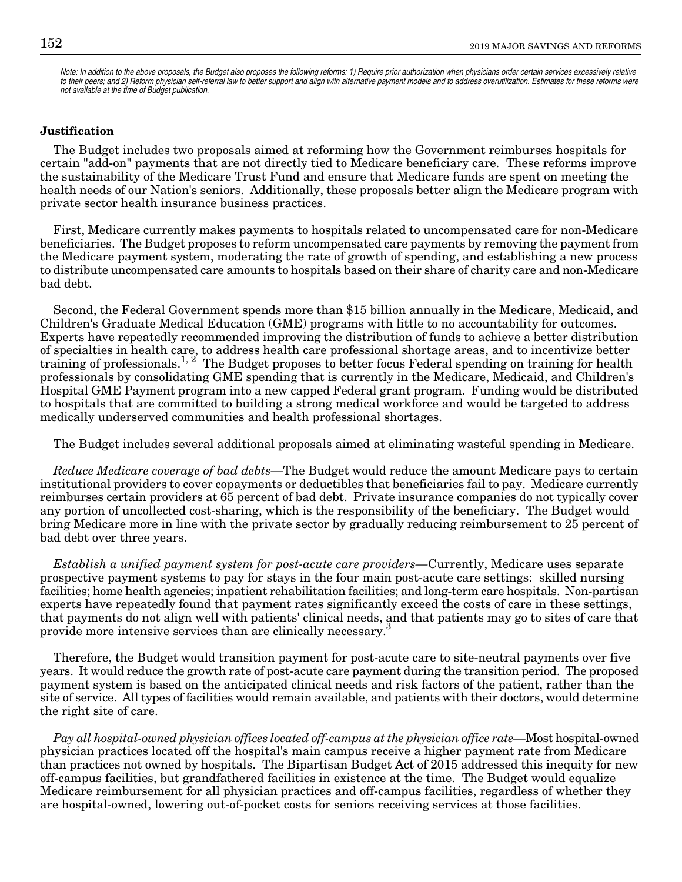*Note: In addition to the above proposals, the Budget also proposes the following reforms: 1) Require prior authorization when physicians order certain services excessively relative to their peers; and 2) Reform physician self-referral law to better support and align with alternative payment models and to address overutilization. Estimates for these reforms were not available at the time of Budget publication.*

**Justification**

The Budget includes two proposals aimed at reforming how the Government reimburses hospitals for certain "add-on" payments that are not directly tied to Medicare beneficiary care. These reforms improve the sustainability of the Medicare Trust Fund and ensure that Medicare funds are spent on meeting the health needs of our Nation's seniors. Additionally, these proposals better align the Medicare program with private sector health insurance business practices.

First, Medicare currently makes payments to hospitals related to uncompensated care for non-Medicare beneficiaries. The Budget proposes to reform uncompensated care payments by removing the payment from the Medicare payment system, moderating the rate of growth of spending, and establishing a new process to distribute uncompensated care amounts to hospitals based on their share of charity care and non-Medicare bad debt.

Second, the Federal Government spends more than $15 billion annually in the Medicare, Medicaid, and Children's Graduate Medical Education (GME) programs with little to no accountability for outcomes. Experts have repeatedly recommended improving the distribution of funds to achieve a better distribution of specialties in health care, to address health care professional shortage areas, and to incentivize better training of professionals.[1, 2] The Budget proposes to better focus Federal spending on training for health professionals by consolidating GME spending that is currently in the Medicare, Medicaid, and Children's Hospital GME Payment program into a new capped Federal grant program. Funding would be distributed to hospitals that are committed to building a strong medical workforce and would be targeted to address medically underserved communities and health professional shortages.

The Budget includes several additional proposals aimed at eliminating wasteful spending in Medicare.

*Reduce Medicare coverage of bad debts*—The Budget would reduce the amount Medicare pays to certain institutional providers to cover copayments or deductibles that beneficiaries fail to pay. Medicare currently reimburses certain providers at 65 percent of bad debt. Private insurance companies do not typically cover any portion of uncollected cost-sharing, which is the responsibility of the beneficiary. The Budget would bring Medicare more in line with the private sector by gradually reducing reimbursement to 25 percent of bad debt over three years.

*Establish a unified payment system for post-acute care providers*—Currently, Medicare uses separate prospective payment systems to pay for stays in the four main post-acute care settings: skilled nursing facilities; home health agencies; inpatient rehabilitation facilities; and long-term care hospitals. Non-partisan experts have repeatedly found that payment rates significantly exceed the costs of care in these settings, that payments do not align well with patients' clinical needs, and that patients may go to sites of care that provide more intensive services than are clinically necessary.[3]

Therefore, the Budget would transition payment for post-acute care to site-neutral payments over five years. It would reduce the growth rate of post-acute care payment during the transition period. The proposed payment system is based on the anticipated clinical needs and risk factors of the patient, rather than the site of service. All types of facilities would remain available, and patients with their doctors, would determine the right site of care.

*Pay all hospital-owned physician offices located off-campus at the physician office rate*—Most hospital-owned physician practices located off the hospital's main campus receive a higher payment rate from Medicare than practices not owned by hospitals. The Bipartisan Budget Act of 2015 addressed this inequity for new off-campus facilities, but grandfathered facilities in existence at the time. The Budget would equalize Medicare reimbursement for all physician practices and off-campus facilities, regardless of whether they are hospital-owned, lowering out-of-pocket costs for seniors receiving services at those facilities.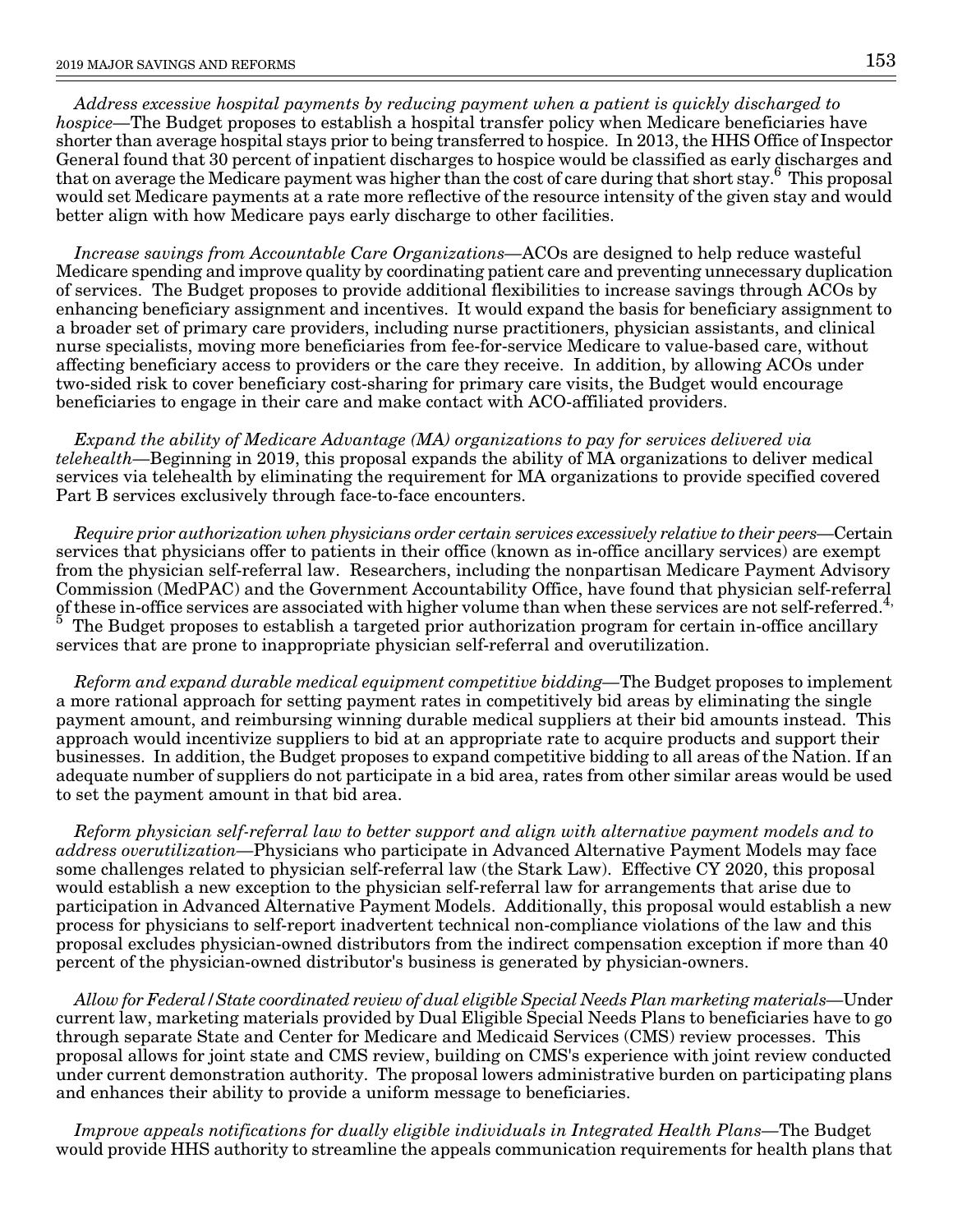*Address excessive hospital payments by reducing payment when a patient is quickly discharged to hospice*—The Budget proposes to establish a hospital transfer policy when Medicare beneficiaries have shorter than average hospital stays prior to being transferred to hospice. In 2013, the HHS Office of Inspector General found that 30 percent of inpatient discharges to hospice would be classified as early discharges and that on average the Medicare payment was higher than the cost of care during that short stay.[6] This proposal would set Medicare payments at a rate more reflective of the resource intensity of the given stay and would better align with how Medicare pays early discharge to other facilities.

*Increase savings from Accountable Care Organizations*—ACOs are designed to help reduce wasteful Medicare spending and improve quality by coordinating patient care and preventing unnecessary duplication of services. The Budget proposes to provide additional flexibilities to increase savings through ACOs by enhancing beneficiary assignment and incentives. It would expand the basis for beneficiary assignment to a broader set of primary care providers, including nurse practitioners, physician assistants, and clinical nurse specialists, moving more beneficiaries from fee-for-service Medicare to value-based care, without affecting beneficiary access to providers or the care they receive. In addition, by allowing ACOs under two-sided risk to cover beneficiary cost-sharing for primary care visits, the Budget would encourage beneficiaries to engage in their care and make contact with ACO-affiliated providers.

*Expand the ability of Medicare Advantage (MA) organizations to pay for services delivered via telehealth*—Beginning in 2019, this proposal expands the ability of MA organizations to deliver medical services via telehealth by eliminating the requirement for MA organizations to provide specified covered Part B services exclusively through face-to-face encounters.

*Require prior authorization when physicians order certain services excessively relative to their peers*—Certain services that physicians offer to patients in their office (known as in-office ancillary services) are exempt from the physician self-referral law. Researchers, including the nonpartisan Medicare Payment Advisory Commission (MedPAC) and the Government Accountability Office, have found that physician self-referral of these in-office services are associated with higher volume than when these services are not self-referred.[4, 5] The Budget proposes to establish a targeted prior authorization program for certain in-office ancillary services that are prone to inappropriate physician self-referral and overutilization.

*Reform and expand durable medical equipment competitive bidding*—The Budget proposes to implement a more rational approach for setting payment rates in competitively bid areas by eliminating the single payment amount, and reimbursing winning durable medical suppliers at their bid amounts instead. This approach would incentivize suppliers to bid at an appropriate rate to acquire products and support their businesses. In addition, the Budget proposes to expand competitive bidding to all areas of the Nation. If an adequate number of suppliers do not participate in a bid area, rates from other similar areas would be used to set the payment amount in that bid area.

*Reform physician self-referral law to better support and align with alternative payment models and to address overutilization*—Physicians who participate in Advanced Alternative Payment Models may face some challenges related to physician self-referral law (the Stark Law). Effective CY 2020, this proposal would establish a new exception to the physician self-referral law for arrangements that arise due to participation in Advanced Alternative Payment Models. Additionally, this proposal would establish a new process for physicians to self-report inadvertent technical non-compliance violations of the law and this proposal excludes physician-owned distributors from the indirect compensation exception if more than 40 percent of the physician-owned distributor's business is generated by physician-owners.

*Allow for Federal/State coordinated review of dual eligible Special Needs Plan marketing materials*—Under current law, marketing materials provided by Dual Eligible Special Needs Plans to beneficiaries have to go through separate State and Center for Medicare and Medicaid Services (CMS) review processes. This proposal allows for joint state and CMS review, building on CMS's experience with joint review conducted under current demonstration authority. The proposal lowers administrative burden on participating plans and enhances their ability to provide a uniform message to beneficiaries.

*Improve appeals notifications for dually eligible individuals in Integrated Health Plans*—The Budget would provide HHS authority to streamline the appeals communication requirements for health plans that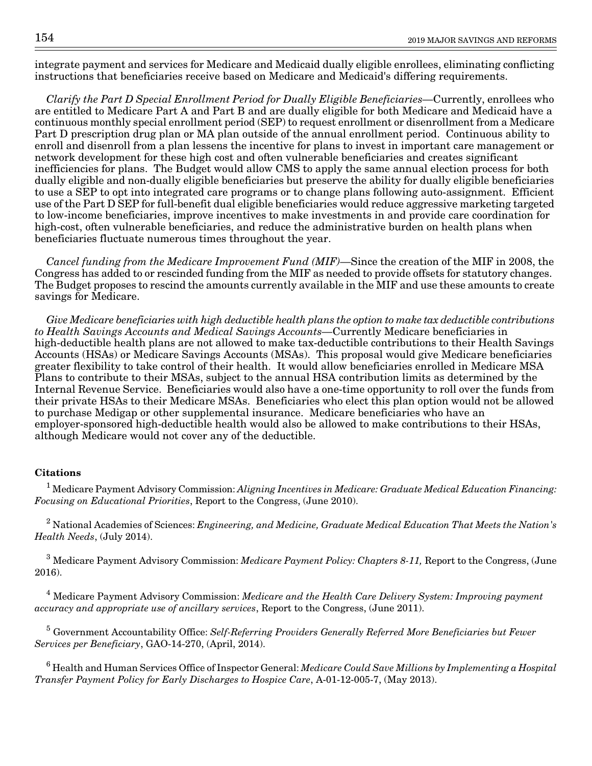integrate payment and services for Medicare and Medicaid dually eligible enrollees, eliminating conflicting instructions that beneficiaries receive based on Medicare and Medicaid's differing requirements.

*Clarify the Part D Special Enrollment Period for Dually Eligible Beneficiaries*—Currently, enrollees who are entitled to Medicare Part A and Part B and are dually eligible for both Medicare and Medicaid have a continuous monthly special enrollment period (SEP) to request enrollment or disenrollment from a Medicare Part D prescription drug plan or MA plan outside of the annual enrollment period. Continuous ability to enroll and disenroll from a plan lessens the incentive for plans to invest in important care management or network development for these high cost and often vulnerable beneficiaries and creates significant inefficiencies for plans. The Budget would allow CMS to apply the same annual election process for both dually eligible and non-dually eligible beneficiaries but preserve the ability for dually eligible beneficiaries to use a SEP to opt into integrated care programs or to change plans following auto-assignment. Efficient use of the Part D SEP for full-benefit dual eligible beneficiaries would reduce aggressive marketing targeted to low-income beneficiaries, improve incentives to make investments in and provide care coordination for high-cost, often vulnerable beneficiaries, and reduce the administrative burden on health plans when beneficiaries fluctuate numerous times throughout the year.

*Cancel funding from the Medicare Improvement Fund (MIF)*—Since the creation of the MIF in 2008, the Congress has added to or rescinded funding from the MIF as needed to provide offsets for statutory changes. The Budget proposes to rescind the amounts currently available in the MIF and use these amounts to create savings for Medicare.

*Give Medicare beneficiaries with high deductible health plans the option to make tax deductible contributions to Health Savings Accounts and Medical Savings Accounts*—Currently Medicare beneficiaries in high-deductible health plans are not allowed to make tax-deductible contributions to their Health Savings Accounts (HSAs) or Medicare Savings Accounts (MSAs). This proposal would give Medicare beneficiaries greater flexibility to take control of their health. It would allow beneficiaries enrolled in Medicare MSA Plans to contribute to their MSAs, subject to the annual HSA contribution limits as determined by the Internal Revenue Service. Beneficiaries would also have a one-time opportunity to roll over the funds from their private HSAs to their Medicare MSAs. Beneficiaries who elect this plan option would not be allowed to purchase Medigap or other supplemental insurance. Medicare beneficiaries who have an employer-sponsored high-deductible health would also be allowed to make contributions to their HSAs, although Medicare would not cover any of the deductible.

**Citations**

[1] Medicare Payment Advisory Commission: *Aligning Incentives in Medicare: Graduate Medical Education Financing: Focusing on Educational Priorities*, Report to the Congress, (June 2010).

[2] National Academies of Sciences: *Engineering, and Medicine, Graduate Medical Education That Meets the Nation's Health Needs*, (July 2014).

[3] Medicare Payment Advisory Commission: *Medicare Payment Policy: Chapters 8-11,* Report to the Congress, (June 2016).

[4] Medicare Payment Advisory Commission: *Medicare and the Health Care Delivery System: Improving payment accuracy and appropriate use of ancillary services*, Report to the Congress, (June 2011).

[5] Government Accountability Office: *Self-Referring Providers Generally Referred More Beneficiaries but Fewer Services per Beneficiary*, GAO-14-270, (April, 2014).

[6] Health and Human Services Office of Inspector General: *Medicare Could Save Millions by Implementing a Hospital Transfer Payment Policy for Early Discharges to Hospice Care*, A-01-12-005-7, (May 2013).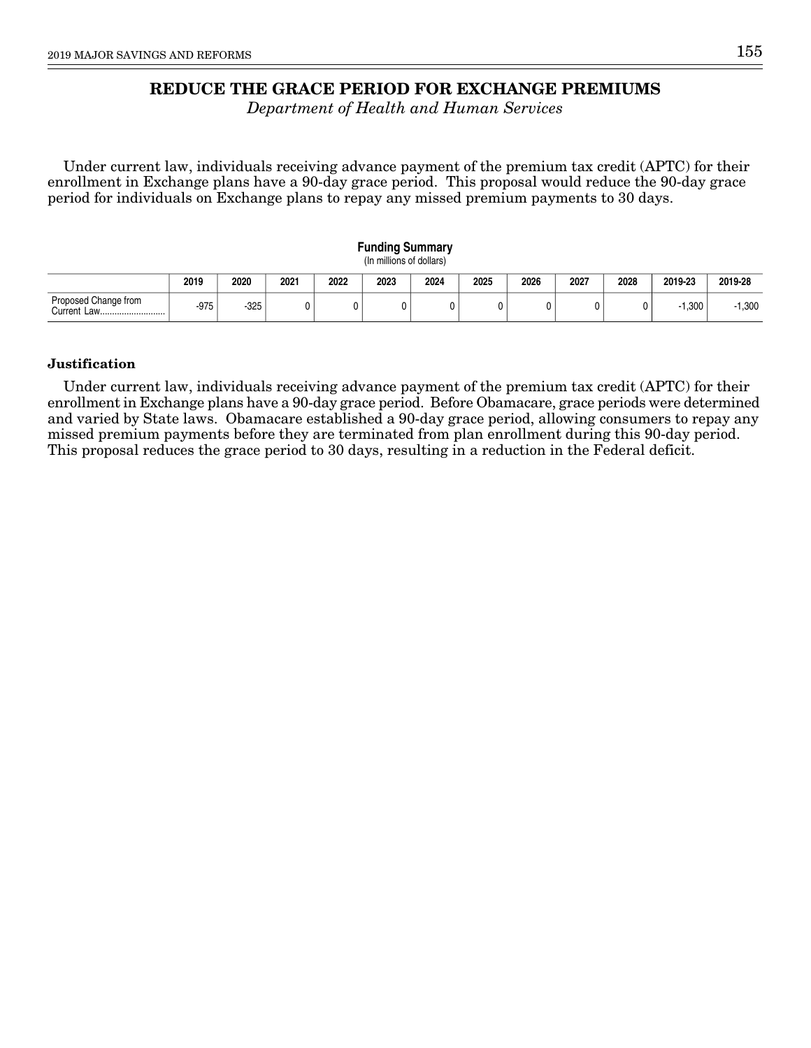# REDUCE THE GRACE PERIOD FOR EXCHANGE PREMIUMS

*Department of Health and Human Services*

Under current law, individuals receiving advance payment of the premium tax credit (APTC) for their enrollment in Exchange plans have a 90-day grace period. This proposal would reduce the 90-day grace period for individuals on Exchange plans to repay any missed premium payments to 30 days.

**Funding Summary**
(In millions of dollars)

| | 2019 | 2020 | 2021 | 2022 | 2023 | 2024 | 2025 | 2026 | 2027 | 2028 | 2019-23 | 2019-28 |
|---|---|---|---|---|---|---|---|---|---|---|---|---|
| Proposed Change from Current Law | -975 | -325 | 0 | 0 | 0 | 0 | 0 | 0 | 0 | 0 | -1,300 | -1,300 |

**Justification**

Under current law, individuals receiving advance payment of the premium tax credit (APTC) for their enrollment in Exchange plans have a 90-day grace period. Before Obamacare, grace periods were determined and varied by State laws. Obamacare established a 90-day grace period, allowing consumers to repay any missed premium payments before they are terminated from plan enrollment during this 90-day period. This proposal reduces the grace period to 30 days, resulting in a reduction in the Federal deficit.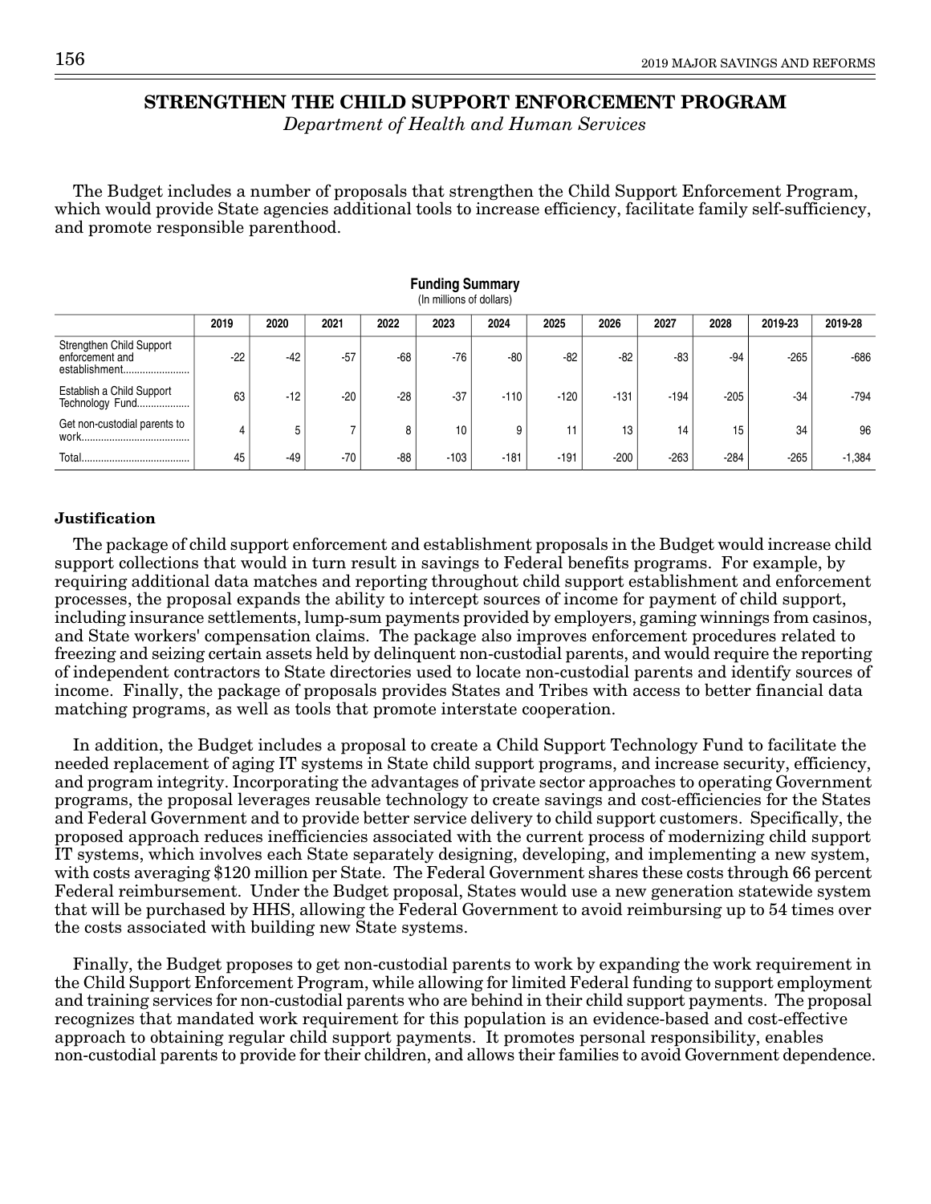# STRENGTHEN THE CHILD SUPPORT ENFORCEMENT PROGRAM

*Department of Health and Human Services*

The Budget includes a number of proposals that strengthen the Child Support Enforcement Program, which would provide State agencies additional tools to increase efficiency, facilitate family self-sufficiency, and promote responsible parenthood.

**Funding Summary**
(In millions of dollars)

| | 2019 | 2020 | 2021 | 2022 | 2023 | 2024 | 2025 | 2026 | 2027 | 2028 | 2019-23 | 2019-28 |
|---|---|---|---|---|---|---|---|---|---|---|---|---|
| Strengthen Child Support enforcement and establishment | -22 | -42 | -57 | -68 | -76 | -80 | -82 | -82 | -83 | -94 | -265 | -686 |
| Establish a Child Support Technology Fund | 63 | -12 | -20 | -28 | -37 | -110 | -120 | -131 | -194 | -205 | -34 | -794 |
| Get non-custodial parents to work | 4 | 5 | 7 | 8 | 10 | 9 | 11 | 13 | 14 | 15 | 34 | 96 |
| Total | 45 | -49 | -70 | -88 | -103 | -181 | -191 | -200 | -263 | -284 | -265 | -1,384 |

### Justification

The package of child support enforcement and establishment proposals in the Budget would increase child support collections that would in turn result in savings to Federal benefits programs. For example, by requiring additional data matches and reporting throughout child support establishment and enforcement processes, the proposal expands the ability to intercept sources of income for payment of child support, including insurance settlements, lump-sum payments provided by employers, gaming winnings from casinos, and State workers' compensation claims. The package also improves enforcement procedures related to freezing and seizing certain assets held by delinquent non-custodial parents, and would require the reporting of independent contractors to State directories used to locate non-custodial parents and identify sources of income. Finally, the package of proposals provides States and Tribes with access to better financial data matching programs, as well as tools that promote interstate cooperation.

In addition, the Budget includes a proposal to create a Child Support Technology Fund to facilitate the needed replacement of aging IT systems in State child support programs, and increase security, efficiency, and program integrity. Incorporating the advantages of private sector approaches to operating Government programs, the proposal leverages reusable technology to create savings and cost-efficiencies for the States and Federal Government and to provide better service delivery to child support customers. Specifically, the proposed approach reduces inefficiencies associated with the current process of modernizing child support IT systems, which involves each State separately designing, developing, and implementing a new system, with costs averaging $120 million per State. The Federal Government shares these costs through 66 percent Federal reimbursement. Under the Budget proposal, States would use a new generation statewide system that will be purchased by HHS, allowing the Federal Government to avoid reimbursing up to 54 times over the costs associated with building new State systems.

Finally, the Budget proposes to get non-custodial parents to work by expanding the work requirement in the Child Support Enforcement Program, while allowing for limited Federal funding to support employment and training services for non-custodial parents who are behind in their child support payments. The proposal recognizes that mandated work requirement for this population is an evidence-based and cost-effective approach to obtaining regular child support payments. It promotes personal responsibility, enables non-custodial parents to provide for their children, and allows their families to avoid Government dependence.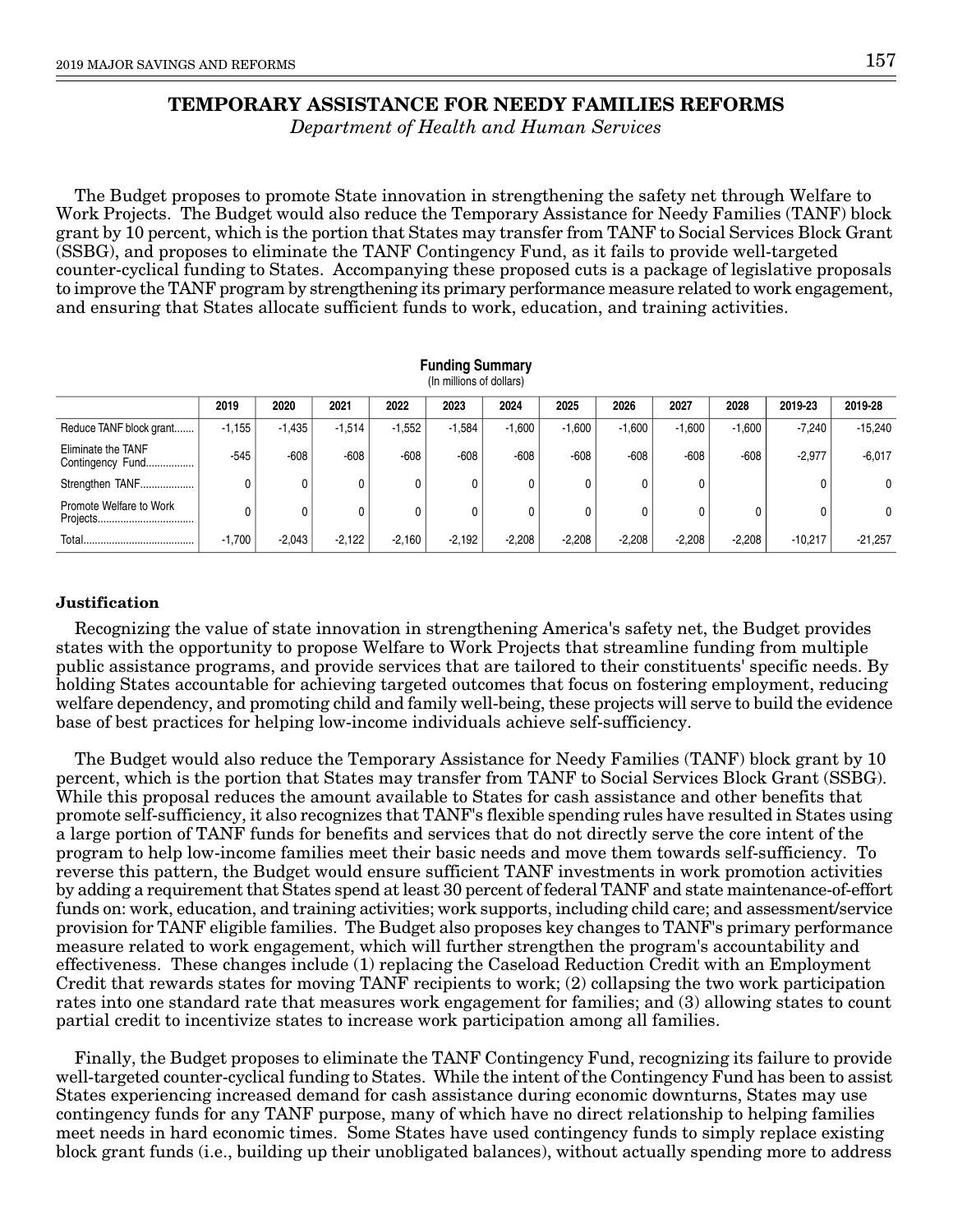# TEMPORARY ASSISTANCE FOR NEEDY FAMILIES REFORMS

*Department of Health and Human Services*

The Budget proposes to promote State innovation in strengthening the safety net through Welfare to Work Projects. The Budget would also reduce the Temporary Assistance for Needy Families (TANF) block grant by 10 percent, which is the portion that States may transfer from TANF to Social Services Block Grant (SSBG), and proposes to eliminate the TANF Contingency Fund, as it fails to provide well-targeted counter-cyclical funding to States. Accompanying these proposed cuts is a package of legislative proposals to improve the TANF program by strengthening its primary performance measure related to work engagement, and ensuring that States allocate sufficient funds to work, education, and training activities.

**Funding Summary**
(In millions of dollars)

| | 2019 | 2020 | 2021 | 2022 | 2023 | 2024 | 2025 | 2026 | 2027 | 2028 | 2019-23 | 2019-28 |
|---|---|---|---|---|---|---|---|---|---|---|---|---|
| Reduce TANF block grant | -1,155 | -1,435 | -1,514 | -1,552 | -1,584 | -1,600 | -1,600 | -1,600 | -1,600 | -1,600 | -7,240 | -15,240 |
| Eliminate the TANF Contingency Fund | -545 | -608 | -608 | -608 | -608 | -608 | -608 | -608 | -608 | -608 | -2,977 | -6,017 |
| Strengthen TANF | 0 | 0 | 0 | 0 | 0 | 0 | 0 | 0 | 0 | | 0 | 0 |
| Promote Welfare to Work Projects | 0 | 0 | 0 | 0 | 0 | 0 | 0 | 0 | 0 | 0 | 0 | 0 |
| Total | -1,700 | -2,043 | -2,122 | -2,160 | -2,192 | -2,208 | -2,208 | -2,208 | -2,208 | -2,208 | -10,217 | -21,257 |

### Justification

Recognizing the value of state innovation in strengthening America's safety net, the Budget provides states with the opportunity to propose Welfare to Work Projects that streamline funding from multiple public assistance programs, and provide services that are tailored to their constituents' specific needs. By holding States accountable for achieving targeted outcomes that focus on fostering employment, reducing welfare dependency, and promoting child and family well-being, these projects will serve to build the evidence base of best practices for helping low-income individuals achieve self-sufficiency.

The Budget would also reduce the Temporary Assistance for Needy Families (TANF) block grant by 10 percent, which is the portion that States may transfer from TANF to Social Services Block Grant (SSBG). While this proposal reduces the amount available to States for cash assistance and other benefits that promote self-sufficiency, it also recognizes that TANF's flexible spending rules have resulted in States using a large portion of TANF funds for benefits and services that do not directly serve the core intent of the program to help low-income families meet their basic needs and move them towards self-sufficiency. To reverse this pattern, the Budget would ensure sufficient TANF investments in work promotion activities by adding a requirement that States spend at least 30 percent of federal TANF and state maintenance-of-effort funds on: work, education, and training activities; work supports, including child care; and assessment/service provision for TANF eligible families. The Budget also proposes key changes to TANF's primary performance measure related to work engagement, which will further strengthen the program's accountability and effectiveness. These changes include (1) replacing the Caseload Reduction Credit with an Employment Credit that rewards states for moving TANF recipients to work; (2) collapsing the two work participation rates into one standard rate that measures work engagement for families; and (3) allowing states to count partial credit to incentivize states to increase work participation among all families.

Finally, the Budget proposes to eliminate the TANF Contingency Fund, recognizing its failure to provide well-targeted counter-cyclical funding to States. While the intent of the Contingency Fund has been to assist States experiencing increased demand for cash assistance during economic downturns, States may use contingency funds for any TANF purpose, many of which have no direct relationship to helping families meet needs in hard economic times. Some States have used contingency funds to simply replace existing block grant funds (i.e., building up their unobligated balances), without actually spending more to address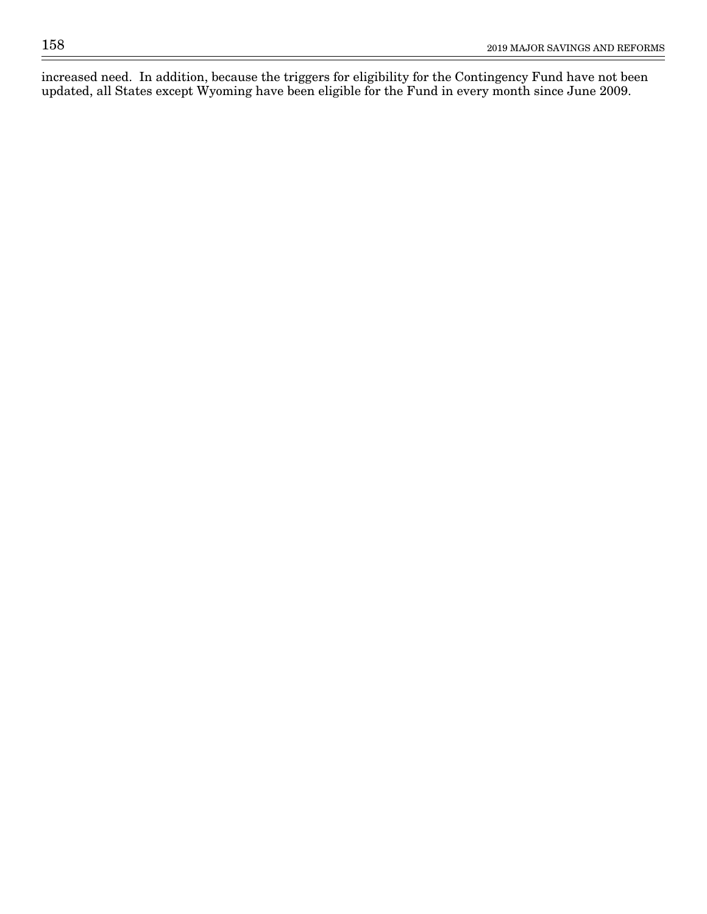increased need. In addition, because the triggers for eligibility for the Contingency Fund have not been updated, all States except Wyoming have been eligible for the Fund in every month since June 2009.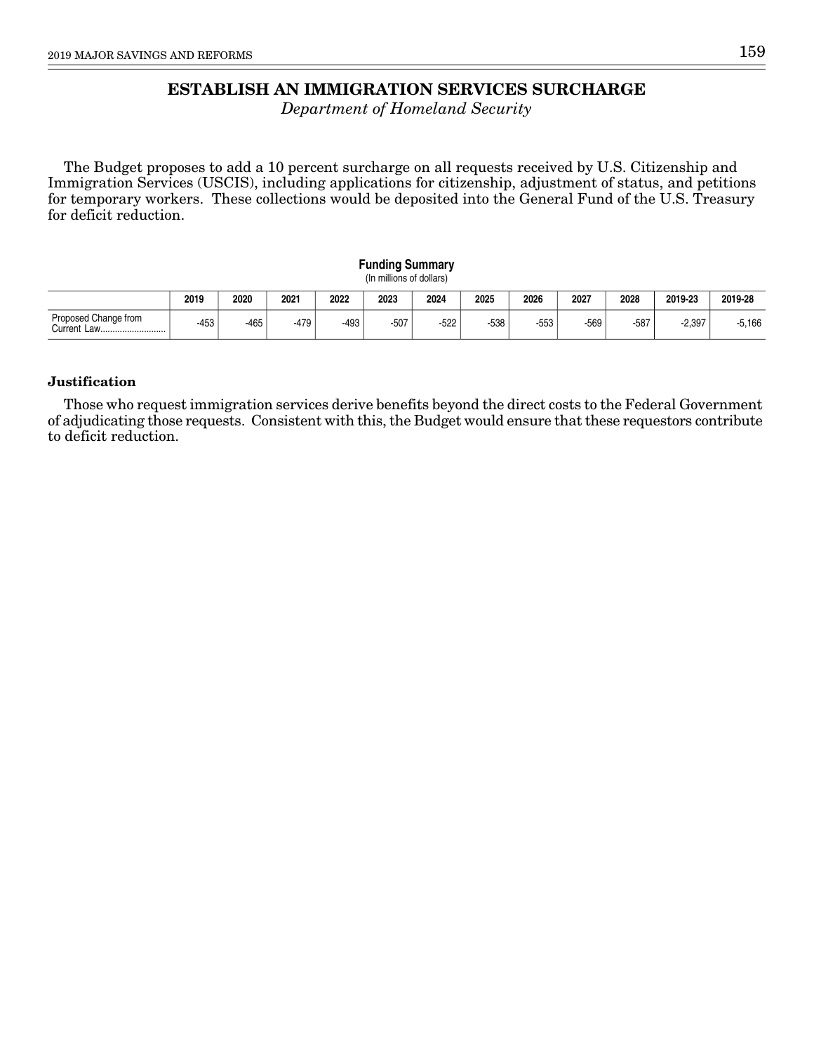# ESTABLISH AN IMMIGRATION SERVICES SURCHARGE

*Department of Homeland Security*

The Budget proposes to add a 10 percent surcharge on all requests received by U.S. Citizenship and Immigration Services (USCIS), including applications for citizenship, adjustment of status, and petitions for temporary workers. These collections would be deposited into the General Fund of the U.S. Treasury for deficit reduction.

**Funding Summary**
(In millions of dollars)

| | 2019 | 2020 | 2021 | 2022 | 2023 | 2024 | 2025 | 2026 | 2027 | 2028 | 2019-23 | 2019-28 |
|---|---|---|---|---|---|---|---|---|---|---|---|---|
| Proposed Change from Current Law | -453 | -465 | -479 | -493 | -507 | -522 | -538 | -553 | -569 | -587 | -2,397 | -5,166 |

### Justification

Those who request immigration services derive benefits beyond the direct costs to the Federal Government of adjudicating those requests. Consistent with this, the Budget would ensure that these requestors contribute to deficit reduction.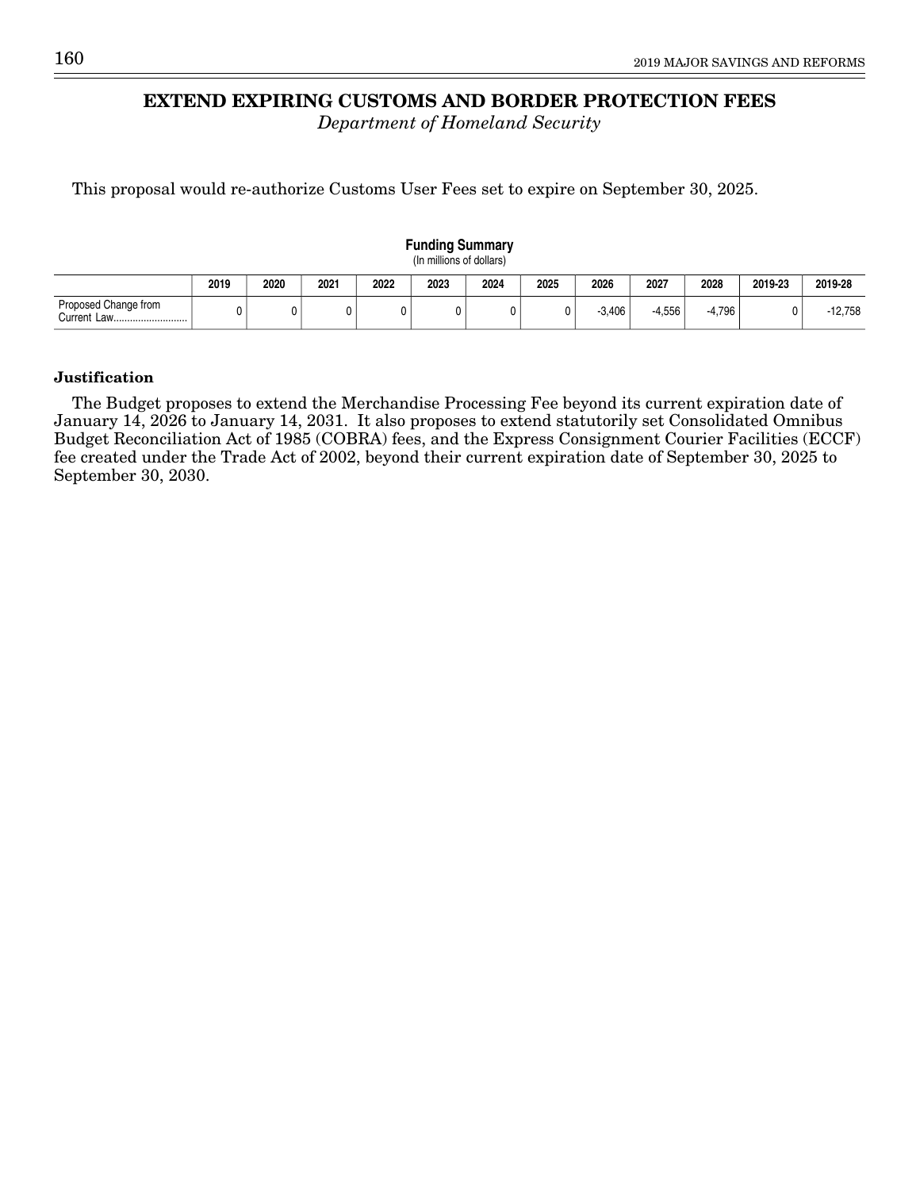# EXTEND EXPIRING CUSTOMS AND BORDER PROTECTION FEES

*Department of Homeland Security*

This proposal would re-authorize Customs User Fees set to expire on September 30, 2025.

**Funding Summary**
(In millions of dollars)

| | 2019 | 2020 | 2021 | 2022 | 2023 | 2024 | 2025 | 2026 | 2027 | 2028 | 2019-23 | 2019-28 |
|---|---|---|---|---|---|---|---|---|---|---|---|---|
| Proposed Change from Current Law | 0 | 0 | 0 | 0 | 0 | 0 | 0 | -3,406 | -4,556 | -4,796 | 0 | -12,758 |

**Justification**

The Budget proposes to extend the Merchandise Processing Fee beyond its current expiration date of January 14, 2026 to January 14, 2031. It also proposes to extend statutorily set Consolidated Omnibus Budget Reconciliation Act of 1985 (COBRA) fees, and the Express Consignment Courier Facilities (ECCF) fee created under the Trade Act of 2002, beyond their current expiration date of September 30, 2025 to September 30, 2030.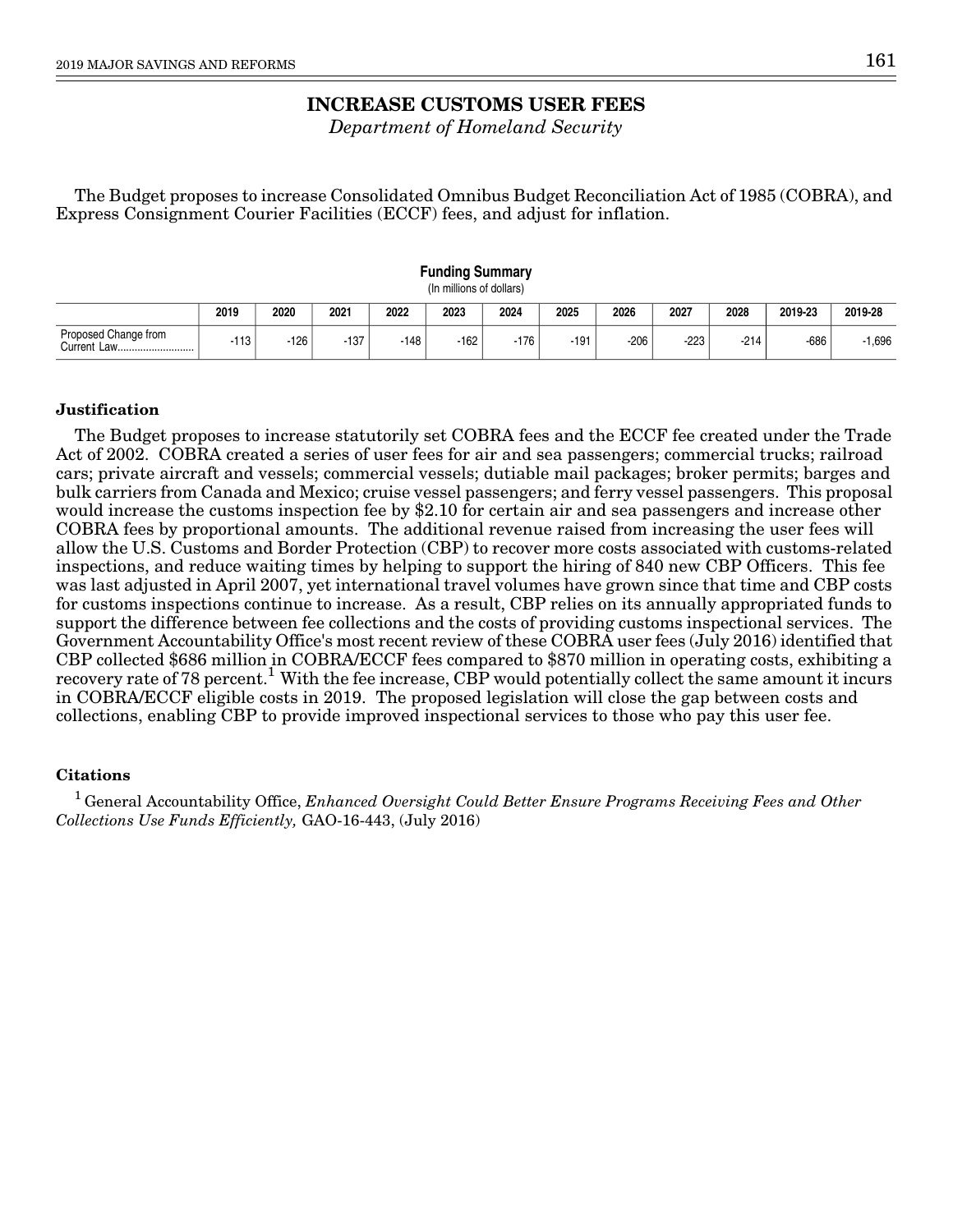# INCREASE CUSTOMS USER FEES

*Department of Homeland Security*

The Budget proposes to increase Consolidated Omnibus Budget Reconciliation Act of 1985 (COBRA), and Express Consignment Courier Facilities (ECCF) fees, and adjust for inflation.

**Funding Summary**
(In millions of dollars)

| | 2019 | 2020 | 2021 | 2022 | 2023 | 2024 | 2025 | 2026 | 2027 | 2028 | 2019-23 | 2019-28 |
|---|---|---|---|---|---|---|---|---|---|---|---|---|
| Proposed Change from Current Law | -113 | -126 | -137 | -148 | -162 | -176 | -191 | -206 | -223 | -214 | -686 | -1,696 |

### Justification

The Budget proposes to increase statutorily set COBRA fees and the ECCF fee created under the Trade Act of 2002. COBRA created a series of user fees for air and sea passengers; commercial trucks; railroad cars; private aircraft and vessels; commercial vessels; dutiable mail packages; broker permits; barges and bulk carriers from Canada and Mexico; cruise vessel passengers; and ferry vessel passengers. This proposal would increase the customs inspection fee by $2.10 for certain air and sea passengers and increase other COBRA fees by proportional amounts. The additional revenue raised from increasing the user fees will allow the U.S. Customs and Border Protection (CBP) to recover more costs associated with customs-related inspections, and reduce waiting times by helping to support the hiring of 840 new CBP Officers. This fee was last adjusted in April 2007, yet international travel volumes have grown since that time and CBP costs for customs inspections continue to increase. As a result, CBP relies on its annually appropriated funds to support the difference between fee collections and the costs of providing customs inspectional services. The Government Accountability Office's most recent review of these COBRA user fees (July 2016) identified that CBP collected $686 million in COBRA/ECCF fees compared to $870 million in operating costs, exhibiting a recovery rate of 78 percent.[1] With the fee increase, CBP would potentially collect the same amount it incurs in COBRA/ECCF eligible costs in 2019. The proposed legislation will close the gap between costs and collections, enabling CBP to provide improved inspectional services to those who pay this user fee.

### Citations

[1] General Accountability Office, *Enhanced Oversight Could Better Ensure Programs Receiving Fees and Other Collections Use Funds Efficiently,* GAO-16-443, (July 2016)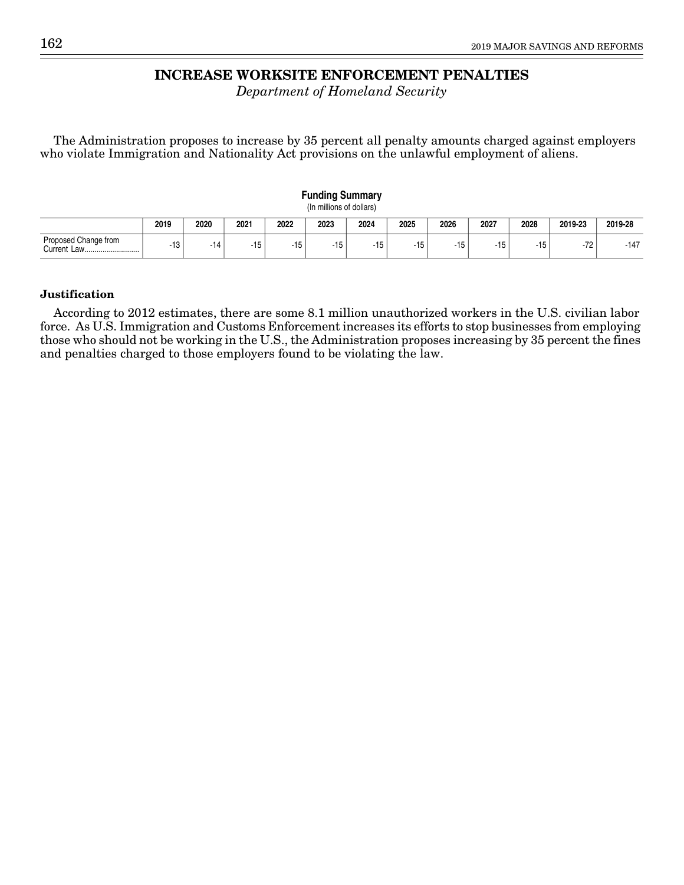# INCREASE WORKSITE ENFORCEMENT PENALTIES

*Department of Homeland Security*

The Administration proposes to increase by 35 percent all penalty amounts charged against employers who violate Immigration and Nationality Act provisions on the unlawful employment of aliens.

**Funding Summary**
(In millions of dollars)

| | 2019 | 2020 | 2021 | 2022 | 2023 | 2024 | 2025 | 2026 | 2027 | 2028 | 2019-23 | 2019-28 |
|---|---|---|---|---|---|---|---|---|---|---|---|---|
| Proposed Change from Current Law........................... | -13 | -14 | -15 | -15 | -15 | -15 | -15 | -15 | -15 | -15 | -72 | -147 |

**Justification**

According to 2012 estimates, there are some 8.1 million unauthorized workers in the U.S. civilian labor force. As U.S. Immigration and Customs Enforcement increases its efforts to stop businesses from employing those who should not be working in the U.S., the Administration proposes increasing by 35 percent the fines and penalties charged to those employers found to be violating the law.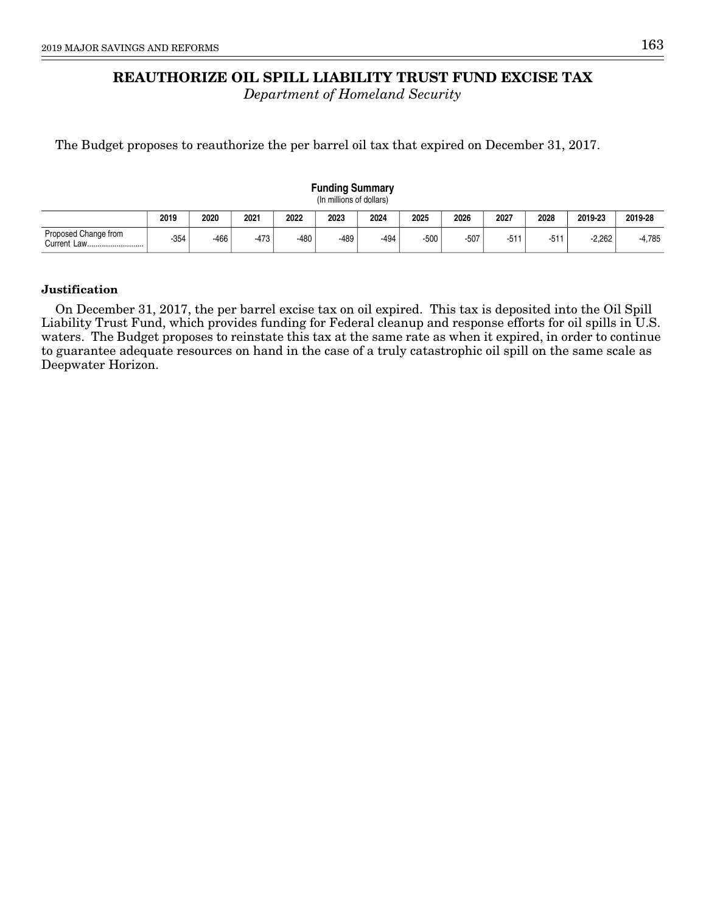# REAUTHORIZE OIL SPILL LIABILITY TRUST FUND EXCISE TAX

*Department of Homeland Security*

The Budget proposes to reauthorize the per barrel oil tax that expired on December 31, 2017.

**Funding Summary**
(In millions of dollars)

| | 2019 | 2020 | 2021 | 2022 | 2023 | 2024 | 2025 | 2026 | 2027 | 2028 | 2019-23 | 2019-28 |
|---|---|---|---|---|---|---|---|---|---|---|---|---|
| Proposed Change from Current Law........................... | -354 | -466 | -473 | -480 | -489 | -494 | -500 | -507 | -511 | -511 | -2,262 | -4,785 |

**Justification**

On December 31, 2017, the per barrel excise tax on oil expired. This tax is deposited into the Oil Spill Liability Trust Fund, which provides funding for Federal cleanup and response efforts for oil spills in U.S. waters. The Budget proposes to reinstate this tax at the same rate as when it expired, in order to continue to guarantee adequate resources on hand in the case of a truly catastrophic oil spill on the same scale as Deepwater Horizon.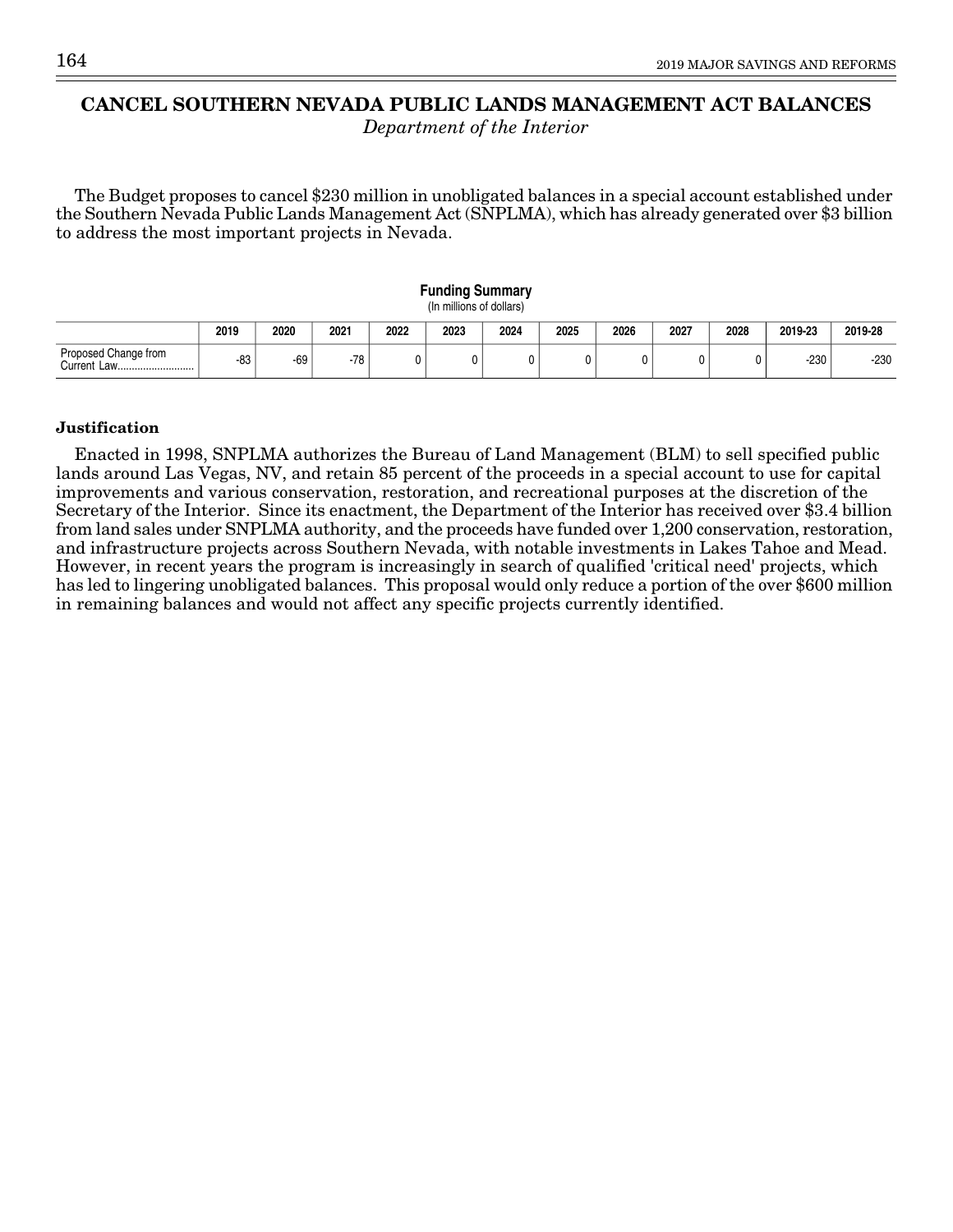# CANCEL SOUTHERN NEVADA PUBLIC LANDS MANAGEMENT ACT BALANCES

*Department of the Interior*

The Budget proposes to cancel $230 million in unobligated balances in a special account established under the Southern Nevada Public Lands Management Act (SNPLMA), which has already generated over $3 billion to address the most important projects in Nevada.

**Funding Summary**
(In millions of dollars)

| | 2019 | 2020 | 2021 | 2022 | 2023 | 2024 | 2025 | 2026 | 2027 | 2028 | 2019-23 | 2019-28 |
|---|---|---|---|---|---|---|---|---|---|---|---|---|
| Proposed Change from Current Law | -83 | -69 | -78 | 0 | 0 | 0 | 0 | 0 | 0 | 0 | -230 | -230 |

### Justification

Enacted in 1998, SNPLMA authorizes the Bureau of Land Management (BLM) to sell specified public lands around Las Vegas, NV, and retain 85 percent of the proceeds in a special account to use for capital improvements and various conservation, restoration, and recreational purposes at the discretion of the Secretary of the Interior. Since its enactment, the Department of the Interior has received over $3.4 billion from land sales under SNPLMA authority, and the proceeds have funded over 1,200 conservation, restoration, and infrastructure projects across Southern Nevada, with notable investments in Lakes Tahoe and Mead. However, in recent years the program is increasingly in search of qualified 'critical need' projects, which has led to lingering unobligated balances. This proposal would only reduce a portion of the over $600 million in remaining balances and would not affect any specific projects currently identified.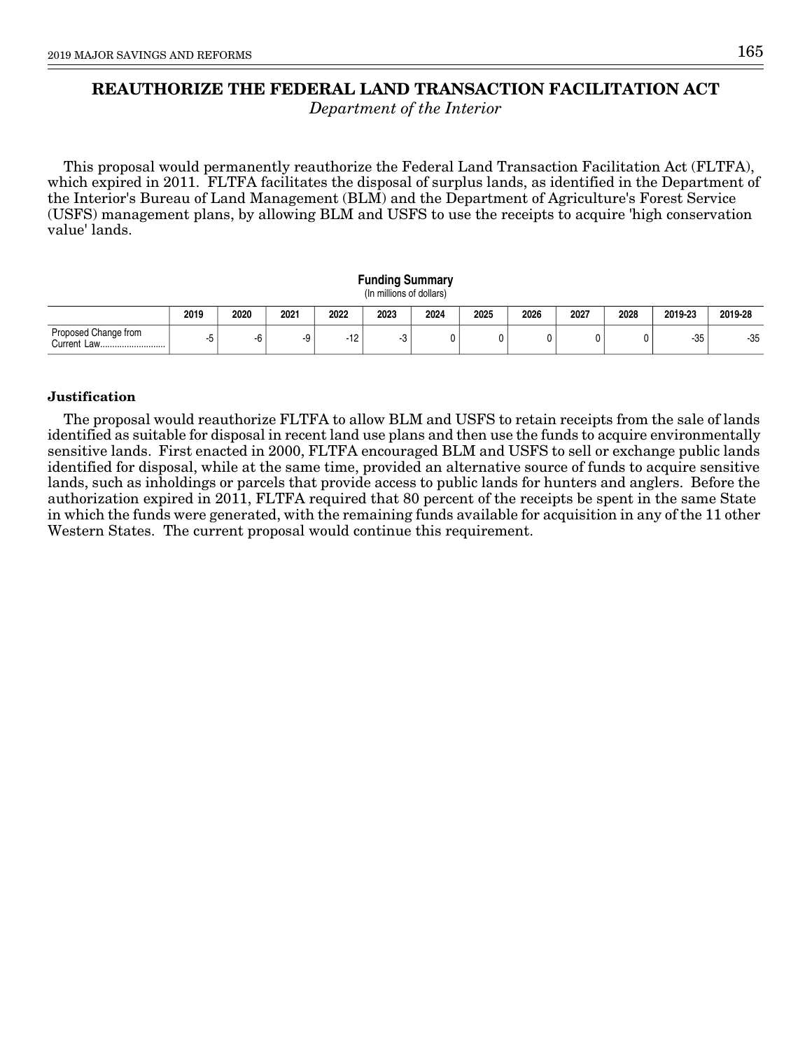# REAUTHORIZE THE FEDERAL LAND TRANSACTION FACILITATION ACT

*Department of the Interior*

This proposal would permanently reauthorize the Federal Land Transaction Facilitation Act (FLTFA), which expired in 2011. FLTFA facilitates the disposal of surplus lands, as identified in the Department of the Interior's Bureau of Land Management (BLM) and the Department of Agriculture's Forest Service (USFS) management plans, by allowing BLM and USFS to use the receipts to acquire 'high conservation value' lands.

**Funding Summary**
(In millions of dollars)

| | 2019 | 2020 | 2021 | 2022 | 2023 | 2024 | 2025 | 2026 | 2027 | 2028 | 2019-23 | 2019-28 |
|---|---|---|---|---|---|---|---|---|---|---|---|---|
| Proposed Change from Current Law | -5 | -6 | -9 | -12 | -3 | 0 | 0 | 0 | 0 | 0 | -35 | -35 |

### Justification

The proposal would reauthorize FLTFA to allow BLM and USFS to retain receipts from the sale of lands identified as suitable for disposal in recent land use plans and then use the funds to acquire environmentally sensitive lands. First enacted in 2000, FLTFA encouraged BLM and USFS to sell or exchange public lands identified for disposal, while at the same time, provided an alternative source of funds to acquire sensitive lands, such as inholdings or parcels that provide access to public lands for hunters and anglers. Before the authorization expired in 2011, FLTFA required that 80 percent of the receipts be spent in the same State in which the funds were generated, with the remaining funds available for acquisition in any of the 11 other Western States. The current proposal would continue this requirement.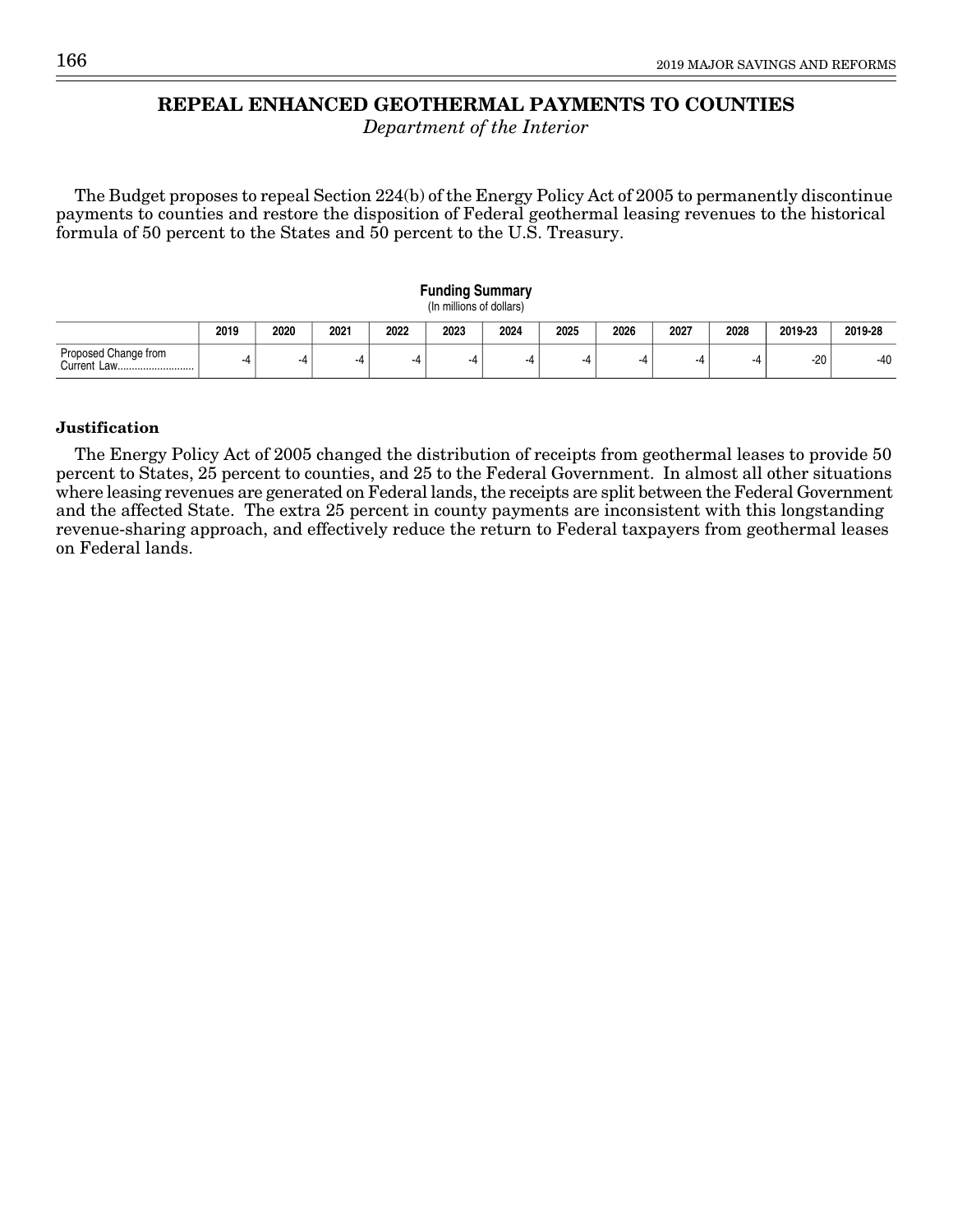# REPEAL ENHANCED GEOTHERMAL PAYMENTS TO COUNTIES

*Department of the Interior*

The Budget proposes to repeal Section 224(b) of the Energy Policy Act of 2005 to permanently discontinue payments to counties and restore the disposition of Federal geothermal leasing revenues to the historical formula of 50 percent to the States and 50 percent to the U.S. Treasury.

**Funding Summary**
(In millions of dollars)

| | 2019 | 2020 | 2021 | 2022 | 2023 | 2024 | 2025 | 2026 | 2027 | 2028 | 2019-23 | 2019-28 |
|---|---|---|---|---|---|---|---|---|---|---|---|---|
| Proposed Change from Current Law........................... | -4 | -4 | -4 | -4 | -4 | -4 | -4 | -4 | -4 | -4 | -20 | -40 |

**Justification**

The Energy Policy Act of 2005 changed the distribution of receipts from geothermal leases to provide 50 percent to States, 25 percent to counties, and 25 to the Federal Government. In almost all other situations where leasing revenues are generated on Federal lands, the receipts are split between the Federal Government and the affected State. The extra 25 percent in county payments are inconsistent with this longstanding revenue-sharing approach, and effectively reduce the return to Federal taxpayers from geothermal leases on Federal lands.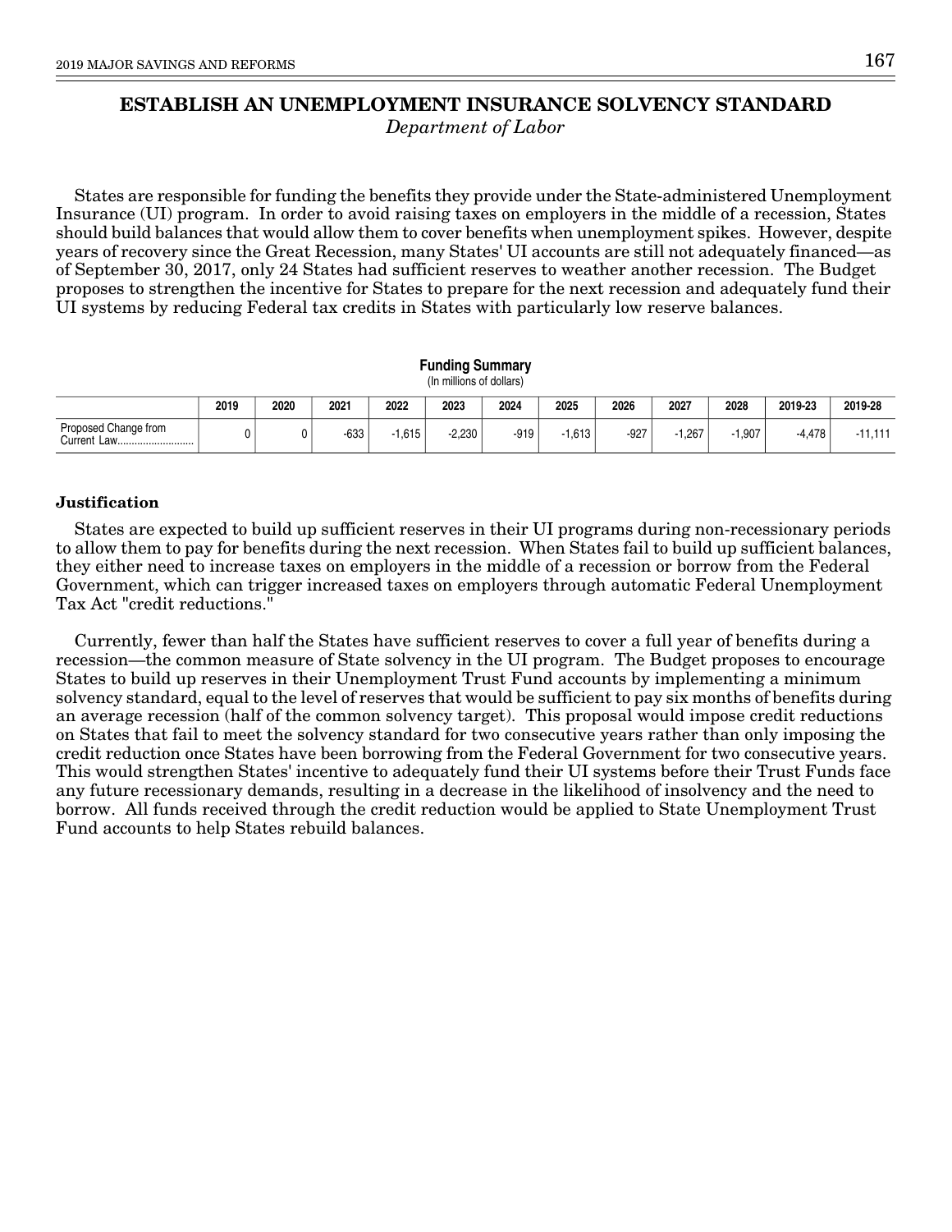# ESTABLISH AN UNEMPLOYMENT INSURANCE SOLVENCY STANDARD

*Department of Labor*

States are responsible for funding the benefits they provide under the State-administered Unemployment Insurance (UI) program. In order to avoid raising taxes on employers in the middle of a recession, States should build balances that would allow them to cover benefits when unemployment spikes. However, despite years of recovery since the Great Recession, many States' UI accounts are still not adequately financed—as of September 30, 2017, only 24 States had sufficient reserves to weather another recession. The Budget proposes to strengthen the incentive for States to prepare for the next recession and adequately fund their UI systems by reducing Federal tax credits in States with particularly low reserve balances.

**Funding Summary**
(In millions of dollars)

| | 2019 | 2020 | 2021 | 2022 | 2023 | 2024 | 2025 | 2026 | 2027 | 2028 | 2019-23 | 2019-28 |
|---|---|---|---|---|---|---|---|---|---|---|---|---|
| Proposed Change from Current Law........................... | 0 | 0 | -633 | -1,615 | -2,230 | -919 | -1,613 | -927 | -1,267 | -1,907 | -4,478 | -11,111 |

**Justification**

States are expected to build up sufficient reserves in their UI programs during non-recessionary periods to allow them to pay for benefits during the next recession. When States fail to build up sufficient balances, they either need to increase taxes on employers in the middle of a recession or borrow from the Federal Government, which can trigger increased taxes on employers through automatic Federal Unemployment Tax Act "credit reductions."

Currently, fewer than half the States have sufficient reserves to cover a full year of benefits during a recession—the common measure of State solvency in the UI program. The Budget proposes to encourage States to build up reserves in their Unemployment Trust Fund accounts by implementing a minimum solvency standard, equal to the level of reserves that would be sufficient to pay six months of benefits during an average recession (half of the common solvency target). This proposal would impose credit reductions on States that fail to meet the solvency standard for two consecutive years rather than only imposing the credit reduction once States have been borrowing from the Federal Government for two consecutive years. This would strengthen States' incentive to adequately fund their UI systems before their Trust Funds face any future recessionary demands, resulting in a decrease in the likelihood of insolvency and the need to borrow. All funds received through the credit reduction would be applied to State Unemployment Trust Fund accounts to help States rebuild balances.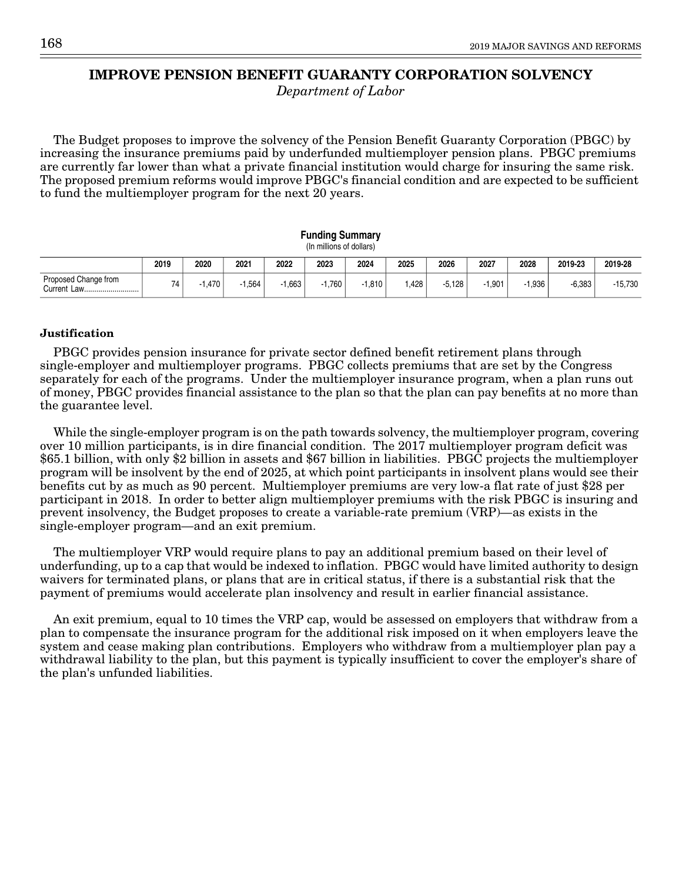# IMPROVE PENSION BENEFIT GUARANTY CORPORATION SOLVENCY

*Department of Labor*

The Budget proposes to improve the solvency of the Pension Benefit Guaranty Corporation (PBGC) by increasing the insurance premiums paid by underfunded multiemployer pension plans. PBGC premiums are currently far lower than what a private financial institution would charge for insuring the same risk. The proposed premium reforms would improve PBGC's financial condition and are expected to be sufficient to fund the multiemployer program for the next 20 years.

**Funding Summary**
(In millions of dollars)

| | 2019 | 2020 | 2021 | 2022 | 2023 | 2024 | 2025 | 2026 | 2027 | 2028 | 2019-23 | 2019-28 |
|---|---|---|---|---|---|---|---|---|---|---|---|---|
| Proposed Change from Current Law | 74 | -1,470 | -1,564 | -1,663 | -1,760 | -1,810 | 1,428 | -5,128 | -1,901 | -1,936 | -6,383 | -15,730 |

### Justification

PBGC provides pension insurance for private sector defined benefit retirement plans through single-employer and multiemployer programs. PBGC collects premiums that are set by the Congress separately for each of the programs. Under the multiemployer insurance program, when a plan runs out of money, PBGC provides financial assistance to the plan so that the plan can pay benefits at no more than the guarantee level.

While the single-employer program is on the path towards solvency, the multiemployer program, covering over 10 million participants, is in dire financial condition. The 2017 multiemployer program deficit was $65.1 billion, with only $2 billion in assets and $67 billion in liabilities. PBGC projects the multiemployer program will be insolvent by the end of 2025, at which point participants in insolvent plans would see their benefits cut by as much as 90 percent. Multiemployer premiums are very low-a flat rate of just $28 per participant in 2018. In order to better align multiemployer premiums with the risk PBGC is insuring and prevent insolvency, the Budget proposes to create a variable-rate premium (VRP)—as exists in the single-employer program—and an exit premium.

The multiemployer VRP would require plans to pay an additional premium based on their level of underfunding, up to a cap that would be indexed to inflation. PBGC would have limited authority to design waivers for terminated plans, or plans that are in critical status, if there is a substantial risk that the payment of premiums would accelerate plan insolvency and result in earlier financial assistance.

An exit premium, equal to 10 times the VRP cap, would be assessed on employers that withdraw from a plan to compensate the insurance program for the additional risk imposed on it when employers leave the system and cease making plan contributions. Employers who withdraw from a multiemployer plan pay a withdrawal liability to the plan, but this payment is typically insufficient to cover the employer's share of the plan's unfunded liabilities.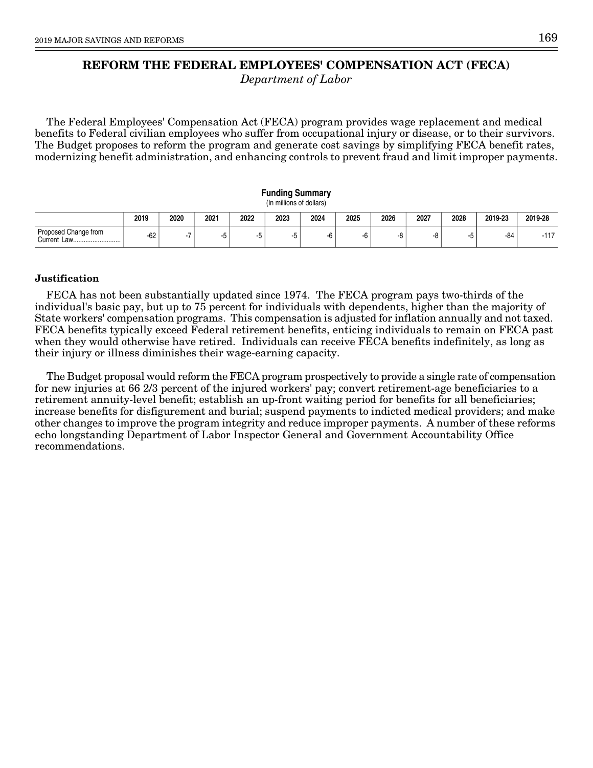# REFORM THE FEDERAL EMPLOYEES' COMPENSATION ACT (FECA)

*Department of Labor*

The Federal Employees' Compensation Act (FECA) program provides wage replacement and medical benefits to Federal civilian employees who suffer from occupational injury or disease, or to their survivors. The Budget proposes to reform the program and generate cost savings by simplifying FECA benefit rates, modernizing benefit administration, and enhancing controls to prevent fraud and limit improper payments.

**Funding Summary**
(In millions of dollars)

| | 2019 | 2020 | 2021 | 2022 | 2023 | 2024 | 2025 | 2026 | 2027 | 2028 | 2019-23 | 2019-28 |
|---|---|---|---|---|---|---|---|---|---|---|---|---|
| Proposed Change from Current Law | -62 | -7 | -5 | -5 | -5 | -6 | -6 | -8 | -8 | -5 | -84 | -117 |

**Justification**

FECA has not been substantially updated since 1974. The FECA program pays two-thirds of the individual's basic pay, but up to 75 percent for individuals with dependents, higher than the majority of State workers' compensation programs. This compensation is adjusted for inflation annually and not taxed. FECA benefits typically exceed Federal retirement benefits, enticing individuals to remain on FECA past when they would otherwise have retired. Individuals can receive FECA benefits indefinitely, as long as their injury or illness diminishes their wage-earning capacity.

The Budget proposal would reform the FECA program prospectively to provide a single rate of compensation for new injuries at 66 2/3 percent of the injured workers' pay; convert retirement-age beneficiaries to a retirement annuity-level benefit; establish an up-front waiting period for benefits for all beneficiaries; increase benefits for disfigurement and burial; suspend payments to indicted medical providers; and make other changes to improve the program integrity and reduce improper payments. A number of these reforms echo longstanding Department of Labor Inspector General and Government Accountability Office recommendations.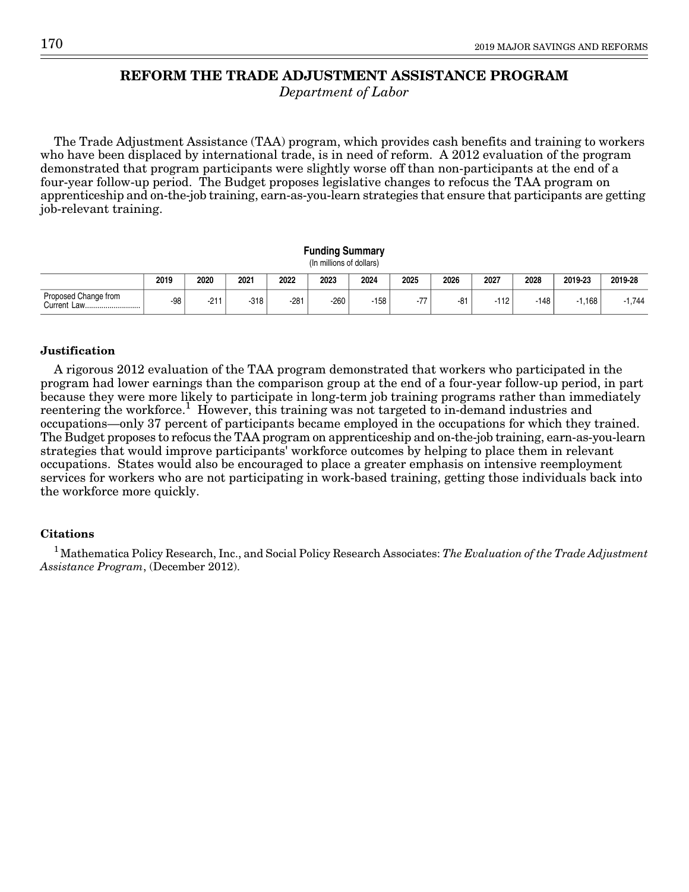# REFORM THE TRADE ADJUSTMENT ASSISTANCE PROGRAM

*Department of Labor*

The Trade Adjustment Assistance (TAA) program, which provides cash benefits and training to workers who have been displaced by international trade, is in need of reform. A 2012 evaluation of the program demonstrated that program participants were slightly worse off than non-participants at the end of a four-year follow-up period. The Budget proposes legislative changes to refocus the TAA program on apprenticeship and on-the-job training, earn-as-you-learn strategies that ensure that participants are getting job-relevant training.

**Funding Summary**
(In millions of dollars)

| | 2019 | 2020 | 2021 | 2022 | 2023 | 2024 | 2025 | 2026 | 2027 | 2028 | 2019-23 | 2019-28 |
|---|---|---|---|---|---|---|---|---|---|---|---|---|
| Proposed Change from Current Law | -98 | -211 | -318 | -281 | -260 | -158 | -77 | -81 | -112 | -148 | -1,168 | -1,744 |

### Justification

A rigorous 2012 evaluation of the TAA program demonstrated that workers who participated in the program had lower earnings than the comparison group at the end of a four-year follow-up period, in part because they were more likely to participate in long-term job training programs rather than immediately reentering the workforce.[1] However, this training was not targeted to in-demand industries and occupations—only 37 percent of participants became employed in the occupations for which they trained. The Budget proposes to refocus the TAA program on apprenticeship and on-the-job training, earn-as-you-learn strategies that would improve participants' workforce outcomes by helping to place them in relevant occupations. States would also be encouraged to place a greater emphasis on intensive reemployment services for workers who are not participating in work-based training, getting those individuals back into the workforce more quickly.

### Citations

[1] Mathematica Policy Research, Inc., and Social Policy Research Associates: *The Evaluation of the Trade Adjustment Assistance Program*, (December 2012).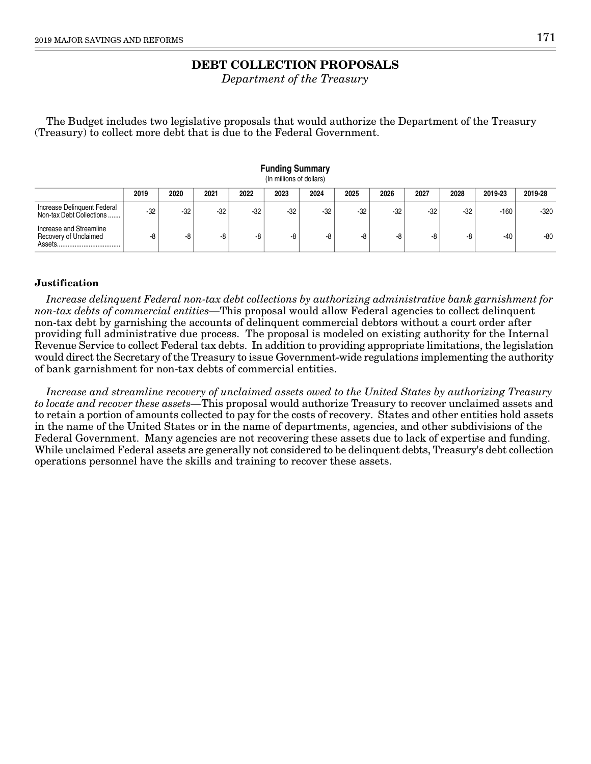# DEBT COLLECTION PROPOSALS

*Department of the Treasury*

The Budget includes two legislative proposals that would authorize the Department of the Treasury (Treasury) to collect more debt that is due to the Federal Government.

**Funding Summary**
(In millions of dollars)

| | 2019 | 2020 | 2021 | 2022 | 2023 | 2024 | 2025 | 2026 | 2027 | 2028 | 2019-23 | 2019-28 |
|---|---|---|---|---|---|---|---|---|---|---|---|---|
| Increase Delinquent Federal Non-tax Debt Collections | -32 | -32 | -32 | -32 | -32 | -32 | -32 | -32 | -32 | -32 | -160 | -320 |
| Increase and Streamline Recovery of Unclaimed Assets | -8 | -8 | -8 | -8 | -8 | -8 | -8 | -8 | -8 | -8 | -40 | -80 |

### Justification

*Increase delinquent Federal non-tax debt collections by authorizing administrative bank garnishment for non-tax debts of commercial entities*—This proposal would allow Federal agencies to collect delinquent non-tax debt by garnishing the accounts of delinquent commercial debtors without a court order after providing full administrative due process. The proposal is modeled on existing authority for the Internal Revenue Service to collect Federal tax debts. In addition to providing appropriate limitations, the legislation would direct the Secretary of the Treasury to issue Government-wide regulations implementing the authority of bank garnishment for non-tax debts of commercial entities.

*Increase and streamline recovery of unclaimed assets owed to the United States by authorizing Treasury to locate and recover these assets*—This proposal would authorize Treasury to recover unclaimed assets and to retain a portion of amounts collected to pay for the costs of recovery. States and other entities hold assets in the name of the United States or in the name of departments, agencies, and other subdivisions of the Federal Government. Many agencies are not recovering these assets due to lack of expertise and funding. While unclaimed Federal assets are generally not considered to be delinquent debts, Treasury's debt collection operations personnel have the skills and training to recover these assets.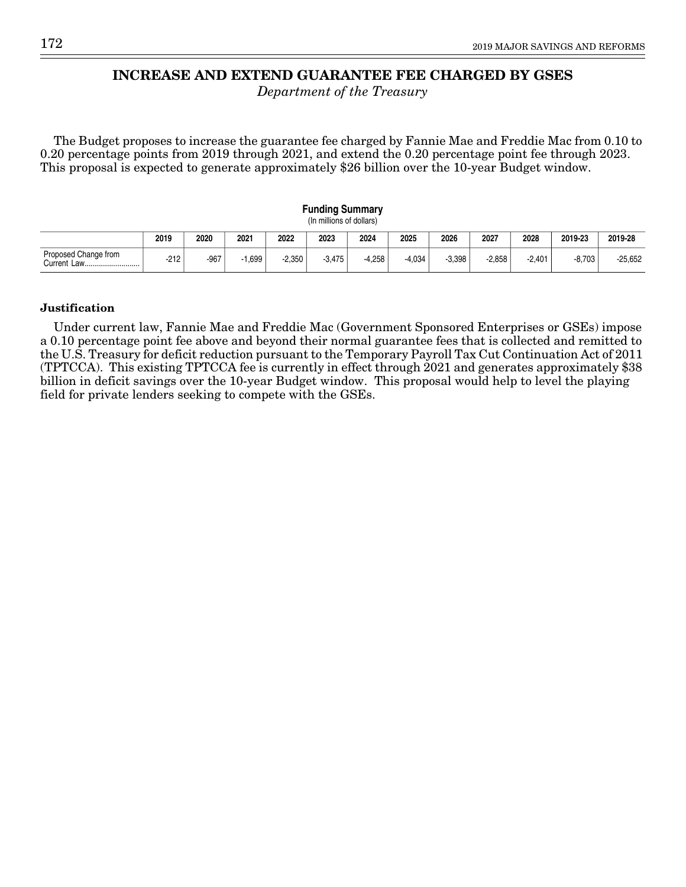# INCREASE AND EXTEND GUARANTEE FEE CHARGED BY GSES

*Department of the Treasury*

The Budget proposes to increase the guarantee fee charged by Fannie Mae and Freddie Mac from 0.10 to 0.20 percentage points from 2019 through 2021, and extend the 0.20 percentage point fee through 2023. This proposal is expected to generate approximately $26 billion over the 10-year Budget window.

**Funding Summary**
(In millions of dollars)

| | 2019 | 2020 | 2021 | 2022 | 2023 | 2024 | 2025 | 2026 | 2027 | 2028 | 2019-23 | 2019-28 |
|---|---|---|---|---|---|---|---|---|---|---|---|---|
| Proposed Change from Current Law | -212 | -967 | -1,699 | -2,350 | -3,475 | -4,258 | -4,034 | -3,398 | -2,858 | -2,401 | -8,703 | -25,652 |

**Justification**

Under current law, Fannie Mae and Freddie Mac (Government Sponsored Enterprises or GSEs) impose a 0.10 percentage point fee above and beyond their normal guarantee fees that is collected and remitted to the U.S. Treasury for deficit reduction pursuant to the Temporary Payroll Tax Cut Continuation Act of 2011 (TPTCCA). This existing TPTCCA fee is currently in effect through 2021 and generates approximately $38 billion in deficit savings over the 10-year Budget window. This proposal would help to level the playing field for private lenders seeking to compete with the GSEs.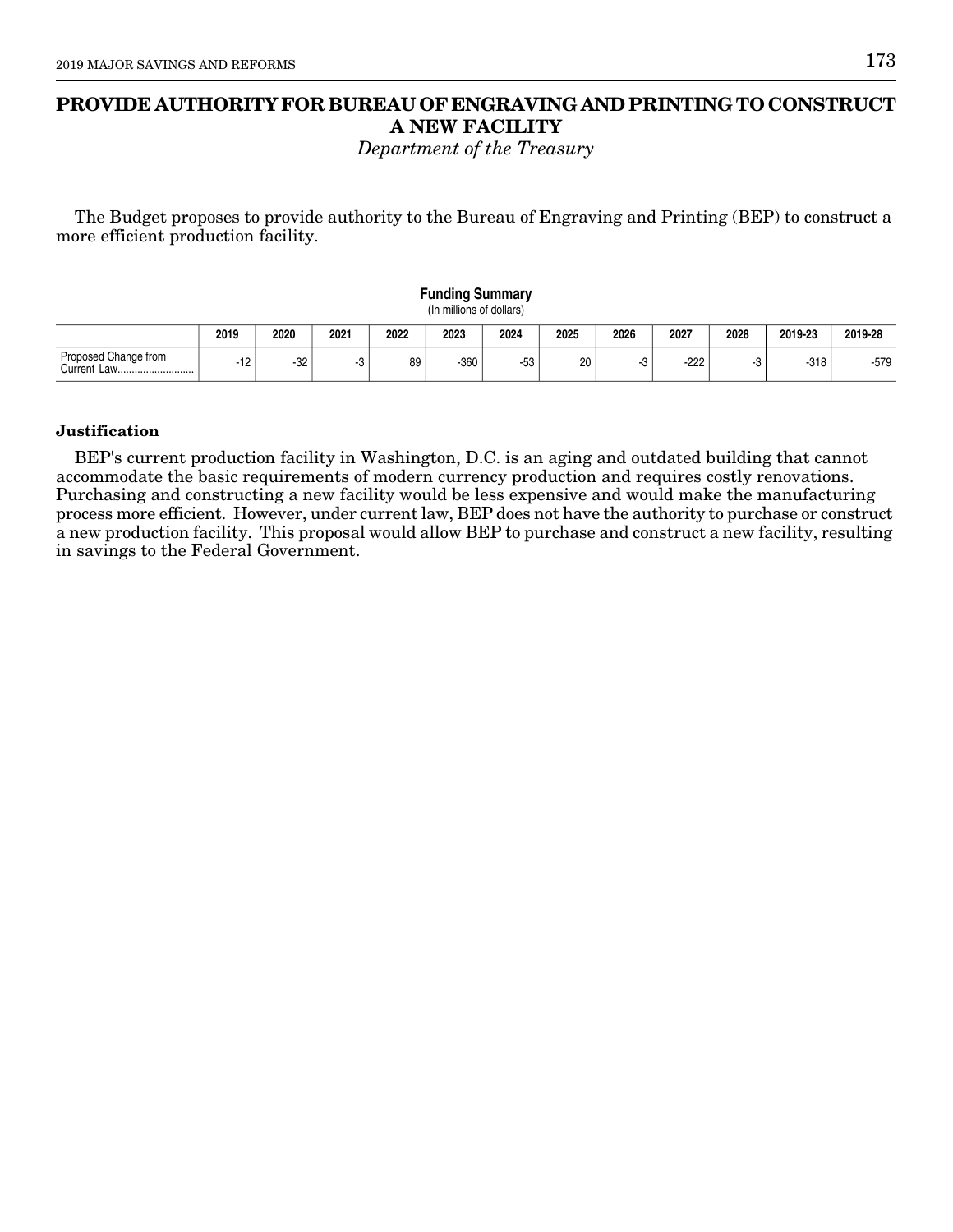# PROVIDE AUTHORITY FOR BUREAU OF ENGRAVING AND PRINTING TO CONSTRUCT A NEW FACILITY

*Department of the Treasury*

The Budget proposes to provide authority to the Bureau of Engraving and Printing (BEP) to construct a more efficient production facility.

**Funding Summary**
(In millions of dollars)

| | 2019 | 2020 | 2021 | 2022 | 2023 | 2024 | 2025 | 2026 | 2027 | 2028 | 2019-23 | 2019-28 |
|---|---|---|---|---|---|---|---|---|---|---|---|---|
| Proposed Change from Current Law | -12 | -32 | -3 | 89 | -360 | -53 | 20 | -3 | -222 | -3 | -318 | -579 |

### Justification

BEP's current production facility in Washington, D.C. is an aging and outdated building that cannot accommodate the basic requirements of modern currency production and requires costly renovations. Purchasing and constructing a new facility would be less expensive and would make the manufacturing process more efficient. However, under current law, BEP does not have the authority to purchase or construct a new production facility. This proposal would allow BEP to purchase and construct a new facility, resulting in savings to the Federal Government.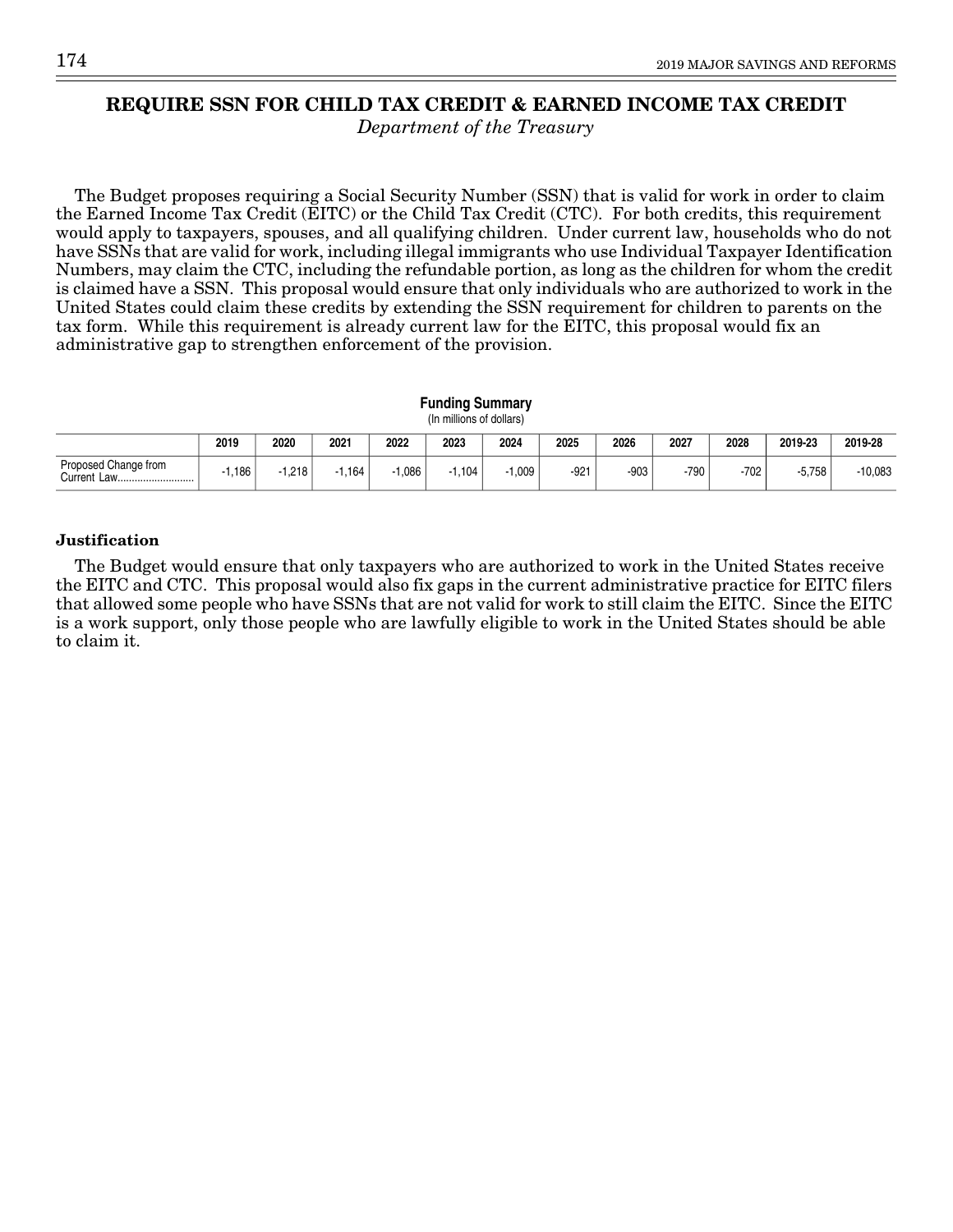# REQUIRE SSN FOR CHILD TAX CREDIT & EARNED INCOME TAX CREDIT

*Department of the Treasury*

The Budget proposes requiring a Social Security Number (SSN) that is valid for work in order to claim the Earned Income Tax Credit (EITC) or the Child Tax Credit (CTC). For both credits, this requirement would apply to taxpayers, spouses, and all qualifying children. Under current law, households who do not have SSNs that are valid for work, including illegal immigrants who use Individual Taxpayer Identification Numbers, may claim the CTC, including the refundable portion, as long as the children for whom the credit is claimed have a SSN. This proposal would ensure that only individuals who are authorized to work in the United States could claim these credits by extending the SSN requirement for children to parents on the tax form. While this requirement is already current law for the EITC, this proposal would fix an administrative gap to strengthen enforcement of the provision.

**Funding Summary**
(In millions of dollars)

| | 2019 | 2020 | 2021 | 2022 | 2023 | 2024 | 2025 | 2026 | 2027 | 2028 | 2019-23 | 2019-28 |
|---|---|---|---|---|---|---|---|---|---|---|---|---|
| Proposed Change from Current Law | -1,186 | -1,218 | -1,164 | -1,086 | -1,104 | -1,009 | -921 | -903 | -790 | -702 | -5,758 | -10,083 |

### Justification

The Budget would ensure that only taxpayers who are authorized to work in the United States receive the EITC and CTC. This proposal would also fix gaps in the current administrative practice for EITC filers that allowed some people who have SSNs that are not valid for work to still claim the EITC. Since the EITC is a work support, only those people who are lawfully eligible to work in the United States should be able to claim it.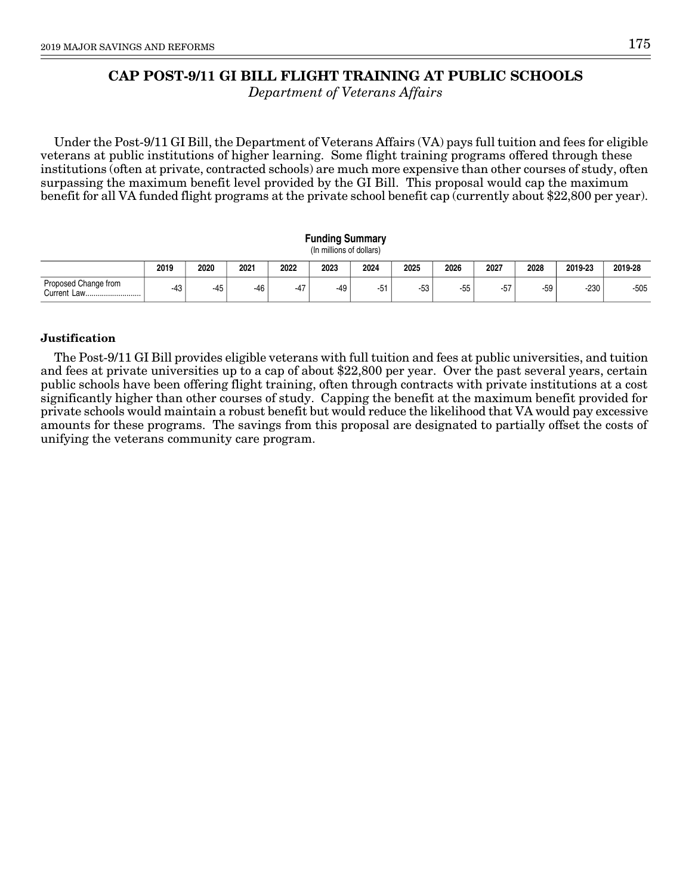# CAP POST-9/11 GI BILL FLIGHT TRAINING AT PUBLIC SCHOOLS

*Department of Veterans Affairs*

Under the Post-9/11 GI Bill, the Department of Veterans Affairs (VA) pays full tuition and fees for eligible veterans at public institutions of higher learning. Some flight training programs offered through these institutions (often at private, contracted schools) are much more expensive than other courses of study, often surpassing the maximum benefit level provided by the GI Bill. This proposal would cap the maximum benefit for all VA funded flight programs at the private school benefit cap (currently about $22,800 per year).

**Funding Summary**
(In millions of dollars)

| | 2019 | 2020 | 2021 | 2022 | 2023 | 2024 | 2025 | 2026 | 2027 | 2028 | 2019-23 | 2019-28 |
|---|---|---|---|---|---|---|---|---|---|---|---|---|
| Proposed Change from Current Law | -43 | -45 | -46 | -47 | -49 | -51 | -53 | -55 | -57 | -59 | -230 | -505 |

### Justification

The Post-9/11 GI Bill provides eligible veterans with full tuition and fees at public universities, and tuition and fees at private universities up to a cap of about $22,800 per year. Over the past several years, certain public schools have been offering flight training, often through contracts with private institutions at a cost significantly higher than other courses of study. Capping the benefit at the maximum benefit provided for private schools would maintain a robust benefit but would reduce the likelihood that VA would pay excessive amounts for these programs. The savings from this proposal are designated to partially offset the costs of unifying the veterans community care program.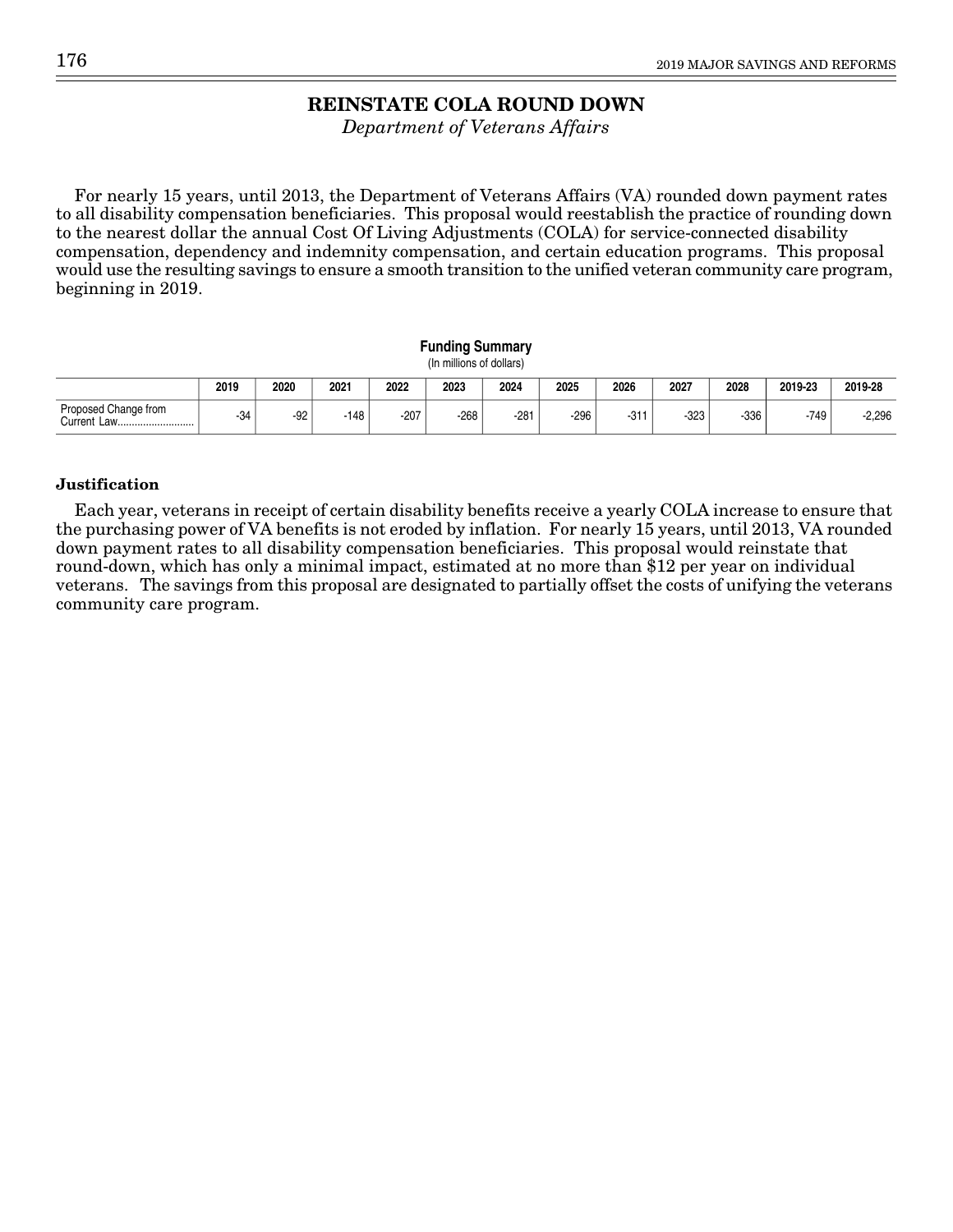# REINSTATE COLA ROUND DOWN

*Department of Veterans Affairs*

For nearly 15 years, until 2013, the Department of Veterans Affairs (VA) rounded down payment rates to all disability compensation beneficiaries. This proposal would reestablish the practice of rounding down to the nearest dollar the annual Cost Of Living Adjustments (COLA) for service-connected disability compensation, dependency and indemnity compensation, and certain education programs. This proposal would use the resulting savings to ensure a smooth transition to the unified veteran community care program, beginning in 2019.

**Funding Summary**
(In millions of dollars)

| | 2019 | 2020 | 2021 | 2022 | 2023 | 2024 | 2025 | 2026 | 2027 | 2028 | 2019-23 | 2019-28 |
|---|---|---|---|---|---|---|---|---|---|---|---|---|
| Proposed Change from Current Law | -34 | -92 | -148 | -207 | -268 | -281 | -296 | -311 | -323 | -336 | -749 | -2,296 |

**Justification**

Each year, veterans in receipt of certain disability benefits receive a yearly COLA increase to ensure that the purchasing power of VA benefits is not eroded by inflation. For nearly 15 years, until 2013, VA rounded down payment rates to all disability compensation beneficiaries. This proposal would reinstate that round-down, which has only a minimal impact, estimated at no more than $12 per year on individual veterans. The savings from this proposal are designated to partially offset the costs of unifying the veterans community care program.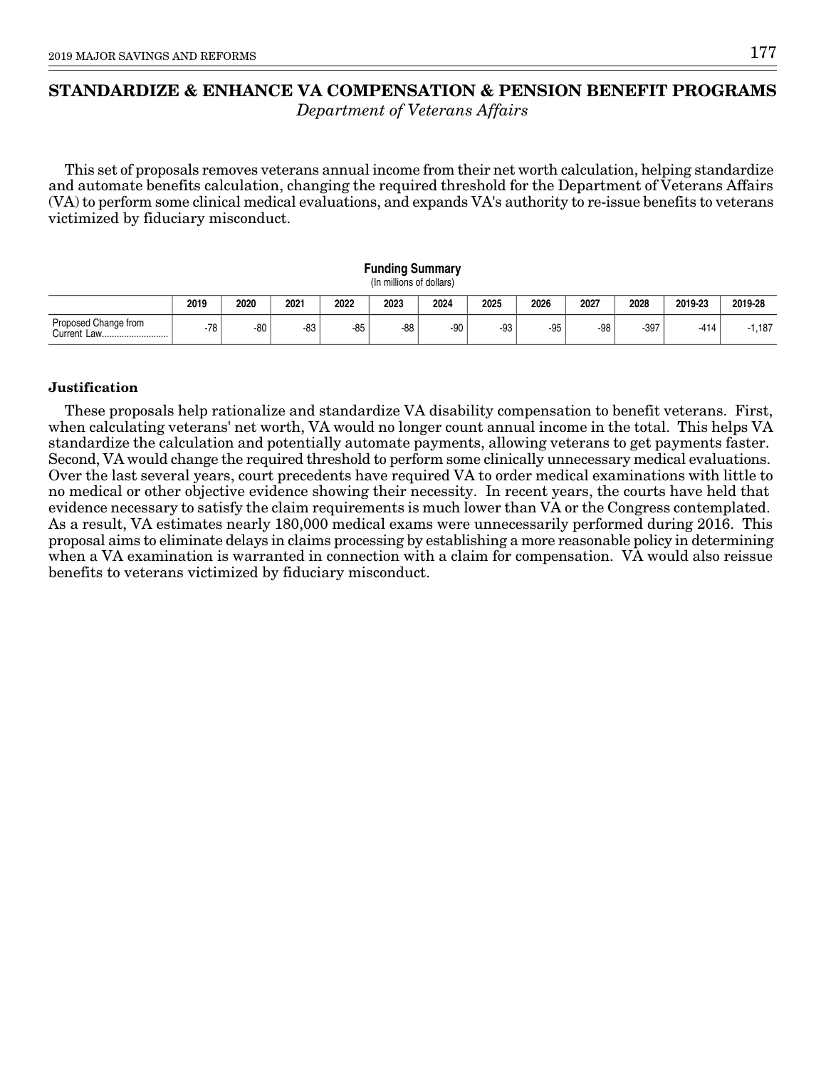# STANDARDIZE & ENHANCE VA COMPENSATION & PENSION BENEFIT PROGRAMS

*Department of Veterans Affairs*

This set of proposals removes veterans annual income from their net worth calculation, helping standardize and automate benefits calculation, changing the required threshold for the Department of Veterans Affairs (VA) to perform some clinical medical evaluations, and expands VA's authority to re-issue benefits to veterans victimized by fiduciary misconduct.

**Funding Summary**
(In millions of dollars)

| | 2019 | 2020 | 2021 | 2022 | 2023 | 2024 | 2025 | 2026 | 2027 | 2028 | 2019-23 | 2019-28 |
|---|---|---|---|---|---|---|---|---|---|---|---|---|
| Proposed Change from Current Law | -78 | -80 | -83 | -85 | -88 | -90 | -93 | -95 | -98 | -397 | -414 | -1,187 |

### Justification

These proposals help rationalize and standardize VA disability compensation to benefit veterans. First, when calculating veterans' net worth, VA would no longer count annual income in the total. This helps VA standardize the calculation and potentially automate payments, allowing veterans to get payments faster. Second, VA would change the required threshold to perform some clinically unnecessary medical evaluations. Over the last several years, court precedents have required VA to order medical examinations with little to no medical or other objective evidence showing their necessity. In recent years, the courts have held that evidence necessary to satisfy the claim requirements is much lower than VA or the Congress contemplated. As a result, VA estimates nearly 180,000 medical exams were unnecessarily performed during 2016. This proposal aims to eliminate delays in claims processing by establishing a more reasonable policy in determining when a VA examination is warranted in connection with a claim for compensation. VA would also reissue benefits to veterans victimized by fiduciary misconduct.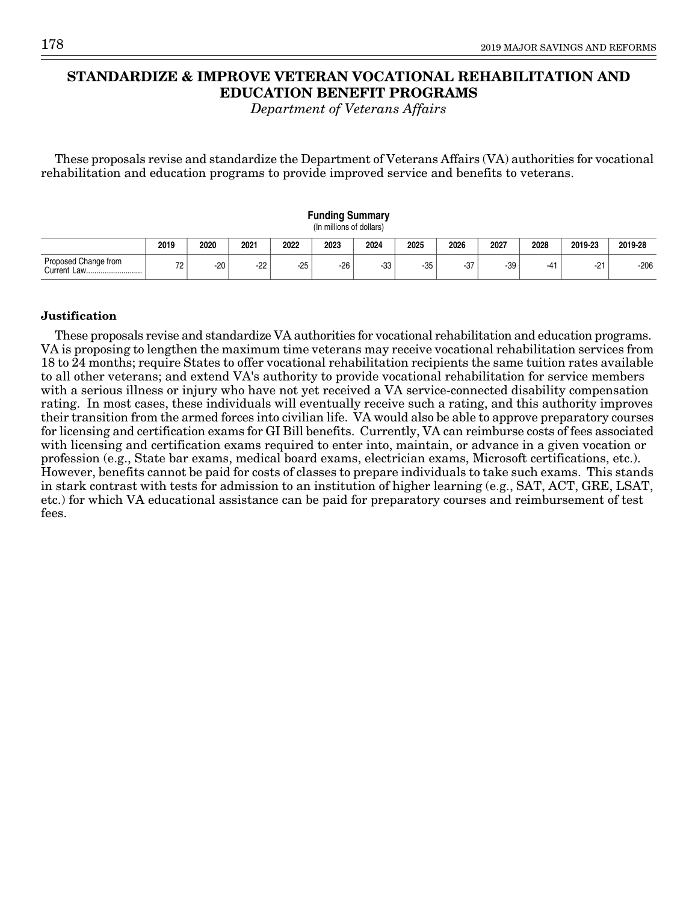# STANDARDIZE & IMPROVE VETERAN VOCATIONAL REHABILITATION AND EDUCATION BENEFIT PROGRAMS

*Department of Veterans Affairs*

These proposals revise and standardize the Department of Veterans Affairs (VA) authorities for vocational rehabilitation and education programs to provide improved service and benefits to veterans.

**Funding Summary**
(In millions of dollars)

| | 2019 | 2020 | 2021 | 2022 | 2023 | 2024 | 2025 | 2026 | 2027 | 2028 | 2019-23 | 2019-28 |
|---|---|---|---|---|---|---|---|---|---|---|---|---|
| Proposed Change from Current Law | 72 | -20 | -22 | -25 | -26 | -33 | -35 | -37 | -39 | -41 | -21 | -206 |

### Justification

These proposals revise and standardize VA authorities for vocational rehabilitation and education programs. VA is proposing to lengthen the maximum time veterans may receive vocational rehabilitation services from 18 to 24 months; require States to offer vocational rehabilitation recipients the same tuition rates available to all other veterans; and extend VA's authority to provide vocational rehabilitation for service members with a serious illness or injury who have not yet received a VA service-connected disability compensation rating. In most cases, these individuals will eventually receive such a rating, and this authority improves their transition from the armed forces into civilian life. VA would also be able to approve preparatory courses for licensing and certification exams for GI Bill benefits. Currently, VA can reimburse costs of fees associated with licensing and certification exams required to enter into, maintain, or advance in a given vocation or profession (e.g., State bar exams, medical board exams, electrician exams, Microsoft certifications, etc.). However, benefits cannot be paid for costs of classes to prepare individuals to take such exams. This stands in stark contrast with tests for admission to an institution of higher learning (e.g., SAT, ACT, GRE, LSAT, etc.) for which VA educational assistance can be paid for preparatory courses and reimbursement of test fees.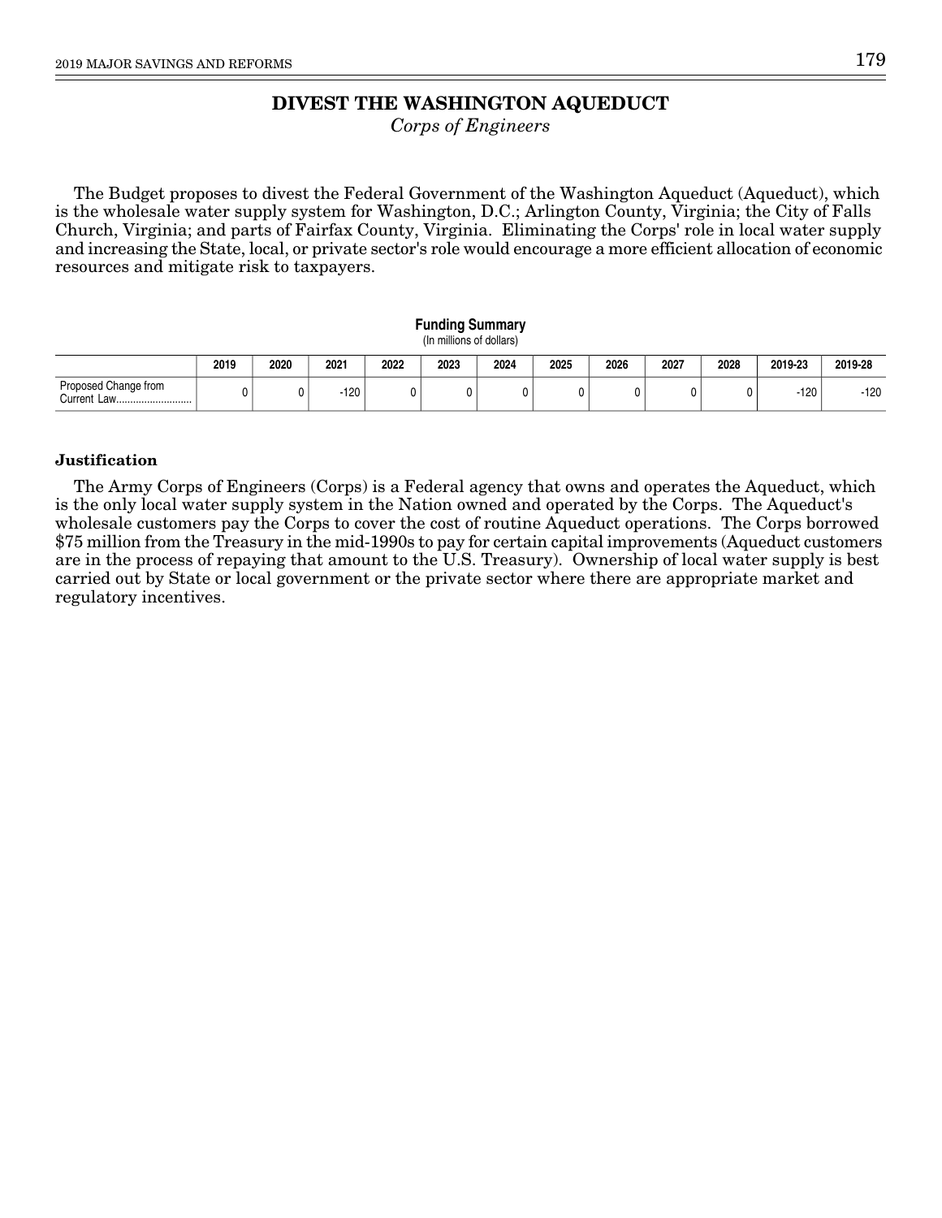# DIVEST THE WASHINGTON AQUEDUCT

*Corps of Engineers*

The Budget proposes to divest the Federal Government of the Washington Aqueduct (Aqueduct), which is the wholesale water supply system for Washington, D.C.; Arlington County, Virginia; the City of Falls Church, Virginia; and parts of Fairfax County, Virginia. Eliminating the Corps' role in local water supply and increasing the State, local, or private sector's role would encourage a more efficient allocation of economic resources and mitigate risk to taxpayers.

**Funding Summary**
(In millions of dollars)

| | 2019 | 2020 | 2021 | 2022 | 2023 | 2024 | 2025 | 2026 | 2027 | 2028 | 2019-23 | 2019-28 |
|---|---|---|---|---|---|---|---|---|---|---|---|---|
| Proposed Change from Current Law | 0 | 0 | -120 | 0 | 0 | 0 | 0 | 0 | 0 | 0 | -120 | -120 |

**Justification**

The Army Corps of Engineers (Corps) is a Federal agency that owns and operates the Aqueduct, which is the only local water supply system in the Nation owned and operated by the Corps. The Aqueduct's wholesale customers pay the Corps to cover the cost of routine Aqueduct operations. The Corps borrowed $75 million from the Treasury in the mid-1990s to pay for certain capital improvements (Aqueduct customers are in the process of repaying that amount to the U.S. Treasury). Ownership of local water supply is best carried out by State or local government or the private sector where there are appropriate market and regulatory incentives.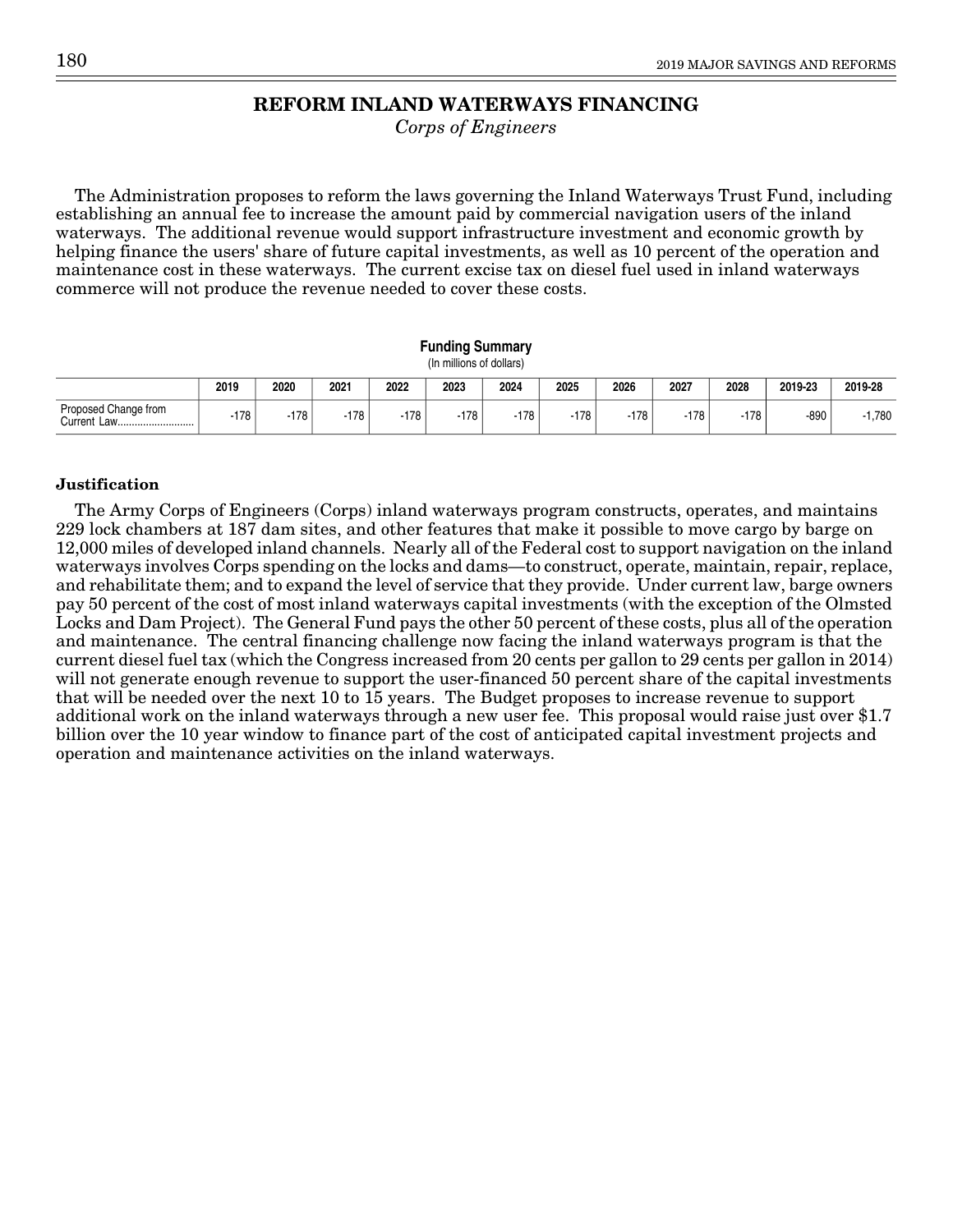# REFORM INLAND WATERWAYS FINANCING

*Corps of Engineers*

The Administration proposes to reform the laws governing the Inland Waterways Trust Fund, including establishing an annual fee to increase the amount paid by commercial navigation users of the inland waterways. The additional revenue would support infrastructure investment and economic growth by helping finance the users' share of future capital investments, as well as 10 percent of the operation and maintenance cost in these waterways. The current excise tax on diesel fuel used in inland waterways commerce will not produce the revenue needed to cover these costs.

**Funding Summary**
(In millions of dollars)

| | 2019 | 2020 | 2021 | 2022 | 2023 | 2024 | 2025 | 2026 | 2027 | 2028 | 2019-23 | 2019-28 |
|---|---|---|---|---|---|---|---|---|---|---|---|---|
| Proposed Change from Current Law | -178 | -178 | -178 | -178 | -178 | -178 | -178 | -178 | -178 | -178 | -890 | -1,780 |

**Justification**

The Army Corps of Engineers (Corps) inland waterways program constructs, operates, and maintains 229 lock chambers at 187 dam sites, and other features that make it possible to move cargo by barge on 12,000 miles of developed inland channels. Nearly all of the Federal cost to support navigation on the inland waterways involves Corps spending on the locks and dams—to construct, operate, maintain, repair, replace, and rehabilitate them; and to expand the level of service that they provide. Under current law, barge owners pay 50 percent of the cost of most inland waterways capital investments (with the exception of the Olmsted Locks and Dam Project). The General Fund pays the other 50 percent of these costs, plus all of the operation and maintenance. The central financing challenge now facing the inland waterways program is that the current diesel fuel tax (which the Congress increased from 20 cents per gallon to 29 cents per gallon in 2014) will not generate enough revenue to support the user-financed 50 percent share of the capital investments that will be needed over the next 10 to 15 years. The Budget proposes to increase revenue to support additional work on the inland waterways through a new user fee. This proposal would raise just over $1.7 billion over the 10 year window to finance part of the cost of anticipated capital investment projects and operation and maintenance activities on the inland waterways.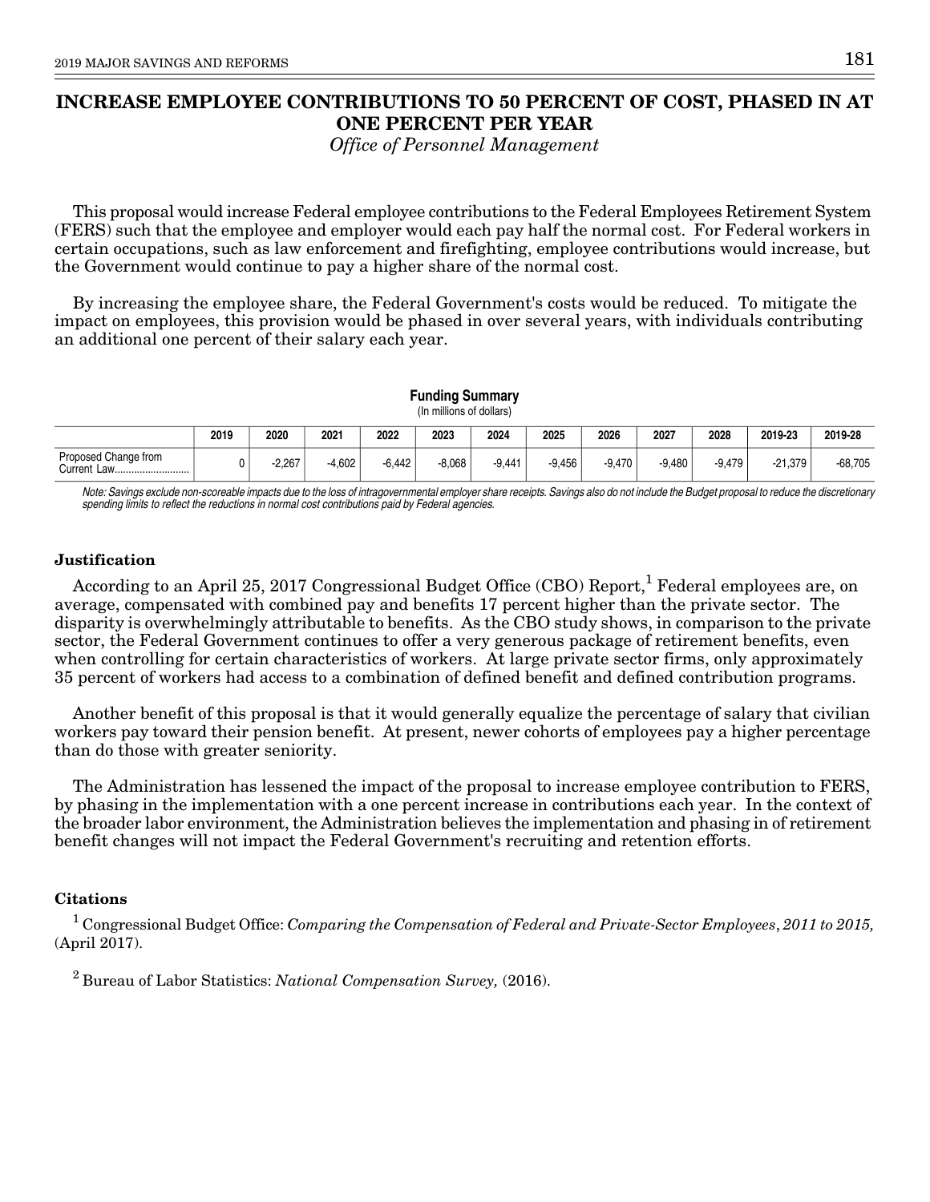# INCREASE EMPLOYEE CONTRIBUTIONS TO 50 PERCENT OF COST, PHASED IN AT ONE PERCENT PER YEAR

*Office of Personnel Management*

This proposal would increase Federal employee contributions to the Federal Employees Retirement System (FERS) such that the employee and employer would each pay half the normal cost. For Federal workers in certain occupations, such as law enforcement and firefighting, employee contributions would increase, but the Government would continue to pay a higher share of the normal cost.

By increasing the employee share, the Federal Government's costs would be reduced. To mitigate the impact on employees, this provision would be phased in over several years, with individuals contributing an additional one percent of their salary each year.

**Funding Summary**
(In millions of dollars)

| | 2019 | 2020 | 2021 | 2022 | 2023 | 2024 | 2025 | 2026 | 2027 | 2028 | 2019-23 | 2019-28 |
|---|---|---|---|---|---|---|---|---|---|---|---|---|
| Proposed Change from Current Law | 0 | -2,267 | -4,602 | -6,442 | -8,068 | -9,441 | -9,456 | -9,470 | -9,480 | -9,479 | -21,379 | -68,705 |

*Note: Savings exclude non-scoreable impacts due to the loss of intragovernmental employer share receipts. Savings also do not include the Budget proposal to reduce the discretionary spending limits to reflect the reductions in normal cost contributions paid by Federal agencies.*

### Justification

According to an April 25, 2017 Congressional Budget Office (CBO) Report,[1] Federal employees are, on average, compensated with combined pay and benefits 17 percent higher than the private sector. The disparity is overwhelmingly attributable to benefits. As the CBO study shows, in comparison to the private sector, the Federal Government continues to offer a very generous package of retirement benefits, even when controlling for certain characteristics of workers. At large private sector firms, only approximately 35 percent of workers had access to a combination of defined benefit and defined contribution programs.

Another benefit of this proposal is that it would generally equalize the percentage of salary that civilian workers pay toward their pension benefit. At present, newer cohorts of employees pay a higher percentage than do those with greater seniority.

The Administration has lessened the impact of the proposal to increase employee contribution to FERS, by phasing in the implementation with a one percent increase in contributions each year. In the context of the broader labor environment, the Administration believes the implementation and phasing in of retirement benefit changes will not impact the Federal Government's recruiting and retention efforts.

### Citations

[1] Congressional Budget Office: *Comparing the Compensation of Federal and Private-Sector Employees*, *2011 to 2015,* (April 2017).

[2] Bureau of Labor Statistics: *National Compensation Survey,* (2016).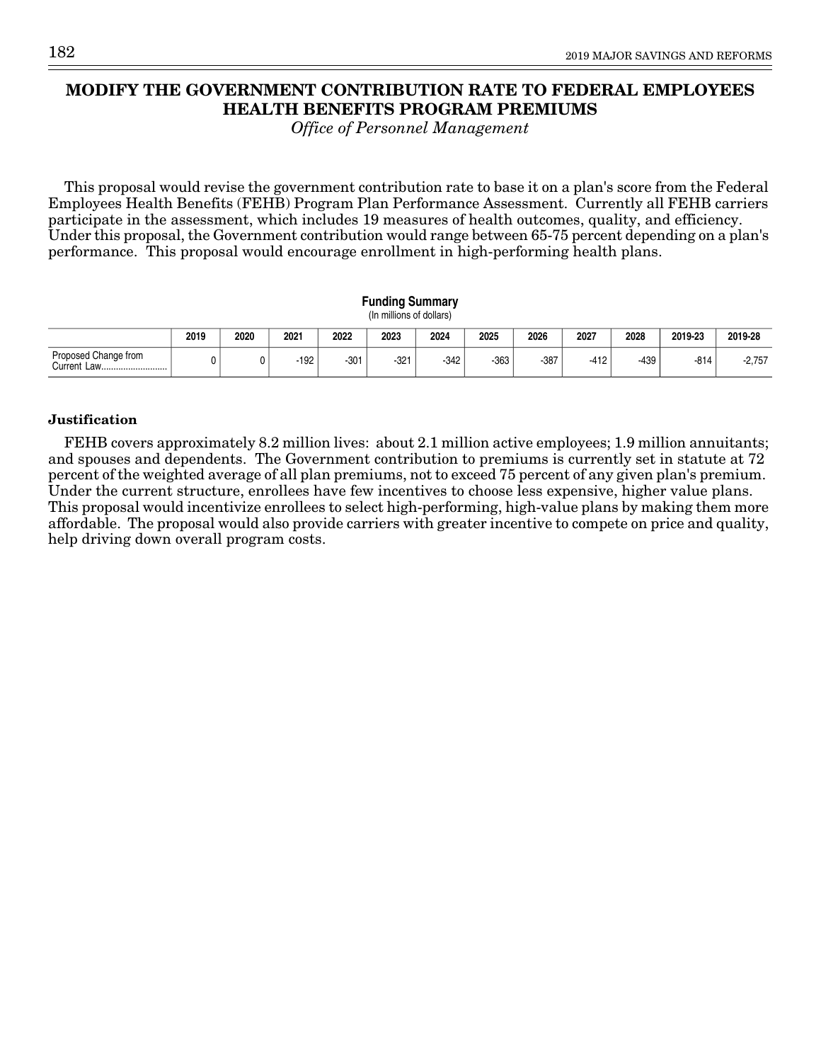# MODIFY THE GOVERNMENT CONTRIBUTION RATE TO FEDERAL EMPLOYEES HEALTH BENEFITS PROGRAM PREMIUMS

*Office of Personnel Management*

This proposal would revise the government contribution rate to base it on a plan's score from the Federal Employees Health Benefits (FEHB) Program Plan Performance Assessment. Currently all FEHB carriers participate in the assessment, which includes 19 measures of health outcomes, quality, and efficiency. Under this proposal, the Government contribution would range between 65-75 percent depending on a plan's performance. This proposal would encourage enrollment in high-performing health plans.

**Funding Summary**
(In millions of dollars)

| | 2019 | 2020 | 2021 | 2022 | 2023 | 2024 | 2025 | 2026 | 2027 | 2028 | 2019-23 | 2019-28 |
|---|---|---|---|---|---|---|---|---|---|---|---|---|
| Proposed Change from Current Law | 0 | 0 | -192 | -301 | -321 | -342 | -363 | -387 | -412 | -439 | -814 | -2,757 |

### Justification

FEHB covers approximately 8.2 million lives: about 2.1 million active employees; 1.9 million annuitants; and spouses and dependents. The Government contribution to premiums is currently set in statute at 72 percent of the weighted average of all plan premiums, not to exceed 75 percent of any given plan's premium. Under the current structure, enrollees have few incentives to choose less expensive, higher value plans. This proposal would incentivize enrollees to select high-performing, high-value plans by making them more affordable. The proposal would also provide carriers with greater incentive to compete on price and quality, help driving down overall program costs.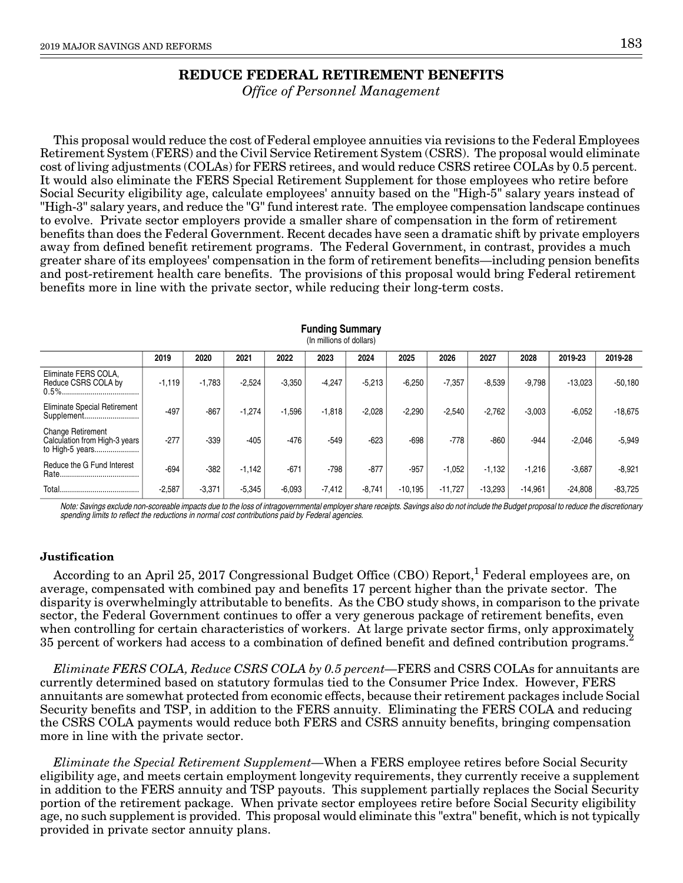## REDUCE FEDERAL RETIREMENT BENEFITS

*Office of Personnel Management*

This proposal would reduce the cost of Federal employee annuities via revisions to the Federal Employees Retirement System (FERS) and the Civil Service Retirement System (CSRS). The proposal would eliminate cost of living adjustments (COLAs) for FERS retirees, and would reduce CSRS retiree COLAs by 0.5 percent. It would also eliminate the FERS Special Retirement Supplement for those employees who retire before Social Security eligibility age, calculate employees' annuity based on the "High-5" salary years instead of "High-3" salary years, and reduce the "G" fund interest rate. The employee compensation landscape continues to evolve. Private sector employers provide a smaller share of compensation in the form of retirement benefits than does the Federal Government. Recent decades have seen a dramatic shift by private employers away from defined benefit retirement programs. The Federal Government, in contrast, provides a much greater share of its employees' compensation in the form of retirement benefits—including pension benefits and post-retirement health care benefits. The provisions of this proposal would bring Federal retirement benefits more in line with the private sector, while reducing their long-term costs.

**Funding Summary**
(In millions of dollars)

| | 2019 | 2020 | 2021 | 2022 | 2023 | 2024 | 2025 | 2026 | 2027 | 2028 | 2019-23 | 2019-28 |
|---|---|---|---|---|---|---|---|---|---|---|---|---|
| Eliminate FERS COLA, Reduce CSRS COLA by 0.5% | -1,119 | -1,783 | -2,524 | -3,350 | -4,247 | -5,213 | -6,250 | -7,357 | -8,539 | -9,798 | -13,023 | -50,180 |
| Eliminate Special Retirement Supplement | -497 | -867 | -1,274 | -1,596 | -1,818 | -2,028 | -2,290 | -2,540 | -2,762 | -3,003 | -6,052 | -18,675 |
| Change Retirement Calculation from High-3 years to High-5 years | -277 | -339 | -405 | -476 | -549 | -623 | -698 | -778 | -860 | -944 | -2,046 | -5,949 |
| Reduce the G Fund Interest Rate | -694 | -382 | -1,142 | -671 | -798 | -877 | -957 | -1,052 | -1,132 | -1,216 | -3,687 | -8,921 |
| Total | -2,587 | -3,371 | -5,345 | -6,093 | -7,412 | -8,741 | -10,195 | -11,727 | -13,293 | -14,961 | -24,808 | -83,725 |

*Note: Savings exclude non-scoreable impacts due to the loss of intragovernmental employer share receipts. Savings also do not include the Budget proposal to reduce the discretionary spending limits to reflect the reductions in normal cost contributions paid by Federal agencies.*

### Justification

According to an April 25, 2017 Congressional Budget Office (CBO) Report,[1] Federal employees are, on average, compensated with combined pay and benefits 17 percent higher than the private sector. The disparity is overwhelmingly attributable to benefits. As the CBO study shows, in comparison to the private sector, the Federal Government continues to offer a very generous package of retirement benefits, even when controlling for certain characteristics of workers. At large private sector firms, only approximately 35 percent of workers had access to a combination of defined benefit and defined contribution programs.[2]

*Eliminate FERS COLA, Reduce CSRS COLA by 0.5 percent*—FERS and CSRS COLAs for annuitants are currently determined based on statutory formulas tied to the Consumer Price Index. However, FERS annuitants are somewhat protected from economic effects, because their retirement packages include Social Security benefits and TSP, in addition to the FERS annuity. Eliminating the FERS COLA and reducing the CSRS COLA payments would reduce both FERS and CSRS annuity benefits, bringing compensation more in line with the private sector.

*Eliminate the Special Retirement Supplement*—When a FERS employee retires before Social Security eligibility age, and meets certain employment longevity requirements, they currently receive a supplement in addition to the FERS annuity and TSP payouts. This supplement partially replaces the Social Security portion of the retirement package. When private sector employees retire before Social Security eligibility age, no such supplement is provided. This proposal would eliminate this "extra" benefit, which is not typically provided in private sector annuity plans.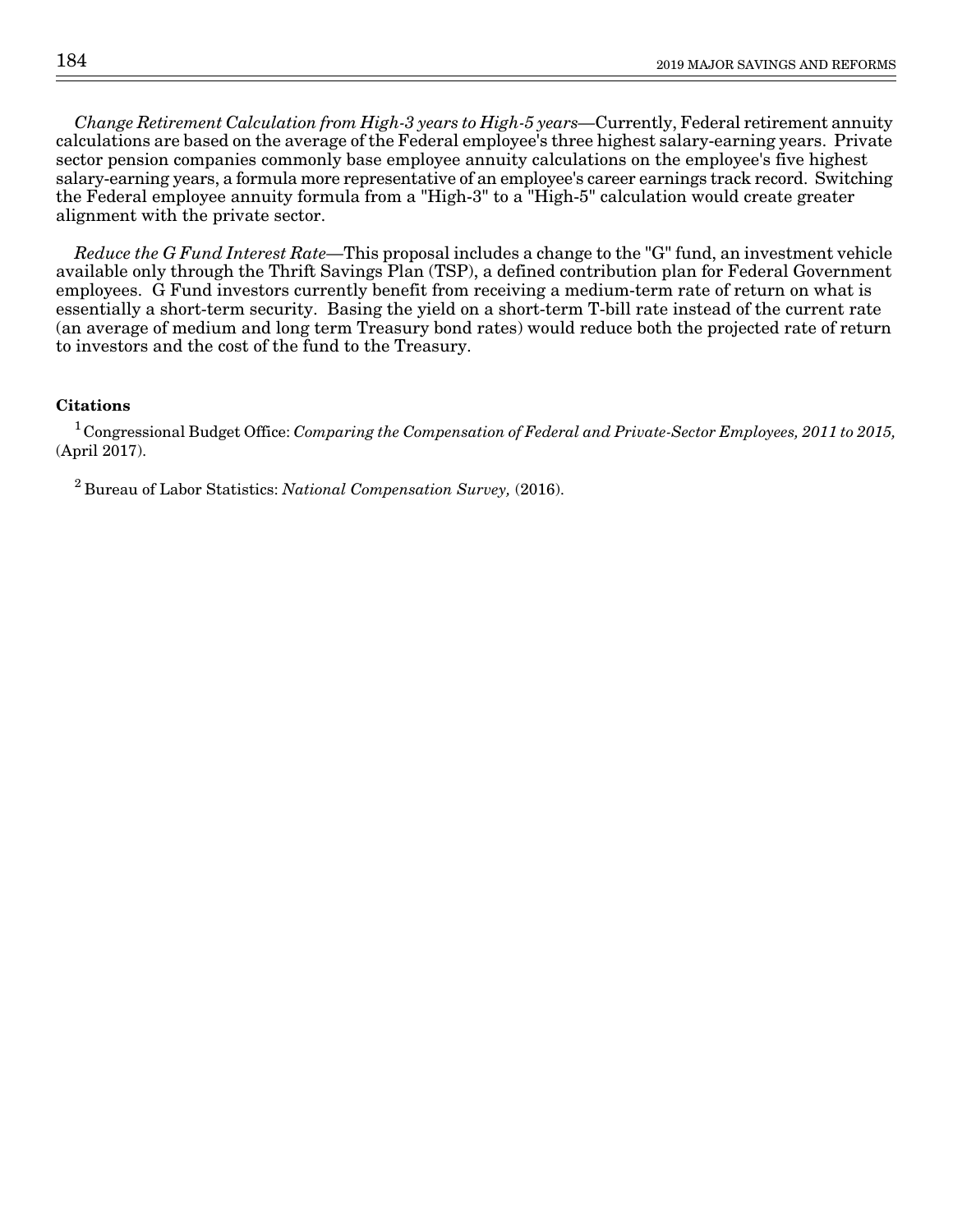*Change Retirement Calculation from High-3 years to High-5 years*—Currently, Federal retirement annuity calculations are based on the average of the Federal employee's three highest salary-earning years. Private sector pension companies commonly base employee annuity calculations on the employee's five highest salary-earning years, a formula more representative of an employee's career earnings track record. Switching the Federal employee annuity formula from a "High-3" to a "High-5" calculation would create greater alignment with the private sector.

*Reduce the G Fund Interest Rate*—This proposal includes a change to the "G" fund, an investment vehicle available only through the Thrift Savings Plan (TSP), a defined contribution plan for Federal Government employees. G Fund investors currently benefit from receiving a medium-term rate of return on what is essentially a short-term security. Basing the yield on a short-term T-bill rate instead of the current rate (an average of medium and long term Treasury bond rates) would reduce both the projected rate of return to investors and the cost of the fund to the Treasury.

**Citations**

[1] Congressional Budget Office: *Comparing the Compensation of Federal and Private-Sector Employees, 2011 to 2015,* (April 2017).

[2] Bureau of Labor Statistics: *National Compensation Survey,* (2016).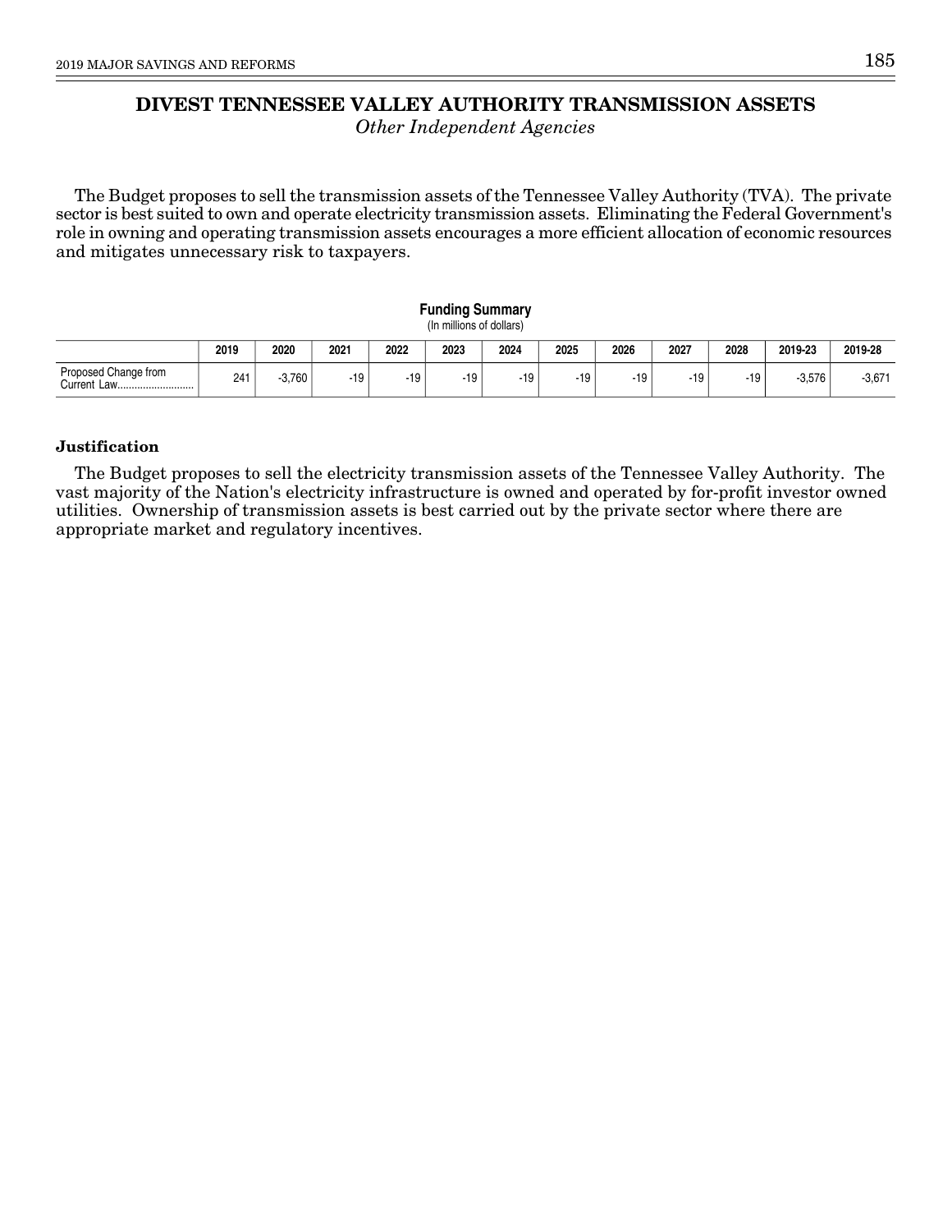# DIVEST TENNESSEE VALLEY AUTHORITY TRANSMISSION ASSETS

*Other Independent Agencies*

The Budget proposes to sell the transmission assets of the Tennessee Valley Authority (TVA). The private sector is best suited to own and operate electricity transmission assets. Eliminating the Federal Government's role in owning and operating transmission assets encourages a more efficient allocation of economic resources and mitigates unnecessary risk to taxpayers.

**Funding Summary**
(In millions of dollars)

| | 2019 | 2020 | 2021 | 2022 | 2023 | 2024 | 2025 | 2026 | 2027 | 2028 | 2019-23 | 2019-28 |
|---|---|---|---|---|---|---|---|---|---|---|---|---|
| Proposed Change from Current Law........................... | 241 | -3,760 | -19 | -19 | -19 | -19 | -19 | -19 | -19 | -19 | -3,576 | -3,671 |

### Justification

The Budget proposes to sell the electricity transmission assets of the Tennessee Valley Authority. The vast majority of the Nation's electricity infrastructure is owned and operated by for-profit investor owned utilities. Ownership of transmission assets is best carried out by the private sector where there are appropriate market and regulatory incentives.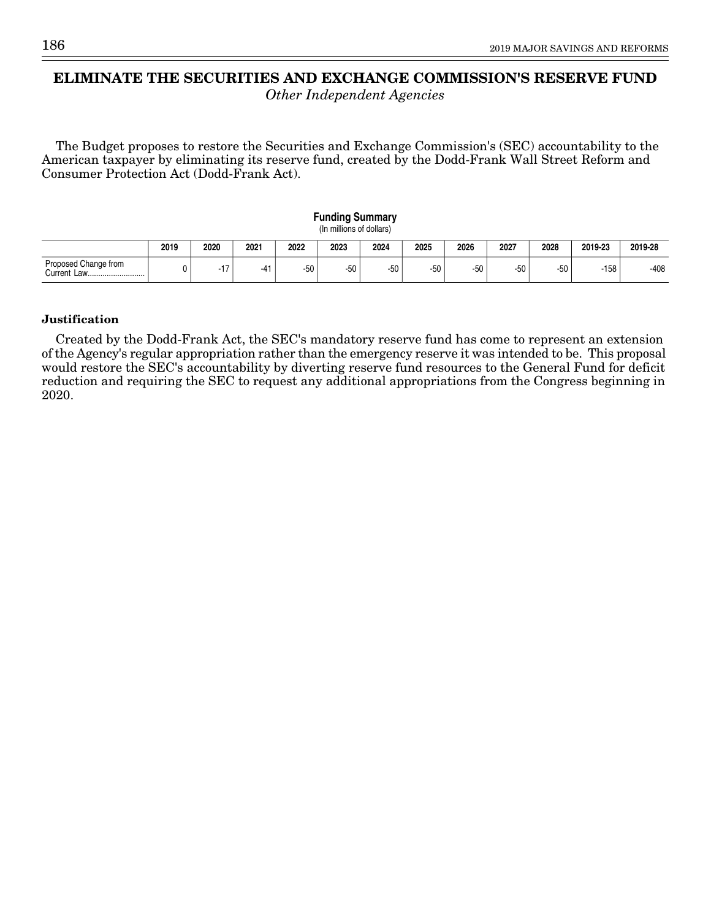# ELIMINATE THE SECURITIES AND EXCHANGE COMMISSION'S RESERVE FUND

*Other Independent Agencies*

The Budget proposes to restore the Securities and Exchange Commission's (SEC) accountability to the American taxpayer by eliminating its reserve fund, created by the Dodd-Frank Wall Street Reform and Consumer Protection Act (Dodd-Frank Act).

**Funding Summary**
(In millions of dollars)

| | 2019 | 2020 | 2021 | 2022 | 2023 | 2024 | 2025 | 2026 | 2027 | 2028 | 2019-23 | 2019-28 |
|---|---|---|---|---|---|---|---|---|---|---|---|---|
| Proposed Change from Current Law........................... | 0 | -17 | -41 | -50 | -50 | -50 | -50 | -50 | -50 | -50 | -158 | -408 |

**Justification**

Created by the Dodd-Frank Act, the SEC's mandatory reserve fund has come to represent an extension of the Agency's regular appropriation rather than the emergency reserve it was intended to be. This proposal would restore the SEC's accountability by diverting reserve fund resources to the General Fund for deficit reduction and requiring the SEC to request any additional appropriations from the Congress beginning in 2020.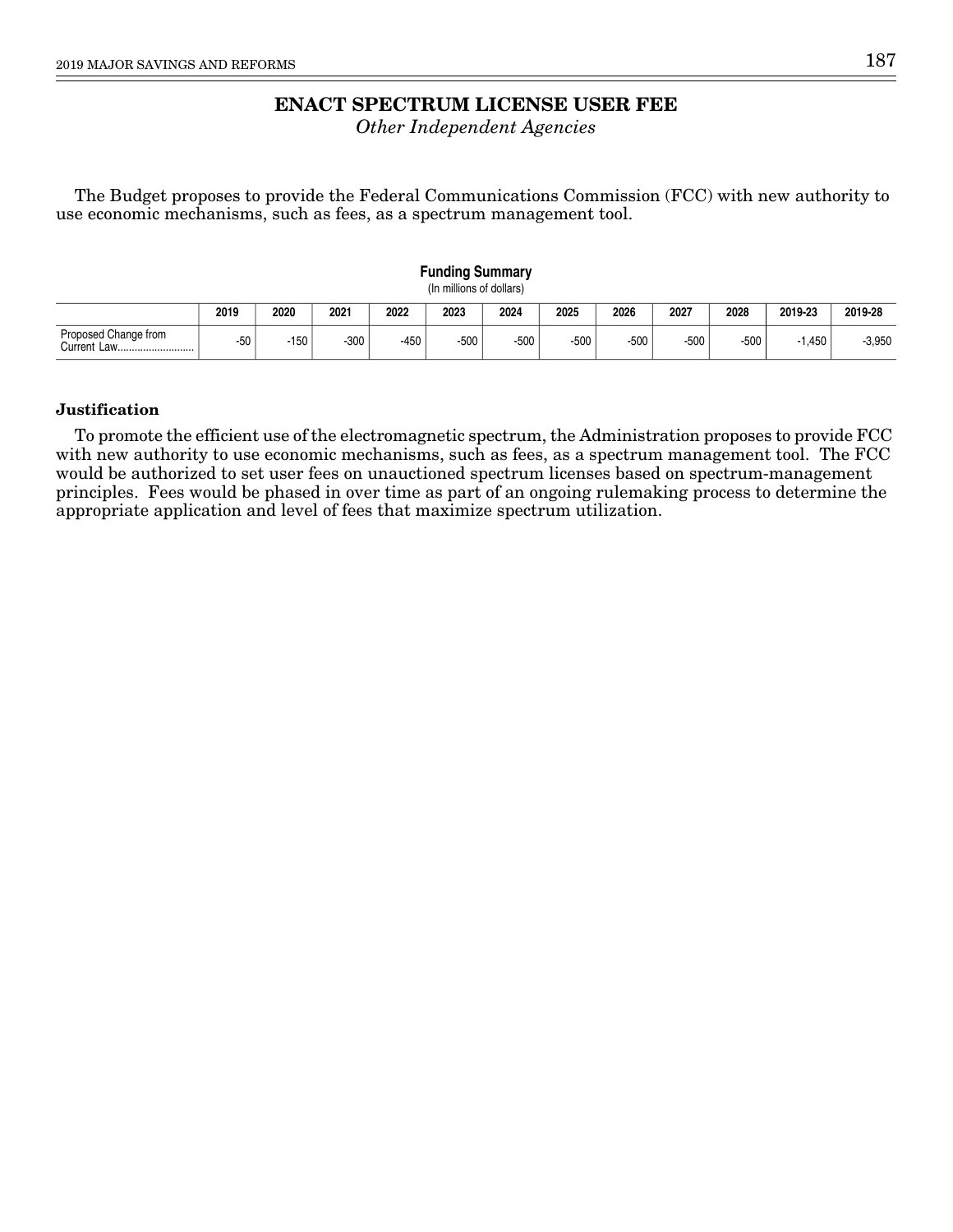# ENACT SPECTRUM LICENSE USER FEE

*Other Independent Agencies*

The Budget proposes to provide the Federal Communications Commission (FCC) with new authority to use economic mechanisms, such as fees, as a spectrum management tool.

**Funding Summary**
(In millions of dollars)

| | 2019 | 2020 | 2021 | 2022 | 2023 | 2024 | 2025 | 2026 | 2027 | 2028 | 2019-23 | 2019-28 |
|---|---|---|---|---|---|---|---|---|---|---|---|---|
| Proposed Change from Current Law | -50 | -150 | -300 | -450 | -500 | -500 | -500 | -500 | -500 | -500 | -1,450 | -3,950 |

**Justification**

To promote the efficient use of the electromagnetic spectrum, the Administration proposes to provide FCC with new authority to use economic mechanisms, such as fees, as a spectrum management tool. The FCC would be authorized to set user fees on unauctioned spectrum licenses based on spectrum-management principles. Fees would be phased in over time as part of an ongoing rulemaking process to determine the appropriate application and level of fees that maximize spectrum utilization.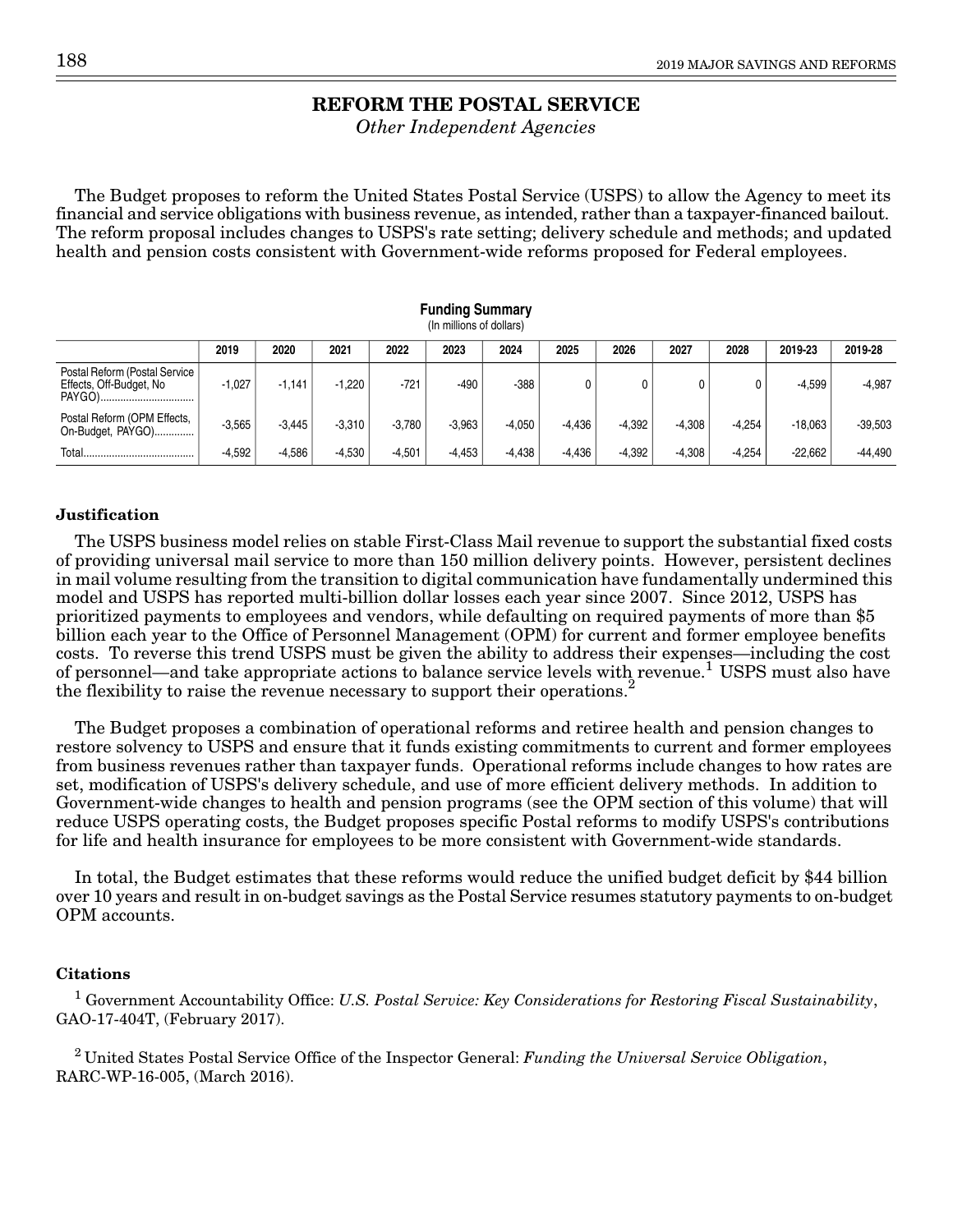## REFORM THE POSTAL SERVICE

*Other Independent Agencies*

The Budget proposes to reform the United States Postal Service (USPS) to allow the Agency to meet its financial and service obligations with business revenue, as intended, rather than a taxpayer-financed bailout. The reform proposal includes changes to USPS's rate setting; delivery schedule and methods; and updated health and pension costs consistent with Government-wide reforms proposed for Federal employees.

**Funding Summary**
(In millions of dollars)

| | 2019 | 2020 | 2021 | 2022 | 2023 | 2024 | 2025 | 2026 | 2027 | 2028 | 2019-23 | 2019-28 |
|---|---|---|---|---|---|---|---|---|---|---|---|---|
| Postal Reform (Postal Service Effects, Off-Budget, No PAYGO)............................... | -1,027 | -1,141 | -1,220 | -721 | -490 | -388 | 0 | 0 | 0 | 0 | -4,599 | -4,987 |
| Postal Reform (OPM Effects, On-Budget, PAYGO)............. | -3,565 | -3,445 | -3,310 | -3,780 | -3,963 | -4,050 | -4,436 | -4,392 | -4,308 | -4,254 | -18,063 | -39,503 |
| Total....................................... | -4,592 | -4,586 | -4,530 | -4,501 | -4,453 | -4,438 | -4,436 | -4,392 | -4,308 | -4,254 | -22,662 | -44,490 |

**Justification**

The USPS business model relies on stable First-Class Mail revenue to support the substantial fixed costs of providing universal mail service to more than 150 million delivery points. However, persistent declines in mail volume resulting from the transition to digital communication have fundamentally undermined this model and USPS has reported multi-billion dollar losses each year since 2007. Since 2012, USPS has prioritized payments to employees and vendors, while defaulting on required payments of more than $5 billion each year to the Office of Personnel Management (OPM) for current and former employee benefits costs. To reverse this trend USPS must be given the ability to address their expenses—including the cost of personnel—and take appropriate actions to balance service levels with revenue.[1] USPS must also have the flexibility to raise the revenue necessary to support their operations.[2]

The Budget proposes a combination of operational reforms and retiree health and pension changes to restore solvency to USPS and ensure that it funds existing commitments to current and former employees from business revenues rather than taxpayer funds. Operational reforms include changes to how rates are set, modification of USPS's delivery schedule, and use of more efficient delivery methods. In addition to Government-wide changes to health and pension programs (see the OPM section of this volume) that will reduce USPS operating costs, the Budget proposes specific Postal reforms to modify USPS's contributions for life and health insurance for employees to be more consistent with Government-wide standards.

In total, the Budget estimates that these reforms would reduce the unified budget deficit by $44 billion over 10 years and result in on-budget savings as the Postal Service resumes statutory payments to on-budget OPM accounts.

**Citations**

[1] Government Accountability Office: *U.S. Postal Service: Key Considerations for Restoring Fiscal Sustainability*, GAO-17-404T, (February 2017).

[2] United States Postal Service Office of the Inspector General: *Funding the Universal Service Obligation*, RARC-WP-16-005, (March 2016).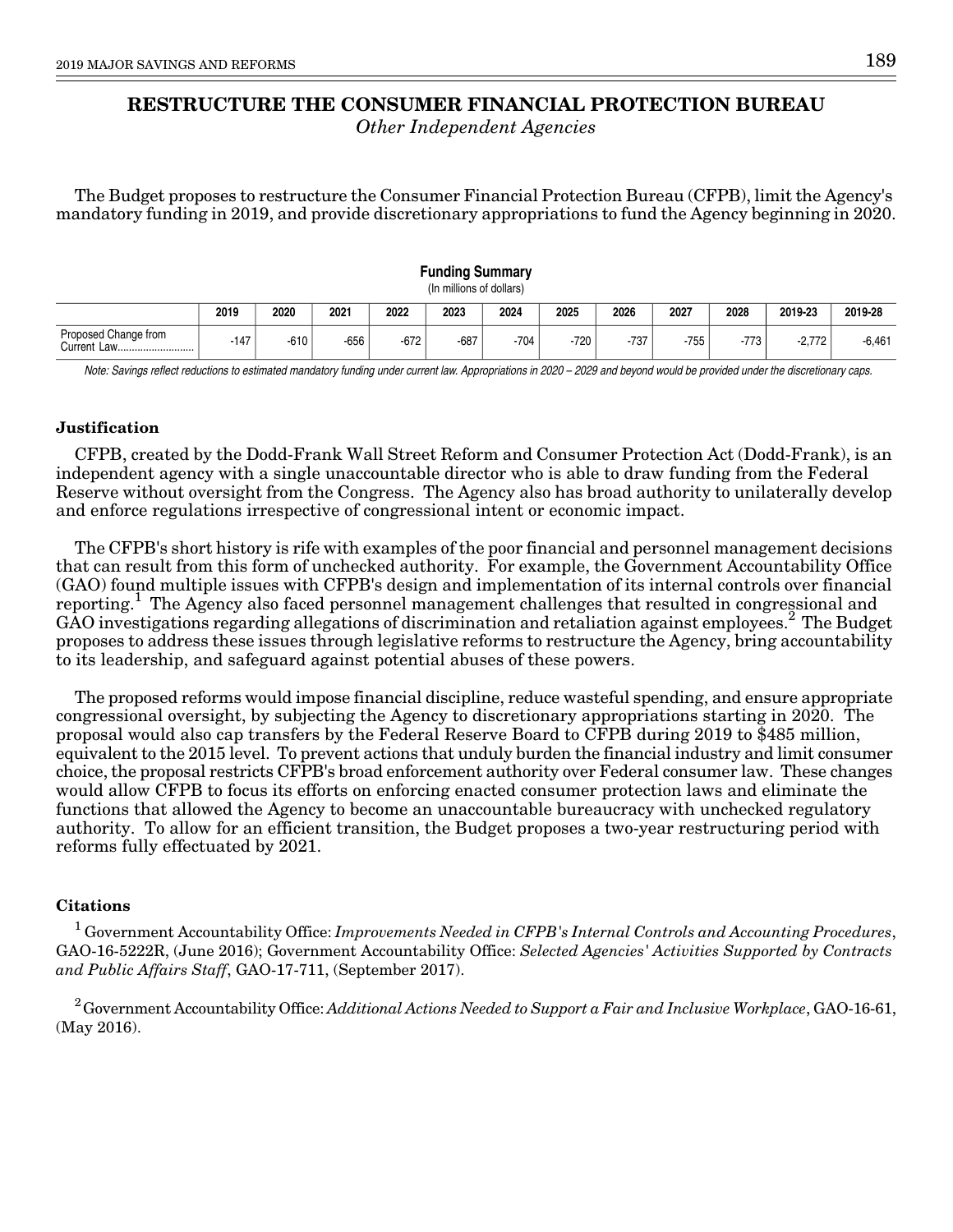# RESTRUCTURE THE CONSUMER FINANCIAL PROTECTION BUREAU

*Other Independent Agencies*

The Budget proposes to restructure the Consumer Financial Protection Bureau (CFPB), limit the Agency's mandatory funding in 2019, and provide discretionary appropriations to fund the Agency beginning in 2020.

**Funding Summary**
(In millions of dollars)

| | 2019 | 2020 | 2021 | 2022 | 2023 | 2024 | 2025 | 2026 | 2027 | 2028 | 2019-23 | 2019-28 |
|---|---|---|---|---|---|---|---|---|---|---|---|---|
| Proposed Change from Current Law.......................... | -147 | -610 | -656 | -672 | -687 | -704 | -720 | -737 | -755 | -773 | -2,772 | -6,461 |

*Note: Savings reflect reductions to estimated mandatory funding under current law. Appropriations in 2020 – 2029 and beyond would be provided under the discretionary caps.*

### Justification

CFPB, created by the Dodd-Frank Wall Street Reform and Consumer Protection Act (Dodd-Frank), is an independent agency with a single unaccountable director who is able to draw funding from the Federal Reserve without oversight from the Congress. The Agency also has broad authority to unilaterally develop and enforce regulations irrespective of congressional intent or economic impact.

The CFPB's short history is rife with examples of the poor financial and personnel management decisions that can result from this form of unchecked authority. For example, the Government Accountability Office (GAO) found multiple issues with CFPB's design and implementation of its internal controls over financial reporting.[1] The Agency also faced personnel management challenges that resulted in congressional and GAO investigations regarding allegations of discrimination and retaliation against employees.[2] The Budget proposes to address these issues through legislative reforms to restructure the Agency, bring accountability to its leadership, and safeguard against potential abuses of these powers.

The proposed reforms would impose financial discipline, reduce wasteful spending, and ensure appropriate congressional oversight, by subjecting the Agency to discretionary appropriations starting in 2020. The proposal would also cap transfers by the Federal Reserve Board to CFPB during 2019 to $485 million, equivalent to the 2015 level. To prevent actions that unduly burden the financial industry and limit consumer choice, the proposal restricts CFPB's broad enforcement authority over Federal consumer law. These changes would allow CFPB to focus its efforts on enforcing enacted consumer protection laws and eliminate the functions that allowed the Agency to become an unaccountable bureaucracy with unchecked regulatory authority. To allow for an efficient transition, the Budget proposes a two-year restructuring period with reforms fully effectuated by 2021.

### Citations

[1] Government Accountability Office: *Improvements Needed in CFPB's Internal Controls and Accounting Procedures*, GAO-16-5222R, (June 2016); Government Accountability Office: *Selected Agencies' Activities Supported by Contracts and Public Affairs Staff*, GAO-17-711, (September 2017).

[2] Government Accountability Office: *Additional Actions Needed to Support a Fair and Inclusive Workplace*, GAO-16-61, (May 2016).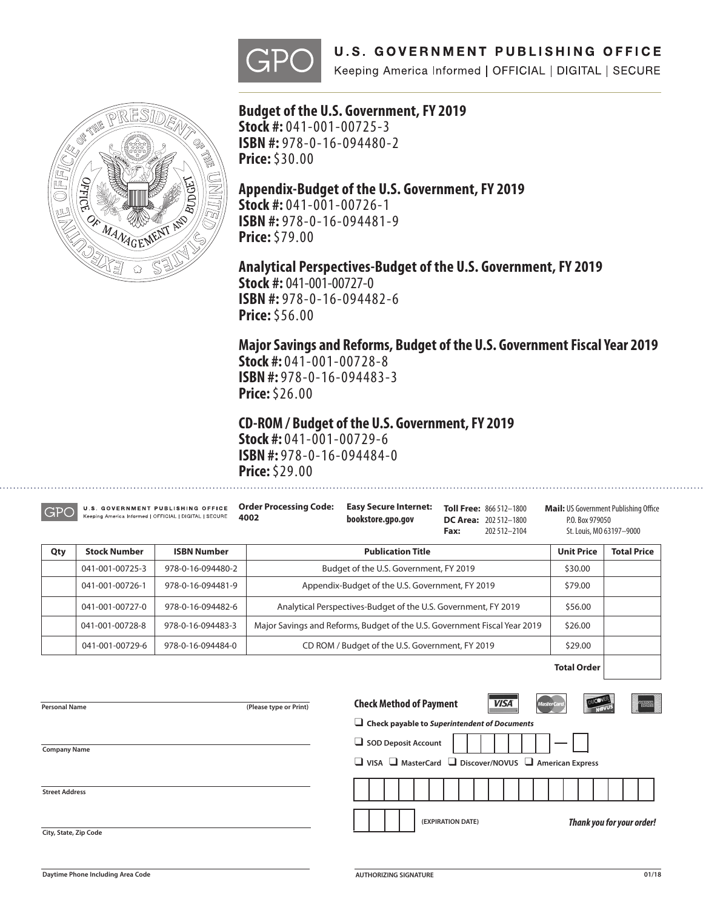# U.S. GOVERNMENT PUBLISHING OFFICE

Keeping America Informed | OFFICIAL | DIGITAL | SECURE

**Budget of the U.S. Government, FY 2019**
**Stock #:** 041-001-00725-3
**ISBN #:** 978-0-16-094480-2
**Price:** $30.00

**Appendix-Budget of the U.S. Government, FY 2019**
**Stock #:** 041-001-00726-1
**ISBN #:** 978-0-16-094481-9
**Price:** $79.00

**Analytical Perspectives-Budget of the U.S. Government, FY 2019**
**Stock #:** 041-001-00727-0
**ISBN #:** 978-0-16-094482-6
**Price:** $56.00

**Major Savings and Reforms, Budget of the U.S. Government Fiscal Year 2019**
**Stock #:** 041-001-00728-8
**ISBN #:** 978-0-16-094483-3
**Price:** $26.00

**CD-ROM / Budget of the U.S. Government, FY 2019**
**Stock #:** 041-001-00729-6
**ISBN #:** 978-0-16-094484-0
**Price:** $29.00

---

U.S. GOVERNMENT PUBLISHING OFFICE — Keeping America Informed | OFFICIAL | DIGITAL | SECURE

**Order Processing Code:** 4002

**Easy Secure Internet:** bookstore.gpo.gov

**Toll Free:** 866 512–1800
**DC Area:** 202 512–1800
**Fax:** 202 512–2104

**Mail:** US Government Publishing Office
P.O. Box 979050
St. Louis, MO 63197–9000

| Qty | Stock Number | ISBN Number | Publication Title | Unit Price | Total Price |
|---|---|---|---|---|---|
| | 041-001-00725-3 | 978-0-16-094480-2 | Budget of the U.S. Government, FY 2019 | $30.00 | |
| | 041-001-00726-1 | 978-0-16-094481-9 | Appendix-Budget of the U.S. Government, FY 2019 | $79.00 | |
| | 041-001-00727-0 | 978-0-16-094482-6 | Analytical Perspectives-Budget of the U.S. Government, FY 2019 | $56.00 | |
| | 041-001-00728-8 | 978-0-16-094483-3 | Major Savings and Reforms, Budget of the U.S. Government Fiscal Year 2019 | $26.00 | |
| | 041-001-00729-6 | 978-0-16-094484-0 | CD ROM / Budget of the U.S. Government, FY 2019 | $29.00 | |
| | | | | **Total Order** | |

Personal Name (Please type or Print)

Company Name

Street Address

City, State, Zip Code

Daytime Phone Including Area Code

**Check Method of Payment**

❑ Check payable to ***Superintendent of Documents***

❑ SOD Deposit Account

❑ VISA ❑ MasterCard ❑ Discover/NOVUS ❑ American Express

(EXPIRATION DATE)

***Thank you for your order!***

AUTHORIZING SIGNATURE

01/18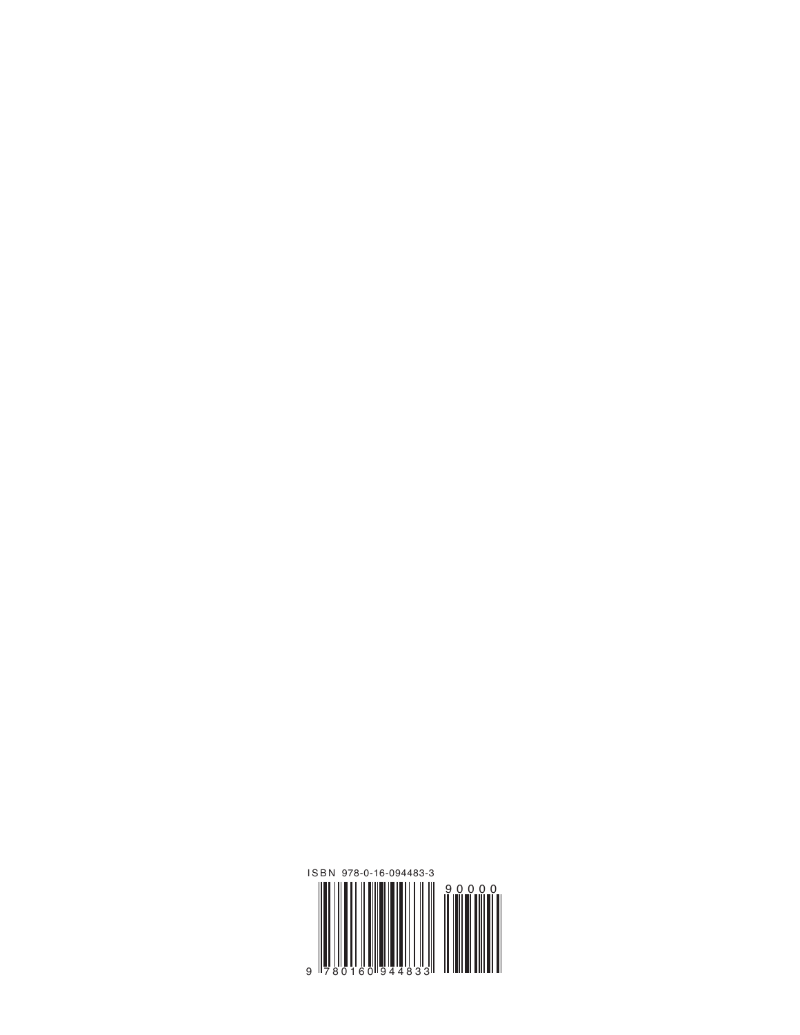ISBN 978-0-16-094483-3

90000

9 780160 944833